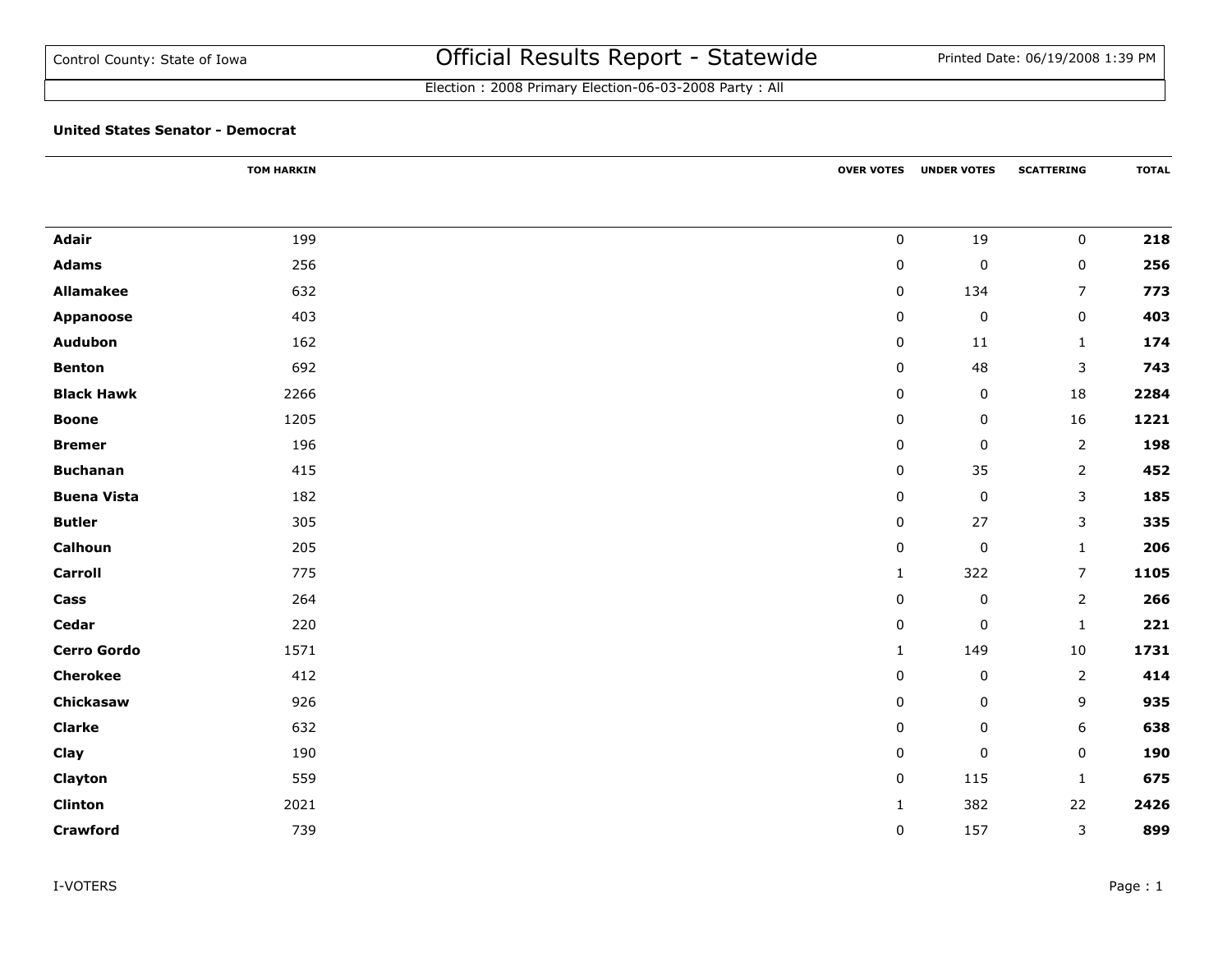Control County: State of Iowa

# Official Results Report - Statewide

Printed Date: 06/19/2008 1:39 PM

Election : 2008 Primary Election-06-03-2008 Party : All

**United States Senator - Democrat**

| | TOM HARKIN | OVER VOTES | UNDER VOTES | SCATTERING | TOTAL |
|---|---|---|---|---|---|
| **Adair** | 199 | 0 | 19 | 0 | **218** |
| **Adams** | 256 | 0 | 0 | 0 | **256** |
| **Allamakee** | 632 | 0 | 134 | 7 | **773** |
| **Appanoose** | 403 | 0 | 0 | 0 | **403** |
| **Audubon** | 162 | 0 | 11 | 1 | **174** |
| **Benton** | 692 | 0 | 48 | 3 | **743** |
| **Black Hawk** | 2266 | 0 | 0 | 18 | **2284** |
| **Boone** | 1205 | 0 | 0 | 16 | **1221** |
| **Bremer** | 196 | 0 | 0 | 2 | **198** |
| **Buchanan** | 415 | 0 | 35 | 2 | **452** |
| **Buena Vista** | 182 | 0 | 0 | 3 | **185** |
| **Butler** | 305 | 0 | 27 | 3 | **335** |
| **Calhoun** | 205 | 0 | 0 | 1 | **206** |
| **Carroll** | 775 | 1 | 322 | 7 | **1105** |
| **Cass** | 264 | 0 | 0 | 2 | **266** |
| **Cedar** | 220 | 0 | 0 | 1 | **221** |
| **Cerro Gordo** | 1571 | 1 | 149 | 10 | **1731** |
| **Cherokee** | 412 | 0 | 0 | 2 | **414** |
| **Chickasaw** | 926 | 0 | 0 | 9 | **935** |
| **Clarke** | 632 | 0 | 0 | 6 | **638** |
| **Clay** | 190 | 0 | 0 | 0 | **190** |
| **Clayton** | 559 | 0 | 115 | 1 | **675** |
| **Clinton** | 2021 | 1 | 382 | 22 | **2426** |
| **Crawford** | 739 | 0 | 157 | 3 | **899** |

I-VOTERS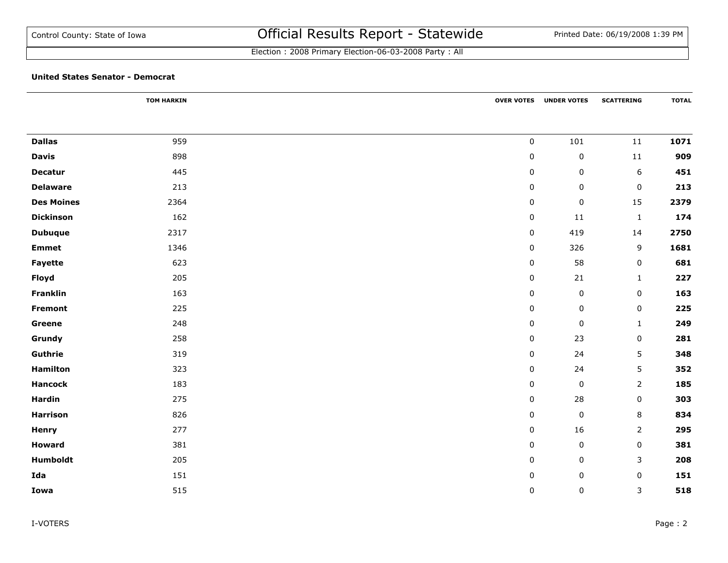Control County: State of Iowa

# Official Results Report - Statewide

Printed Date: 06/19/2008 1:39 PM

Election : 2008 Primary Election-06-03-2008 Party : All

**United States Senator - Democrat**

| | TOM HARKIN | OVER VOTES | UNDER VOTES | SCATTERING | TOTAL |
|---|---|---|---|---|---|
| **Dallas** | 959 | 0 | 101 | 11 | **1071** |
| **Davis** | 898 | 0 | 0 | 11 | **909** |
| **Decatur** | 445 | 0 | 0 | 6 | **451** |
| **Delaware** | 213 | 0 | 0 | 0 | **213** |
| **Des Moines** | 2364 | 0 | 0 | 15 | **2379** |
| **Dickinson** | 162 | 0 | 11 | 1 | **174** |
| **Dubuque** | 2317 | 0 | 419 | 14 | **2750** |
| **Emmet** | 1346 | 0 | 326 | 9 | **1681** |
| **Fayette** | 623 | 0 | 58 | 0 | **681** |
| **Floyd** | 205 | 0 | 21 | 1 | **227** |
| **Franklin** | 163 | 0 | 0 | 0 | **163** |
| **Fremont** | 225 | 0 | 0 | 0 | **225** |
| **Greene** | 248 | 0 | 0 | 1 | **249** |
| **Grundy** | 258 | 0 | 23 | 0 | **281** |
| **Guthrie** | 319 | 0 | 24 | 5 | **348** |
| **Hamilton** | 323 | 0 | 24 | 5 | **352** |
| **Hancock** | 183 | 0 | 0 | 2 | **185** |
| **Hardin** | 275 | 0 | 28 | 0 | **303** |
| **Harrison** | 826 | 0 | 0 | 8 | **834** |
| **Henry** | 277 | 0 | 16 | 2 | **295** |
| **Howard** | 381 | 0 | 0 | 0 | **381** |
| **Humboldt** | 205 | 0 | 0 | 3 | **208** |
| **Ida** | 151 | 0 | 0 | 0 | **151** |
| **Iowa** | 515 | 0 | 0 | 3 | **518** |

I-VOTERS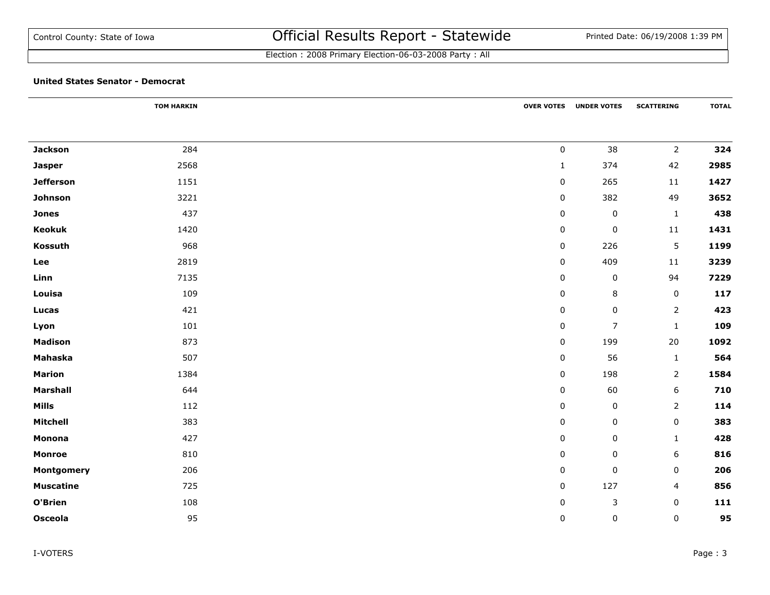Control County: State of Iowa

# Official Results Report - Statewide

Printed Date: 06/19/2008 1:39 PM

Election : 2008 Primary Election-06-03-2008 Party : All

**United States Senator - Democrat**

| | TOM HARKIN | OVER VOTES | UNDER VOTES | SCATTERING | TOTAL |
|---|---|---|---|---|---|
| **Jackson** | 284 | 0 | 38 | 2 | **324** |
| **Jasper** | 2568 | 1 | 374 | 42 | **2985** |
| **Jefferson** | 1151 | 0 | 265 | 11 | **1427** |
| **Johnson** | 3221 | 0 | 382 | 49 | **3652** |
| **Jones** | 437 | 0 | 0 | 1 | **438** |
| **Keokuk** | 1420 | 0 | 0 | 11 | **1431** |
| **Kossuth** | 968 | 0 | 226 | 5 | **1199** |
| **Lee** | 2819 | 0 | 409 | 11 | **3239** |
| **Linn** | 7135 | 0 | 0 | 94 | **7229** |
| **Louisa** | 109 | 0 | 8 | 0 | **117** |
| **Lucas** | 421 | 0 | 0 | 2 | **423** |
| **Lyon** | 101 | 0 | 7 | 1 | **109** |
| **Madison** | 873 | 0 | 199 | 20 | **1092** |
| **Mahaska** | 507 | 0 | 56 | 1 | **564** |
| **Marion** | 1384 | 0 | 198 | 2 | **1584** |
| **Marshall** | 644 | 0 | 60 | 6 | **710** |
| **Mills** | 112 | 0 | 0 | 2 | **114** |
| **Mitchell** | 383 | 0 | 0 | 0 | **383** |
| **Monona** | 427 | 0 | 0 | 1 | **428** |
| **Monroe** | 810 | 0 | 0 | 6 | **816** |
| **Montgomery** | 206 | 0 | 0 | 0 | **206** |
| **Muscatine** | 725 | 0 | 127 | 4 | **856** |
| **O'Brien** | 108 | 0 | 3 | 0 | **111** |
| **Osceola** | 95 | 0 | 0 | 0 | **95** |

I-VOTERS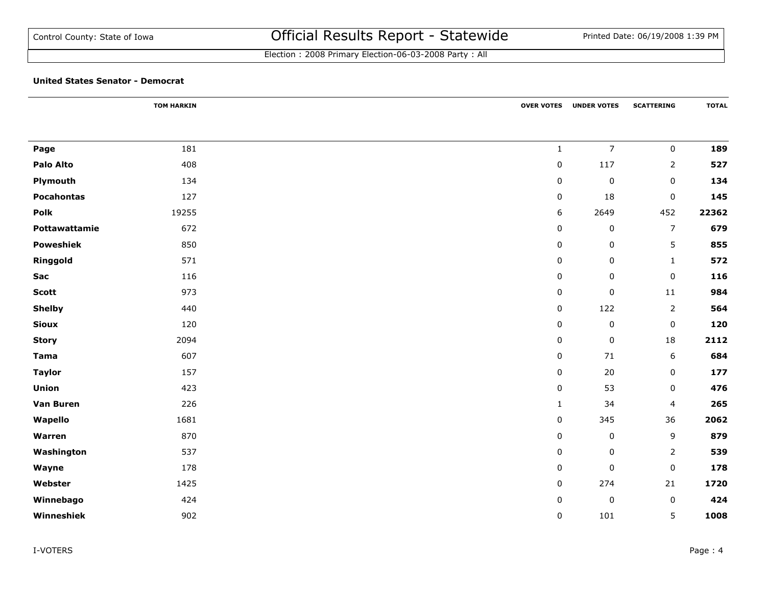**Election : 2008 Primary Election-06-03-2008 Party : All**

### United States Senator - Democrat

| | TOM HARKIN | OVER VOTES | UNDER VOTES | SCATTERING | TOTAL |
|---|---|---|---|---|---|
| **Page** | 181 | 1 | 7 | 0 | **189** |
| **Palo Alto** | 408 | 0 | 117 | 2 | **527** |
| **Plymouth** | 134 | 0 | 0 | 0 | **134** |
| **Pocahontas** | 127 | 0 | 18 | 0 | **145** |
| **Polk** | 19255 | 6 | 2649 | 452 | **22362** |
| **Pottawattamie** | 672 | 0 | 0 | 7 | **679** |
| **Poweshiek** | 850 | 0 | 0 | 5 | **855** |
| **Ringgold** | 571 | 0 | 0 | 1 | **572** |
| **Sac** | 116 | 0 | 0 | 0 | **116** |
| **Scott** | 973 | 0 | 0 | 11 | **984** |
| **Shelby** | 440 | 0 | 122 | 2 | **564** |
| **Sioux** | 120 | 0 | 0 | 0 | **120** |
| **Story** | 2094 | 0 | 0 | 18 | **2112** |
| **Tama** | 607 | 0 | 71 | 6 | **684** |
| **Taylor** | 157 | 0 | 20 | 0 | **177** |
| **Union** | 423 | 0 | 53 | 0 | **476** |
| **Van Buren** | 226 | 1 | 34 | 4 | **265** |
| **Wapello** | 1681 | 0 | 345 | 36 | **2062** |
| **Warren** | 870 | 0 | 0 | 9 | **879** |
| **Washington** | 537 | 0 | 0 | 2 | **539** |
| **Wayne** | 178 | 0 | 0 | 0 | **178** |
| **Webster** | 1425 | 0 | 274 | 21 | **1720** |
| **Winnebago** | 424 | 0 | 0 | 0 | **424** |
| **Winneshiek** | 902 | 0 | 101 | 5 | **1008** |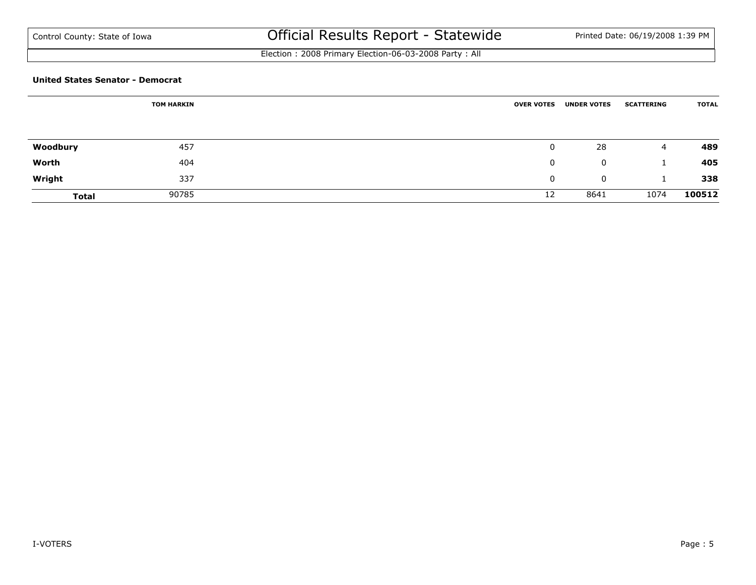Control County: State of Iowa

# Official Results Report - Statewide

Election : 2008 Primary Election-06-03-2008 Party : All

**United States Senator - Democrat**

| | TOM HARKIN | OVER VOTES | UNDER VOTES | SCATTERING | TOTAL |
|---|---|---|---|---|---|
| **Woodbury** | 457 | 0 | 28 | 4 | **489** |
| **Worth** | 404 | 0 | 0 | 1 | **405** |
| **Wright** | 337 | 0 | 0 | 1 | **338** |
| **Total** | 90785 | 12 | 8641 | 1074 | **100512** |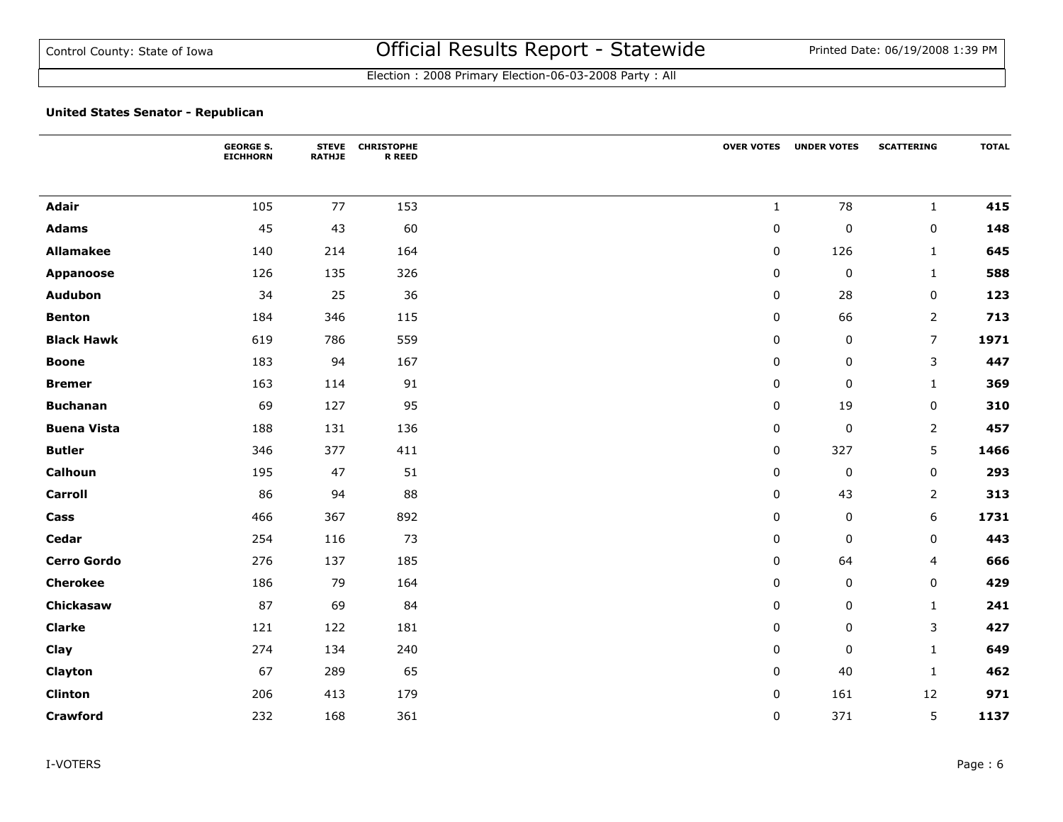Control County: State of Iowa

# Official Results Report - Statewide

Election : 2008 Primary Election-06-03-2008 Party : All

### United States Senator - Republican

| | GEORGE S. EICHHORN | STEVE RATHJE | CHRISTOPHER REED | OVER VOTES | UNDER VOTES | SCATTERING | TOTAL |
|---|---|---|---|---|---|---|---|
| **Adair** | 105 | 77 | 153 | 1 | 78 | 1 | **415** |
| **Adams** | 45 | 43 | 60 | 0 | 0 | 0 | **148** |
| **Allamakee** | 140 | 214 | 164 | 0 | 126 | 1 | **645** |
| **Appanoose** | 126 | 135 | 326 | 0 | 0 | 1 | **588** |
| **Audubon** | 34 | 25 | 36 | 0 | 28 | 0 | **123** |
| **Benton** | 184 | 346 | 115 | 0 | 66 | 2 | **713** |
| **Black Hawk** | 619 | 786 | 559 | 0 | 0 | 7 | **1971** |
| **Boone** | 183 | 94 | 167 | 0 | 0 | 3 | **447** |
| **Bremer** | 163 | 114 | 91 | 0 | 0 | 1 | **369** |
| **Buchanan** | 69 | 127 | 95 | 0 | 19 | 0 | **310** |
| **Buena Vista** | 188 | 131 | 136 | 0 | 0 | 2 | **457** |
| **Butler** | 346 | 377 | 411 | 0 | 327 | 5 | **1466** |
| **Calhoun** | 195 | 47 | 51 | 0 | 0 | 0 | **293** |
| **Carroll** | 86 | 94 | 88 | 0 | 43 | 2 | **313** |
| **Cass** | 466 | 367 | 892 | 0 | 0 | 6 | **1731** |
| **Cedar** | 254 | 116 | 73 | 0 | 0 | 0 | **443** |
| **Cerro Gordo** | 276 | 137 | 185 | 0 | 64 | 4 | **666** |
| **Cherokee** | 186 | 79 | 164 | 0 | 0 | 0 | **429** |
| **Chickasaw** | 87 | 69 | 84 | 0 | 0 | 1 | **241** |
| **Clarke** | 121 | 122 | 181 | 0 | 0 | 3 | **427** |
| **Clay** | 274 | 134 | 240 | 0 | 0 | 1 | **649** |
| **Clayton** | 67 | 289 | 65 | 0 | 40 | 1 | **462** |
| **Clinton** | 206 | 413 | 179 | 0 | 161 | 12 | **971** |
| **Crawford** | 232 | 168 | 361 | 0 | 371 | 5 | **1137** |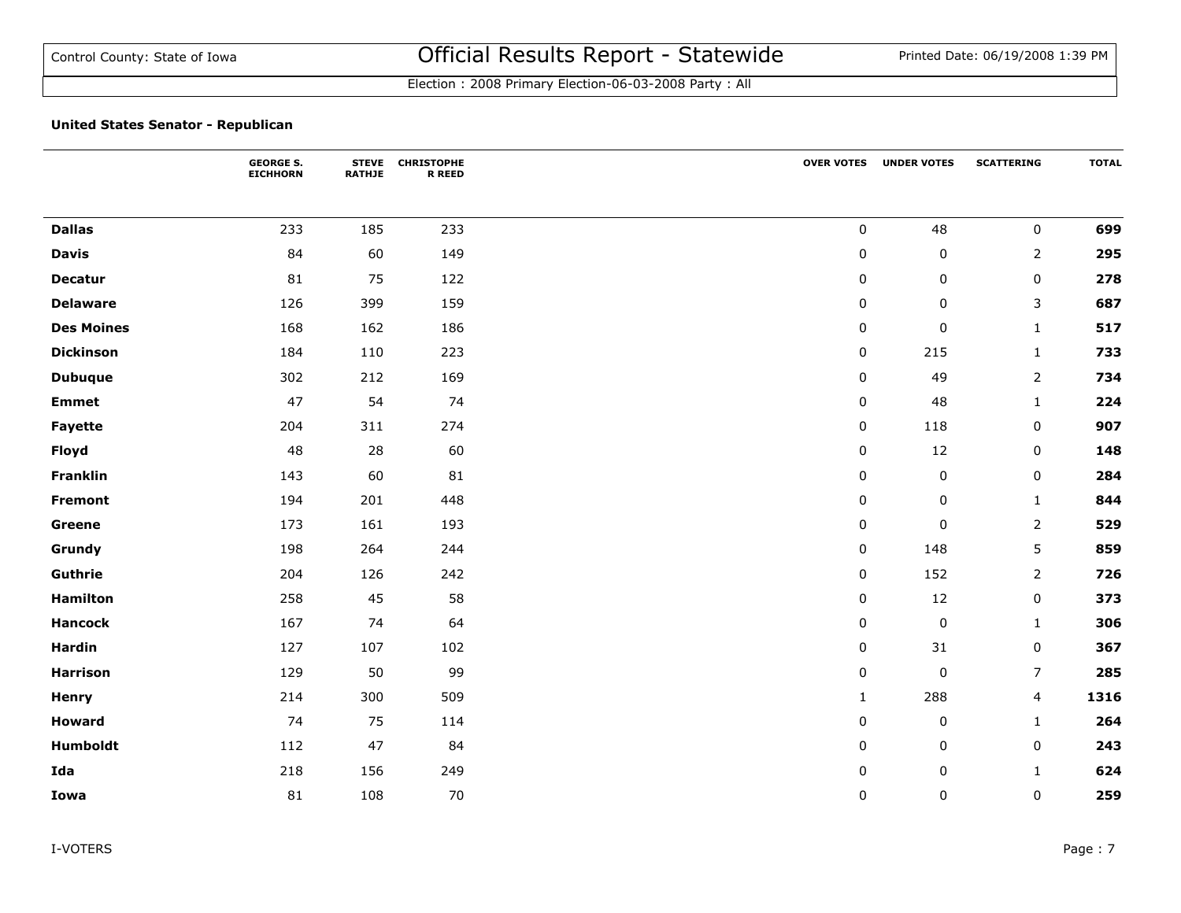Control County: State of Iowa

# Official Results Report - Statewide

Printed Date: 06/19/2008 1:39 PM

Election : 2008 Primary Election-06-03-2008 Party : All

**United States Senator - Republican**

| | GEORGE S. EICHHORN | STEVE RATHJE | CHRISTOPHER REED | OVER VOTES | UNDER VOTES | SCATTERING | TOTAL |
|---|---|---|---|---|---|---|---|
| **Dallas** | 233 | 185 | 233 | 0 | 48 | 0 | **699** |
| **Davis** | 84 | 60 | 149 | 0 | 0 | 2 | **295** |
| **Decatur** | 81 | 75 | 122 | 0 | 0 | 0 | **278** |
| **Delaware** | 126 | 399 | 159 | 0 | 0 | 3 | **687** |
| **Des Moines** | 168 | 162 | 186 | 0 | 0 | 1 | **517** |
| **Dickinson** | 184 | 110 | 223 | 0 | 215 | 1 | **733** |
| **Dubuque** | 302 | 212 | 169 | 0 | 49 | 2 | **734** |
| **Emmet** | 47 | 54 | 74 | 0 | 48 | 1 | **224** |
| **Fayette** | 204 | 311 | 274 | 0 | 118 | 0 | **907** |
| **Floyd** | 48 | 28 | 60 | 0 | 12 | 0 | **148** |
| **Franklin** | 143 | 60 | 81 | 0 | 0 | 0 | **284** |
| **Fremont** | 194 | 201 | 448 | 0 | 0 | 1 | **844** |
| **Greene** | 173 | 161 | 193 | 0 | 0 | 2 | **529** |
| **Grundy** | 198 | 264 | 244 | 0 | 148 | 5 | **859** |
| **Guthrie** | 204 | 126 | 242 | 0 | 152 | 2 | **726** |
| **Hamilton** | 258 | 45 | 58 | 0 | 12 | 0 | **373** |
| **Hancock** | 167 | 74 | 64 | 0 | 0 | 1 | **306** |
| **Hardin** | 127 | 107 | 102 | 0 | 31 | 0 | **367** |
| **Harrison** | 129 | 50 | 99 | 0 | 0 | 7 | **285** |
| **Henry** | 214 | 300 | 509 | 1 | 288 | 4 | **1316** |
| **Howard** | 74 | 75 | 114 | 0 | 0 | 1 | **264** |
| **Humboldt** | 112 | 47 | 84 | 0 | 0 | 0 | **243** |
| **Ida** | 218 | 156 | 249 | 0 | 0 | 1 | **624** |
| **Iowa** | 81 | 108 | 70 | 0 | 0 | 0 | **259** |

I-VOTERS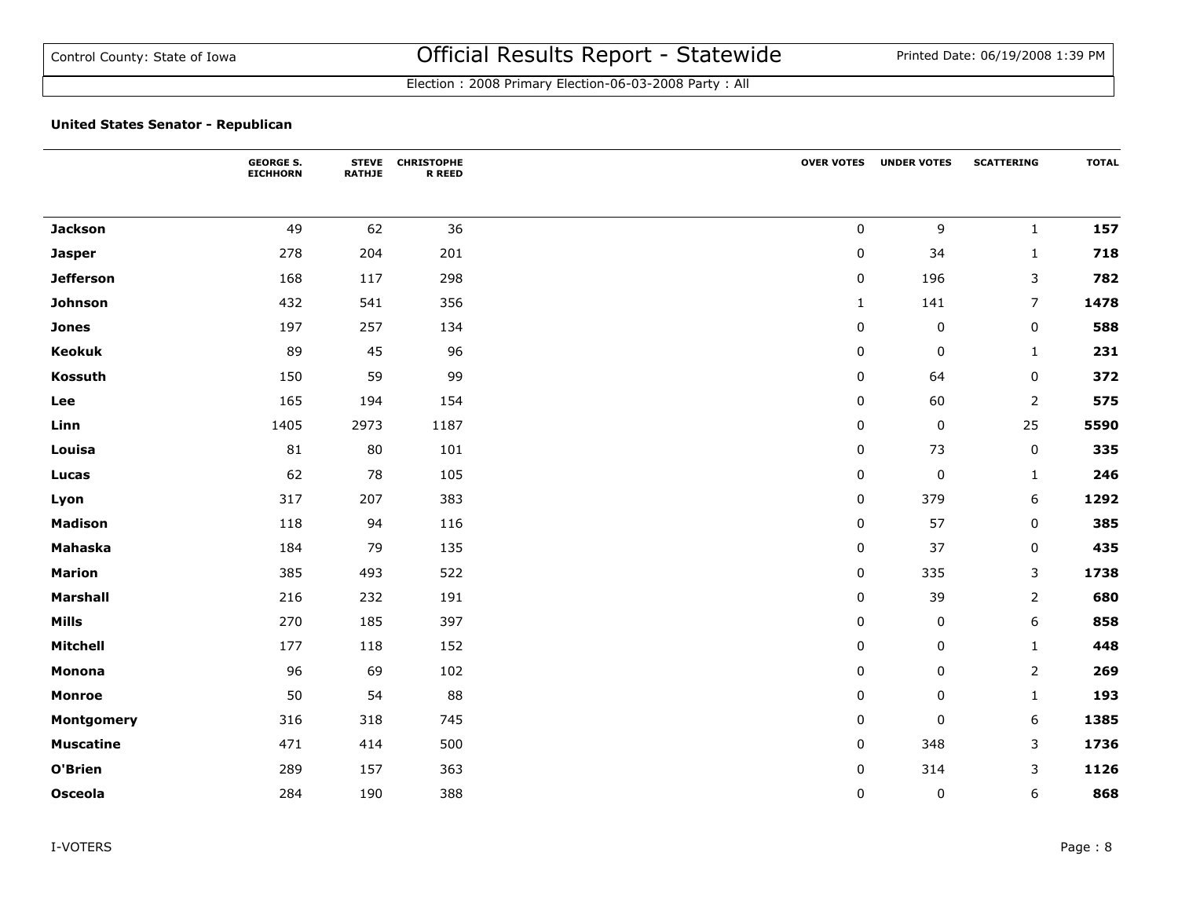Control County: State of Iowa

# Official Results Report - Statewide

Printed Date: 06/19/2008 1:39 PM

Election : 2008 Primary Election-06-03-2008 Party : All

**United States Senator - Republican**

| | GEORGE S. EICHHORN | STEVE RATHJE | CHRISTOPHER REED | OVER VOTES | UNDER VOTES | SCATTERING | TOTAL |
|---|---|---|---|---|---|---|---|
| **Jackson** | 49 | 62 | 36 | 0 | 9 | 1 | **157** |
| **Jasper** | 278 | 204 | 201 | 0 | 34 | 1 | **718** |
| **Jefferson** | 168 | 117 | 298 | 0 | 196 | 3 | **782** |
| **Johnson** | 432 | 541 | 356 | 1 | 141 | 7 | **1478** |
| **Jones** | 197 | 257 | 134 | 0 | 0 | 0 | **588** |
| **Keokuk** | 89 | 45 | 96 | 0 | 0 | 1 | **231** |
| **Kossuth** | 150 | 59 | 99 | 0 | 64 | 0 | **372** |
| **Lee** | 165 | 194 | 154 | 0 | 60 | 2 | **575** |
| **Linn** | 1405 | 2973 | 1187 | 0 | 0 | 25 | **5590** |
| **Louisa** | 81 | 80 | 101 | 0 | 73 | 0 | **335** |
| **Lucas** | 62 | 78 | 105 | 0 | 0 | 1 | **246** |
| **Lyon** | 317 | 207 | 383 | 0 | 379 | 6 | **1292** |
| **Madison** | 118 | 94 | 116 | 0 | 57 | 0 | **385** |
| **Mahaska** | 184 | 79 | 135 | 0 | 37 | 0 | **435** |
| **Marion** | 385 | 493 | 522 | 0 | 335 | 3 | **1738** |
| **Marshall** | 216 | 232 | 191 | 0 | 39 | 2 | **680** |
| **Mills** | 270 | 185 | 397 | 0 | 0 | 6 | **858** |
| **Mitchell** | 177 | 118 | 152 | 0 | 0 | 1 | **448** |
| **Monona** | 96 | 69 | 102 | 0 | 0 | 2 | **269** |
| **Monroe** | 50 | 54 | 88 | 0 | 0 | 1 | **193** |
| **Montgomery** | 316 | 318 | 745 | 0 | 0 | 6 | **1385** |
| **Muscatine** | 471 | 414 | 500 | 0 | 348 | 3 | **1736** |
| **O'Brien** | 289 | 157 | 363 | 0 | 314 | 3 | **1126** |
| **Osceola** | 284 | 190 | 388 | 0 | 0 | 6 | **868** |

I-VOTERS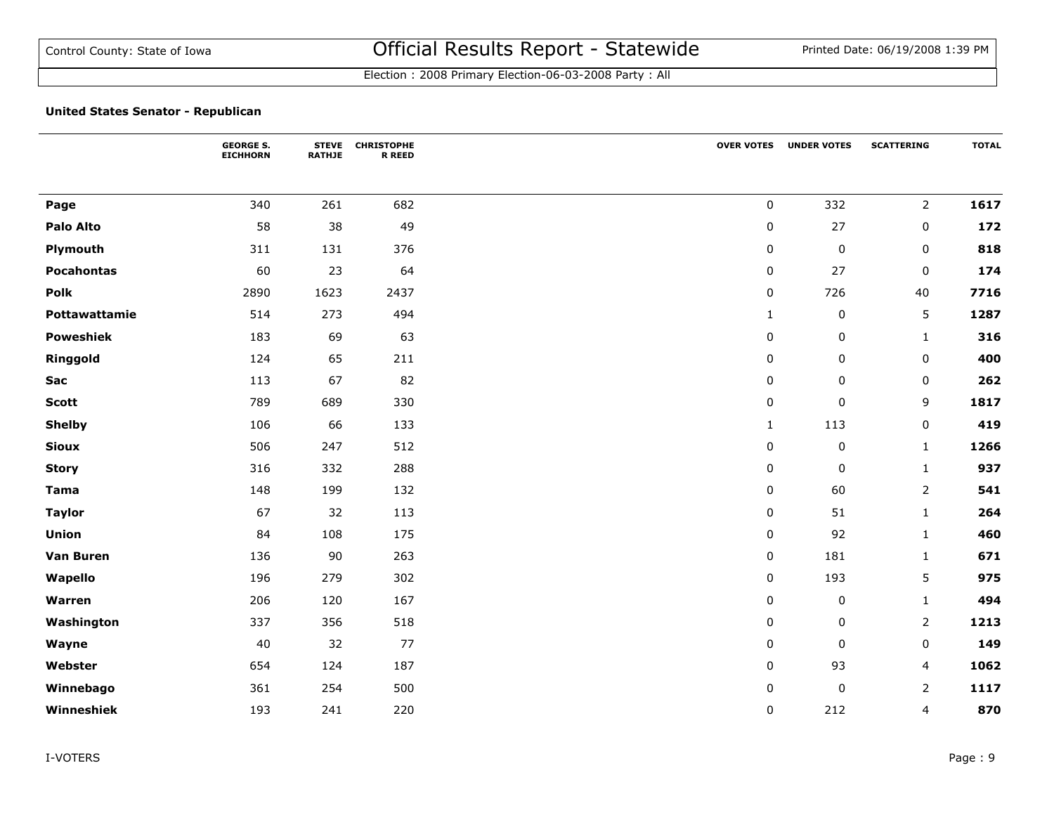Control County: State of Iowa

# Official Results Report - Statewide

Printed Date: 06/19/2008 1:39 PM

Election : 2008 Primary Election-06-03-2008 Party : All

**United States Senator - Republican**

| | GEORGE S. EICHHORN | STEVE RATHJE | CHRISTOPHER REED | OVER VOTES | UNDER VOTES | SCATTERING | TOTAL |
|---|---|---|---|---|---|---|---|
| **Page** | 340 | 261 | 682 | 0 | 332 | 2 | **1617** |
| **Palo Alto** | 58 | 38 | 49 | 0 | 27 | 0 | **172** |
| **Plymouth** | 311 | 131 | 376 | 0 | 0 | 0 | **818** |
| **Pocahontas** | 60 | 23 | 64 | 0 | 27 | 0 | **174** |
| **Polk** | 2890 | 1623 | 2437 | 0 | 726 | 40 | **7716** |
| **Pottawattamie** | 514 | 273 | 494 | 1 | 0 | 5 | **1287** |
| **Poweshiek** | 183 | 69 | 63 | 0 | 0 | 1 | **316** |
| **Ringgold** | 124 | 65 | 211 | 0 | 0 | 0 | **400** |
| **Sac** | 113 | 67 | 82 | 0 | 0 | 0 | **262** |
| **Scott** | 789 | 689 | 330 | 0 | 0 | 9 | **1817** |
| **Shelby** | 106 | 66 | 133 | 1 | 113 | 0 | **419** |
| **Sioux** | 506 | 247 | 512 | 0 | 0 | 1 | **1266** |
| **Story** | 316 | 332 | 288 | 0 | 0 | 1 | **937** |
| **Tama** | 148 | 199 | 132 | 0 | 60 | 2 | **541** |
| **Taylor** | 67 | 32 | 113 | 0 | 51 | 1 | **264** |
| **Union** | 84 | 108 | 175 | 0 | 92 | 1 | **460** |
| **Van Buren** | 136 | 90 | 263 | 0 | 181 | 1 | **671** |
| **Wapello** | 196 | 279 | 302 | 0 | 193 | 5 | **975** |
| **Warren** | 206 | 120 | 167 | 0 | 0 | 1 | **494** |
| **Washington** | 337 | 356 | 518 | 0 | 0 | 2 | **1213** |
| **Wayne** | 40 | 32 | 77 | 0 | 0 | 0 | **149** |
| **Webster** | 654 | 124 | 187 | 0 | 93 | 4 | **1062** |
| **Winnebago** | 361 | 254 | 500 | 0 | 0 | 2 | **1117** |
| **Winneshiek** | 193 | 241 | 220 | 0 | 212 | 4 | **870** |

I-VOTERS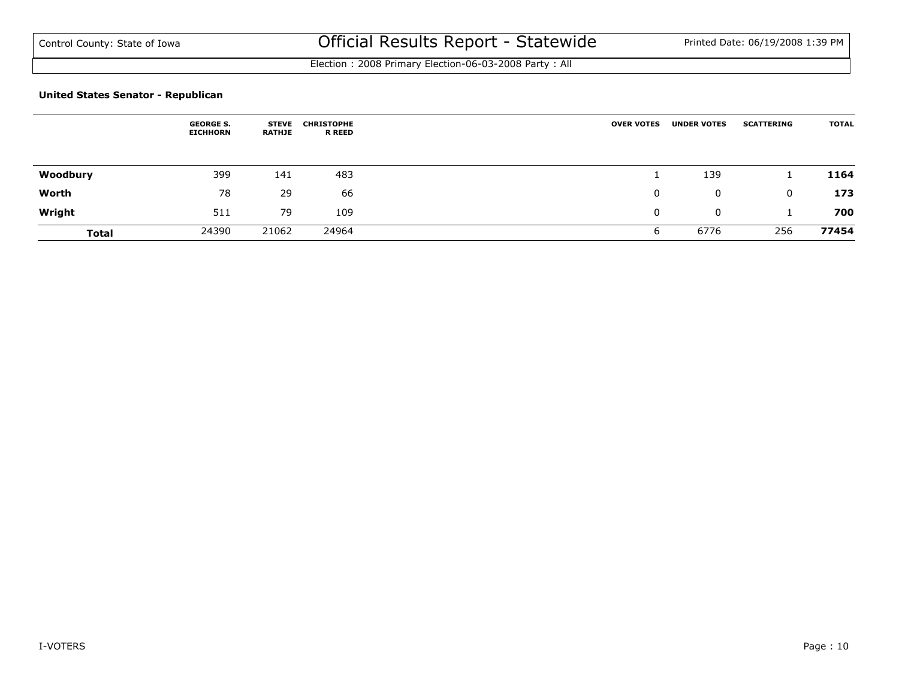# Official Results Report - Statewide

Control County: State of Iowa

Printed Date: 06/19/2008 1:39 PM

Election : 2008 Primary Election-06-03-2008 Party : All

**United States Senator - Republican**

| | GEORGE S. EICHHORN | STEVE RATHJE | CHRISTOPHER REED | OVER VOTES | UNDER VOTES | SCATTERING | TOTAL |
|---|---|---|---|---|---|---|---|
| **Woodbury** | 399 | 141 | 483 | 1 | 139 | 1 | **1164** |
| **Worth** | 78 | 29 | 66 | 0 | 0 | 0 | **173** |
| **Wright** | 511 | 79 | 109 | 0 | 0 | 1 | **700** |
| **Total** | 24390 | 21062 | 24964 | 6 | 6776 | 256 | **77454** |

I-VOTERS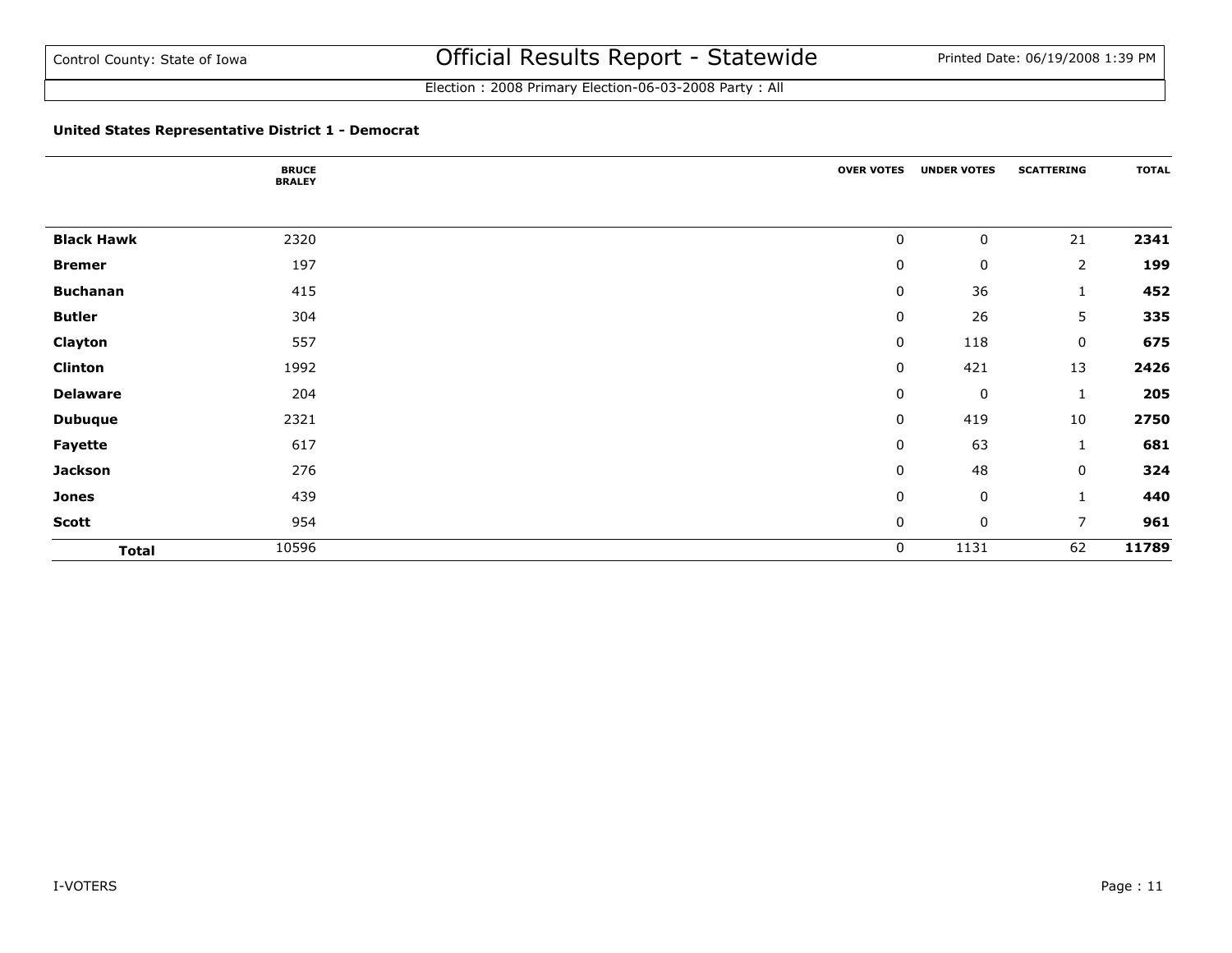Control County: State of Iowa

# Official Results Report - Statewide

Printed Date: 06/19/2008 1:39 PM

Election : 2008 Primary Election-06-03-2008 Party : All

### United States Representative District 1 - Democrat

| | BRUCE BRALEY | OVER VOTES | UNDER VOTES | SCATTERING | TOTAL |
|---|---|---|---|---|---|
| **Black Hawk** | 2320 | 0 | 0 | 21 | **2341** |
| **Bremer** | 197 | 0 | 0 | 2 | **199** |
| **Buchanan** | 415 | 0 | 36 | 1 | **452** |
| **Butler** | 304 | 0 | 26 | 5 | **335** |
| **Clayton** | 557 | 0 | 118 | 0 | **675** |
| **Clinton** | 1992 | 0 | 421 | 13 | **2426** |
| **Delaware** | 204 | 0 | 0 | 1 | **205** |
| **Dubuque** | 2321 | 0 | 419 | 10 | **2750** |
| **Fayette** | 617 | 0 | 63 | 1 | **681** |
| **Jackson** | 276 | 0 | 48 | 0 | **324** |
| **Jones** | 439 | 0 | 0 | 1 | **440** |
| **Scott** | 954 | 0 | 0 | 7 | **961** |
| **Total** | 10596 | 0 | 1131 | 62 | **11789** |

I-VOTERS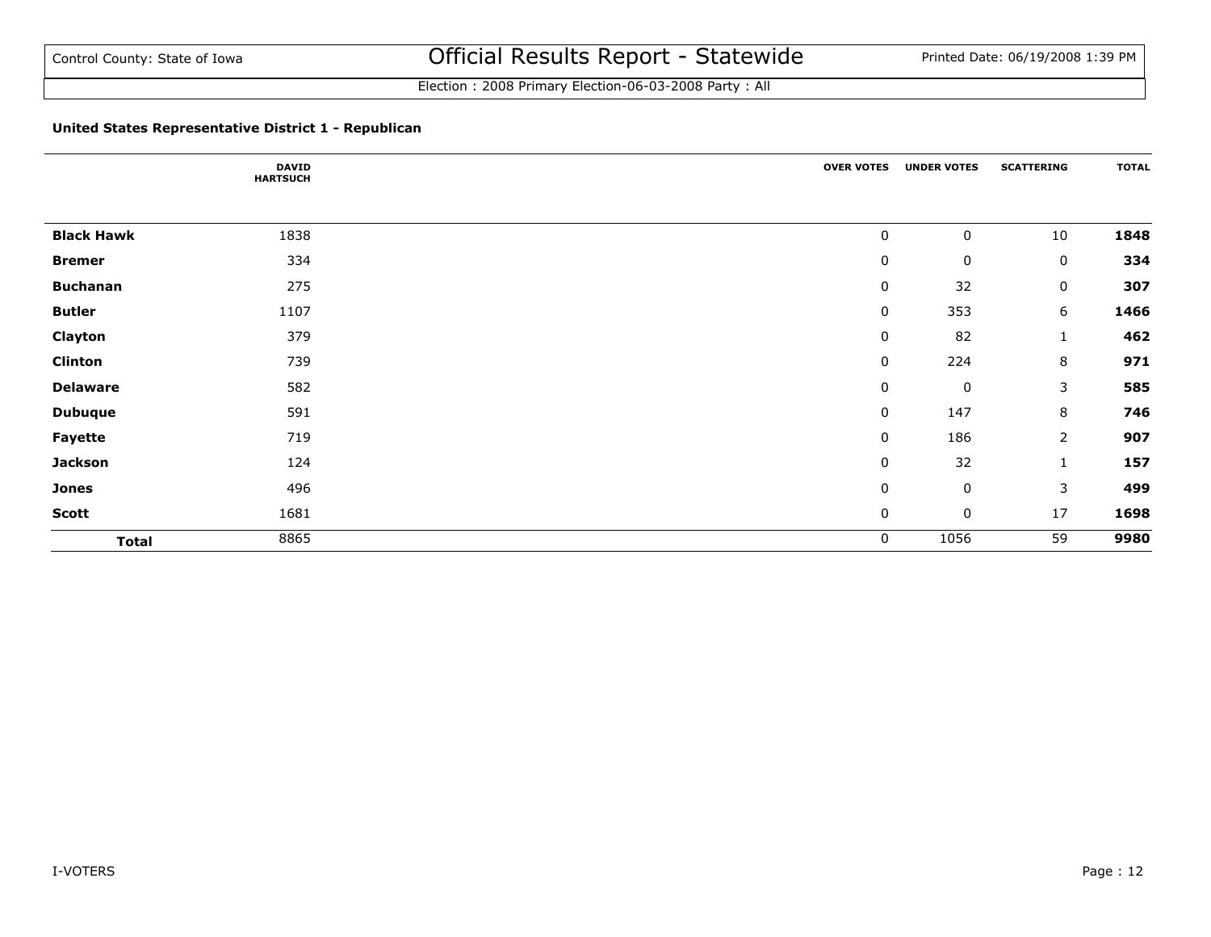Control County: State of Iowa

# Official Results Report - Statewide

Printed Date: 06/19/2008 1:39 PM

Election : 2008 Primary Election-06-03-2008 Party : All

### United States Representative District 1 - Republican

| | DAVID HARTSUCH | OVER VOTES | UNDER VOTES | SCATTERING | TOTAL |
|---|---|---|---|---|---|
| **Black Hawk** | 1838 | 0 | 0 | 10 | **1848** |
| **Bremer** | 334 | 0 | 0 | 0 | **334** |
| **Buchanan** | 275 | 0 | 32 | 0 | **307** |
| **Butler** | 1107 | 0 | 353 | 6 | **1466** |
| **Clayton** | 379 | 0 | 82 | 1 | **462** |
| **Clinton** | 739 | 0 | 224 | 8 | **971** |
| **Delaware** | 582 | 0 | 0 | 3 | **585** |
| **Dubuque** | 591 | 0 | 147 | 8 | **746** |
| **Fayette** | 719 | 0 | 186 | 2 | **907** |
| **Jackson** | 124 | 0 | 32 | 1 | **157** |
| **Jones** | 496 | 0 | 0 | 3 | **499** |
| **Scott** | 1681 | 0 | 0 | 17 | **1698** |
| **Total** | 8865 | 0 | 1056 | 59 | **9980** |

I-VOTERS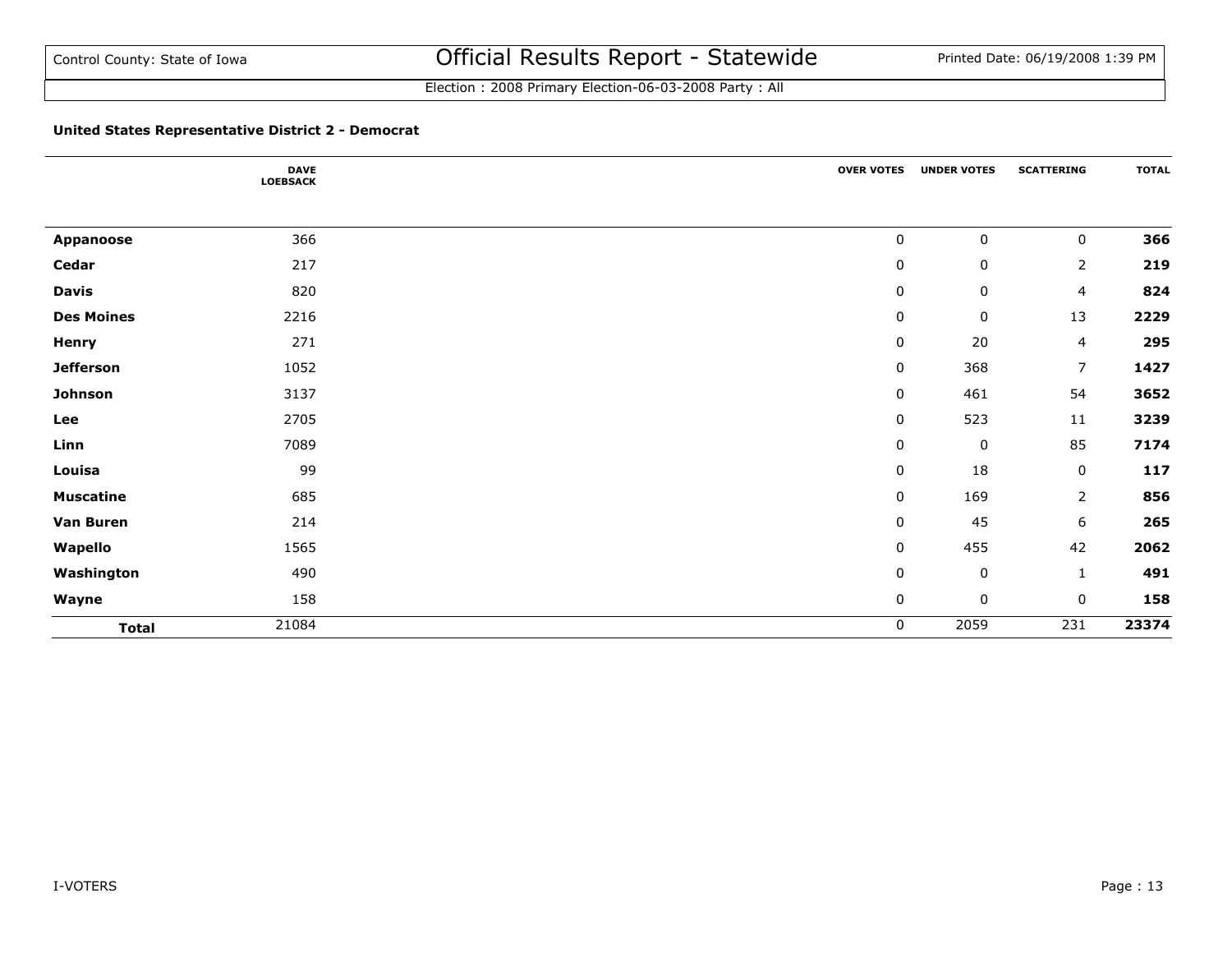# Official Results Report - Statewide

Control County: State of Iowa

Printed Date: 06/19/2008 1:39 PM

Election : 2008 Primary Election-06-03-2008 Party : All

### United States Representative District 2 - Democrat

| | DAVE LOEBSACK | OVER VOTES | UNDER VOTES | SCATTERING | TOTAL |
|---|---|---|---|---|---|
| **Appanoose** | 366 | 0 | 0 | 0 | **366** |
| **Cedar** | 217 | 0 | 0 | 2 | **219** |
| **Davis** | 820 | 0 | 0 | 4 | **824** |
| **Des Moines** | 2216 | 0 | 0 | 13 | **2229** |
| **Henry** | 271 | 0 | 20 | 4 | **295** |
| **Jefferson** | 1052 | 0 | 368 | 7 | **1427** |
| **Johnson** | 3137 | 0 | 461 | 54 | **3652** |
| **Lee** | 2705 | 0 | 523 | 11 | **3239** |
| **Linn** | 7089 | 0 | 0 | 85 | **7174** |
| **Louisa** | 99 | 0 | 18 | 0 | **117** |
| **Muscatine** | 685 | 0 | 169 | 2 | **856** |
| **Van Buren** | 214 | 0 | 45 | 6 | **265** |
| **Wapello** | 1565 | 0 | 455 | 42 | **2062** |
| **Washington** | 490 | 0 | 0 | 1 | **491** |
| **Wayne** | 158 | 0 | 0 | 0 | **158** |
| **Total** | 21084 | 0 | 2059 | 231 | **23374** |

I-VOTERS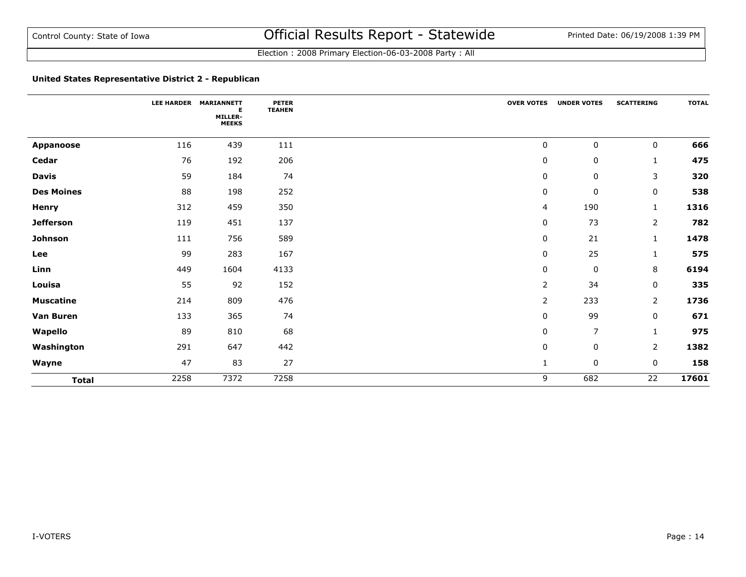### United States Representative District 2 - Republican

| | LEE HARDER | MARIANNETTE MILLER-MEEKS | PETER TEAHEN | OVER VOTES | UNDER VOTES | SCATTERING | TOTAL |
|---|---|---|---|---|---|---|---|
| **Appanoose** | 116 | 439 | 111 | 0 | 0 | 0 | **666** |
| **Cedar** | 76 | 192 | 206 | 0 | 0 | 1 | **475** |
| **Davis** | 59 | 184 | 74 | 0 | 0 | 3 | **320** |
| **Des Moines** | 88 | 198 | 252 | 0 | 0 | 0 | **538** |
| **Henry** | 312 | 459 | 350 | 4 | 190 | 1 | **1316** |
| **Jefferson** | 119 | 451 | 137 | 0 | 73 | 2 | **782** |
| **Johnson** | 111 | 756 | 589 | 0 | 21 | 1 | **1478** |
| **Lee** | 99 | 283 | 167 | 0 | 25 | 1 | **575** |
| **Linn** | 449 | 1604 | 4133 | 0 | 0 | 8 | **6194** |
| **Louisa** | 55 | 92 | 152 | 2 | 34 | 0 | **335** |
| **Muscatine** | 214 | 809 | 476 | 2 | 233 | 2 | **1736** |
| **Van Buren** | 133 | 365 | 74 | 0 | 99 | 0 | **671** |
| **Wapello** | 89 | 810 | 68 | 0 | 7 | 1 | **975** |
| **Washington** | 291 | 647 | 442 | 0 | 0 | 2 | **1382** |
| **Wayne** | 47 | 83 | 27 | 1 | 0 | 0 | **158** |
| **Total** | 2258 | 7372 | 7258 | 9 | 682 | 22 | **17601** |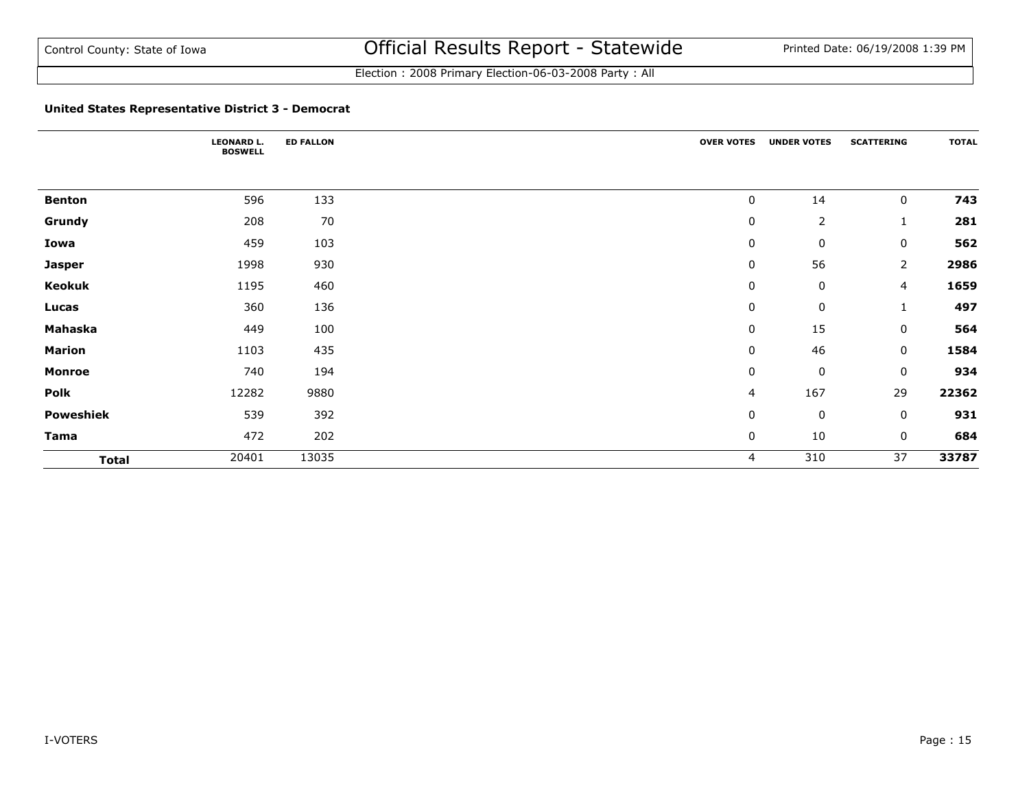Control County: State of Iowa

# Official Results Report - Statewide

Printed Date: 06/19/2008 1:39 PM

Election : 2008 Primary Election-06-03-2008 Party : All

### United States Representative District 3 - Democrat

| | LEONARD L. BOSWELL | ED FALLON | OVER VOTES | UNDER VOTES | SCATTERING | TOTAL |
|---|---|---|---|---|---|---|
| **Benton** | 596 | 133 | 0 | 14 | 0 | **743** |
| **Grundy** | 208 | 70 | 0 | 2 | 1 | **281** |
| **Iowa** | 459 | 103 | 0 | 0 | 0 | **562** |
| **Jasper** | 1998 | 930 | 0 | 56 | 2 | **2986** |
| **Keokuk** | 1195 | 460 | 0 | 0 | 4 | **1659** |
| **Lucas** | 360 | 136 | 0 | 0 | 1 | **497** |
| **Mahaska** | 449 | 100 | 0 | 15 | 0 | **564** |
| **Marion** | 1103 | 435 | 0 | 46 | 0 | **1584** |
| **Monroe** | 740 | 194 | 0 | 0 | 0 | **934** |
| **Polk** | 12282 | 9880 | 4 | 167 | 29 | **22362** |
| **Poweshiek** | 539 | 392 | 0 | 0 | 0 | **931** |
| **Tama** | 472 | 202 | 0 | 10 | 0 | **684** |
| **Total** | 20401 | 13035 | 4 | 310 | 37 | **33787** |

I-VOTERS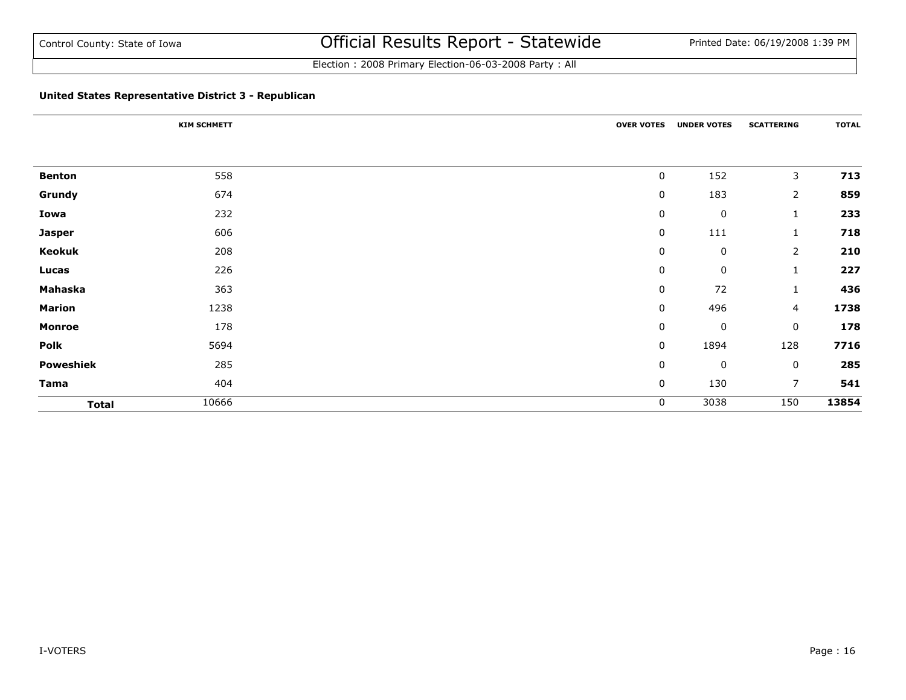Control County: State of Iowa

# Official Results Report - Statewide

Printed Date: 06/19/2008 1:39 PM

Election : 2008 Primary Election-06-03-2008 Party : All

### United States Representative District 3 - Republican

| | KIM SCHMETT | OVER VOTES | UNDER VOTES | SCATTERING | TOTAL |
|---|---|---|---|---|---|
| **Benton** | 558 | 0 | 152 | 3 | **713** |
| **Grundy** | 674 | 0 | 183 | 2 | **859** |
| **Iowa** | 232 | 0 | 0 | 1 | **233** |
| **Jasper** | 606 | 0 | 111 | 1 | **718** |
| **Keokuk** | 208 | 0 | 0 | 2 | **210** |
| **Lucas** | 226 | 0 | 0 | 1 | **227** |
| **Mahaska** | 363 | 0 | 72 | 1 | **436** |
| **Marion** | 1238 | 0 | 496 | 4 | **1738** |
| **Monroe** | 178 | 0 | 0 | 0 | **178** |
| **Polk** | 5694 | 0 | 1894 | 128 | **7716** |
| **Poweshiek** | 285 | 0 | 0 | 0 | **285** |
| **Tama** | 404 | 0 | 130 | 7 | **541** |
| **Total** | 10666 | 0 | 3038 | 150 | **13854** |

I-VOTERS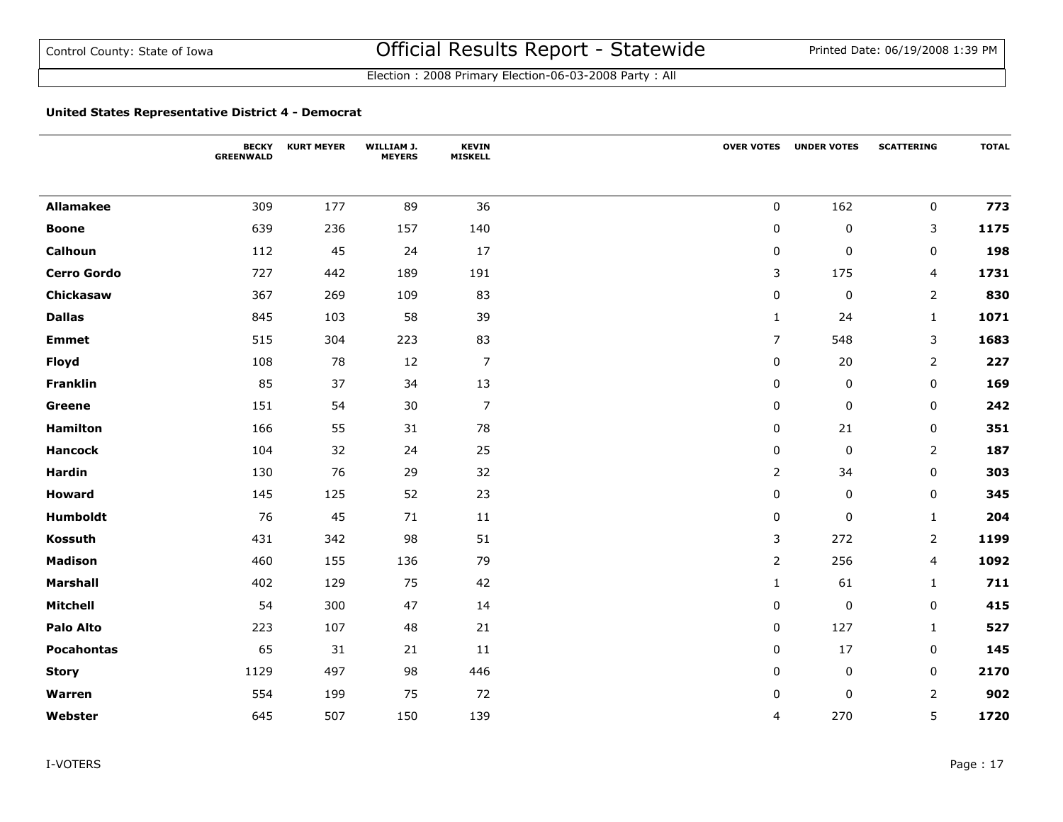### United States Representative District 4 - Democrat

| | BECKY GREENWALD | KURT MEYER | WILLIAM J. MEYERS | KEVIN MISKELL | OVER VOTES | UNDER VOTES | SCATTERING | TOTAL |
|---|---|---|---|---|---|---|---|---|
| **Allamakee** | 309 | 177 | 89 | 36 | 0 | 162 | 0 | **773** |
| **Boone** | 639 | 236 | 157 | 140 | 0 | 0 | 3 | **1175** |
| **Calhoun** | 112 | 45 | 24 | 17 | 0 | 0 | 0 | **198** |
| **Cerro Gordo** | 727 | 442 | 189 | 191 | 3 | 175 | 4 | **1731** |
| **Chickasaw** | 367 | 269 | 109 | 83 | 0 | 0 | 2 | **830** |
| **Dallas** | 845 | 103 | 58 | 39 | 1 | 24 | 1 | **1071** |
| **Emmet** | 515 | 304 | 223 | 83 | 7 | 548 | 3 | **1683** |
| **Floyd** | 108 | 78 | 12 | 7 | 0 | 20 | 2 | **227** |
| **Franklin** | 85 | 37 | 34 | 13 | 0 | 0 | 0 | **169** |
| **Greene** | 151 | 54 | 30 | 7 | 0 | 0 | 0 | **242** |
| **Hamilton** | 166 | 55 | 31 | 78 | 0 | 21 | 0 | **351** |
| **Hancock** | 104 | 32 | 24 | 25 | 0 | 0 | 2 | **187** |
| **Hardin** | 130 | 76 | 29 | 32 | 2 | 34 | 0 | **303** |
| **Howard** | 145 | 125 | 52 | 23 | 0 | 0 | 0 | **345** |
| **Humboldt** | 76 | 45 | 71 | 11 | 0 | 0 | 1 | **204** |
| **Kossuth** | 431 | 342 | 98 | 51 | 3 | 272 | 2 | **1199** |
| **Madison** | 460 | 155 | 136 | 79 | 2 | 256 | 4 | **1092** |
| **Marshall** | 402 | 129 | 75 | 42 | 1 | 61 | 1 | **711** |
| **Mitchell** | 54 | 300 | 47 | 14 | 0 | 0 | 0 | **415** |
| **Palo Alto** | 223 | 107 | 48 | 21 | 0 | 127 | 1 | **527** |
| **Pocahontas** | 65 | 31 | 21 | 11 | 0 | 17 | 0 | **145** |
| **Story** | 1129 | 497 | 98 | 446 | 0 | 0 | 0 | **2170** |
| **Warren** | 554 | 199 | 75 | 72 | 0 | 0 | 2 | **902** |
| **Webster** | 645 | 507 | 150 | 139 | 4 | 270 | 5 | **1720** |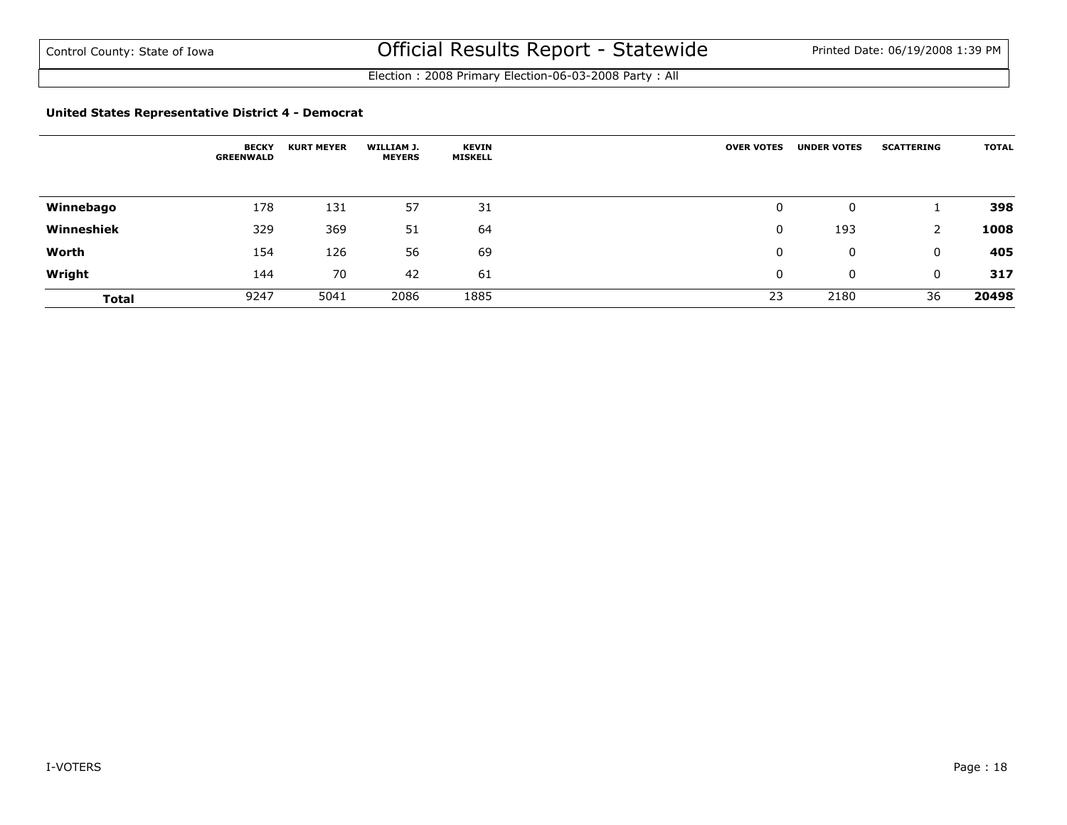Control County: State of Iowa

# Official Results Report - Statewide

Printed Date: 06/19/2008 1:39 PM

Election : 2008 Primary Election-06-03-2008 Party : All

### United States Representative District 4 - Democrat

| | BECKY GREENWALD | KURT MEYER | WILLIAM J. MEYERS | KEVIN MISKELL | OVER VOTES | UNDER VOTES | SCATTERING | TOTAL |
|---|---|---|---|---|---|---|---|---|
| **Winnebago** | 178 | 131 | 57 | 31 | 0 | 0 | 1 | **398** |
| **Winneshiek** | 329 | 369 | 51 | 64 | 0 | 193 | 2 | **1008** |
| **Worth** | 154 | 126 | 56 | 69 | 0 | 0 | 0 | **405** |
| **Wright** | 144 | 70 | 42 | 61 | 0 | 0 | 0 | **317** |
| **Total** | 9247 | 5041 | 2086 | 1885 | 23 | 2180 | 36 | **20498** |

I-VOTERS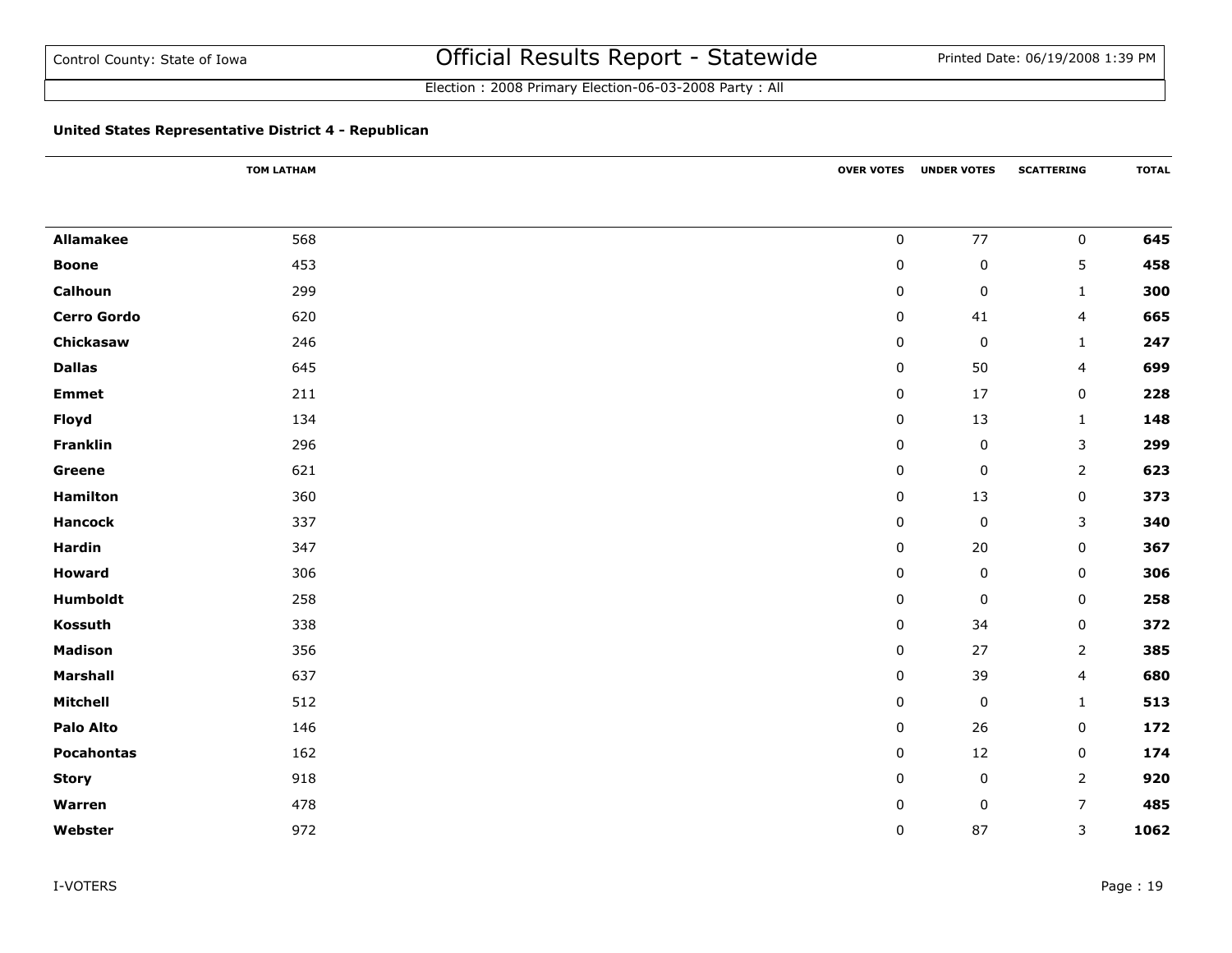Control County: State of Iowa

# Official Results Report - Statewide

Printed Date: 06/19/2008 1:39 PM

Election : 2008 Primary Election-06-03-2008 Party : All

### United States Representative District 4 - Republican

| | TOM LATHAM | OVER VOTES | UNDER VOTES | SCATTERING | TOTAL |
|---|---|---|---|---|---|
| **Allamakee** | 568 | 0 | 77 | 0 | **645** |
| **Boone** | 453 | 0 | 0 | 5 | **458** |
| **Calhoun** | 299 | 0 | 0 | 1 | **300** |
| **Cerro Gordo** | 620 | 0 | 41 | 4 | **665** |
| **Chickasaw** | 246 | 0 | 0 | 1 | **247** |
| **Dallas** | 645 | 0 | 50 | 4 | **699** |
| **Emmet** | 211 | 0 | 17 | 0 | **228** |
| **Floyd** | 134 | 0 | 13 | 1 | **148** |
| **Franklin** | 296 | 0 | 0 | 3 | **299** |
| **Greene** | 621 | 0 | 0 | 2 | **623** |
| **Hamilton** | 360 | 0 | 13 | 0 | **373** |
| **Hancock** | 337 | 0 | 0 | 3 | **340** |
| **Hardin** | 347 | 0 | 20 | 0 | **367** |
| **Howard** | 306 | 0 | 0 | 0 | **306** |
| **Humboldt** | 258 | 0 | 0 | 0 | **258** |
| **Kossuth** | 338 | 0 | 34 | 0 | **372** |
| **Madison** | 356 | 0 | 27 | 2 | **385** |
| **Marshall** | 637 | 0 | 39 | 4 | **680** |
| **Mitchell** | 512 | 0 | 0 | 1 | **513** |
| **Palo Alto** | 146 | 0 | 26 | 0 | **172** |
| **Pocahontas** | 162 | 0 | 12 | 0 | **174** |
| **Story** | 918 | 0 | 0 | 2 | **920** |
| **Warren** | 478 | 0 | 0 | 7 | **485** |
| **Webster** | 972 | 0 | 87 | 3 | **1062** |

I-VOTERS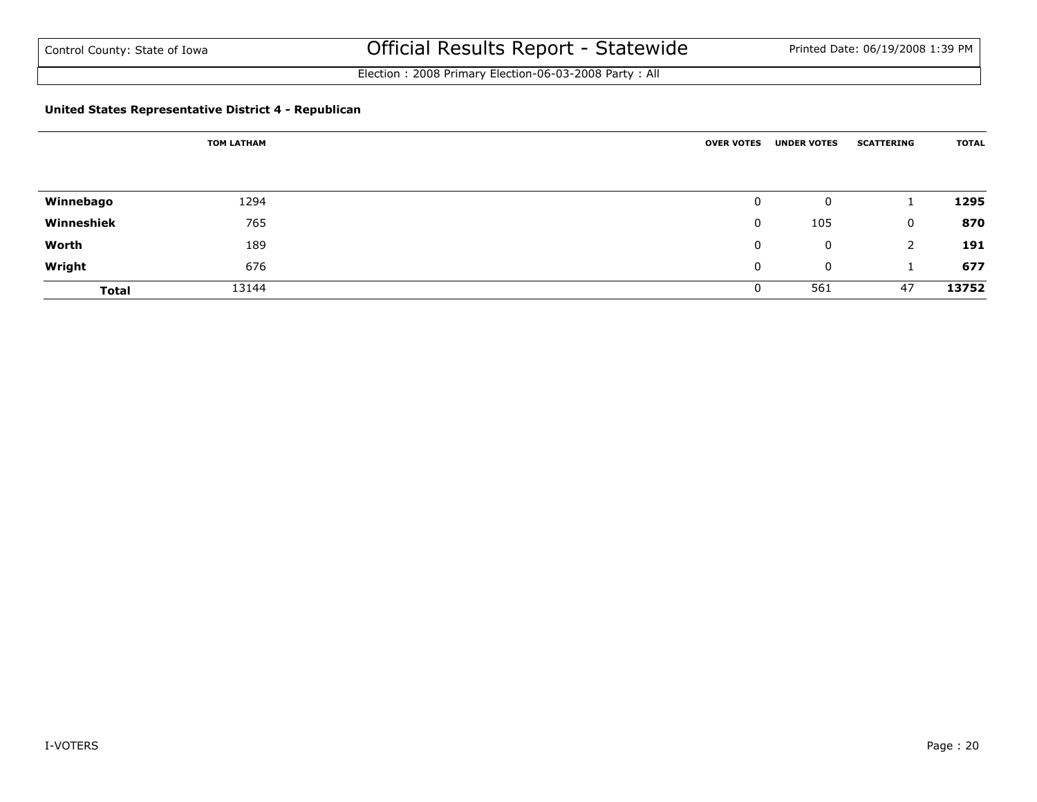## United States Representative District 4 - Republican

| | TOM LATHAM | OVER VOTES | UNDER VOTES | SCATTERING | TOTAL |
|---|---|---|---|---|---|
| **Winnebago** | 1294 | 0 | 0 | 1 | **1295** |
| **Winneshiek** | 765 | 0 | 105 | 0 | **870** |
| **Worth** | 189 | 0 | 0 | 2 | **191** |
| **Wright** | 676 | 0 | 0 | 1 | **677** |
| **Total** | 13144 | 0 | 561 | 47 | **13752** |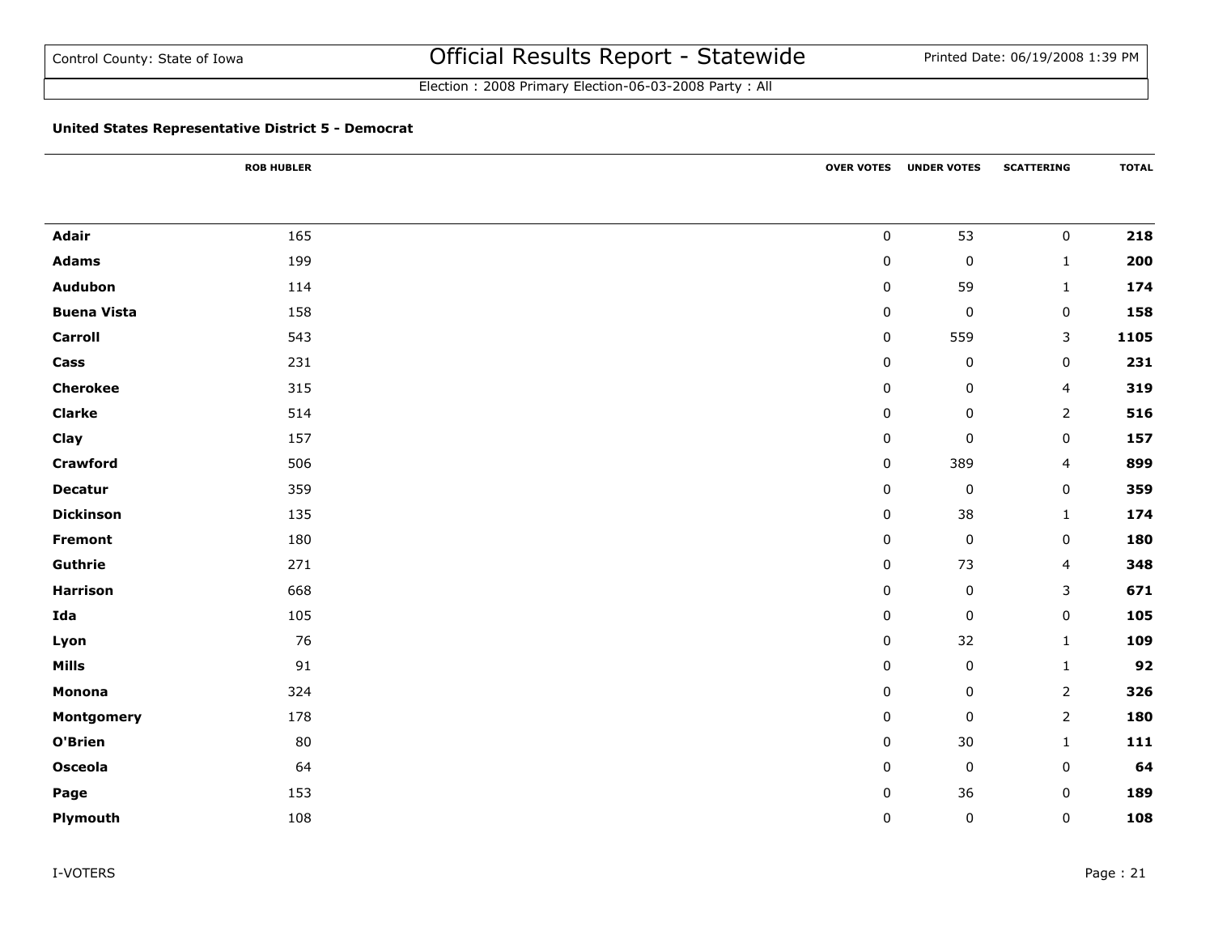Control County: State of Iowa

# Official Results Report - Statewide

Printed Date: 06/19/2008 1:39 PM

Election : 2008 Primary Election-06-03-2008 Party : All

**United States Representative District 5 - Democrat**

| | ROB HUBLER | OVER VOTES | UNDER VOTES | SCATTERING | TOTAL |
|---|---|---|---|---|---|
| **Adair** | 165 | 0 | 53 | 0 | **218** |
| **Adams** | 199 | 0 | 0 | 1 | **200** |
| **Audubon** | 114 | 0 | 59 | 1 | **174** |
| **Buena Vista** | 158 | 0 | 0 | 0 | **158** |
| **Carroll** | 543 | 0 | 559 | 3 | **1105** |
| **Cass** | 231 | 0 | 0 | 0 | **231** |
| **Cherokee** | 315 | 0 | 0 | 4 | **319** |
| **Clarke** | 514 | 0 | 0 | 2 | **516** |
| **Clay** | 157 | 0 | 0 | 0 | **157** |
| **Crawford** | 506 | 0 | 389 | 4 | **899** |
| **Decatur** | 359 | 0 | 0 | 0 | **359** |
| **Dickinson** | 135 | 0 | 38 | 1 | **174** |
| **Fremont** | 180 | 0 | 0 | 0 | **180** |
| **Guthrie** | 271 | 0 | 73 | 4 | **348** |
| **Harrison** | 668 | 0 | 0 | 3 | **671** |
| **Ida** | 105 | 0 | 0 | 0 | **105** |
| **Lyon** | 76 | 0 | 32 | 1 | **109** |
| **Mills** | 91 | 0 | 0 | 1 | **92** |
| **Monona** | 324 | 0 | 0 | 2 | **326** |
| **Montgomery** | 178 | 0 | 0 | 2 | **180** |
| **O'Brien** | 80 | 0 | 30 | 1 | **111** |
| **Osceola** | 64 | 0 | 0 | 0 | **64** |
| **Page** | 153 | 0 | 36 | 0 | **189** |
| **Plymouth** | 108 | 0 | 0 | 0 | **108** |

I-VOTERS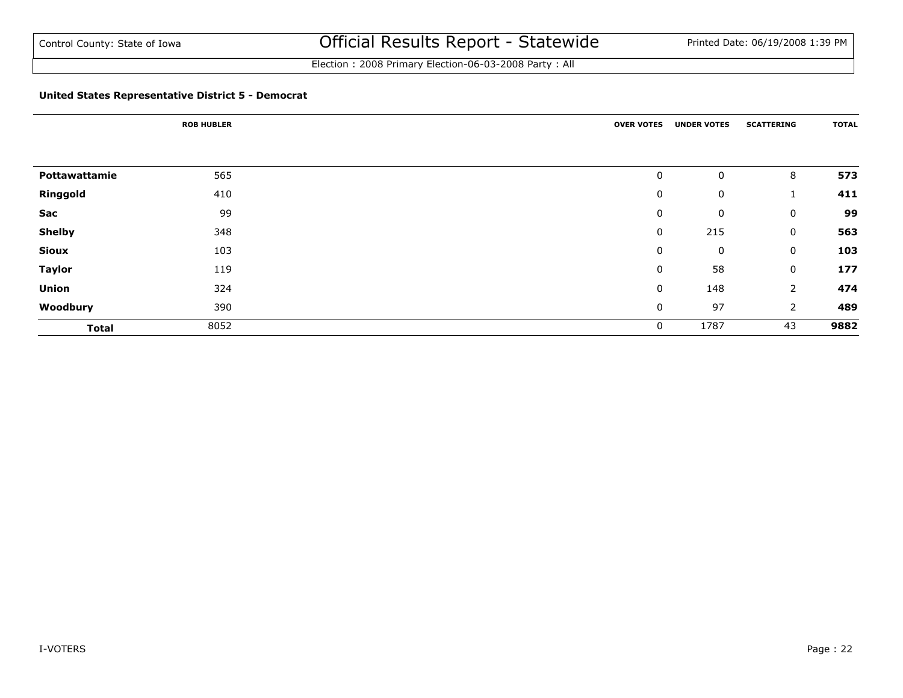Control County: State of Iowa

# Official Results Report - Statewide

Election : 2008 Primary Election-06-03-2008 Party : All

### United States Representative District 5 - Democrat

| | ROB HUBLER | OVER VOTES | UNDER VOTES | SCATTERING | TOTAL |
|---|---|---|---|---|---|
| **Pottawattamie** | 565 | 0 | 0 | 8 | **573** |
| **Ringgold** | 410 | 0 | 0 | 1 | **411** |
| **Sac** | 99 | 0 | 0 | 0 | **99** |
| **Shelby** | 348 | 0 | 215 | 0 | **563** |
| **Sioux** | 103 | 0 | 0 | 0 | **103** |
| **Taylor** | 119 | 0 | 58 | 0 | **177** |
| **Union** | 324 | 0 | 148 | 2 | **474** |
| **Woodbury** | 390 | 0 | 97 | 2 | **489** |
| **Total** | 8052 | 0 | 1787 | 43 | **9882** |

I-VOTERS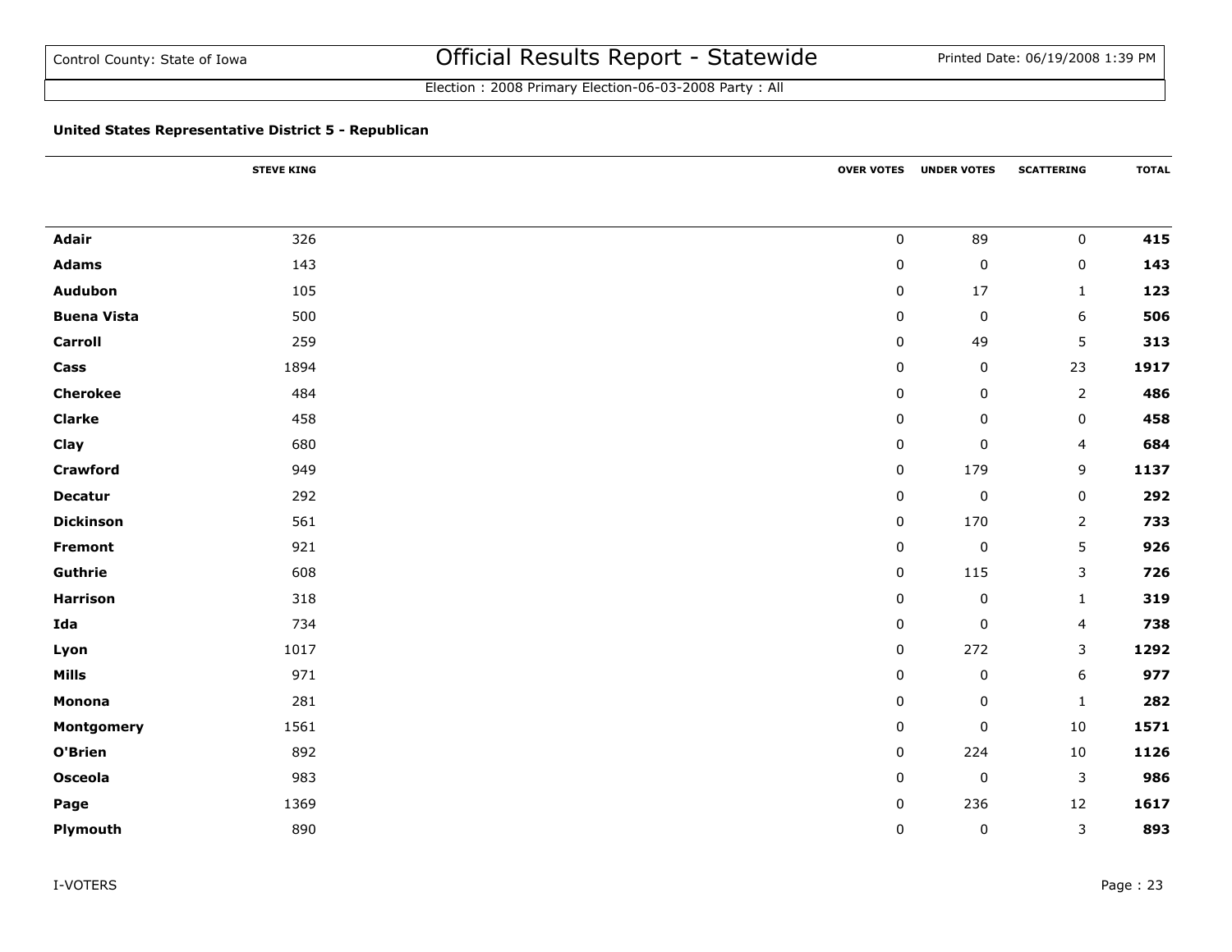Control County: State of Iowa

# Official Results Report - Statewide

Election : 2008 Primary Election-06-03-2008 Party : All

### United States Representative District 5 - Republican

| | STEVE KING | OVER VOTES | UNDER VOTES | SCATTERING | TOTAL |
|---|---|---|---|---|---|
| **Adair** | 326 | 0 | 89 | 0 | **415** |
| **Adams** | 143 | 0 | 0 | 0 | **143** |
| **Audubon** | 105 | 0 | 17 | 1 | **123** |
| **Buena Vista** | 500 | 0 | 0 | 6 | **506** |
| **Carroll** | 259 | 0 | 49 | 5 | **313** |
| **Cass** | 1894 | 0 | 0 | 23 | **1917** |
| **Cherokee** | 484 | 0 | 0 | 2 | **486** |
| **Clarke** | 458 | 0 | 0 | 0 | **458** |
| **Clay** | 680 | 0 | 0 | 4 | **684** |
| **Crawford** | 949 | 0 | 179 | 9 | **1137** |
| **Decatur** | 292 | 0 | 0 | 0 | **292** |
| **Dickinson** | 561 | 0 | 170 | 2 | **733** |
| **Fremont** | 921 | 0 | 0 | 5 | **926** |
| **Guthrie** | 608 | 0 | 115 | 3 | **726** |
| **Harrison** | 318 | 0 | 0 | 1 | **319** |
| **Ida** | 734 | 0 | 0 | 4 | **738** |
| **Lyon** | 1017 | 0 | 272 | 3 | **1292** |
| **Mills** | 971 | 0 | 0 | 6 | **977** |
| **Monona** | 281 | 0 | 0 | 1 | **282** |
| **Montgomery** | 1561 | 0 | 0 | 10 | **1571** |
| **O'Brien** | 892 | 0 | 224 | 10 | **1126** |
| **Osceola** | 983 | 0 | 0 | 3 | **986** |
| **Page** | 1369 | 0 | 236 | 12 | **1617** |
| **Plymouth** | 890 | 0 | 0 | 3 | **893** |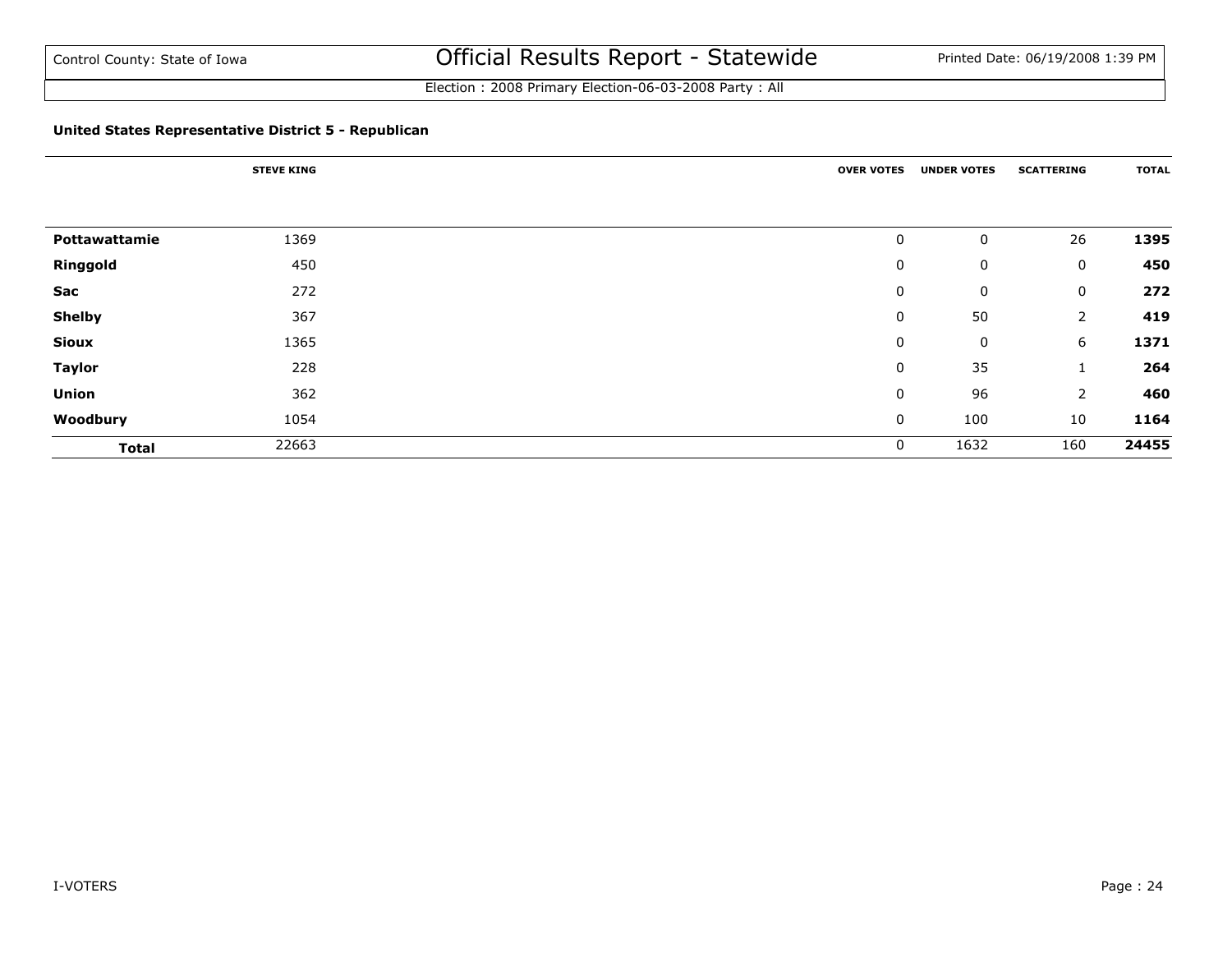Control County: State of Iowa

# Official Results Report - Statewide

Election : 2008 Primary Election-06-03-2008 Party : All

### United States Representative District 5 - Republican

| | STEVE KING | OVER VOTES | UNDER VOTES | SCATTERING | TOTAL |
|---|---|---|---|---|---|
| **Pottawattamie** | 1369 | 0 | 0 | 26 | **1395** |
| **Ringgold** | 450 | 0 | 0 | 0 | **450** |
| **Sac** | 272 | 0 | 0 | 0 | **272** |
| **Shelby** | 367 | 0 | 50 | 2 | **419** |
| **Sioux** | 1365 | 0 | 0 | 6 | **1371** |
| **Taylor** | 228 | 0 | 35 | 1 | **264** |
| **Union** | 362 | 0 | 96 | 2 | **460** |
| **Woodbury** | 1054 | 0 | 100 | 10 | **1164** |
| **Total** | 22663 | 0 | 1632 | 160 | **24455** |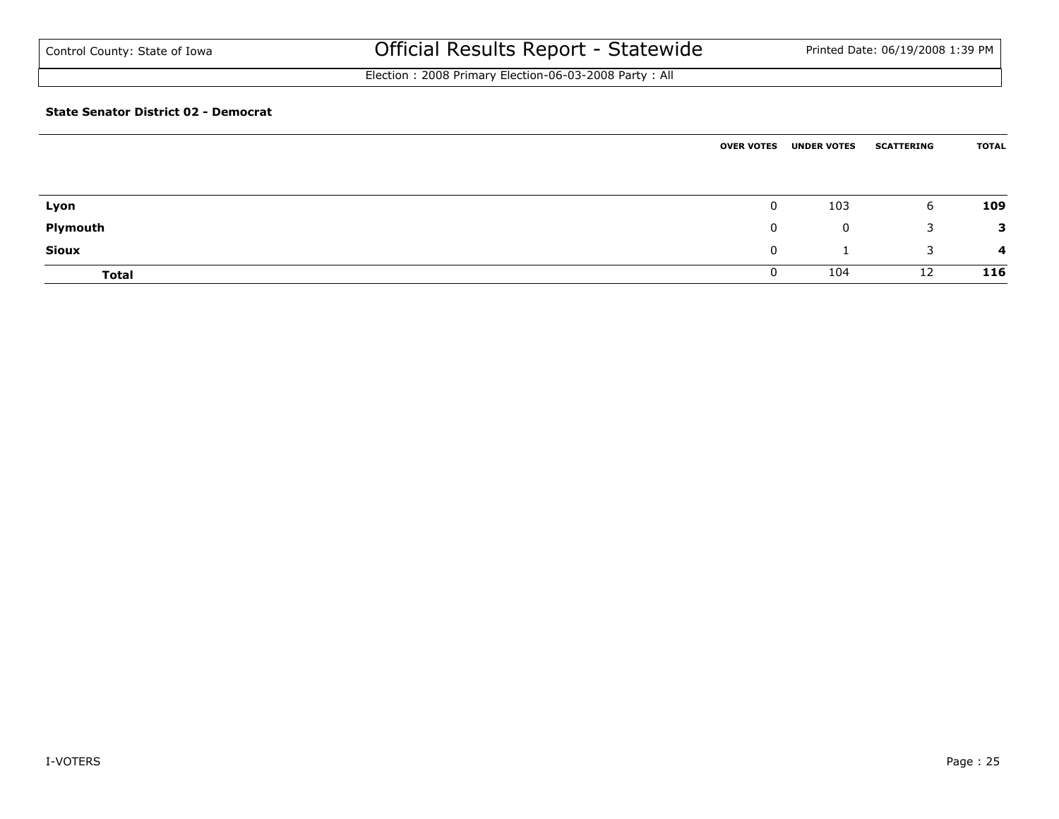# Official Results Report - Statewide

Control County: State of Iowa

Election : 2008 Primary Election-06-03-2008 Party : All

### State Senator District 02 - Democrat

| | OVER VOTES | UNDER VOTES | SCATTERING | TOTAL |
|---|---|---|---|---|
| **Lyon** | 0 | 103 | 6 | **109** |
| **Plymouth** | 0 | 0 | 3 | **3** |
| **Sioux** | 0 | 1 | 3 | **4** |
| **Total** | 0 | 104 | 12 | **116** |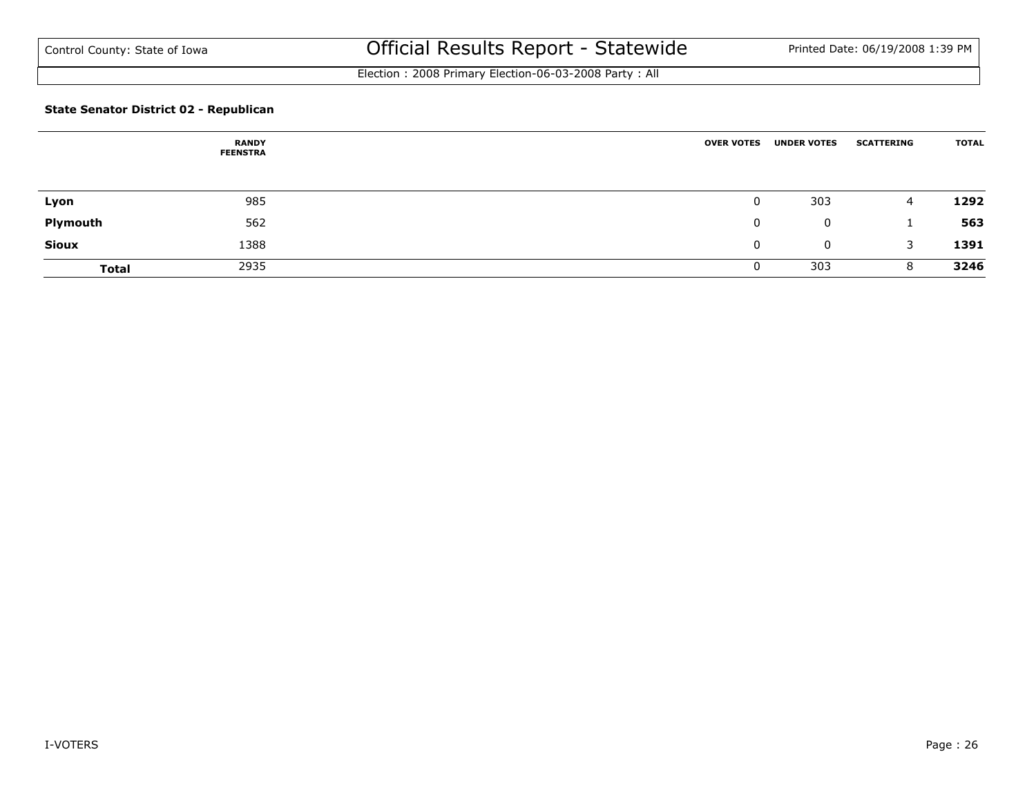Control County: State of Iowa

# Official Results Report - Statewide

Printed Date: 06/19/2008 1:39 PM

Election : 2008 Primary Election-06-03-2008 Party : All

**State Senator District 02 - Republican**

| | RANDY FEENSTRA | OVER VOTES | UNDER VOTES | SCATTERING | TOTAL |
|---|---|---|---|---|---|
| **Lyon** | 985 | 0 | 303 | 4 | **1292** |
| **Plymouth** | 562 | 0 | 0 | 1 | **563** |
| **Sioux** | 1388 | 0 | 0 | 3 | **1391** |
| **Total** | 2935 | 0 | 303 | 8 | **3246** |

I-VOTERS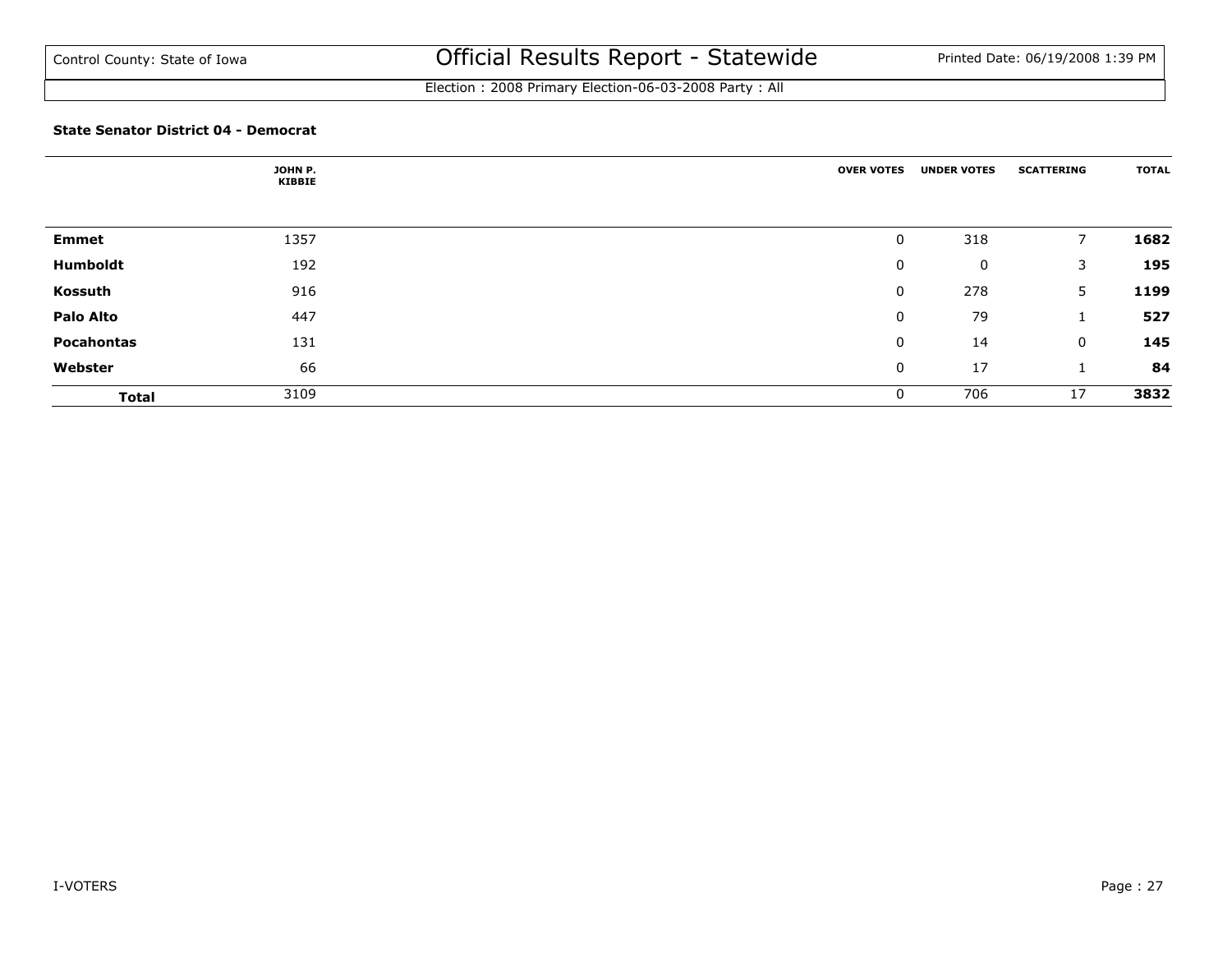Control County: State of Iowa

# Official Results Report - Statewide

Printed Date: 06/19/2008 1:39 PM

Election : 2008 Primary Election-06-03-2008 Party : All

**State Senator District 04 - Democrat**

| | JOHN P. KIBBIE | OVER VOTES | UNDER VOTES | SCATTERING | TOTAL |
|---|---|---|---|---|---|
| **Emmet** | 1357 | 0 | 318 | 7 | **1682** |
| **Humboldt** | 192 | 0 | 0 | 3 | **195** |
| **Kossuth** | 916 | 0 | 278 | 5 | **1199** |
| **Palo Alto** | 447 | 0 | 79 | 1 | **527** |
| **Pocahontas** | 131 | 0 | 14 | 0 | **145** |
| **Webster** | 66 | 0 | 17 | 1 | **84** |
| **Total** | 3109 | 0 | 706 | 17 | **3832** |

I-VOTERS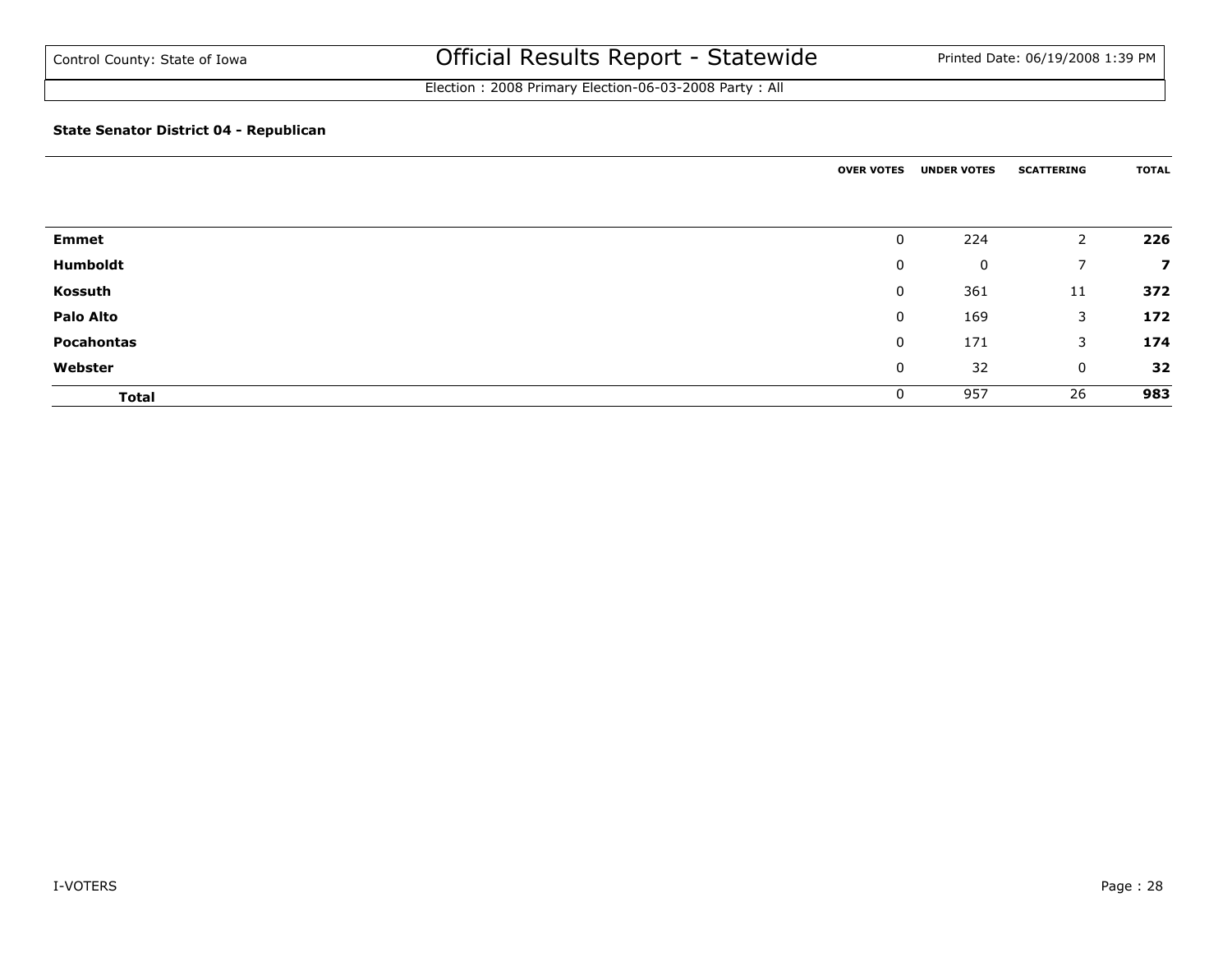Control County: State of Iowa

# Official Results Report - Statewide

Election : 2008 Primary Election-06-03-2008 Party : All

**State Senator District 04 - Republican**

| | OVER VOTES | UNDER VOTES | SCATTERING | TOTAL |
|---|---|---|---|---|
| **Emmet** | 0 | 224 | 2 | **226** |
| **Humboldt** | 0 | 0 | 7 | **7** |
| **Kossuth** | 0 | 361 | 11 | **372** |
| **Palo Alto** | 0 | 169 | 3 | **172** |
| **Pocahontas** | 0 | 171 | 3 | **174** |
| **Webster** | 0 | 32 | 0 | **32** |
| **Total** | 0 | 957 | 26 | **983** |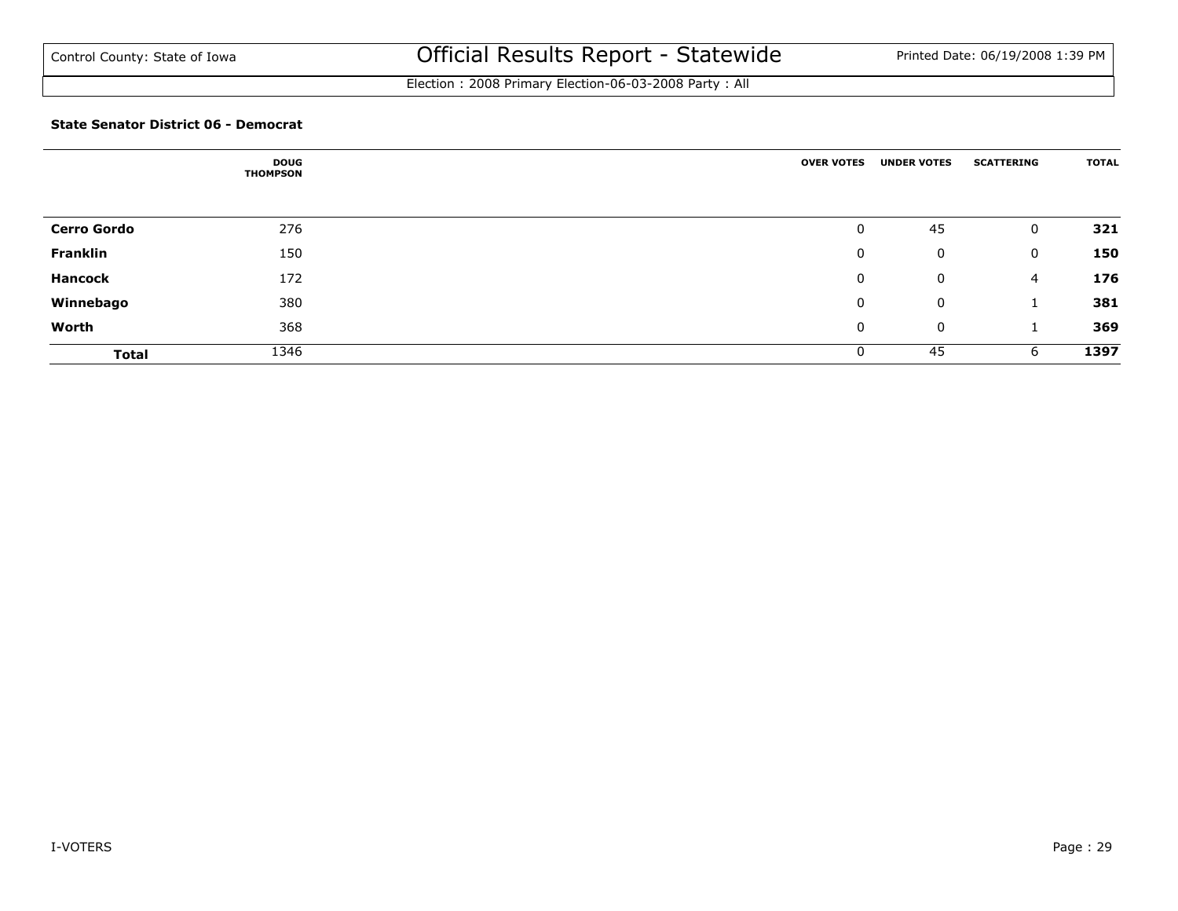Control County: State of Iowa

# Official Results Report - Statewide

Election : 2008 Primary Election-06-03-2008 Party : All

### State Senator District 06 - Democrat

| | DOUG THOMPSON | OVER VOTES | UNDER VOTES | SCATTERING | TOTAL |
|---|---|---|---|---|---|
| **Cerro Gordo** | 276 | 0 | 45 | 0 | **321** |
| **Franklin** | 150 | 0 | 0 | 0 | **150** |
| **Hancock** | 172 | 0 | 0 | 4 | **176** |
| **Winnebago** | 380 | 0 | 0 | 1 | **381** |
| **Worth** | 368 | 0 | 0 | 1 | **369** |
| **Total** | 1346 | 0 | 45 | 6 | **1397** |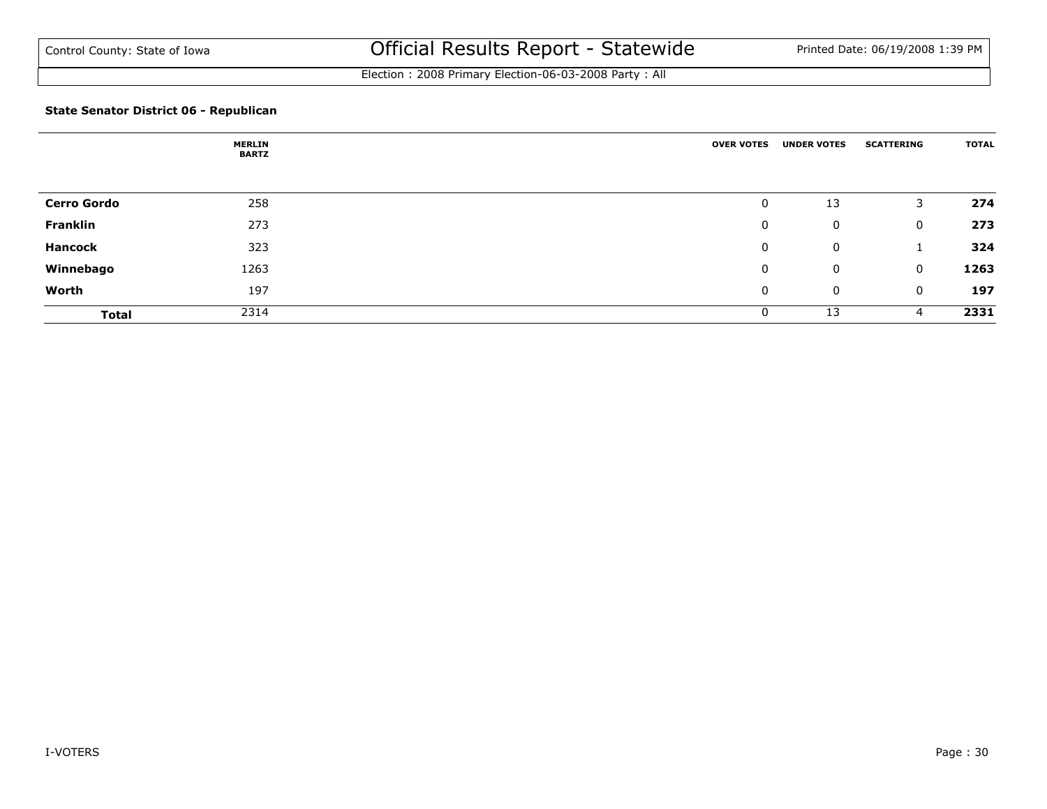Control County: State of Iowa

# Official Results Report - Statewide

Printed Date: 06/19/2008 1:39 PM

Election : 2008 Primary Election-06-03-2008 Party : All

### State Senator District 06 - Republican

| | MERLIN BARTZ | OVER VOTES | UNDER VOTES | SCATTERING | TOTAL |
|---|---|---|---|---|---|
| **Cerro Gordo** | 258 | 0 | 13 | 3 | **274** |
| **Franklin** | 273 | 0 | 0 | 0 | **273** |
| **Hancock** | 323 | 0 | 0 | 1 | **324** |
| **Winnebago** | 1263 | 0 | 0 | 0 | **1263** |
| **Worth** | 197 | 0 | 0 | 0 | **197** |
| **Total** | 2314 | 0 | 13 | 4 | **2331** |

I-VOTERS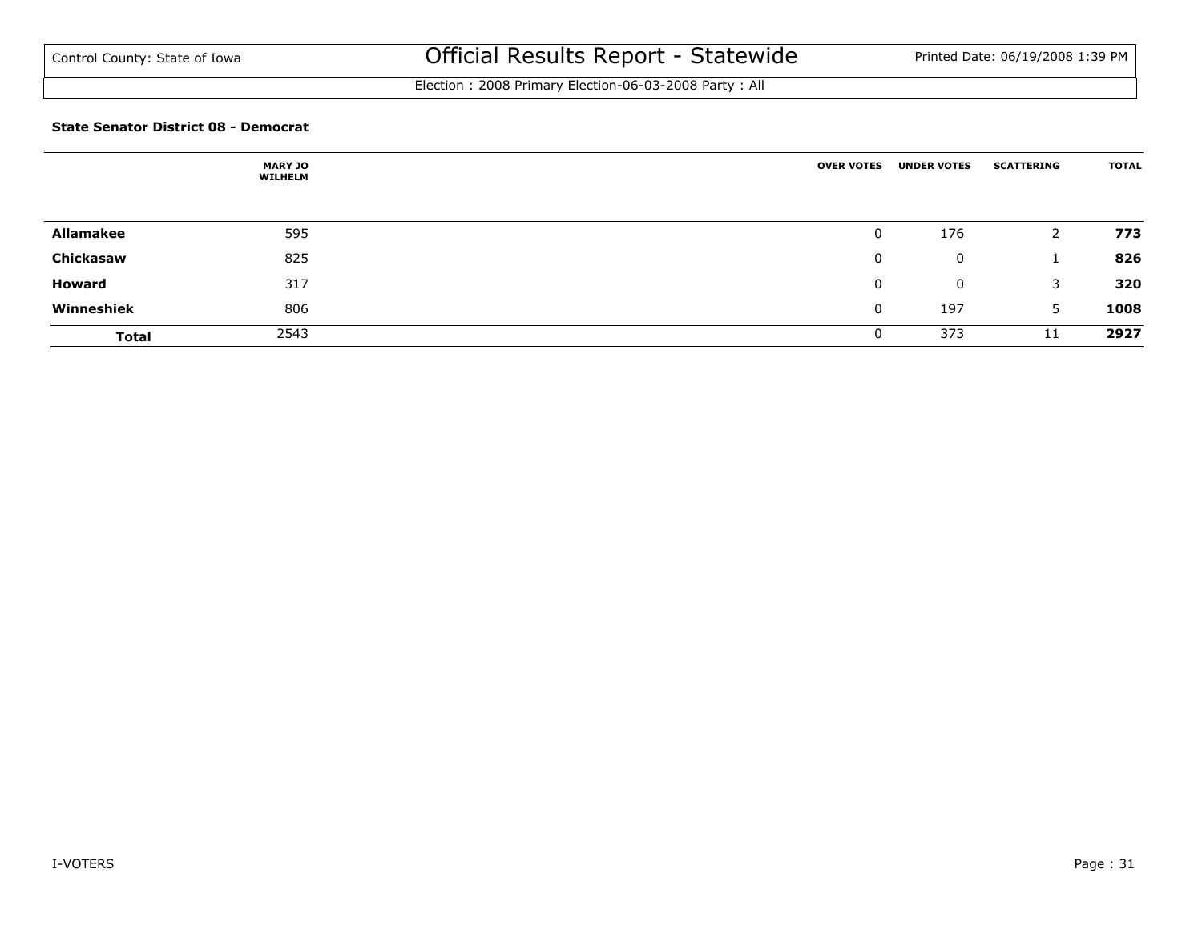Control County: State of Iowa

# Official Results Report - Statewide

Election : 2008 Primary Election-06-03-2008 Party : All

### State Senator District 08 - Democrat

| | MARY JO WILHELM | OVER VOTES | UNDER VOTES | SCATTERING | TOTAL |
|---|---|---|---|---|---|
| **Allamakee** | 595 | 0 | 176 | 2 | **773** |
| **Chickasaw** | 825 | 0 | 0 | 1 | **826** |
| **Howard** | 317 | 0 | 0 | 3 | **320** |
| **Winneshiek** | 806 | 0 | 197 | 5 | **1008** |
| **Total** | 2543 | 0 | 373 | 11 | **2927** |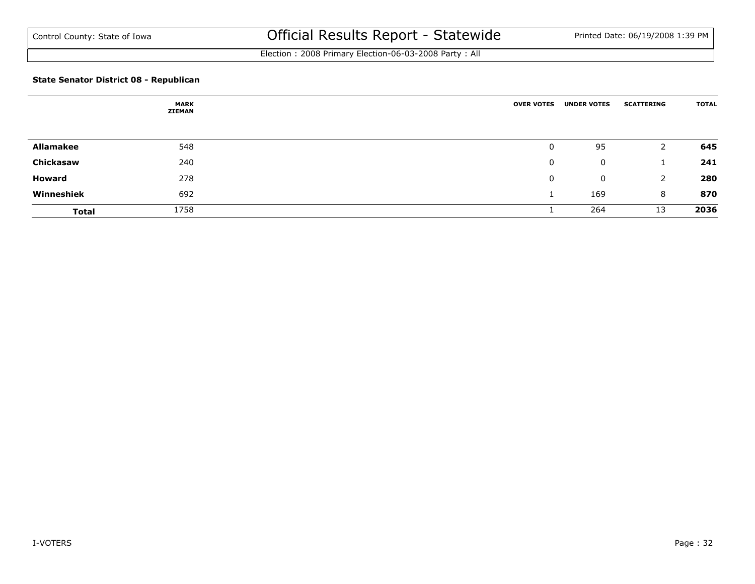### State Senator District 08 - Republican

| | MARK ZIEMAN | OVER VOTES | UNDER VOTES | SCATTERING | TOTAL |
|---|---|---|---|---|---|
| **Allamakee** | 548 | 0 | 95 | 2 | **645** |
| **Chickasaw** | 240 | 0 | 0 | 1 | **241** |
| **Howard** | 278 | 0 | 0 | 2 | **280** |
| **Winneshiek** | 692 | 1 | 169 | 8 | **870** |
| **Total** | 1758 | 1 | 264 | 13 | **2036** |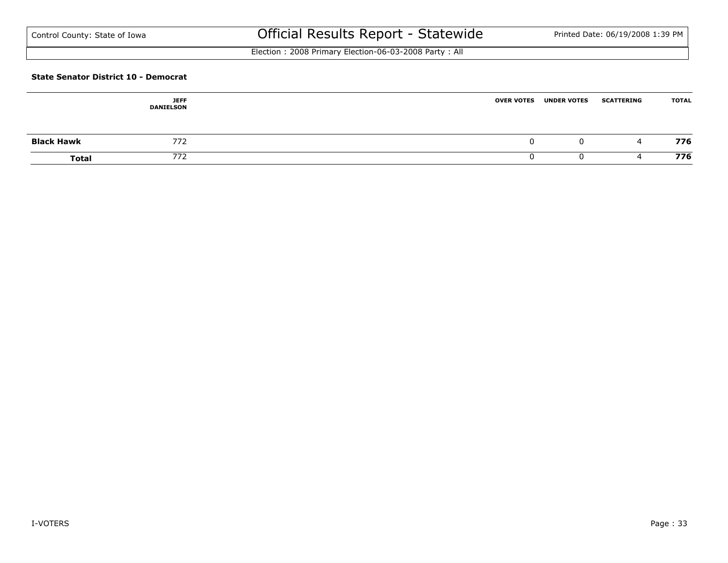**State Senator District 10 - Democrat**

| | JEFF DANIELSON | OVER VOTES | UNDER VOTES | SCATTERING | TOTAL |
|---|---|---|---|---|---|
| **Black Hawk** | 772 | 0 | 0 | 4 | **776** |
| **Total** | 772 | 0 | 0 | 4 | **776** |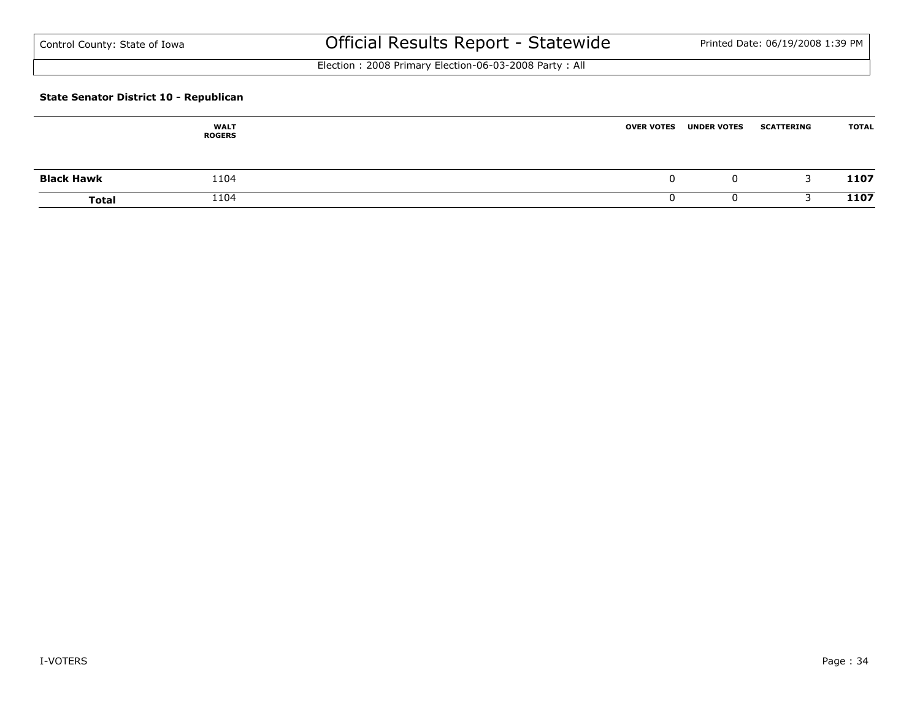### State Senator District 10 - Republican

| | WALT ROGERS | OVER VOTES | UNDER VOTES | SCATTERING | TOTAL |
|---|---|---|---|---|---|
| **Black Hawk** | 1104 | 0 | 0 | 3 | **1107** |
| **Total** | 1104 | 0 | 0 | 3 | **1107** |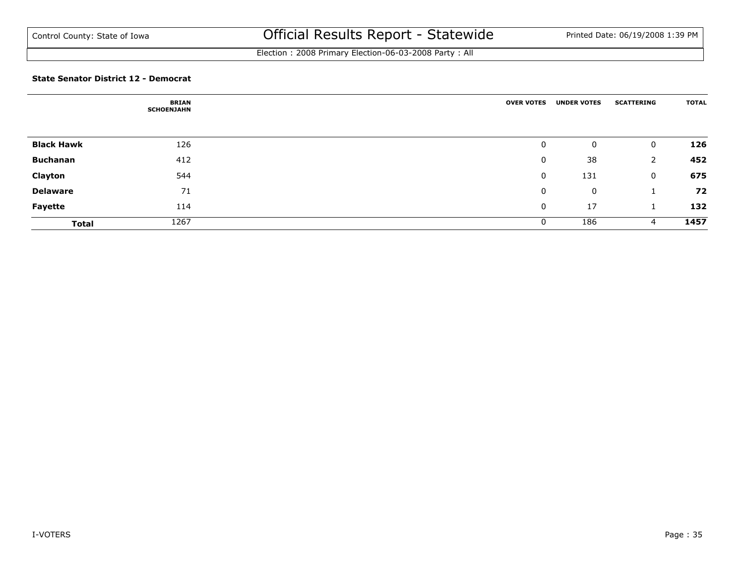Control County: State of Iowa

# Official Results Report - Statewide

Printed Date: 06/19/2008 1:39 PM

Election : 2008 Primary Election-06-03-2008 Party : All

### State Senator District 12 - Democrat

| | BRIAN SCHOENJAHN | OVER VOTES | UNDER VOTES | SCATTERING | TOTAL |
|---|---|---|---|---|---|
| **Black Hawk** | 126 | 0 | 0 | 0 | **126** |
| **Buchanan** | 412 | 0 | 38 | 2 | **452** |
| **Clayton** | 544 | 0 | 131 | 0 | **675** |
| **Delaware** | 71 | 0 | 0 | 1 | **72** |
| **Fayette** | 114 | 0 | 17 | 1 | **132** |
| **Total** | 1267 | 0 | 186 | 4 | **1457** |

I-VOTERS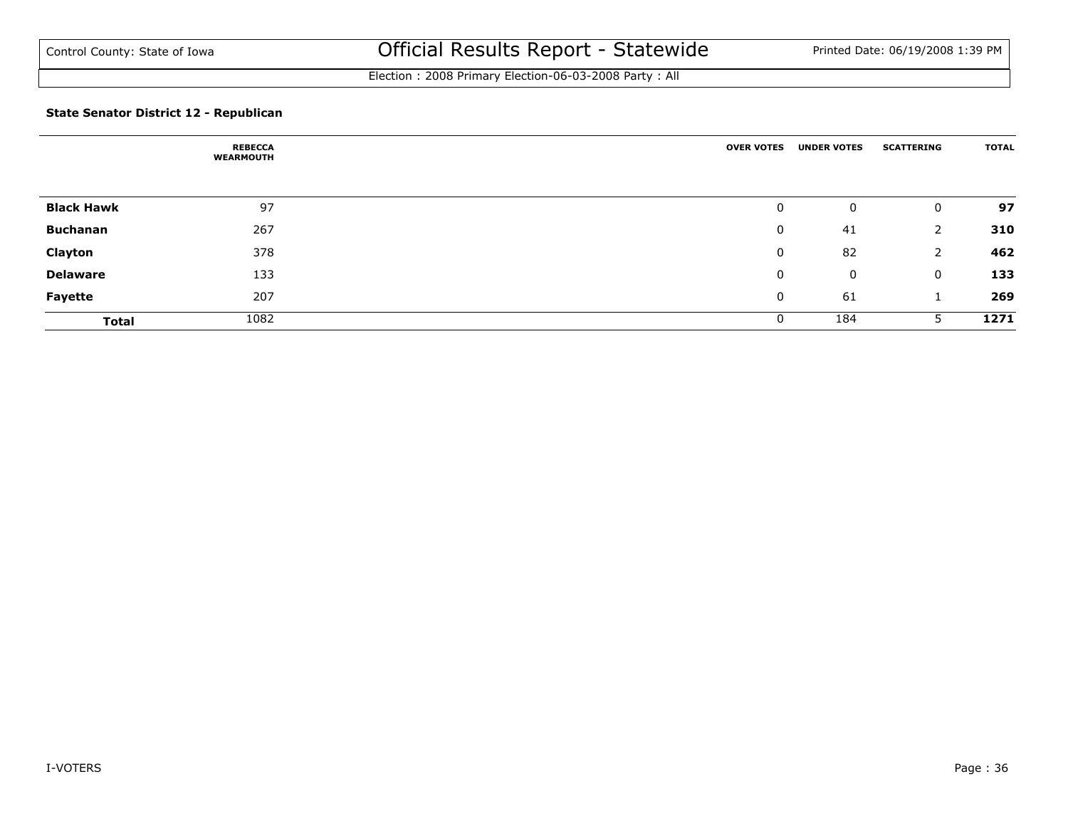Control County: State of Iowa

# Official Results Report - Statewide

Printed Date: 06/19/2008 1:39 PM

Election : 2008 Primary Election-06-03-2008 Party : All

### State Senator District 12 - Republican

| | REBECCA WEARMOUTH | OVER VOTES | UNDER VOTES | SCATTERING | TOTAL |
|---|---|---|---|---|---|
| **Black Hawk** | 97 | 0 | 0 | 0 | **97** |
| **Buchanan** | 267 | 0 | 41 | 2 | **310** |
| **Clayton** | 378 | 0 | 82 | 2 | **462** |
| **Delaware** | 133 | 0 | 0 | 0 | **133** |
| **Fayette** | 207 | 0 | 61 | 1 | **269** |
| **Total** | 1082 | 0 | 184 | 5 | **1271** |

I-VOTERS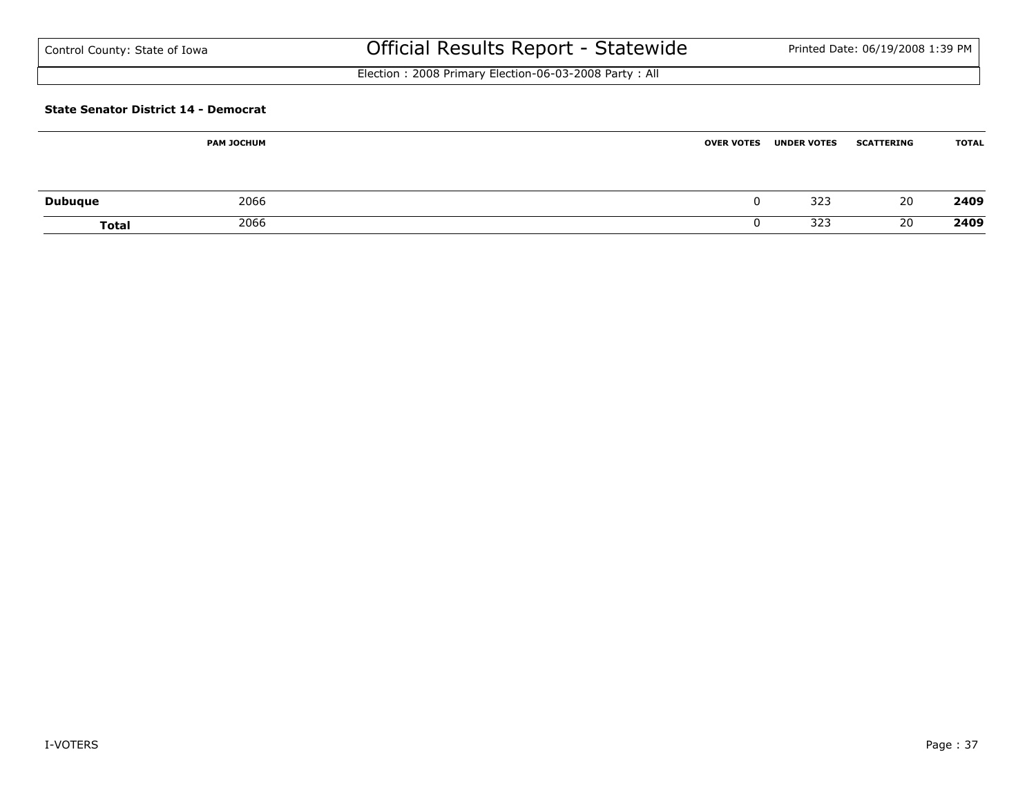Control County: State of Iowa

# Official Results Report - Statewide

Election : 2008 Primary Election-06-03-2008 Party : All

**State Senator District 14 - Democrat**

| | PAM JOCHUM | OVER VOTES | UNDER VOTES | SCATTERING | TOTAL |
|---|---|---|---|---|---|
| **Dubuque** | 2066 | 0 | 323 | 20 | **2409** |
| **Total** | 2066 | 0 | 323 | 20 | **2409** |

I-VOTERS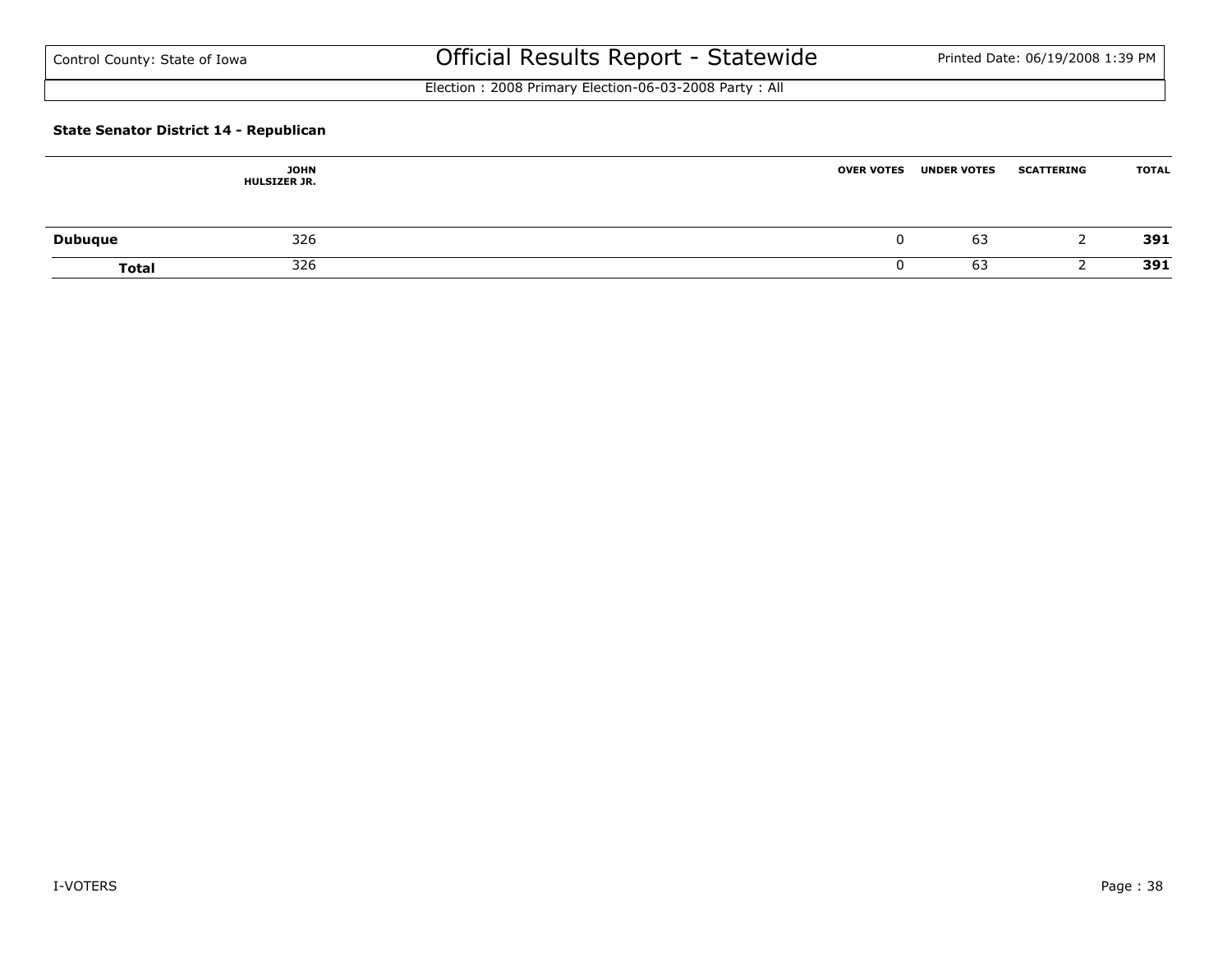### State Senator District 14 - Republican

| | JOHN HULSIZER JR. | OVER VOTES | UNDER VOTES | SCATTERING | TOTAL |
|---|---|---|---|---|---|
| **Dubuque** | 326 | 0 | 63 | 2 | **391** |
| **Total** | 326 | 0 | 63 | 2 | **391** |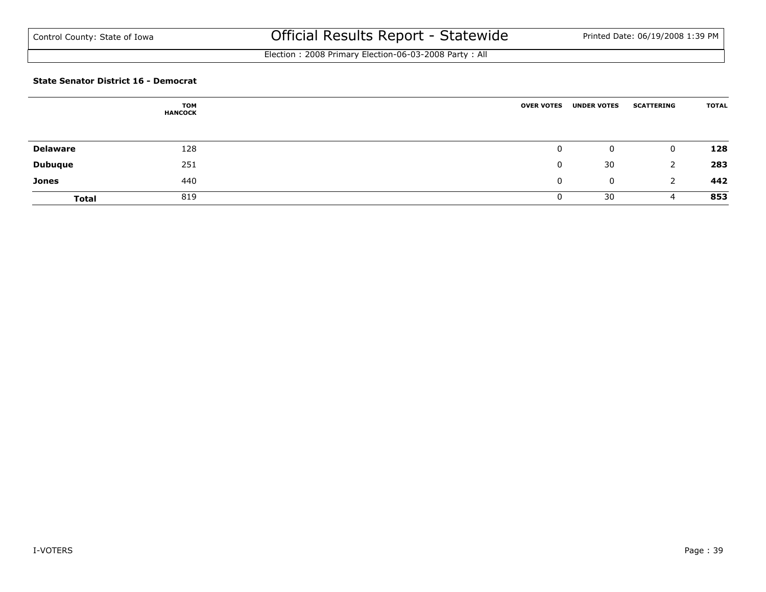Control County: State of Iowa

# Official Results Report - Statewide

Election : 2008 Primary Election-06-03-2008 Party : All

### State Senator District 16 - Democrat

| | TOM HANCOCK | OVER VOTES | UNDER VOTES | SCATTERING | TOTAL |
|---|---|---|---|---|---|
| **Delaware** | 128 | 0 | 0 | 0 | **128** |
| **Dubuque** | 251 | 0 | 30 | 2 | **283** |
| **Jones** | 440 | 0 | 0 | 2 | **442** |
| **Total** | 819 | 0 | 30 | 4 | **853** |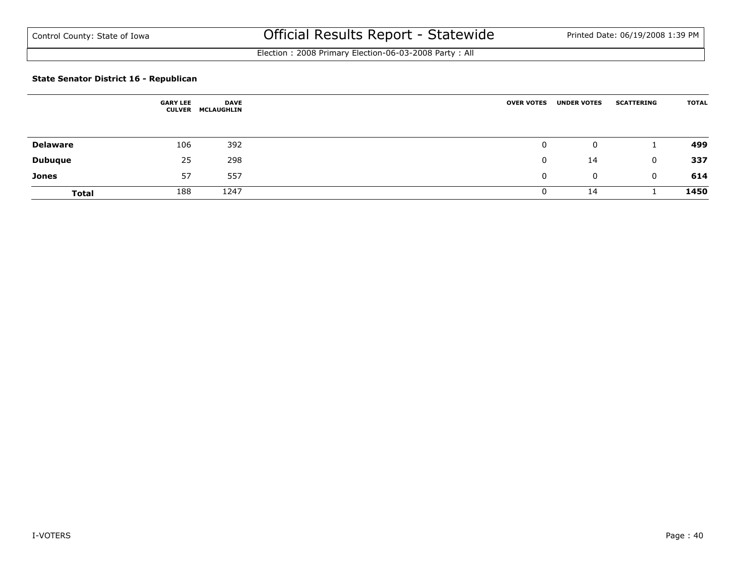Control County: State of Iowa

# Official Results Report - Statewide

Printed Date: 06/19/2008 1:39 PM

Election : 2008 Primary Election-06-03-2008 Party : All

### State Senator District 16 - Republican

| | GARY LEE CULVER | DAVE MCLAUGHLIN | OVER VOTES | UNDER VOTES | SCATTERING | TOTAL |
|---|---|---|---|---|---|---|
| **Delaware** | 106 | 392 | 0 | 0 | 1 | **499** |
| **Dubuque** | 25 | 298 | 0 | 14 | 0 | **337** |
| **Jones** | 57 | 557 | 0 | 0 | 0 | **614** |
| **Total** | 188 | 1247 | 0 | 14 | 1 | **1450** |

I-VOTERS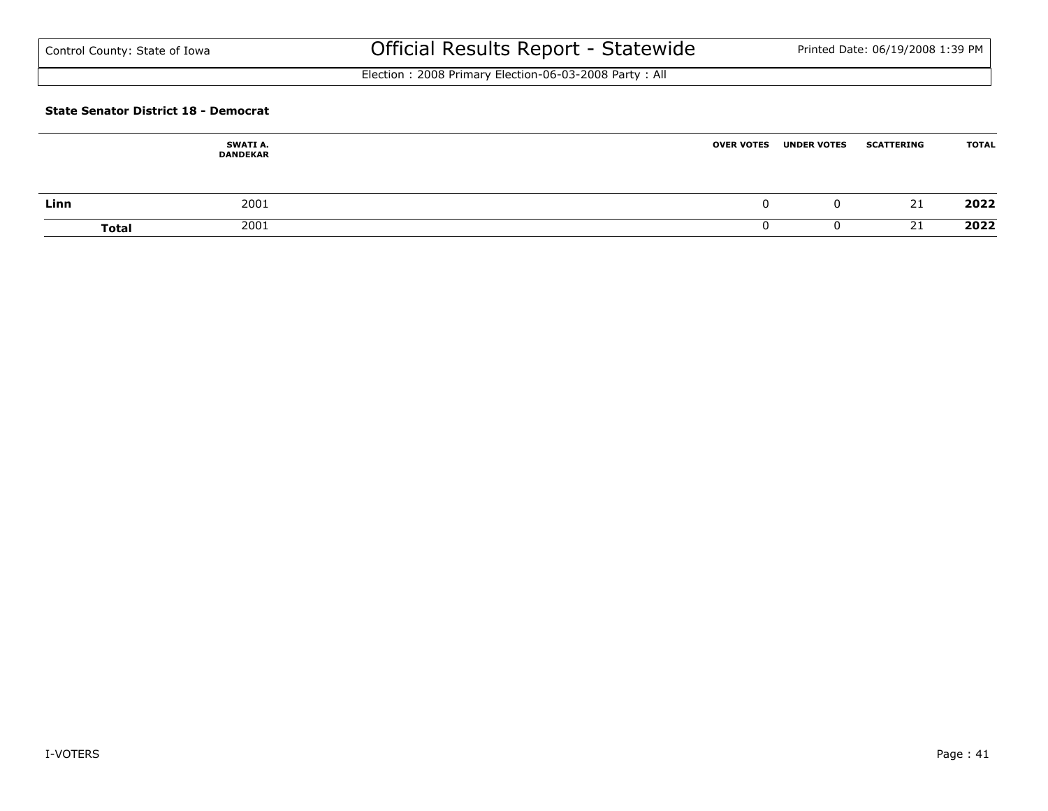Control County: State of Iowa

# Official Results Report - Statewide

Election : 2008 Primary Election-06-03-2008 Party : All

### State Senator District 18 - Democrat

| | SWATI A. DANDEKAR | OVER VOTES | UNDER VOTES | SCATTERING | TOTAL |
|---|---|---|---|---|---|
| **Linn** | 2001 | 0 | 0 | 21 | **2022** |
| **Total** | 2001 | 0 | 0 | 21 | **2022** |

I-VOTERS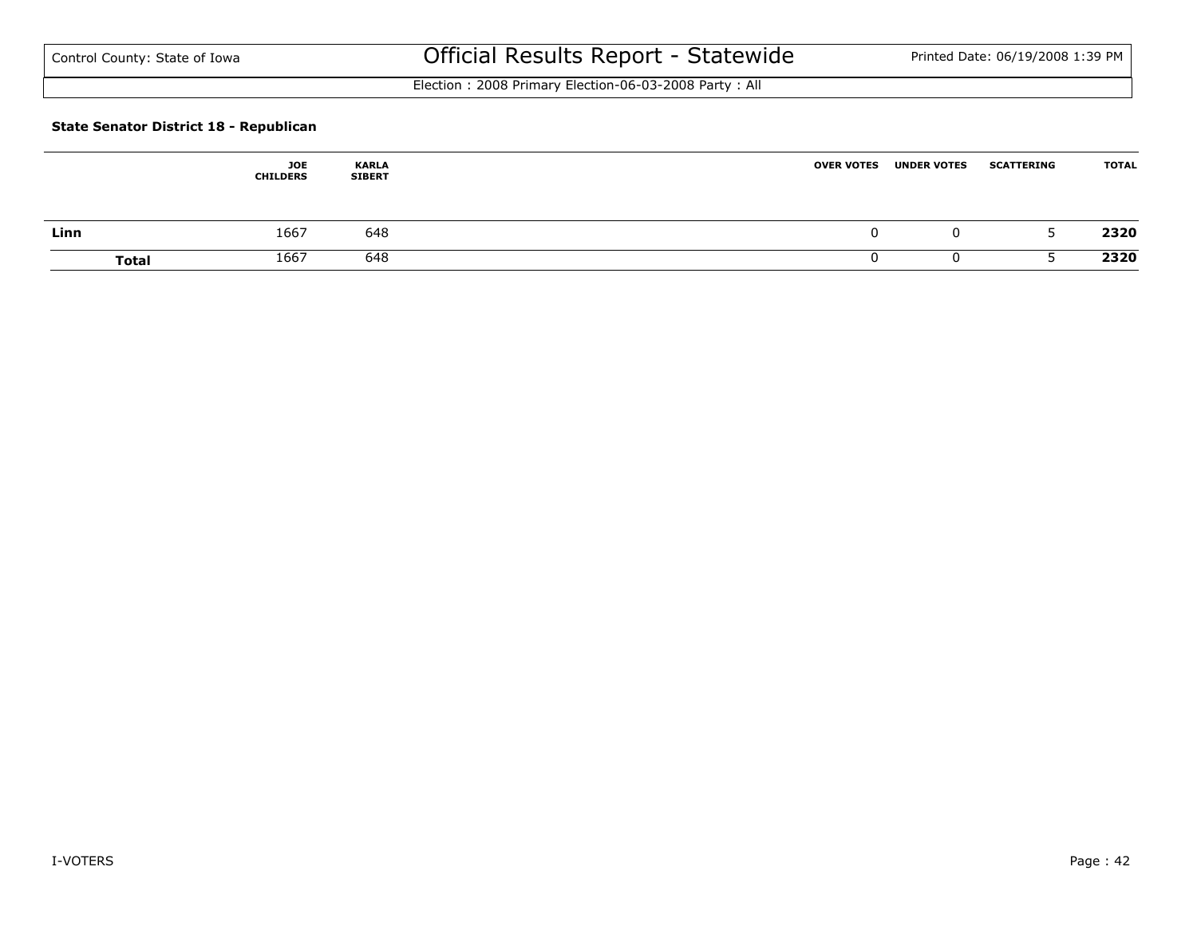**State Senator District 18 - Republican**

| | JOE CHILDERS | KARLA SIBERT | OVER VOTES | UNDER VOTES | SCATTERING | TOTAL |
|---|---|---|---|---|---|---|
| **Linn** | 1667 | 648 | 0 | 0 | 5 | **2320** |
| **Total** | 1667 | 648 | 0 | 0 | 5 | **2320** |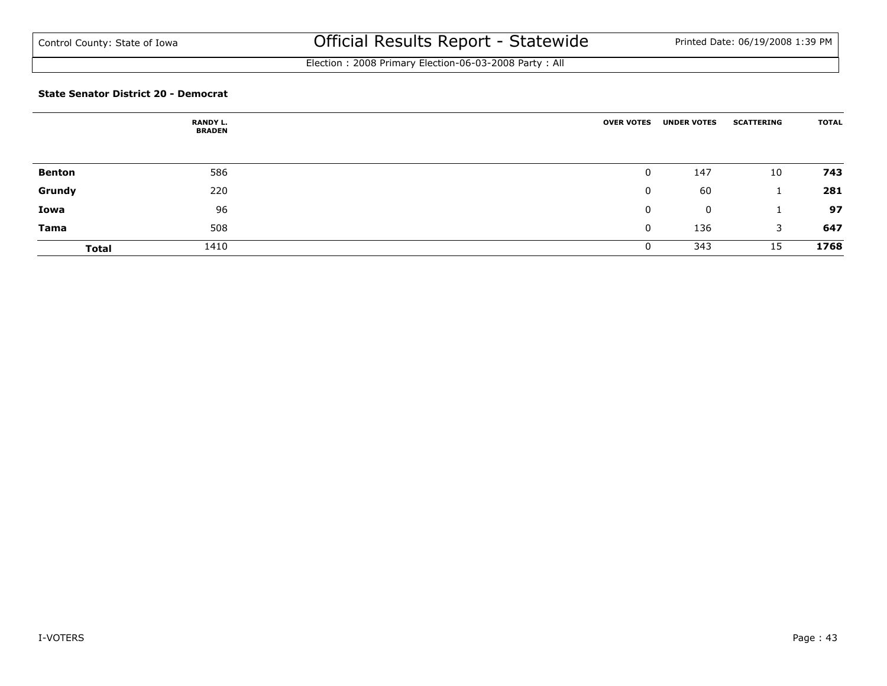Control County: State of Iowa

# Official Results Report - Statewide

Election : 2008 Primary Election-06-03-2008 Party : All

### State Senator District 20 - Democrat

| | RANDY L. BRADEN | OVER VOTES | UNDER VOTES | SCATTERING | TOTAL |
|---|---|---|---|---|---|
| **Benton** | 586 | 0 | 147 | 10 | **743** |
| **Grundy** | 220 | 0 | 60 | 1 | **281** |
| **Iowa** | 96 | 0 | 0 | 1 | **97** |
| **Tama** | 508 | 0 | 136 | 3 | **647** |
| **Total** | 1410 | 0 | 343 | 15 | **1768** |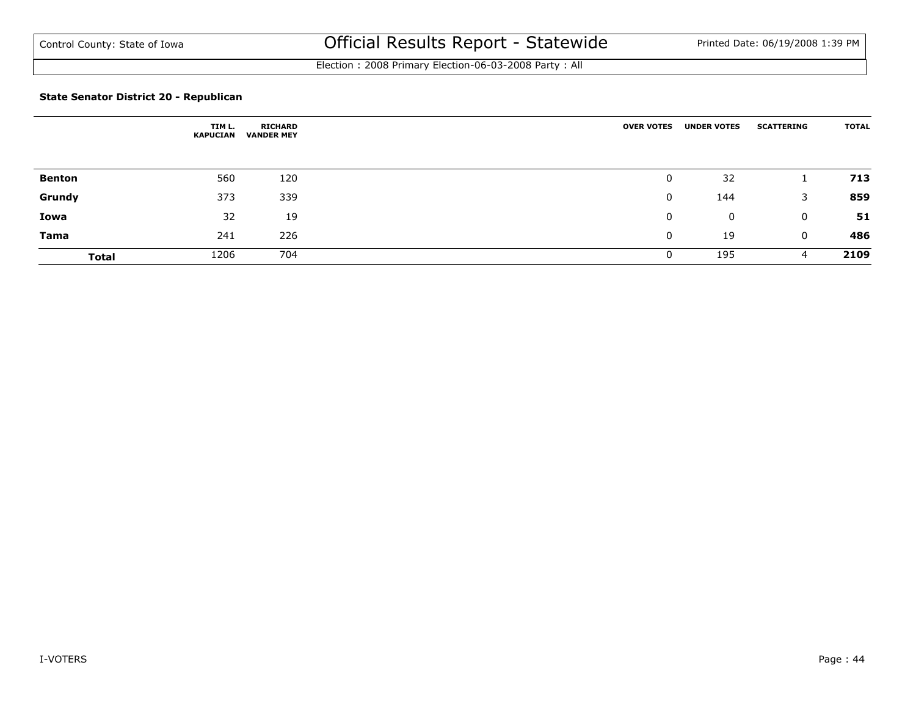Control County: State of Iowa

# Official Results Report - Statewide

Printed Date: 06/19/2008 1:39 PM

Election : 2008 Primary Election-06-03-2008 Party : All

### State Senator District 20 - Republican

| | TIM L. KAPUCIAN | RICHARD VANDER MEY | OVER VOTES | UNDER VOTES | SCATTERING | TOTAL |
|---|---|---|---|---|---|---|
| **Benton** | 560 | 120 | 0 | 32 | 1 | **713** |
| **Grundy** | 373 | 339 | 0 | 144 | 3 | **859** |
| **Iowa** | 32 | 19 | 0 | 0 | 0 | **51** |
| **Tama** | 241 | 226 | 0 | 19 | 0 | **486** |
| **Total** | 1206 | 704 | 0 | 195 | 4 | **2109** |

I-VOTERS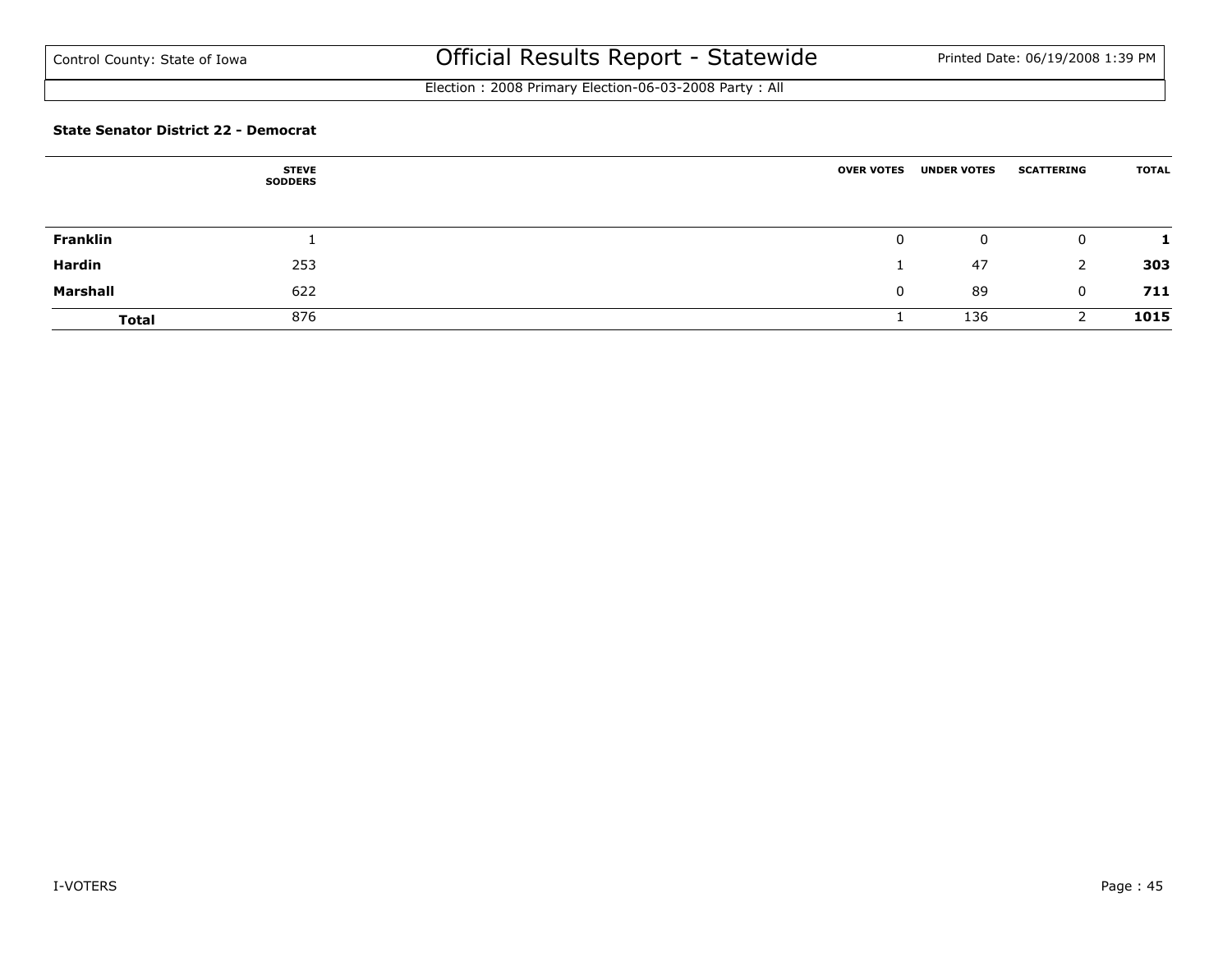Control County: State of Iowa

# Official Results Report - Statewide

Election : 2008 Primary Election-06-03-2008 Party : All

**State Senator District 22 - Democrat**

| | STEVE SODDERS | OVER VOTES | UNDER VOTES | SCATTERING | TOTAL |
|---|---|---|---|---|---|
| **Franklin** | 1 | 0 | 0 | 0 | **1** |
| **Hardin** | 253 | 1 | 47 | 2 | **303** |
| **Marshall** | 622 | 0 | 89 | 0 | **711** |
| **Total** | 876 | 1 | 136 | 2 | **1015** |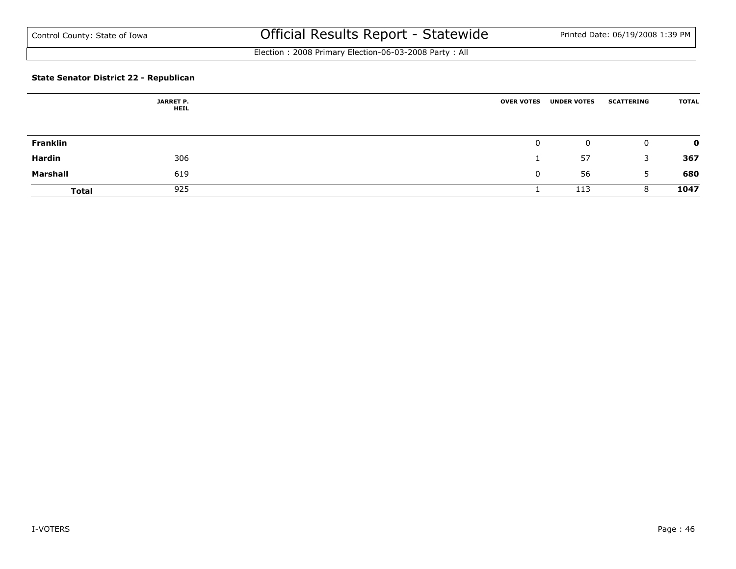### State Senator District 22 - Republican

| | JARRET P. HEIL | OVER VOTES | UNDER VOTES | SCATTERING | TOTAL |
|---|---|---|---|---|---|
| **Franklin** | | 0 | 0 | 0 | **0** |
| **Hardin** | 306 | 1 | 57 | 3 | **367** |
| **Marshall** | 619 | 0 | 56 | 5 | **680** |
| **Total** | 925 | 1 | 113 | 8 | **1047** |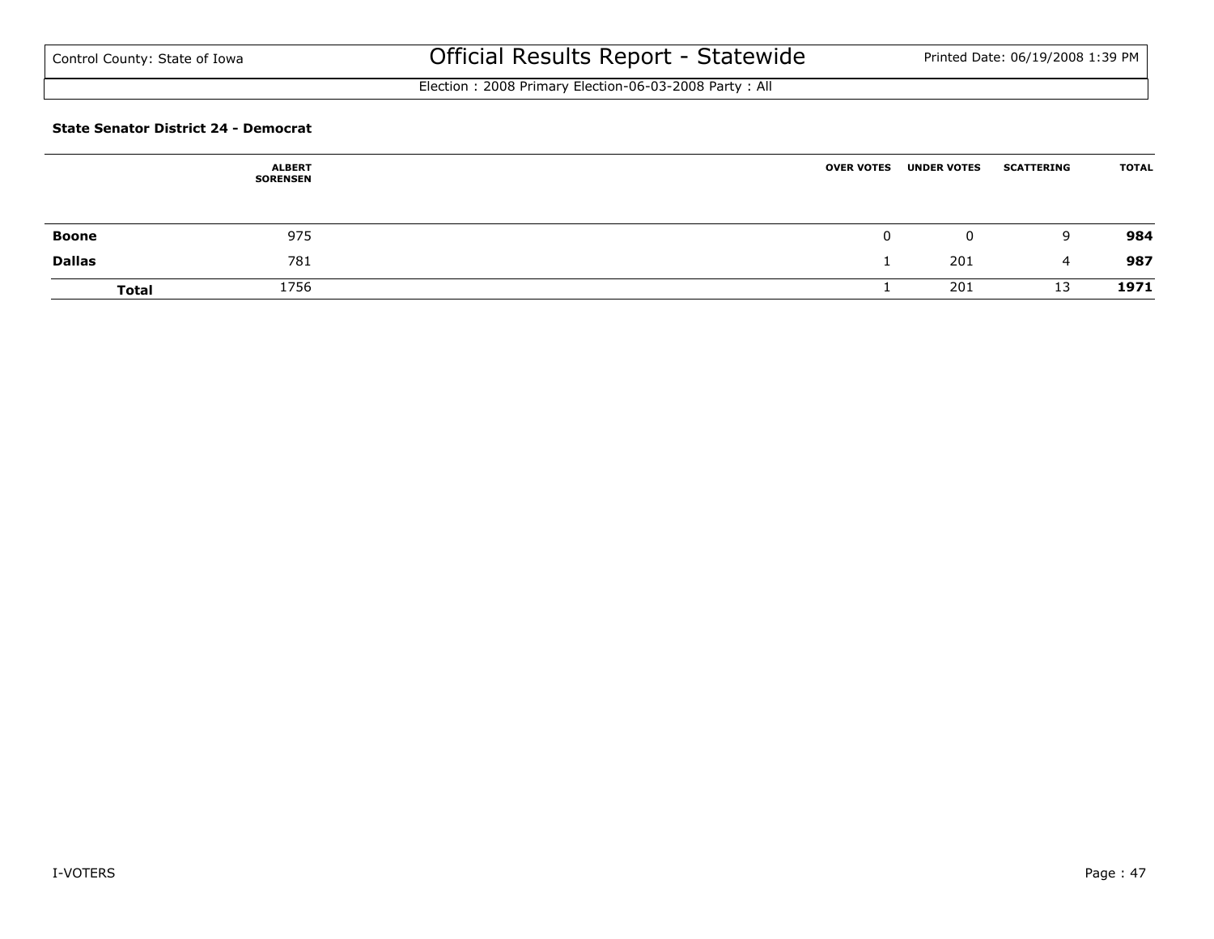## State Senator District 24 - Democrat

| | ALBERT SORENSEN | OVER VOTES | UNDER VOTES | SCATTERING | TOTAL |
|---|---|---|---|---|---|
| **Boone** | 975 | 0 | 0 | 9 | **984** |
| **Dallas** | 781 | 1 | 201 | 4 | **987** |
| **Total** | 1756 | 1 | 201 | 13 | **1971** |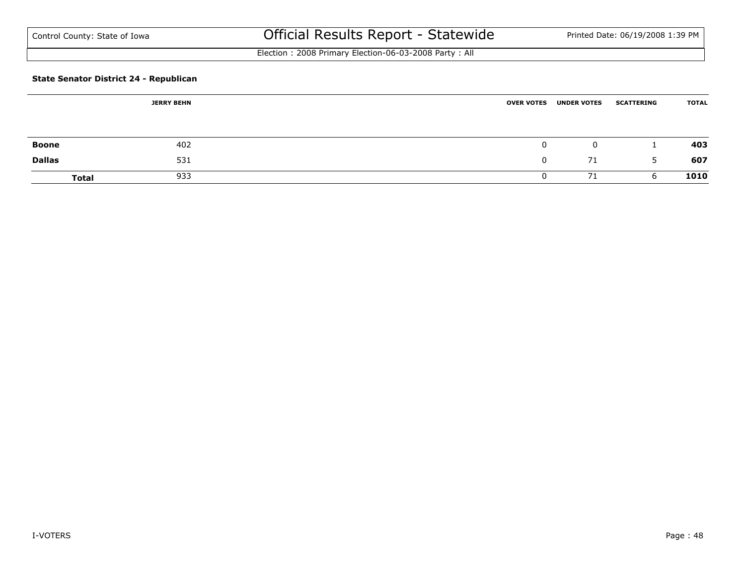Control County: State of Iowa

# Official Results Report - Statewide

Printed Date: 06/19/2008 1:39 PM

Election : 2008 Primary Election-06-03-2008 Party : All

**State Senator District 24 - Republican**

| | JERRY BEHN | OVER VOTES | UNDER VOTES | SCATTERING | TOTAL |
|---|---|---|---|---|---|
| **Boone** | 402 | 0 | 0 | 1 | **403** |
| **Dallas** | 531 | 0 | 71 | 5 | **607** |
| **Total** | 933 | 0 | 71 | 6 | **1010** |

I-VOTERS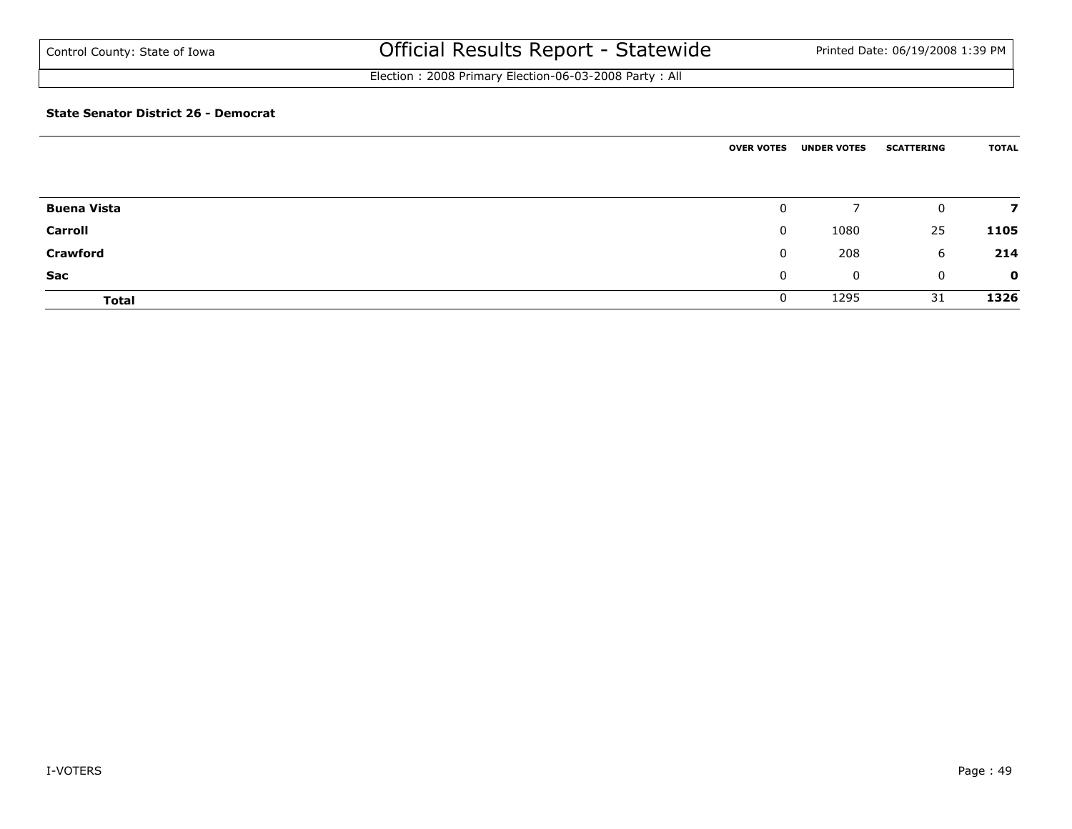Control County: State of Iowa

# Official Results Report - Statewide

Election : 2008 Primary Election-06-03-2008 Party : All

**State Senator District 26 - Democrat**

| | OVER VOTES | UNDER VOTES | SCATTERING | TOTAL |
|---|---|---|---|---|
| **Buena Vista** | 0 | 7 | 0 | **7** |
| **Carroll** | 0 | 1080 | 25 | **1105** |
| **Crawford** | 0 | 208 | 6 | **214** |
| **Sac** | 0 | 0 | 0 | **0** |
| **Total** | 0 | 1295 | 31 | **1326** |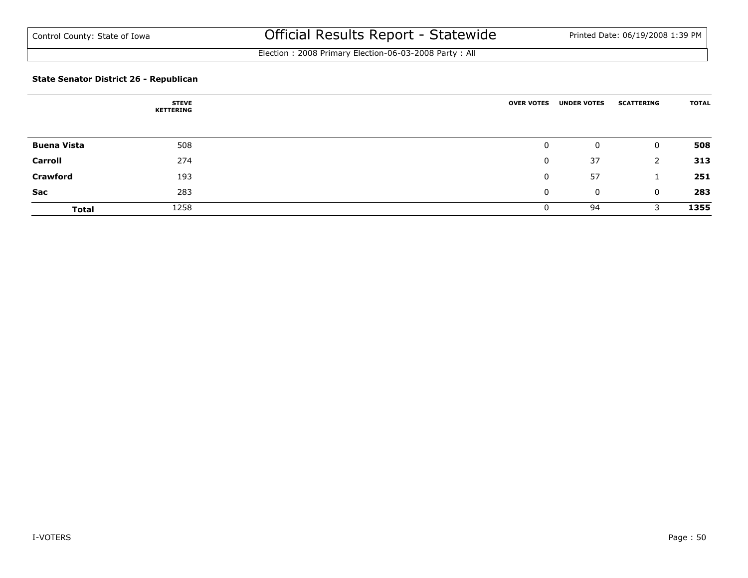### State Senator District 26 - Republican

| | STEVE KETTERING | OVER VOTES | UNDER VOTES | SCATTERING | TOTAL |
|---|---|---|---|---|---|
| **Buena Vista** | 508 | 0 | 0 | 0 | **508** |
| **Carroll** | 274 | 0 | 37 | 2 | **313** |
| **Crawford** | 193 | 0 | 57 | 1 | **251** |
| **Sac** | 283 | 0 | 0 | 0 | **283** |
| **Total** | 1258 | 0 | 94 | 3 | **1355** |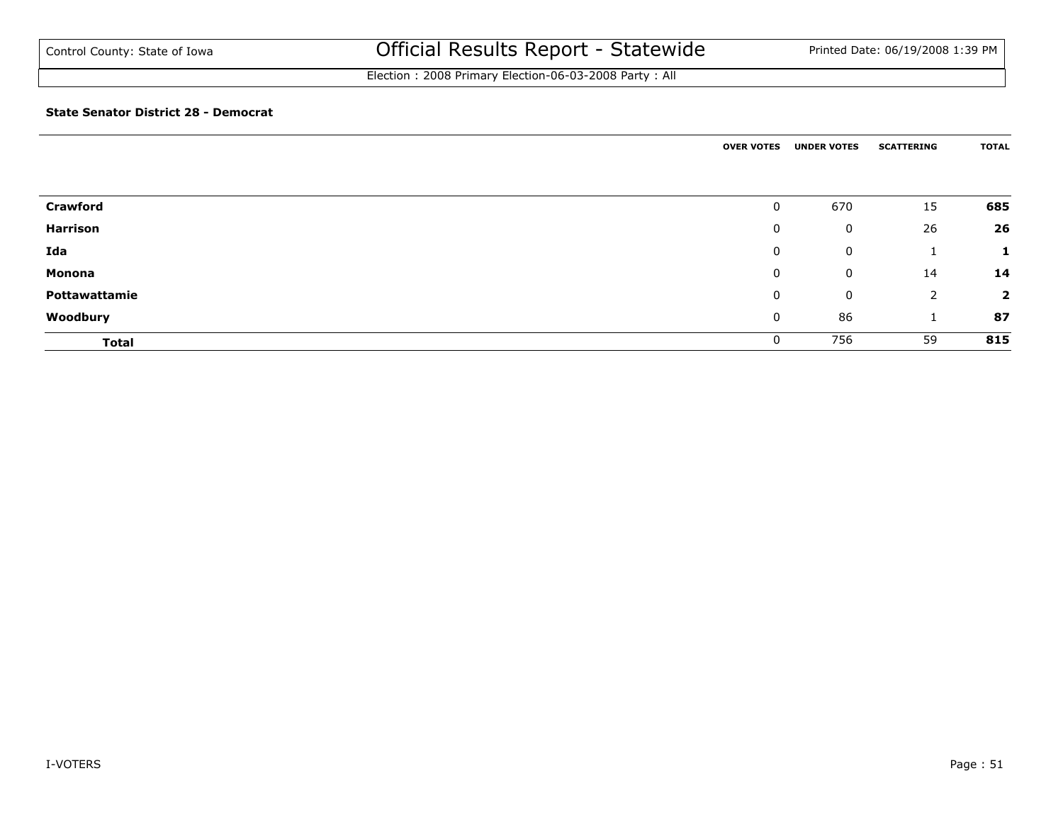Control County: State of Iowa

# Official Results Report - Statewide

Election : 2008 Primary Election-06-03-2008 Party : All

**State Senator District 28 - Democrat**

| | OVER VOTES | UNDER VOTES | SCATTERING | TOTAL |
|---|---|---|---|---|
| **Crawford** | 0 | 670 | 15 | **685** |
| **Harrison** | 0 | 0 | 26 | **26** |
| **Ida** | 0 | 0 | 1 | **1** |
| **Monona** | 0 | 0 | 14 | **14** |
| **Pottawattamie** | 0 | 0 | 2 | **2** |
| **Woodbury** | 0 | 86 | 1 | **87** |
| **Total** | 0 | 756 | 59 | **815** |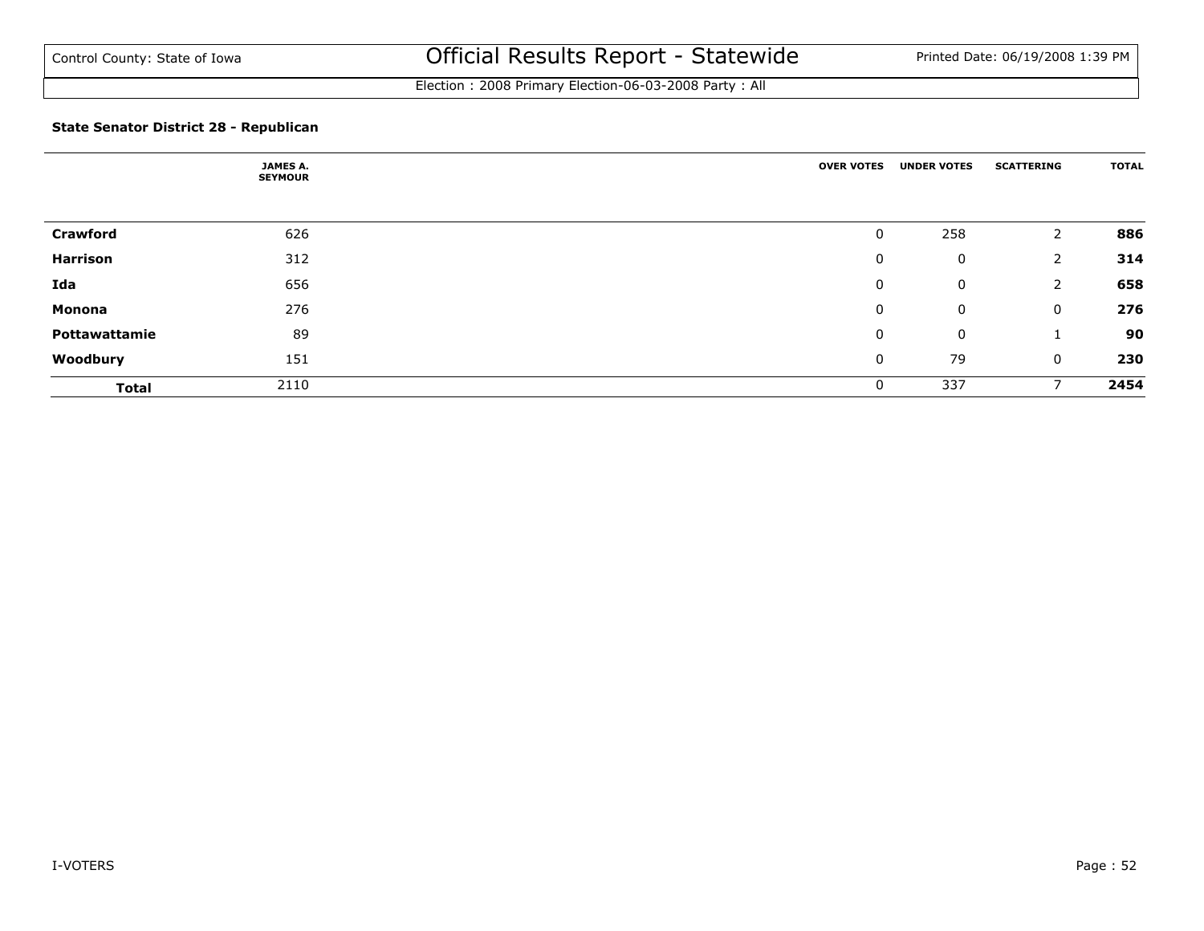Control County: State of Iowa

# Official Results Report - Statewide

Election : 2008 Primary Election-06-03-2008 Party : All

### State Senator District 28 - Republican

| | JAMES A. SEYMOUR | OVER VOTES | UNDER VOTES | SCATTERING | TOTAL |
|---|---|---|---|---|---|
| **Crawford** | 626 | 0 | 258 | 2 | **886** |
| **Harrison** | 312 | 0 | 0 | 2 | **314** |
| **Ida** | 656 | 0 | 0 | 2 | **658** |
| **Monona** | 276 | 0 | 0 | 0 | **276** |
| **Pottawattamie** | 89 | 0 | 0 | 1 | **90** |
| **Woodbury** | 151 | 0 | 79 | 0 | **230** |
| **Total** | 2110 | 0 | 337 | 7 | **2454** |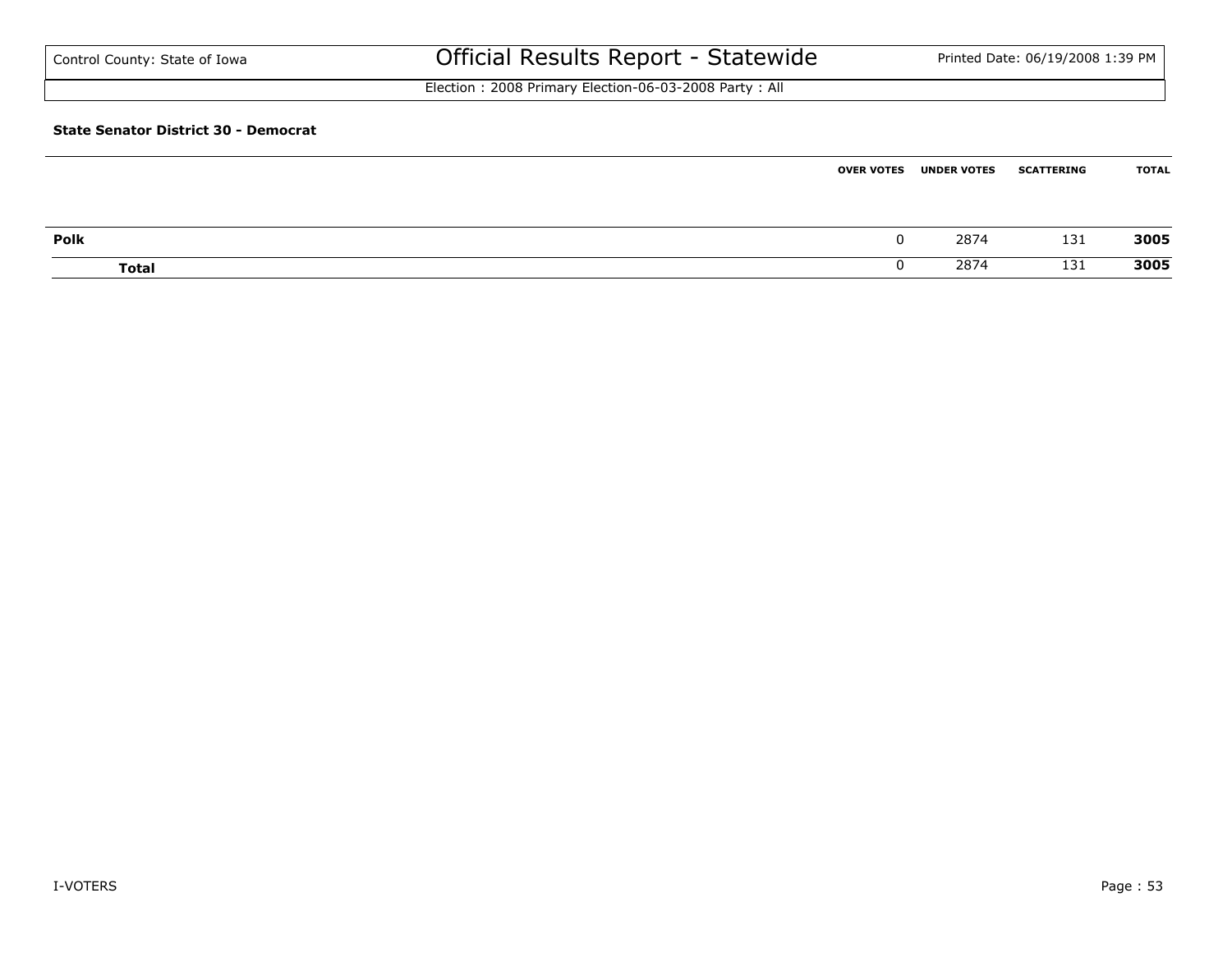# Official Results Report - Statewide

Control County: State of Iowa

Printed Date: 06/19/2008 1:39 PM

Election : 2008 Primary Election-06-03-2008 Party : All

**State Senator District 30 - Democrat**

| | OVER VOTES | UNDER VOTES | SCATTERING | TOTAL |
|---|---|---|---|---|
| **Polk** | 0 | 2874 | 131 | **3005** |
| **Total** | 0 | 2874 | 131 | **3005** |

I-VOTERS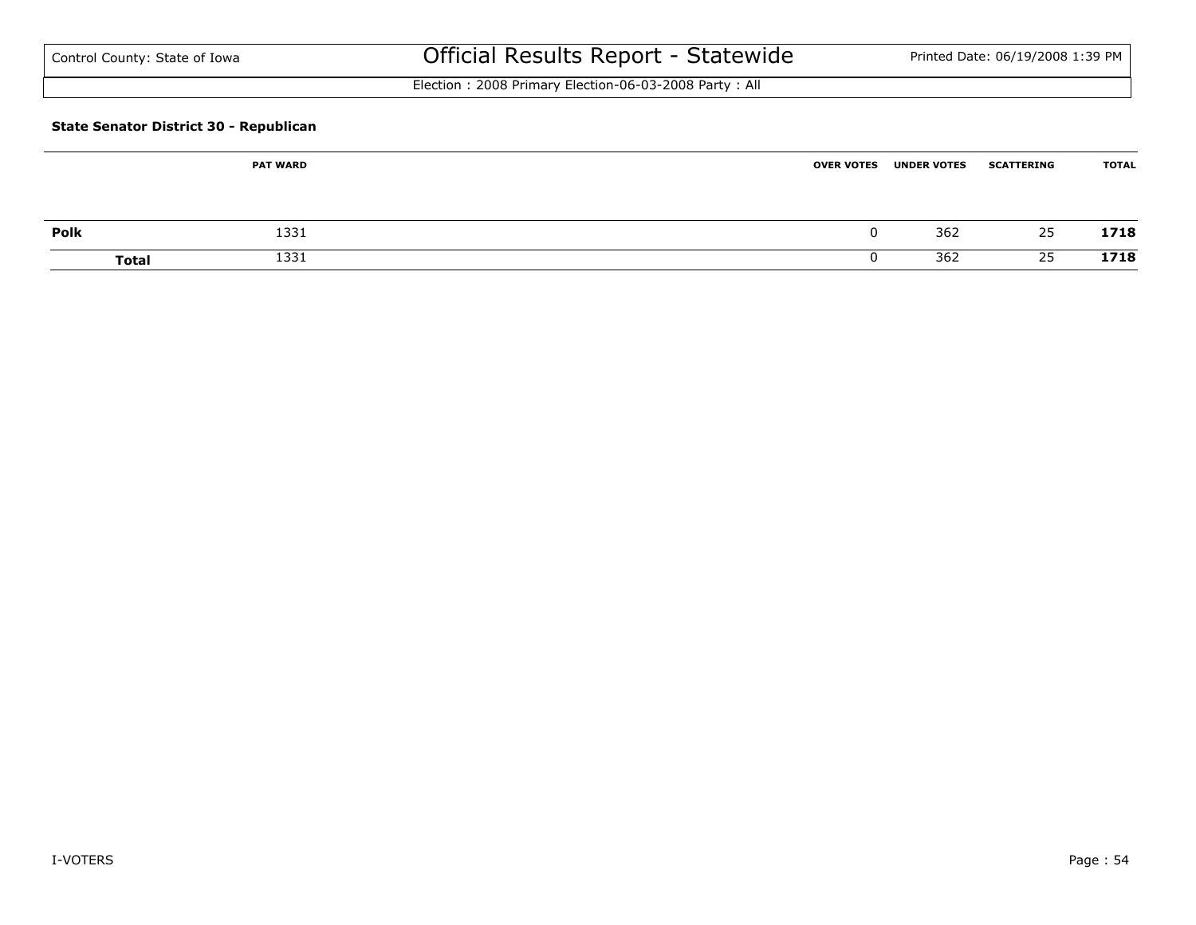Control County: State of Iowa

# Official Results Report - Statewide

Election : 2008 Primary Election-06-03-2008 Party : All

### State Senator District 30 - Republican

| | PAT WARD | OVER VOTES | UNDER VOTES | SCATTERING | TOTAL |
|---|---|---|---|---|---|
| **Polk** | 1331 | 0 | 362 | 25 | **1718** |
| **Total** | 1331 | 0 | 362 | 25 | **1718** |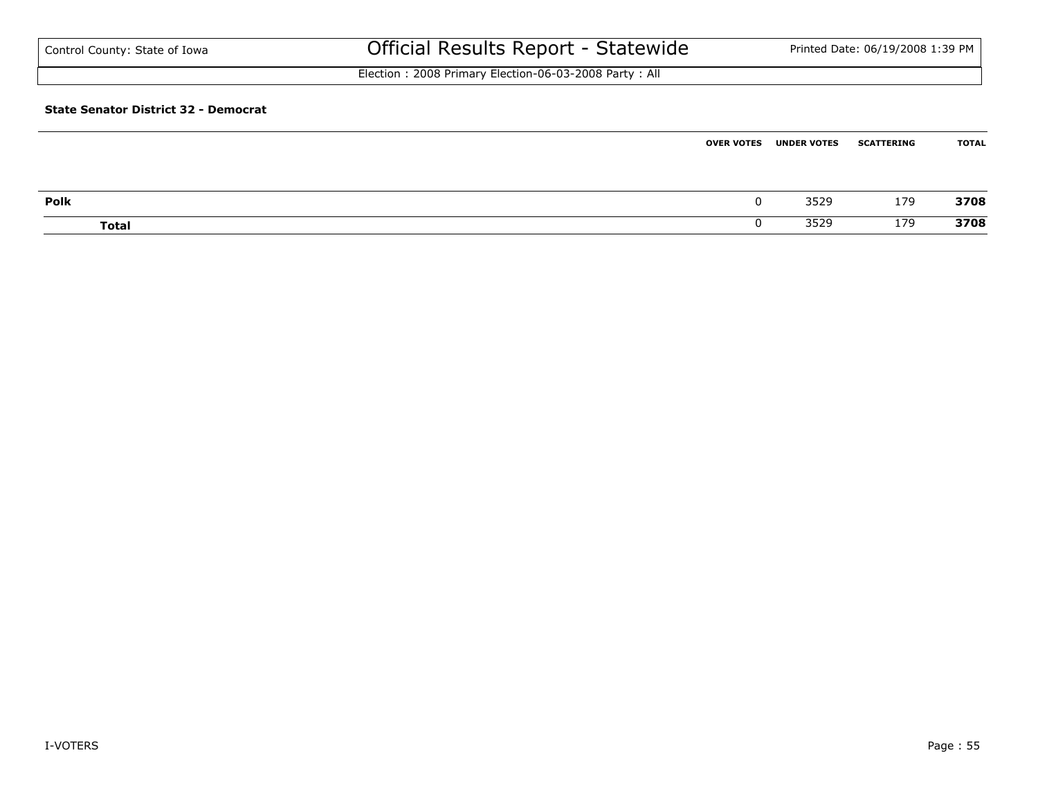Control County: State of Iowa

# Official Results Report - Statewide

Printed Date: 06/19/2008 1:39 PM

Election : 2008 Primary Election-06-03-2008 Party : All

**State Senator District 32 - Democrat**

| | OVER VOTES | UNDER VOTES | SCATTERING | TOTAL |
|---|---|---|---|---|
| **Polk** | 0 | 3529 | 179 | **3708** |
| **Total** | 0 | 3529 | 179 | **3708** |

I-VOTERS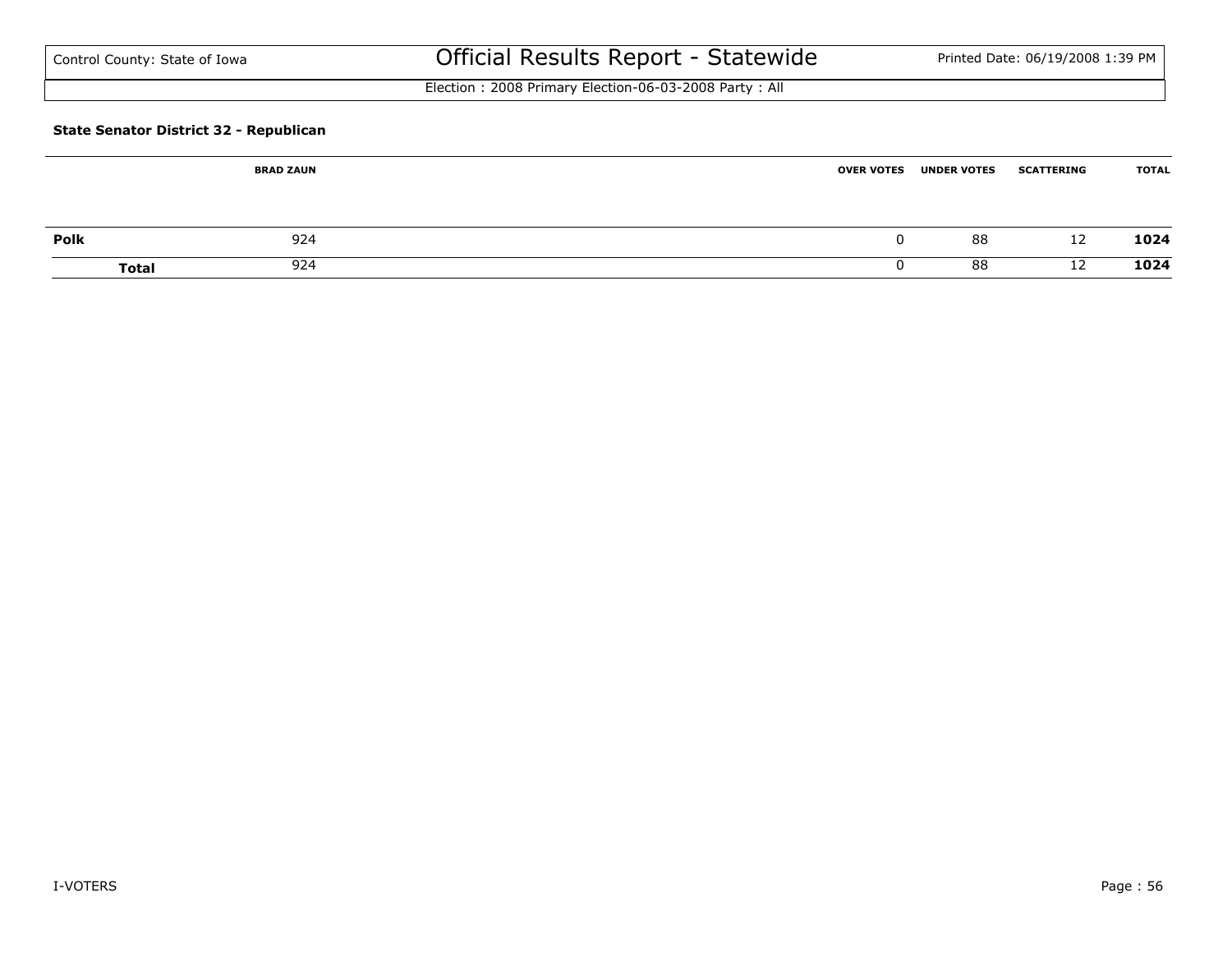### State Senator District 32 - Republican

| | BRAD ZAUN | OVER VOTES | UNDER VOTES | SCATTERING | TOTAL |
|---|---|---|---|---|---|
| **Polk** | 924 | 0 | 88 | 12 | **1024** |
| **Total** | 924 | 0 | 88 | 12 | **1024** |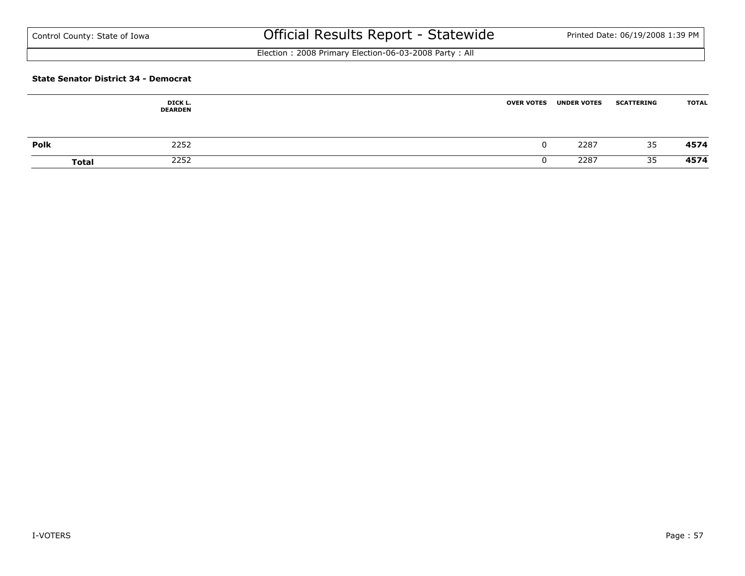#### State Senator District 34 - Democrat

| | DICK L. DEARDEN | OVER VOTES | UNDER VOTES | SCATTERING | TOTAL |
|---|---|---|---|---|---|
| **Polk** | 2252 | 0 | 2287 | 35 | **4574** |
| **Total** | 2252 | 0 | 2287 | 35 | **4574** |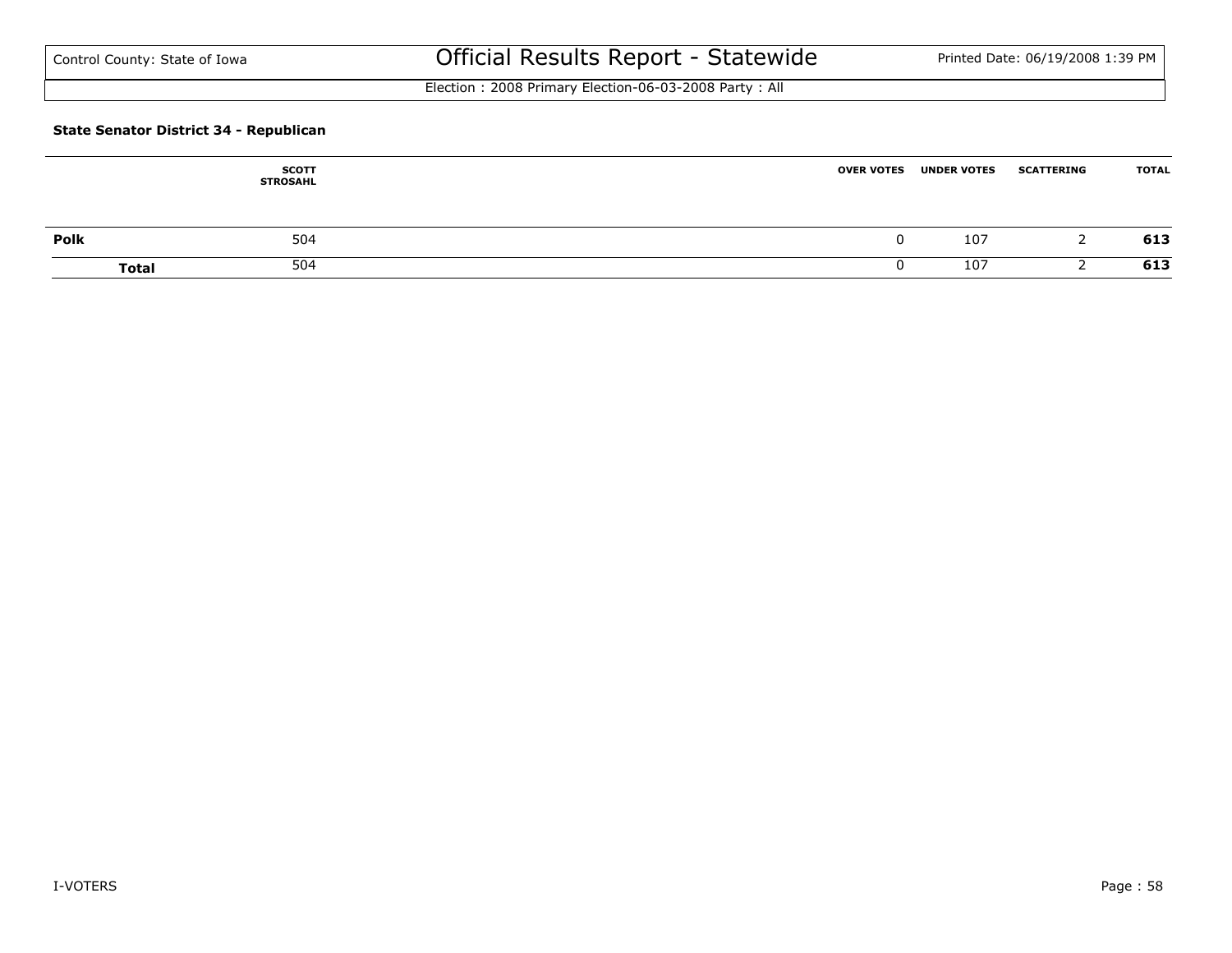**State Senator District 34 - Republican**

| | SCOTT STROSAHL | OVER VOTES | UNDER VOTES | SCATTERING | TOTAL |
|---|---|---|---|---|---|
| **Polk** | 504 | 0 | 107 | 2 | **613** |
| **Total** | 504 | 0 | 107 | 2 | **613** |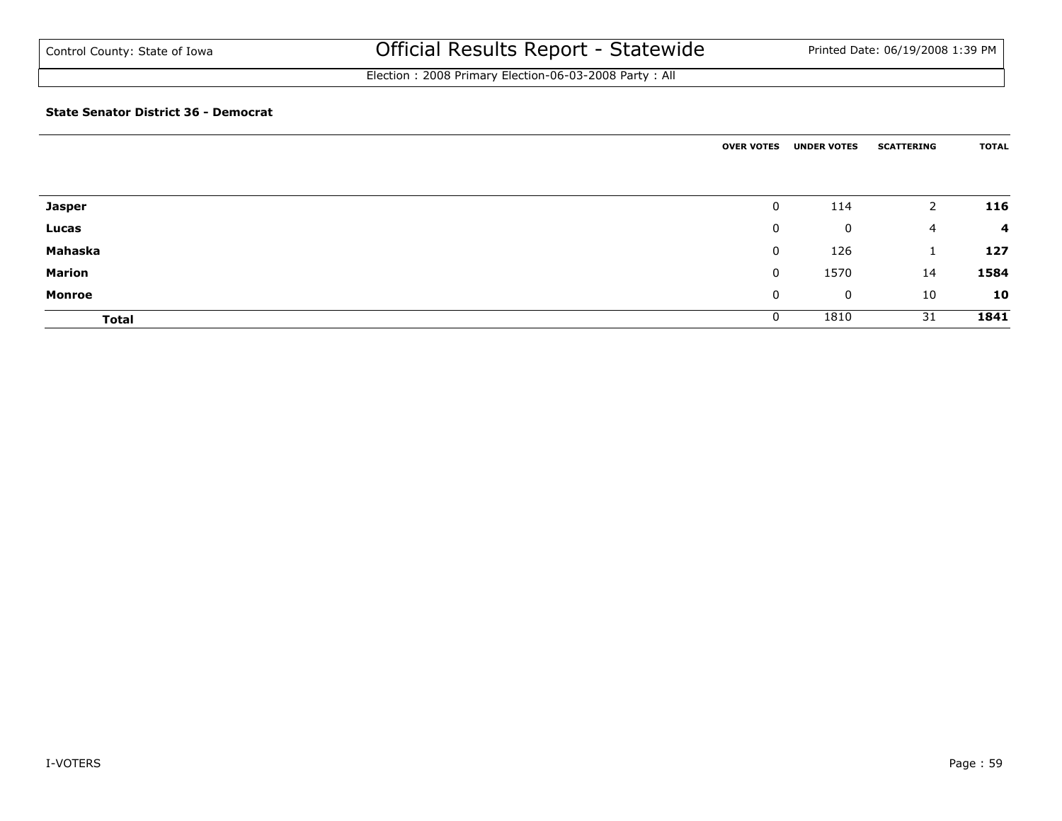Control County: State of Iowa

# Official Results Report - Statewide

Election : 2008 Primary Election-06-03-2008 Party : All

**State Senator District 36 - Democrat**

| | OVER VOTES | UNDER VOTES | SCATTERING | TOTAL |
|---|---|---|---|---|
| **Jasper** | 0 | 114 | 2 | **116** |
| **Lucas** | 0 | 0 | 4 | **4** |
| **Mahaska** | 0 | 126 | 1 | **127** |
| **Marion** | 0 | 1570 | 14 | **1584** |
| **Monroe** | 0 | 0 | 10 | **10** |
| **Total** | 0 | 1810 | 31 | **1841** |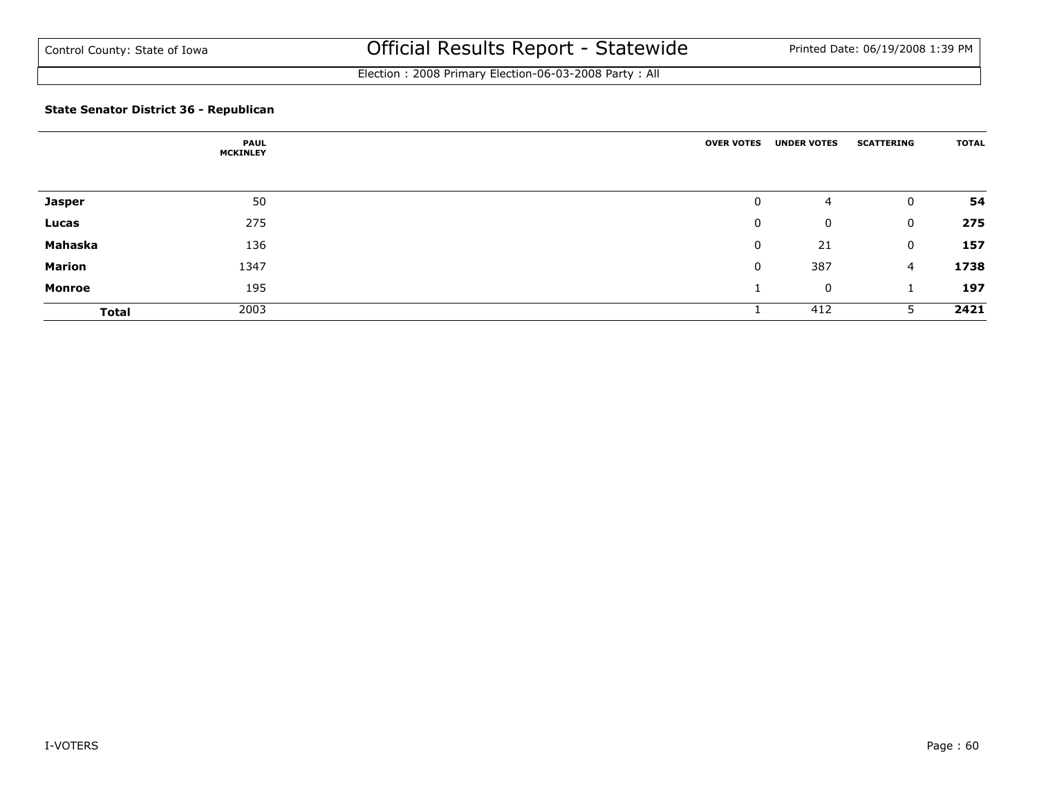### State Senator District 36 - Republican

| | PAUL MCKINLEY | OVER VOTES | UNDER VOTES | SCATTERING | TOTAL |
|---|---|---|---|---|---|
| **Jasper** | 50 | 0 | 4 | 0 | **54** |
| **Lucas** | 275 | 0 | 0 | 0 | **275** |
| **Mahaska** | 136 | 0 | 21 | 0 | **157** |
| **Marion** | 1347 | 0 | 387 | 4 | **1738** |
| **Monroe** | 195 | 1 | 0 | 1 | **197** |
| **Total** | 2003 | 1 | 412 | 5 | **2421** |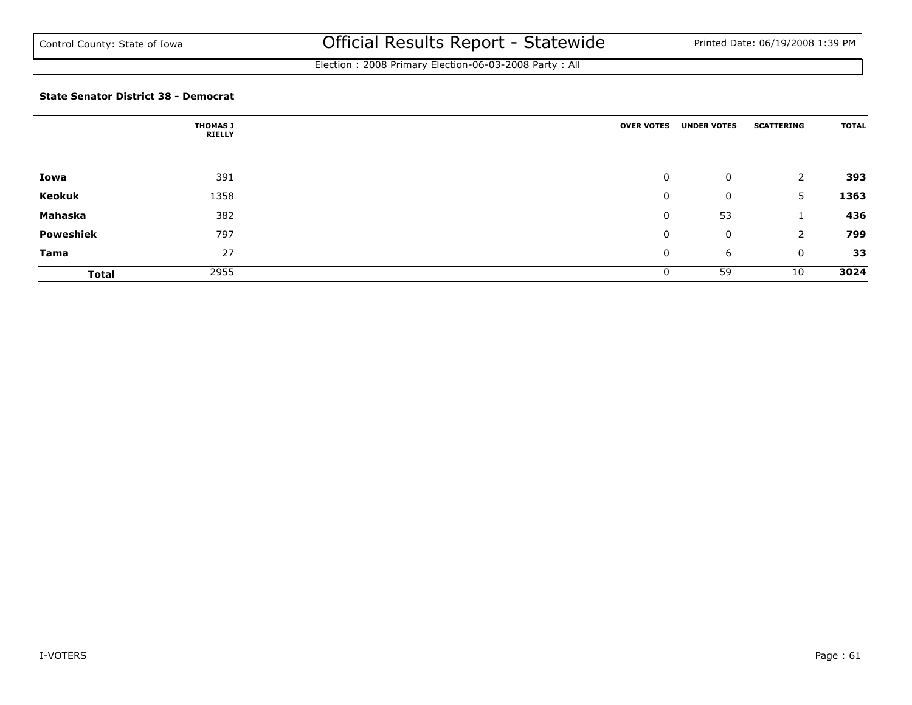Control County: State of Iowa

# Official Results Report - Statewide

Election : 2008 Primary Election-06-03-2008 Party : All

### State Senator District 38 - Democrat

| | THOMAS J RIELLY | OVER VOTES | UNDER VOTES | SCATTERING | TOTAL |
|---|---|---|---|---|---|
| **Iowa** | 391 | 0 | 0 | 2 | **393** |
| **Keokuk** | 1358 | 0 | 0 | 5 | **1363** |
| **Mahaska** | 382 | 0 | 53 | 1 | **436** |
| **Poweshiek** | 797 | 0 | 0 | 2 | **799** |
| **Tama** | 27 | 0 | 6 | 0 | **33** |
| **Total** | 2955 | 0 | 59 | 10 | **3024** |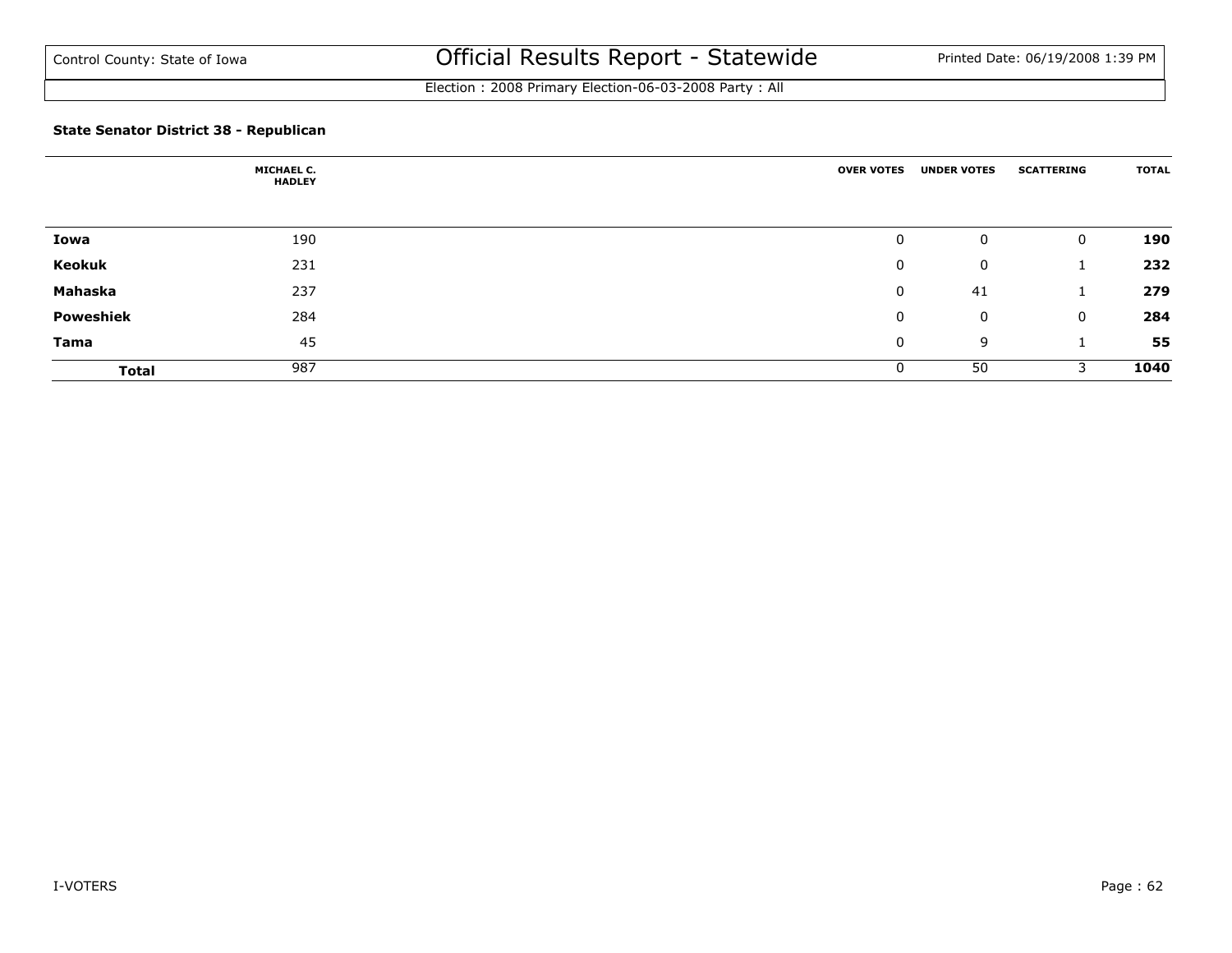Control County: State of Iowa

# Official Results Report - Statewide

Printed Date: 06/19/2008 1:39 PM

Election : 2008 Primary Election-06-03-2008 Party : All

### State Senator District 38 - Republican

| | MICHAEL C. HADLEY | OVER VOTES | UNDER VOTES | SCATTERING | TOTAL |
|---|---|---|---|---|---|
| **Iowa** | 190 | 0 | 0 | 0 | **190** |
| **Keokuk** | 231 | 0 | 0 | 1 | **232** |
| **Mahaska** | 237 | 0 | 41 | 1 | **279** |
| **Poweshiek** | 284 | 0 | 0 | 0 | **284** |
| **Tama** | 45 | 0 | 9 | 1 | **55** |
| **Total** | 987 | 0 | 50 | 3 | **1040** |

I-VOTERS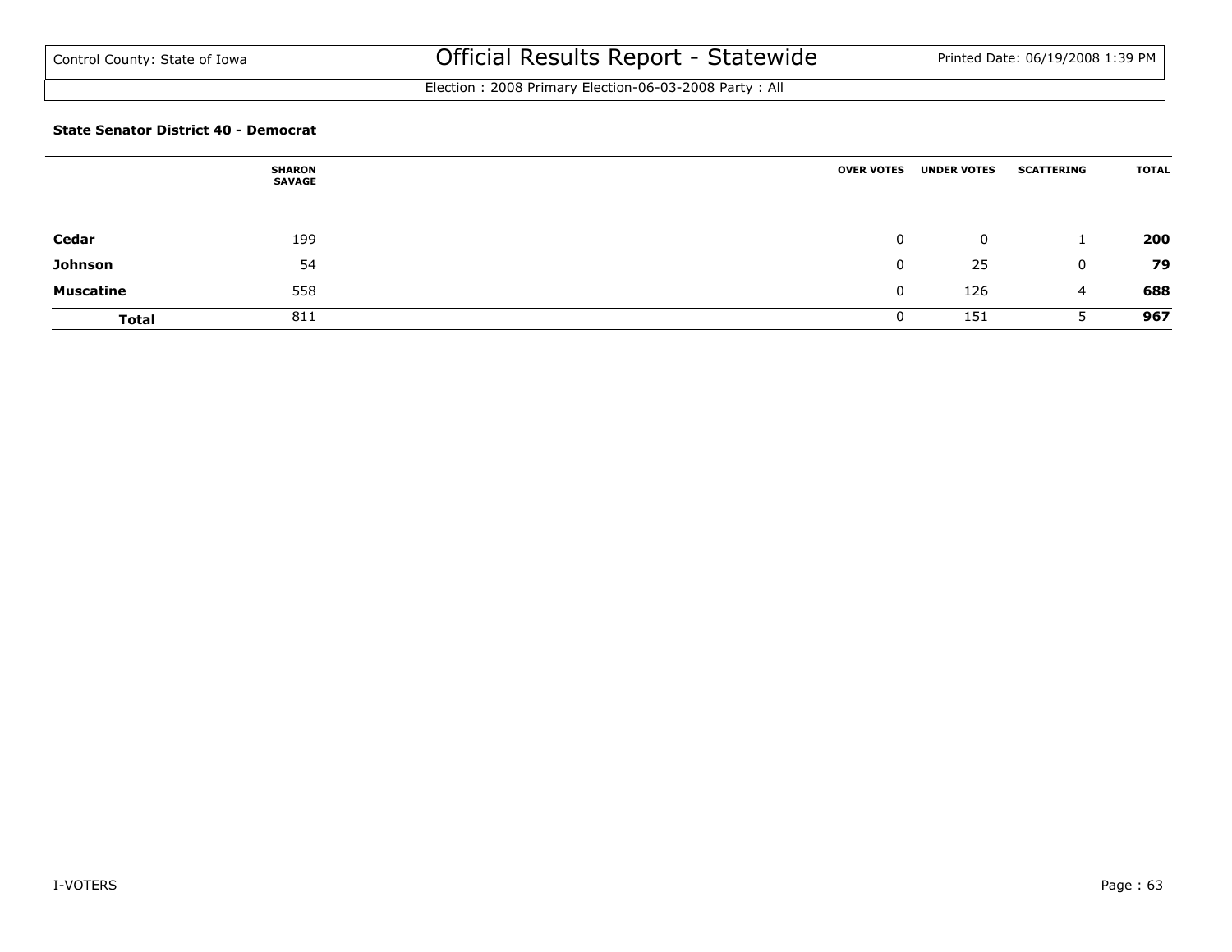### State Senator District 40 - Democrat

| | SHARON SAVAGE | OVER VOTES | UNDER VOTES | SCATTERING | TOTAL |
|---|---|---|---|---|---|
| **Cedar** | 199 | 0 | 0 | 1 | **200** |
| **Johnson** | 54 | 0 | 25 | 0 | **79** |
| **Muscatine** | 558 | 0 | 126 | 4 | **688** |
| **Total** | 811 | 0 | 151 | 5 | **967** |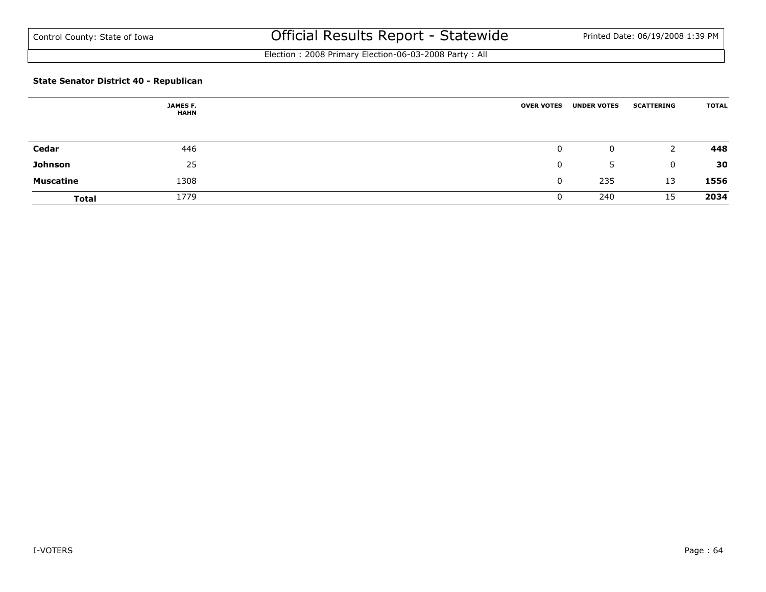**State Senator District 40 - Republican**

| | JAMES F. HAHN | OVER VOTES | UNDER VOTES | SCATTERING | TOTAL |
|---|---|---|---|---|---|
| **Cedar** | 446 | 0 | 0 | 2 | **448** |
| **Johnson** | 25 | 0 | 5 | 0 | **30** |
| **Muscatine** | 1308 | 0 | 235 | 13 | **1556** |
| **Total** | 1779 | 0 | 240 | 15 | **2034** |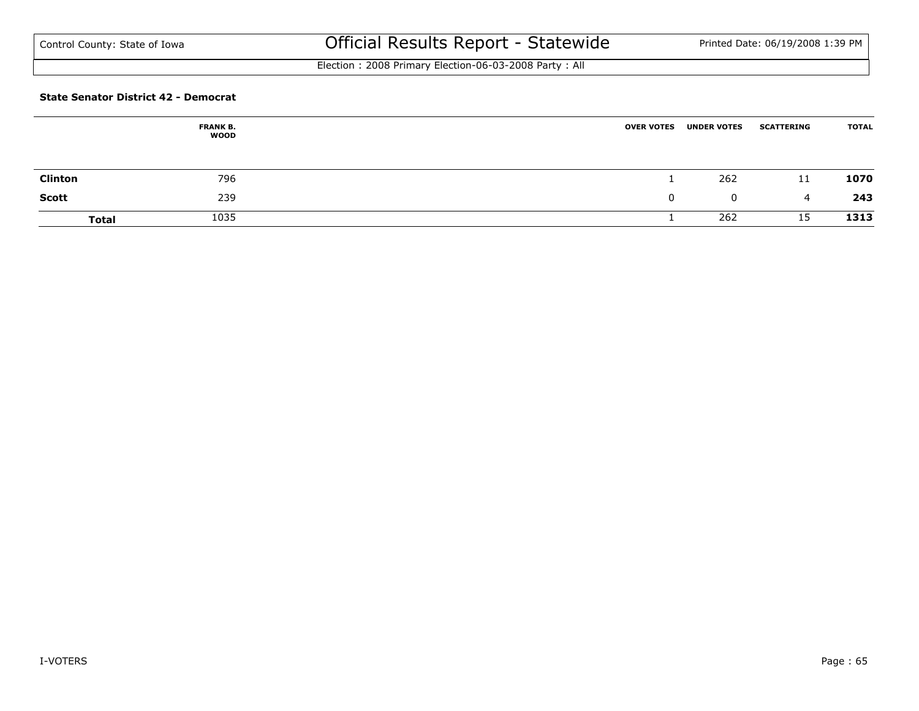**State Senator District 42 - Democrat**

| | FRANK B. WOOD | OVER VOTES | UNDER VOTES | SCATTERING | TOTAL |
|---|---|---|---|---|---|
| **Clinton** | 796 | 1 | 262 | 11 | **1070** |
| **Scott** | 239 | 0 | 0 | 4 | **243** |
| **Total** | 1035 | 1 | 262 | 15 | **1313** |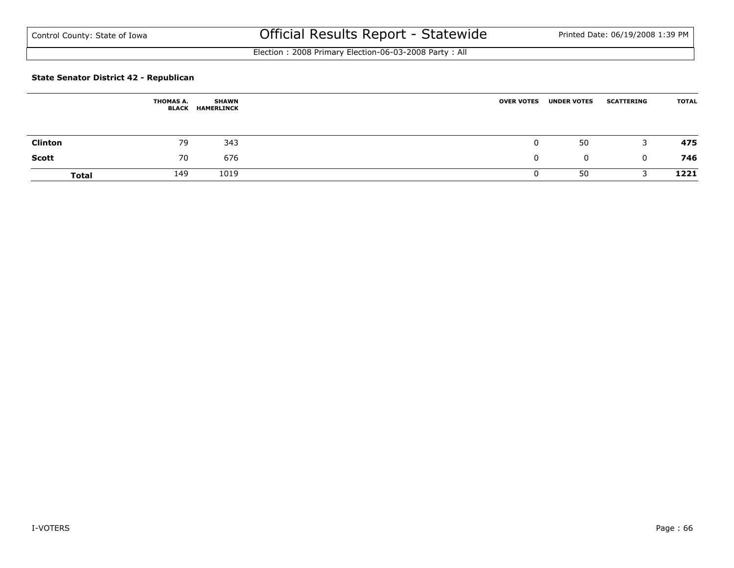**State Senator District 42 - Republican**

| | THOMAS A. BLACK | SHAWN HAMERLINCK | OVER VOTES | UNDER VOTES | SCATTERING | TOTAL |
|---|---|---|---|---|---|---|
| **Clinton** | 79 | 343 | 0 | 50 | 3 | **475** |
| **Scott** | 70 | 676 | 0 | 0 | 0 | **746** |
| **Total** | 149 | 1019 | 0 | 50 | 3 | **1221** |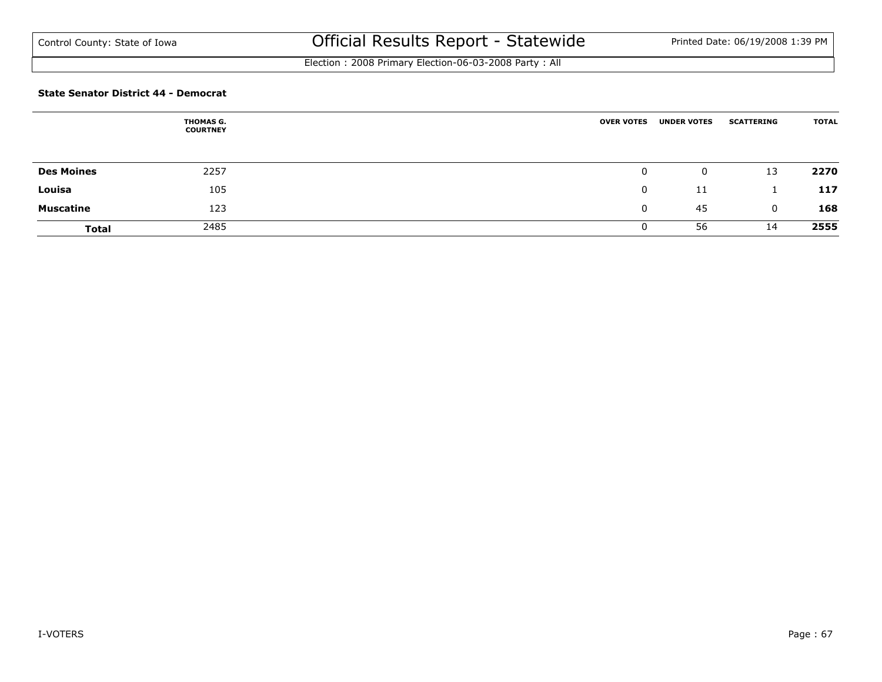### State Senator District 44 - Democrat

| | THOMAS G. COURTNEY | OVER VOTES | UNDER VOTES | SCATTERING | TOTAL |
|---|---|---|---|---|---|
| **Des Moines** | 2257 | 0 | 0 | 13 | **2270** |
| **Louisa** | 105 | 0 | 11 | 1 | **117** |
| **Muscatine** | 123 | 0 | 45 | 0 | **168** |
| **Total** | 2485 | 0 | 56 | 14 | **2555** |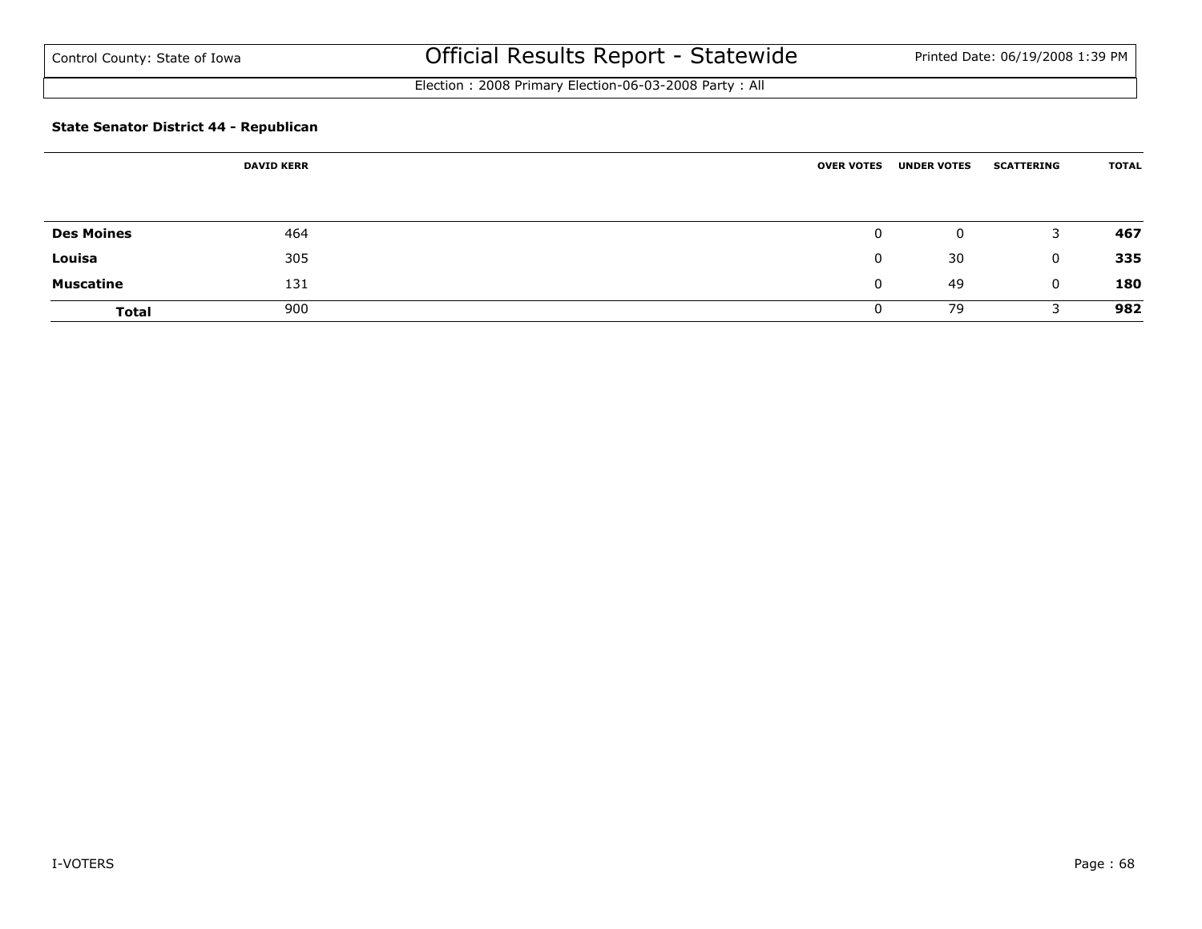### State Senator District 44 - Republican

| | DAVID KERR | OVER VOTES | UNDER VOTES | SCATTERING | TOTAL |
|---|---|---|---|---|---|
| **Des Moines** | 464 | 0 | 0 | 3 | **467** |
| **Louisa** | 305 | 0 | 30 | 0 | **335** |
| **Muscatine** | 131 | 0 | 49 | 0 | **180** |
| **Total** | 900 | 0 | 79 | 3 | **982** |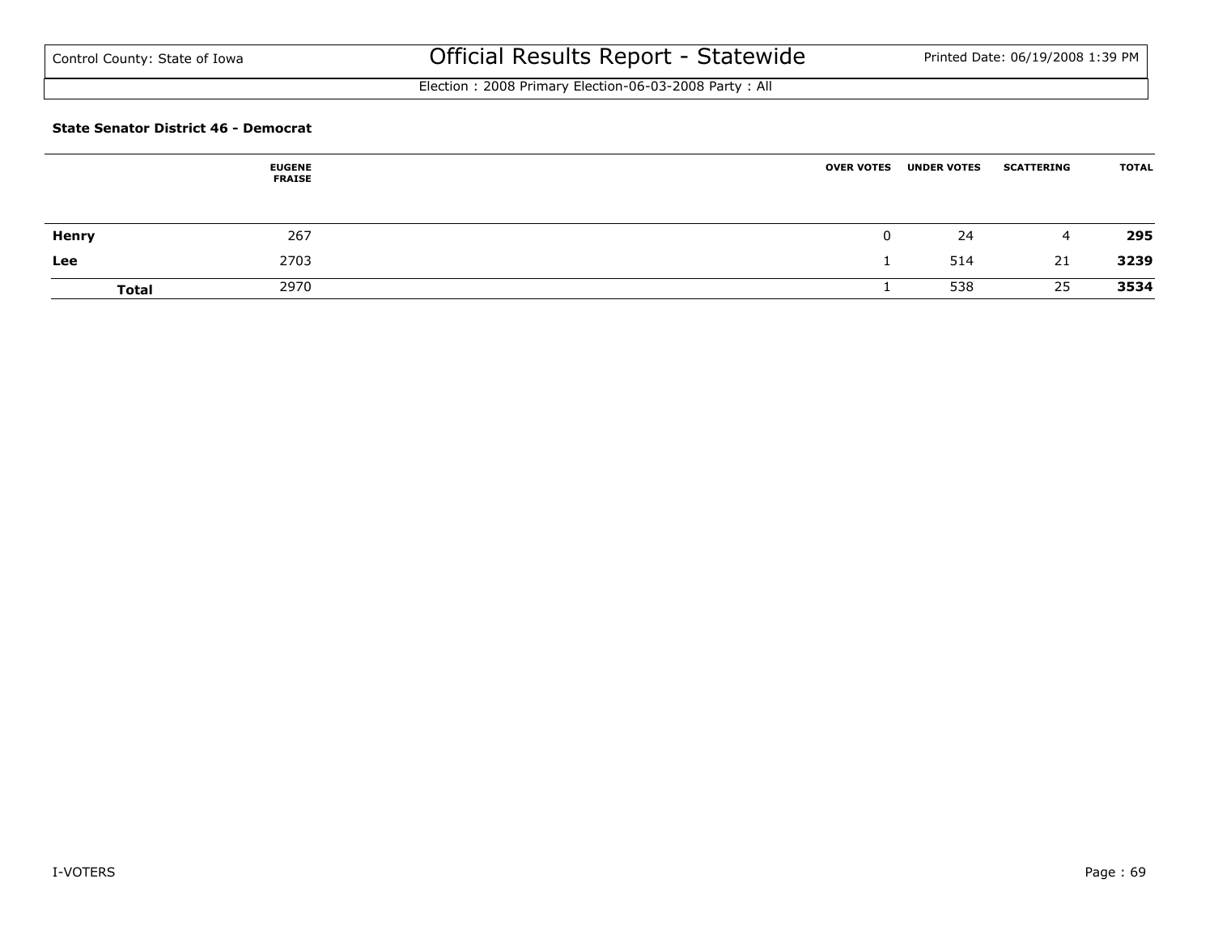**State Senator District 46 - Democrat**

| | EUGENE FRAISE | OVER VOTES | UNDER VOTES | SCATTERING | TOTAL |
|---|---|---|---|---|---|
| **Henry** | 267 | 0 | 24 | 4 | **295** |
| **Lee** | 2703 | 1 | 514 | 21 | **3239** |
| **Total** | 2970 | 1 | 538 | 25 | **3534** |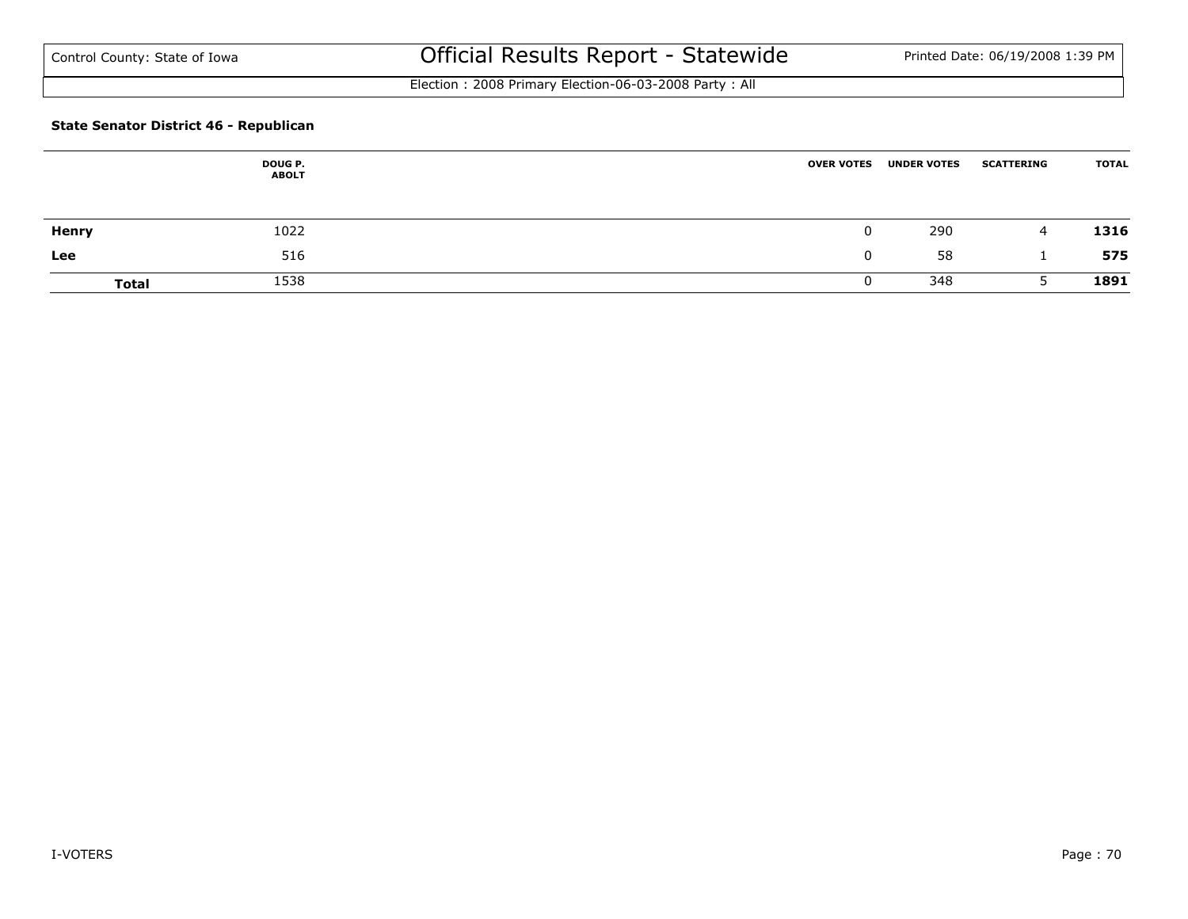Control County: State of Iowa

# Official Results Report - Statewide

Election : 2008 Primary Election-06-03-2008 Party : All

### State Senator District 46 - Republican

| | DOUG P. ABOLT | OVER VOTES | UNDER VOTES | SCATTERING | TOTAL |
|---|---|---|---|---|---|
| **Henry** | 1022 | 0 | 290 | 4 | **1316** |
| **Lee** | 516 | 0 | 58 | 1 | **575** |
| **Total** | 1538 | 0 | 348 | 5 | **1891** |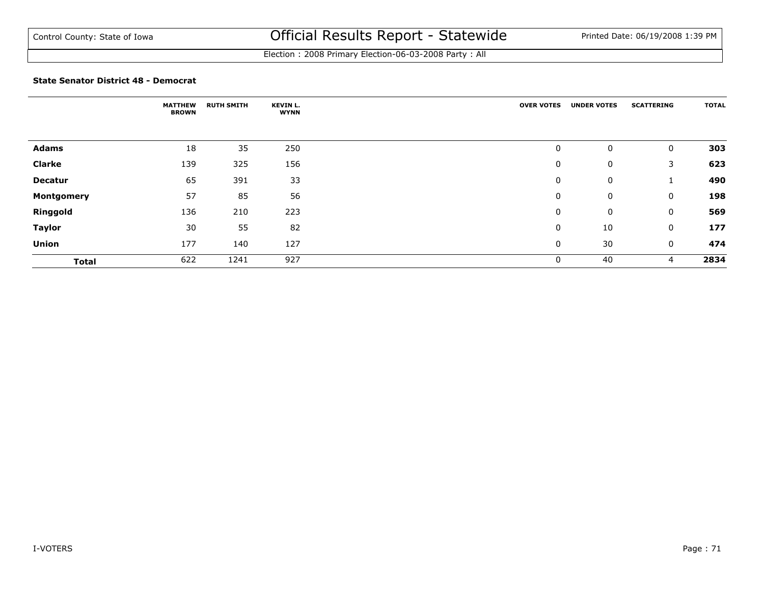Control County: State of Iowa

# Official Results Report - Statewide

Printed Date: 06/19/2008 1:39 PM

Election : 2008 Primary Election-06-03-2008 Party : All

**State Senator District 48 - Democrat**

| | MATTHEW BROWN | RUTH SMITH | KEVIN L. WYNN | OVER VOTES | UNDER VOTES | SCATTERING | TOTAL |
|---|---|---|---|---|---|---|---|
| **Adams** | 18 | 35 | 250 | 0 | 0 | 0 | **303** |
| **Clarke** | 139 | 325 | 156 | 0 | 0 | 3 | **623** |
| **Decatur** | 65 | 391 | 33 | 0 | 0 | 1 | **490** |
| **Montgomery** | 57 | 85 | 56 | 0 | 0 | 0 | **198** |
| **Ringgold** | 136 | 210 | 223 | 0 | 0 | 0 | **569** |
| **Taylor** | 30 | 55 | 82 | 0 | 10 | 0 | **177** |
| **Union** | 177 | 140 | 127 | 0 | 30 | 0 | **474** |
| **Total** | 622 | 1241 | 927 | 0 | 40 | 4 | **2834** |

I-VOTERS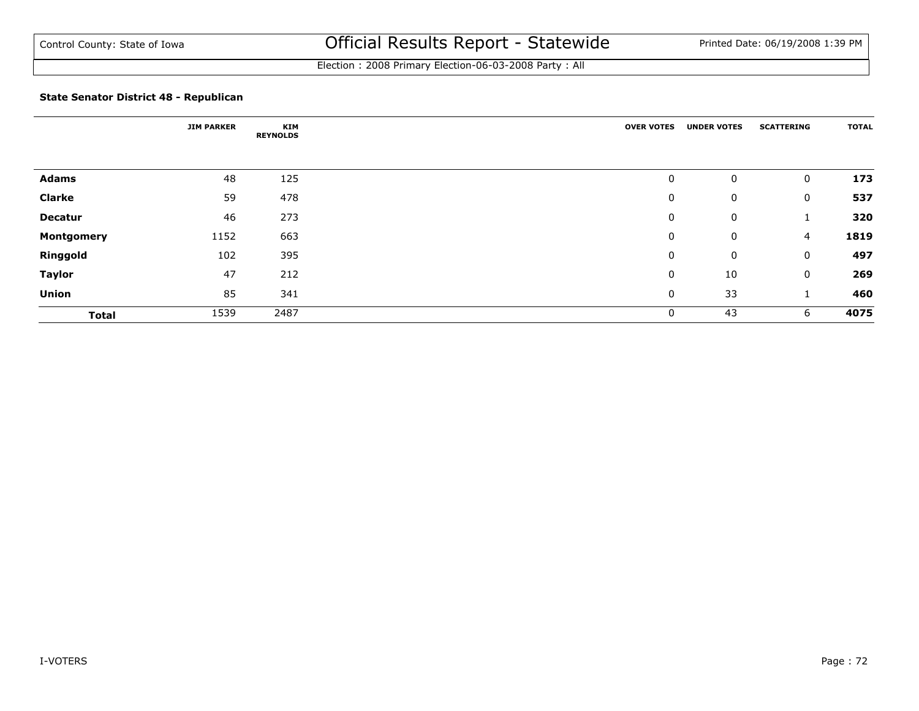# Official Results Report - Statewide

Control County: State of Iowa

Printed Date: 06/19/2008 1:39 PM

Election : 2008 Primary Election-06-03-2008 Party : All

### State Senator District 48 - Republican

| | JIM PARKER | KIM REYNOLDS | OVER VOTES | UNDER VOTES | SCATTERING | TOTAL |
|---|---|---|---|---|---|---|
| **Adams** | 48 | 125 | 0 | 0 | 0 | **173** |
| **Clarke** | 59 | 478 | 0 | 0 | 0 | **537** |
| **Decatur** | 46 | 273 | 0 | 0 | 1 | **320** |
| **Montgomery** | 1152 | 663 | 0 | 0 | 4 | **1819** |
| **Ringgold** | 102 | 395 | 0 | 0 | 0 | **497** |
| **Taylor** | 47 | 212 | 0 | 10 | 0 | **269** |
| **Union** | 85 | 341 | 0 | 33 | 1 | **460** |
| **Total** | 1539 | 2487 | 0 | 43 | 6 | **4075** |

I-VOTERS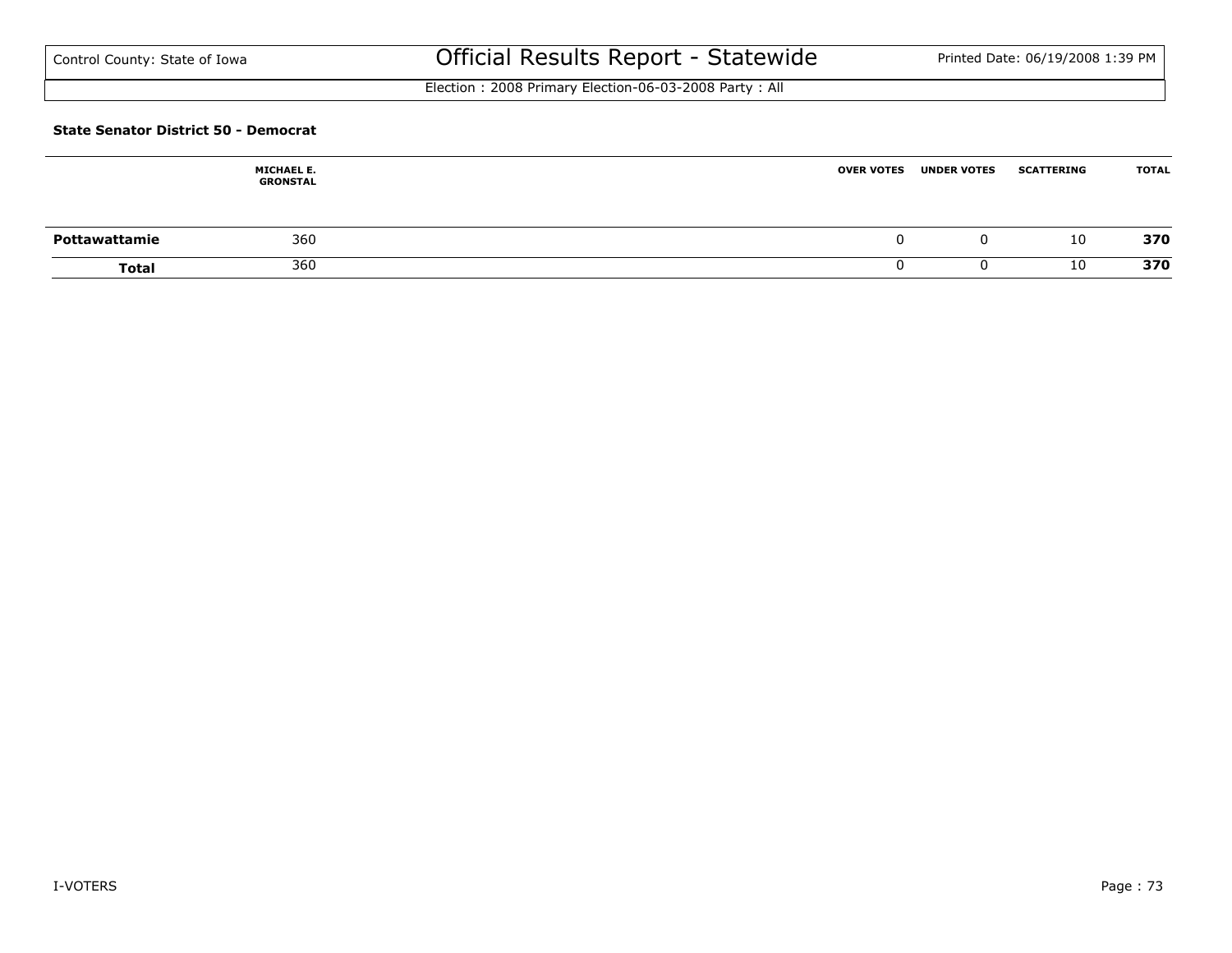### State Senator District 50 - Democrat

| | MICHAEL E. GRONSTAL | OVER VOTES | UNDER VOTES | SCATTERING | TOTAL |
|---|---|---|---|---|---|
| **Pottawattamie** | 360 | 0 | 0 | 10 | **370** |
| **Total** | 360 | 0 | 0 | 10 | **370** |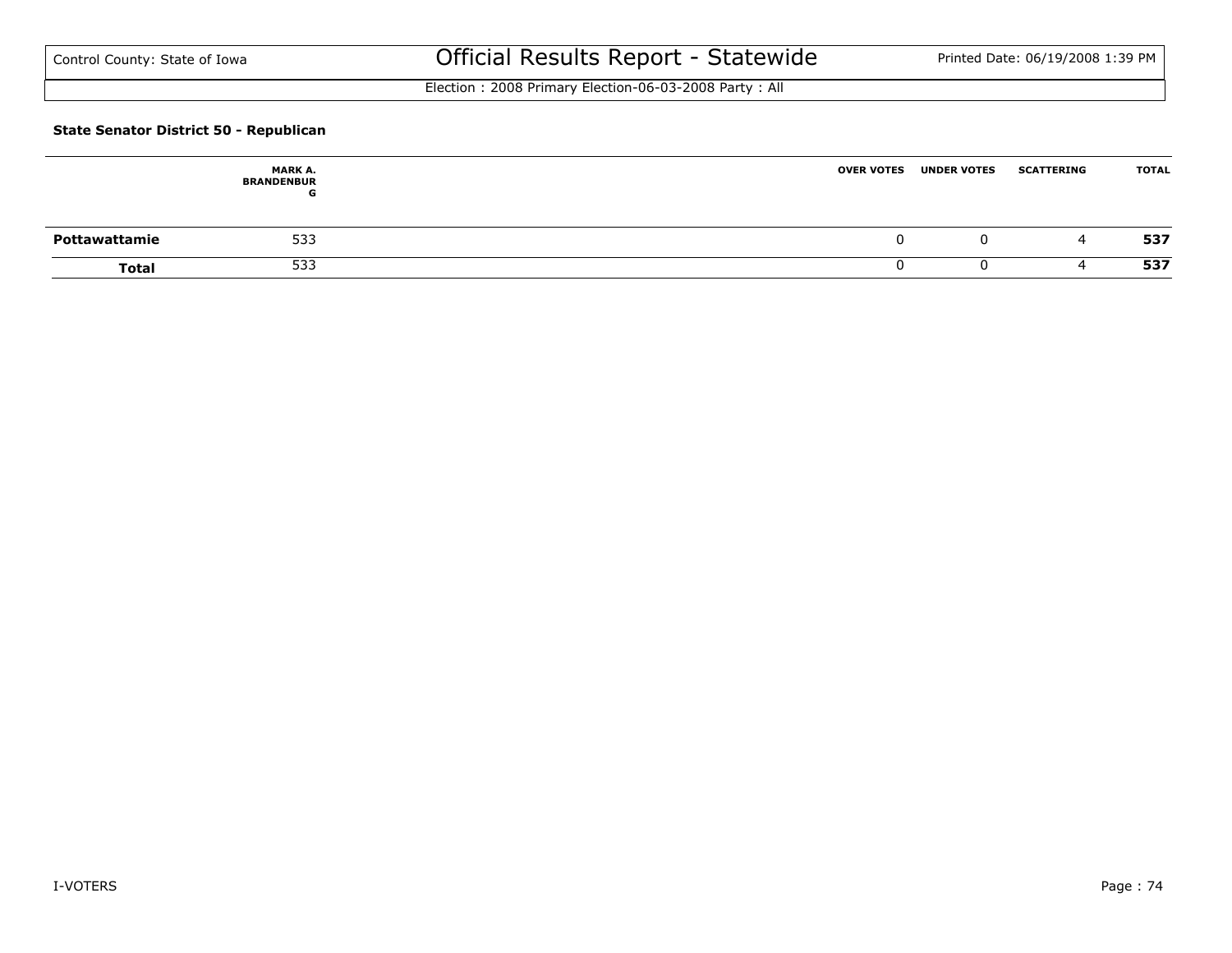**State Senator District 50 - Republican**

| | MARK A. BRANDENBURG | OVER VOTES | UNDER VOTES | SCATTERING | TOTAL |
|---|---|---|---|---|---|
| **Pottawattamie** | 533 | 0 | 0 | 4 | **537** |
| **Total** | 533 | 0 | 0 | 4 | **537** |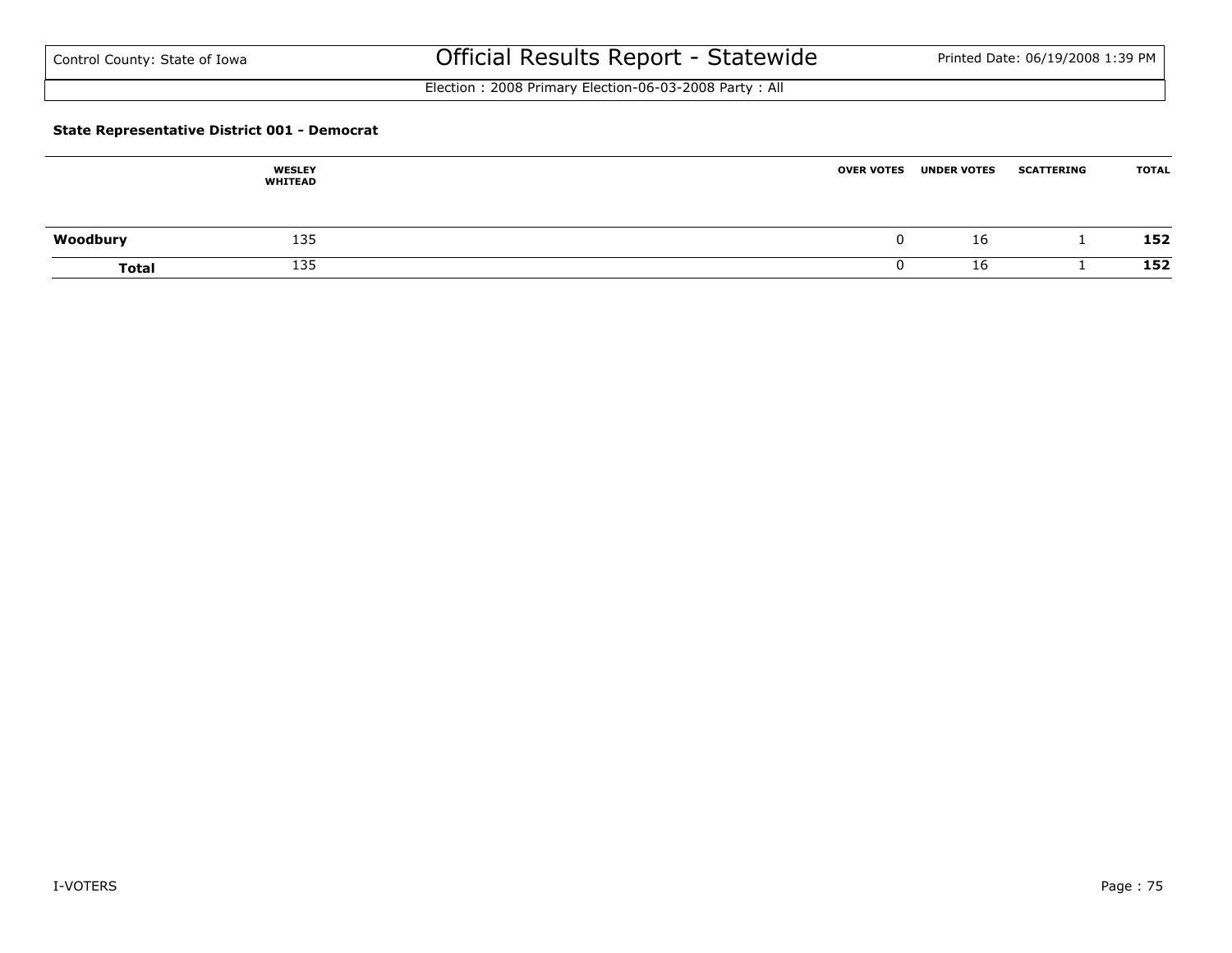Control County: State of Iowa

# Official Results Report - Statewide

Printed Date: 06/19/2008 1:39 PM

Election : 2008 Primary Election-06-03-2008 Party : All

**State Representative District 001 - Democrat**

| | WESLEY WHITEAD | OVER VOTES | UNDER VOTES | SCATTERING | TOTAL |
|---|---|---|---|---|---|
| **Woodbury** | 135 | 0 | 16 | 1 | **152** |
| **Total** | 135 | 0 | 16 | 1 | **152** |

I-VOTERS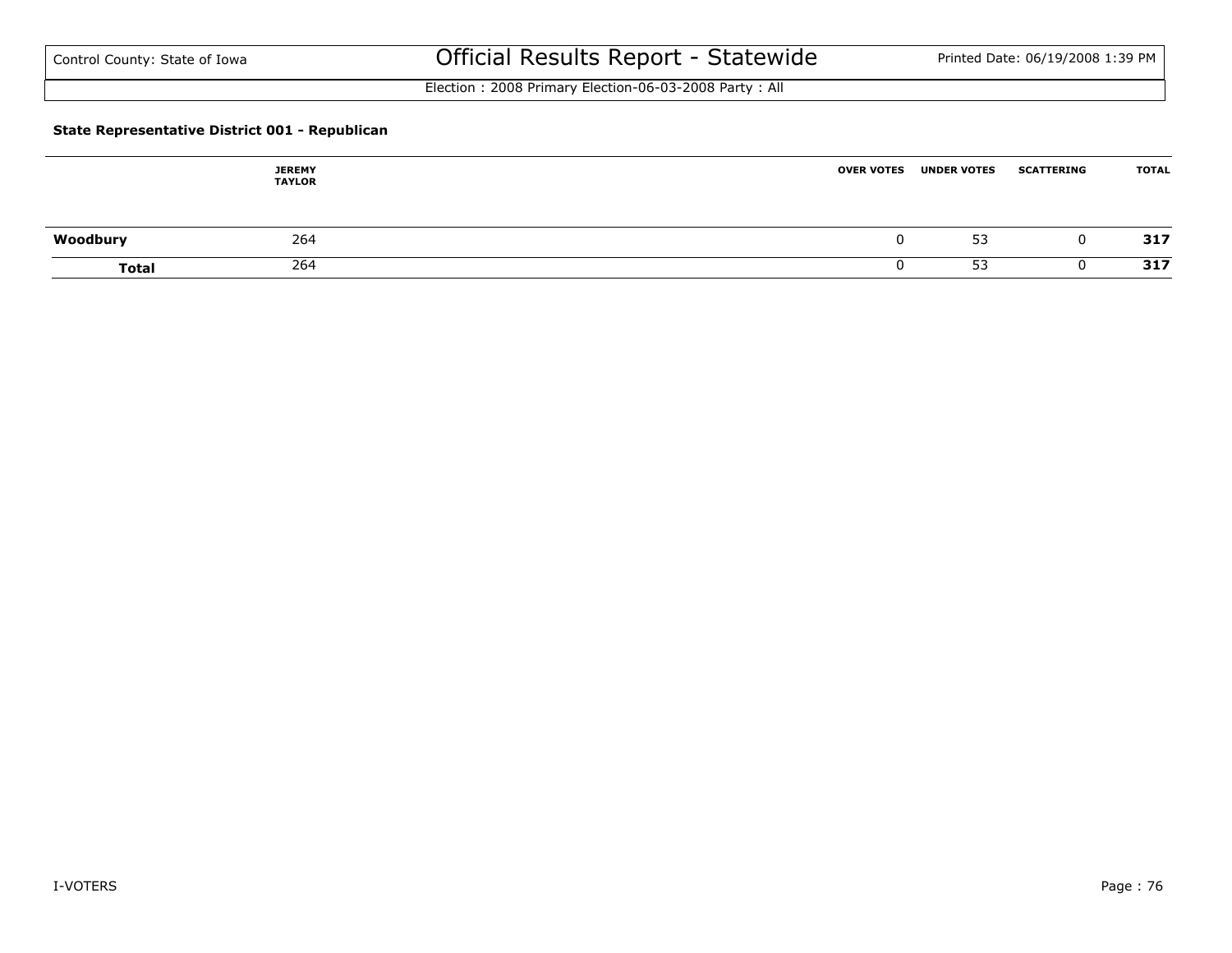### State Representative District 001 - Republican

| | JEREMY TAYLOR | OVER VOTES | UNDER VOTES | SCATTERING | TOTAL |
|---|---|---|---|---|---|
| **Woodbury** | 264 | 0 | 53 | 0 | **317** |
| **Total** | 264 | 0 | 53 | 0 | **317** |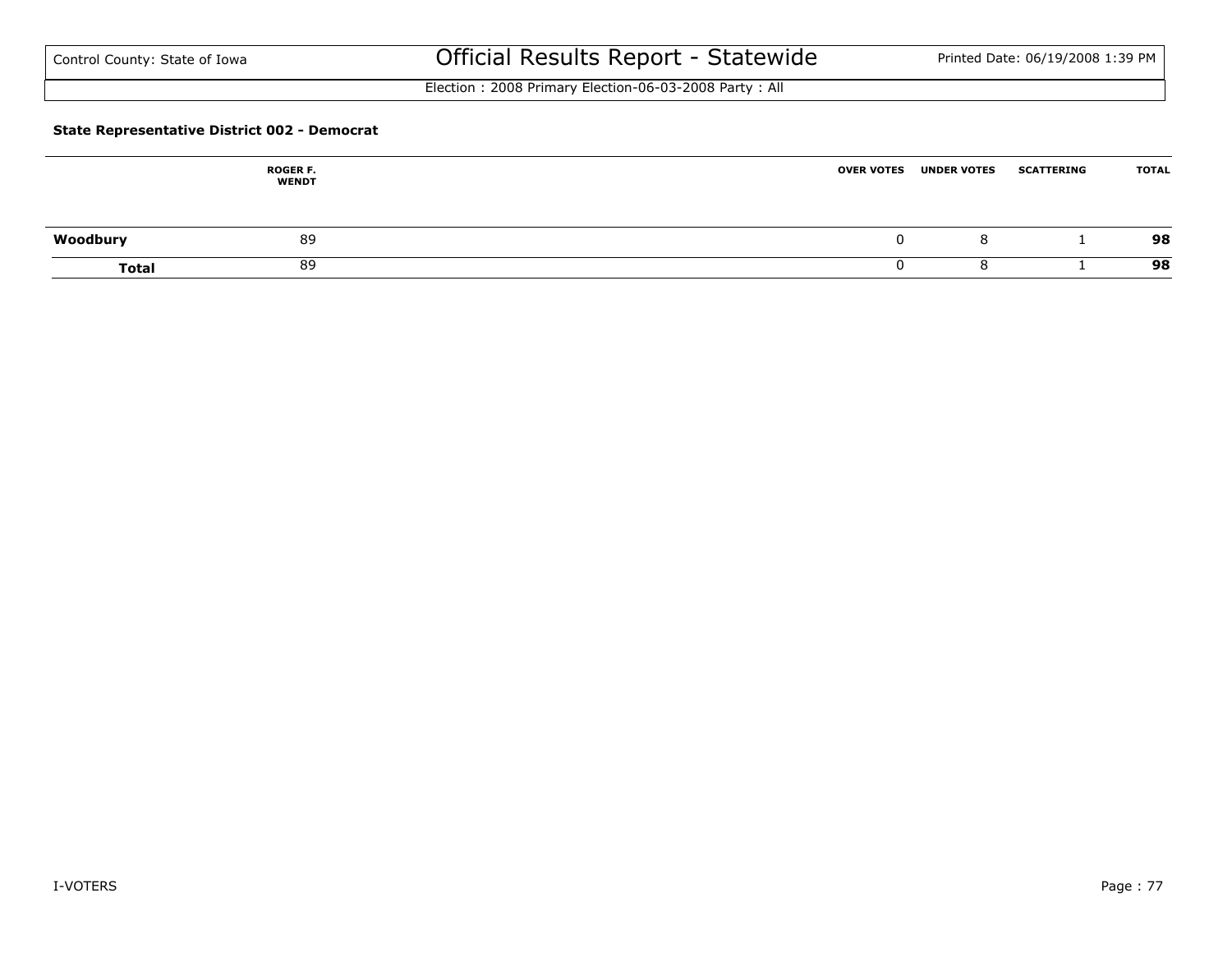Control County: State of Iowa

# Official Results Report - Statewide

Printed Date: 06/19/2008 1:39 PM

Election : 2008 Primary Election-06-03-2008 Party : All

**State Representative District 002 - Democrat**

| | ROGER F. WENDT | OVER VOTES | UNDER VOTES | SCATTERING | TOTAL |
|---|---|---|---|---|---|
| **Woodbury** | 89 | 0 | 8 | 1 | **98** |
| **Total** | 89 | 0 | 8 | 1 | **98** |

I-VOTERS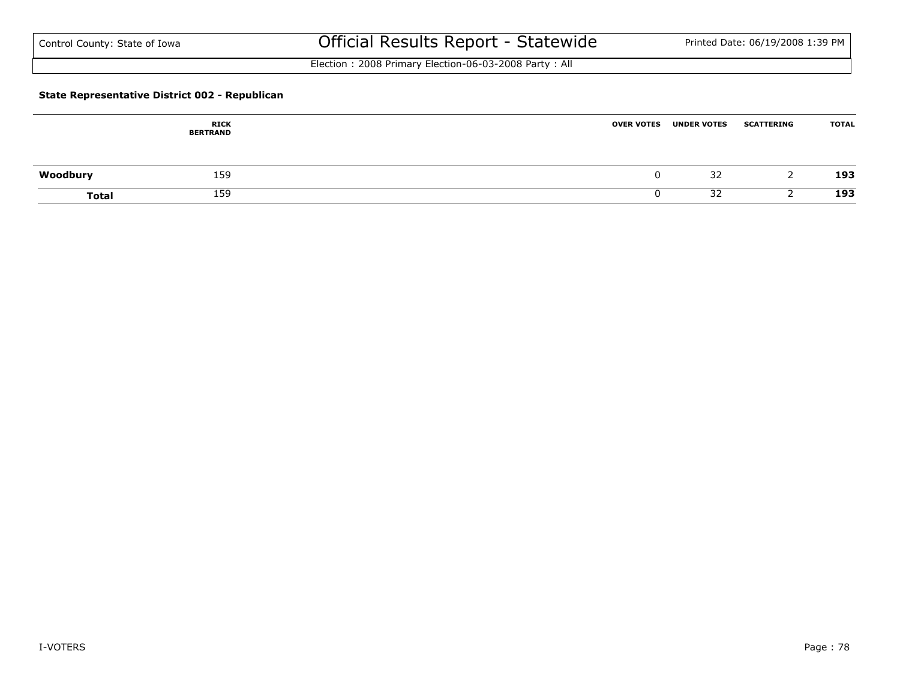Control County: State of Iowa

# Official Results Report - Statewide

Election : 2008 Primary Election-06-03-2008 Party : All

### State Representative District 002 - Republican

| | RICK BERTRAND | OVER VOTES | UNDER VOTES | SCATTERING | TOTAL |
|---|---|---|---|---|---|
| **Woodbury** | 159 | 0 | 32 | 2 | **193** |
| **Total** | 159 | 0 | 32 | 2 | **193** |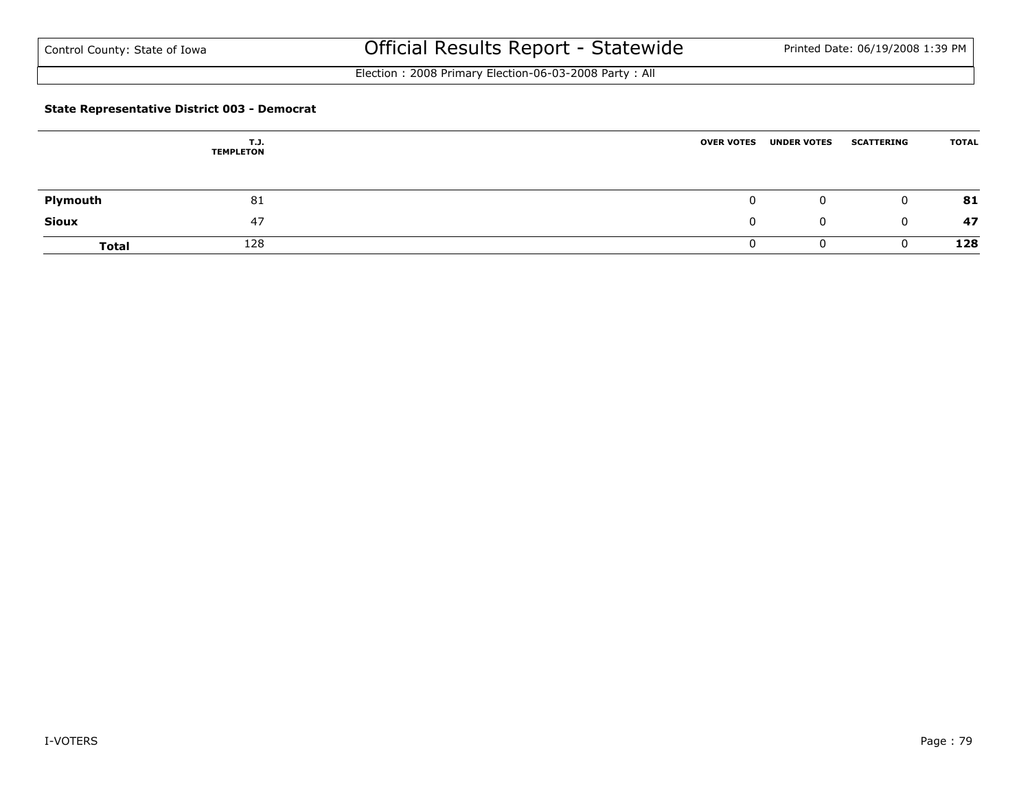**State Representative District 003 - Democrat**

| | T.J. TEMPLETON | OVER VOTES | UNDER VOTES | SCATTERING | TOTAL |
|---|---|---|---|---|---|
| **Plymouth** | 81 | 0 | 0 | 0 | **81** |
| **Sioux** | 47 | 0 | 0 | 0 | **47** |
| **Total** | 128 | 0 | 0 | 0 | **128** |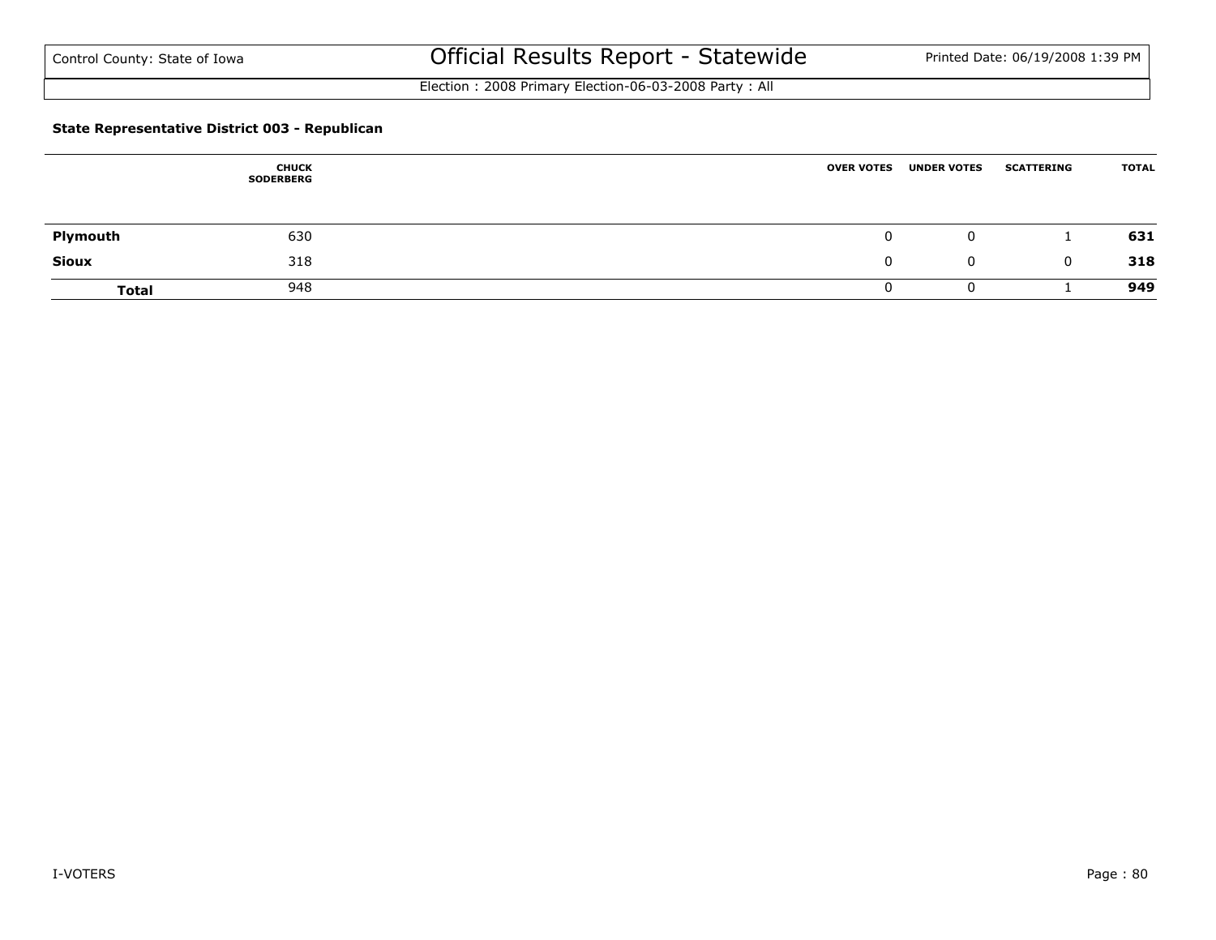Control County: State of Iowa

# Official Results Report - Statewide

Election : 2008 Primary Election-06-03-2008 Party : All

### State Representative District 003 - Republican

| | CHUCK SODERBERG | OVER VOTES | UNDER VOTES | SCATTERING | TOTAL |
|---|---|---|---|---|---|
| **Plymouth** | 630 | 0 | 0 | 1 | **631** |
| **Sioux** | 318 | 0 | 0 | 0 | **318** |
| **Total** | 948 | 0 | 0 | 1 | **949** |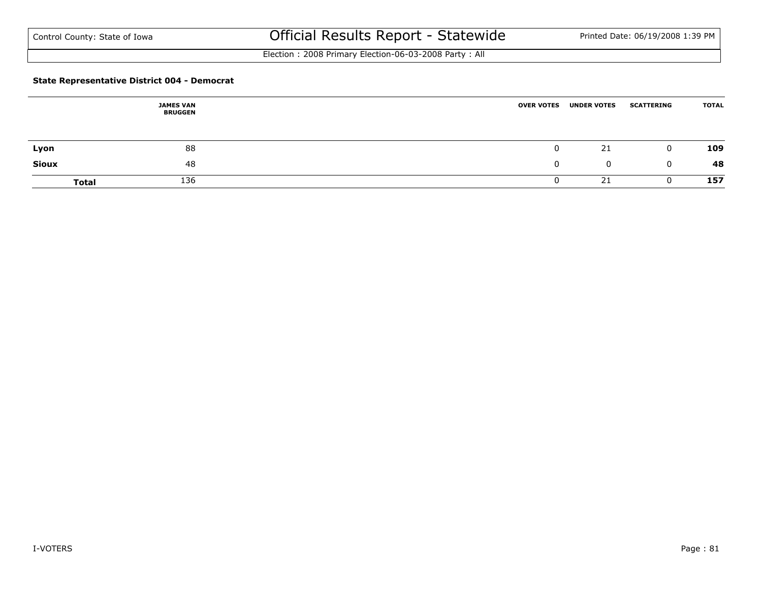Election : 2008 Primary Election-06-03-2008 Party : All

**State Representative District 004 - Democrat**

| | JAMES VAN BRUGGEN | OVER VOTES | UNDER VOTES | SCATTERING | TOTAL |
|---|---|---|---|---|---|
| **Lyon** | 88 | 0 | 21 | 0 | **109** |
| **Sioux** | 48 | 0 | 0 | 0 | **48** |
| **Total** | 136 | 0 | 21 | 0 | **157** |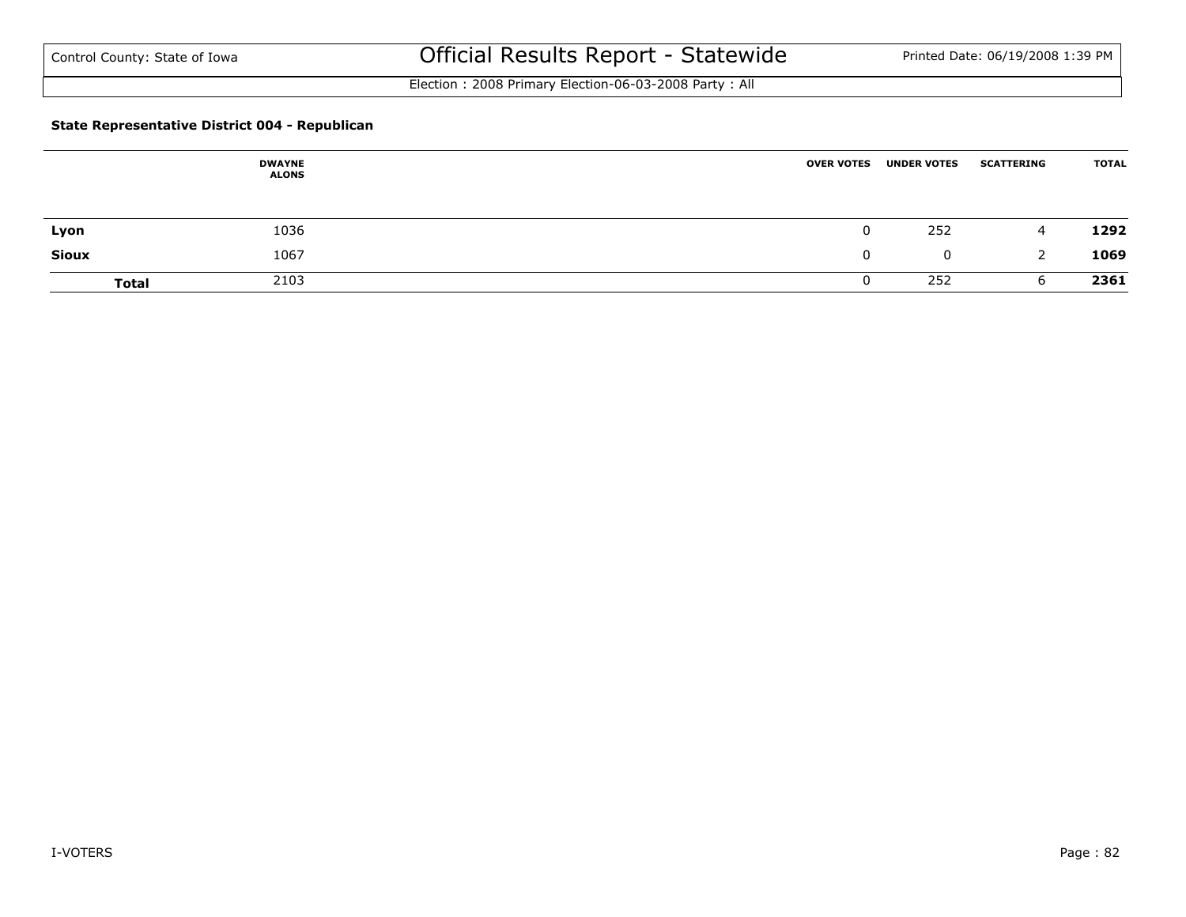Election : 2008 Primary Election-06-03-2008 Party : All

### State Representative District 004 - Republican

| | DWAYNE ALONS | OVER VOTES | UNDER VOTES | SCATTERING | TOTAL |
|---|---|---|---|---|---|
| **Lyon** | 1036 | 0 | 252 | 4 | **1292** |
| **Sioux** | 1067 | 0 | 0 | 2 | **1069** |
| **Total** | 2103 | 0 | 252 | 6 | **2361** |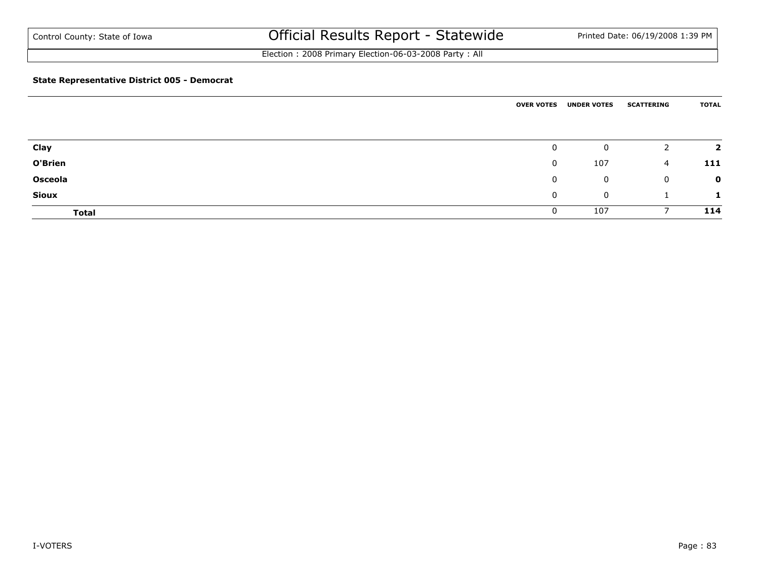Control County: State of Iowa

# Official Results Report - Statewide

Printed Date: 06/19/2008 1:39 PM

Election : 2008 Primary Election-06-03-2008 Party : All

**State Representative District 005 - Democrat**

| | OVER VOTES | UNDER VOTES | SCATTERING | TOTAL |
|---|---|---|---|---|
| **Clay** | 0 | 0 | 2 | **2** |
| **O'Brien** | 0 | 107 | 4 | **111** |
| **Osceola** | 0 | 0 | 0 | **0** |
| **Sioux** | 0 | 0 | 1 | **1** |
| **Total** | 0 | 107 | 7 | **114** |

I-VOTERS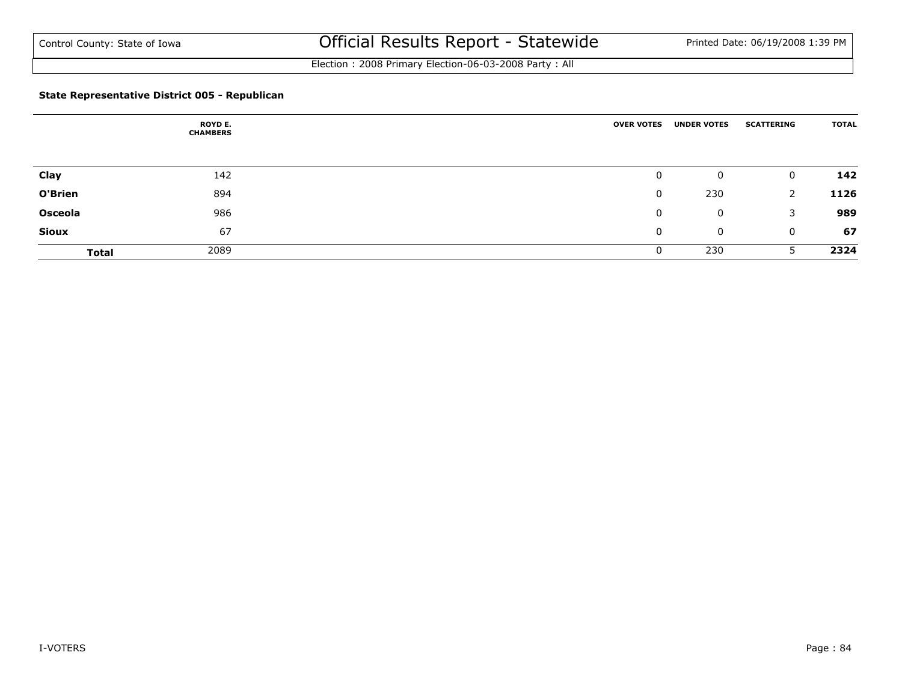Control County: State of Iowa

# Official Results Report - Statewide

Printed Date: 06/19/2008 1:39 PM

Election : 2008 Primary Election-06-03-2008 Party : All

### State Representative District 005 - Republican

| | ROYD E. CHAMBERS | OVER VOTES | UNDER VOTES | SCATTERING | TOTAL |
|---|---|---|---|---|---|
| **Clay** | 142 | 0 | 0 | 0 | **142** |
| **O'Brien** | 894 | 0 | 230 | 2 | **1126** |
| **Osceola** | 986 | 0 | 0 | 3 | **989** |
| **Sioux** | 67 | 0 | 0 | 0 | **67** |
| **Total** | 2089 | 0 | 230 | 5 | **2324** |

I-VOTERS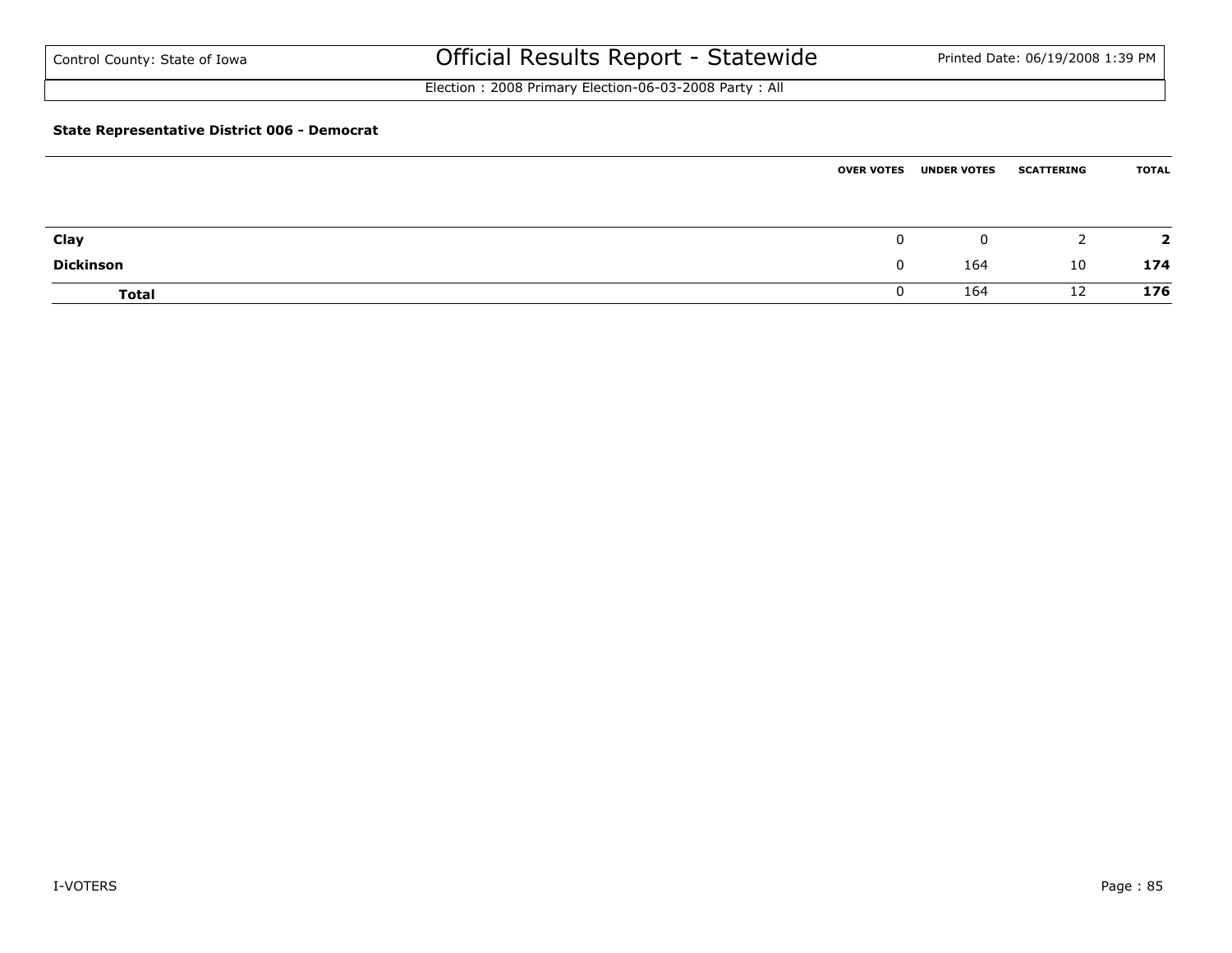**State Representative District 006 - Democrat**

| | OVER VOTES | UNDER VOTES | SCATTERING | TOTAL |
|---|---|---|---|---|
| **Clay** | 0 | 0 | 2 | **2** |
| **Dickinson** | 0 | 164 | 10 | **174** |
| **Total** | 0 | 164 | 12 | **176** |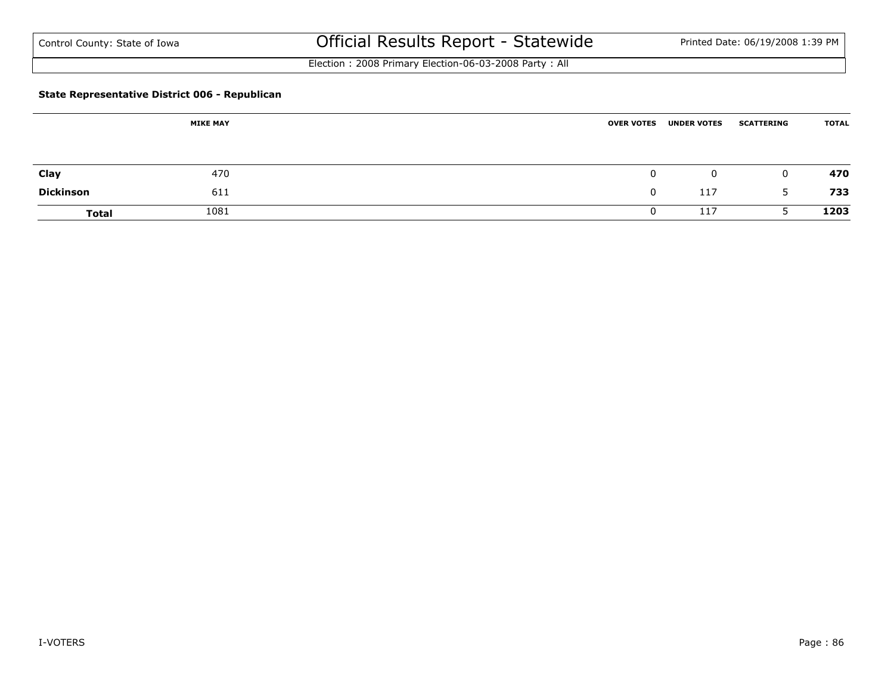Control County: State of Iowa

# Official Results Report - Statewide

Printed Date: 06/19/2008 1:39 PM

Election : 2008 Primary Election-06-03-2008 Party : All

### State Representative District 006 - Republican

| | MIKE MAY | OVER VOTES | UNDER VOTES | SCATTERING | TOTAL |
|---|---|---|---|---|---|
| **Clay** | 470 | 0 | 0 | 0 | **470** |
| **Dickinson** | 611 | 0 | 117 | 5 | **733** |
| **Total** | 1081 | 0 | 117 | 5 | **1203** |

I-VOTERS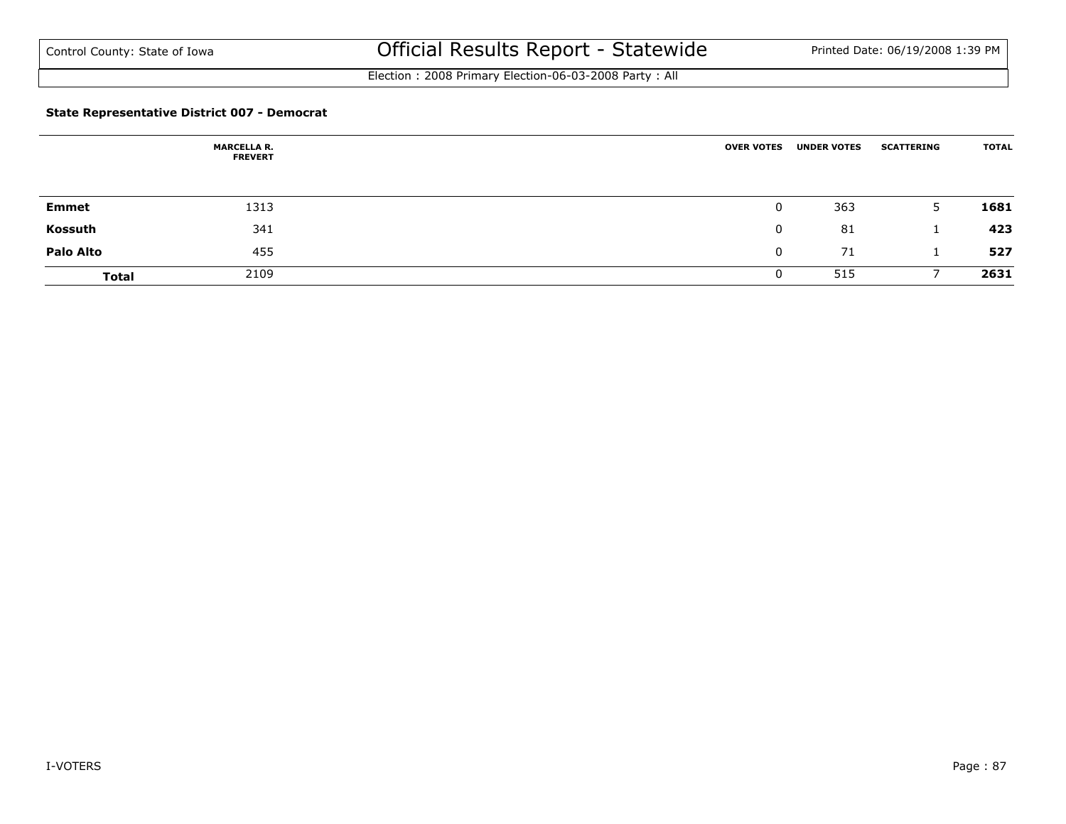### State Representative District 007 - Democrat

| | MARCELLA R. FREVERT | OVER VOTES | UNDER VOTES | SCATTERING | TOTAL |
|---|---|---|---|---|---|
| **Emmet** | 1313 | 0 | 363 | 5 | **1681** |
| **Kossuth** | 341 | 0 | 81 | 1 | **423** |
| **Palo Alto** | 455 | 0 | 71 | 1 | **527** |
| **Total** | 2109 | 0 | 515 | 7 | **2631** |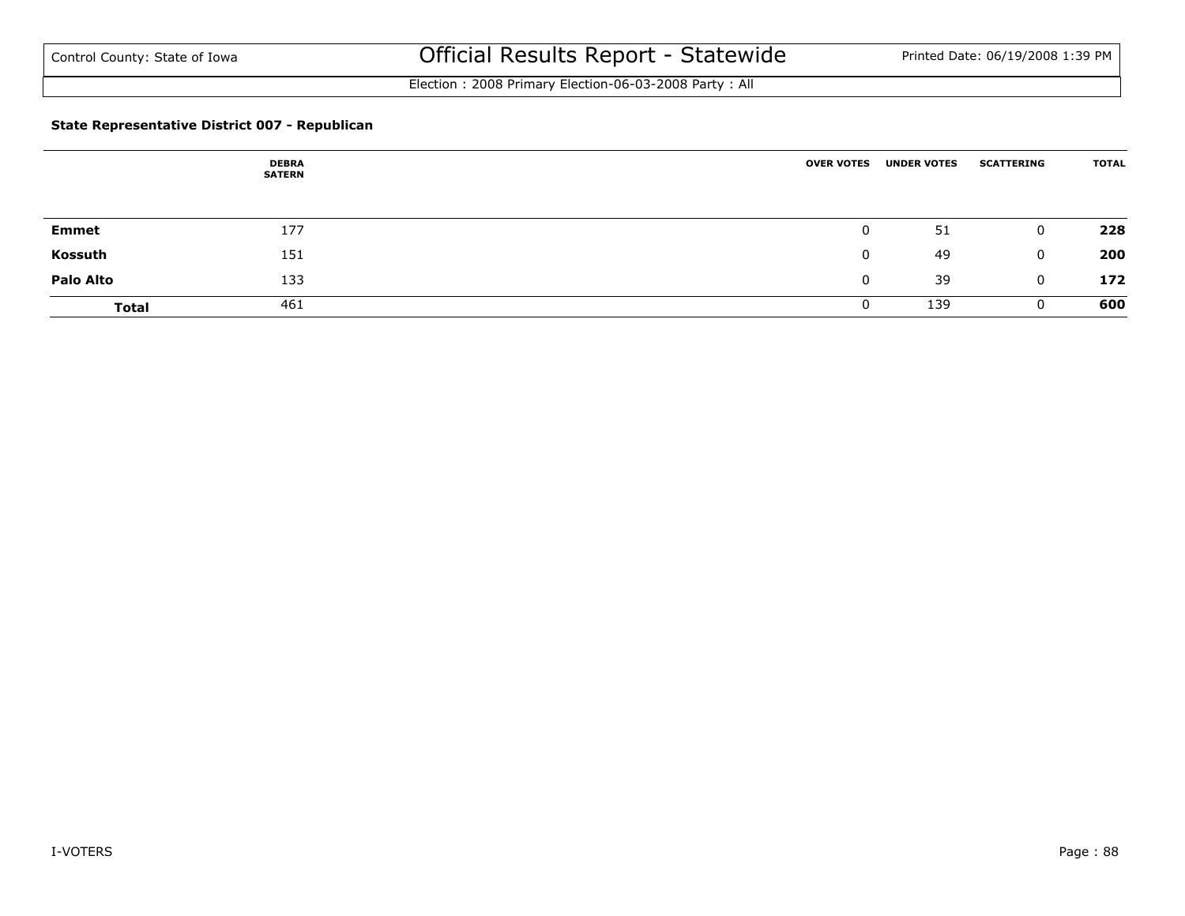### State Representative District 007 - Republican

| | DEBRA SATERN | OVER VOTES | UNDER VOTES | SCATTERING | TOTAL |
|---|---|---|---|---|---|
| **Emmet** | 177 | 0 | 51 | 0 | **228** |
| **Kossuth** | 151 | 0 | 49 | 0 | **200** |
| **Palo Alto** | 133 | 0 | 39 | 0 | **172** |
| **Total** | 461 | 0 | 139 | 0 | **600** |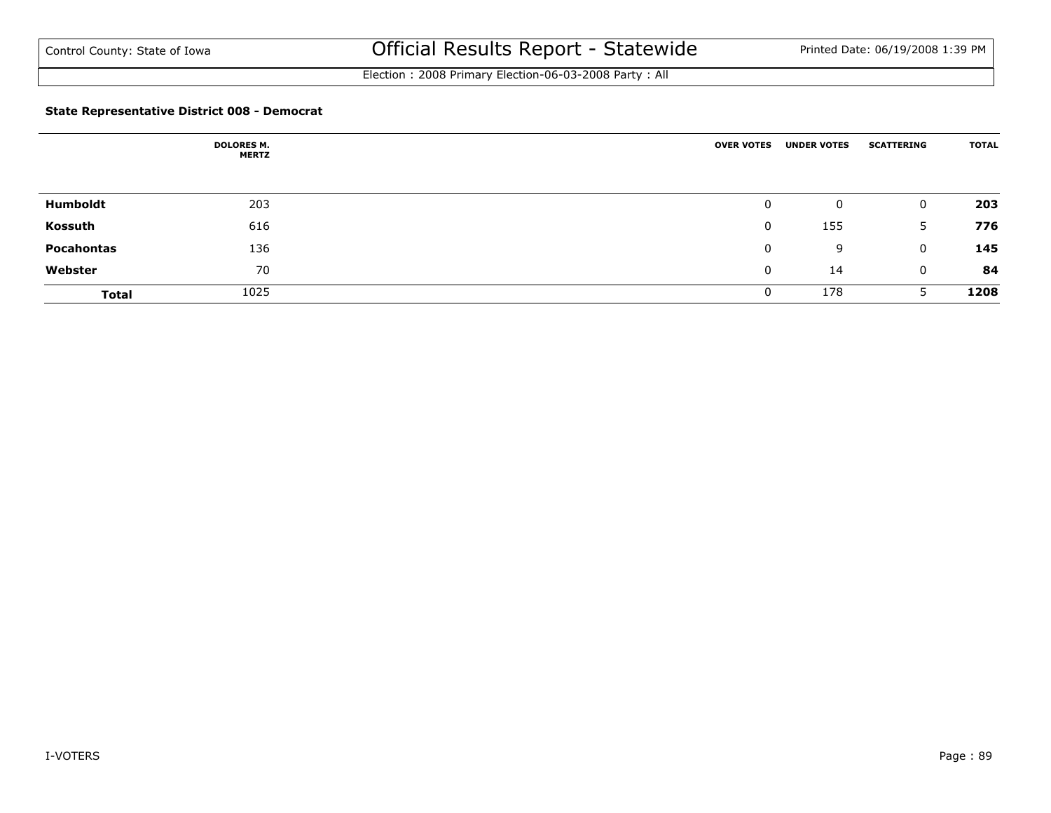**State Representative District 008 - Democrat**

| | DOLORES M. MERTZ | OVER VOTES | UNDER VOTES | SCATTERING | TOTAL |
|---|---|---|---|---|---|
| **Humboldt** | 203 | 0 | 0 | 0 | **203** |
| **Kossuth** | 616 | 0 | 155 | 5 | **776** |
| **Pocahontas** | 136 | 0 | 9 | 0 | **145** |
| **Webster** | 70 | 0 | 14 | 0 | **84** |
| **Total** | 1025 | 0 | 178 | 5 | **1208** |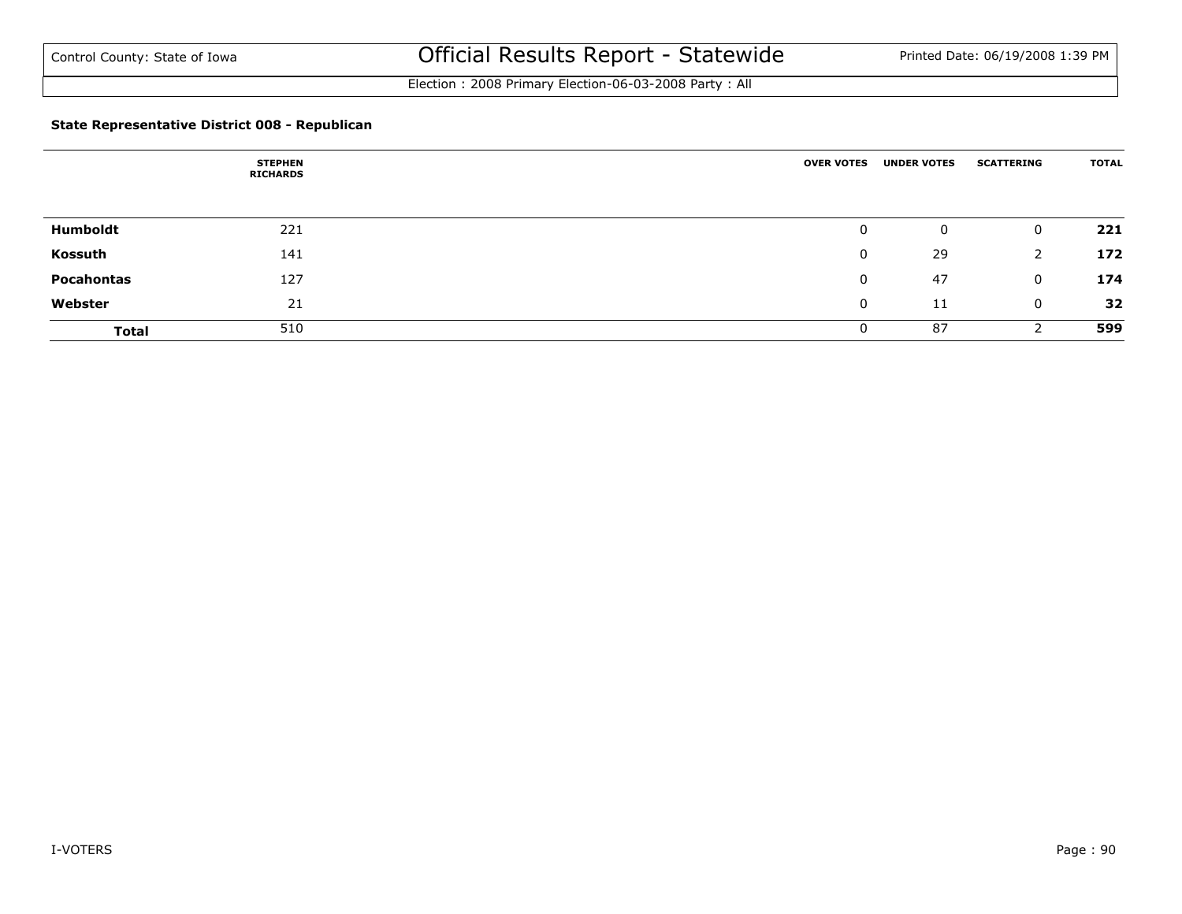Control County: State of Iowa

# Official Results Report - Statewide

Printed Date: 06/19/2008 1:39 PM

Election : 2008 Primary Election-06-03-2008 Party : All

**State Representative District 008 - Republican**

| | STEPHEN RICHARDS | OVER VOTES | UNDER VOTES | SCATTERING | TOTAL |
|---|---|---|---|---|---|
| **Humboldt** | 221 | 0 | 0 | 0 | **221** |
| **Kossuth** | 141 | 0 | 29 | 2 | **172** |
| **Pocahontas** | 127 | 0 | 47 | 0 | **174** |
| **Webster** | 21 | 0 | 11 | 0 | **32** |
| **Total** | 510 | 0 | 87 | 2 | **599** |

I-VOTERS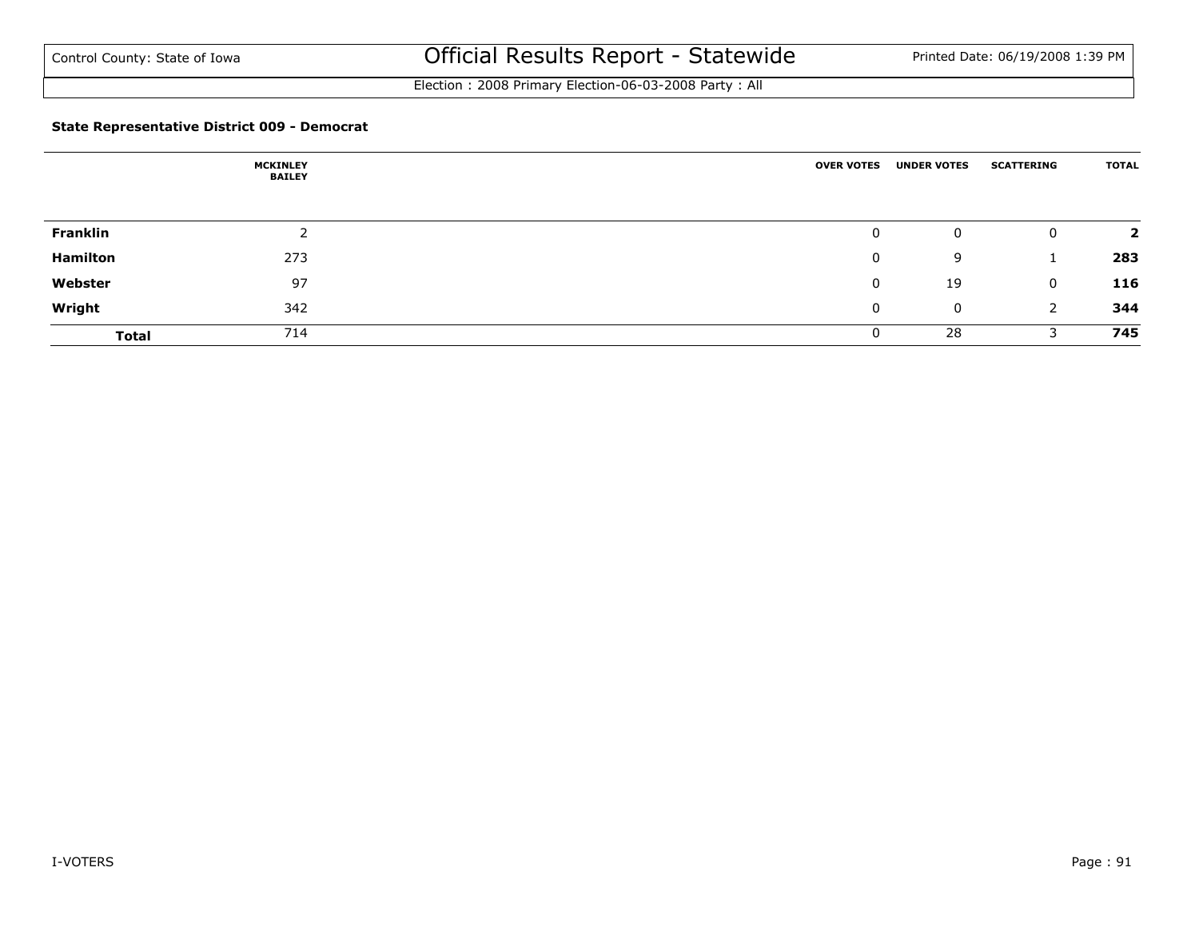Control County: State of Iowa

# Official Results Report - Statewide

Election : 2008 Primary Election-06-03-2008 Party : All

### State Representative District 009 - Democrat

| | MCKINLEY BAILEY | OVER VOTES | UNDER VOTES | SCATTERING | TOTAL |
|---|---|---|---|---|---|
| **Franklin** | 2 | 0 | 0 | 0 | **2** |
| **Hamilton** | 273 | 0 | 9 | 1 | **283** |
| **Webster** | 97 | 0 | 19 | 0 | **116** |
| **Wright** | 342 | 0 | 0 | 2 | **344** |
| **Total** | 714 | 0 | 28 | 3 | **745** |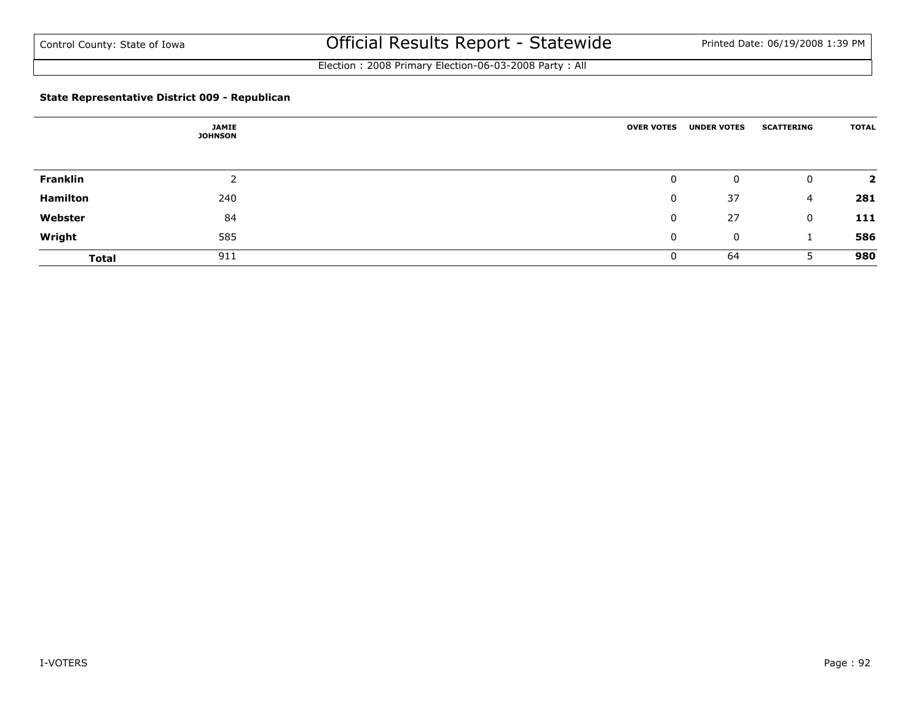Control County: State of Iowa

# Official Results Report - Statewide

Printed Date: 06/19/2008 1:39 PM

Election : 2008 Primary Election-06-03-2008 Party : All

**State Representative District 009 - Republican**

| | JAMIE JOHNSON | OVER VOTES | UNDER VOTES | SCATTERING | TOTAL |
|---|---|---|---|---|---|
| **Franklin** | 2 | 0 | 0 | 0 | **2** |
| **Hamilton** | 240 | 0 | 37 | 4 | **281** |
| **Webster** | 84 | 0 | 27 | 0 | **111** |
| **Wright** | 585 | 0 | 0 | 1 | **586** |
| **Total** | 911 | 0 | 64 | 5 | **980** |

I-VOTERS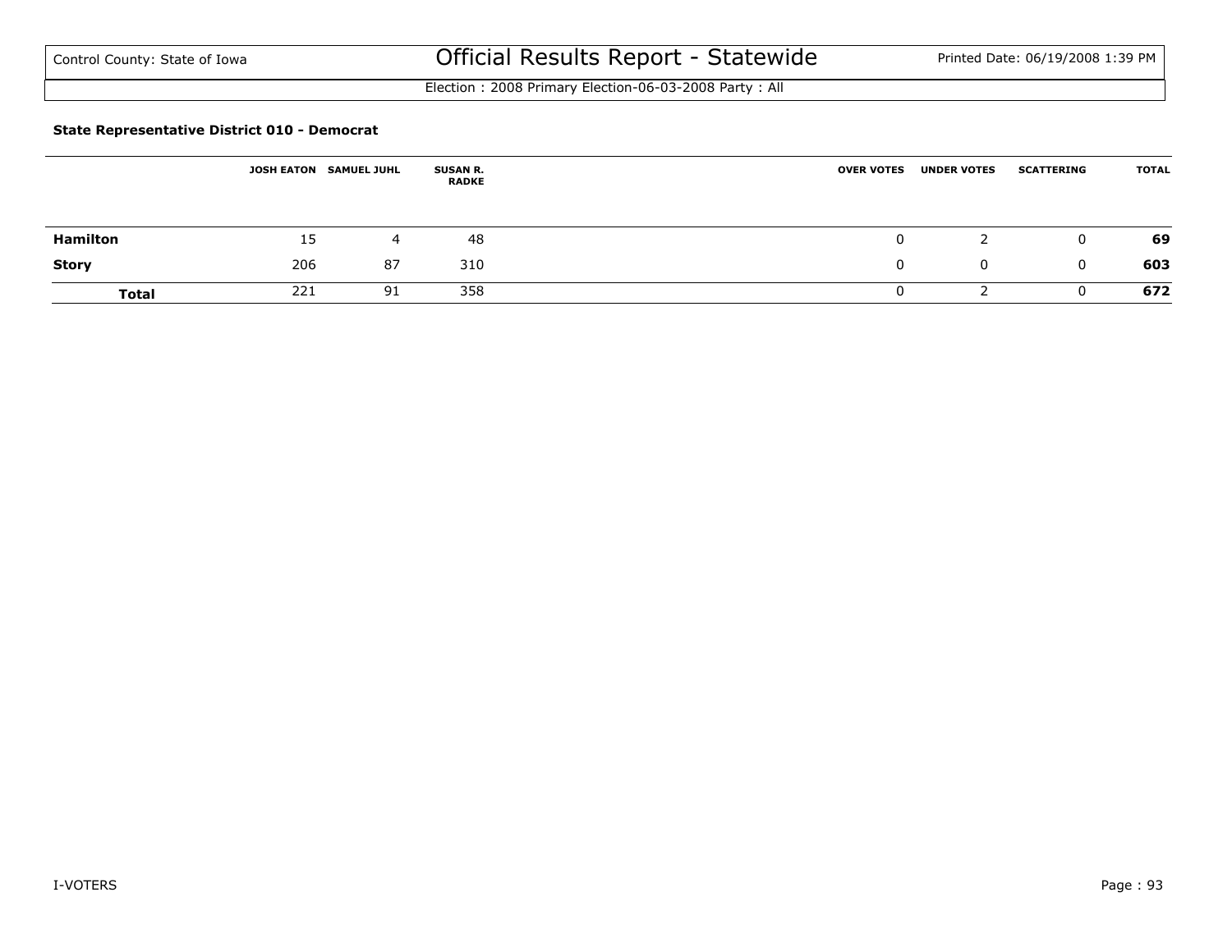**State Representative District 010 - Democrat**

| | JOSH EATON | SAMUEL JUHL | SUSAN R. RADKE | OVER VOTES | UNDER VOTES | SCATTERING | TOTAL |
|---|---|---|---|---|---|---|---|
| **Hamilton** | 15 | 4 | 48 | 0 | 2 | 0 | **69** |
| **Story** | 206 | 87 | 310 | 0 | 0 | 0 | **603** |
| **Total** | 221 | 91 | 358 | 0 | 2 | 0 | **672** |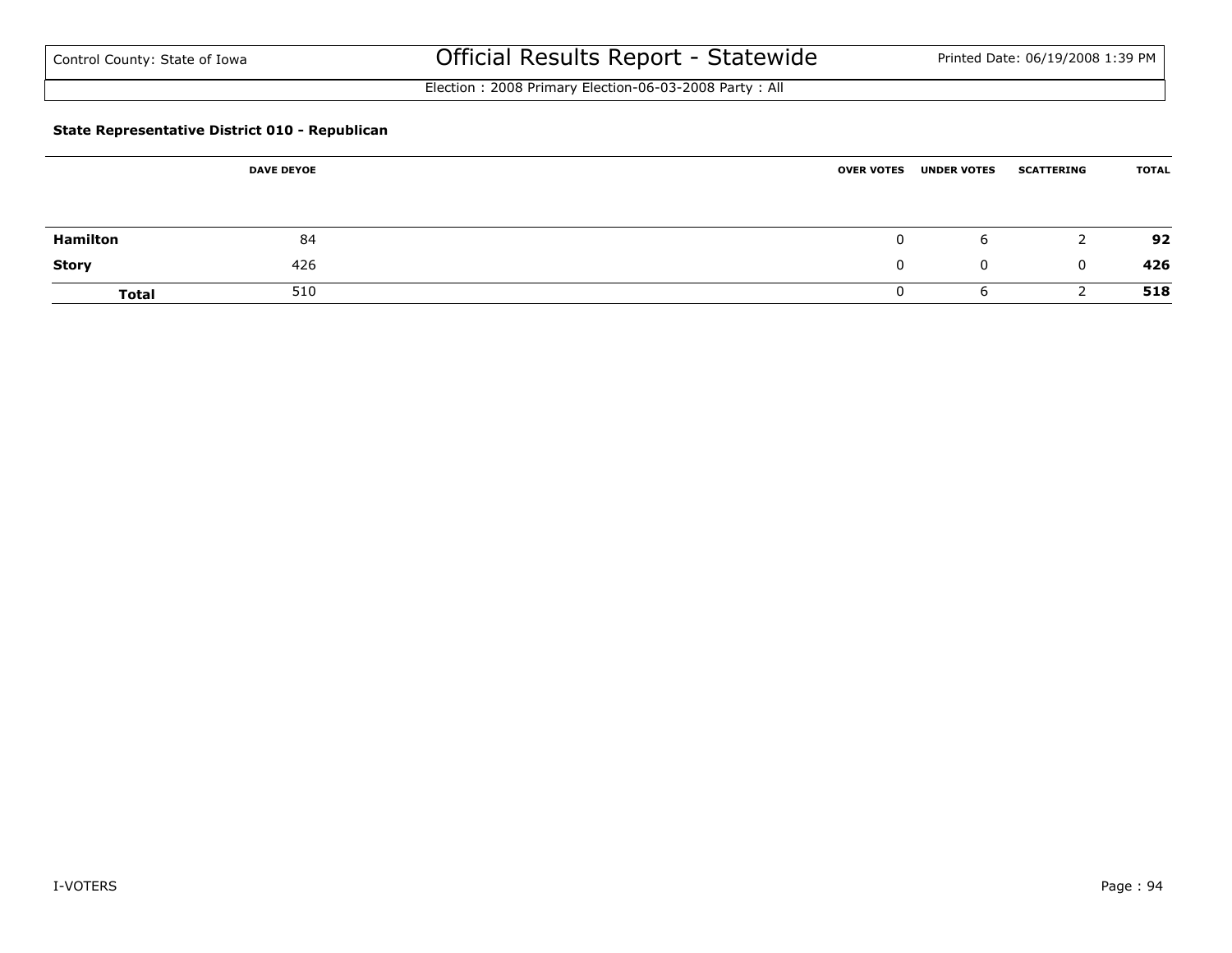### State Representative District 010 - Republican

| | DAVE DEYOE | OVER VOTES | UNDER VOTES | SCATTERING | TOTAL |
|---|---|---|---|---|---|
| **Hamilton** | 84 | 0 | 6 | 2 | **92** |
| **Story** | 426 | 0 | 0 | 0 | **426** |
| **Total** | 510 | 0 | 6 | 2 | **518** |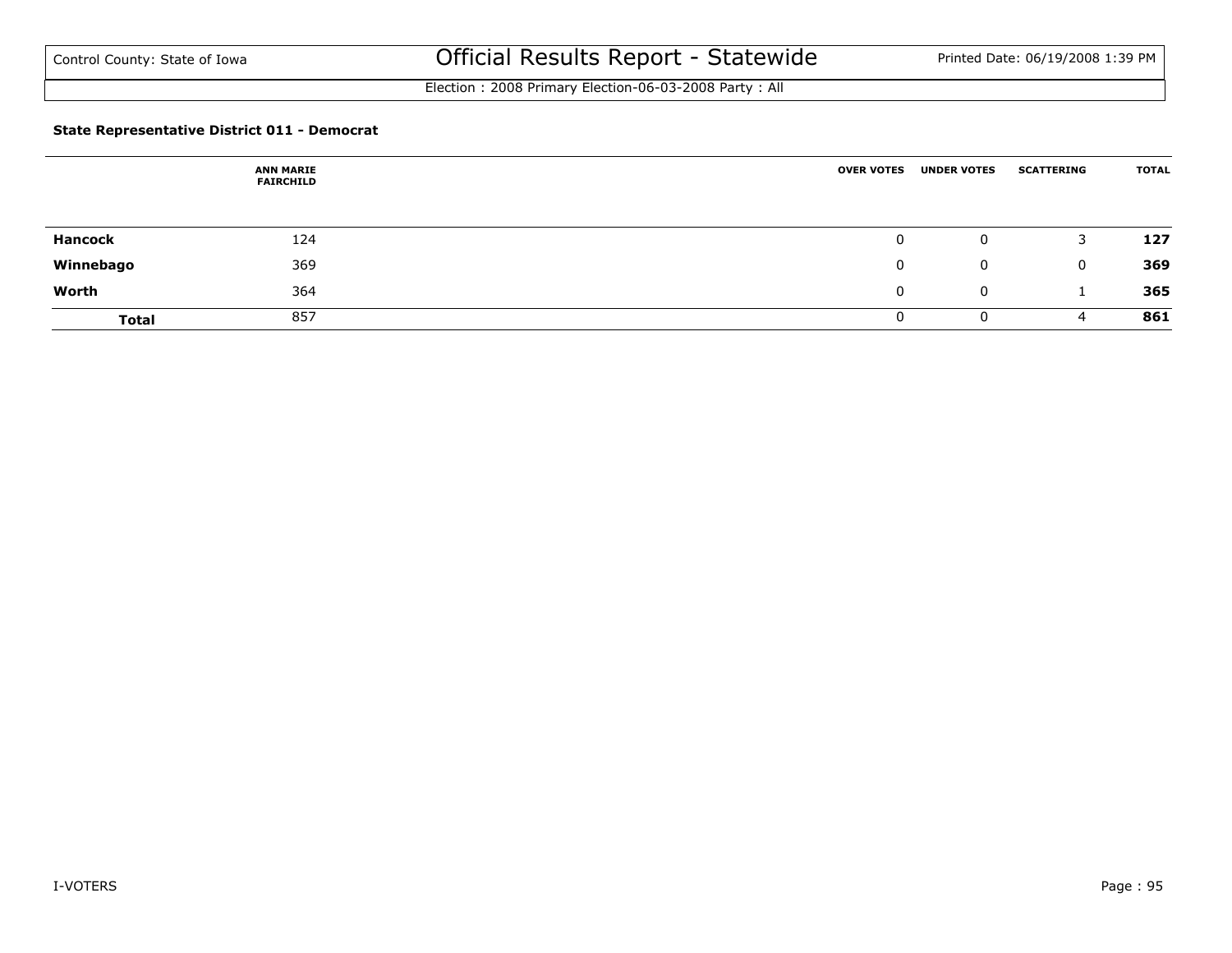**State Representative District 011 - Democrat**

| | ANN MARIE FAIRCHILD | OVER VOTES | UNDER VOTES | SCATTERING | TOTAL |
|---|---|---|---|---|---|
| **Hancock** | 124 | 0 | 0 | 3 | **127** |
| **Winnebago** | 369 | 0 | 0 | 0 | **369** |
| **Worth** | 364 | 0 | 0 | 1 | **365** |
| **Total** | 857 | 0 | 0 | 4 | **861** |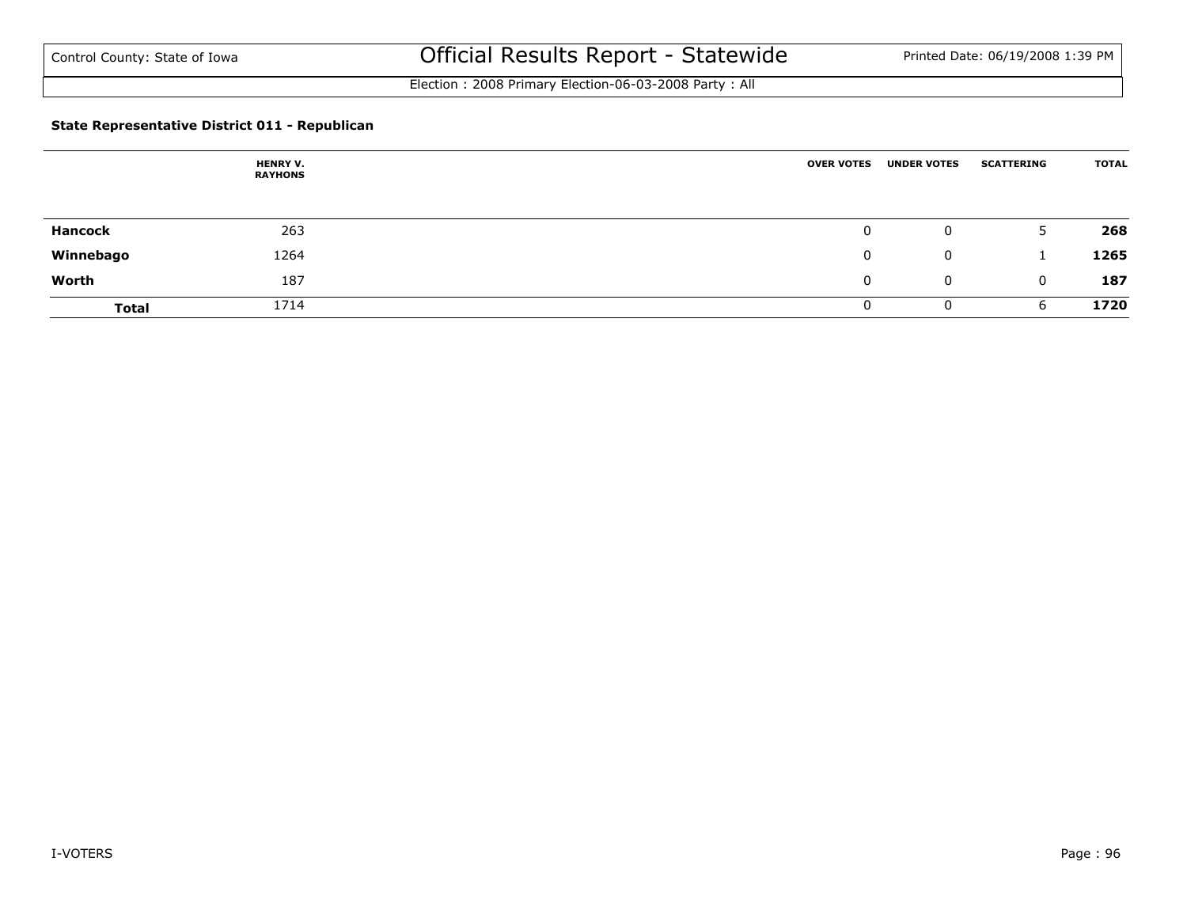Control County: State of Iowa

# Official Results Report - Statewide

Printed Date: 06/19/2008 1:39 PM

Election : 2008 Primary Election-06-03-2008 Party : All

### State Representative District 011 - Republican

| | HENRY V. RAYHONS | OVER VOTES | UNDER VOTES | SCATTERING | TOTAL |
|---|---|---|---|---|---|
| **Hancock** | 263 | 0 | 0 | 5 | **268** |
| **Winnebago** | 1264 | 0 | 0 | 1 | **1265** |
| **Worth** | 187 | 0 | 0 | 0 | **187** |
| **Total** | 1714 | 0 | 0 | 6 | **1720** |

I-VOTERS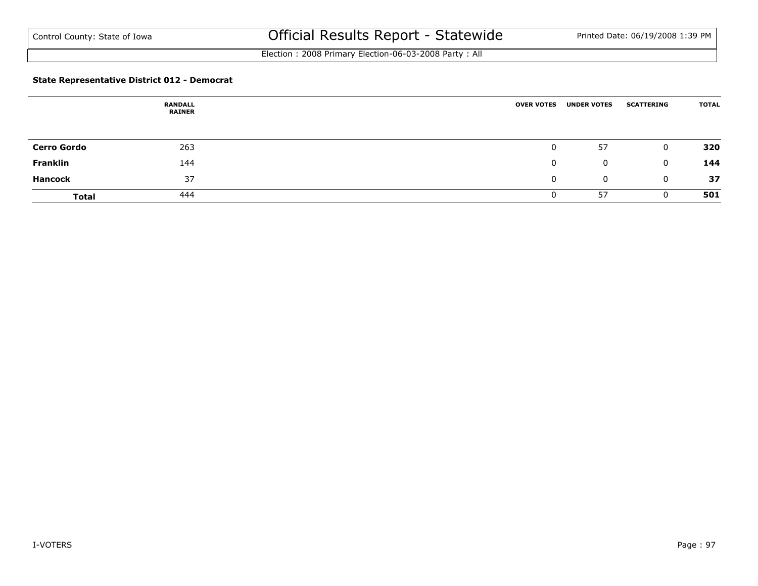Control County: State of Iowa

# Official Results Report - Statewide

Election : 2008 Primary Election-06-03-2008 Party : All

### State Representative District 012 - Democrat

| | RANDALL RAINER | OVER VOTES | UNDER VOTES | SCATTERING | TOTAL |
|---|---|---|---|---|---|
| **Cerro Gordo** | 263 | 0 | 57 | 0 | **320** |
| **Franklin** | 144 | 0 | 0 | 0 | **144** |
| **Hancock** | 37 | 0 | 0 | 0 | **37** |
| **Total** | 444 | 0 | 57 | 0 | **501** |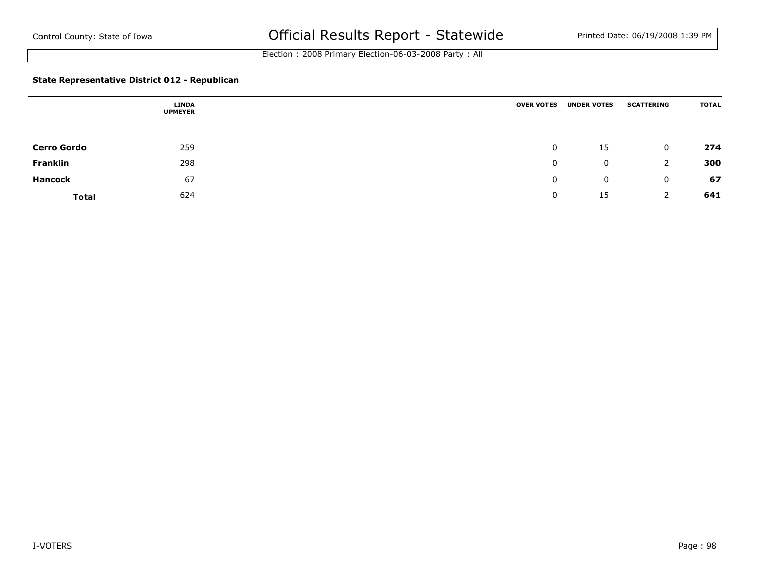Control County: State of Iowa

# Official Results Report - Statewide

Election : 2008 Primary Election-06-03-2008 Party : All

### State Representative District 012 - Republican

| | LINDA UPMEYER | OVER VOTES | UNDER VOTES | SCATTERING | TOTAL |
|---|---|---|---|---|---|
| **Cerro Gordo** | 259 | 0 | 15 | 0 | **274** |
| **Franklin** | 298 | 0 | 0 | 2 | **300** |
| **Hancock** | 67 | 0 | 0 | 0 | **67** |
| **Total** | 624 | 0 | 15 | 2 | **641** |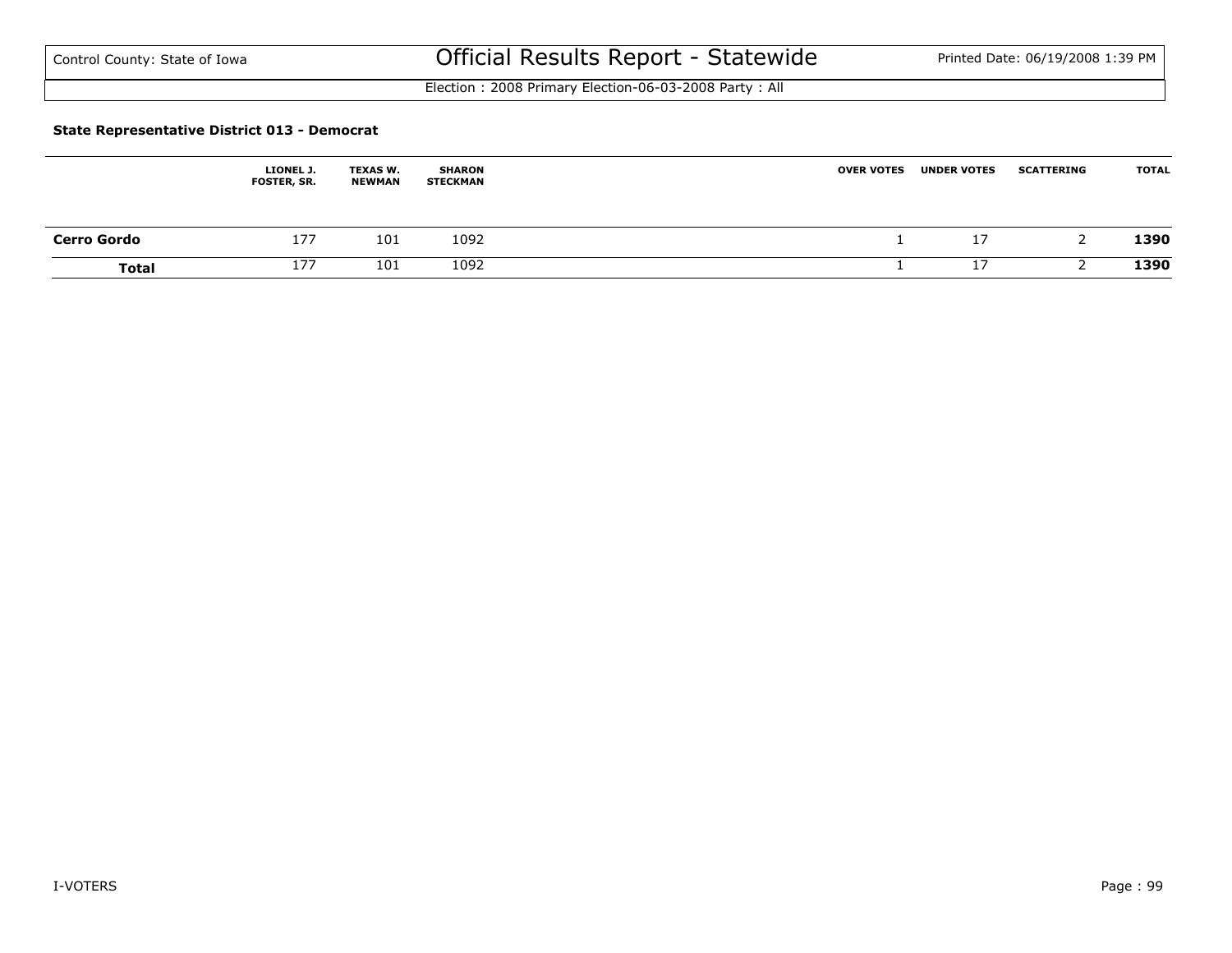### State Representative District 013 - Democrat

| | LIONEL J. FOSTER, SR. | TEXAS W. NEWMAN | SHARON STECKMAN | OVER VOTES | UNDER VOTES | SCATTERING | TOTAL |
|---|---|---|---|---|---|---|---|
| **Cerro Gordo** | 177 | 101 | 1092 | 1 | 17 | 2 | **1390** |
| **Total** | 177 | 101 | 1092 | 1 | 17 | 2 | **1390** |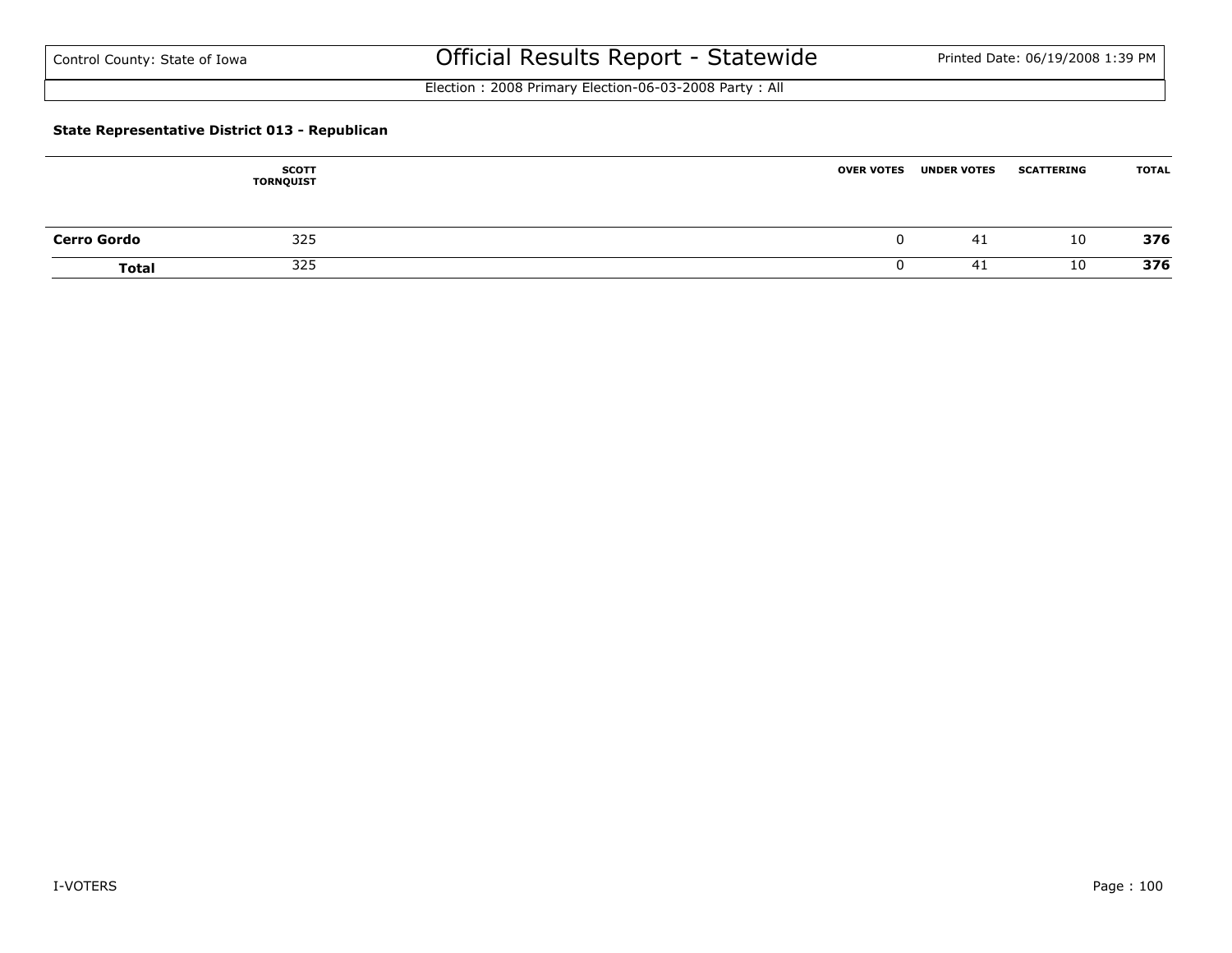Control County: State of Iowa

# Official Results Report - Statewide

Printed Date: 06/19/2008 1:39 PM

Election : 2008 Primary Election-06-03-2008 Party : All

### State Representative District 013 - Republican

| | SCOTT TORNQUIST | OVER VOTES | UNDER VOTES | SCATTERING | TOTAL |
|---|---|---|---|---|---|
| **Cerro Gordo** | 325 | 0 | 41 | 10 | **376** |
| **Total** | 325 | 0 | 41 | 10 | **376** |

I-VOTERS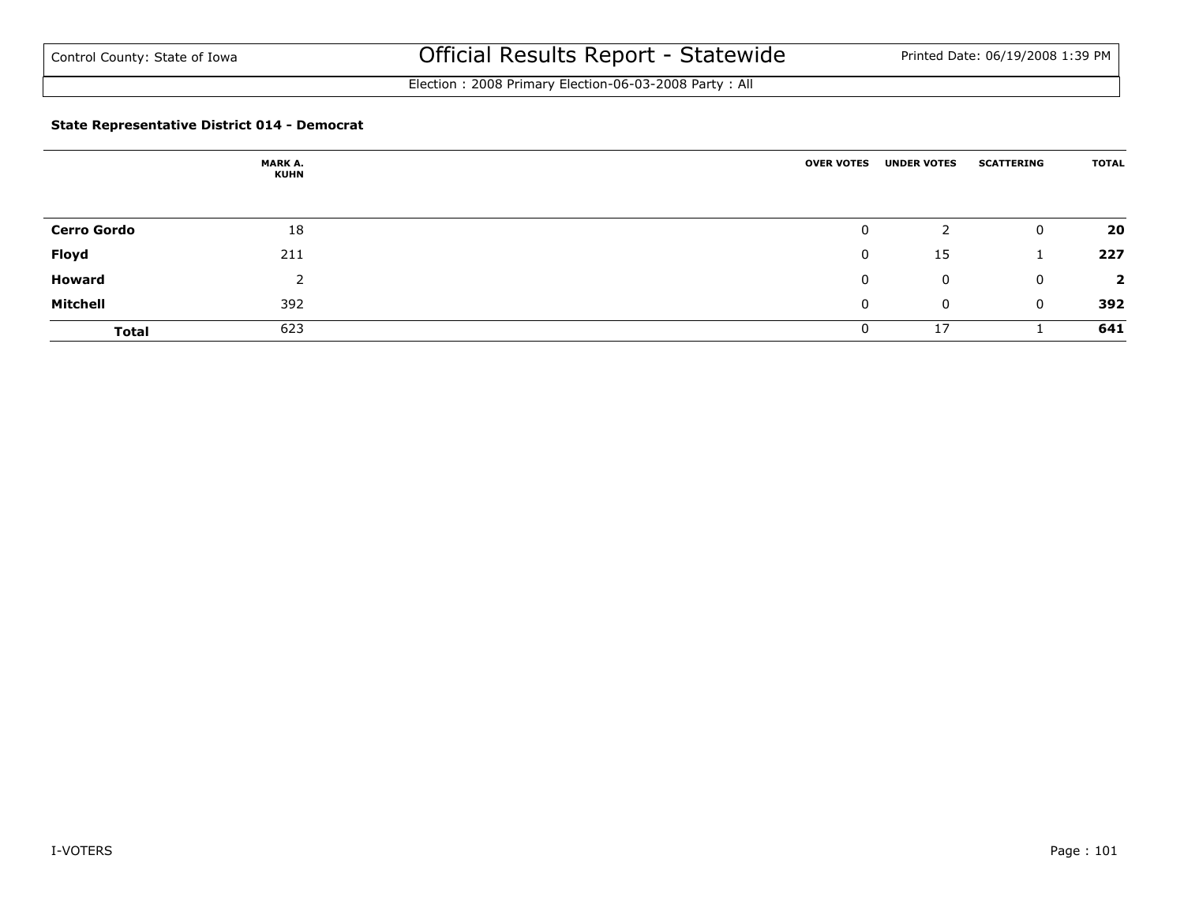Control County: State of Iowa

# Official Results Report - Statewide

Election : 2008 Primary Election-06-03-2008 Party : All

### State Representative District 014 - Democrat

| | MARK A. KUHN | OVER VOTES | UNDER VOTES | SCATTERING | TOTAL |
|---|---|---|---|---|---|
| **Cerro Gordo** | 18 | 0 | 2 | 0 | **20** |
| **Floyd** | 211 | 0 | 15 | 1 | **227** |
| **Howard** | 2 | 0 | 0 | 0 | **2** |
| **Mitchell** | 392 | 0 | 0 | 0 | **392** |
| **Total** | 623 | 0 | 17 | 1 | **641** |

I-VOTERS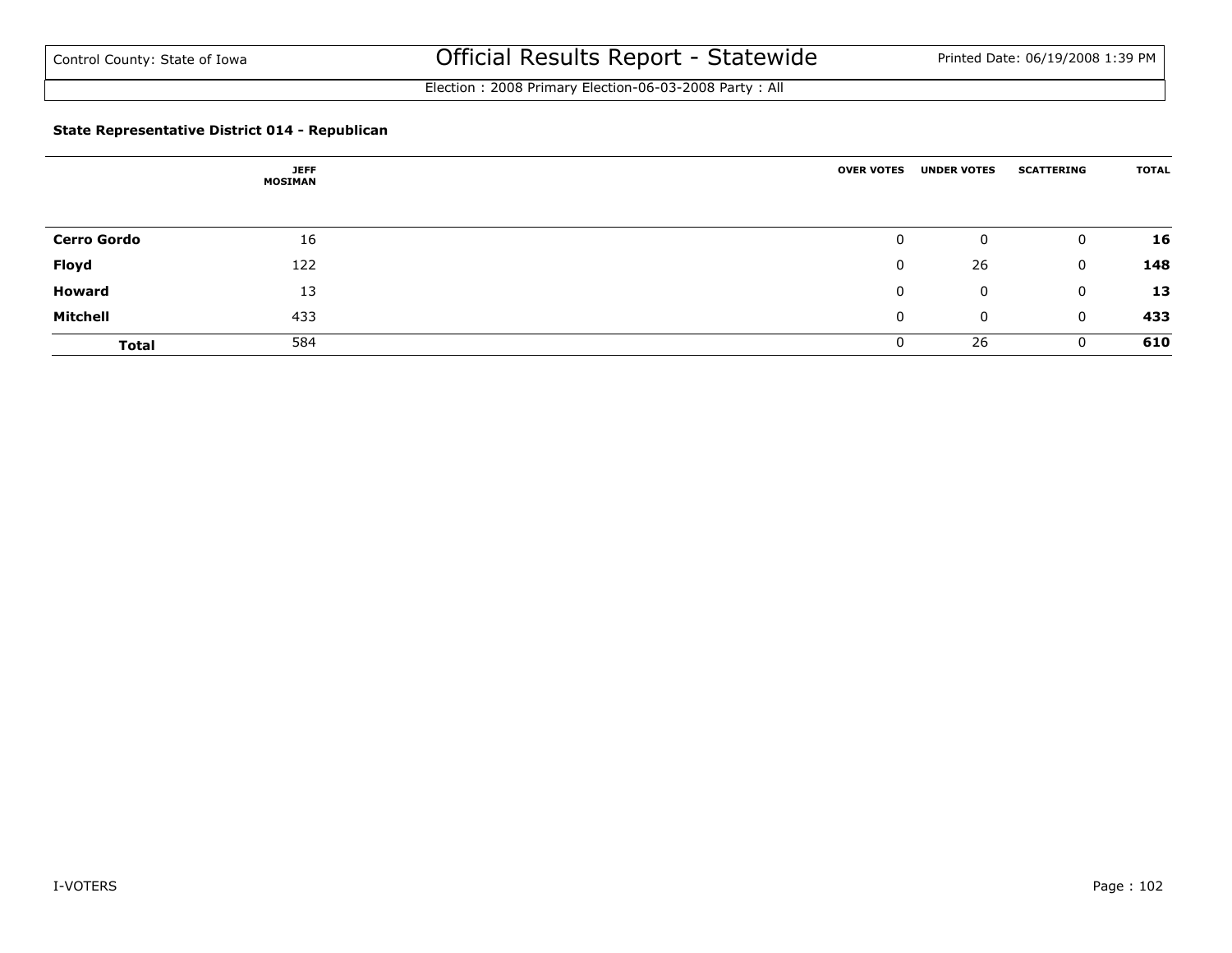Control County: State of Iowa

# Official Results Report - Statewide

Printed Date: 06/19/2008 1:39 PM

Election : 2008 Primary Election-06-03-2008 Party : All

### State Representative District 014 - Republican

| | JEFF MOSIMAN | OVER VOTES | UNDER VOTES | SCATTERING | TOTAL |
|---|---|---|---|---|---|
| **Cerro Gordo** | 16 | 0 | 0 | 0 | **16** |
| **Floyd** | 122 | 0 | 26 | 0 | **148** |
| **Howard** | 13 | 0 | 0 | 0 | **13** |
| **Mitchell** | 433 | 0 | 0 | 0 | **433** |
| **Total** | 584 | 0 | 26 | 0 | **610** |

I-VOTERS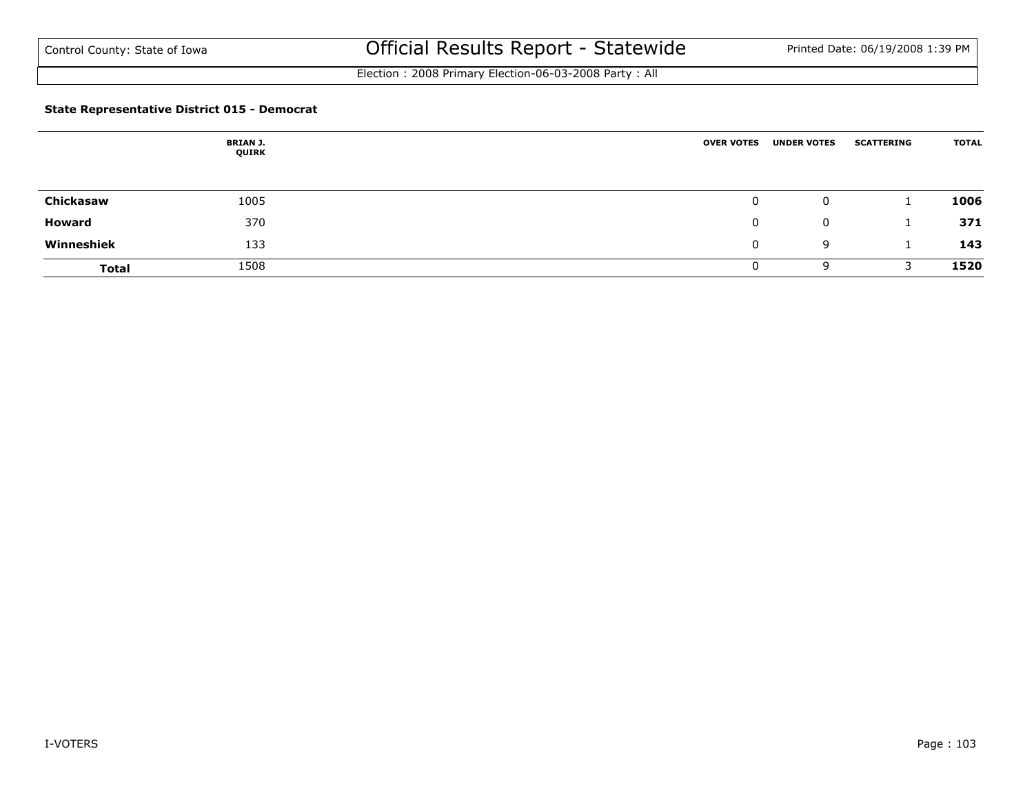**State Representative District 015 - Democrat**

| | BRIAN J. QUIRK | OVER VOTES | UNDER VOTES | SCATTERING | TOTAL |
|---|---|---|---|---|---|
| **Chickasaw** | 1005 | 0 | 0 | 1 | **1006** |
| **Howard** | 370 | 0 | 0 | 1 | **371** |
| **Winneshiek** | 133 | 0 | 9 | 1 | **143** |
| **Total** | 1508 | 0 | 9 | 3 | **1520** |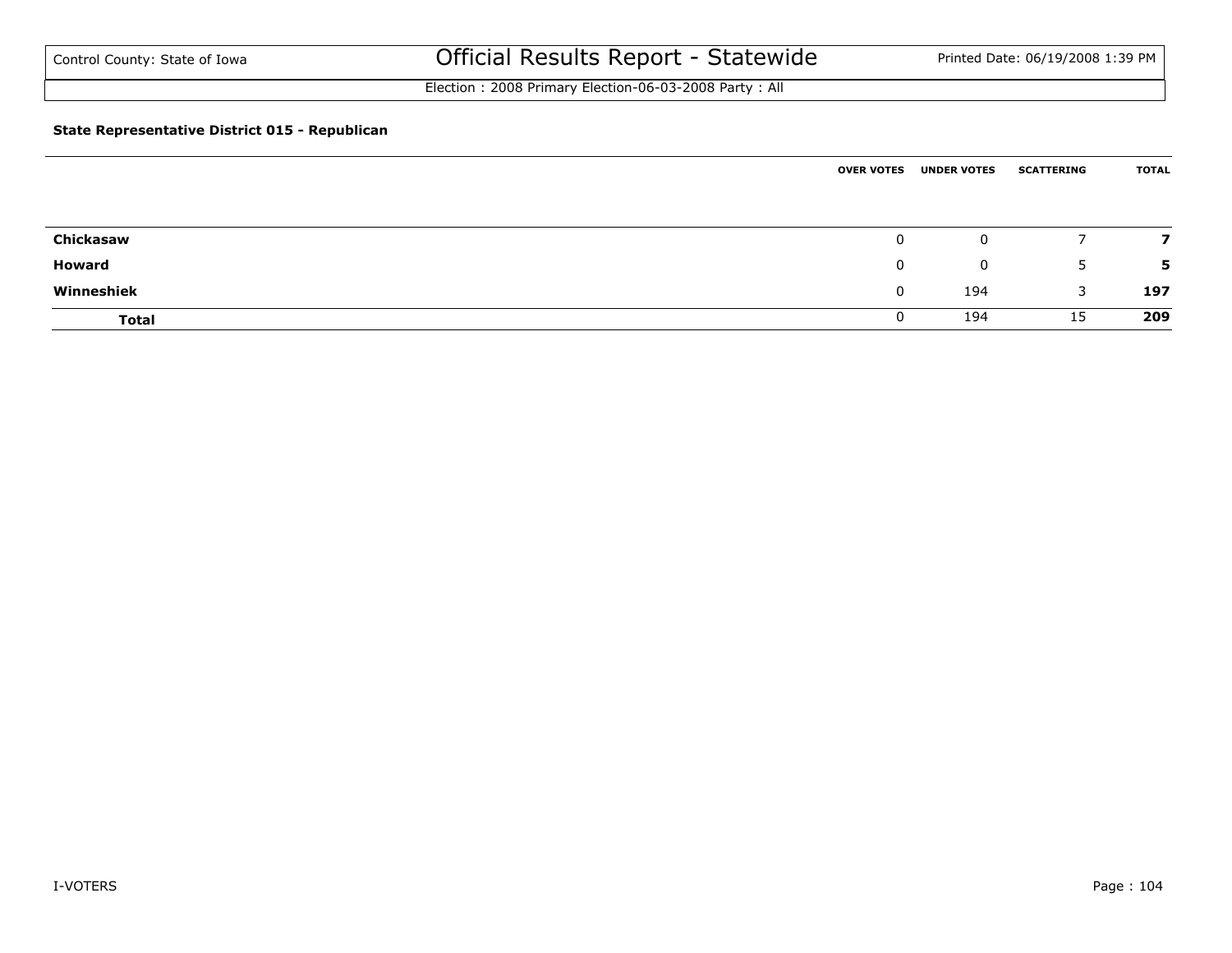Control County: State of Iowa

# Official Results Report - Statewide

Election : 2008 Primary Election-06-03-2008 Party : All

### State Representative District 015 - Republican

| | OVER VOTES | UNDER VOTES | SCATTERING | TOTAL |
|---|---|---|---|---|
| **Chickasaw** | 0 | 0 | 7 | **7** |
| **Howard** | 0 | 0 | 5 | **5** |
| **Winneshiek** | 0 | 194 | 3 | **197** |
| **Total** | 0 | 194 | 15 | **209** |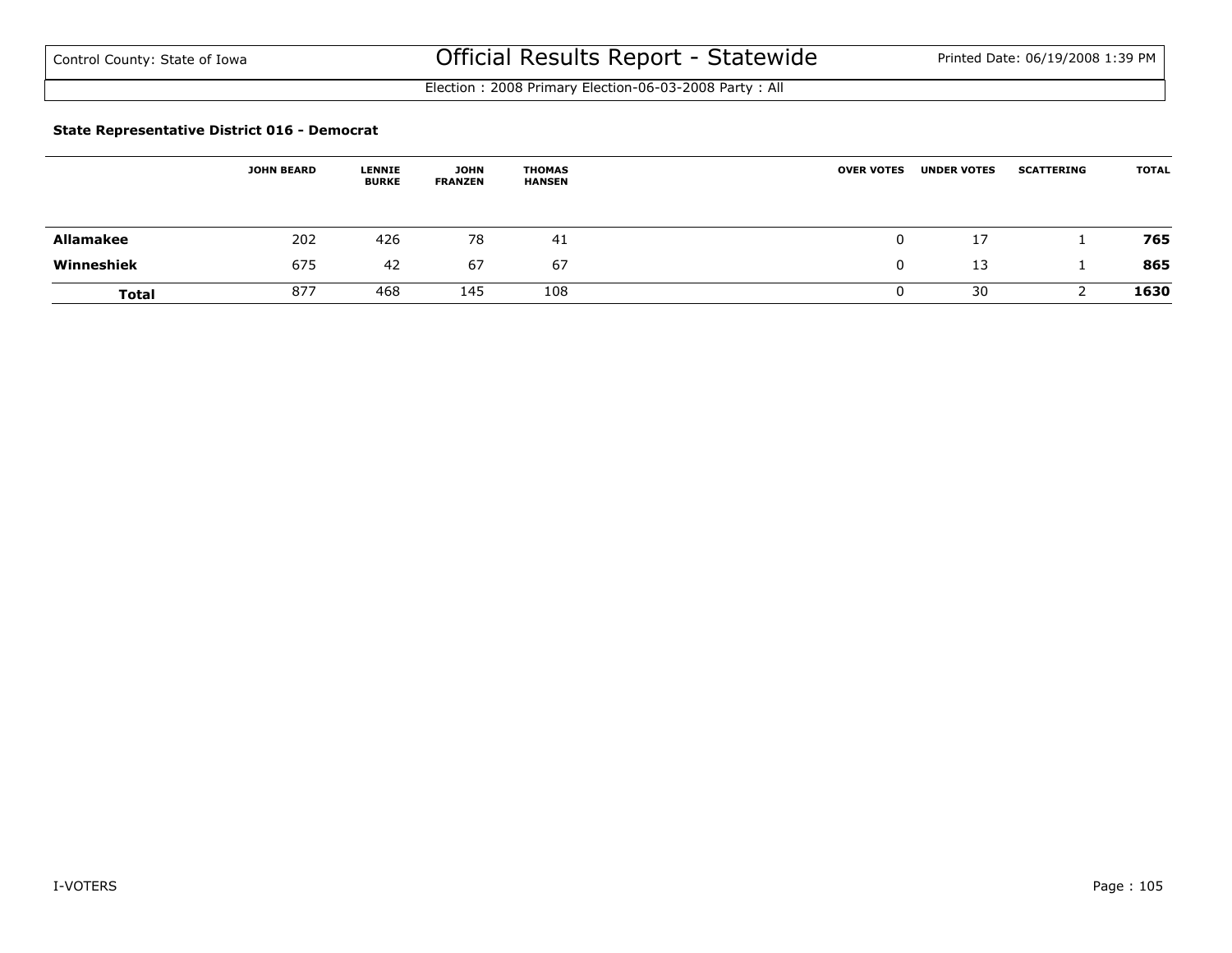Control County: State of Iowa

# Official Results Report - Statewide

Printed Date: 06/19/2008 1:39 PM

Election : 2008 Primary Election-06-03-2008 Party : All

**State Representative District 016 - Democrat**

| | JOHN BEARD | LENNIE BURKE | JOHN FRANZEN | THOMAS HANSEN | OVER VOTES | UNDER VOTES | SCATTERING | TOTAL |
|---|---|---|---|---|---|---|---|---|
| **Allamakee** | 202 | 426 | 78 | 41 | 0 | 17 | 1 | **765** |
| **Winneshiek** | 675 | 42 | 67 | 67 | 0 | 13 | 1 | **865** |
| **Total** | 877 | 468 | 145 | 108 | 0 | 30 | 2 | **1630** |

I-VOTERS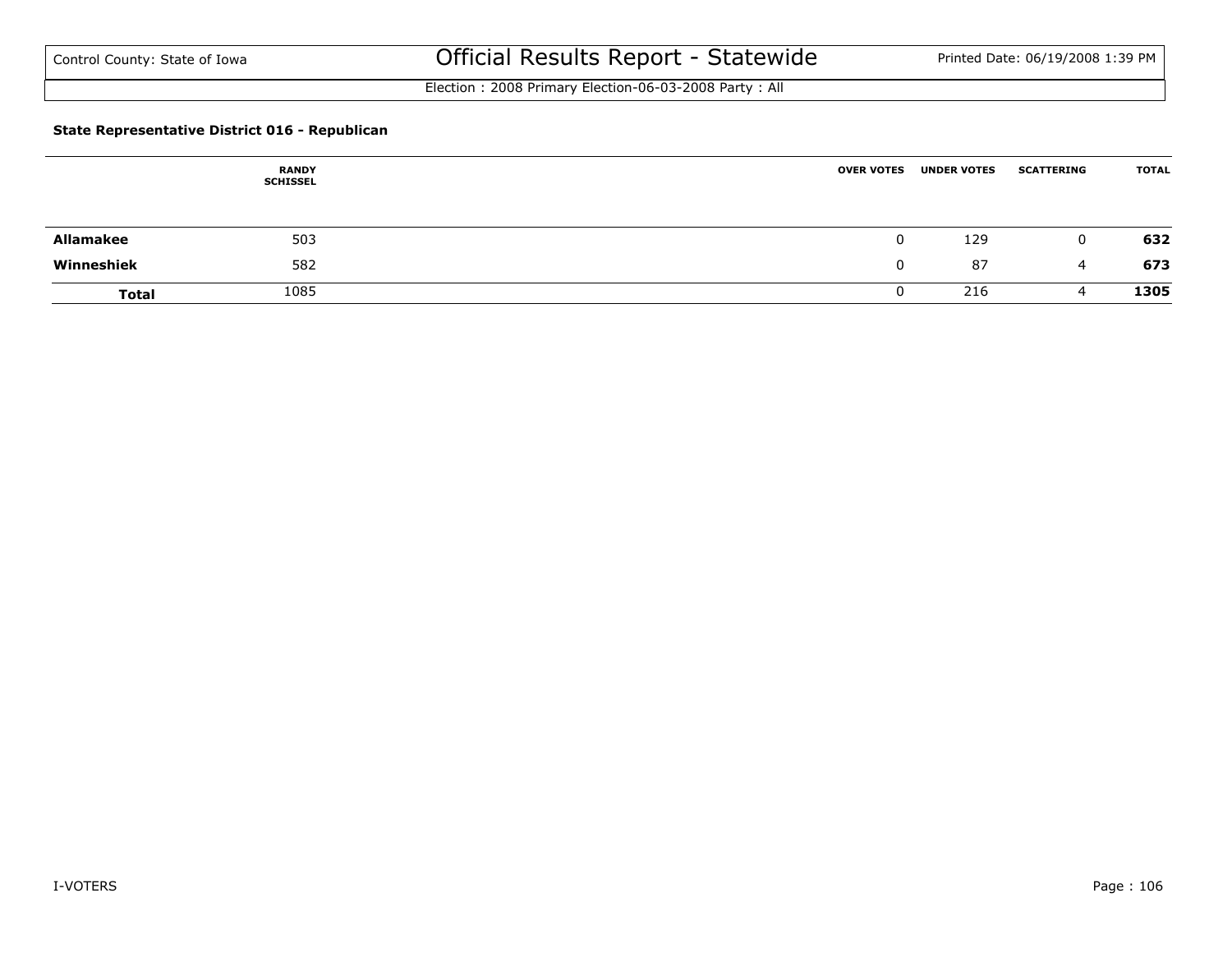### State Representative District 016 - Republican

| | RANDY SCHISSEL | OVER VOTES | UNDER VOTES | SCATTERING | TOTAL |
|---|---|---|---|---|---|
| **Allamakee** | 503 | 0 | 129 | 0 | **632** |
| **Winneshiek** | 582 | 0 | 87 | 4 | **673** |
| **Total** | 1085 | 0 | 216 | 4 | **1305** |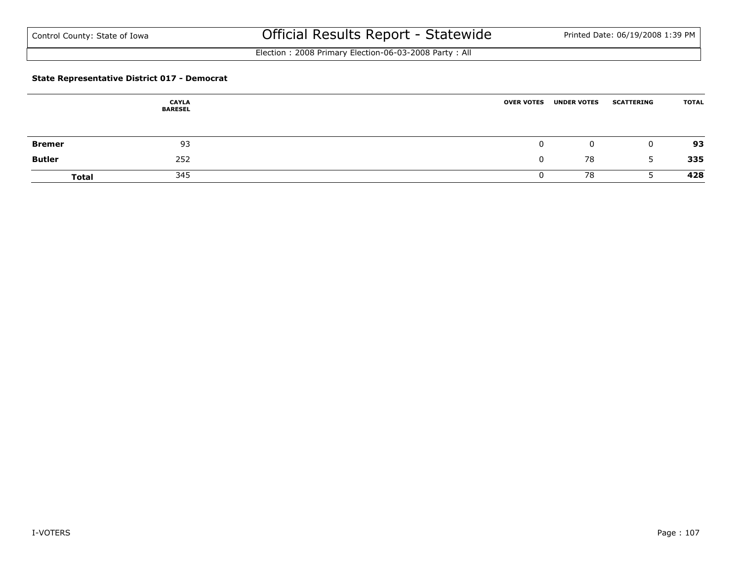Control County: State of Iowa

# Official Results Report - Statewide

Printed Date: 06/19/2008 1:39 PM

Election : 2008 Primary Election-06-03-2008 Party : All

**State Representative District 017 - Democrat**

| | CAYLA BARESEL | OVER VOTES | UNDER VOTES | SCATTERING | TOTAL |
|---|---|---|---|---|---|
| **Bremer** | 93 | 0 | 0 | 0 | **93** |
| **Butler** | 252 | 0 | 78 | 5 | **335** |
| **Total** | 345 | 0 | 78 | 5 | **428** |

I-VOTERS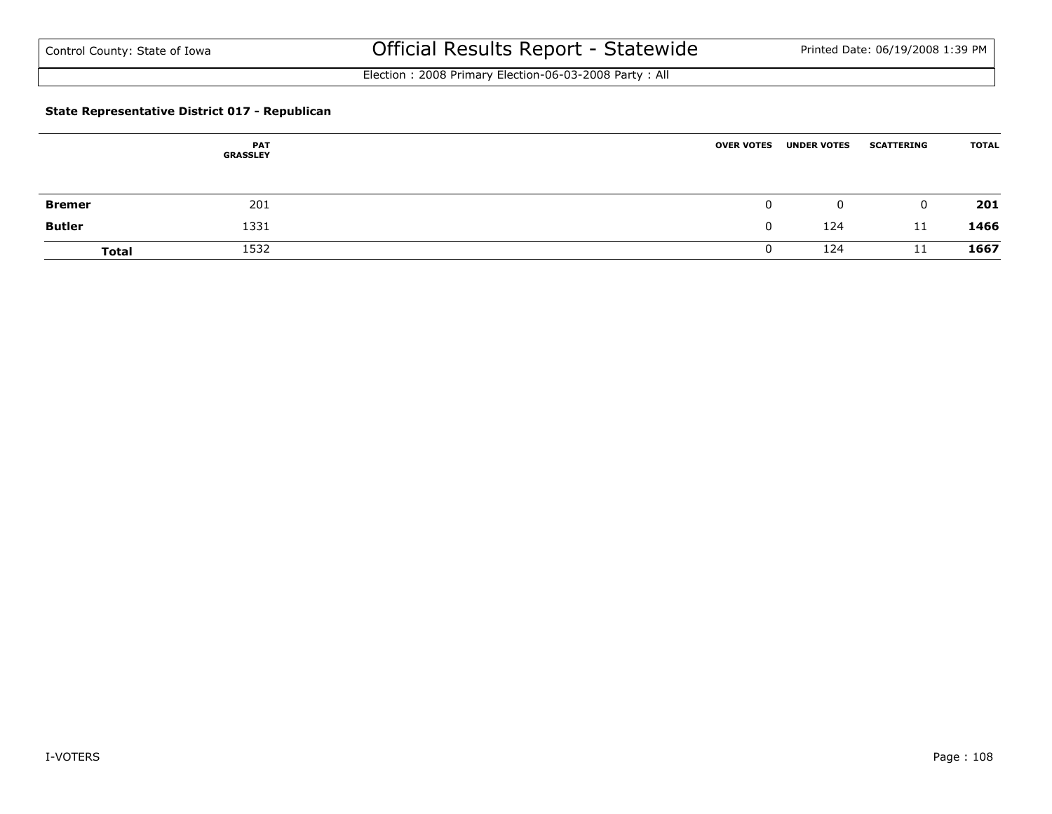### State Representative District 017 - Republican

| | PAT GRASSLEY | OVER VOTES | UNDER VOTES | SCATTERING | TOTAL |
|---|---|---|---|---|---|
| **Bremer** | 201 | 0 | 0 | 0 | **201** |
| **Butler** | 1331 | 0 | 124 | 11 | **1466** |
| **Total** | 1532 | 0 | 124 | 11 | **1667** |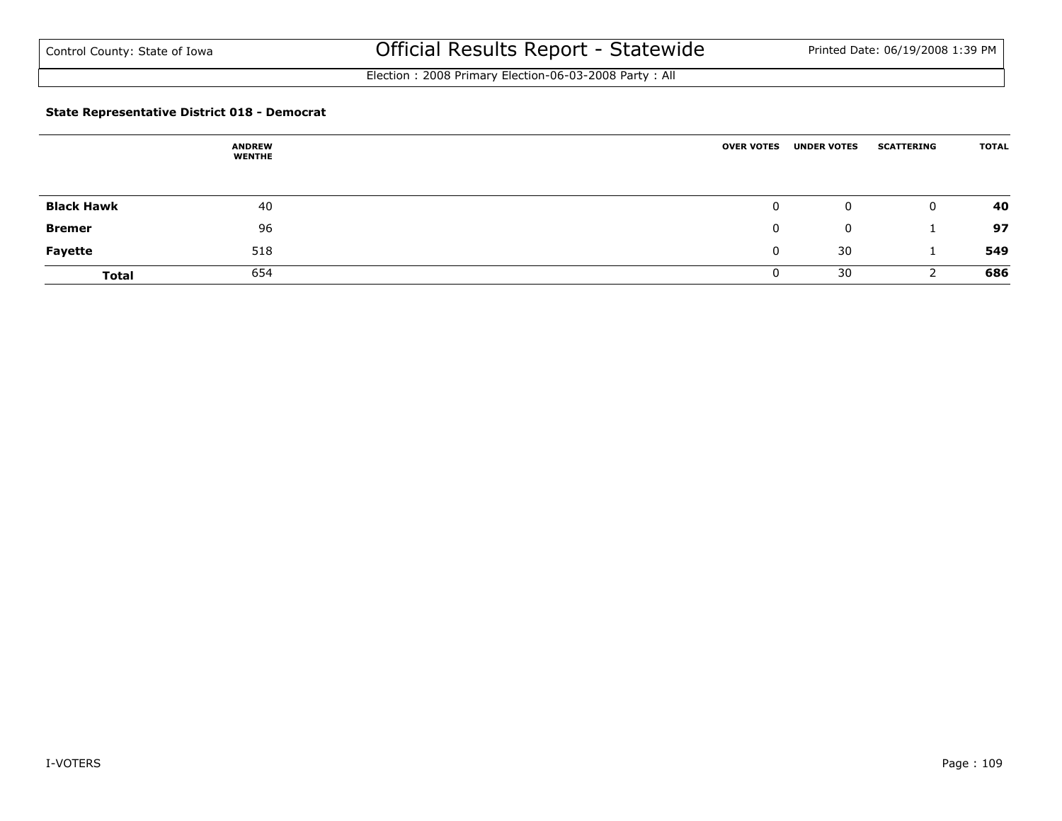### State Representative District 018 - Democrat

| | ANDREW WENTHE | OVER VOTES | UNDER VOTES | SCATTERING | TOTAL |
|---|---|---|---|---|---|
| **Black Hawk** | 40 | 0 | 0 | 0 | **40** |
| **Bremer** | 96 | 0 | 0 | 1 | **97** |
| **Fayette** | 518 | 0 | 30 | 1 | **549** |
| **Total** | 654 | 0 | 30 | 2 | **686** |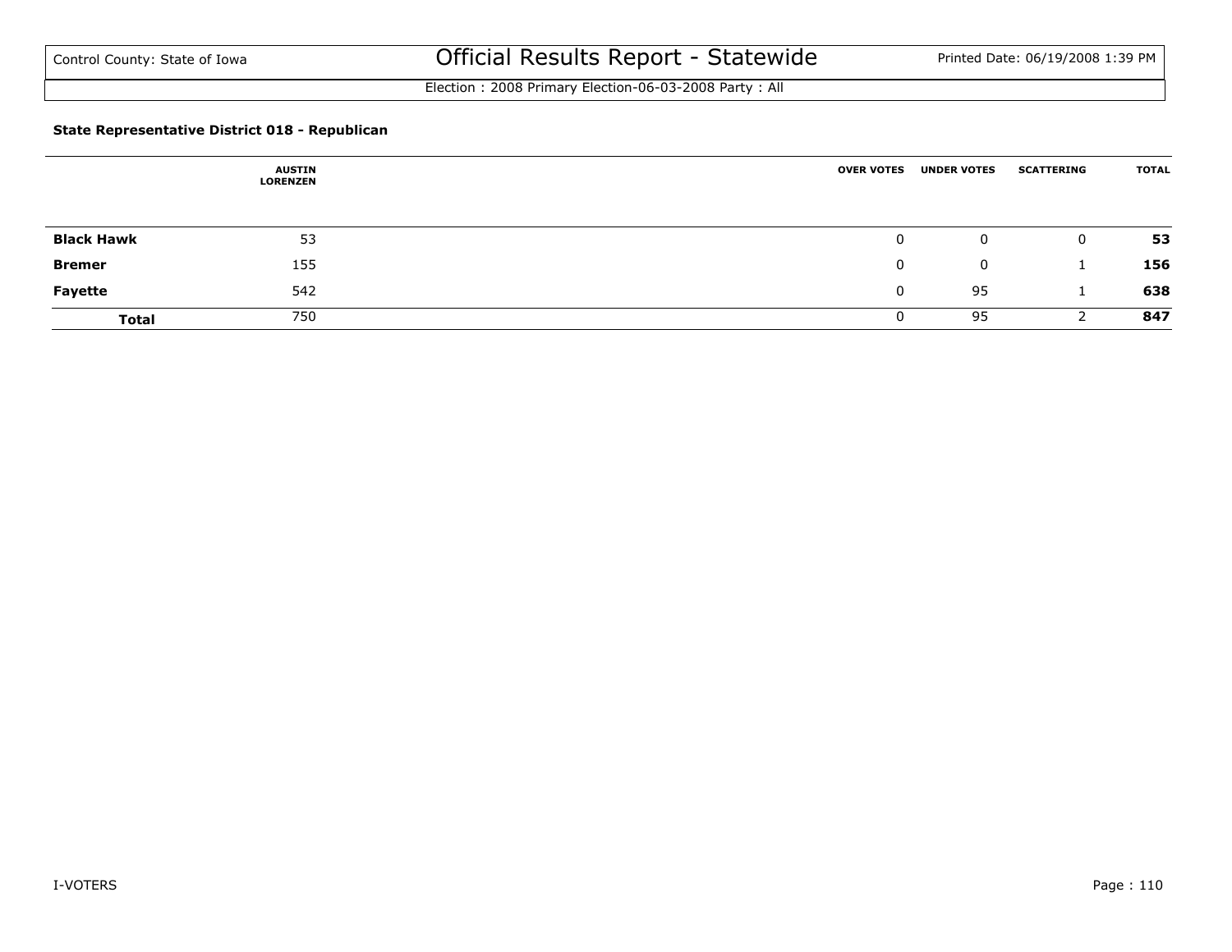Control County: State of Iowa

# Official Results Report - Statewide

Printed Date: 06/19/2008 1:39 PM

Election : 2008 Primary Election-06-03-2008 Party : All

### State Representative District 018 - Republican

| | AUSTIN LORENZEN | OVER VOTES | UNDER VOTES | SCATTERING | TOTAL |
|---|---|---|---|---|---|
| **Black Hawk** | 53 | 0 | 0 | 0 | **53** |
| **Bremer** | 155 | 0 | 0 | 1 | **156** |
| **Fayette** | 542 | 0 | 95 | 1 | **638** |
| **Total** | 750 | 0 | 95 | 2 | **847** |

I-VOTERS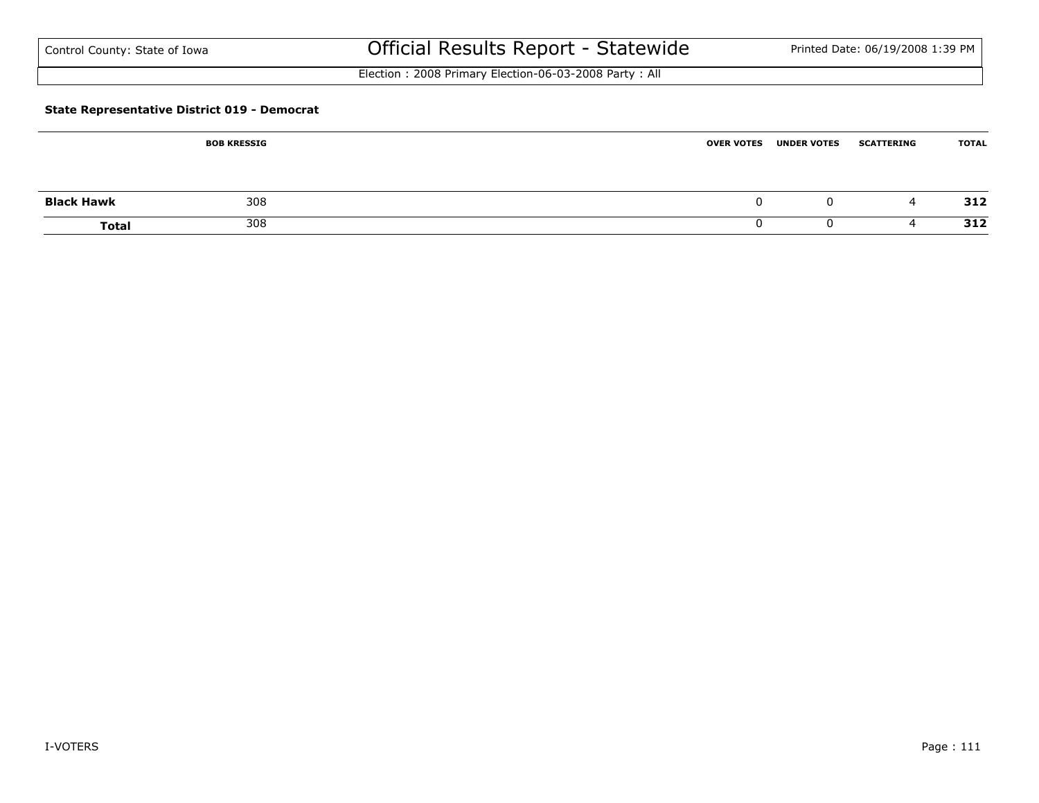Control County: State of Iowa

# Official Results Report - Statewide

Election : 2008 Primary Election-06-03-2008 Party : All

**State Representative District 019 - Democrat**

| | BOB KRESSIG | OVER VOTES | UNDER VOTES | SCATTERING | TOTAL |
|---|---|---|---|---|---|
| **Black Hawk** | 308 | 0 | 0 | 4 | **312** |
| **Total** | 308 | 0 | 0 | 4 | **312** |

I-VOTERS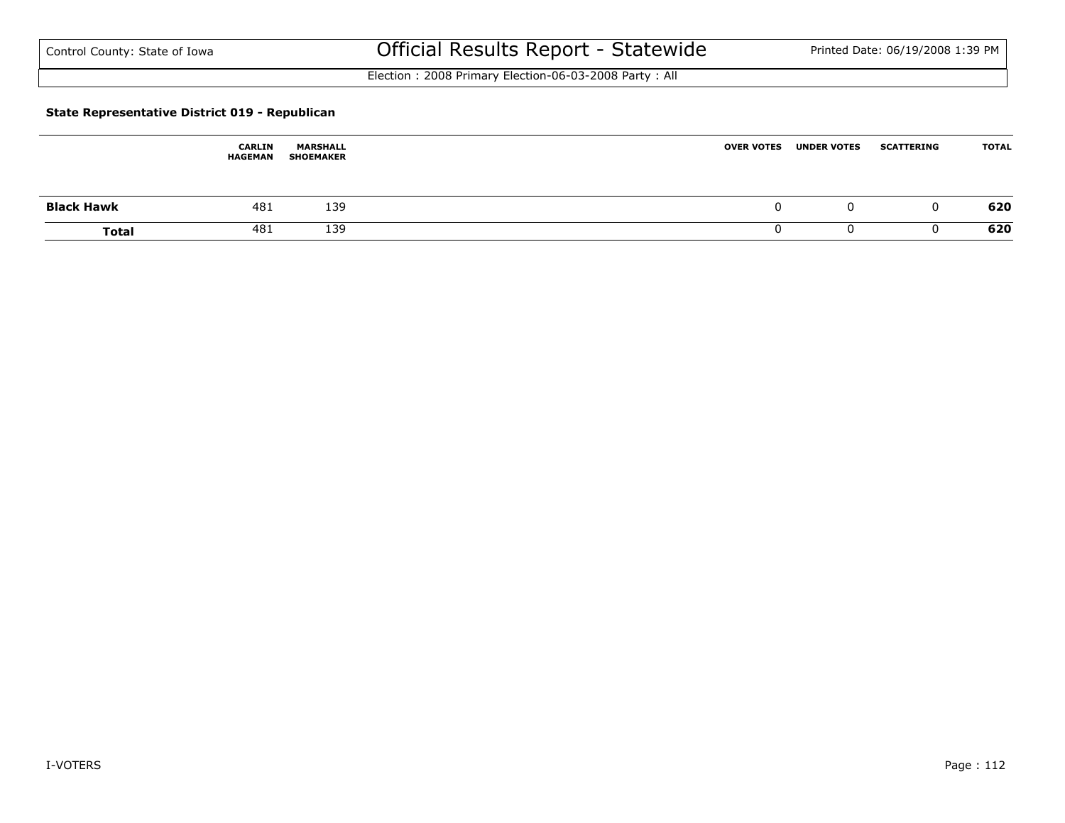Control County: State of Iowa

# Official Results Report - Statewide

Printed Date: 06/19/2008 1:39 PM

Election : 2008 Primary Election-06-03-2008 Party : All

**State Representative District 019 - Republican**

| | CARLIN HAGEMAN | MARSHALL SHOEMAKER | OVER VOTES | UNDER VOTES | SCATTERING | TOTAL |
|---|---|---|---|---|---|---|
| **Black Hawk** | 481 | 139 | 0 | 0 | 0 | **620** |
| **Total** | 481 | 139 | 0 | 0 | 0 | **620** |

I-VOTERS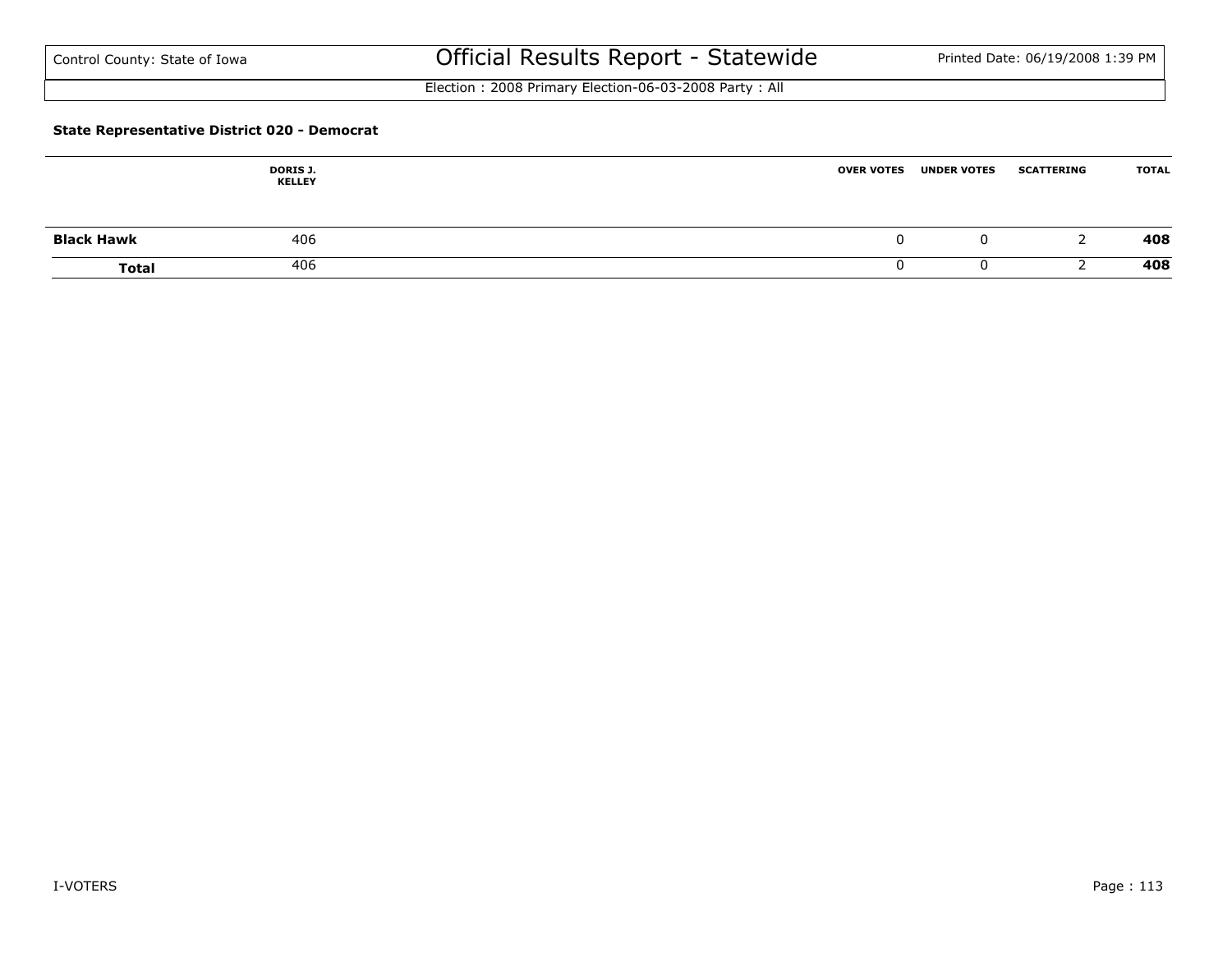### State Representative District 020 - Democrat

| | DORIS J. KELLEY | OVER VOTES | UNDER VOTES | SCATTERING | TOTAL |
|---|---|---|---|---|---|
| **Black Hawk** | 406 | 0 | 0 | 2 | **408** |
| **Total** | 406 | 0 | 0 | 2 | **408** |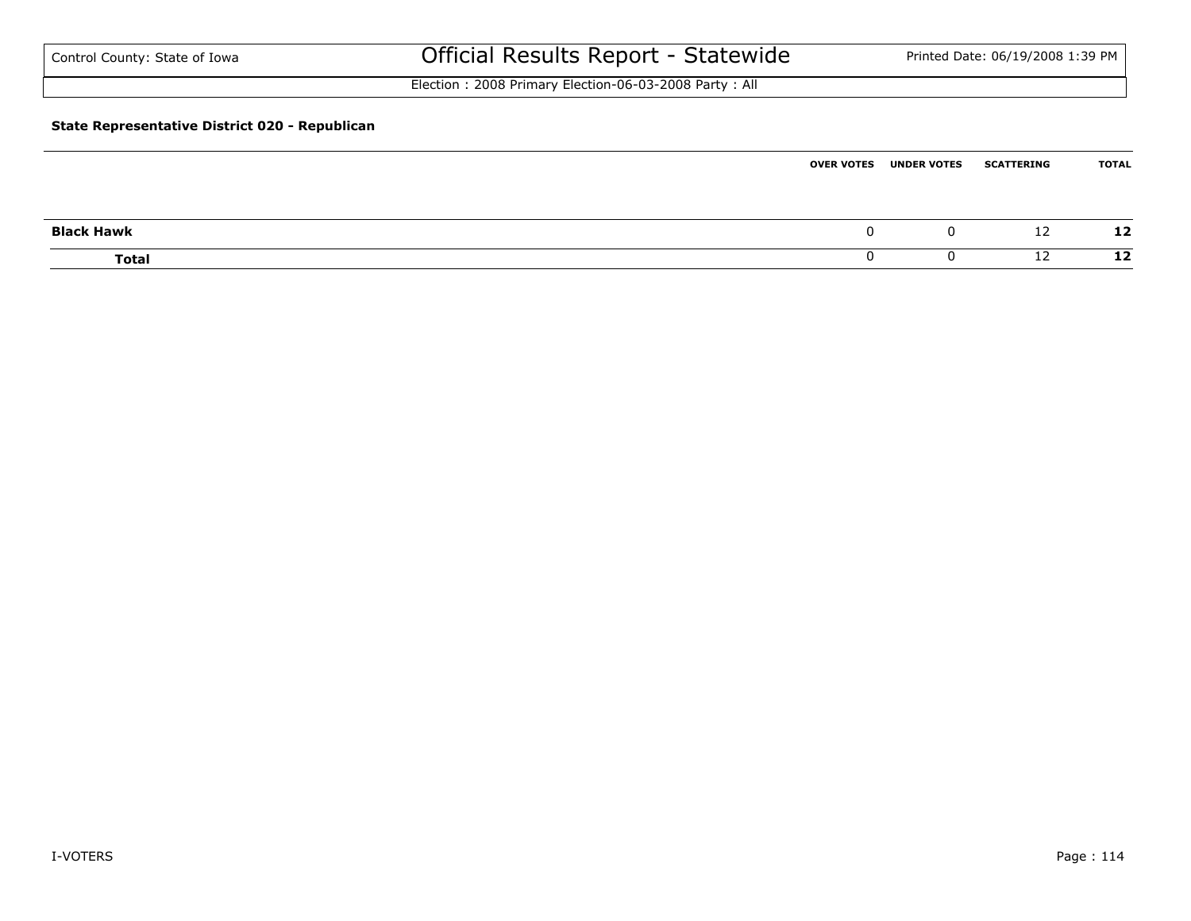Election : 2008 Primary Election-06-03-2008 Party : All

**State Representative District 020 - Republican**

| | OVER VOTES | UNDER VOTES | SCATTERING | TOTAL |
|---|---|---|---|---|
| **Black Hawk** | 0 | 0 | 12 | **12** |
| **Total** | 0 | 0 | 12 | **12** |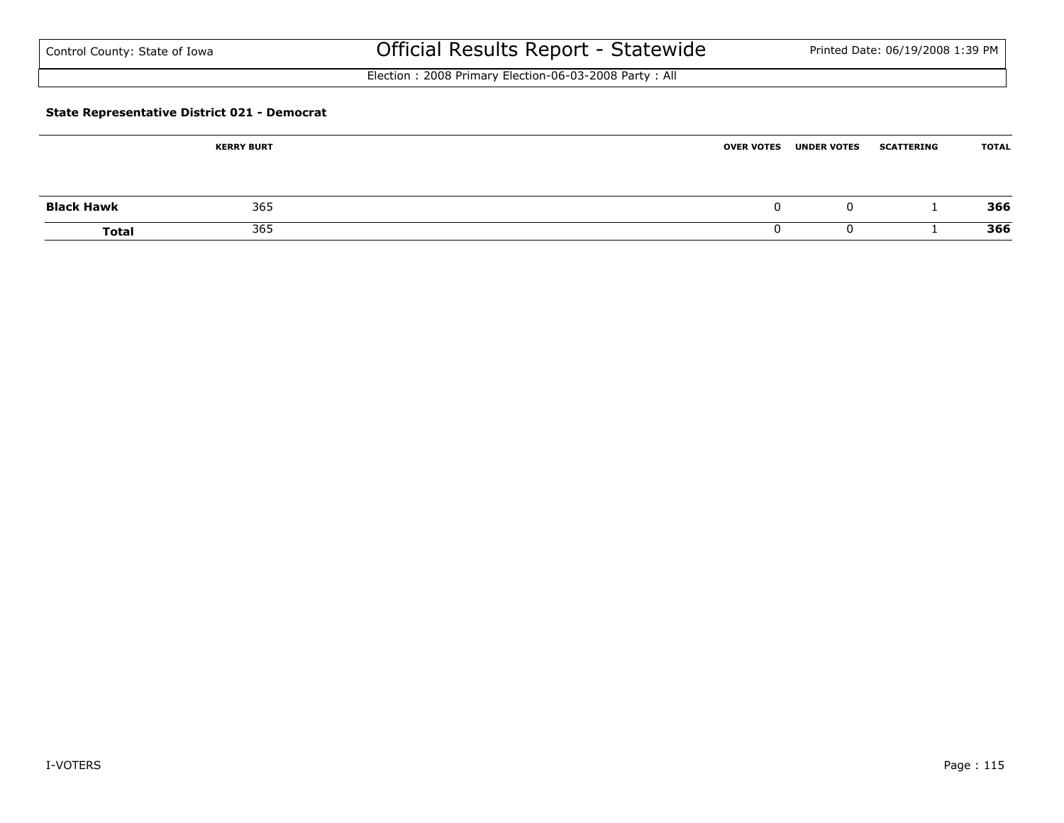Control County: State of Iowa

# Official Results Report - Statewide

Printed Date: 06/19/2008 1:39 PM

Election : 2008 Primary Election-06-03-2008 Party : All

### State Representative District 021 - Democrat

| | KERRY BURT | OVER VOTES | UNDER VOTES | SCATTERING | TOTAL |
|---|---|---|---|---|---|
| **Black Hawk** | 365 | 0 | 0 | 1 | **366** |
| **Total** | 365 | 0 | 0 | 1 | **366** |

I-VOTERS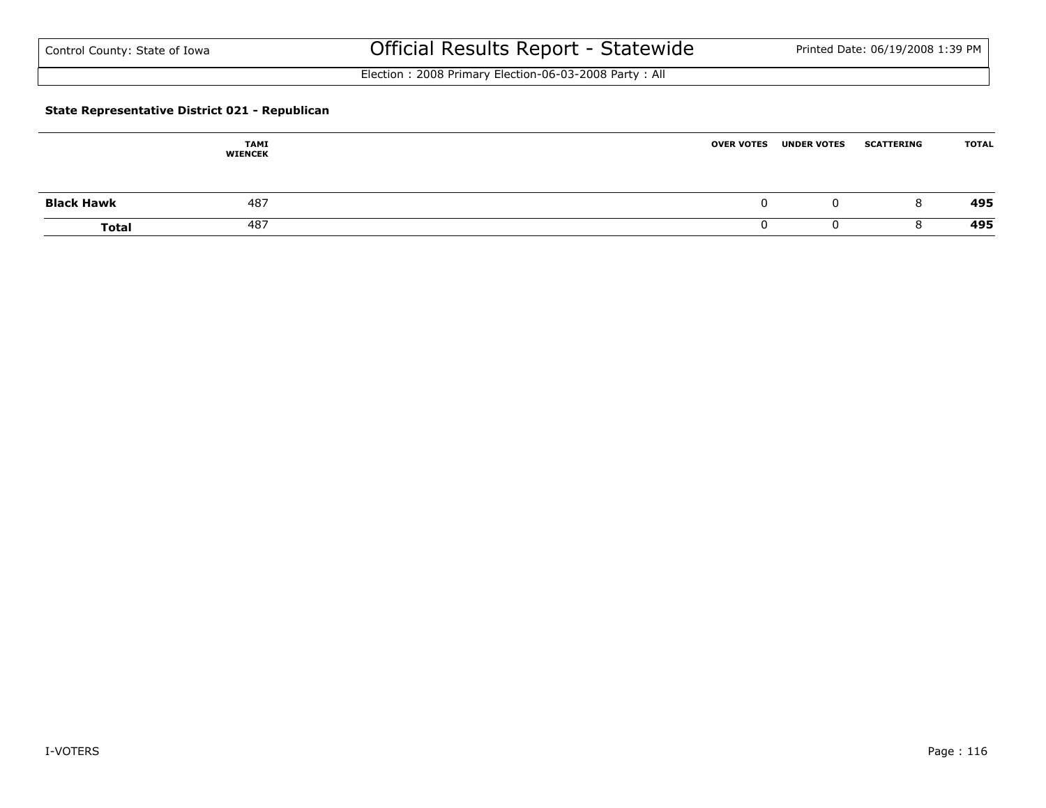## State Representative District 021 - Republican

| | TAMI WIENCEK | OVER VOTES | UNDER VOTES | SCATTERING | TOTAL |
|---|---|---|---|---|---|
| **Black Hawk** | 487 | 0 | 0 | 8 | **495** |
| **Total** | 487 | 0 | 0 | 8 | **495** |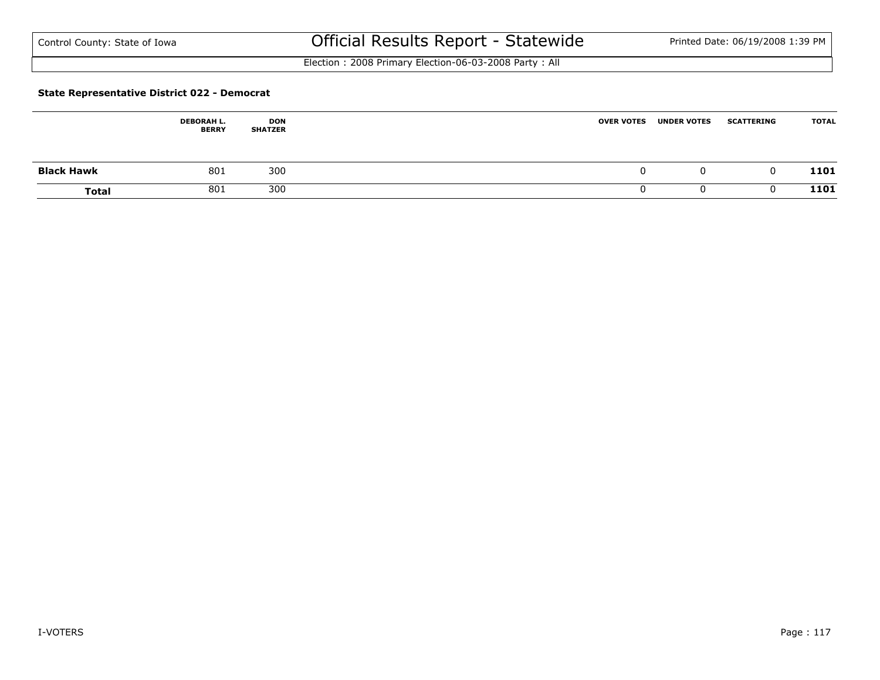### State Representative District 022 - Democrat

| | DEBORAH L. BERRY | DON SHATZER | OVER VOTES | UNDER VOTES | SCATTERING | TOTAL |
|---|---|---|---|---|---|---|
| **Black Hawk** | 801 | 300 | 0 | 0 | 0 | **1101** |
| **Total** | 801 | 300 | 0 | 0 | 0 | **1101** |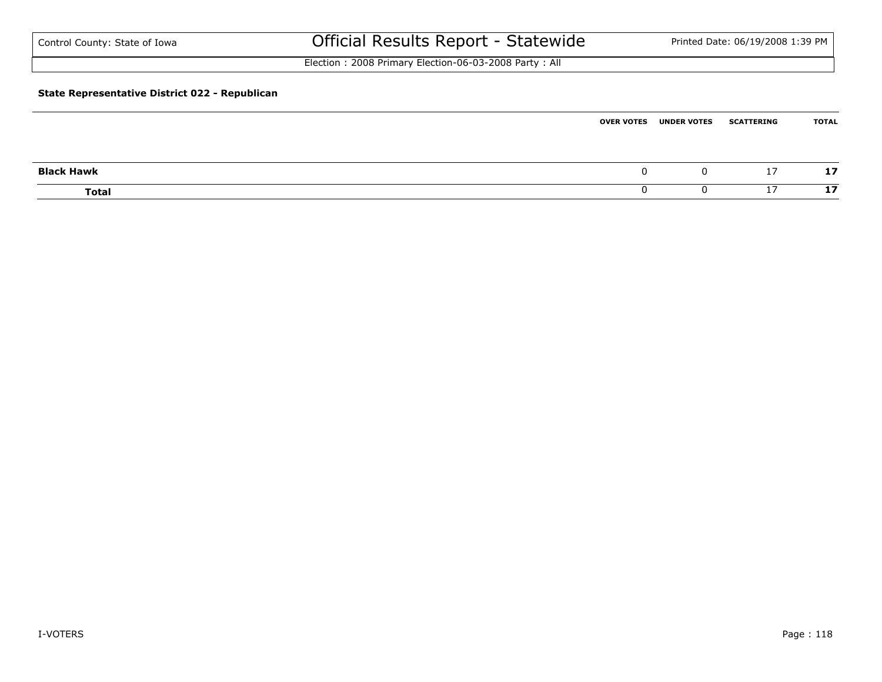**State Representative District 022 - Republican**

| | OVER VOTES | UNDER VOTES | SCATTERING | TOTAL |
|---|---|---|---|---|
| **Black Hawk** | 0 | 0 | 17 | **17** |
| **Total** | 0 | 0 | 17 | **17** |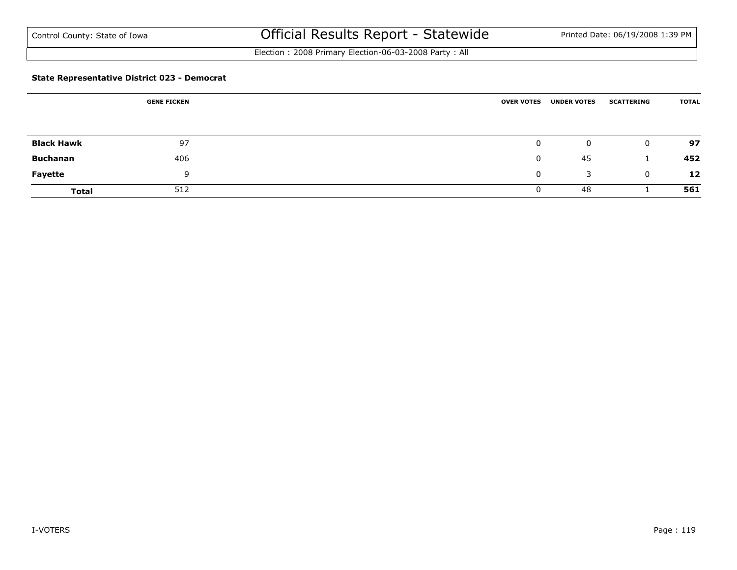**State Representative District 023 - Democrat**

| | GENE FICKEN | OVER VOTES | UNDER VOTES | SCATTERING | TOTAL |
|---|---|---|---|---|---|
| **Black Hawk** | 97 | 0 | 0 | 0 | **97** |
| **Buchanan** | 406 | 0 | 45 | 1 | **452** |
| **Fayette** | 9 | 0 | 3 | 0 | **12** |
| **Total** | 512 | 0 | 48 | 1 | **561** |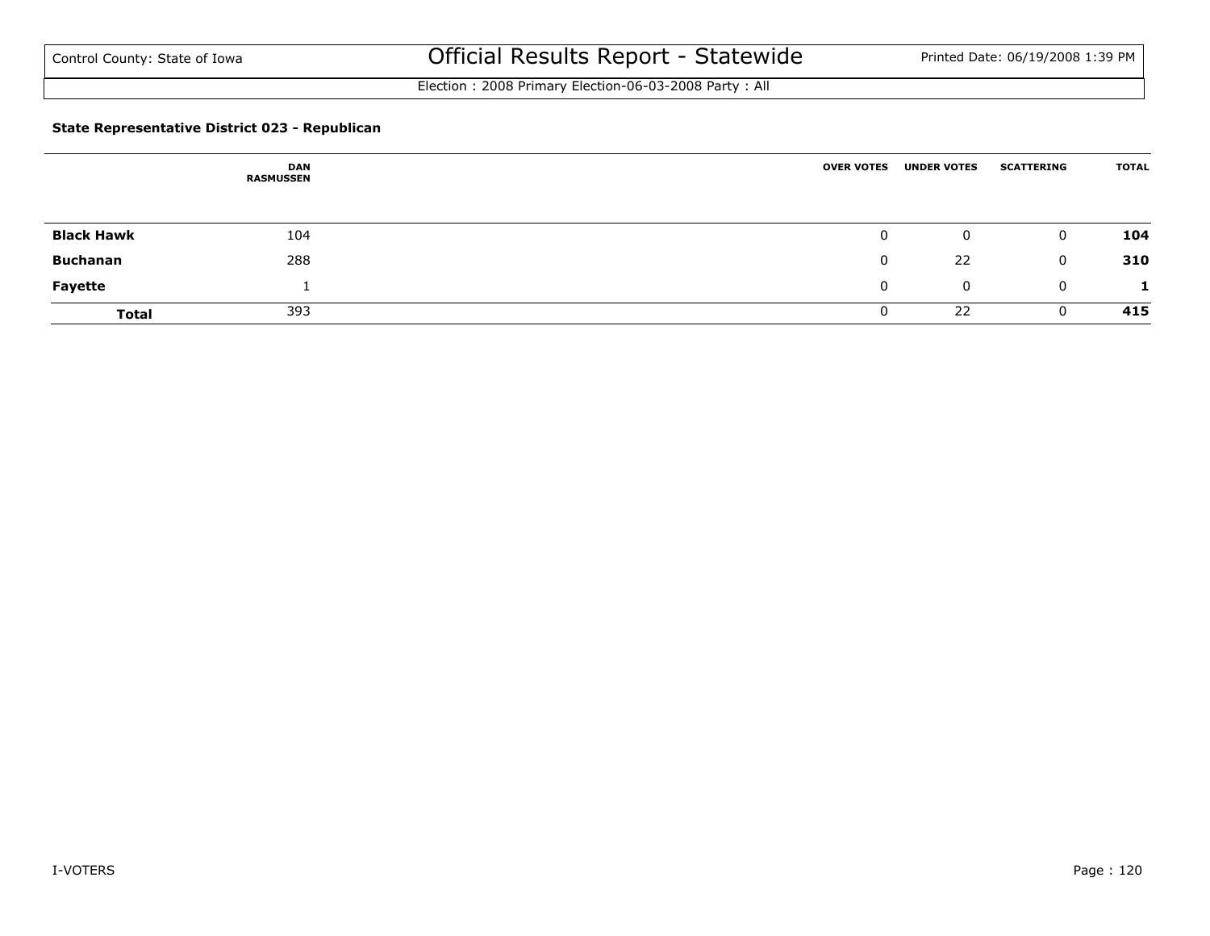Control County: State of Iowa

# Official Results Report - Statewide

Election : 2008 Primary Election-06-03-2008 Party : All

### State Representative District 023 - Republican

| | DAN RASMUSSEN | OVER VOTES | UNDER VOTES | SCATTERING | TOTAL |
|---|---|---|---|---|---|
| **Black Hawk** | 104 | 0 | 0 | 0 | **104** |
| **Buchanan** | 288 | 0 | 22 | 0 | **310** |
| **Fayette** | 1 | 0 | 0 | 0 | **1** |
| **Total** | 393 | 0 | 22 | 0 | **415** |

I-VOTERS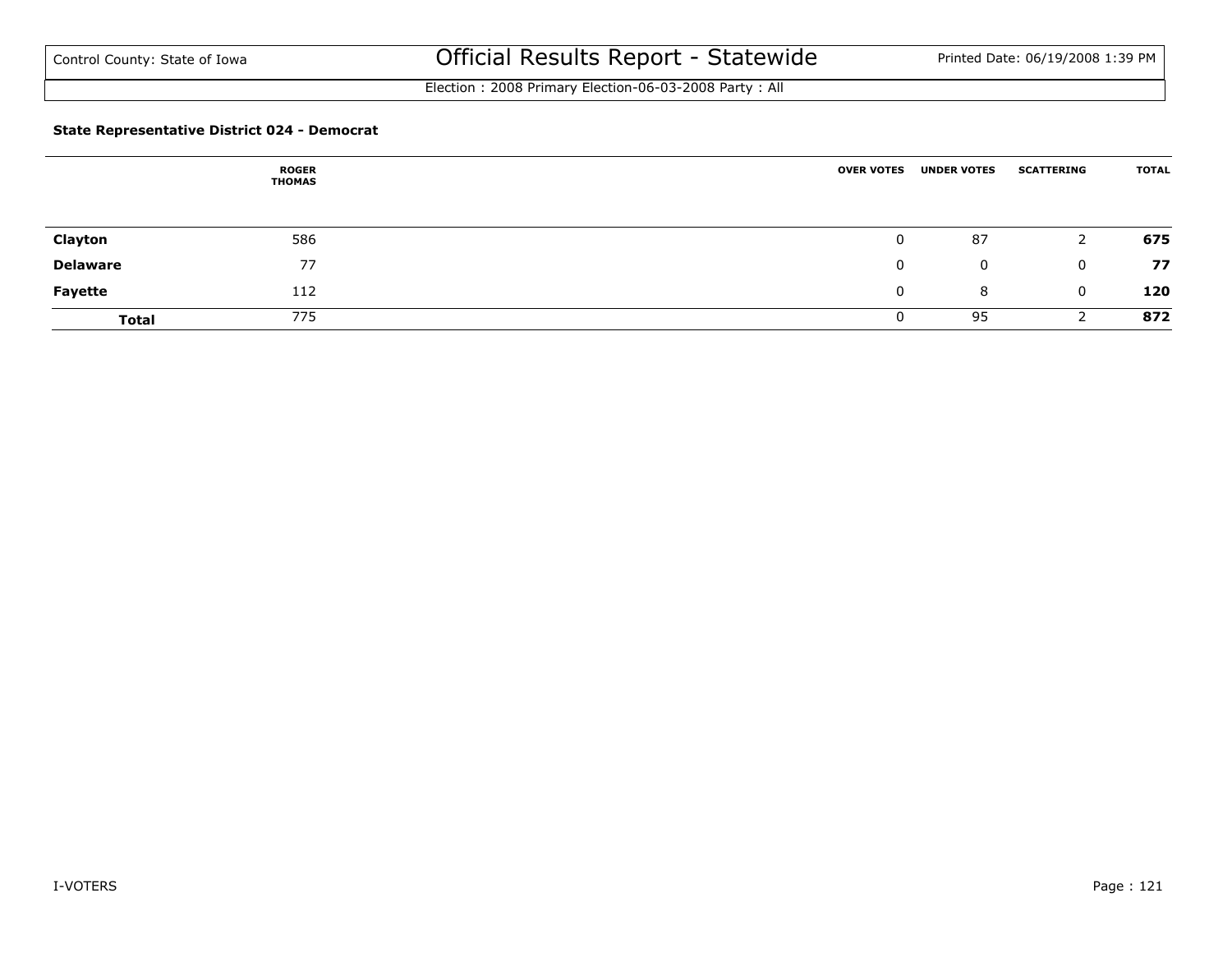Control County: State of Iowa

# Official Results Report - Statewide

Printed Date: 06/19/2008 1:39 PM

Election : 2008 Primary Election-06-03-2008 Party : All

**State Representative District 024 - Democrat**

| | ROGER THOMAS | OVER VOTES | UNDER VOTES | SCATTERING | TOTAL |
|---|---|---|---|---|---|
| **Clayton** | 586 | 0 | 87 | 2 | **675** |
| **Delaware** | 77 | 0 | 0 | 0 | **77** |
| **Fayette** | 112 | 0 | 8 | 0 | **120** |
| **Total** | 775 | 0 | 95 | 2 | **872** |

I-VOTERS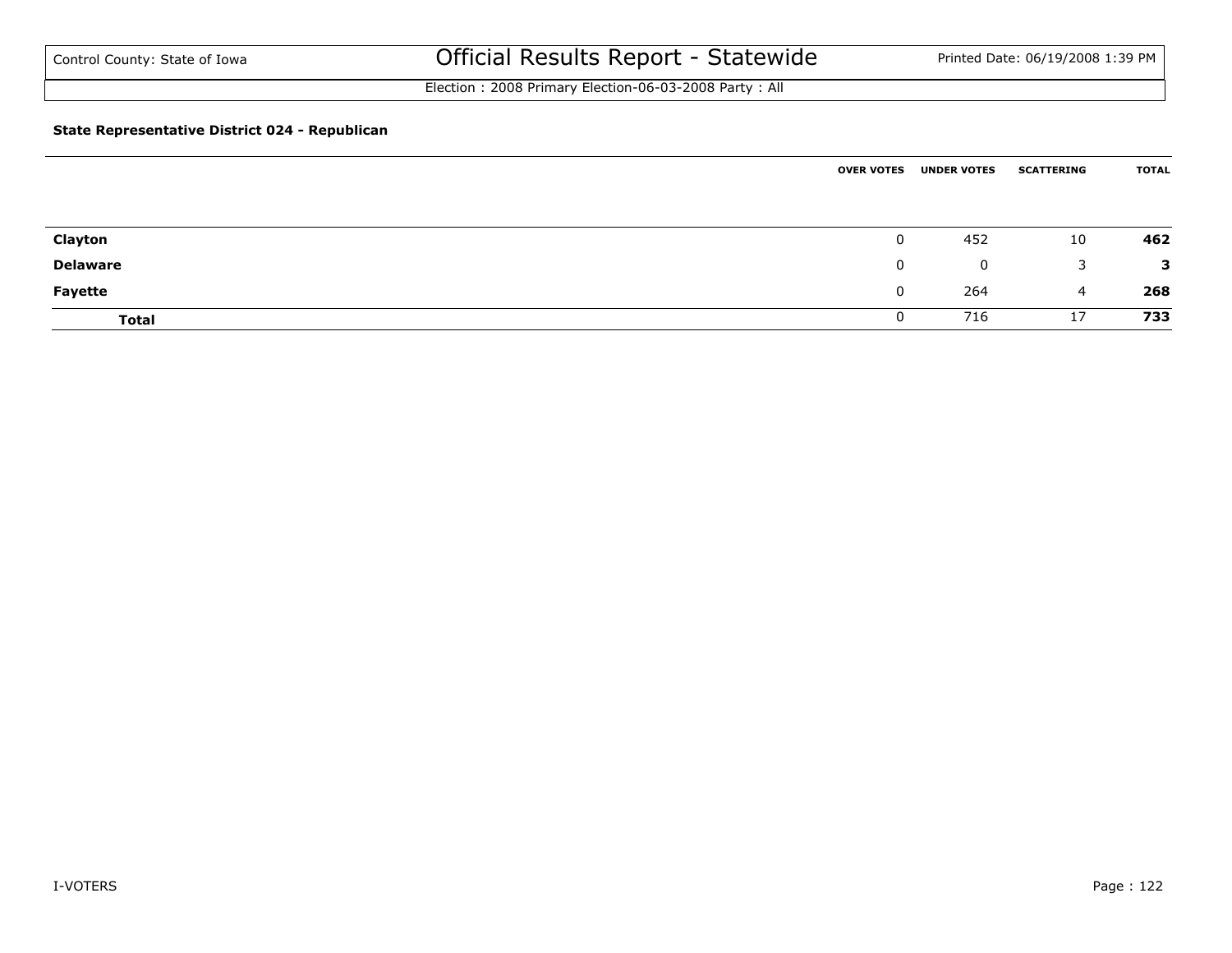# Official Results Report - Statewide

Control County: State of Iowa

Printed Date: 06/19/2008 1:39 PM

Election : 2008 Primary Election-06-03-2008 Party : All

### State Representative District 024 - Republican

| | OVER VOTES | UNDER VOTES | SCATTERING | TOTAL |
|---|---|---|---|---|
| **Clayton** | 0 | 452 | 10 | **462** |
| **Delaware** | 0 | 0 | 3 | **3** |
| **Fayette** | 0 | 264 | 4 | **268** |
| **Total** | 0 | 716 | 17 | **733** |

I-VOTERS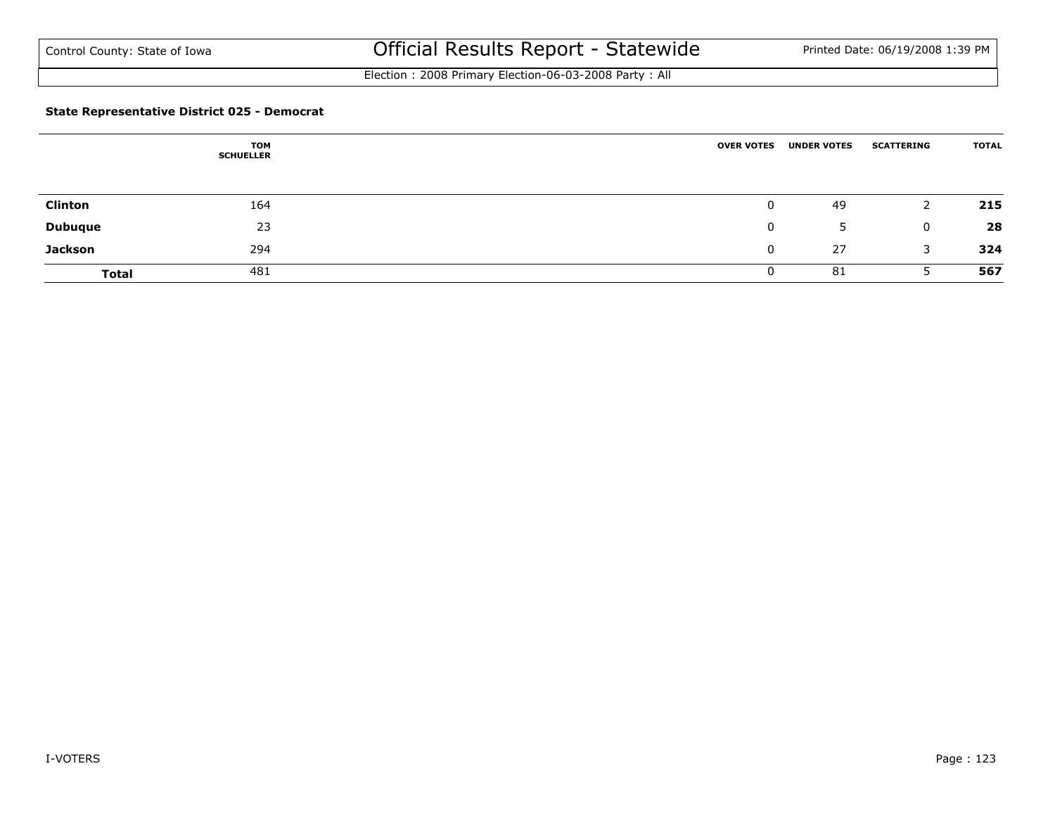### State Representative District 025 - Democrat

| | TOM SCHUELLER | OVER VOTES | UNDER VOTES | SCATTERING | TOTAL |
|---|---|---|---|---|---|
| **Clinton** | 164 | 0 | 49 | 2 | **215** |
| **Dubuque** | 23 | 0 | 5 | 0 | **28** |
| **Jackson** | 294 | 0 | 27 | 3 | **324** |
| **Total** | 481 | 0 | 81 | 5 | **567** |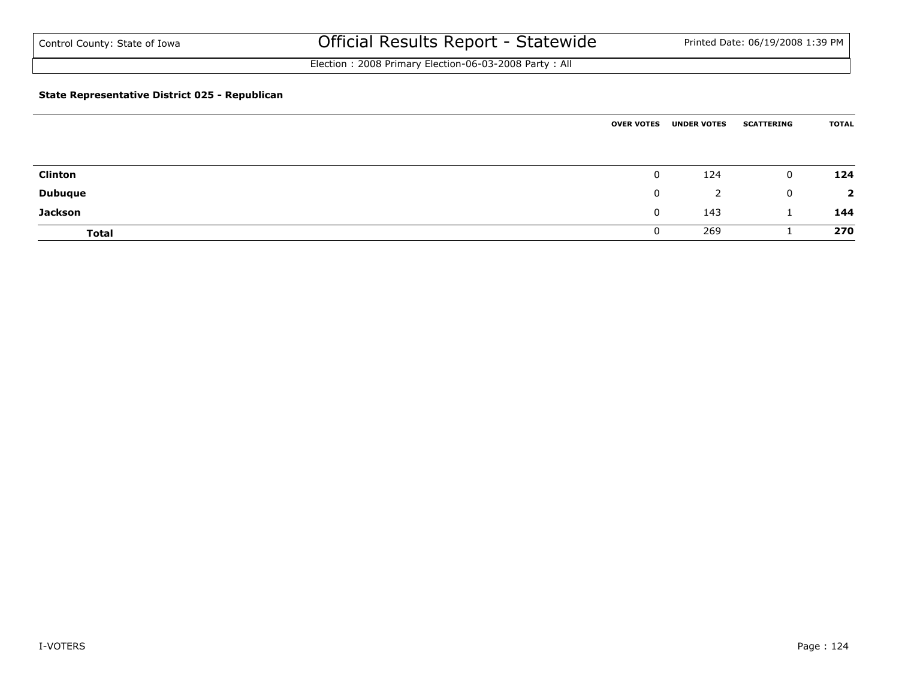Control County: State of Iowa

# Official Results Report - Statewide

Printed Date: 06/19/2008 1:39 PM

Election : 2008 Primary Election-06-03-2008 Party : All

**State Representative District 025 - Republican**

| | OVER VOTES | UNDER VOTES | SCATTERING | TOTAL |
|---|---|---|---|---|
| **Clinton** | 0 | 124 | 0 | **124** |
| **Dubuque** | 0 | 2 | 0 | **2** |
| **Jackson** | 0 | 143 | 1 | **144** |
| **Total** | 0 | 269 | 1 | **270** |

I-VOTERS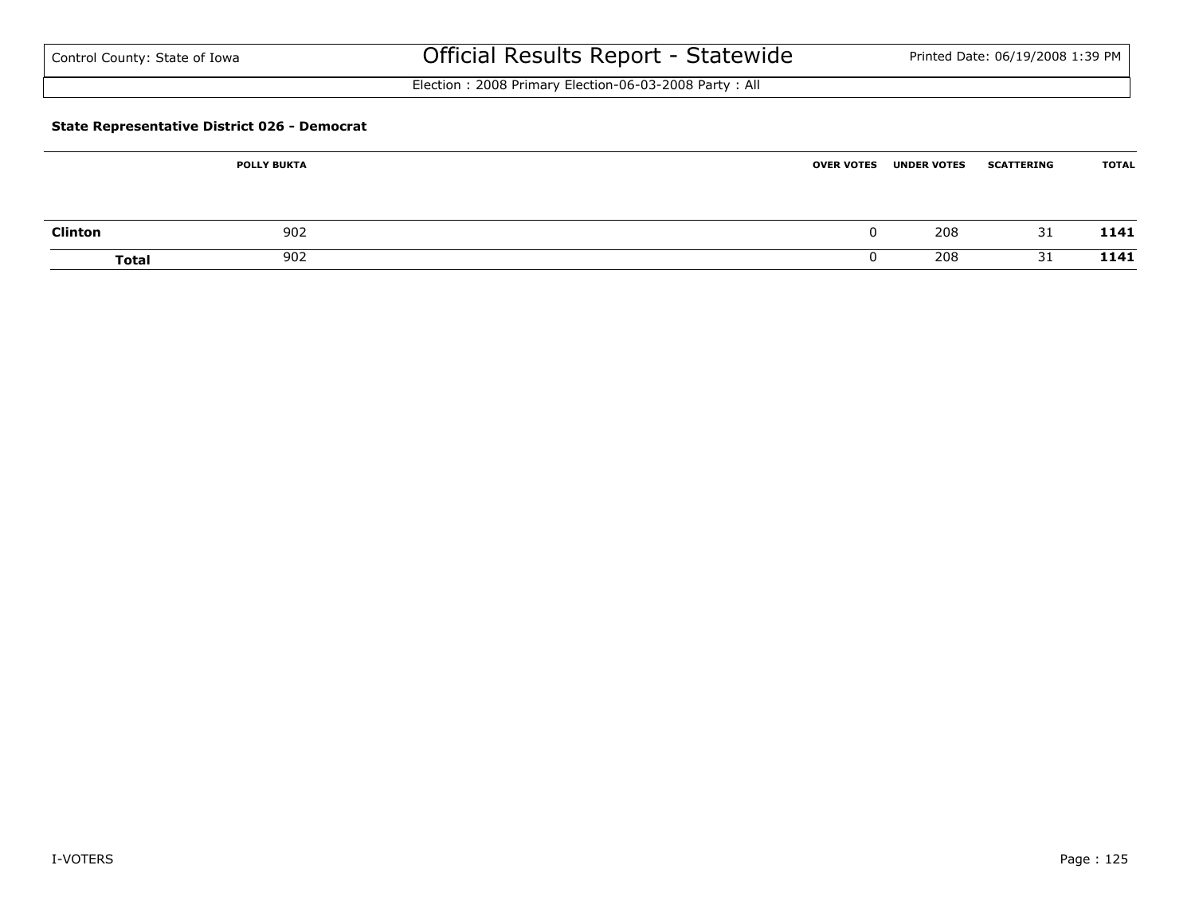**State Representative District 026 - Democrat**

| | POLLY BUKTA | OVER VOTES | UNDER VOTES | SCATTERING | TOTAL |
|---|---|---|---|---|---|
| **Clinton** | 902 | 0 | 208 | 31 | **1141** |
| **Total** | 902 | 0 | 208 | 31 | **1141** |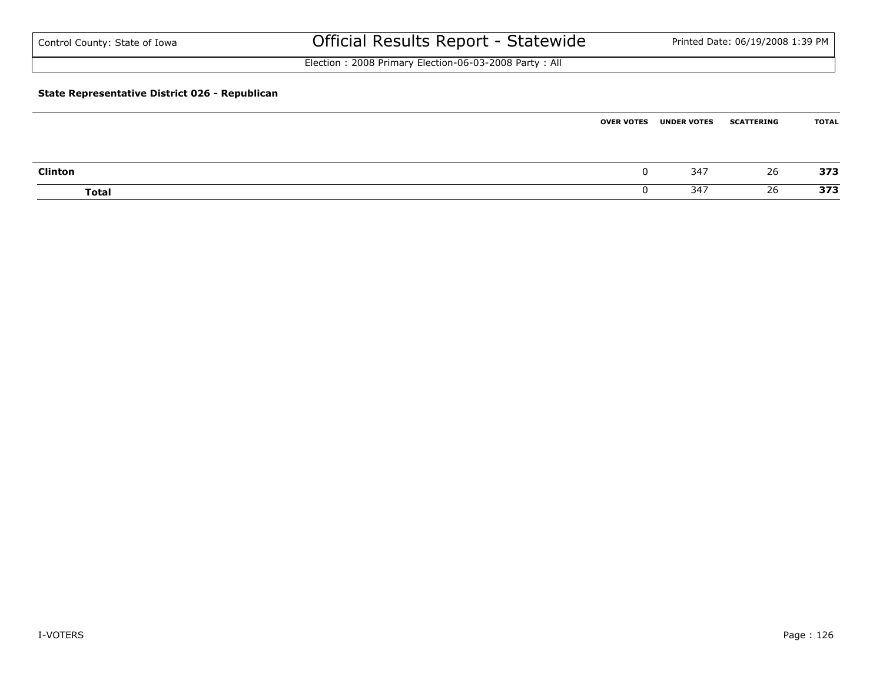# Official Results Report - Statewide

Control County: State of Iowa

Printed Date: 06/19/2008 1:39 PM

Election : 2008 Primary Election-06-03-2008 Party : All

### State Representative District 026 - Republican

| | OVER VOTES | UNDER VOTES | SCATTERING | TOTAL |
|---|---|---|---|---|
| **Clinton** | 0 | 347 | 26 | **373** |
| **Total** | 0 | 347 | 26 | **373** |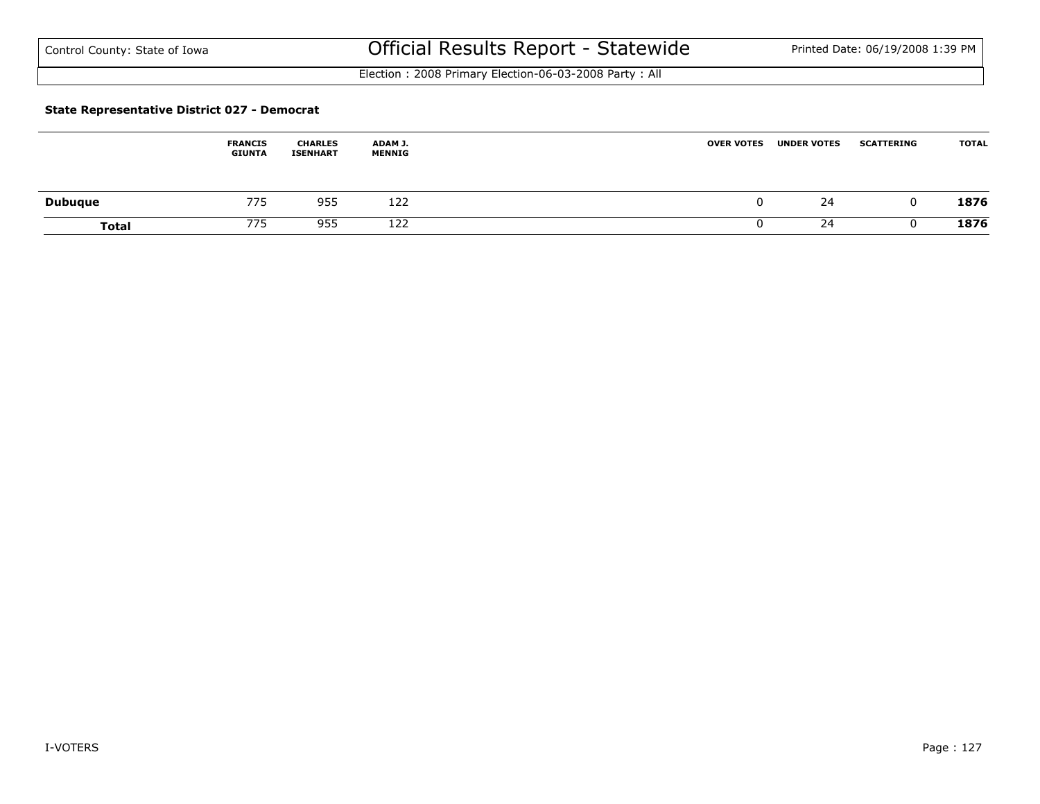Control County: State of Iowa

# Official Results Report - Statewide

Printed Date: 06/19/2008 1:39 PM

Election : 2008 Primary Election-06-03-2008 Party : All

### State Representative District 027 - Democrat

| | FRANCIS GIUNTA | CHARLES ISENHART | ADAM J. MENNIG | OVER VOTES | UNDER VOTES | SCATTERING | TOTAL |
|---|---|---|---|---|---|---|---|
| **Dubuque** | 775 | 955 | 122 | 0 | 24 | 0 | **1876** |
| **Total** | 775 | 955 | 122 | 0 | 24 | 0 | **1876** |

I-VOTERS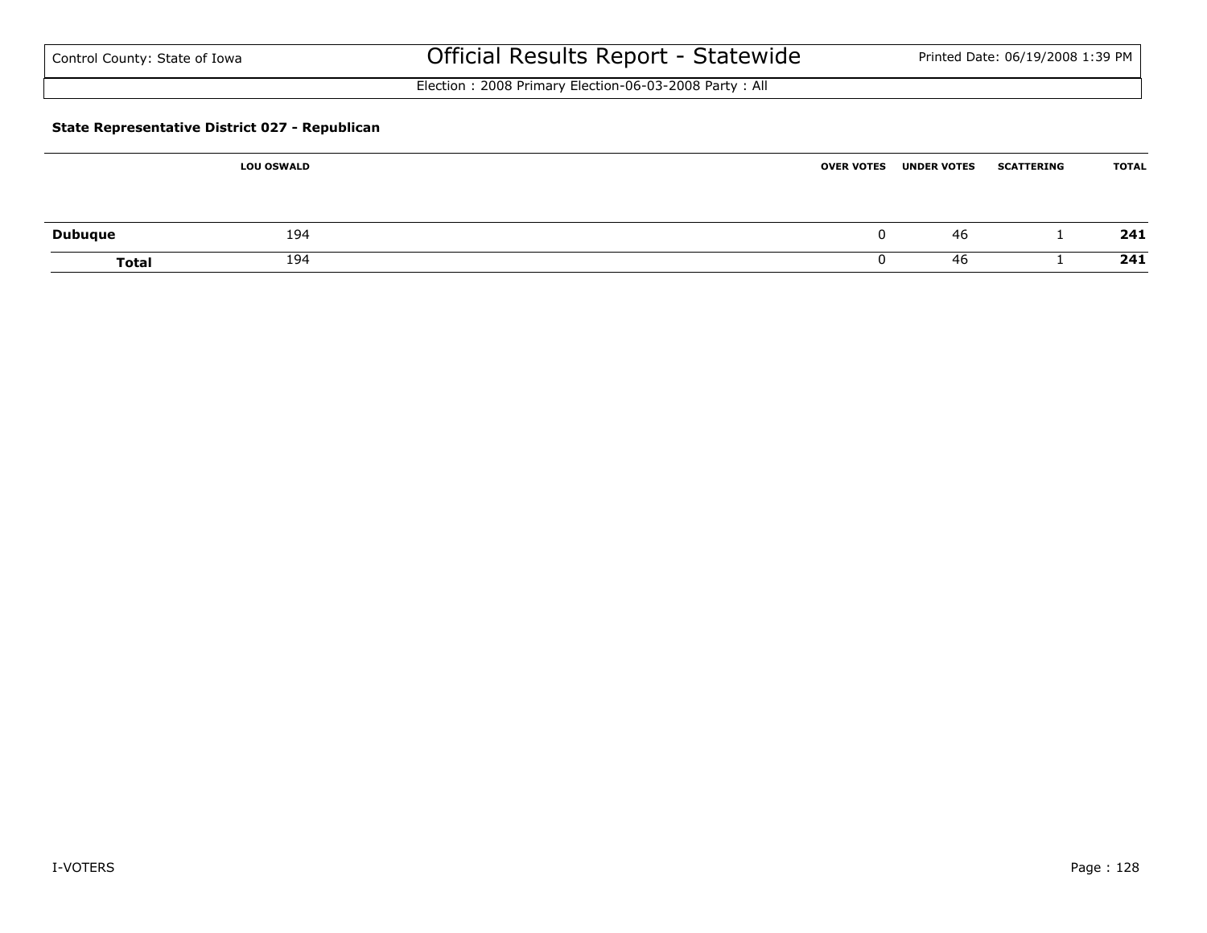Control County: State of Iowa

# Official Results Report - Statewide

Printed Date: 06/19/2008 1:39 PM

Election : 2008 Primary Election-06-03-2008 Party : All

### State Representative District 027 - Republican

| | LOU OSWALD | OVER VOTES | UNDER VOTES | SCATTERING | TOTAL |
|---|---|---|---|---|---|
| **Dubuque** | 194 | 0 | 46 | 1 | **241** |
| **Total** | 194 | 0 | 46 | 1 | **241** |

I-VOTERS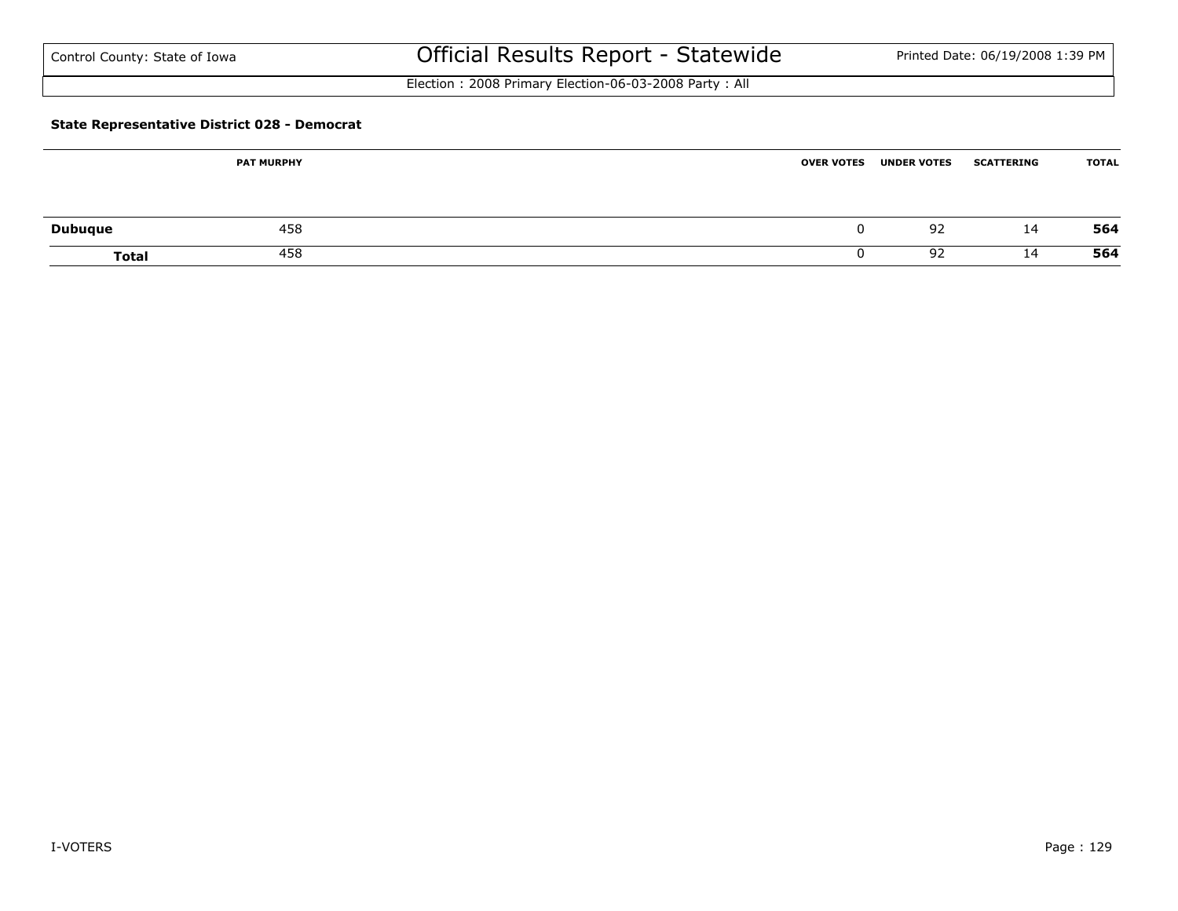**State Representative District 028 - Democrat**

| | PAT MURPHY | OVER VOTES | UNDER VOTES | SCATTERING | TOTAL |
|---|---|---|---|---|---|
| **Dubuque** | 458 | 0 | 92 | 14 | **564** |
| **Total** | 458 | 0 | 92 | 14 | **564** |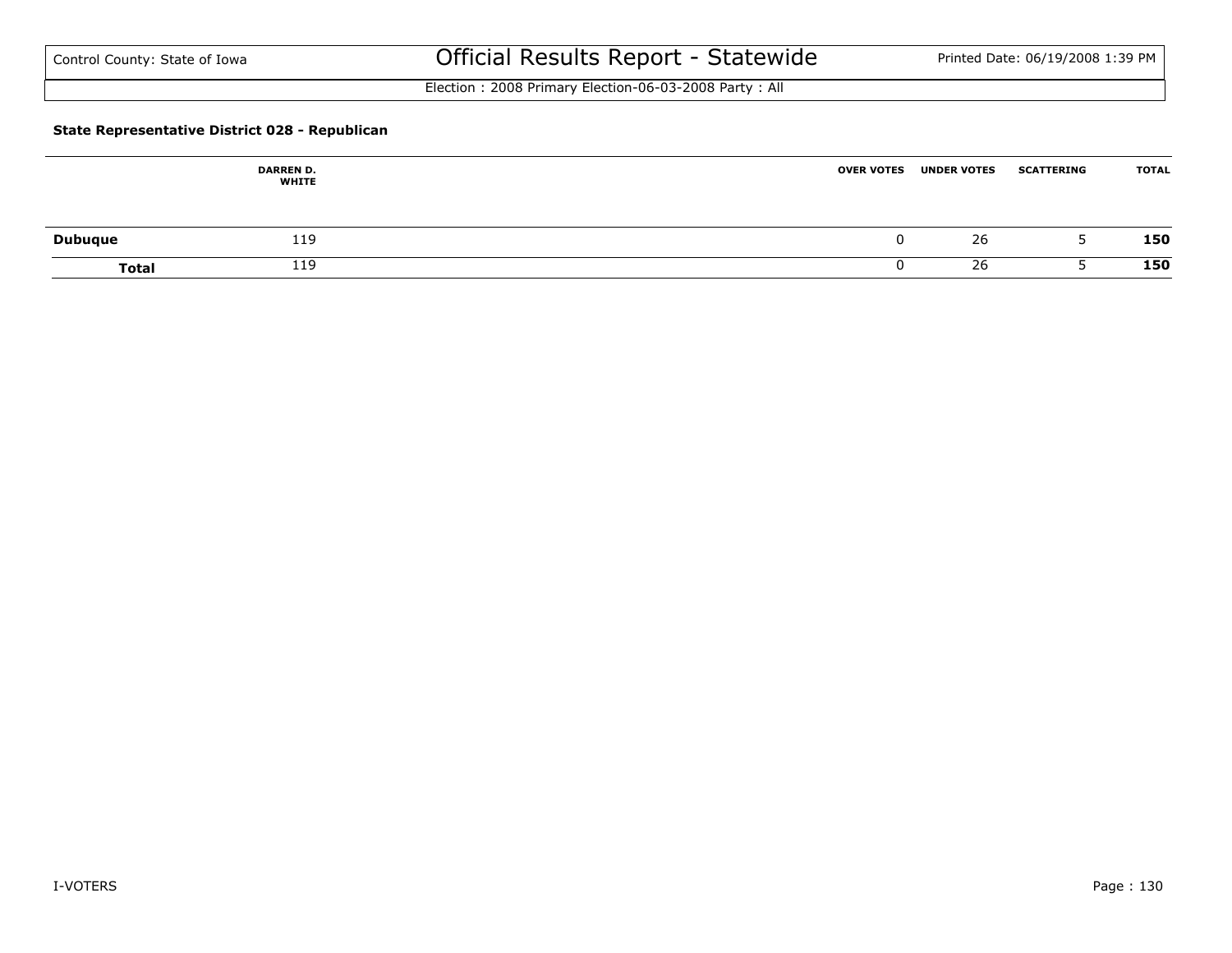Control County: State of Iowa

# Official Results Report - Statewide

Printed Date: 06/19/2008 1:39 PM

Election : 2008 Primary Election-06-03-2008 Party : All

### State Representative District 028 - Republican

| | DARREN D. WHITE | OVER VOTES | UNDER VOTES | SCATTERING | TOTAL |
|---|---|---|---|---|---|
| **Dubuque** | 119 | 0 | 26 | 5 | **150** |
| **Total** | 119 | 0 | 26 | 5 | **150** |

I-VOTERS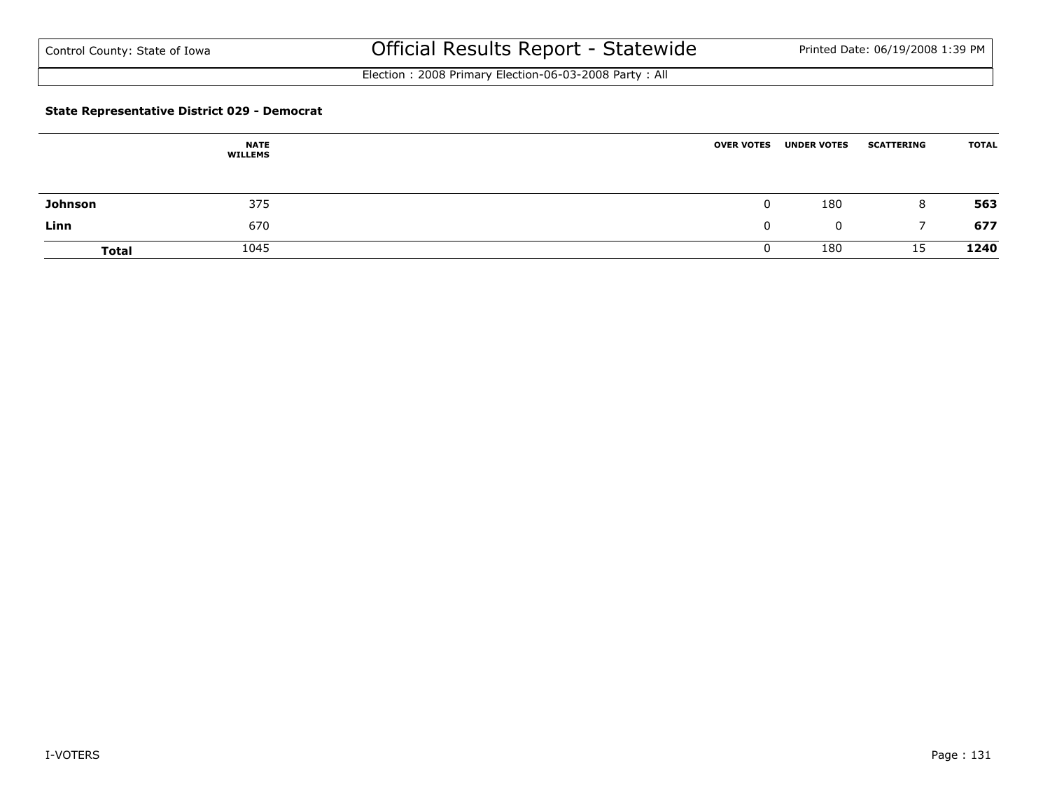Control County: State of Iowa

# Official Results Report - Statewide

Election : 2008 Primary Election-06-03-2008 Party : All

### State Representative District 029 - Democrat

| | NATE WILLEMS | OVER VOTES | UNDER VOTES | SCATTERING | TOTAL |
|---|---|---|---|---|---|
| **Johnson** | 375 | 0 | 180 | 8 | **563** |
| **Linn** | 670 | 0 | 0 | 7 | **677** |
| **Total** | 1045 | 0 | 180 | 15 | **1240** |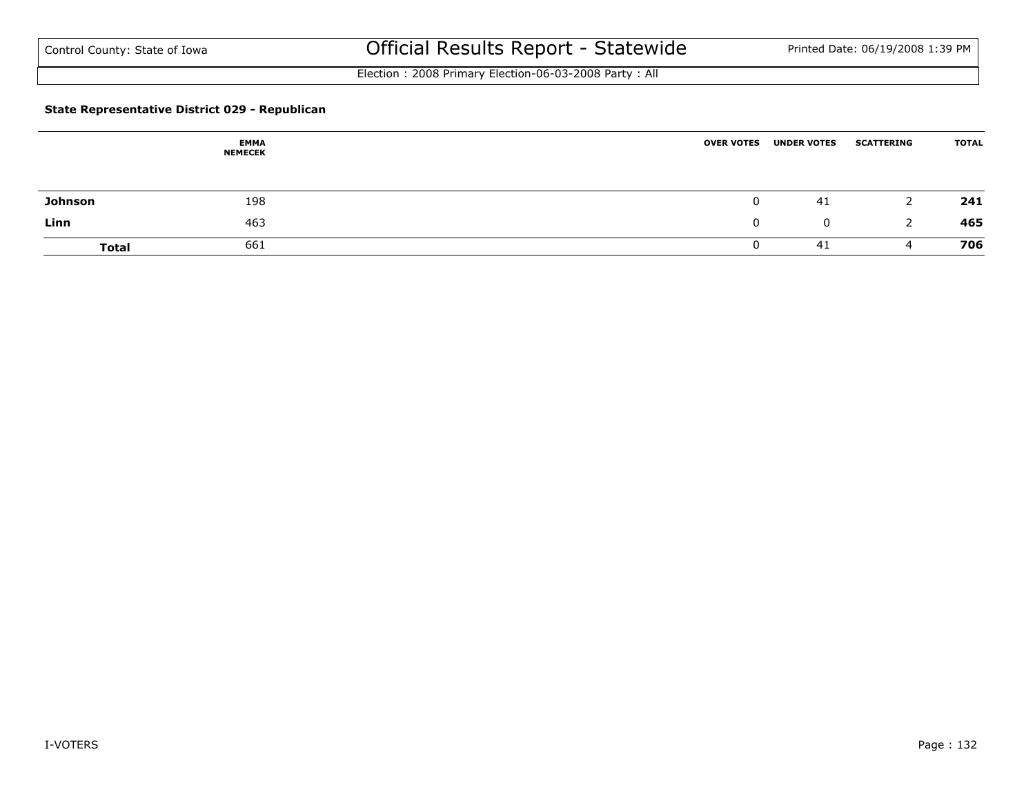Control County: State of Iowa

# Official Results Report - Statewide

Printed Date: 06/19/2008 1:39 PM

Election : 2008 Primary Election-06-03-2008 Party : All

### State Representative District 029 - Republican

| | EMMA NEMECEK | OVER VOTES | UNDER VOTES | SCATTERING | TOTAL |
|---|---|---|---|---|---|
| **Johnson** | 198 | 0 | 41 | 2 | **241** |
| **Linn** | 463 | 0 | 0 | 2 | **465** |
| **Total** | 661 | 0 | 41 | 4 | **706** |

I-VOTERS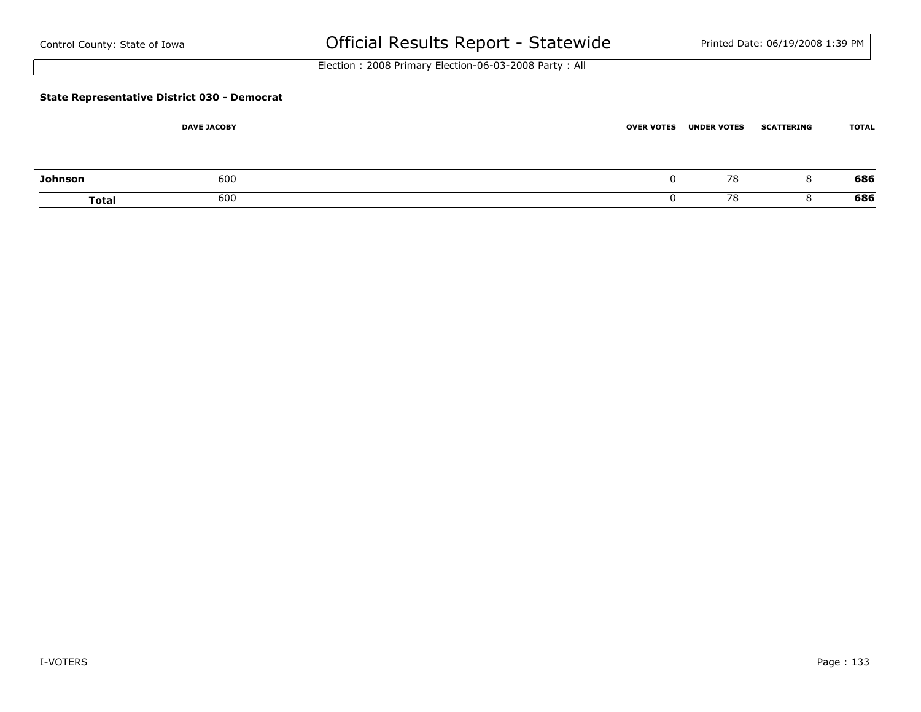Control County: State of Iowa

# Official Results Report - Statewide

Printed Date: 06/19/2008 1:39 PM

Election : 2008 Primary Election-06-03-2008 Party : All

### State Representative District 030 - Democrat

| | DAVE JACOBY | OVER VOTES | UNDER VOTES | SCATTERING | TOTAL |
|---|---|---|---|---|---|
| **Johnson** | 600 | 0 | 78 | 8 | **686** |
| **Total** | 600 | 0 | 78 | 8 | **686** |

I-VOTERS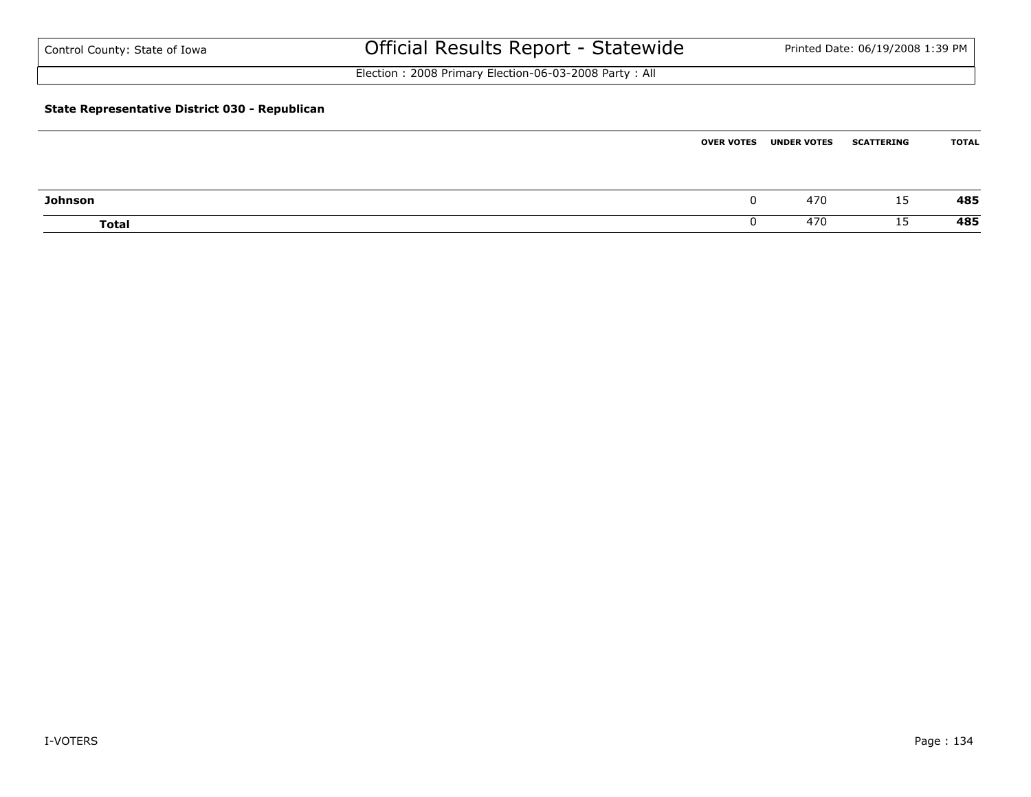Control County: State of Iowa

# Official Results Report - Statewide

Election : 2008 Primary Election-06-03-2008 Party : All

### State Representative District 030 - Republican

| | OVER VOTES | UNDER VOTES | SCATTERING | TOTAL |
|---|---|---|---|---|
| **Johnson** | 0 | 470 | 15 | **485** |
| **Total** | 0 | 470 | 15 | **485** |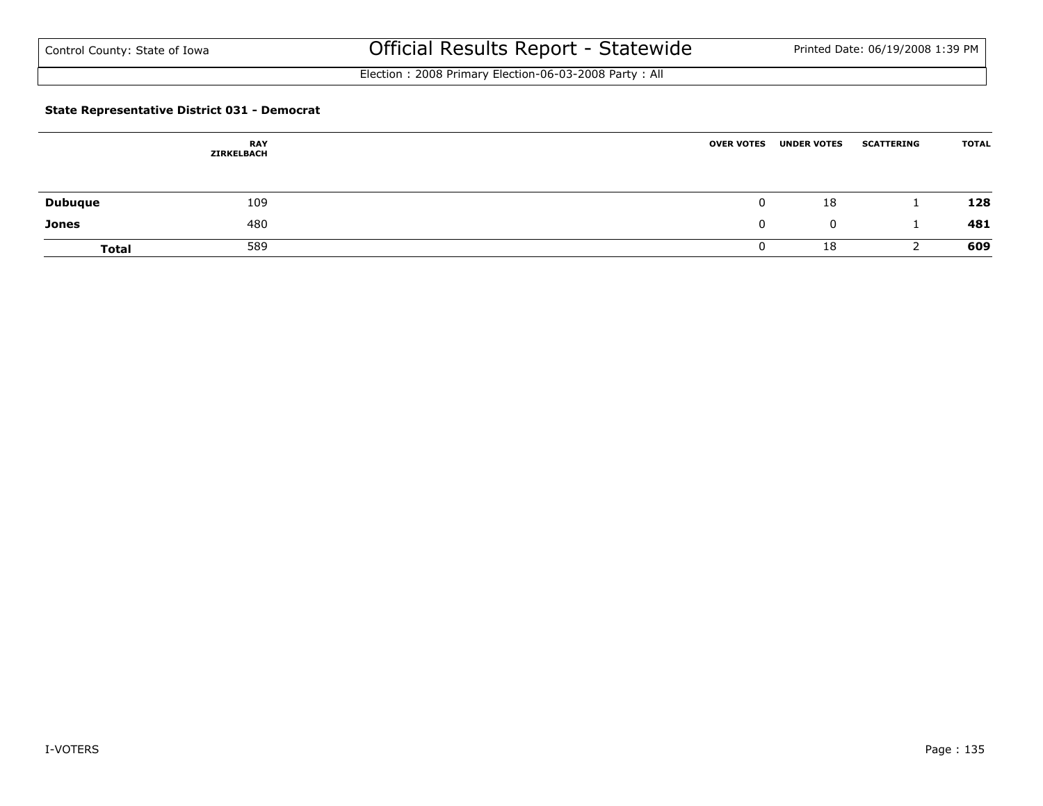Control County: State of Iowa

# Official Results Report - Statewide

Printed Date: 06/19/2008 1:39 PM

Election : 2008 Primary Election-06-03-2008 Party : All

### State Representative District 031 - Democrat

| | RAY ZIRKELBACH | OVER VOTES | UNDER VOTES | SCATTERING | TOTAL |
|---|---|---|---|---|---|
| **Dubuque** | 109 | 0 | 18 | 1 | **128** |
| **Jones** | 480 | 0 | 0 | 1 | **481** |
| **Total** | 589 | 0 | 18 | 2 | **609** |

I-VOTERS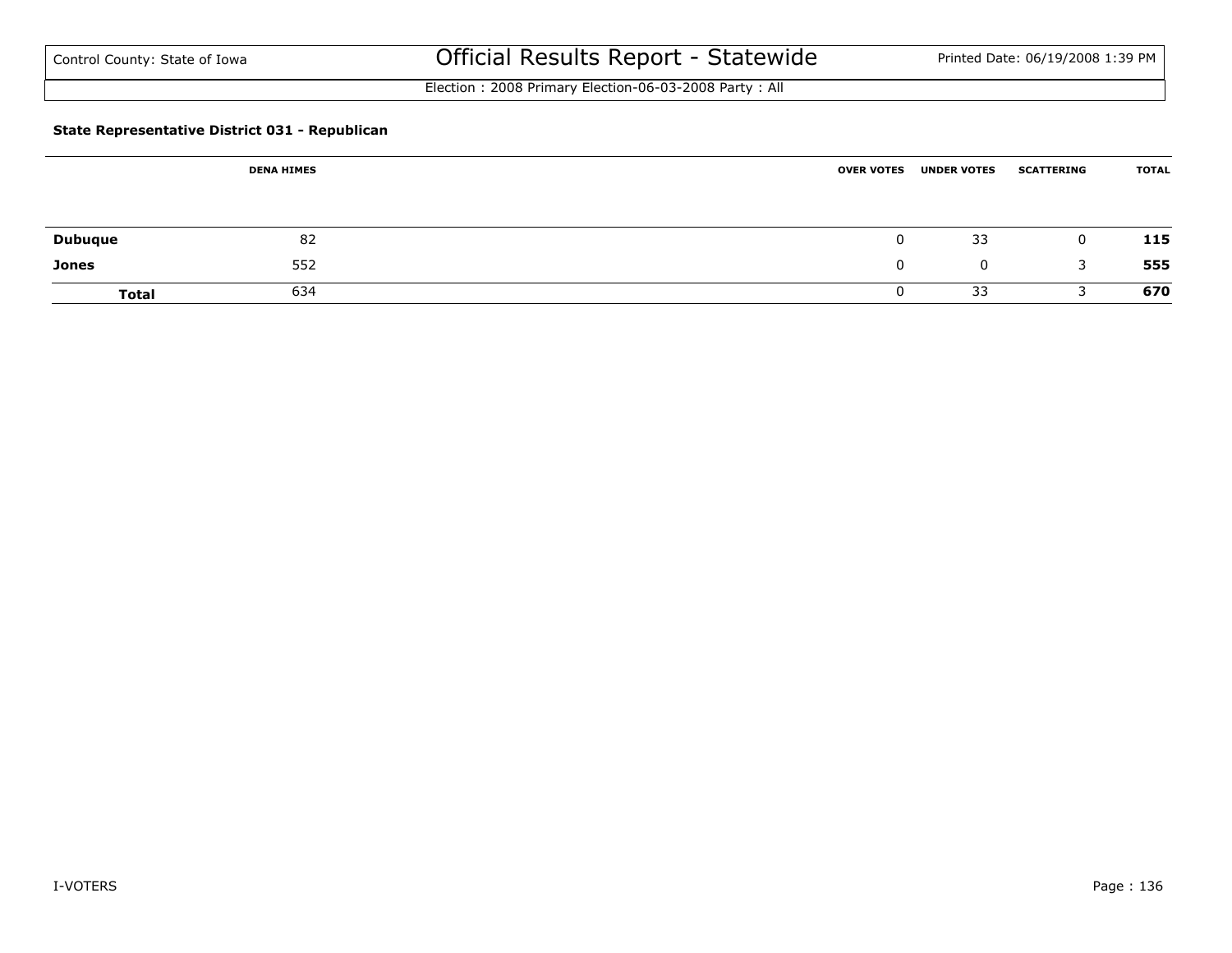Control County: State of Iowa

# Official Results Report - Statewide

Printed Date: 06/19/2008 1:39 PM

Election : 2008 Primary Election-06-03-2008 Party : All

### State Representative District 031 - Republican

| | DENA HIMES | OVER VOTES | UNDER VOTES | SCATTERING | TOTAL |
|---|---|---|---|---|---|
| **Dubuque** | 82 | 0 | 33 | 0 | **115** |
| **Jones** | 552 | 0 | 0 | 3 | **555** |
| **Total** | 634 | 0 | 33 | 3 | **670** |

I-VOTERS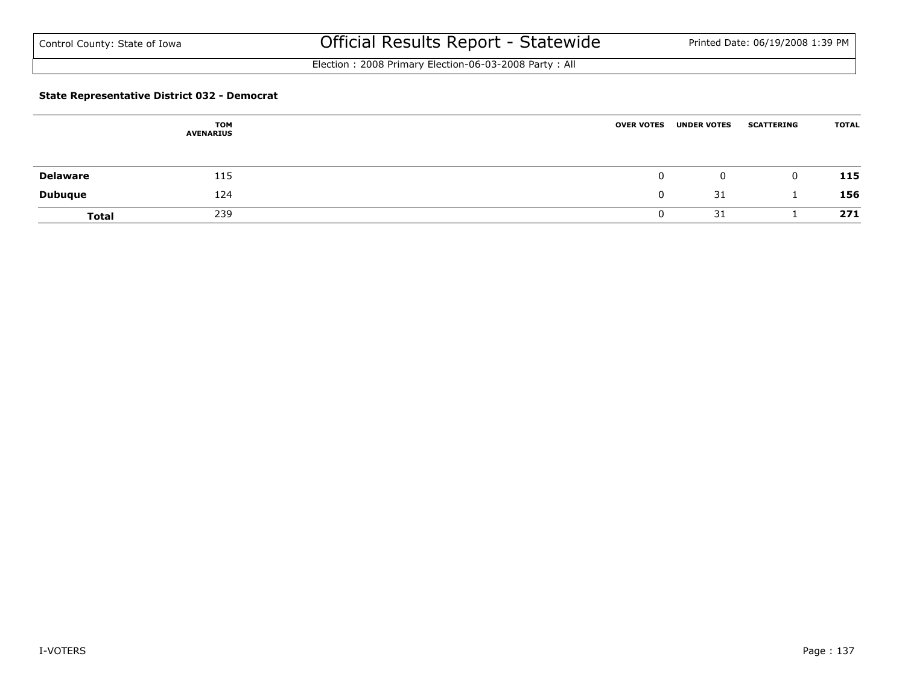# Official Results Report - Statewide

Control County: State of Iowa

Printed Date: 06/19/2008 1:39 PM

Election : 2008 Primary Election-06-03-2008 Party : All

**State Representative District 032 - Democrat**

| | TOM AVENARIUS | OVER VOTES | UNDER VOTES | SCATTERING | TOTAL |
|---|---|---|---|---|---|
| **Delaware** | 115 | 0 | 0 | 0 | **115** |
| **Dubuque** | 124 | 0 | 31 | 1 | **156** |
| **Total** | 239 | 0 | 31 | 1 | **271** |

I-VOTERS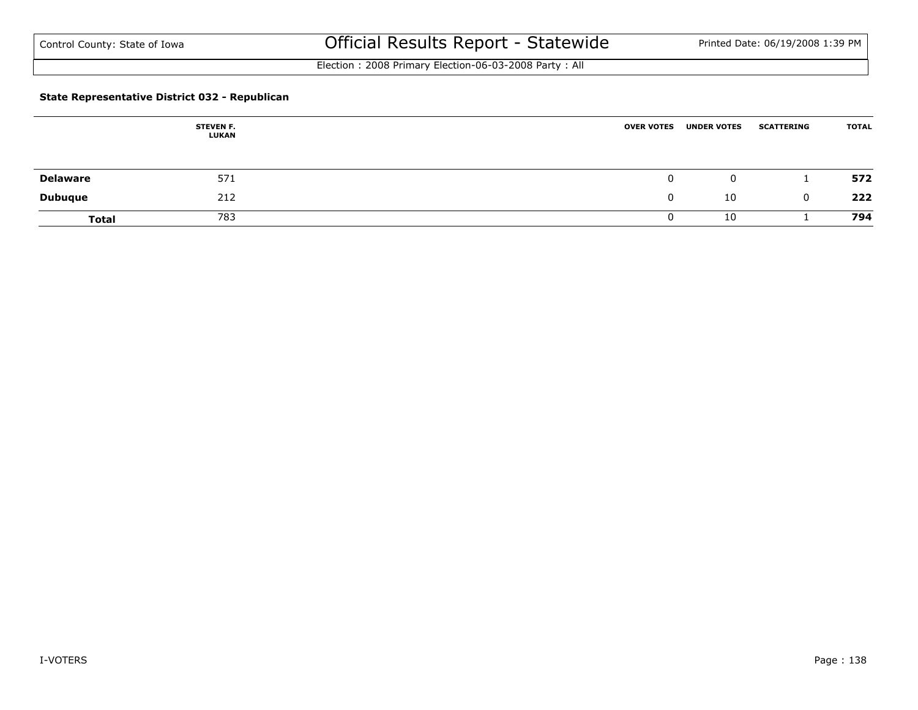Control County: State of Iowa

# Official Results Report - Statewide

Printed Date: 06/19/2008 1:39 PM

Election : 2008 Primary Election-06-03-2008 Party : All

### State Representative District 032 - Republican

| | STEVEN F. LUKAN | OVER VOTES | UNDER VOTES | SCATTERING | TOTAL |
|---|---|---|---|---|---|
| **Delaware** | 571 | 0 | 0 | 1 | **572** |
| **Dubuque** | 212 | 0 | 10 | 0 | **222** |
| **Total** | 783 | 0 | 10 | 1 | **794** |

I-VOTERS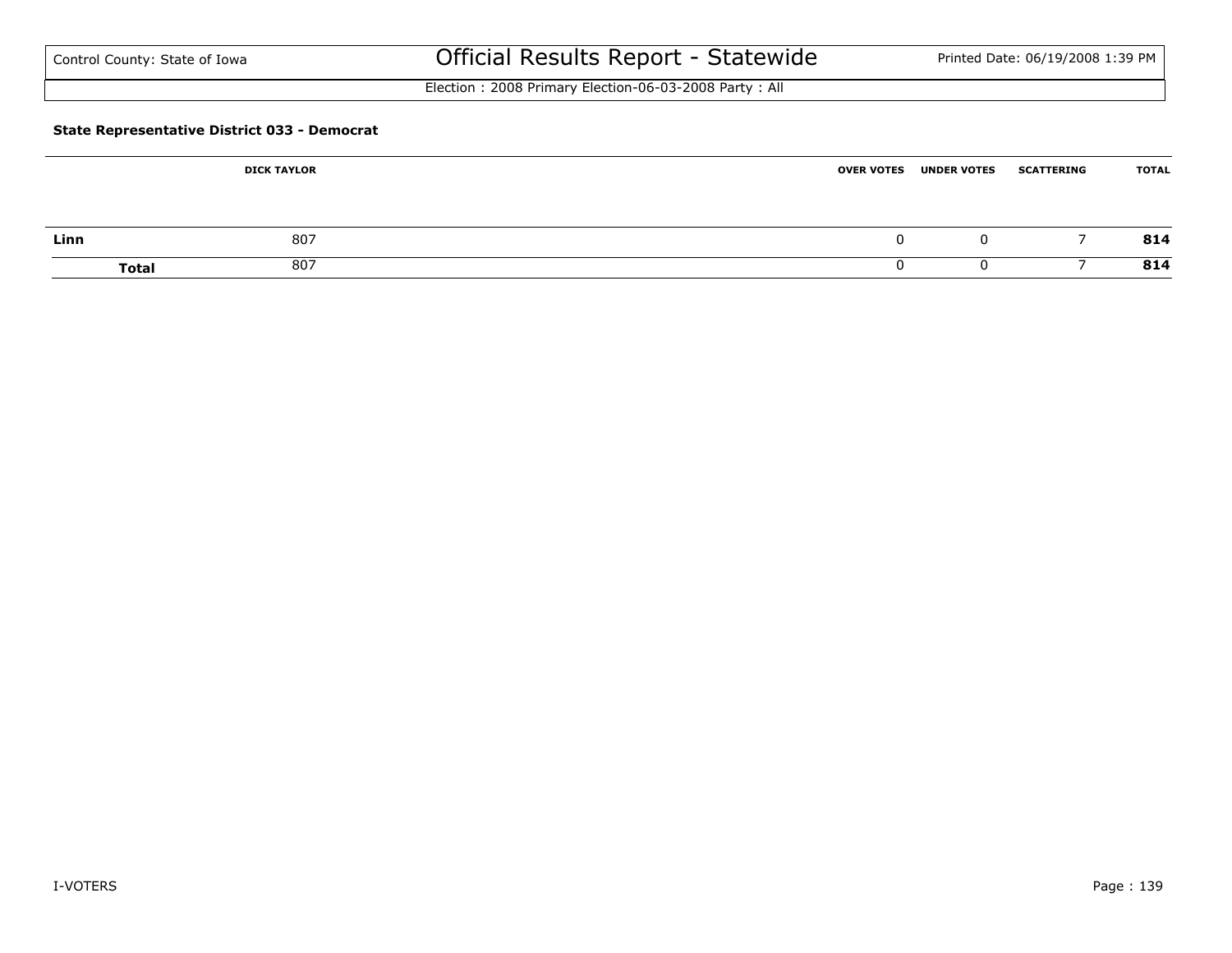**State Representative District 033 - Democrat**

| | DICK TAYLOR | OVER VOTES | UNDER VOTES | SCATTERING | TOTAL |
|---|---|---|---|---|---|
| **Linn** | 807 | 0 | 0 | 7 | **814** |
| **Total** | 807 | 0 | 0 | 7 | **814** |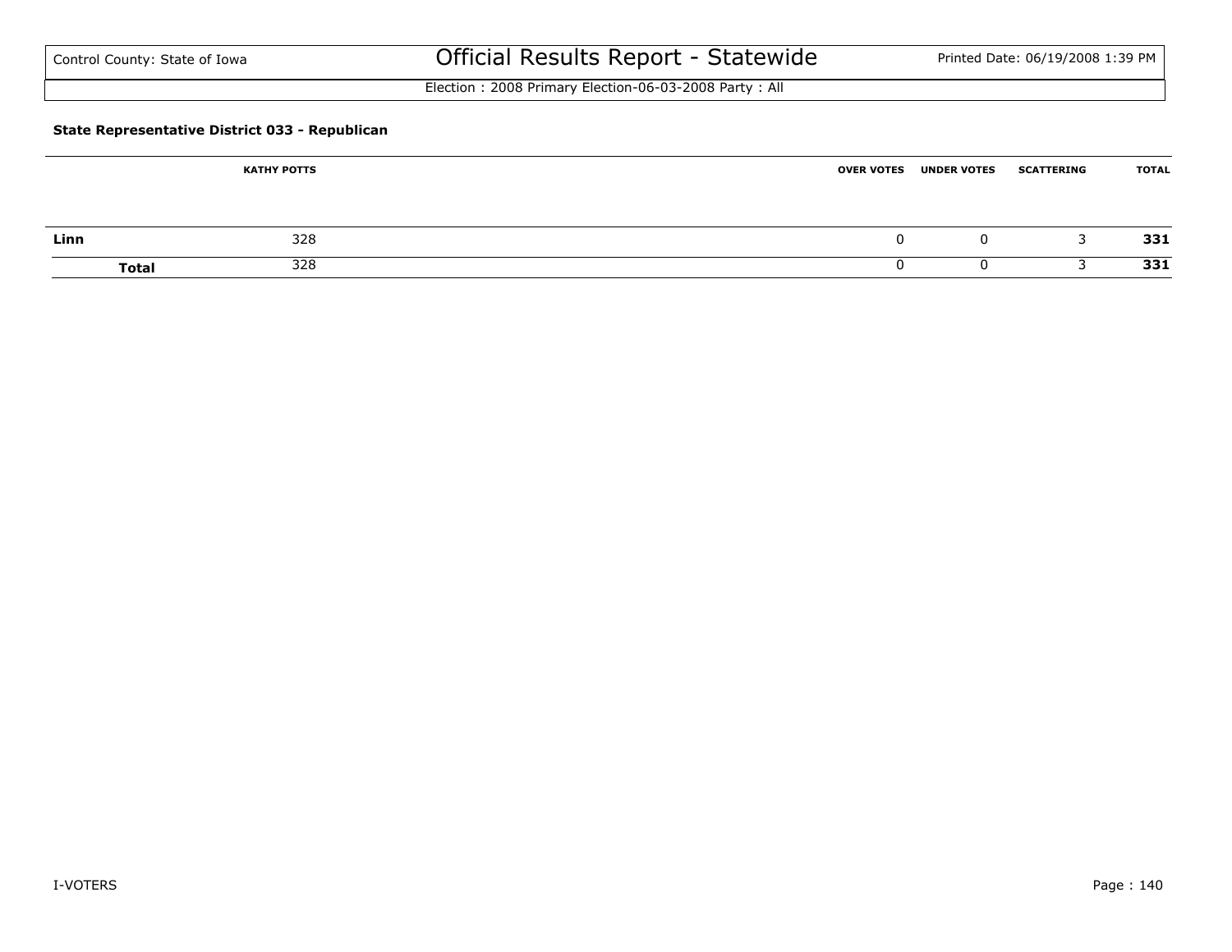### State Representative District 033 - Republican

| | KATHY POTTS | OVER VOTES | UNDER VOTES | SCATTERING | TOTAL |
|---|---|---|---|---|---|
| **Linn** | 328 | 0 | 0 | 3 | **331** |
| **Total** | 328 | 0 | 0 | 3 | **331** |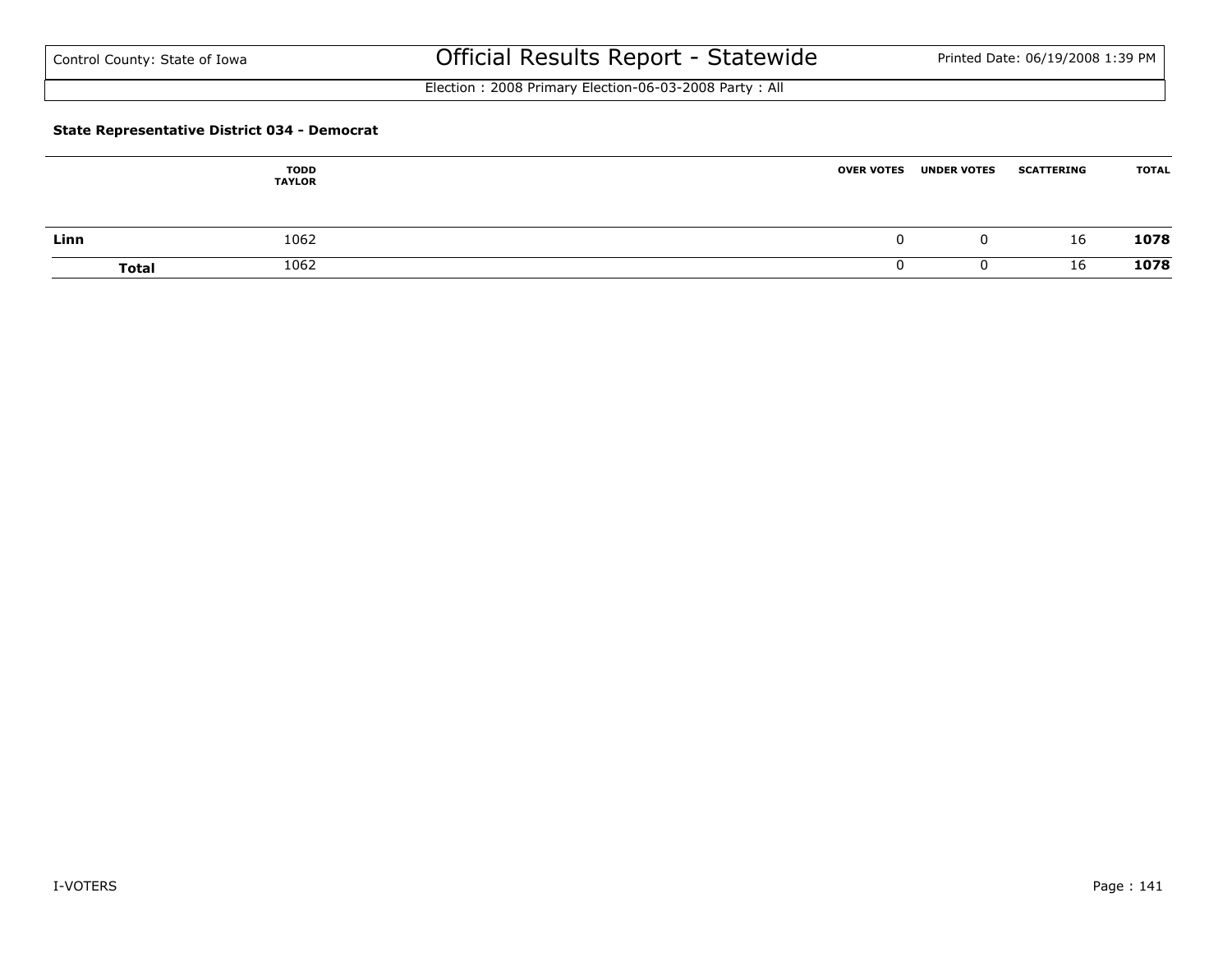**State Representative District 034 - Democrat**

| | TODD TAYLOR | OVER VOTES | UNDER VOTES | SCATTERING | TOTAL |
|---|---|---|---|---|---|
| **Linn** | 1062 | 0 | 0 | 16 | **1078** |
| **Total** | 1062 | 0 | 0 | 16 | **1078** |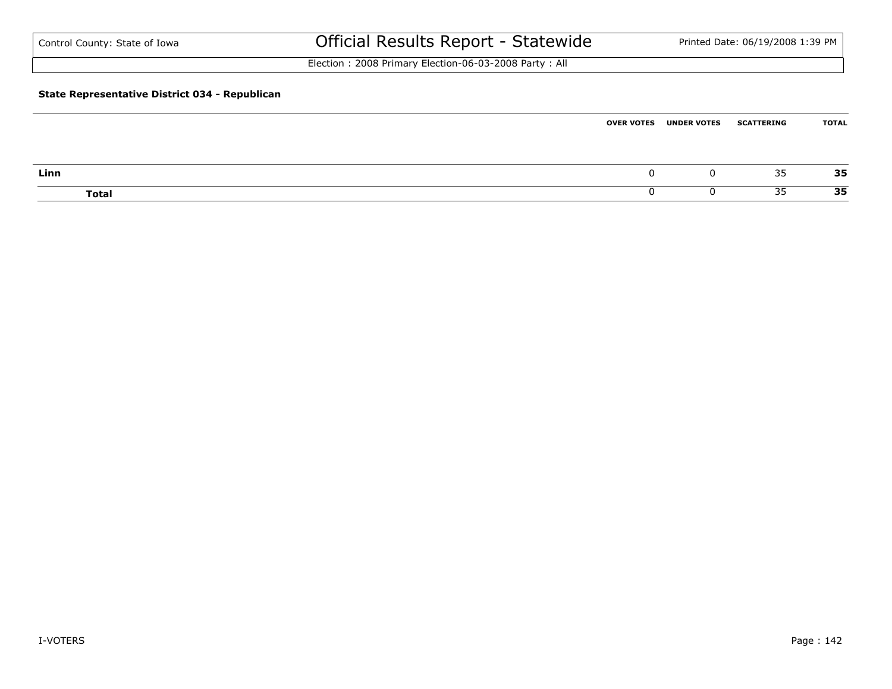Control County: State of Iowa

# Official Results Report - Statewide

Election : 2008 Primary Election-06-03-2008 Party : All

### State Representative District 034 - Republican

| | OVER VOTES | UNDER VOTES | SCATTERING | TOTAL |
|---|---|---|---|---|
| **Linn** | 0 | 0 | 35 | **35** |
| **Total** | 0 | 0 | 35 | **35** |

I-VOTERS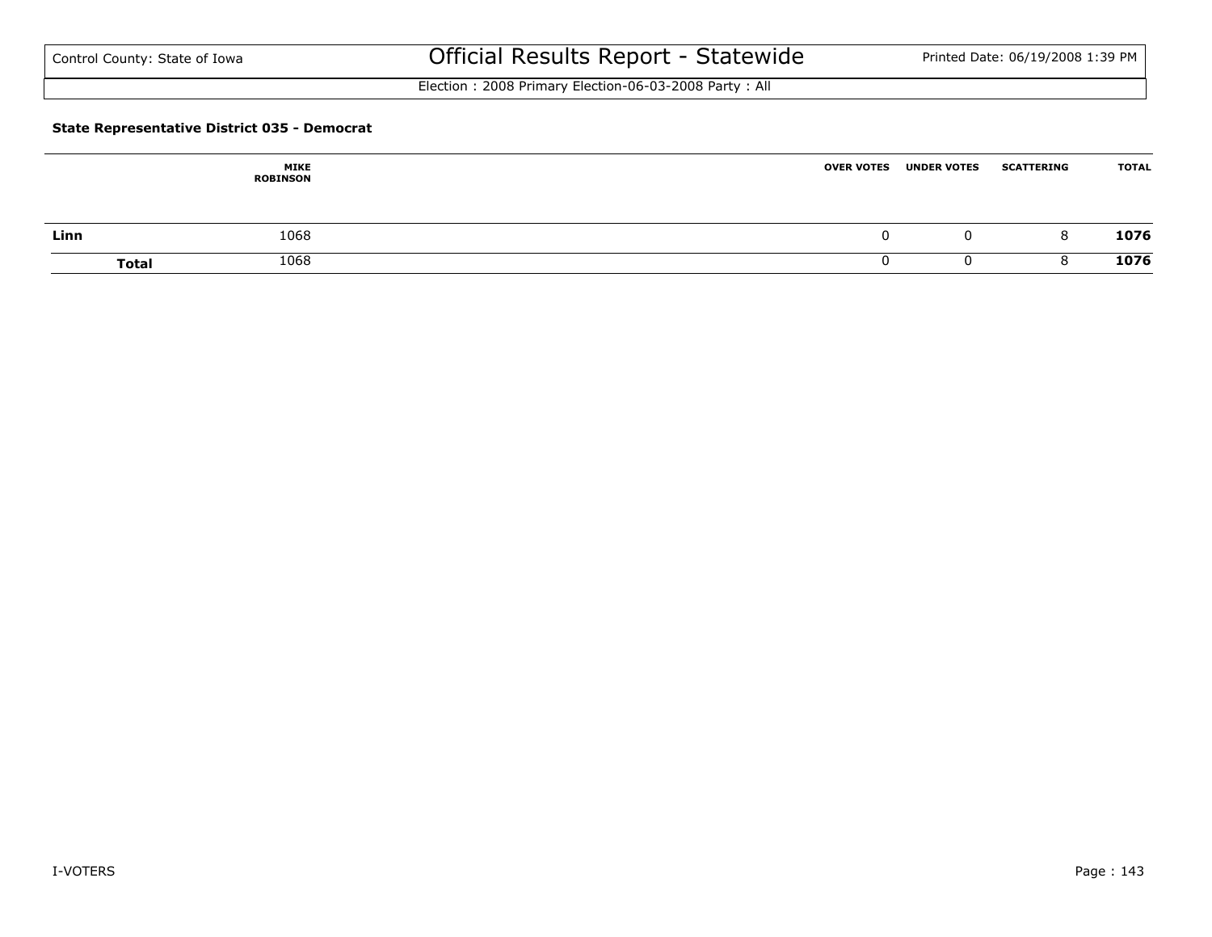Control County: State of Iowa

# Official Results Report - Statewide

Election : 2008 Primary Election-06-03-2008 Party : All

### State Representative District 035 - Democrat

| | MIKE ROBINSON | OVER VOTES | UNDER VOTES | SCATTERING | TOTAL |
|---|---|---|---|---|---|
| **Linn** | 1068 | 0 | 0 | 8 | **1076** |
| **Total** | 1068 | 0 | 0 | 8 | **1076** |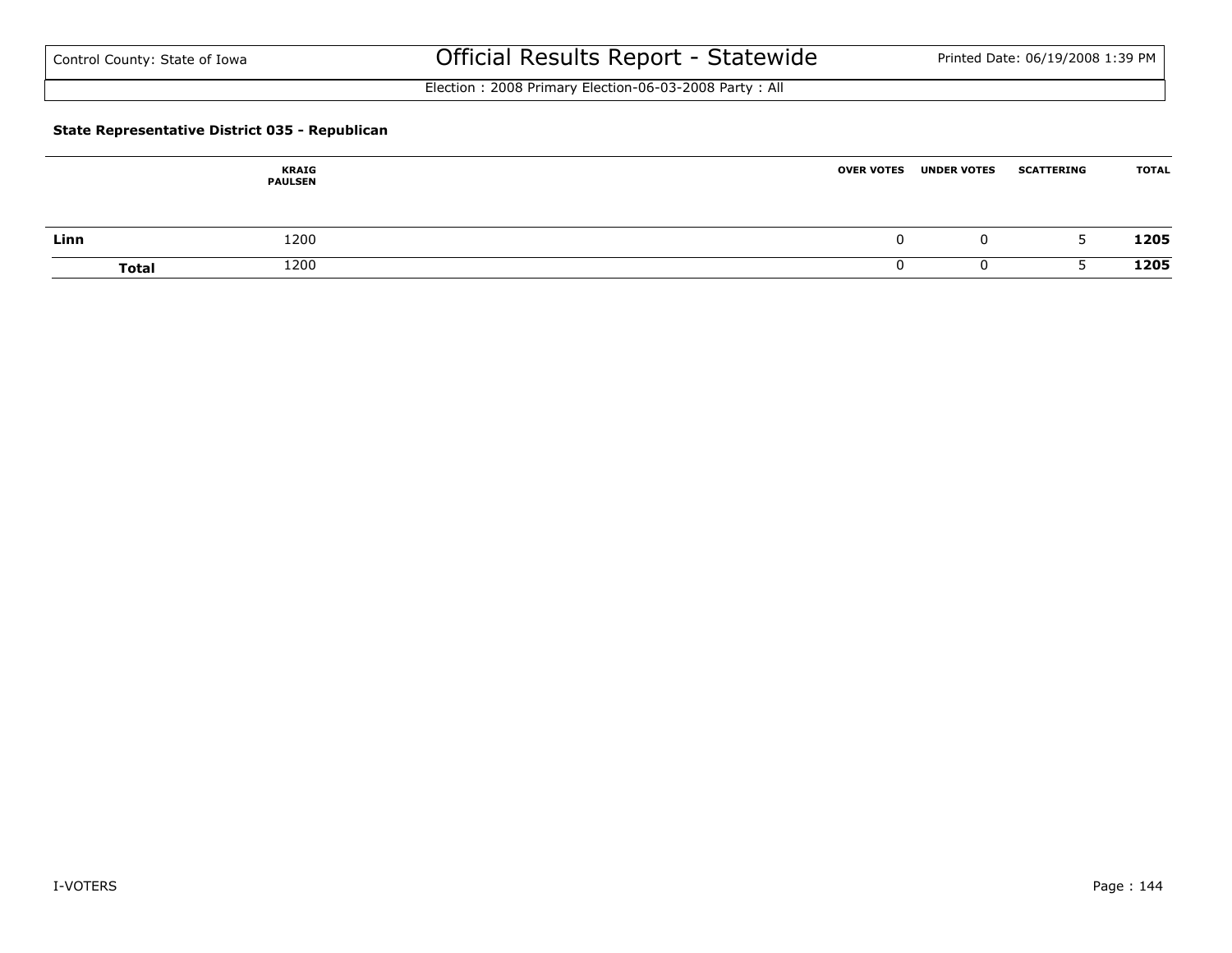### State Representative District 035 - Republican

| | KRAIG PAULSEN | OVER VOTES | UNDER VOTES | SCATTERING | TOTAL |
|---|---|---|---|---|---|
| **Linn** | 1200 | 0 | 0 | 5 | **1205** |
| **Total** | 1200 | 0 | 0 | 5 | **1205** |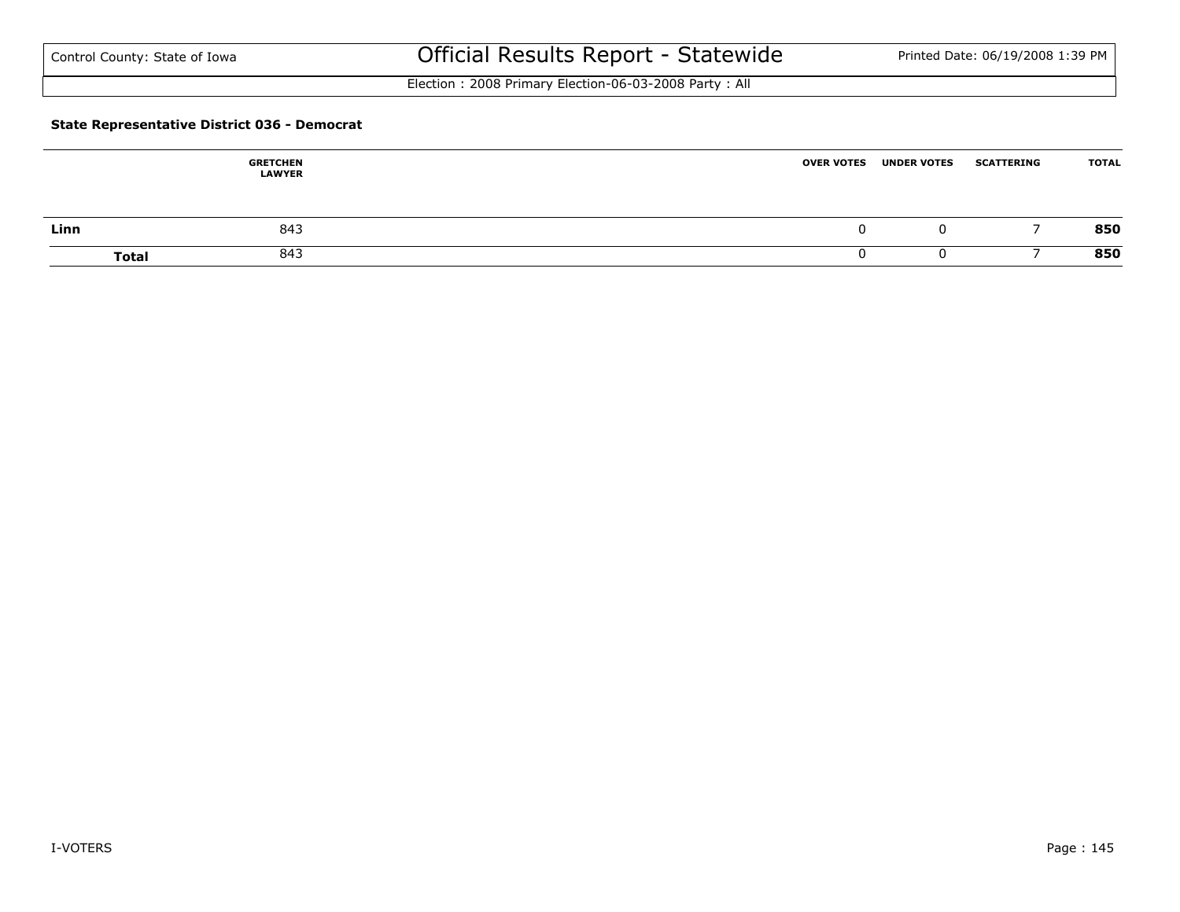### State Representative District 036 - Democrat

| | GRETCHEN LAWYER | OVER VOTES | UNDER VOTES | SCATTERING | TOTAL |
|---|---|---|---|---|---|
| **Linn** | 843 | 0 | 0 | 7 | **850** |
| **Total** | 843 | 0 | 0 | 7 | **850** |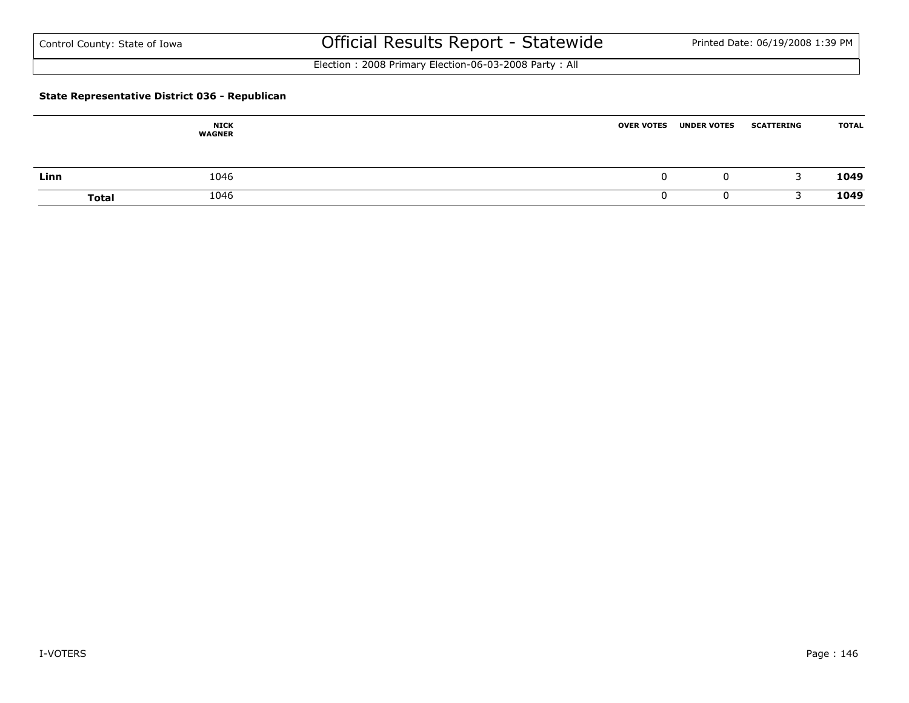### State Representative District 036 - Republican

| | NICK WAGNER | OVER VOTES | UNDER VOTES | SCATTERING | TOTAL |
|---|---|---|---|---|---|
| **Linn** | 1046 | 0 | 0 | 3 | **1049** |
| **Total** | 1046 | 0 | 0 | 3 | **1049** |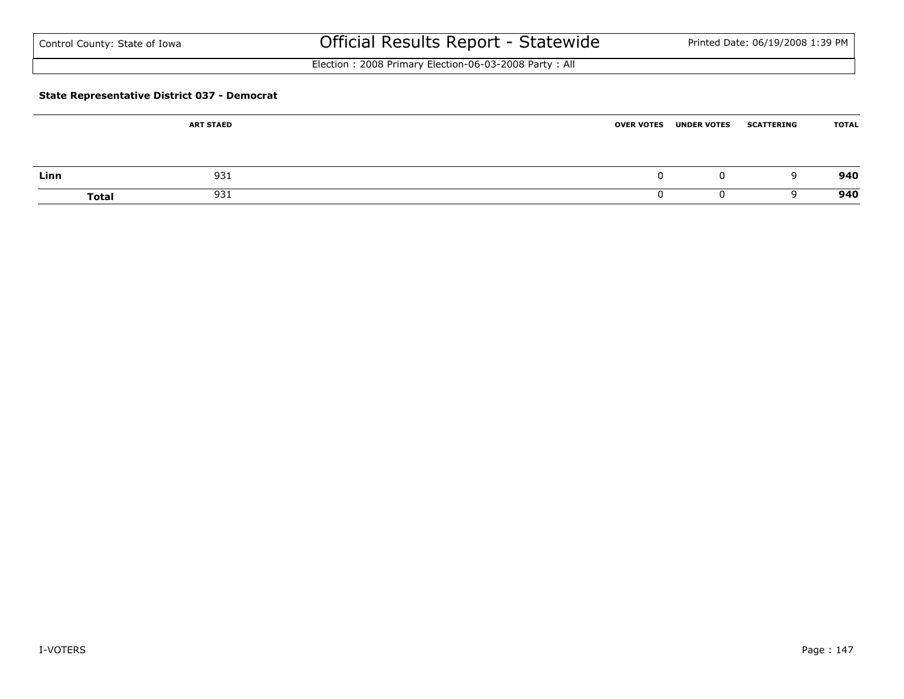# Official Results Report - Statewide

Control County: State of Iowa

Printed Date: 06/19/2008 1:39 PM

Election : 2008 Primary Election-06-03-2008 Party : All

**State Representative District 037 - Democrat**

| | ART STAED | OVER VOTES | UNDER VOTES | SCATTERING | TOTAL |
|---|---|---|---|---|---|
| **Linn** | 931 | 0 | 0 | 9 | **940** |
| **Total** | 931 | 0 | 0 | 9 | **940** |

I-VOTERS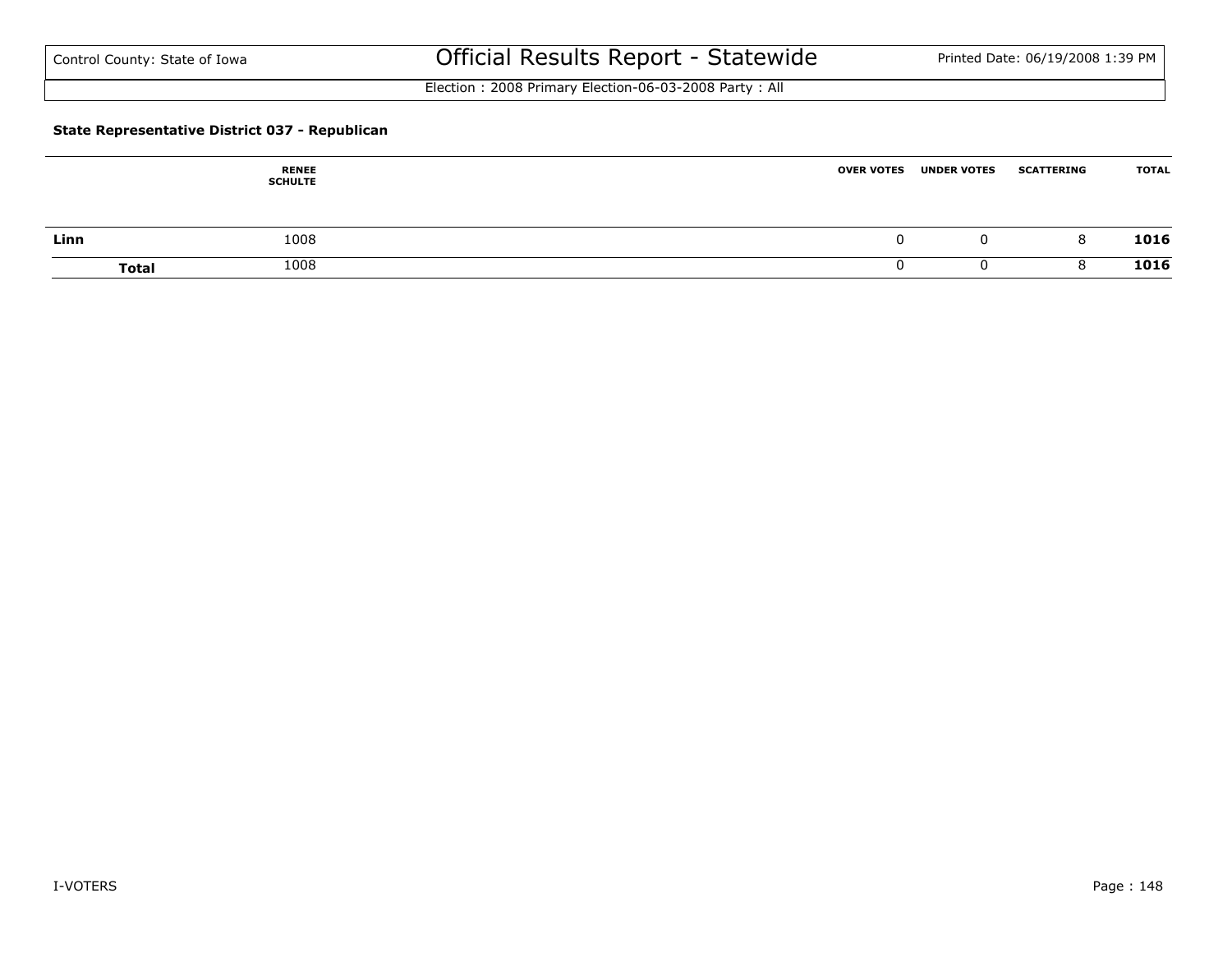### State Representative District 037 - Republican

| | RENEE SCHULTE | OVER VOTES | UNDER VOTES | SCATTERING | TOTAL |
|---|---|---|---|---|---|
| **Linn** | 1008 | 0 | 0 | 8 | **1016** |
| **Total** | 1008 | 0 | 0 | 8 | **1016** |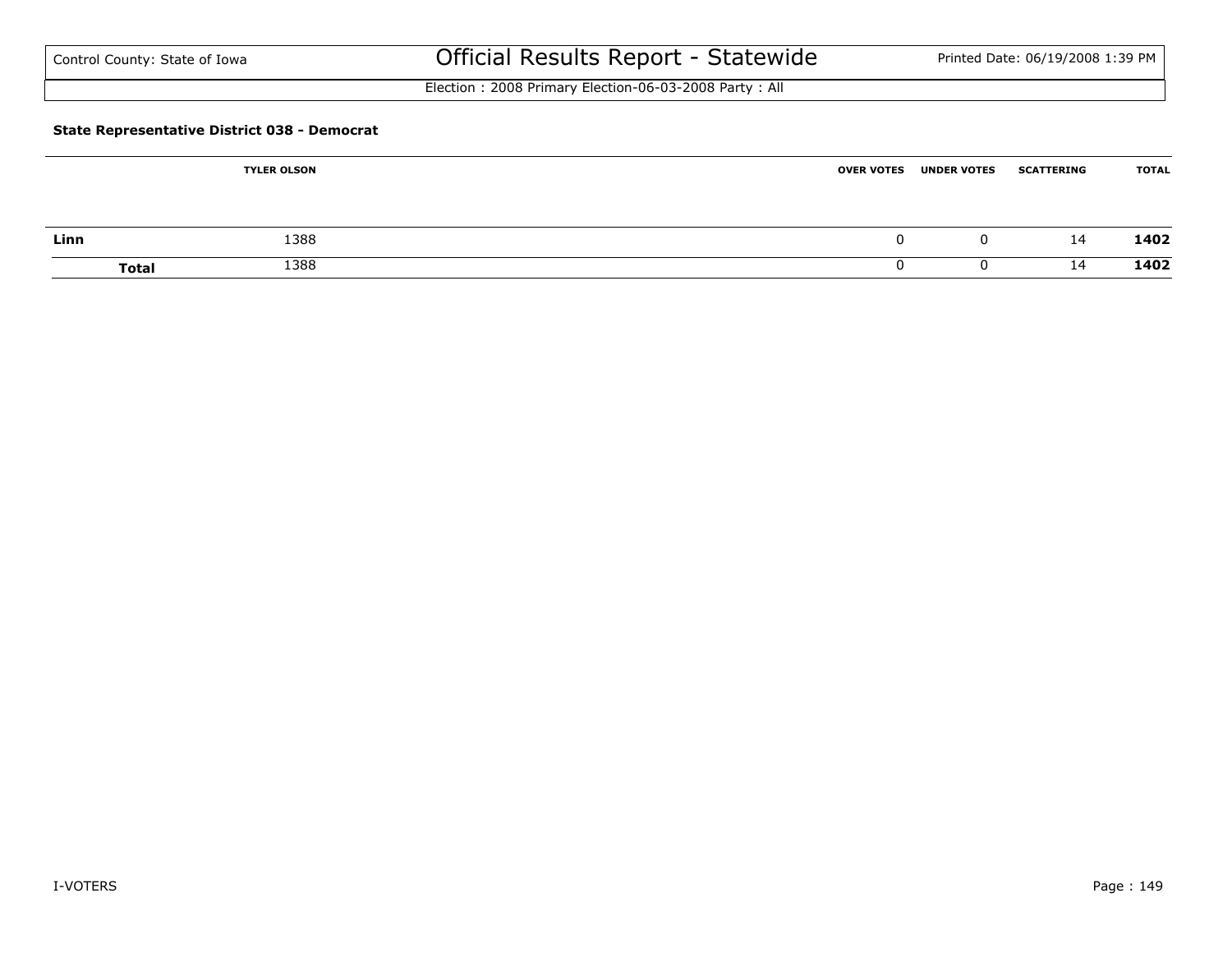### State Representative District 038 - Democrat

| | TYLER OLSON | OVER VOTES | UNDER VOTES | SCATTERING | TOTAL |
|---|---|---|---|---|---|
| **Linn** | 1388 | 0 | 0 | 14 | **1402** |
| **Total** | 1388 | 0 | 0 | 14 | **1402** |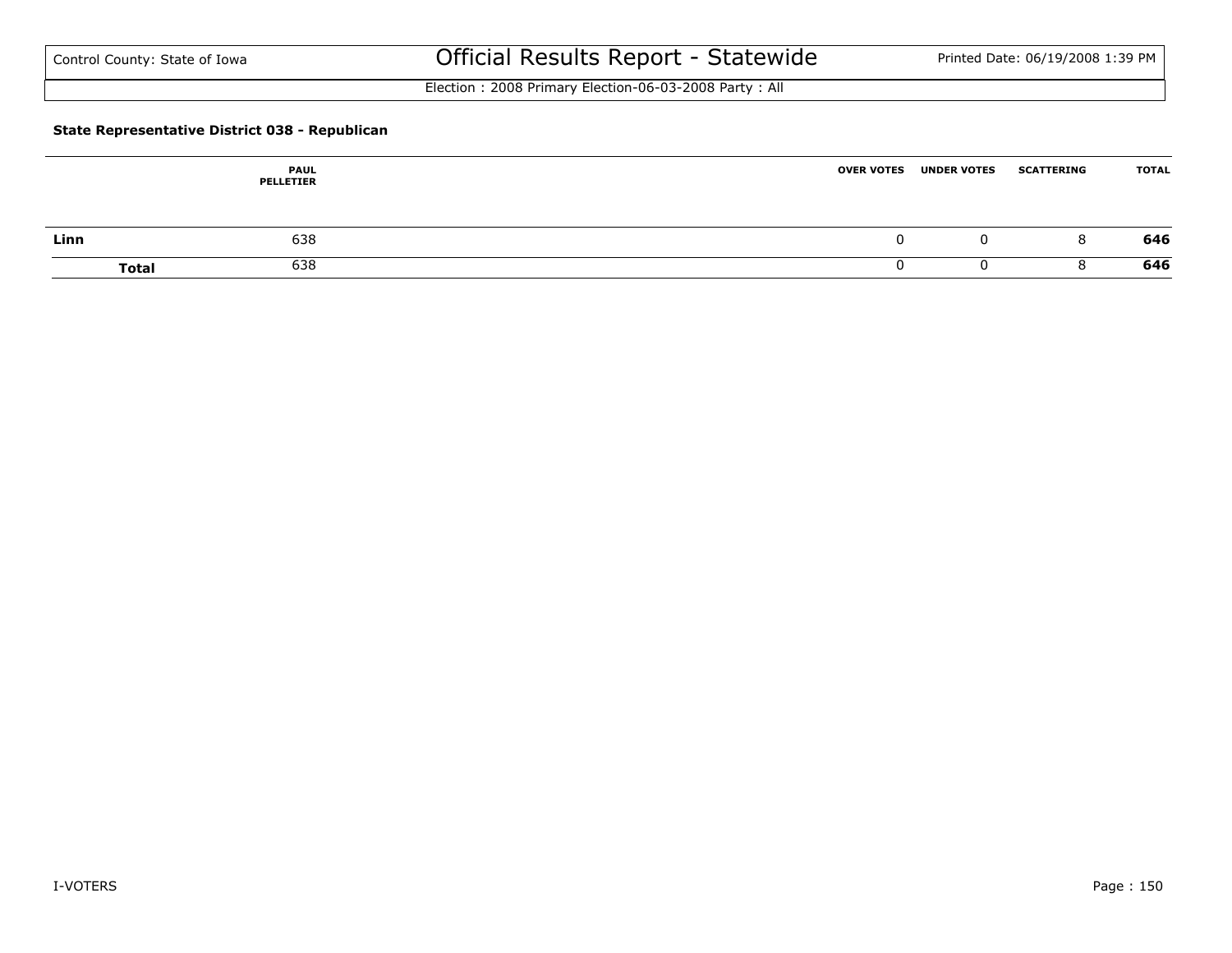**State Representative District 038 - Republican**

| | PAUL PELLETIER | OVER VOTES | UNDER VOTES | SCATTERING | TOTAL |
|---|---|---|---|---|---|
| **Linn** | 638 | 0 | 0 | 8 | **646** |
| **Total** | 638 | 0 | 0 | 8 | **646** |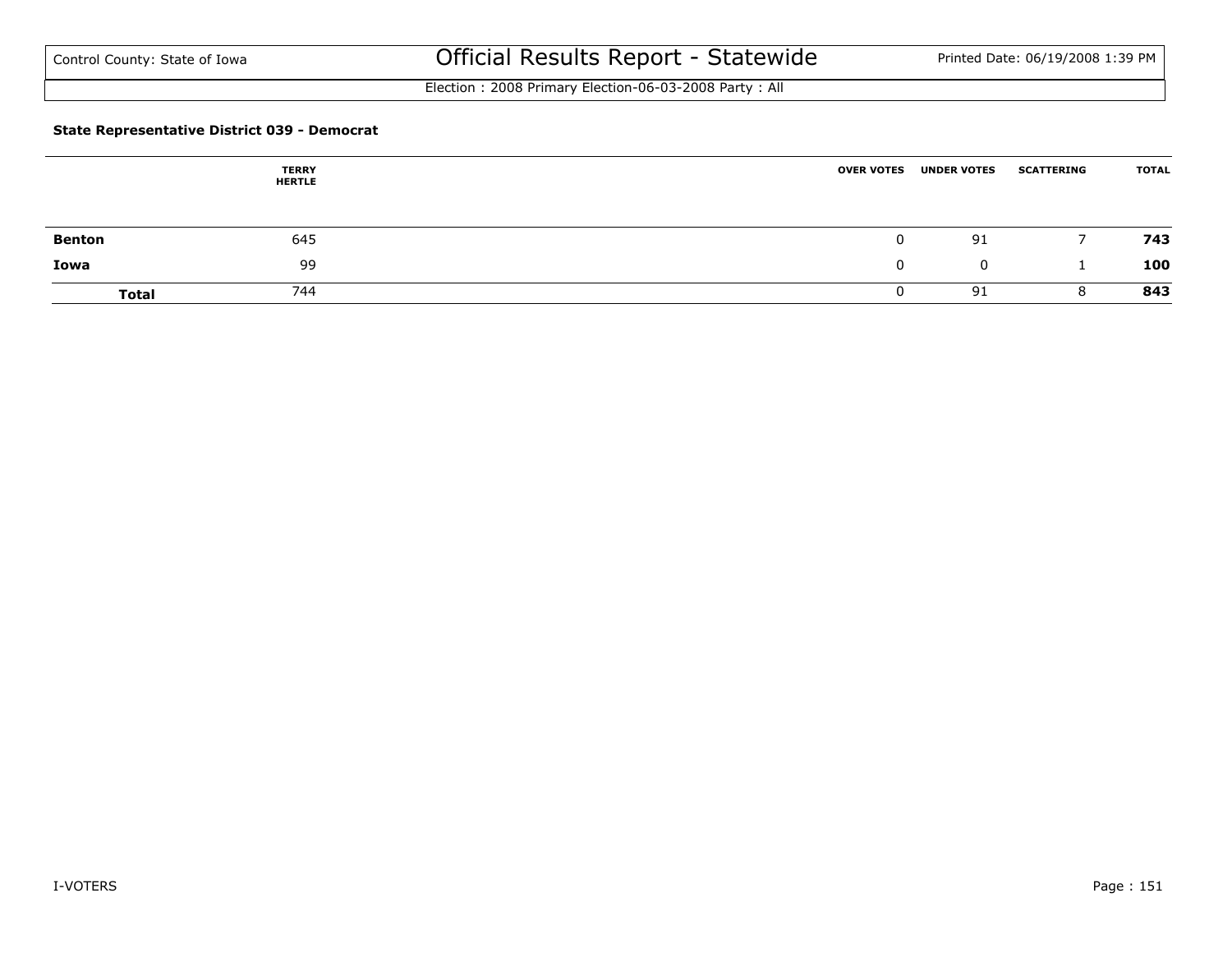### State Representative District 039 - Democrat

| | TERRY HERTLE | OVER VOTES | UNDER VOTES | SCATTERING | TOTAL |
|---|---|---|---|---|---|
| **Benton** | 645 | 0 | 91 | 7 | **743** |
| **Iowa** | 99 | 0 | 0 | 1 | **100** |
| **Total** | 744 | 0 | 91 | 8 | **843** |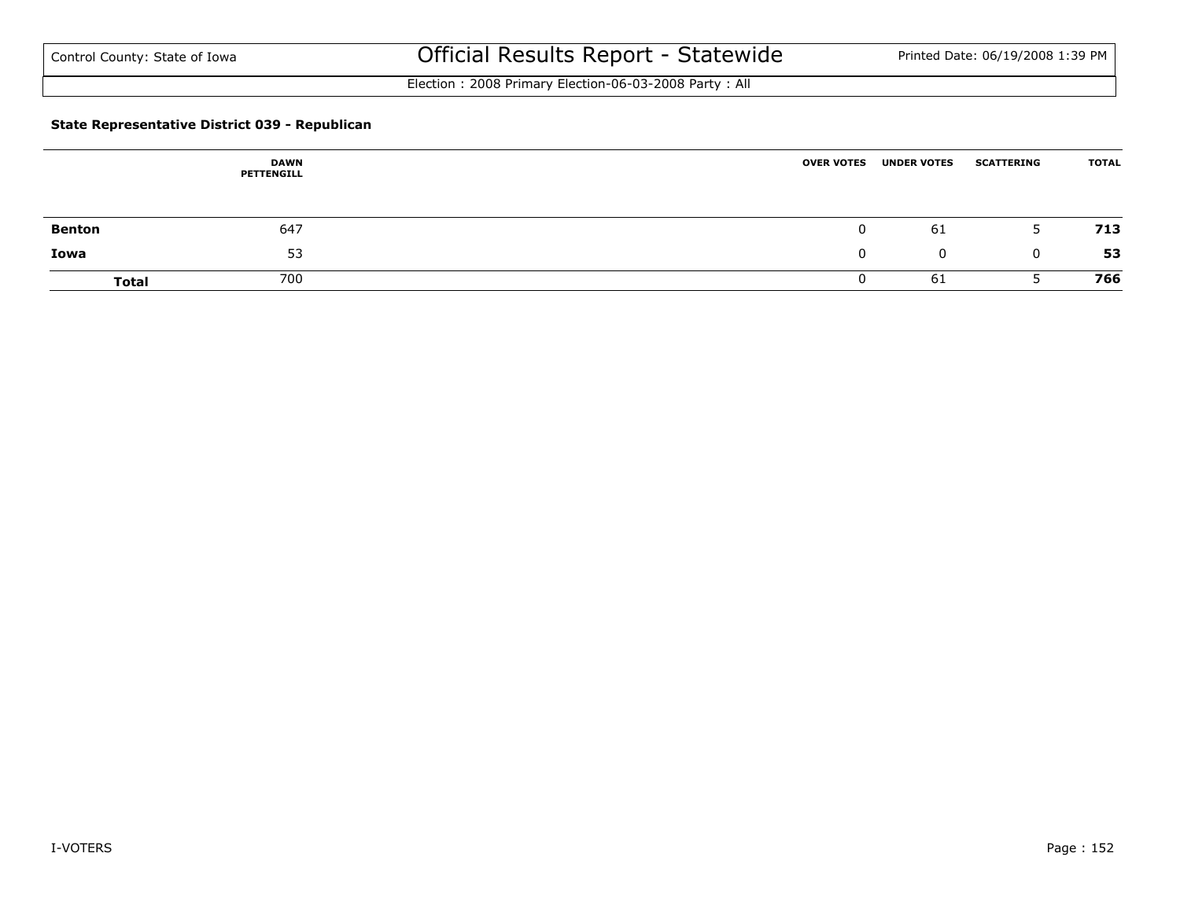### State Representative District 039 - Republican

| | DAWN PETTENGILL | OVER VOTES | UNDER VOTES | SCATTERING | TOTAL |
|---|---|---|---|---|---|
| **Benton** | 647 | 0 | 61 | 5 | **713** |
| **Iowa** | 53 | 0 | 0 | 0 | **53** |
| **Total** | 700 | 0 | 61 | 5 | **766** |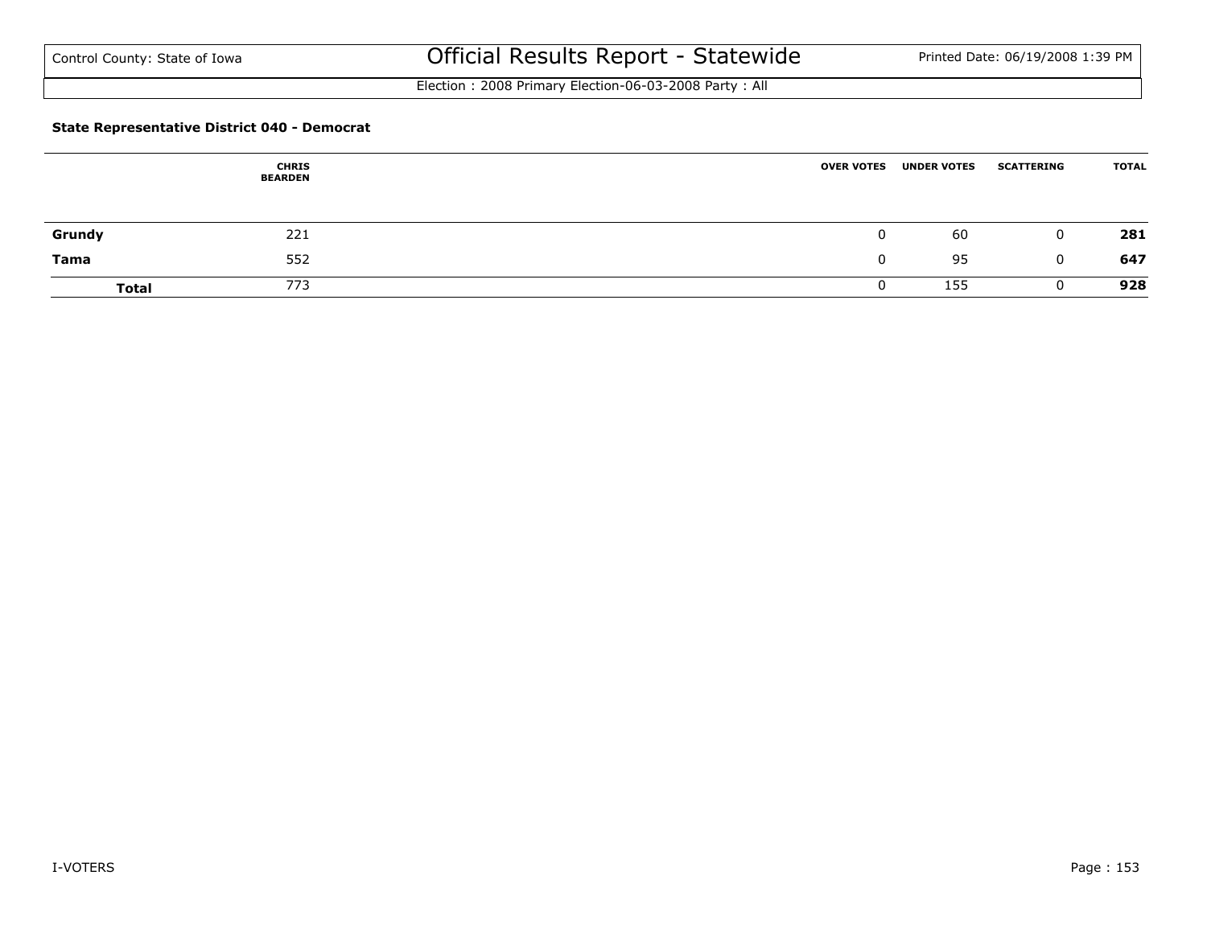Control County: State of Iowa

# Official Results Report - Statewide

Printed Date: 06/19/2008 1:39 PM

Election : 2008 Primary Election-06-03-2008 Party : All

### State Representative District 040 - Democrat

| | CHRIS BEARDEN | OVER VOTES | UNDER VOTES | SCATTERING | TOTAL |
|---|---|---|---|---|---|
| **Grundy** | 221 | 0 | 60 | 0 | **281** |
| **Tama** | 552 | 0 | 95 | 0 | **647** |
| **Total** | 773 | 0 | 155 | 0 | **928** |

I-VOTERS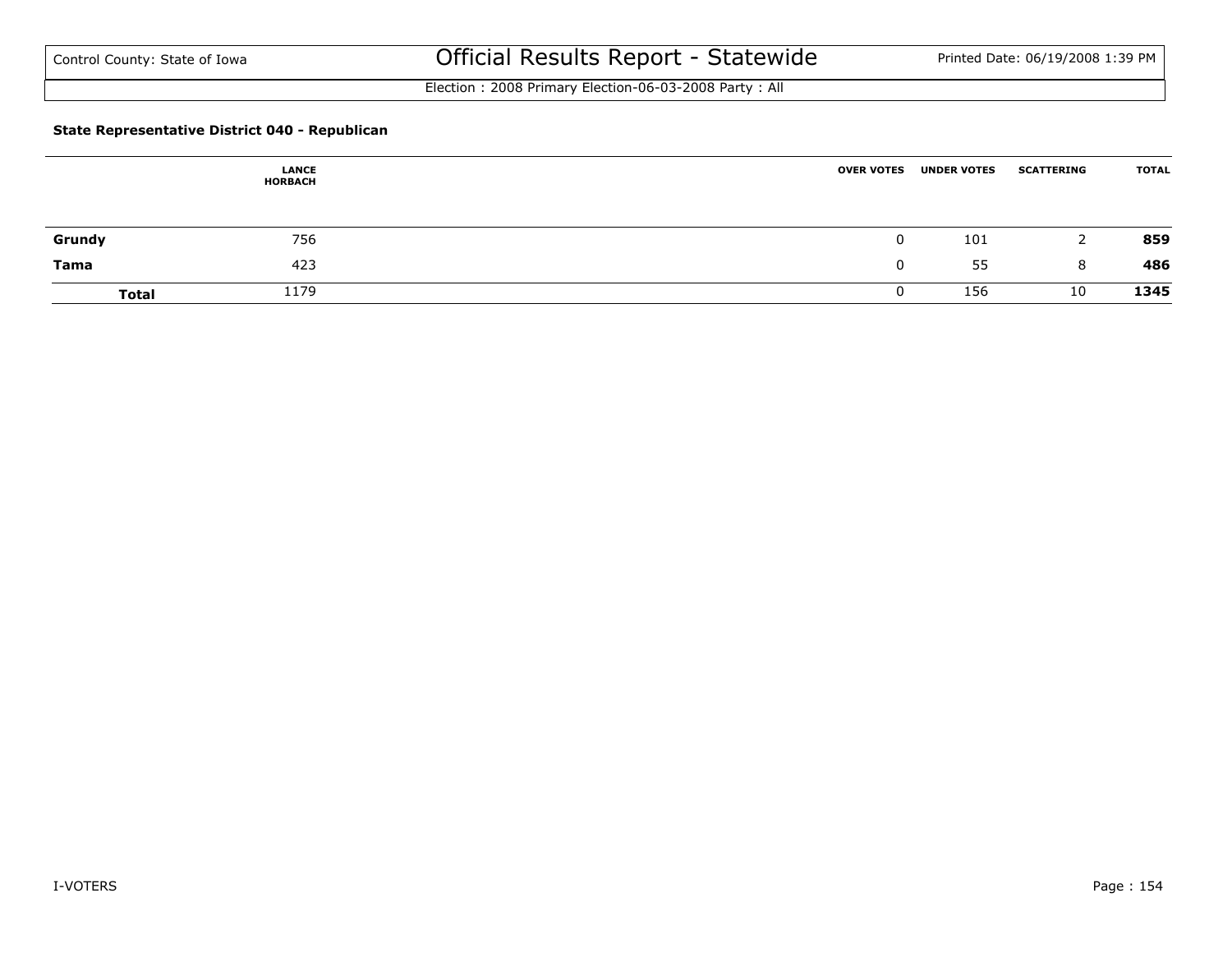Control County: State of Iowa

# Official Results Report - Statewide

Election : 2008 Primary Election-06-03-2008 Party : All

### State Representative District 040 - Republican

| | LANCE HORBACH | OVER VOTES | UNDER VOTES | SCATTERING | TOTAL |
|---|---|---|---|---|---|
| **Grundy** | 756 | 0 | 101 | 2 | **859** |
| **Tama** | 423 | 0 | 55 | 8 | **486** |
| **Total** | 1179 | 0 | 156 | 10 | **1345** |

I-VOTERS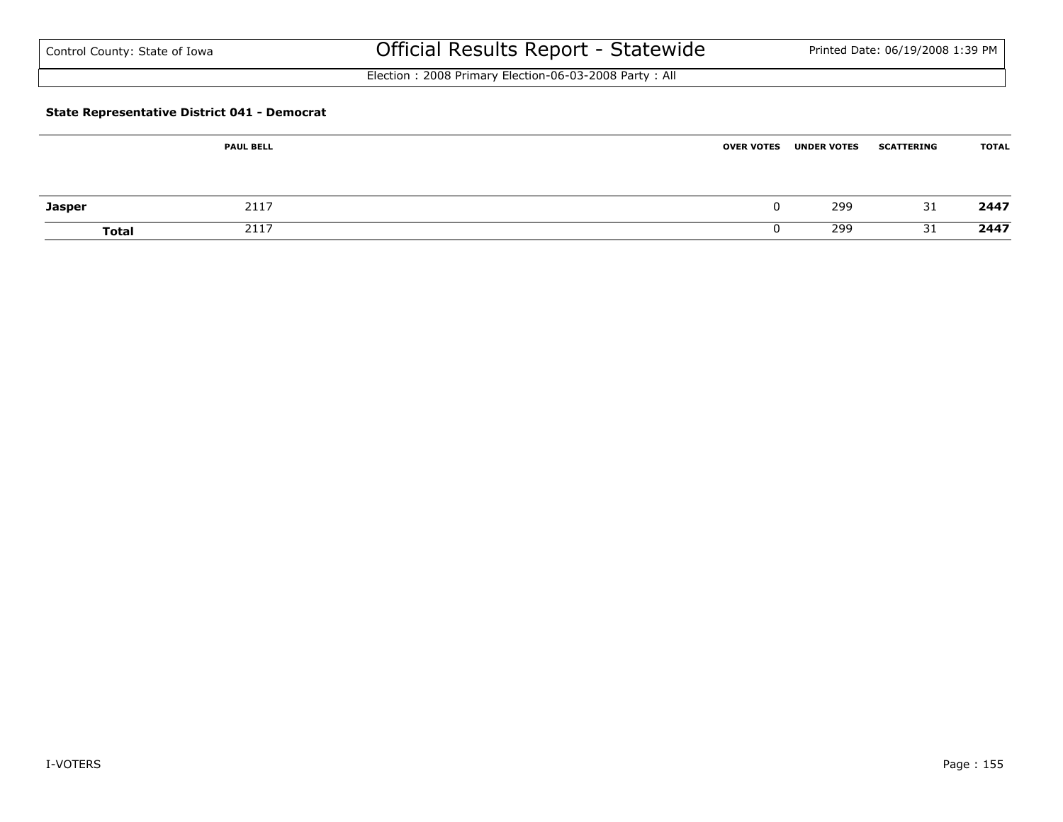### State Representative District 041 - Democrat

| | PAUL BELL | OVER VOTES | UNDER VOTES | SCATTERING | TOTAL |
|---|---|---|---|---|---|
| **Jasper** | 2117 | 0 | 299 | 31 | **2447** |
| **Total** | 2117 | 0 | 299 | 31 | **2447** |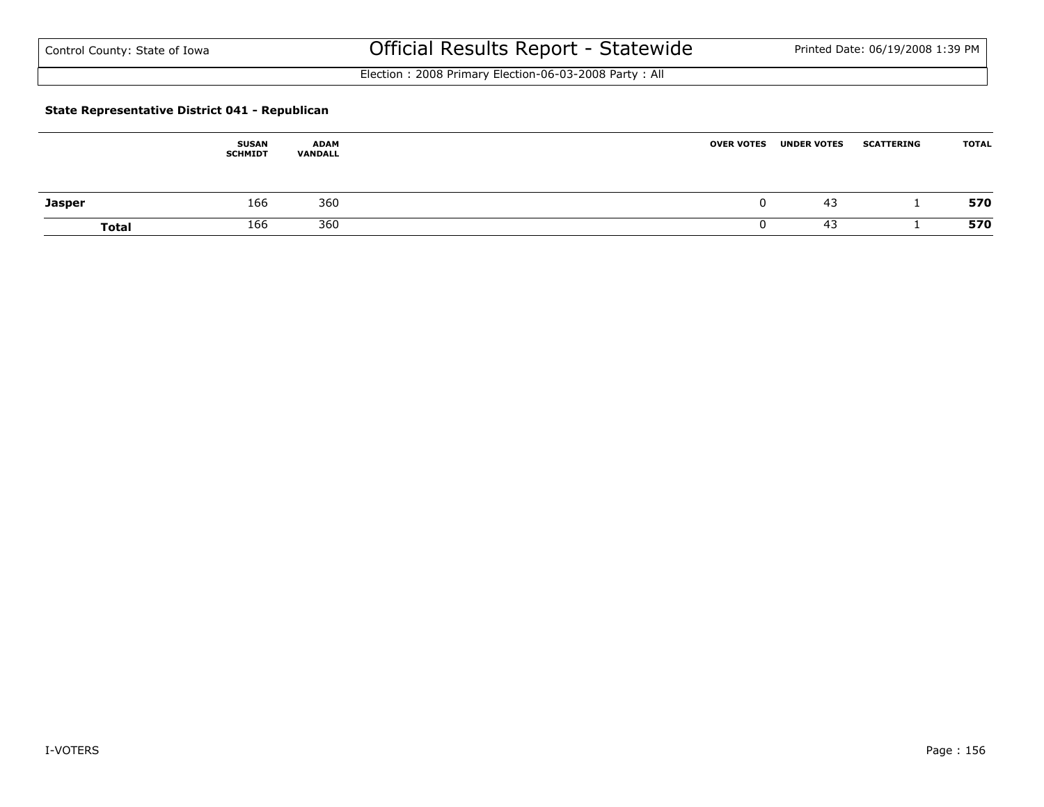# Official Results Report - Statewide

Control County: State of Iowa

Printed Date: 06/19/2008 1:39 PM

Election : 2008 Primary Election-06-03-2008 Party : All

### State Representative District 041 - Republican

| | SUSAN SCHMIDT | ADAM VANDALL | OVER VOTES | UNDER VOTES | SCATTERING | TOTAL |
|---|---|---|---|---|---|---|
| **Jasper** | 166 | 360 | 0 | 43 | 1 | **570** |
| **Total** | 166 | 360 | 0 | 43 | 1 | **570** |

I-VOTERS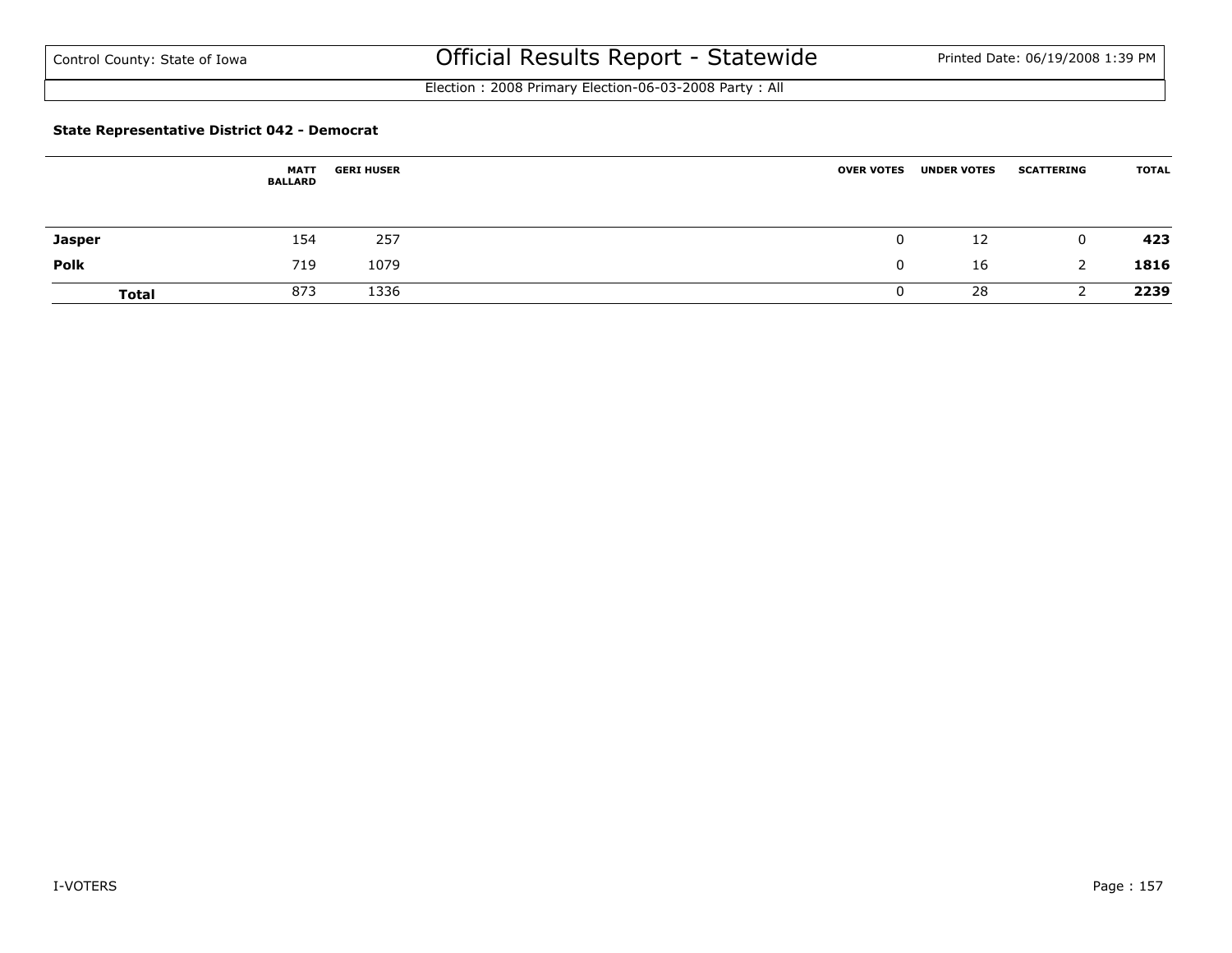Control County: State of Iowa

# Official Results Report - Statewide

Printed Date: 06/19/2008 1:39 PM

Election : 2008 Primary Election-06-03-2008 Party : All

### State Representative District 042 - Democrat

| | MATT BALLARD | GERI HUSER | OVER VOTES | UNDER VOTES | SCATTERING | TOTAL |
|---|---|---|---|---|---|---|
| **Jasper** | 154 | 257 | 0 | 12 | 0 | **423** |
| **Polk** | 719 | 1079 | 0 | 16 | 2 | **1816** |
| **Total** | 873 | 1336 | 0 | 28 | 2 | **2239** |

I-VOTERS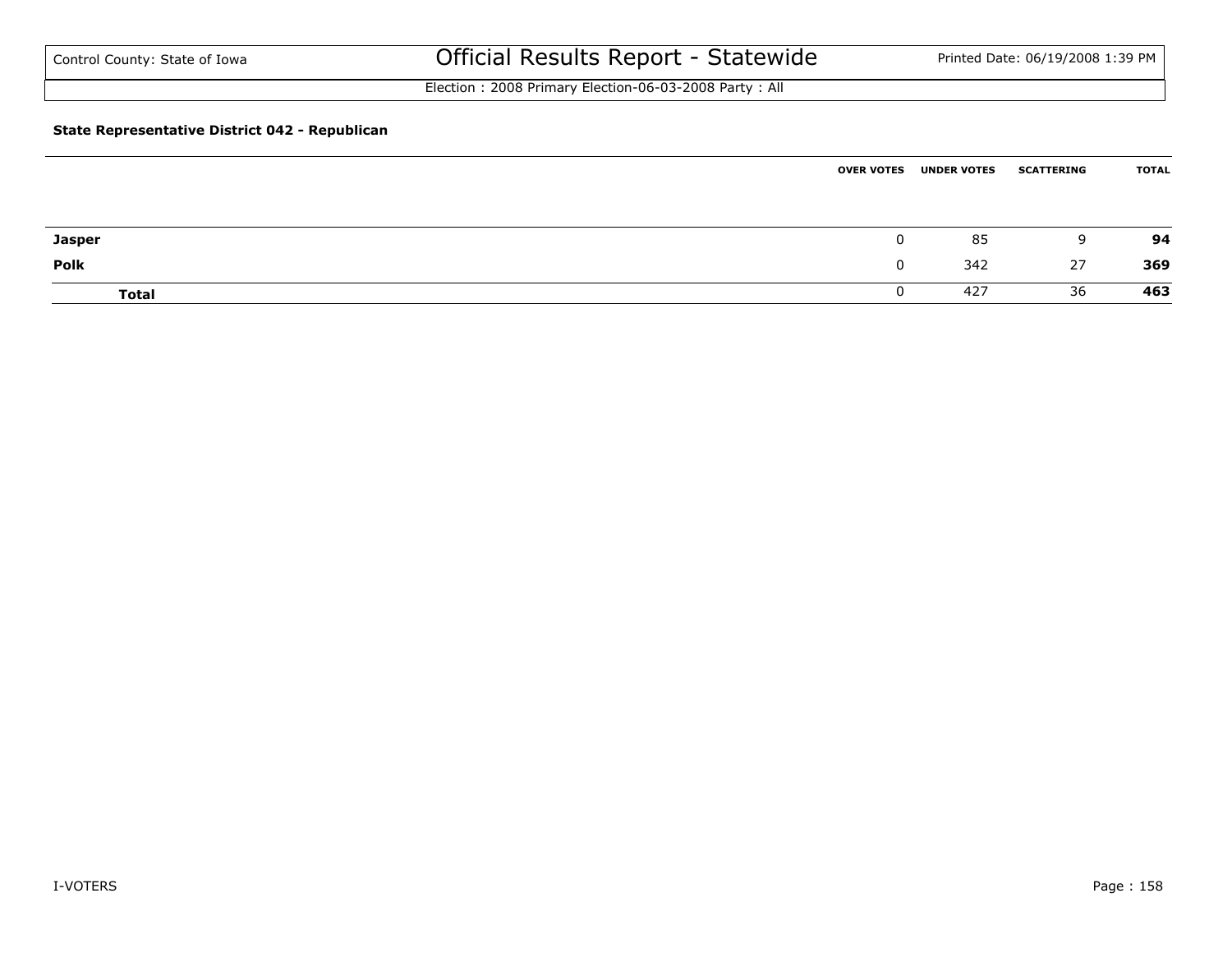Control County: State of Iowa

# Official Results Report - Statewide

Election : 2008 Primary Election-06-03-2008 Party : All

**State Representative District 042 - Republican**

| | OVER VOTES | UNDER VOTES | SCATTERING | TOTAL |
|---|---|---|---|---|
| **Jasper** | 0 | 85 | 9 | **94** |
| **Polk** | 0 | 342 | 27 | **369** |
| **Total** | 0 | 427 | 36 | **463** |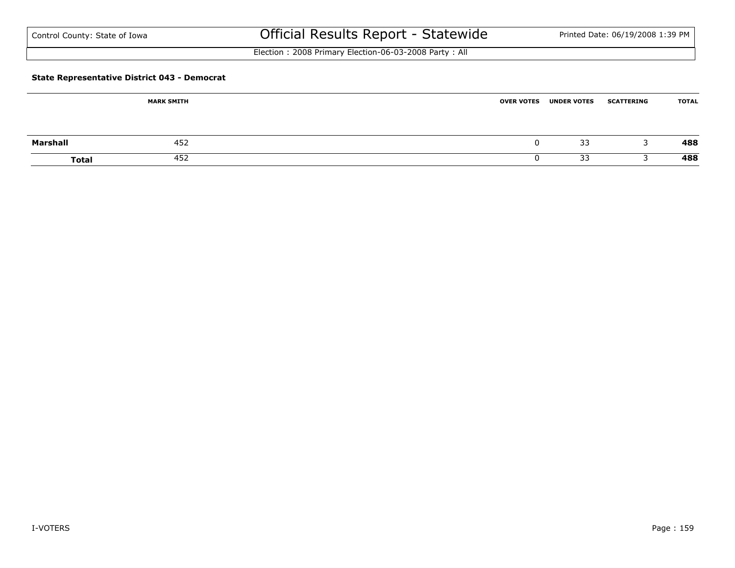Control County: State of Iowa

# Official Results Report - Statewide

Printed Date: 06/19/2008 1:39 PM

Election : 2008 Primary Election-06-03-2008 Party : All

### State Representative District 043 - Democrat

| | MARK SMITH | OVER VOTES | UNDER VOTES | SCATTERING | TOTAL |
|---|---|---|---|---|---|
| **Marshall** | 452 | 0 | 33 | 3 | **488** |
| **Total** | 452 | 0 | 33 | 3 | **488** |

I-VOTERS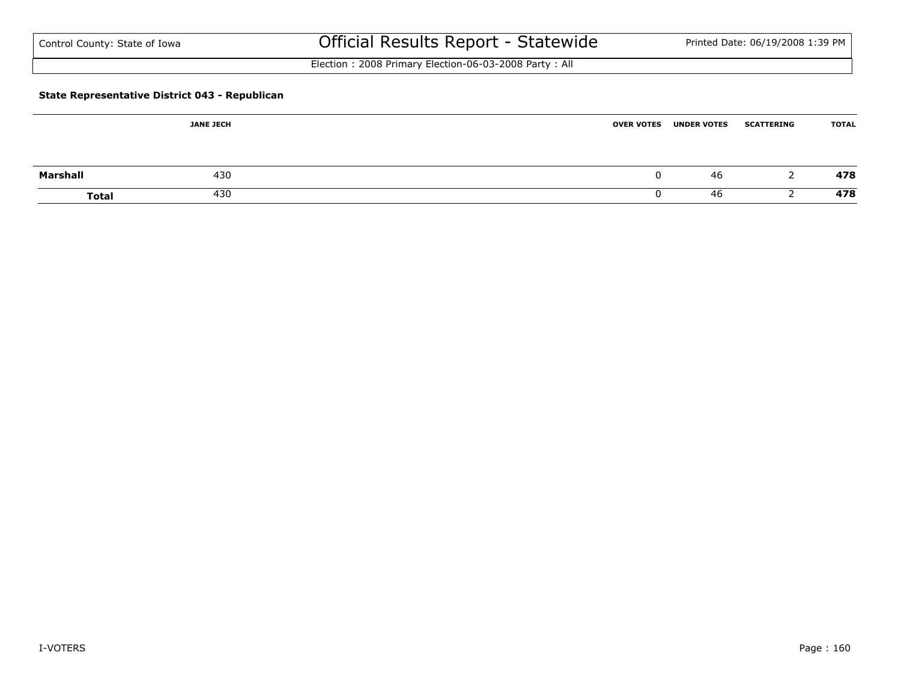**State Representative District 043 - Republican**

| | JANE JECH | OVER VOTES | UNDER VOTES | SCATTERING | TOTAL |
|---|---|---|---|---|---|
| **Marshall** | 430 | 0 | 46 | 2 | **478** |
| **Total** | 430 | 0 | 46 | 2 | **478** |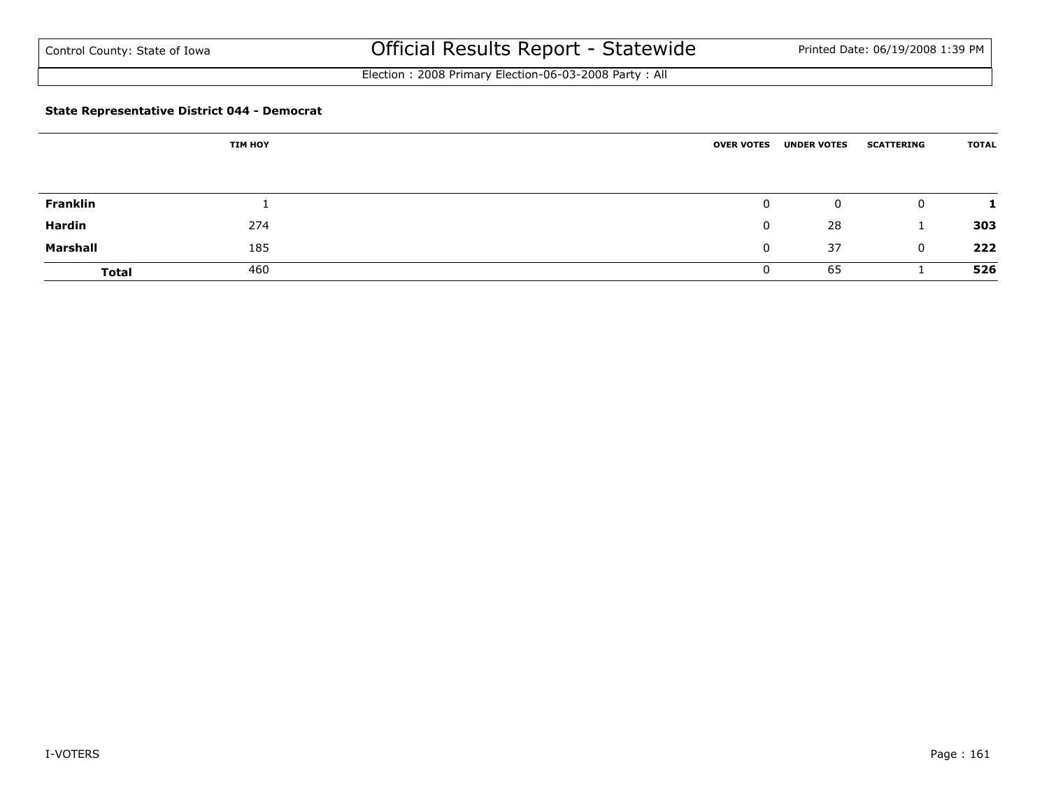Control County: State of Iowa

# Official Results Report - Statewide

Election : 2008 Primary Election-06-03-2008 Party : All

### State Representative District 044 - Democrat

| | TIM HOY | OVER VOTES | UNDER VOTES | SCATTERING | TOTAL |
|---|---|---|---|---|---|
| **Franklin** | 1 | 0 | 0 | 0 | **1** |
| **Hardin** | 274 | 0 | 28 | 1 | **303** |
| **Marshall** | 185 | 0 | 37 | 0 | **222** |
| **Total** | 460 | 0 | 65 | 1 | **526** |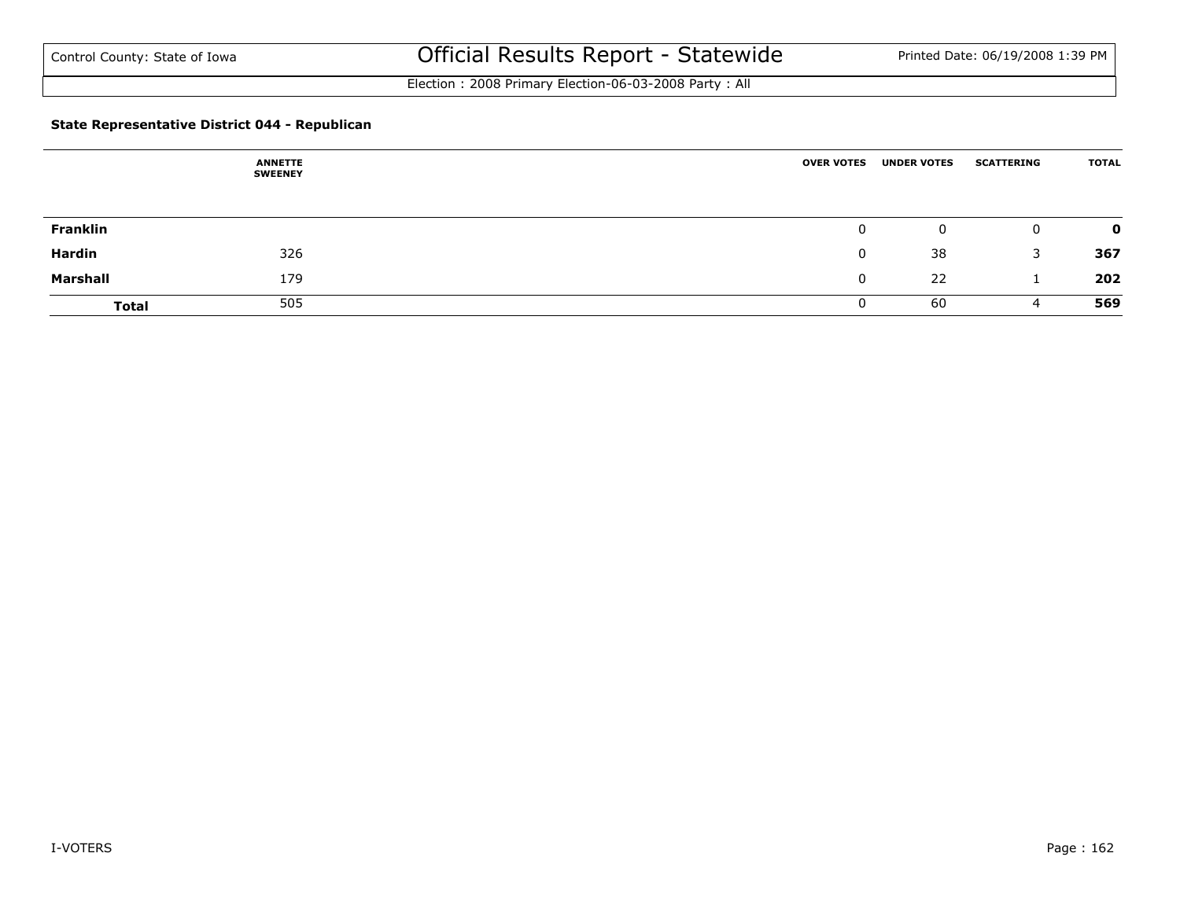### State Representative District 044 - Republican

| | ANNETTE SWEENEY | OVER VOTES | UNDER VOTES | SCATTERING | TOTAL |
|---|---|---|---|---|---|
| **Franklin** | | 0 | 0 | 0 | **0** |
| **Hardin** | 326 | 0 | 38 | 3 | **367** |
| **Marshall** | 179 | 0 | 22 | 1 | **202** |
| **Total** | 505 | 0 | 60 | 4 | **569** |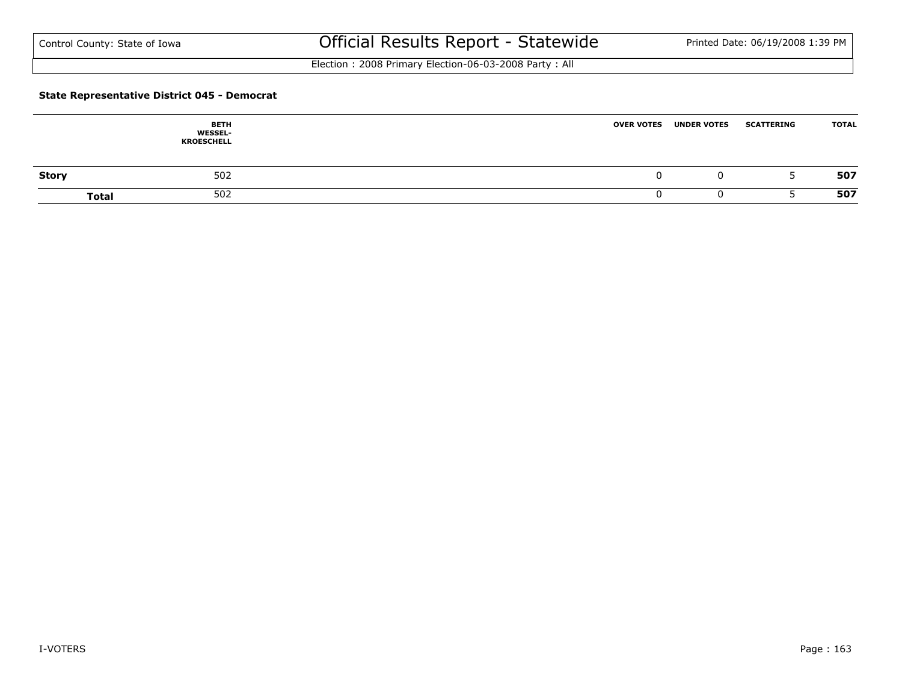Control County: State of Iowa

# Official Results Report - Statewide

Election : 2008 Primary Election-06-03-2008 Party : All

### State Representative District 045 - Democrat

| | BETH WESSEL-KROESCHELL | OVER VOTES | UNDER VOTES | SCATTERING | TOTAL |
|---|---|---|---|---|---|
| **Story** | 502 | 0 | 0 | 5 | **507** |
| **Total** | 502 | 0 | 0 | 5 | **507** |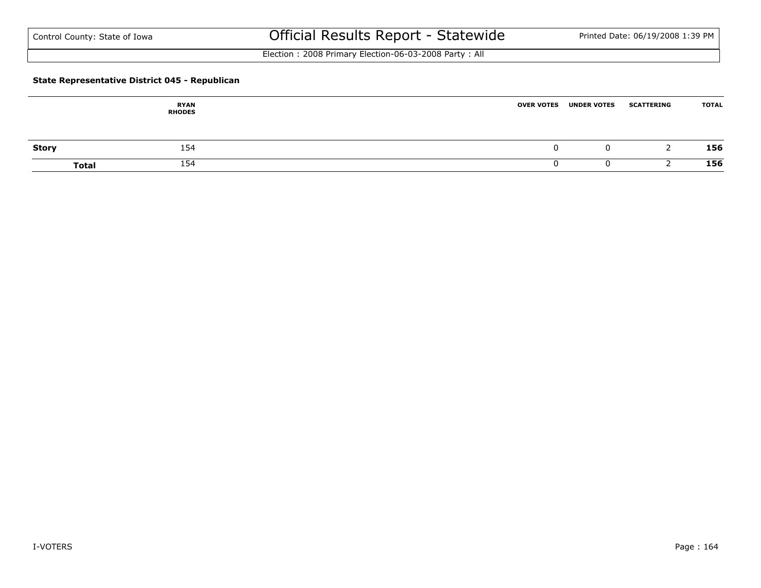Control County: State of Iowa

# Official Results Report - Statewide

Printed Date: 06/19/2008 1:39 PM

Election : 2008 Primary Election-06-03-2008 Party : All

### State Representative District 045 - Republican

| | RYAN RHODES | OVER VOTES | UNDER VOTES | SCATTERING | TOTAL |
|---|---|---|---|---|---|
| **Story** | 154 | 0 | 0 | 2 | **156** |
| **Total** | 154 | 0 | 0 | 2 | **156** |

I-VOTERS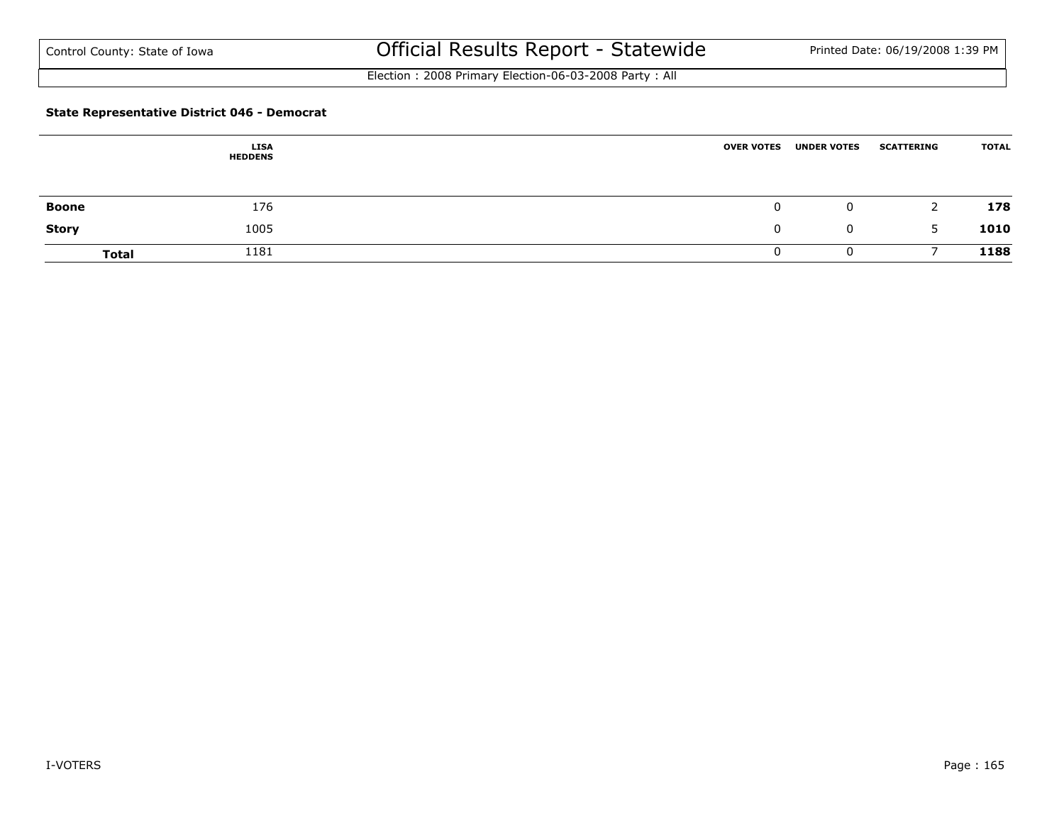Control County: State of Iowa

# Official Results Report - Statewide

Printed Date: 06/19/2008 1:39 PM

Election : 2008 Primary Election-06-03-2008 Party : All

**State Representative District 046 - Democrat**

| | LISA HEDDENS | OVER VOTES | UNDER VOTES | SCATTERING | TOTAL |
|---|---|---|---|---|---|
| **Boone** | 176 | 0 | 0 | 2 | **178** |
| **Story** | 1005 | 0 | 0 | 5 | **1010** |
| **Total** | 1181 | 0 | 0 | 7 | **1188** |

I-VOTERS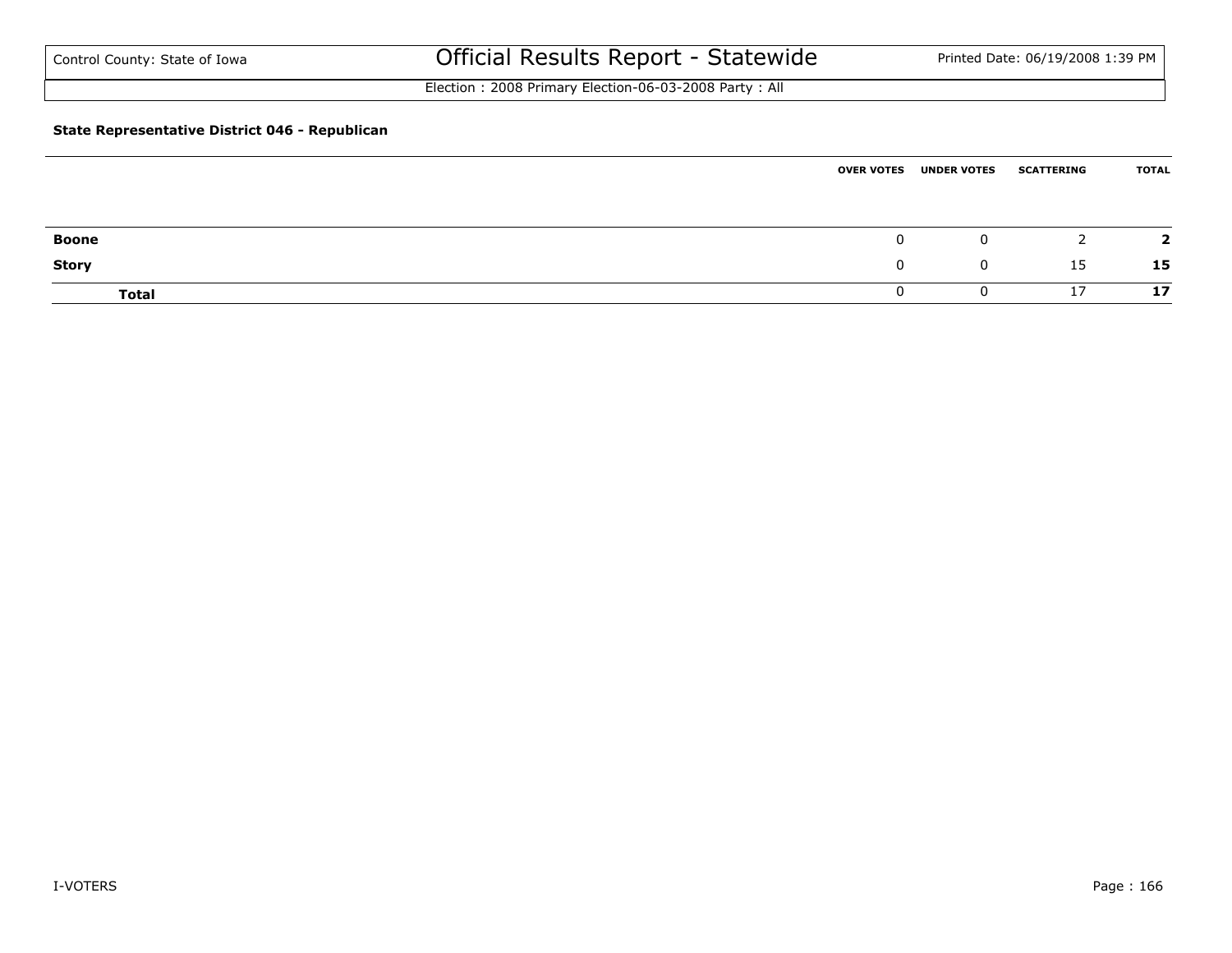Control County: State of Iowa

# Official Results Report - Statewide

Printed Date: 06/19/2008 1:39 PM

Election : 2008 Primary Election-06-03-2008 Party : All

**State Representative District 046 - Republican**

| | OVER VOTES | UNDER VOTES | SCATTERING | TOTAL |
|---|---|---|---|---|
| **Boone** | 0 | 0 | 2 | **2** |
| **Story** | 0 | 0 | 15 | **15** |
| **Total** | 0 | 0 | 17 | **17** |

I-VOTERS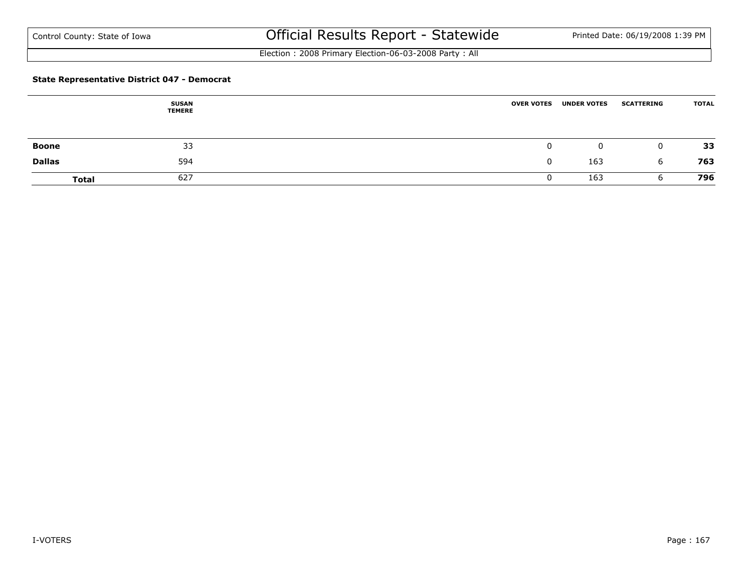# Official Results Report - Statewide

Control County: State of Iowa

Election : 2008 Primary Election-06-03-2008 Party : All

### State Representative District 047 - Democrat

| | SUSAN TEMERE | OVER VOTES | UNDER VOTES | SCATTERING | TOTAL |
|---|---|---|---|---|---|
| **Boone** | 33 | 0 | 0 | 0 | **33** |
| **Dallas** | 594 | 0 | 163 | 6 | **763** |
| **Total** | 627 | 0 | 163 | 6 | **796** |

I-VOTERS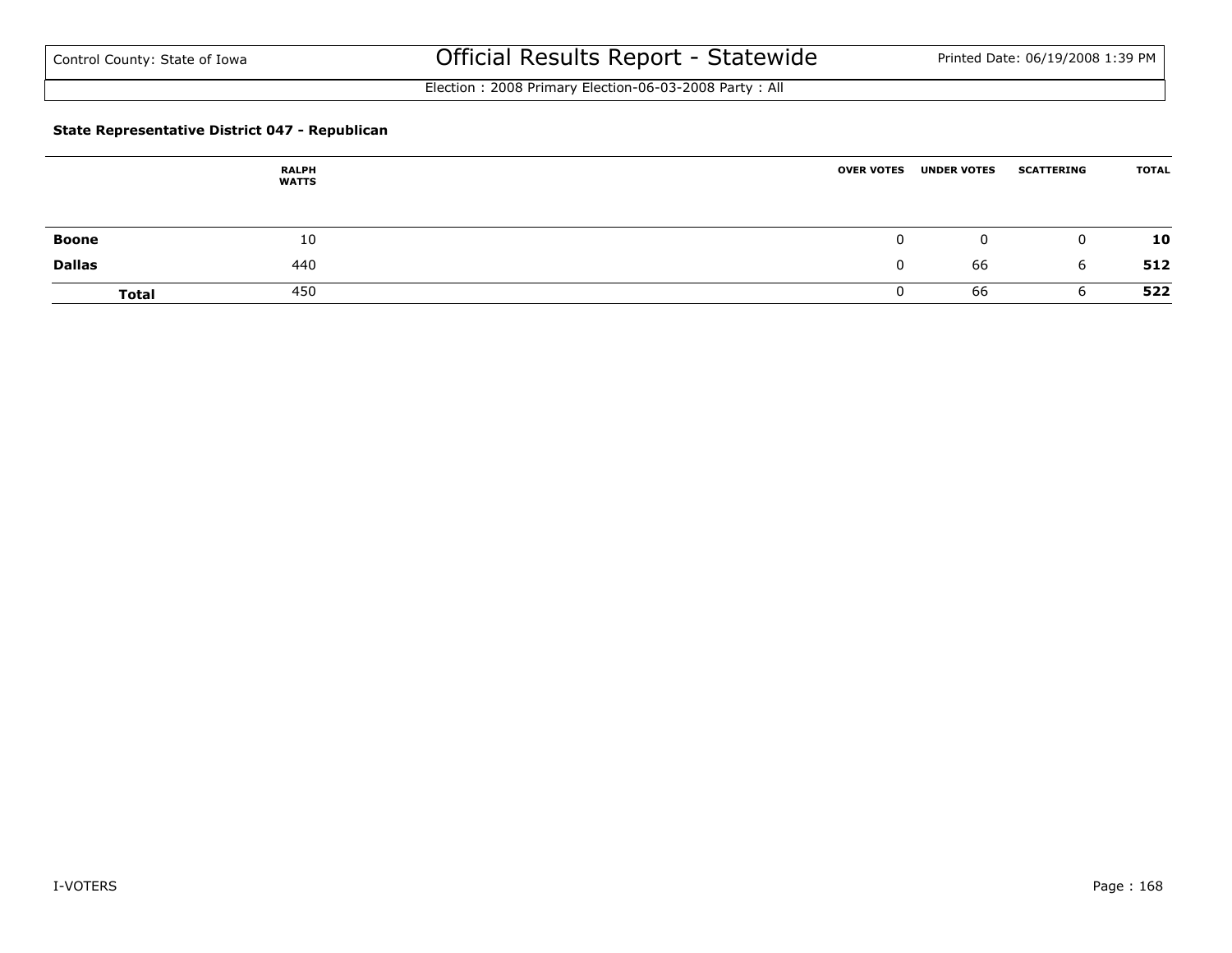Control County: State of Iowa

# Official Results Report - Statewide

Election : 2008 Primary Election-06-03-2008 Party : All

### State Representative District 047 - Republican

| | RALPH WATTS | OVER VOTES | UNDER VOTES | SCATTERING | TOTAL |
|---|---|---|---|---|---|
| **Boone** | 10 | 0 | 0 | 0 | **10** |
| **Dallas** | 440 | 0 | 66 | 6 | **512** |
| **Total** | 450 | 0 | 66 | 6 | **522** |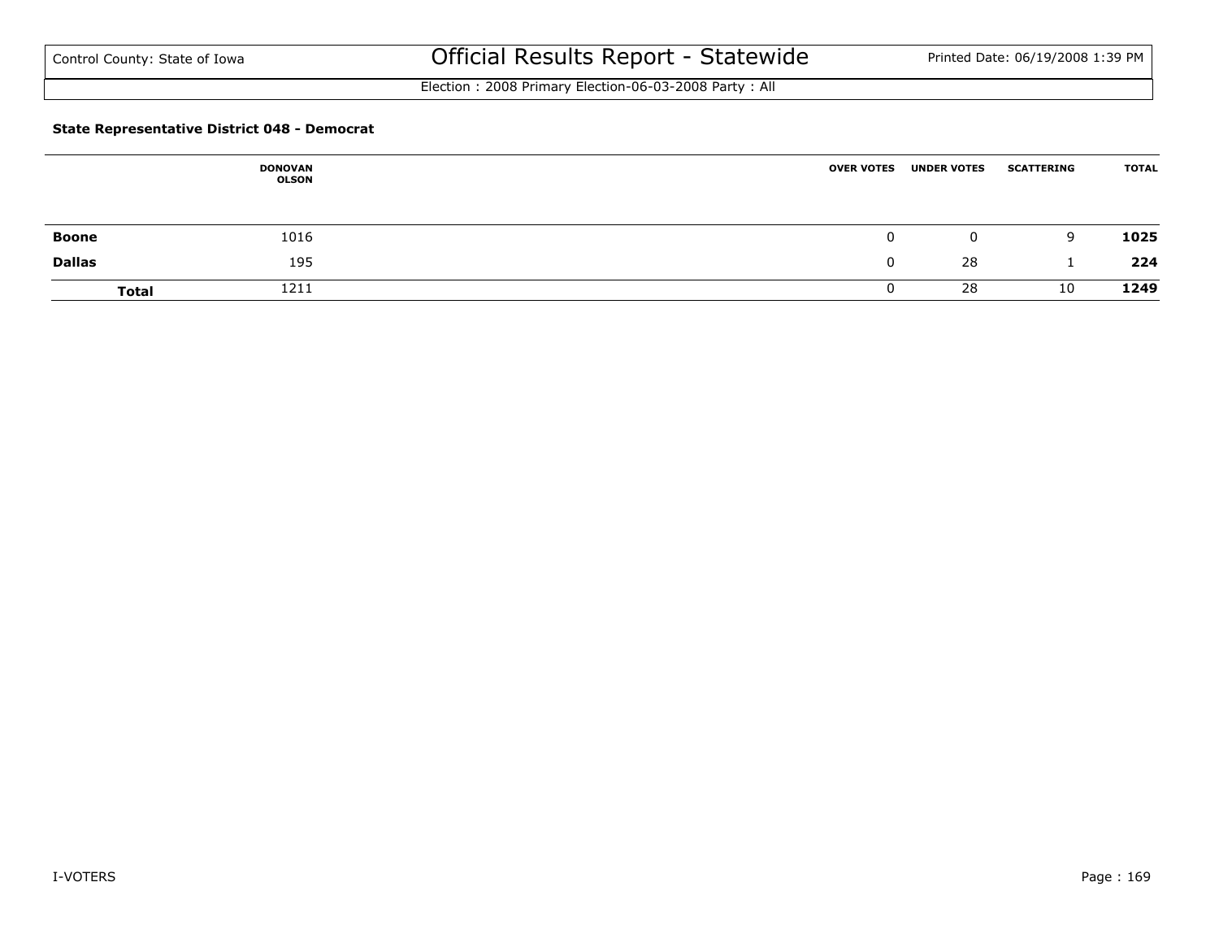Control County: State of Iowa

# Official Results Report - Statewide

Printed Date: 06/19/2008 1:39 PM

Election : 2008 Primary Election-06-03-2008 Party : All

### State Representative District 048 - Democrat

| | DONOVAN OLSON | OVER VOTES | UNDER VOTES | SCATTERING | TOTAL |
|---|---|---|---|---|---|
| **Boone** | 1016 | 0 | 0 | 9 | **1025** |
| **Dallas** | 195 | 0 | 28 | 1 | **224** |
| **Total** | 1211 | 0 | 28 | 10 | **1249** |

I-VOTERS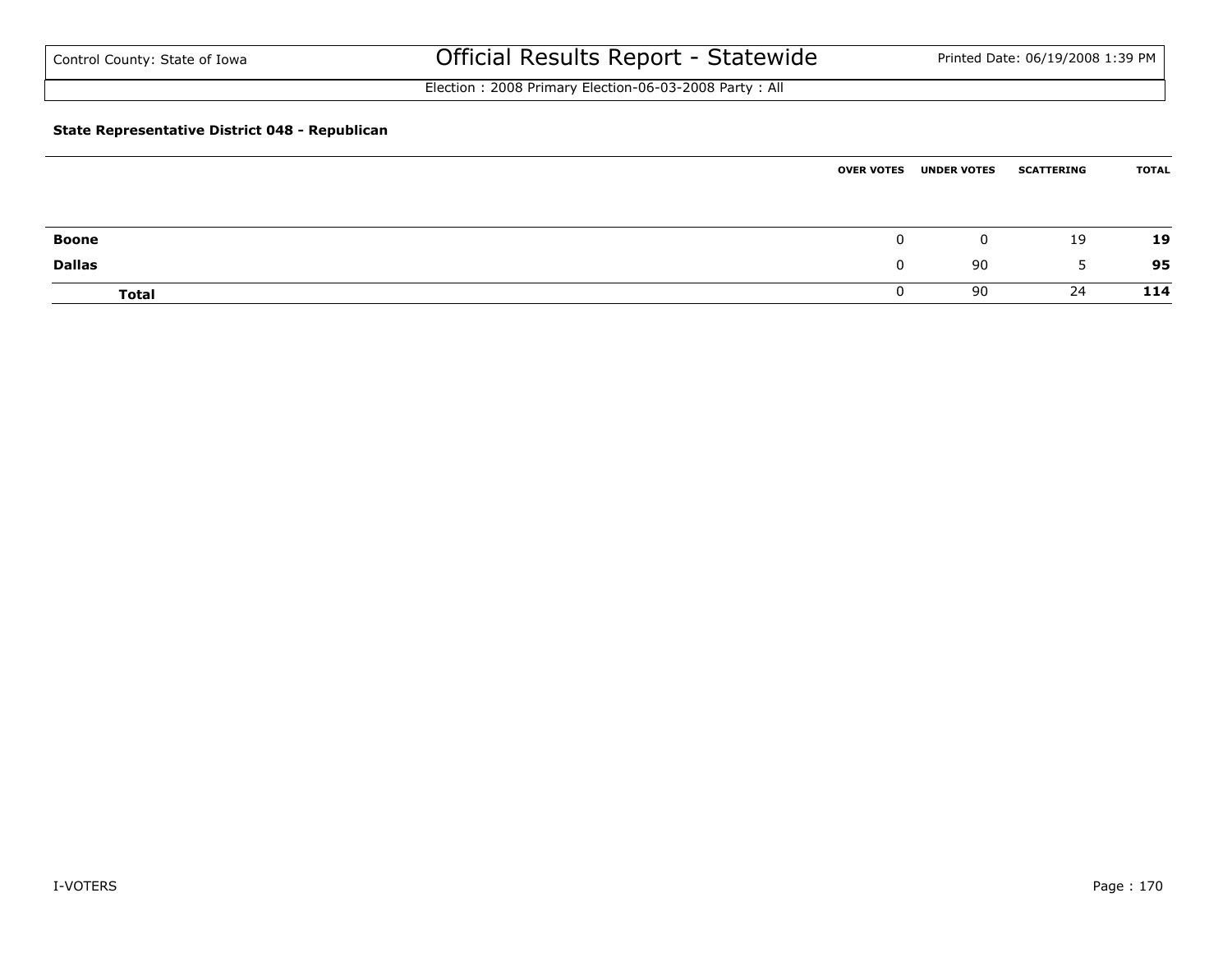Control County: State of Iowa

# Official Results Report - Statewide

Election : 2008 Primary Election-06-03-2008 Party : All

**State Representative District 048 - Republican**

| | OVER VOTES | UNDER VOTES | SCATTERING | TOTAL |
|---|---|---|---|---|
| **Boone** | 0 | 0 | 19 | **19** |
| **Dallas** | 0 | 90 | 5 | **95** |
| **Total** | 0 | 90 | 24 | **114** |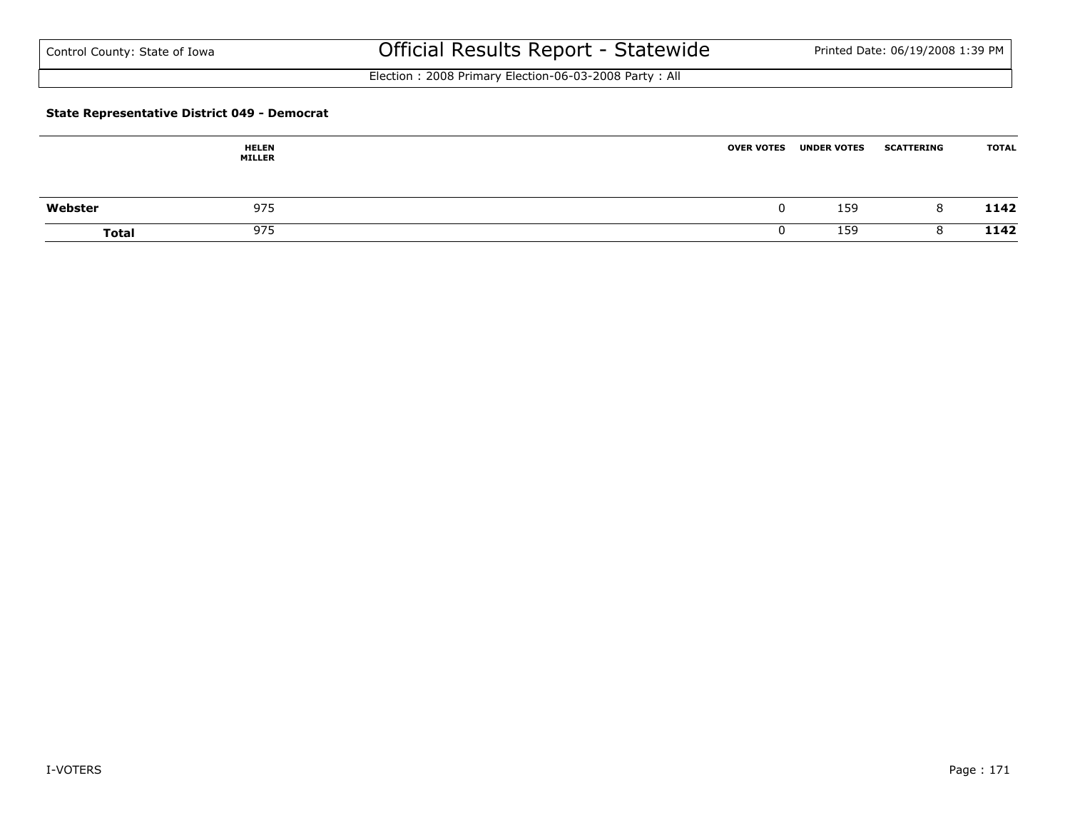### State Representative District 049 - Democrat

| | HELEN MILLER | OVER VOTES | UNDER VOTES | SCATTERING | TOTAL |
|---|---|---|---|---|---|
| **Webster** | 975 | 0 | 159 | 8 | **1142** |
| **Total** | 975 | 0 | 159 | 8 | **1142** |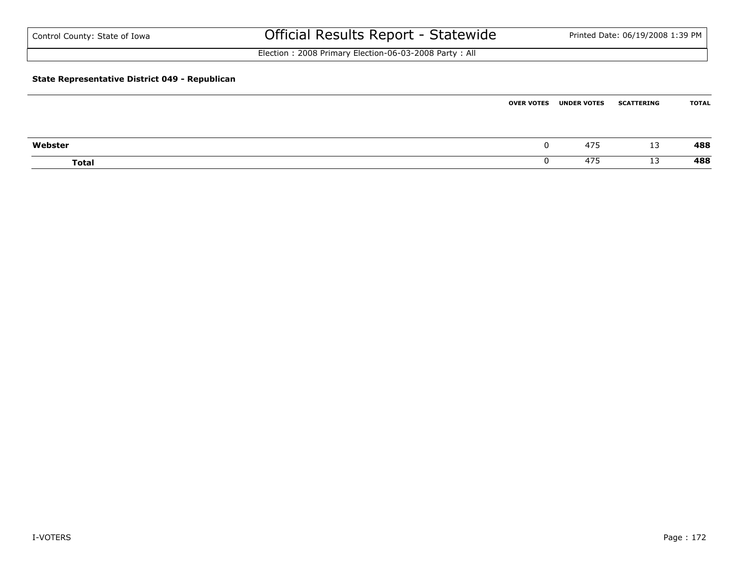Control County: State of Iowa

# Official Results Report - Statewide

Printed Date: 06/19/2008 1:39 PM

Election : 2008 Primary Election-06-03-2008 Party : All

**State Representative District 049 - Republican**

| | OVER VOTES | UNDER VOTES | SCATTERING | TOTAL |
|---|---|---|---|---|
| **Webster** | 0 | 475 | 13 | **488** |
| **Total** | 0 | 475 | 13 | **488** |

I-VOTERS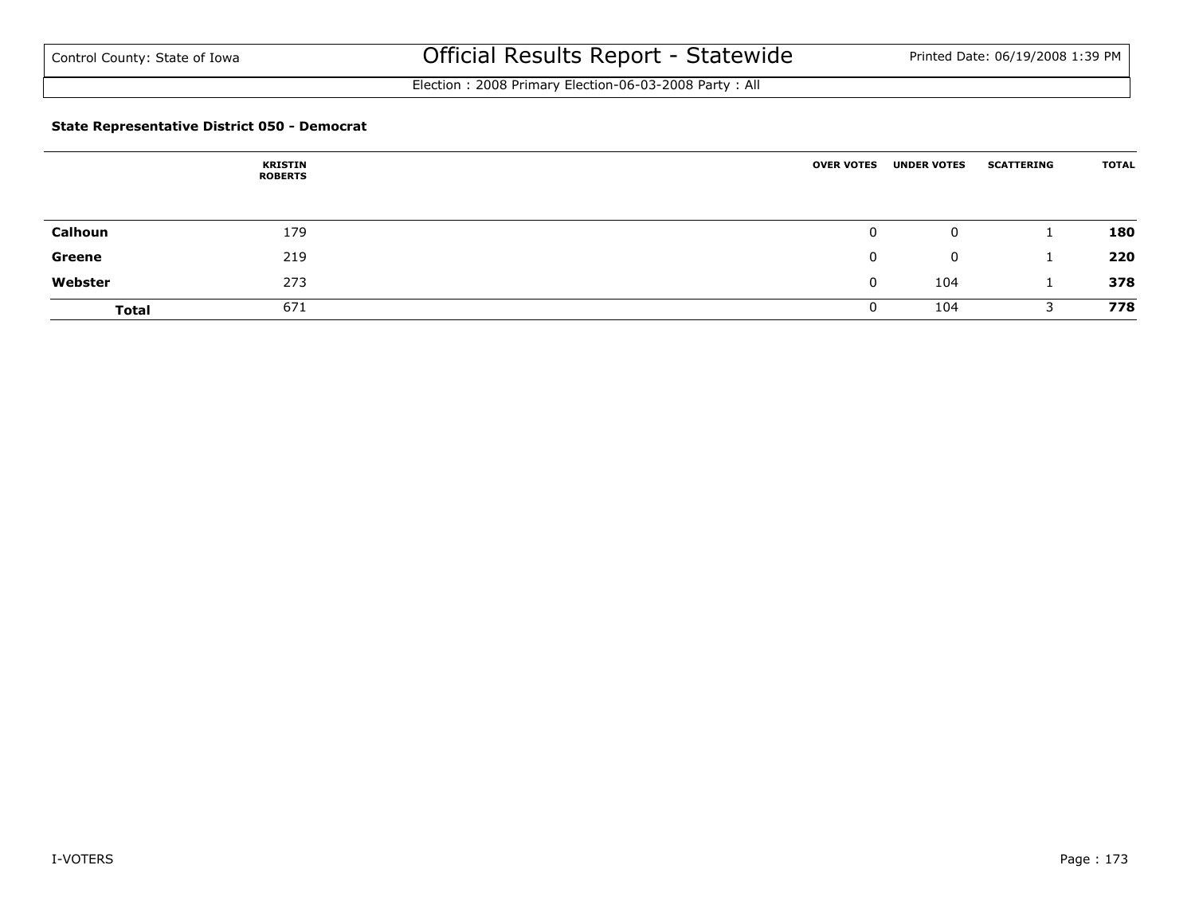Control County: State of Iowa

# Official Results Report - Statewide

Printed Date: 06/19/2008 1:39 PM

Election : 2008 Primary Election-06-03-2008 Party : All

**State Representative District 050 - Democrat**

| | KRISTIN ROBERTS | OVER VOTES | UNDER VOTES | SCATTERING | TOTAL |
|---|---|---|---|---|---|
| **Calhoun** | 179 | 0 | 0 | 1 | **180** |
| **Greene** | 219 | 0 | 0 | 1 | **220** |
| **Webster** | 273 | 0 | 104 | 1 | **378** |
| **Total** | 671 | 0 | 104 | 3 | **778** |

I-VOTERS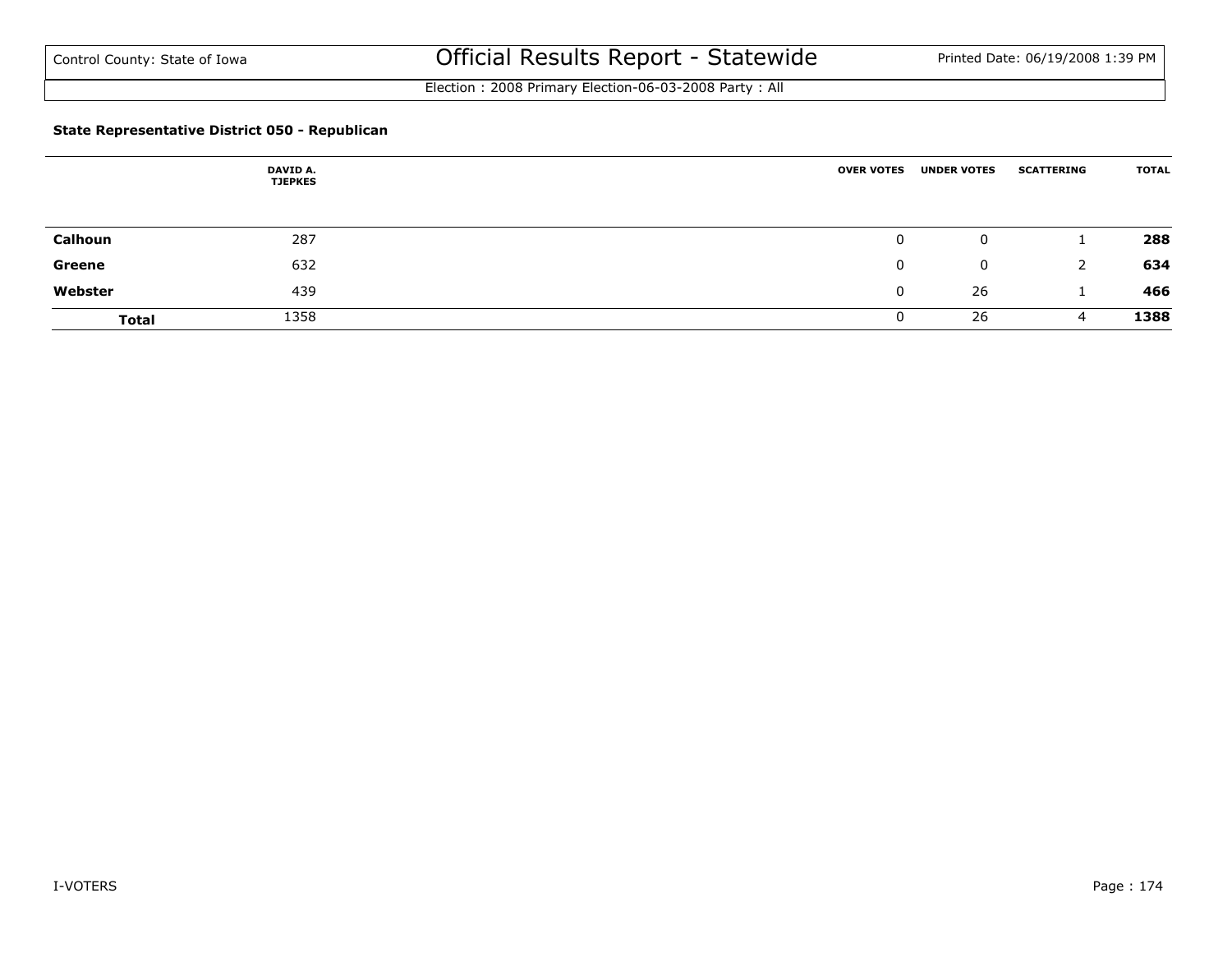Control County: State of Iowa

# Official Results Report - Statewide

Printed Date: 06/19/2008 1:39 PM

Election : 2008 Primary Election-06-03-2008 Party : All

### State Representative District 050 - Republican

| | DAVID A. TJEPKES | OVER VOTES | UNDER VOTES | SCATTERING | TOTAL |
|---|---|---|---|---|---|
| **Calhoun** | 287 | 0 | 0 | 1 | **288** |
| **Greene** | 632 | 0 | 0 | 2 | **634** |
| **Webster** | 439 | 0 | 26 | 1 | **466** |
| **Total** | 1358 | 0 | 26 | 4 | **1388** |

I-VOTERS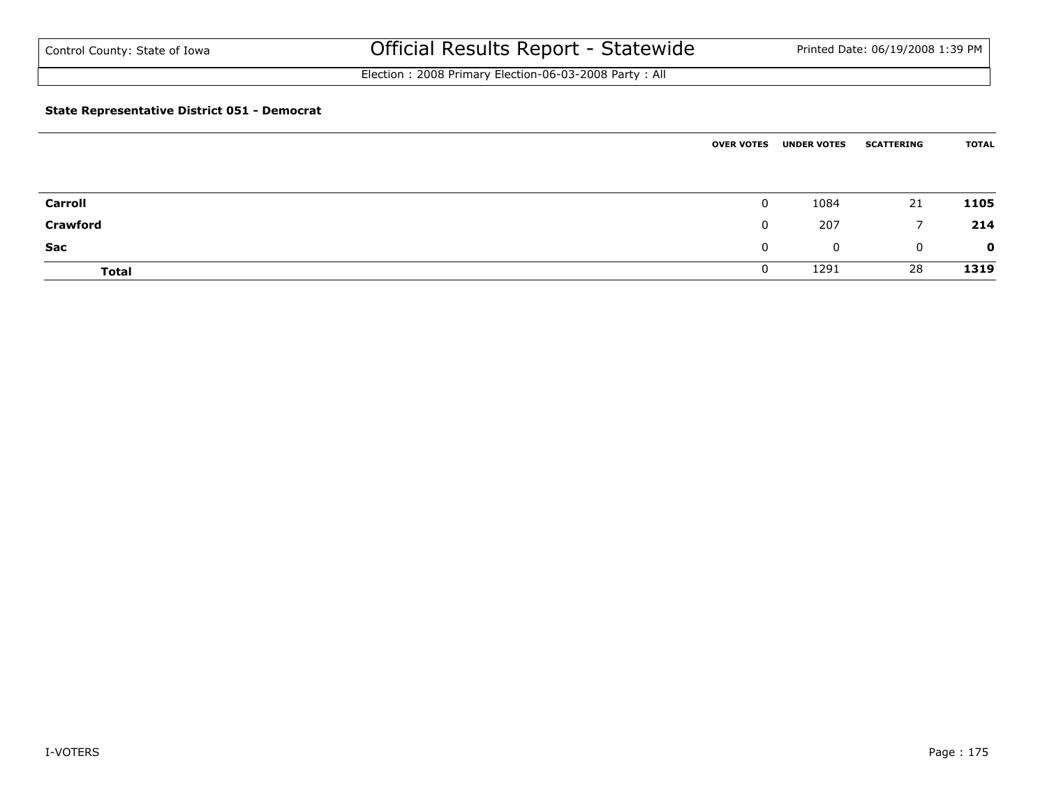Control County: State of Iowa

# Official Results Report - Statewide

Printed Date: 06/19/2008 1:39 PM

Election : 2008 Primary Election-06-03-2008 Party : All

**State Representative District 051 - Democrat**

| | OVER VOTES | UNDER VOTES | SCATTERING | TOTAL |
|---|---|---|---|---|
| **Carroll** | 0 | 1084 | 21 | **1105** |
| **Crawford** | 0 | 207 | 7 | **214** |
| **Sac** | 0 | 0 | 0 | **0** |
| **Total** | 0 | 1291 | 28 | **1319** |

I-VOTERS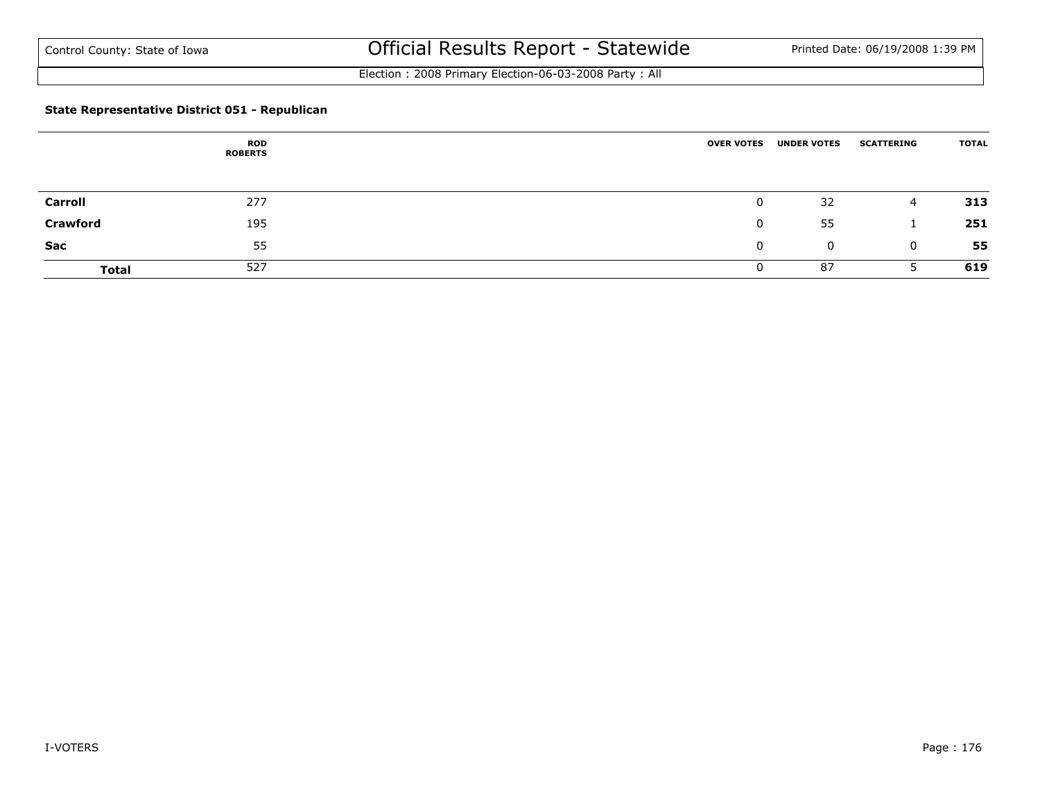### State Representative District 051 - Republican

| | ROD ROBERTS | OVER VOTES | UNDER VOTES | SCATTERING | TOTAL |
|---|---|---|---|---|---|
| **Carroll** | 277 | 0 | 32 | 4 | **313** |
| **Crawford** | 195 | 0 | 55 | 1 | **251** |
| **Sac** | 55 | 0 | 0 | 0 | **55** |
| **Total** | 527 | 0 | 87 | 5 | **619** |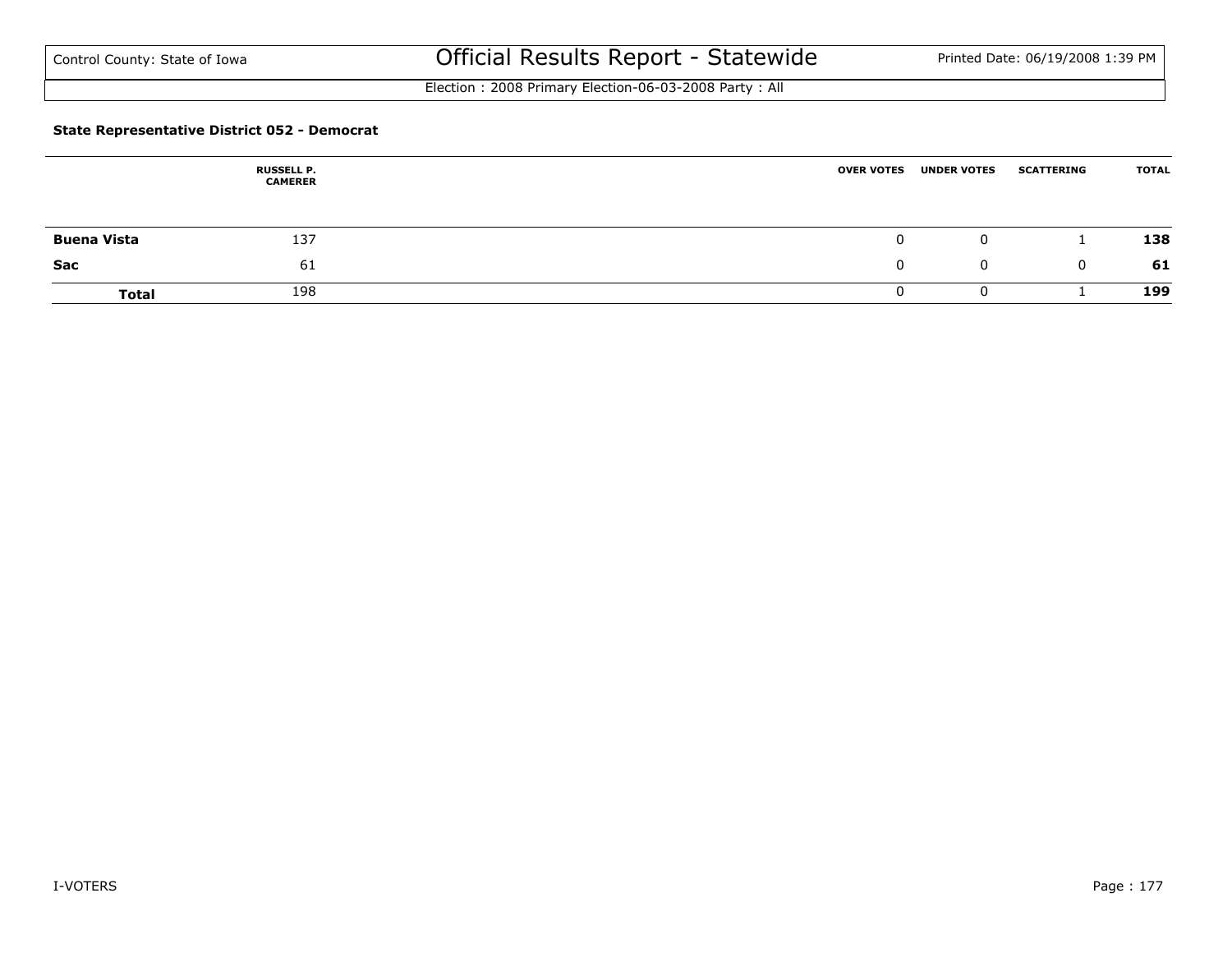Control County: State of Iowa

# Official Results Report - Statewide

Election : 2008 Primary Election-06-03-2008 Party : All

### State Representative District 052 - Democrat

| | RUSSELL P. CAMERER | OVER VOTES | UNDER VOTES | SCATTERING | TOTAL |
|---|---|---|---|---|---|
| **Buena Vista** | 137 | 0 | 0 | 1 | **138** |
| **Sac** | 61 | 0 | 0 | 0 | **61** |
| **Total** | 198 | 0 | 0 | 1 | **199** |

I-VOTERS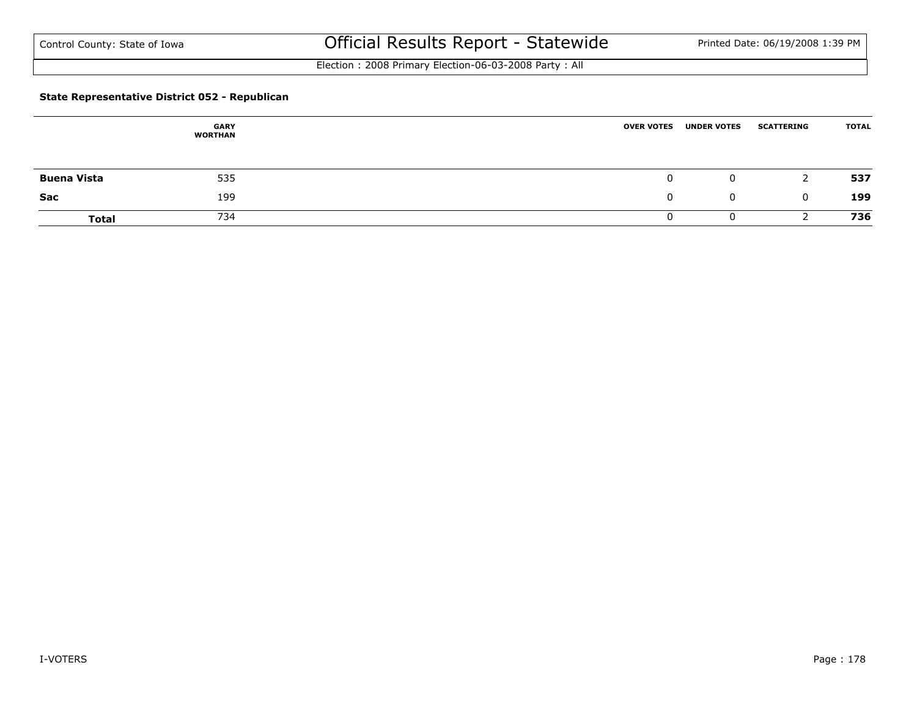### State Representative District 052 - Republican

| | GARY WORTHAN | OVER VOTES | UNDER VOTES | SCATTERING | TOTAL |
|---|---|---|---|---|---|
| **Buena Vista** | 535 | 0 | 0 | 2 | **537** |
| **Sac** | 199 | 0 | 0 | 0 | **199** |
| **Total** | 734 | 0 | 0 | 2 | **736** |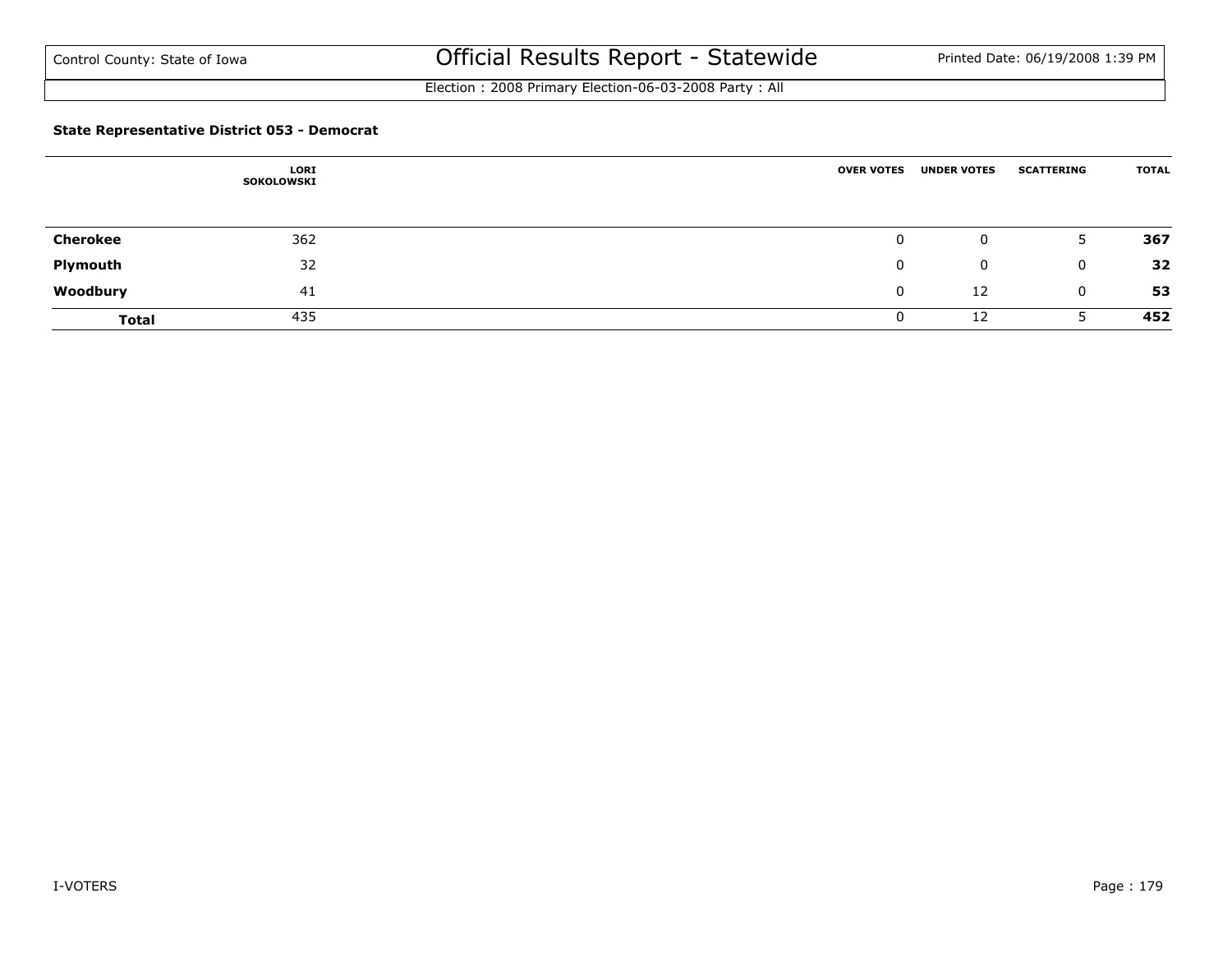# Official Results Report - Statewide

Control County: State of Iowa

Printed Date: 06/19/2008 1:39 PM

Election : 2008 Primary Election-06-03-2008 Party : All

### State Representative District 053 - Democrat

| | LORI SOKOLOWSKI | OVER VOTES | UNDER VOTES | SCATTERING | TOTAL |
|---|---|---|---|---|---|
| **Cherokee** | 362 | 0 | 0 | 5 | **367** |
| **Plymouth** | 32 | 0 | 0 | 0 | **32** |
| **Woodbury** | 41 | 0 | 12 | 0 | **53** |
| **Total** | 435 | 0 | 12 | 5 | **452** |

I-VOTERS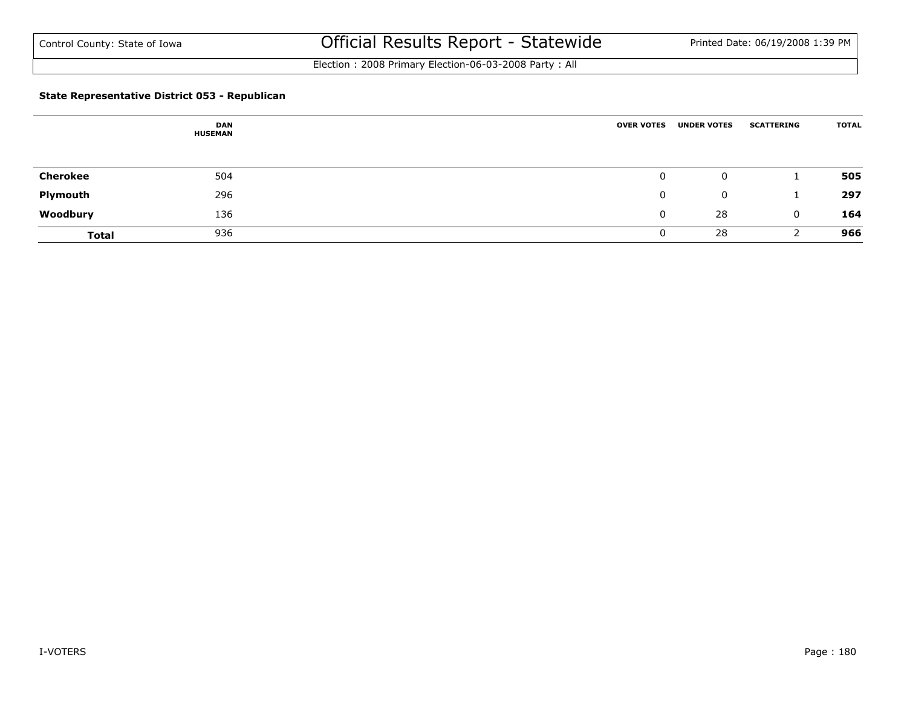Control County: State of Iowa

# Official Results Report - Statewide

Election : 2008 Primary Election-06-03-2008 Party : All

### State Representative District 053 - Republican

| | DAN HUSEMAN | OVER VOTES | UNDER VOTES | SCATTERING | TOTAL |
|---|---|---|---|---|---|
| **Cherokee** | 504 | 0 | 0 | 1 | **505** |
| **Plymouth** | 296 | 0 | 0 | 1 | **297** |
| **Woodbury** | 136 | 0 | 28 | 0 | **164** |
| **Total** | 936 | 0 | 28 | 2 | **966** |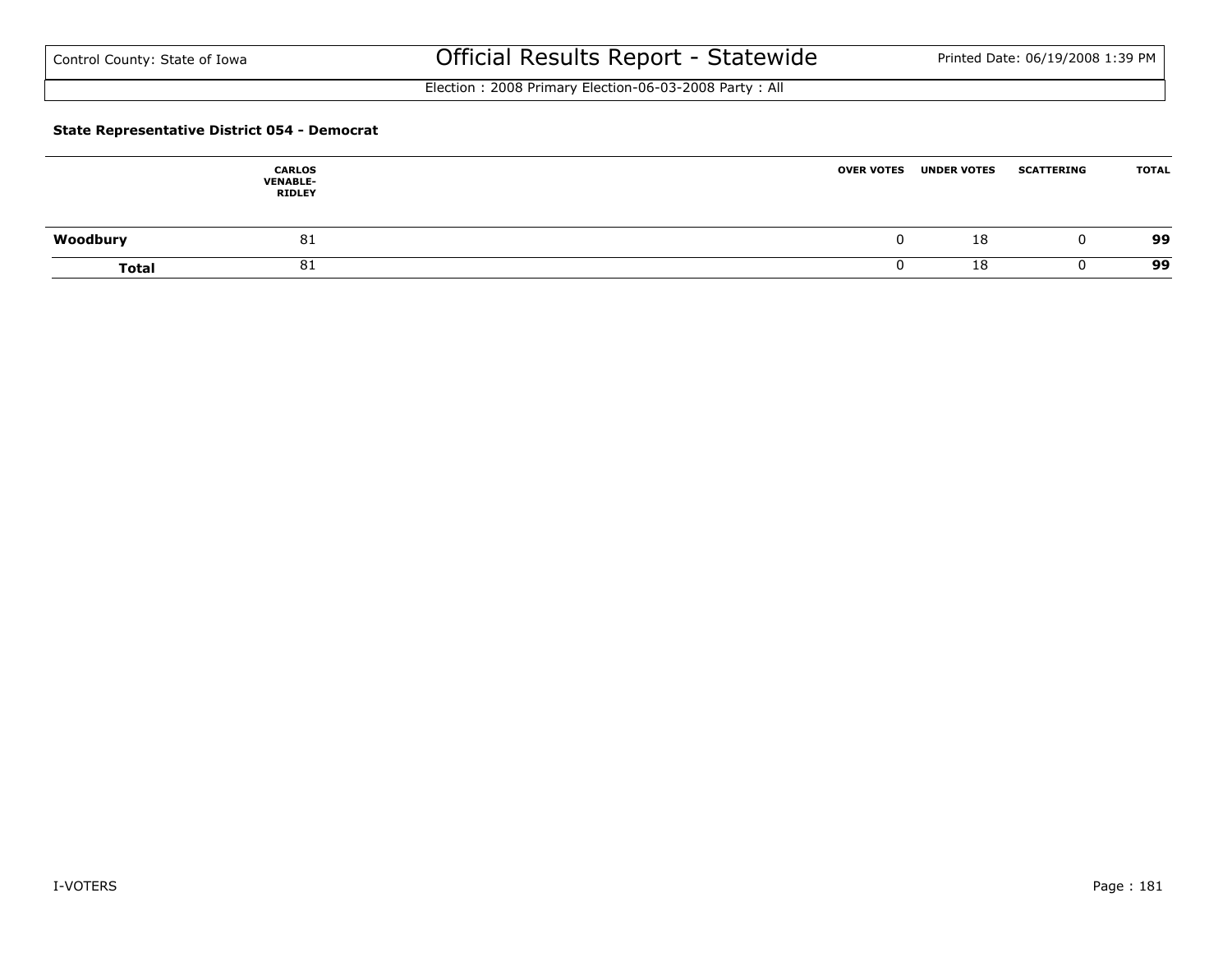Control County: State of Iowa

# Official Results Report - Statewide

Election : 2008 Primary Election-06-03-2008 Party : All

**State Representative District 054 - Democrat**

| | CARLOS VENABLE-RIDLEY | OVER VOTES | UNDER VOTES | SCATTERING | TOTAL |
|---|---|---|---|---|---|
| **Woodbury** | 81 | 0 | 18 | 0 | **99** |
| **Total** | 81 | 0 | 18 | 0 | **99** |

I-VOTERS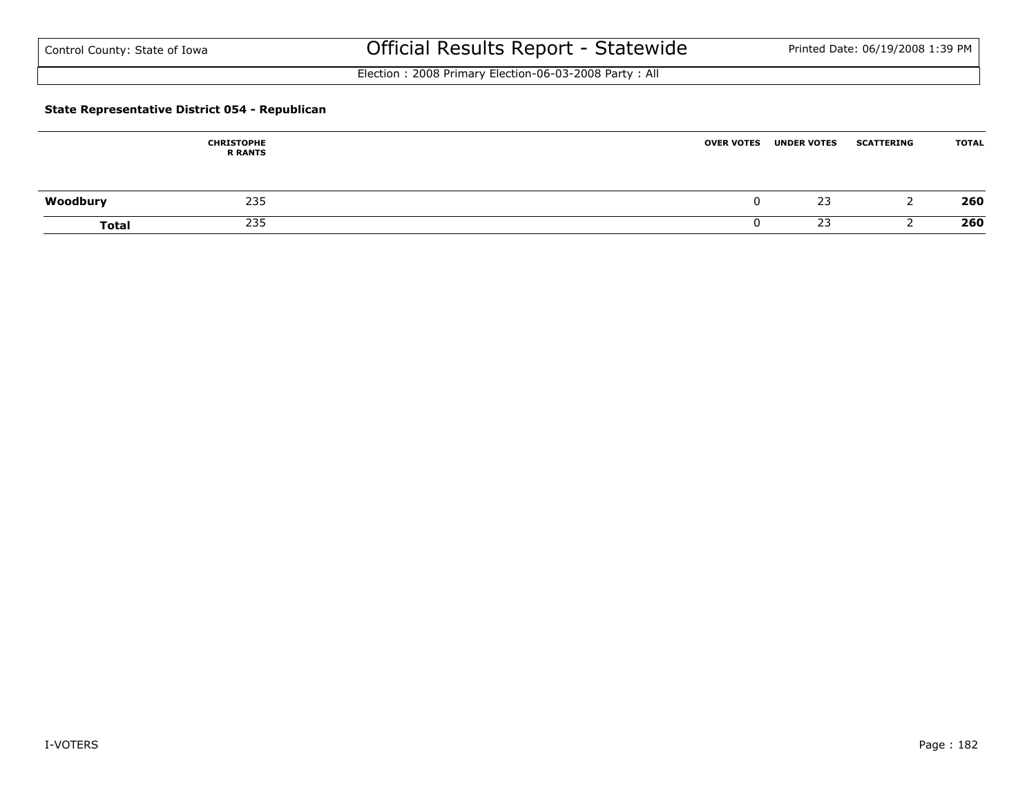Control County: State of Iowa

# Official Results Report - Statewide

Printed Date: 06/19/2008 1:39 PM

Election : 2008 Primary Election-06-03-2008 Party : All

### State Representative District 054 - Republican

| | CHRISTOPHER RANTS | OVER VOTES | UNDER VOTES | SCATTERING | TOTAL |
|---|---|---|---|---|---|
| **Woodbury** | 235 | 0 | 23 | 2 | **260** |
| **Total** | 235 | 0 | 23 | 2 | **260** |

I-VOTERS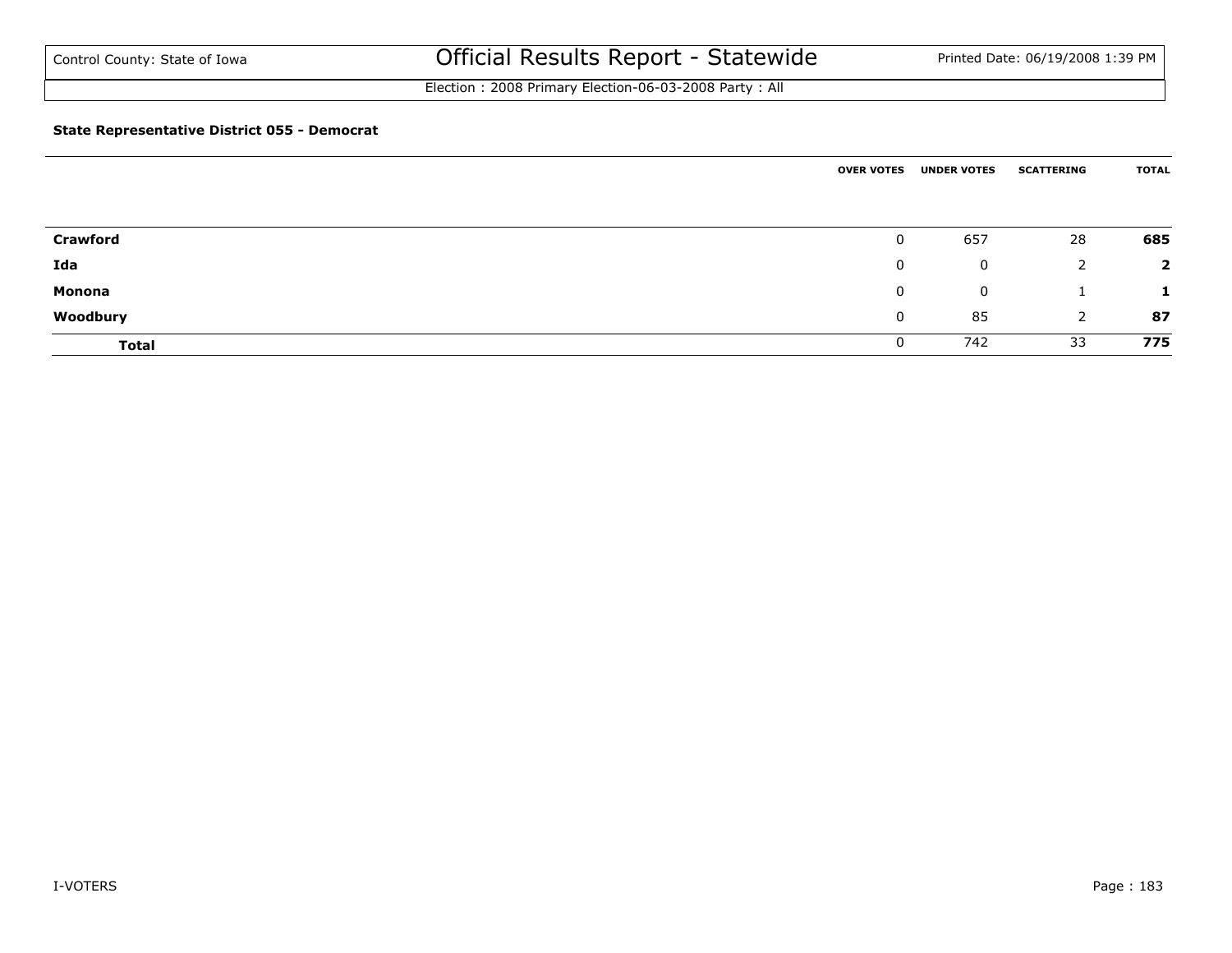Control County: State of Iowa

# Official Results Report - Statewide

Election : 2008 Primary Election-06-03-2008 Party : All

### State Representative District 055 - Democrat

| | OVER VOTES | UNDER VOTES | SCATTERING | TOTAL |
|---|---|---|---|---|
| **Crawford** | 0 | 657 | 28 | **685** |
| **Ida** | 0 | 0 | 2 | **2** |
| **Monona** | 0 | 0 | 1 | **1** |
| **Woodbury** | 0 | 85 | 2 | **87** |
| **Total** | 0 | 742 | 33 | **775** |

I-VOTERS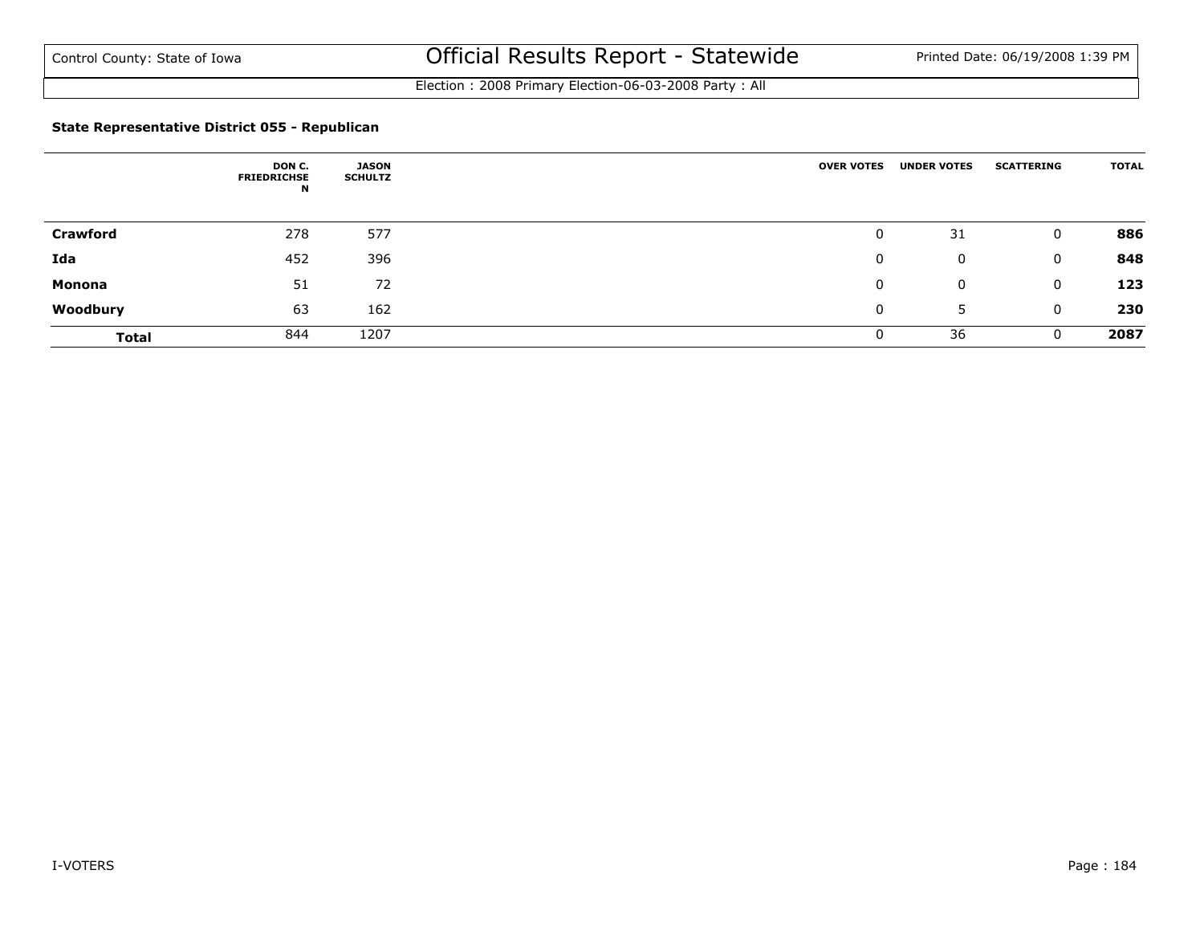### State Representative District 055 - Republican

| | DON C. FRIEDRICHSEN | JASON SCHULTZ | OVER VOTES | UNDER VOTES | SCATTERING | TOTAL |
|---|---|---|---|---|---|---|
| **Crawford** | 278 | 577 | 0 | 31 | 0 | **886** |
| **Ida** | 452 | 396 | 0 | 0 | 0 | **848** |
| **Monona** | 51 | 72 | 0 | 0 | 0 | **123** |
| **Woodbury** | 63 | 162 | 0 | 5 | 0 | **230** |
| **Total** | 844 | 1207 | 0 | 36 | 0 | **2087** |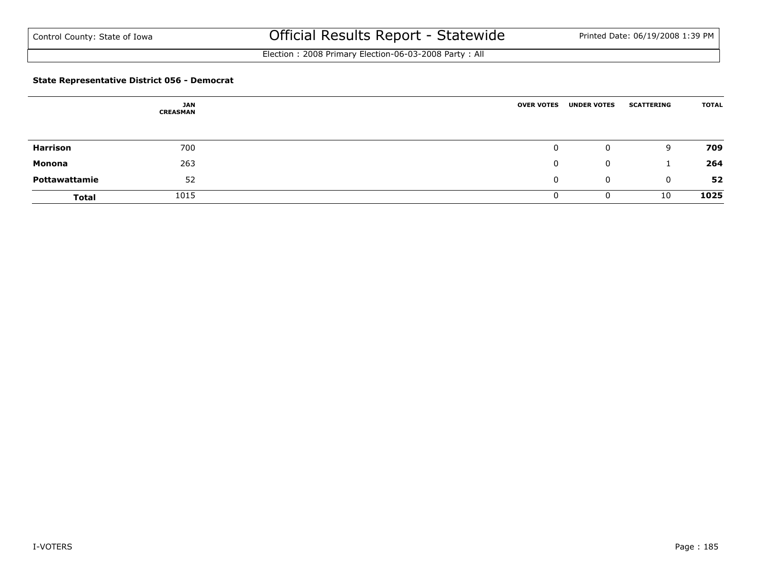Control County: State of Iowa

# Official Results Report - Statewide

Election : 2008 Primary Election-06-03-2008 Party : All

### State Representative District 056 - Democrat

| | JAN CREASMAN | OVER VOTES | UNDER VOTES | SCATTERING | TOTAL |
|---|---|---|---|---|---|
| **Harrison** | 700 | 0 | 0 | 9 | **709** |
| **Monona** | 263 | 0 | 0 | 1 | **264** |
| **Pottawattamie** | 52 | 0 | 0 | 0 | **52** |
| **Total** | 1015 | 0 | 0 | 10 | **1025** |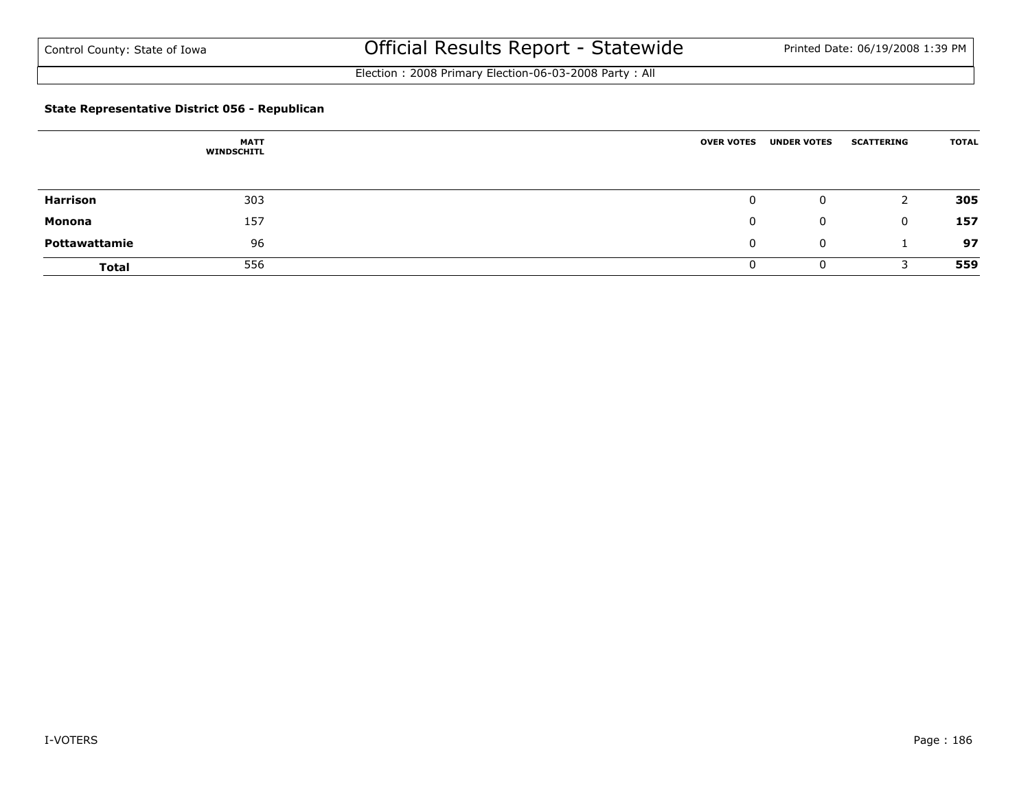Control County: State of Iowa

# Official Results Report - Statewide

Election : 2008 Primary Election-06-03-2008 Party : All

### State Representative District 056 - Republican

| | MATT WINDSCHITL | OVER VOTES | UNDER VOTES | SCATTERING | TOTAL |
|---|---|---|---|---|---|
| **Harrison** | 303 | 0 | 0 | 2 | **305** |
| **Monona** | 157 | 0 | 0 | 0 | **157** |
| **Pottawattamie** | 96 | 0 | 0 | 1 | **97** |
| **Total** | 556 | 0 | 0 | 3 | **559** |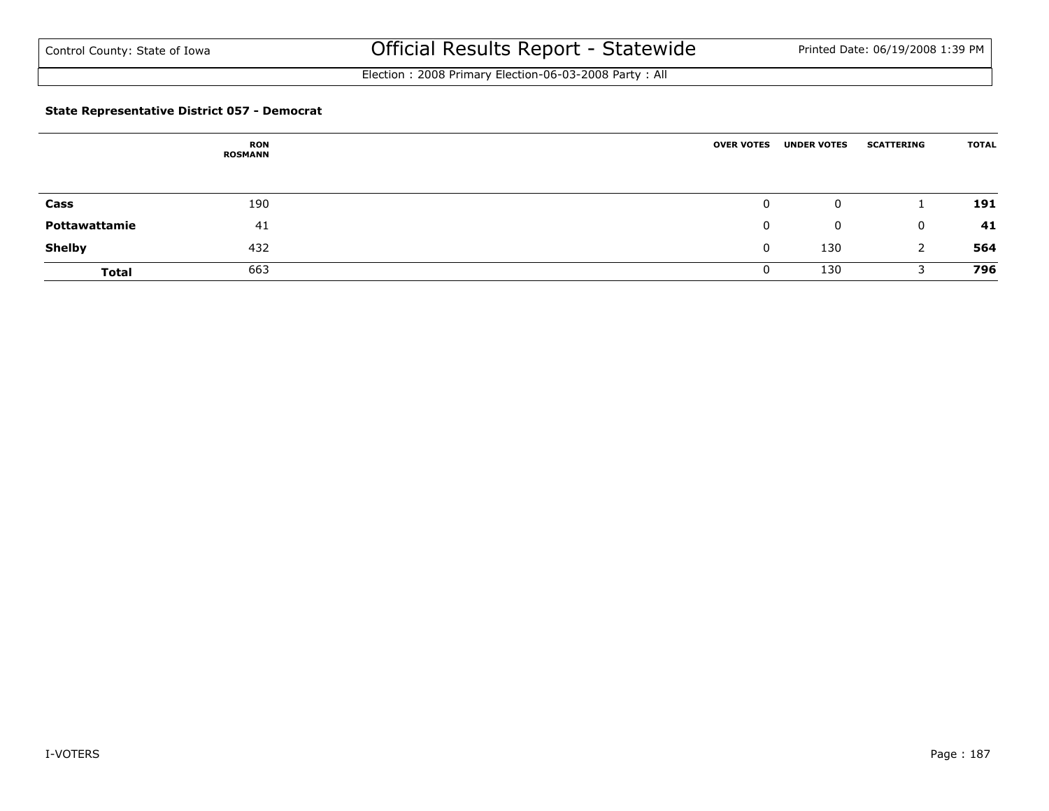Control County: State of Iowa

# Official Results Report - Statewide

Printed Date: 06/19/2008 1:39 PM

Election : 2008 Primary Election-06-03-2008 Party : All

**State Representative District 057 - Democrat**

| | RON ROSMANN | OVER VOTES | UNDER VOTES | SCATTERING | TOTAL |
|---|---|---|---|---|---|
| **Cass** | 190 | 0 | 0 | 1 | **191** |
| **Pottawattamie** | 41 | 0 | 0 | 0 | **41** |
| **Shelby** | 432 | 0 | 130 | 2 | **564** |
| **Total** | 663 | 0 | 130 | 3 | **796** |

I-VOTERS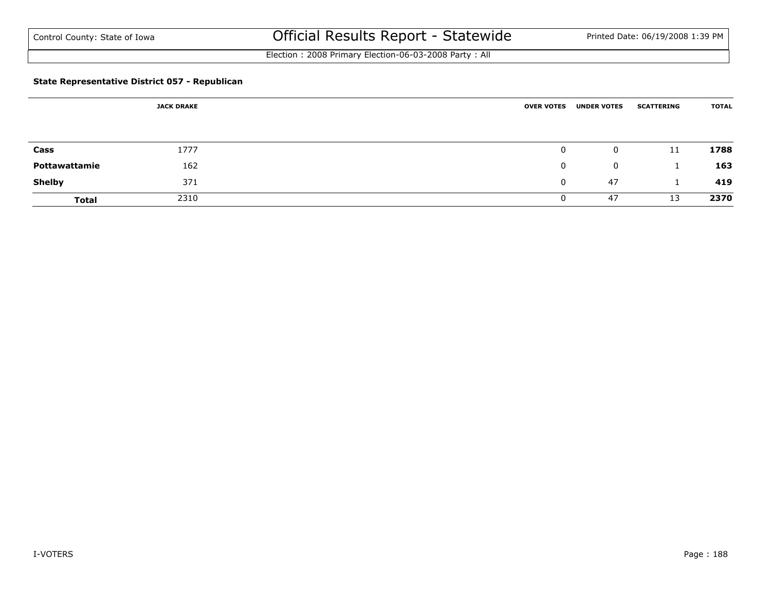**State Representative District 057 - Republican**

| | JACK DRAKE | OVER VOTES | UNDER VOTES | SCATTERING | TOTAL |
|---|---|---|---|---|---|
| **Cass** | 1777 | 0 | 0 | 11 | **1788** |
| **Pottawattamie** | 162 | 0 | 0 | 1 | **163** |
| **Shelby** | 371 | 0 | 47 | 1 | **419** |
| **Total** | 2310 | 0 | 47 | 13 | **2370** |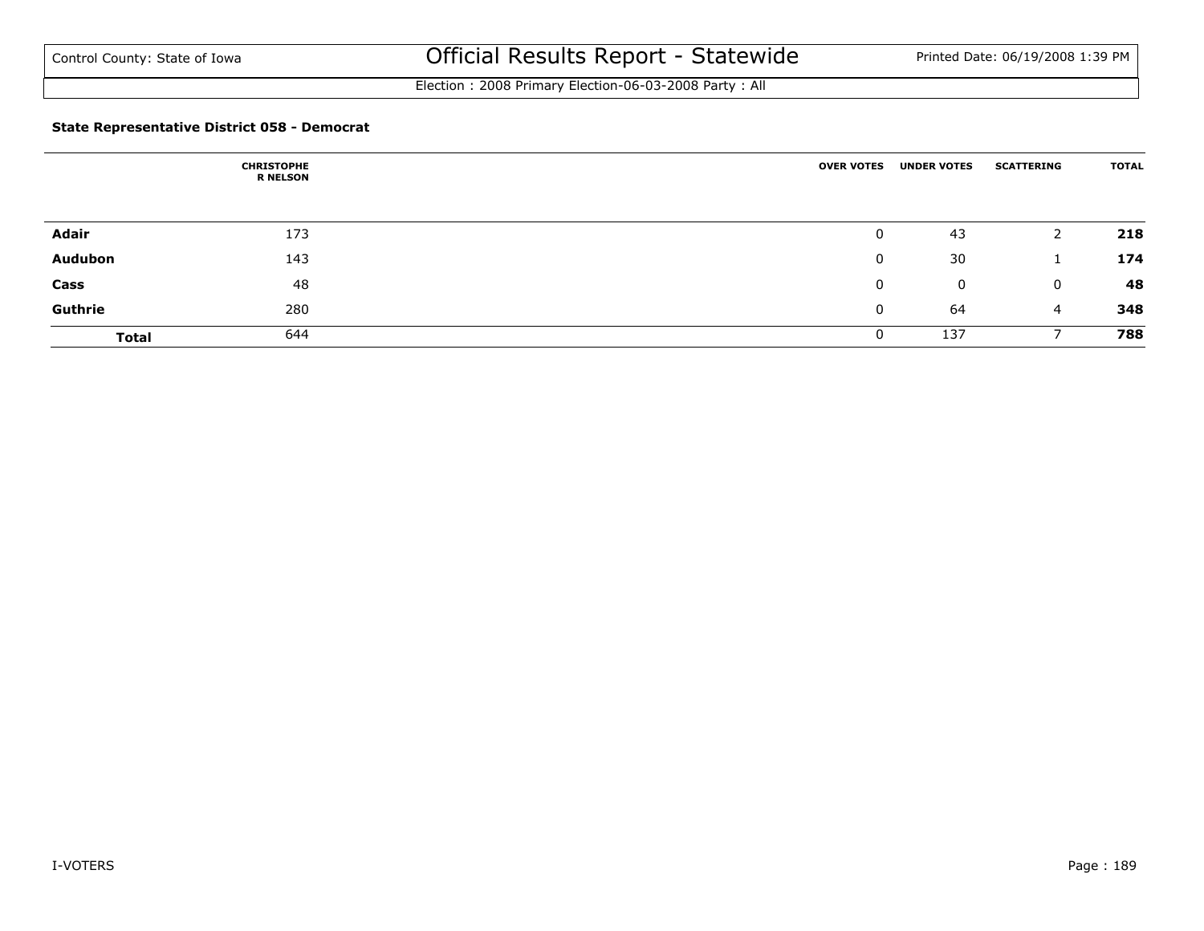# Official Results Report - Statewide

Control County: State of Iowa

Printed Date: 06/19/2008 1:39 PM

Election : 2008 Primary Election-06-03-2008 Party : All

**State Representative District 058 - Democrat**

| | CHRISTOPHER NELSON | OVER VOTES | UNDER VOTES | SCATTERING | TOTAL |
|---|---|---|---|---|---|
| **Adair** | 173 | 0 | 43 | 2 | **218** |
| **Audubon** | 143 | 0 | 30 | 1 | **174** |
| **Cass** | 48 | 0 | 0 | 0 | **48** |
| **Guthrie** | 280 | 0 | 64 | 4 | **348** |
| **Total** | 644 | 0 | 137 | 7 | **788** |

I-VOTERS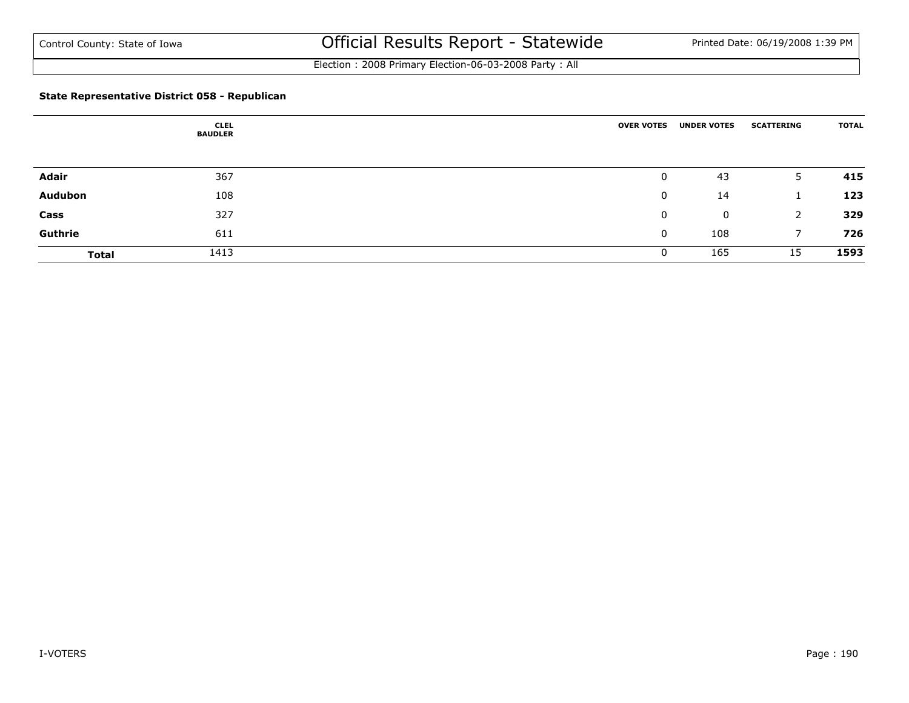Control County: State of Iowa

# Official Results Report - Statewide

Printed Date: 06/19/2008 1:39 PM

Election : 2008 Primary Election-06-03-2008 Party : All

**State Representative District 058 - Republican**

| | CLEL BAUDLER | OVER VOTES | UNDER VOTES | SCATTERING | TOTAL |
|---|---|---|---|---|---|
| **Adair** | 367 | 0 | 43 | 5 | **415** |
| **Audubon** | 108 | 0 | 14 | 1 | **123** |
| **Cass** | 327 | 0 | 0 | 2 | **329** |
| **Guthrie** | 611 | 0 | 108 | 7 | **726** |
| **Total** | 1413 | 0 | 165 | 15 | **1593** |

I-VOTERS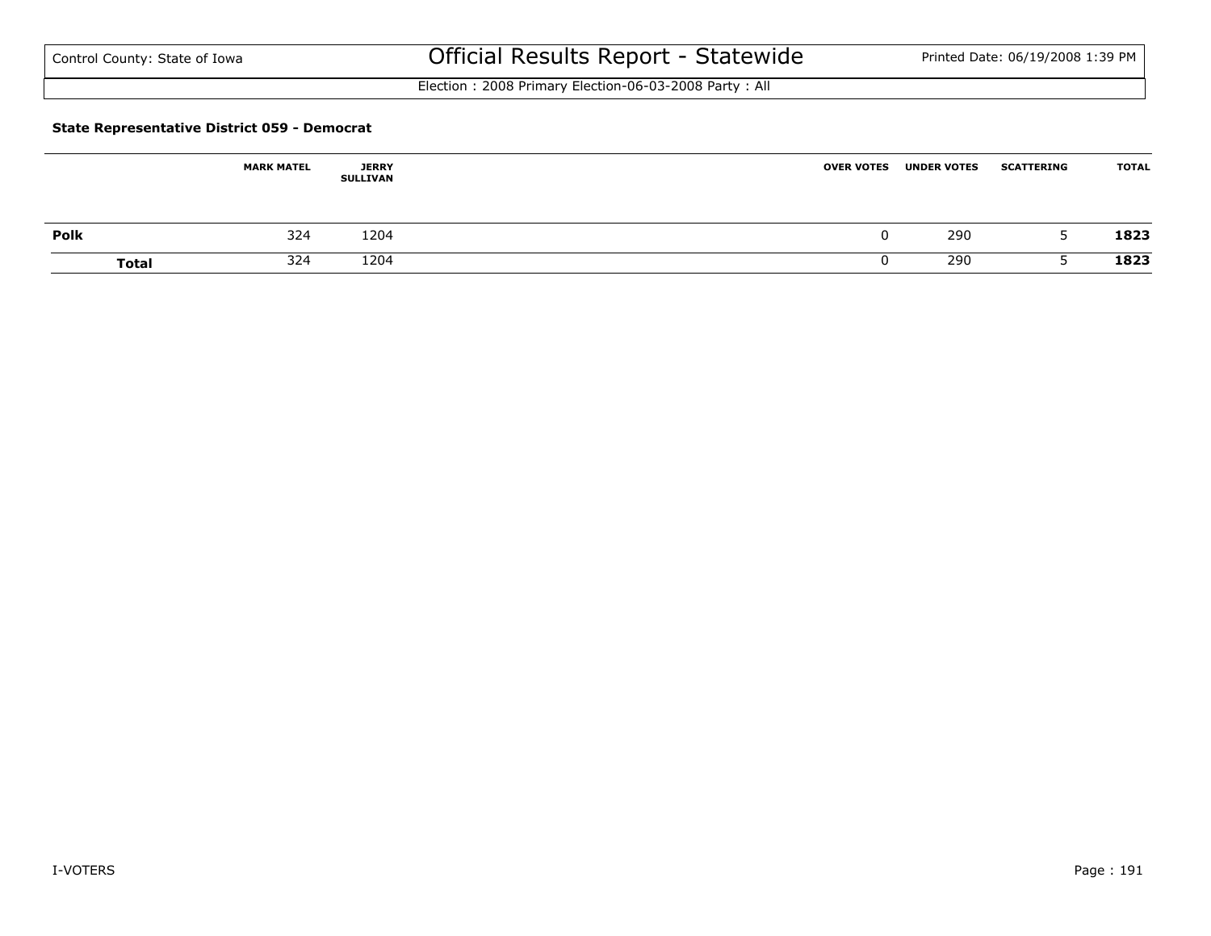Control County: State of Iowa

# Official Results Report - Statewide

Printed Date: 06/19/2008 1:39 PM

Election : 2008 Primary Election-06-03-2008 Party : All

### State Representative District 059 - Democrat

| | MARK MATEL | JERRY SULLIVAN | OVER VOTES | UNDER VOTES | SCATTERING | TOTAL |
|---|---|---|---|---|---|---|
| **Polk** | 324 | 1204 | 0 | 290 | 5 | **1823** |
| **Total** | 324 | 1204 | 0 | 290 | 5 | **1823** |

I-VOTERS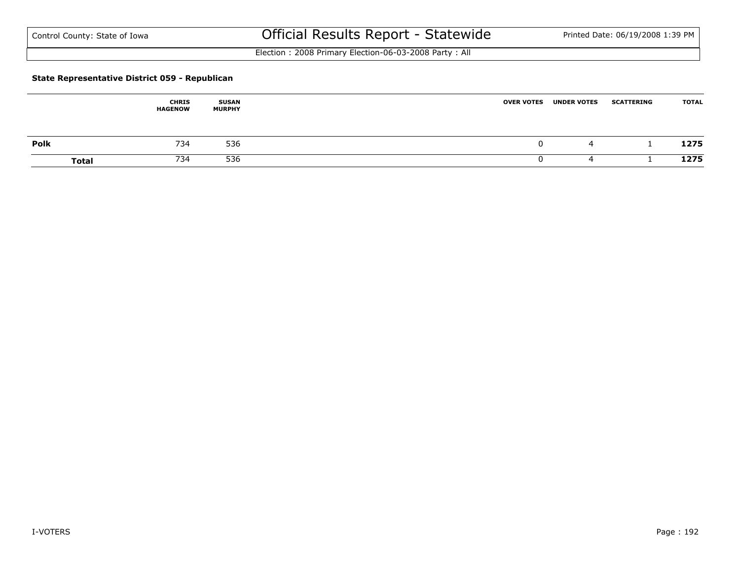Control County: State of Iowa

# Official Results Report - Statewide

Printed Date: 06/19/2008 1:39 PM

Election : 2008 Primary Election-06-03-2008 Party : All

### State Representative District 059 - Republican

| | CHRIS HAGENOW | SUSAN MURPHY | OVER VOTES | UNDER VOTES | SCATTERING | TOTAL |
|---|---|---|---|---|---|---|
| **Polk** | 734 | 536 | 0 | 4 | 1 | **1275** |
| **Total** | 734 | 536 | 0 | 4 | 1 | **1275** |

I-VOTERS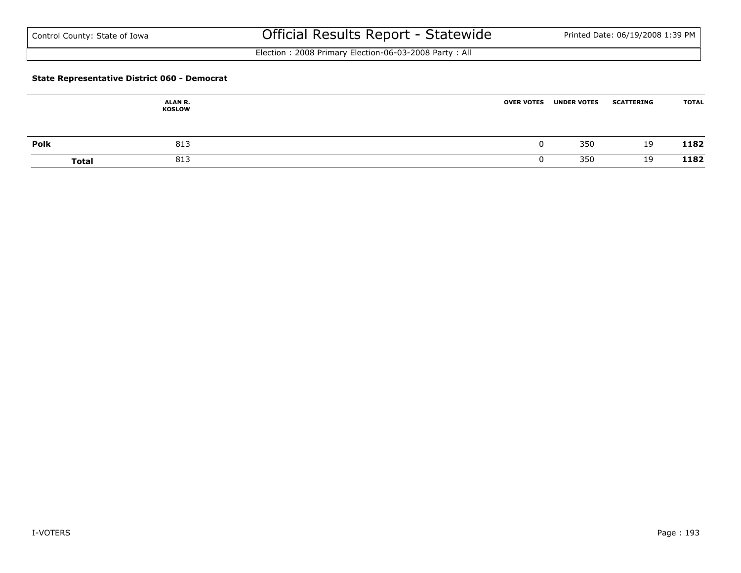### State Representative District 060 - Democrat

| | ALAN R. KOSLOW | OVER VOTES | UNDER VOTES | SCATTERING | TOTAL |
|---|---|---|---|---|---|
| **Polk** | 813 | 0 | 350 | 19 | **1182** |
| **Total** | 813 | 0 | 350 | 19 | **1182** |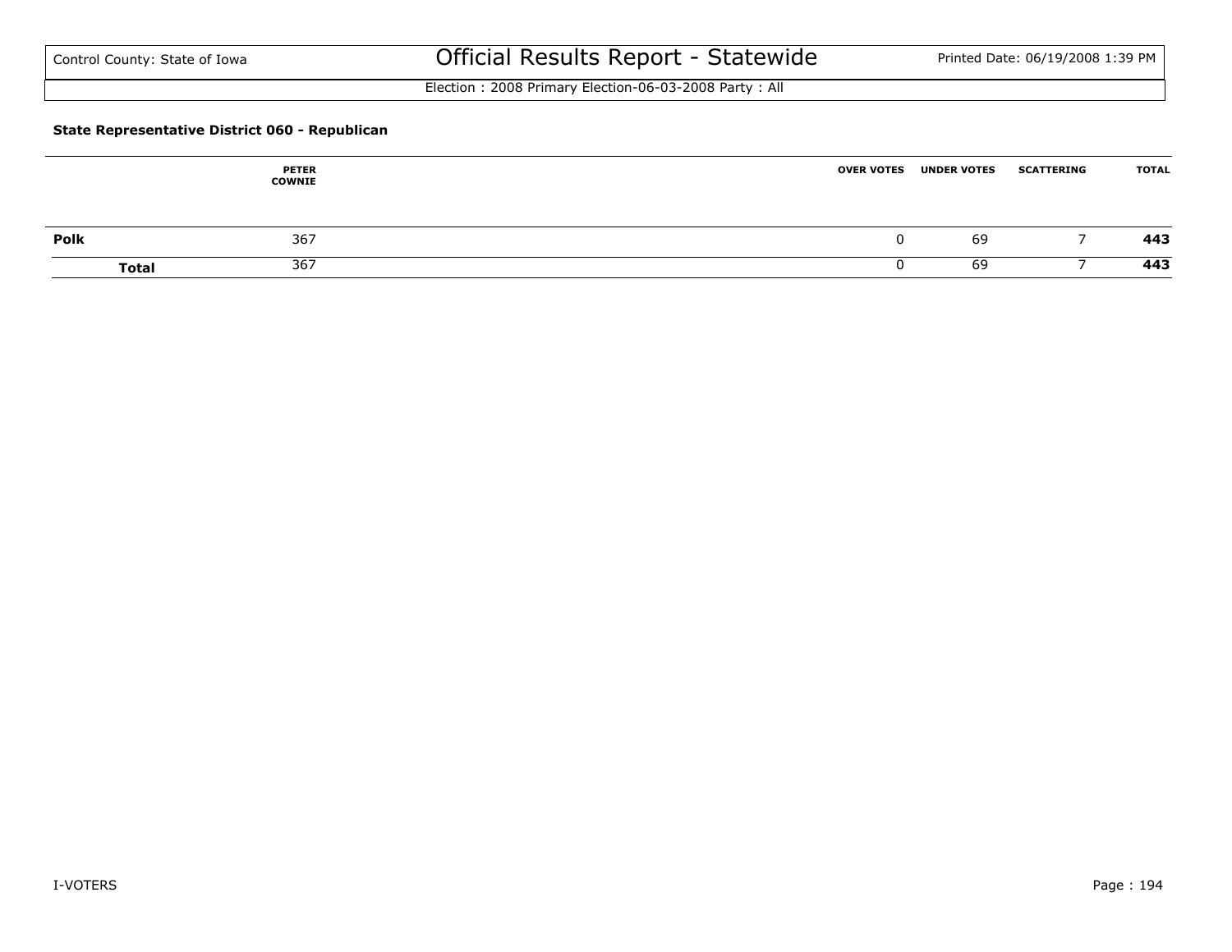### State Representative District 060 - Republican

| | PETER COWNIE | OVER VOTES | UNDER VOTES | SCATTERING | TOTAL |
|---|---|---|---|---|---|
| **Polk** | 367 | 0 | 69 | 7 | **443** |
| **Total** | 367 | 0 | 69 | 7 | **443** |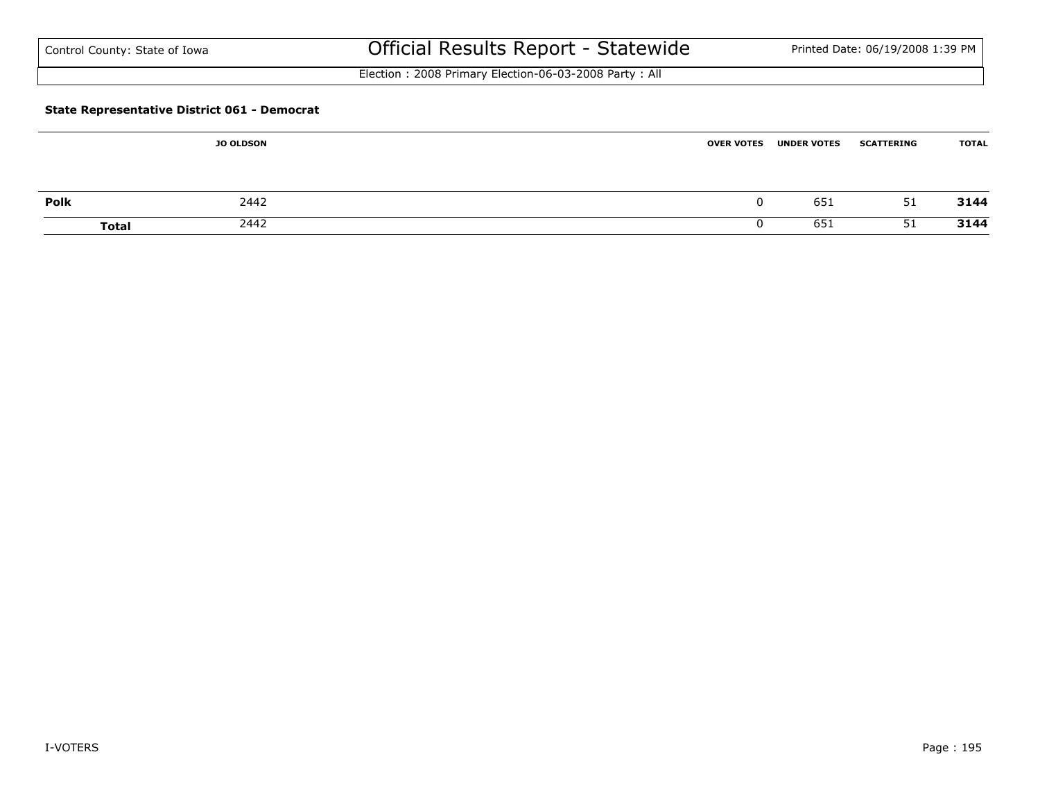Control County: State of Iowa

# Official Results Report - Statewide

Printed Date: 06/19/2008 1:39 PM

Election : 2008 Primary Election-06-03-2008 Party : All

**State Representative District 061 - Democrat**

| | JO OLDSON | OVER VOTES | UNDER VOTES | SCATTERING | TOTAL |
|---|---|---|---|---|---|
| **Polk** | 2442 | 0 | 651 | 51 | **3144** |
| **Total** | 2442 | 0 | 651 | 51 | **3144** |

I-VOTERS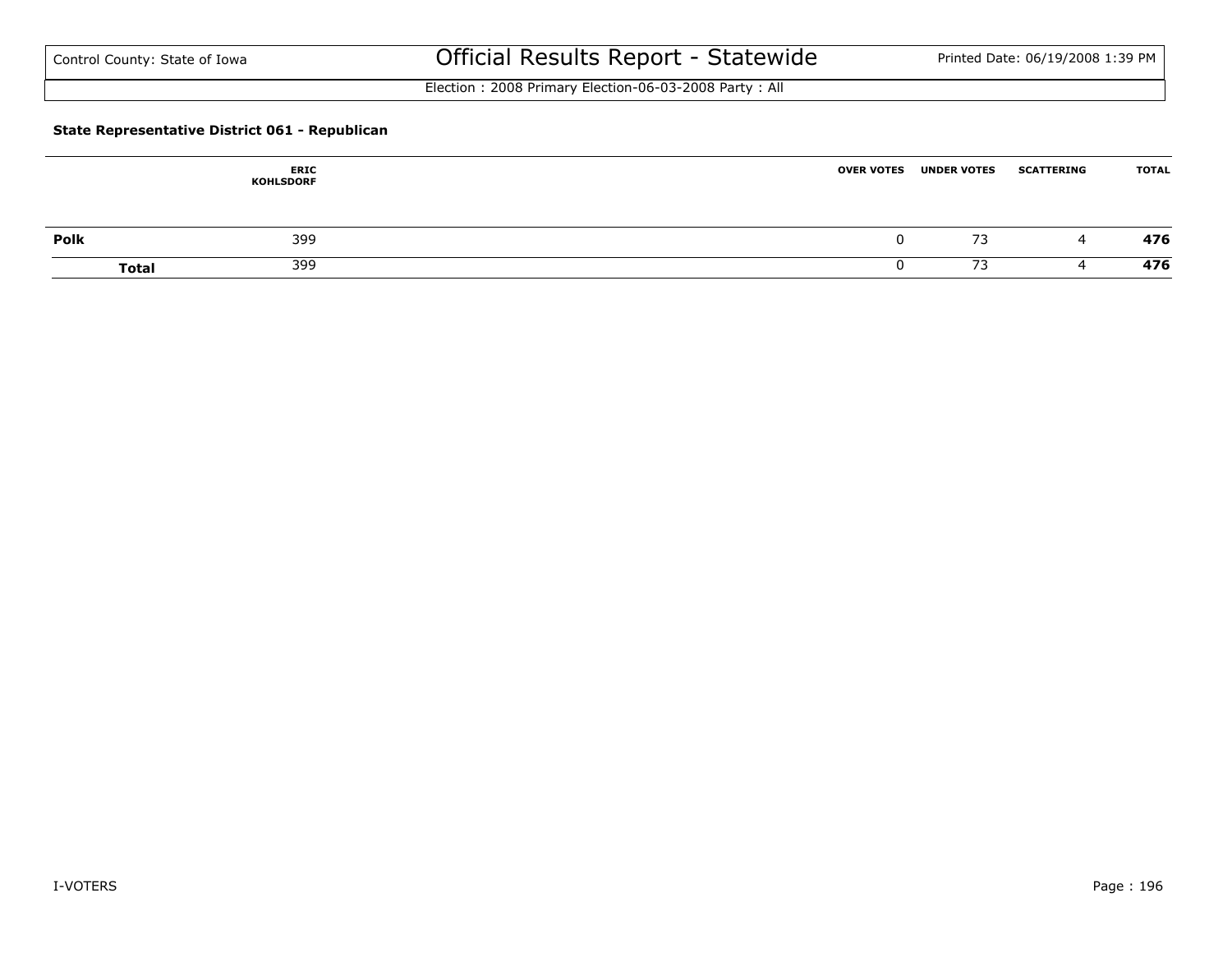Control County: State of Iowa

# Official Results Report - Statewide

Printed Date: 06/19/2008 1:39 PM

Election : 2008 Primary Election-06-03-2008 Party : All

### State Representative District 061 - Republican

| | ERIC KOHLSDORF | OVER VOTES | UNDER VOTES | SCATTERING | TOTAL |
|---|---|---|---|---|---|
| **Polk** | 399 | 0 | 73 | 4 | **476** |
| **Total** | 399 | 0 | 73 | 4 | **476** |

I-VOTERS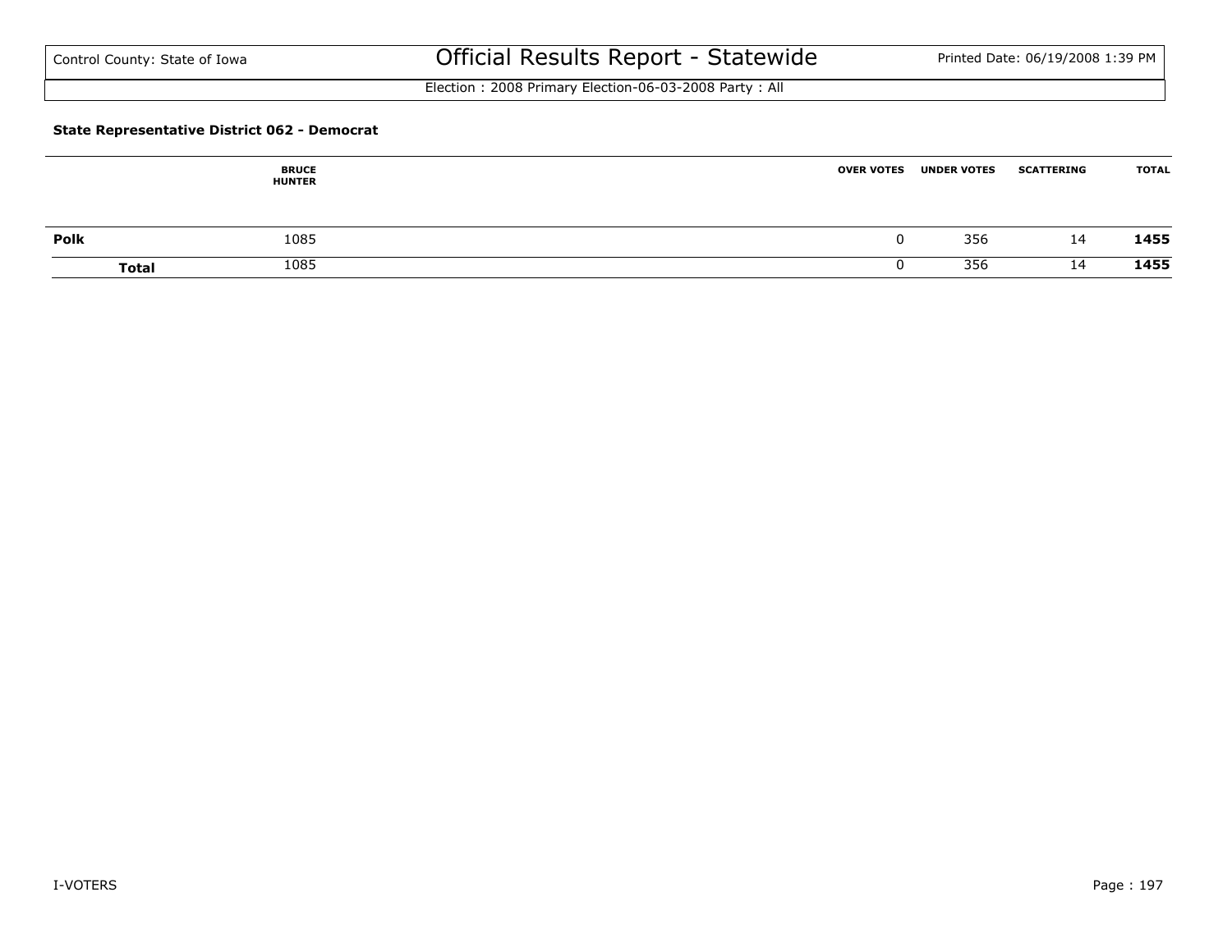**State Representative District 062 - Democrat**

| | BRUCE HUNTER | OVER VOTES | UNDER VOTES | SCATTERING | TOTAL |
|---|---|---|---|---|---|
| **Polk** | 1085 | 0 | 356 | 14 | **1455** |
| **Total** | 1085 | 0 | 356 | 14 | **1455** |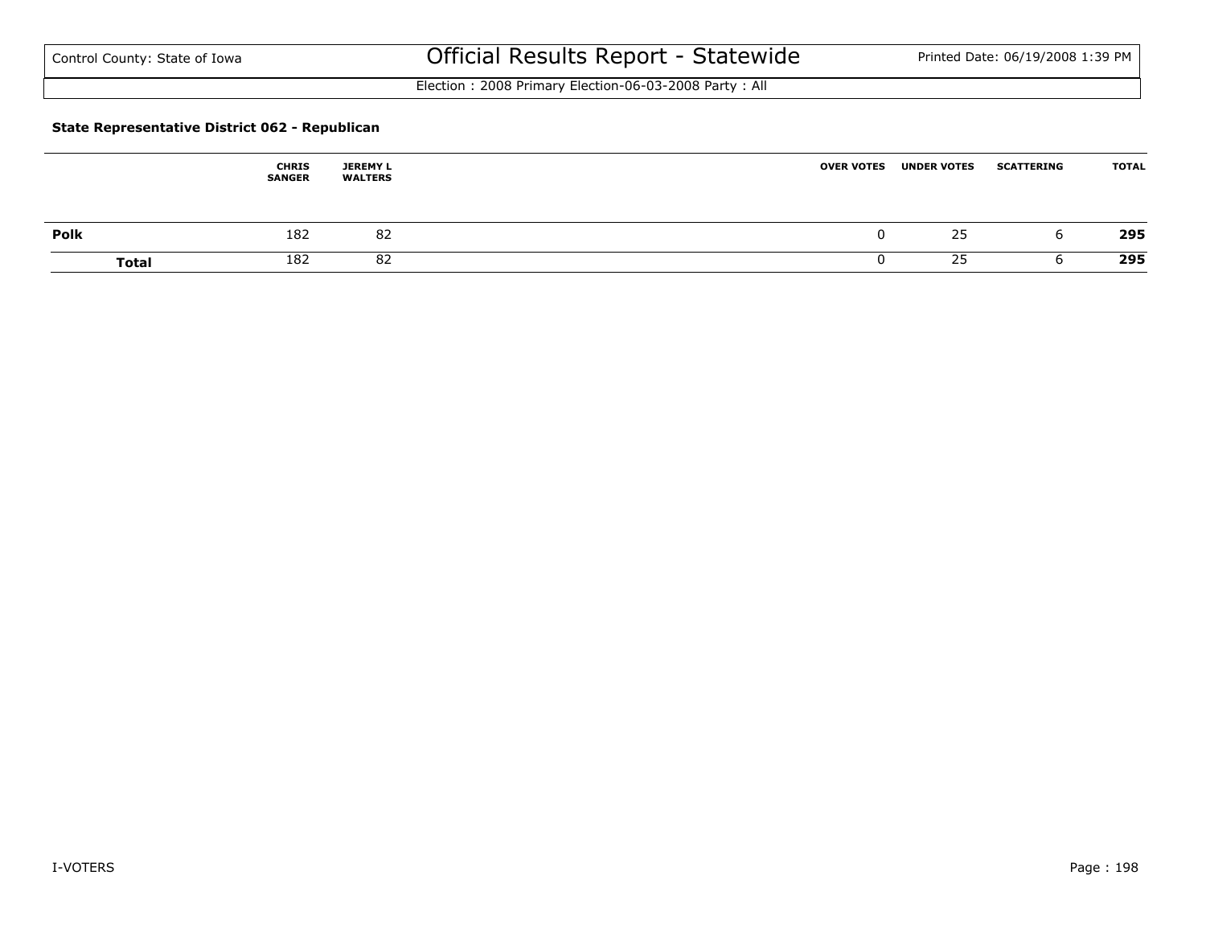Election : 2008 Primary Election-06-03-2008 Party : All

### State Representative District 062 - Republican

| | CHRIS SANGER | JEREMY L WALTERS | OVER VOTES | UNDER VOTES | SCATTERING | TOTAL |
|---|---|---|---|---|---|---|
| **Polk** | 182 | 82 | 0 | 25 | 6 | **295** |
| **Total** | 182 | 82 | 0 | 25 | 6 | **295** |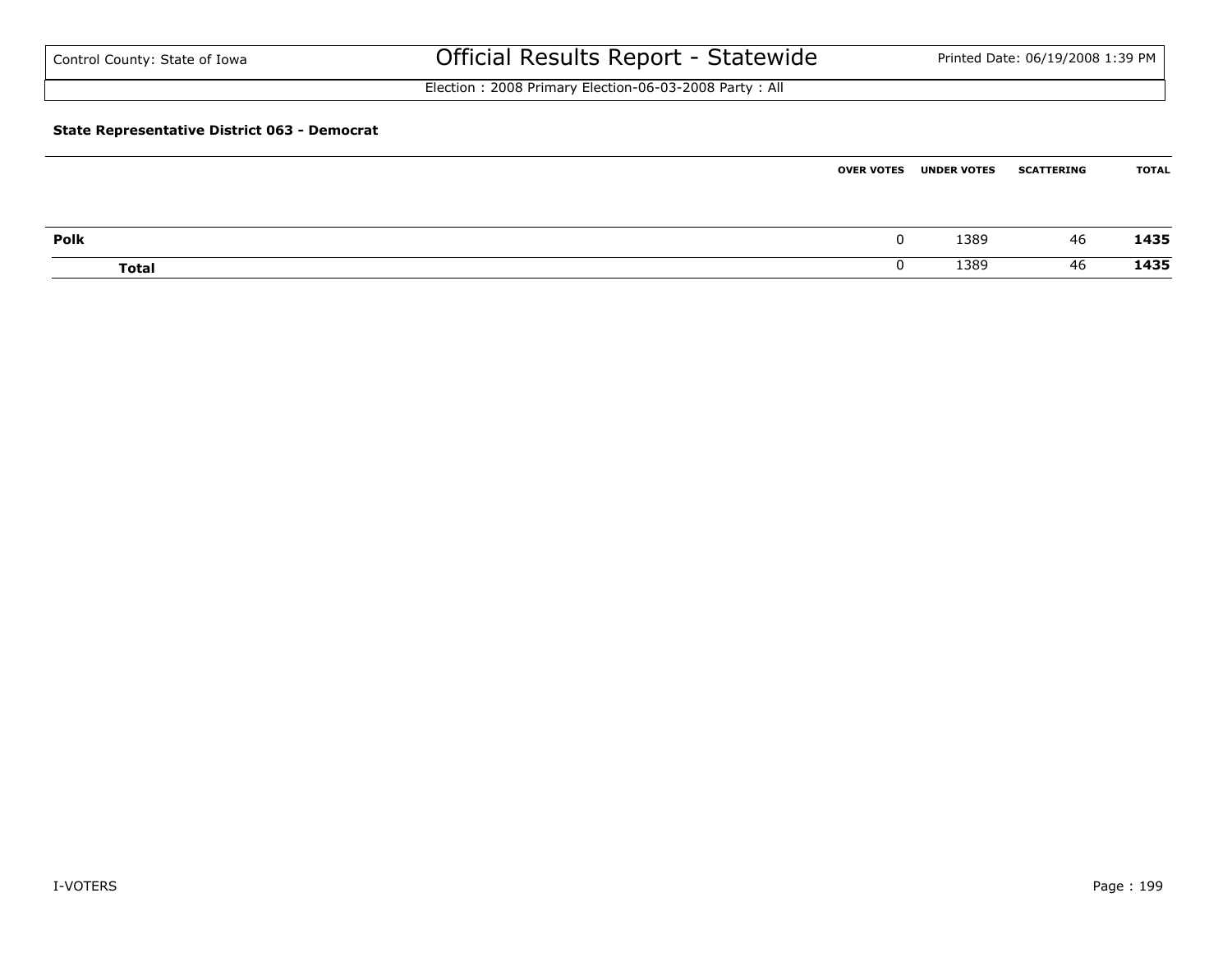Control County: State of Iowa

# Official Results Report - Statewide

Printed Date: 06/19/2008 1:39 PM

Election : 2008 Primary Election-06-03-2008 Party : All

**State Representative District 063 - Democrat**

| | OVER VOTES | UNDER VOTES | SCATTERING | TOTAL |
|---|---|---|---|---|
| **Polk** | 0 | 1389 | 46 | **1435** |
| **Total** | 0 | 1389 | 46 | **1435** |

I-VOTERS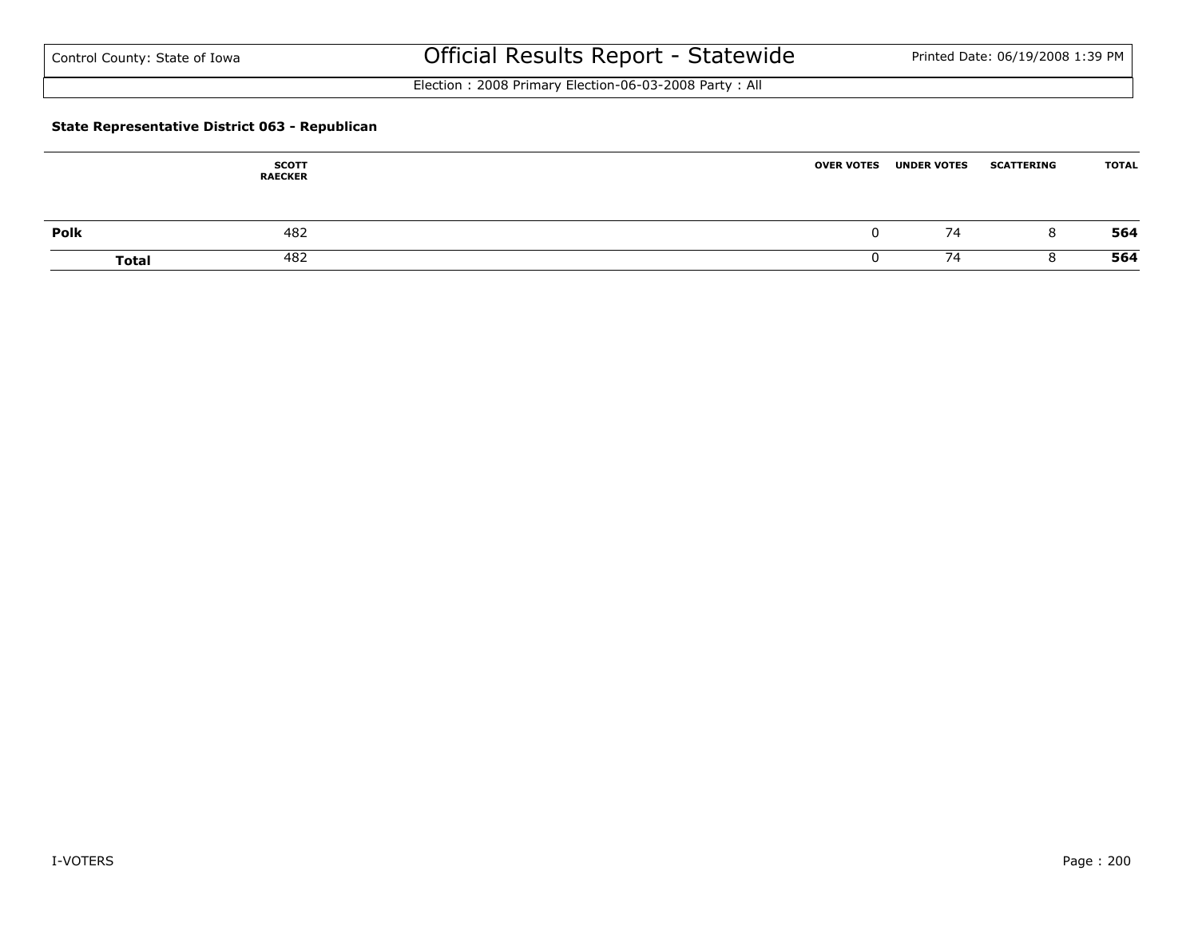Control County: State of Iowa

# Official Results Report - Statewide

Election : 2008 Primary Election-06-03-2008 Party : All

**State Representative District 063 - Republican**

| | SCOTT RAECKER | OVER VOTES | UNDER VOTES | SCATTERING | TOTAL |
|---|---|---|---|---|---|
| **Polk** | 482 | 0 | 74 | 8 | **564** |
| **Total** | 482 | 0 | 74 | 8 | **564** |

I-VOTERS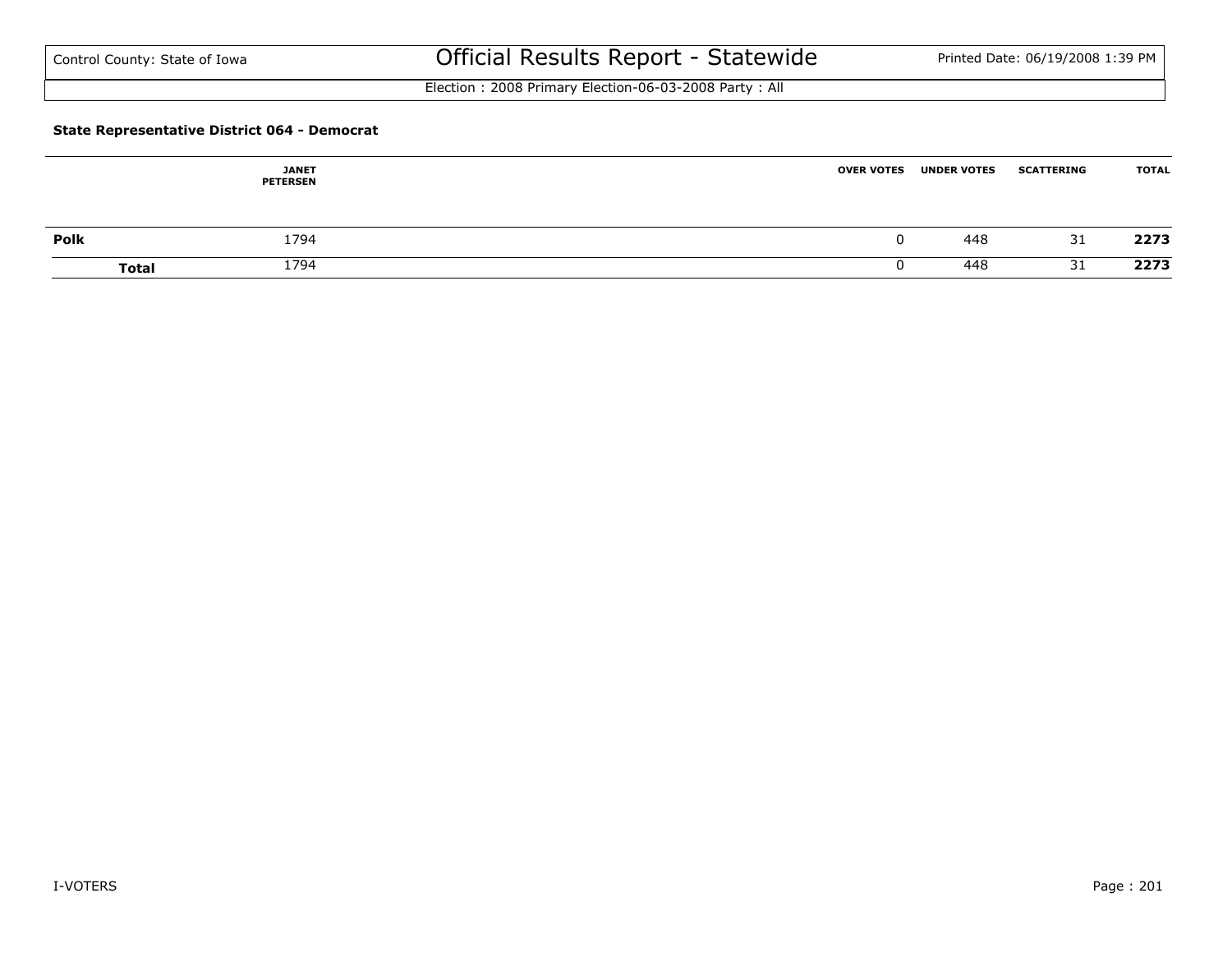Control County: State of Iowa

# Official Results Report - Statewide

Printed Date: 06/19/2008 1:39 PM

Election : 2008 Primary Election-06-03-2008 Party : All

### State Representative District 064 - Democrat

| | JANET PETERSEN | OVER VOTES | UNDER VOTES | SCATTERING | TOTAL |
|---|---|---|---|---|---|
| **Polk** | 1794 | 0 | 448 | 31 | **2273** |
| **Total** | 1794 | 0 | 448 | 31 | **2273** |

I-VOTERS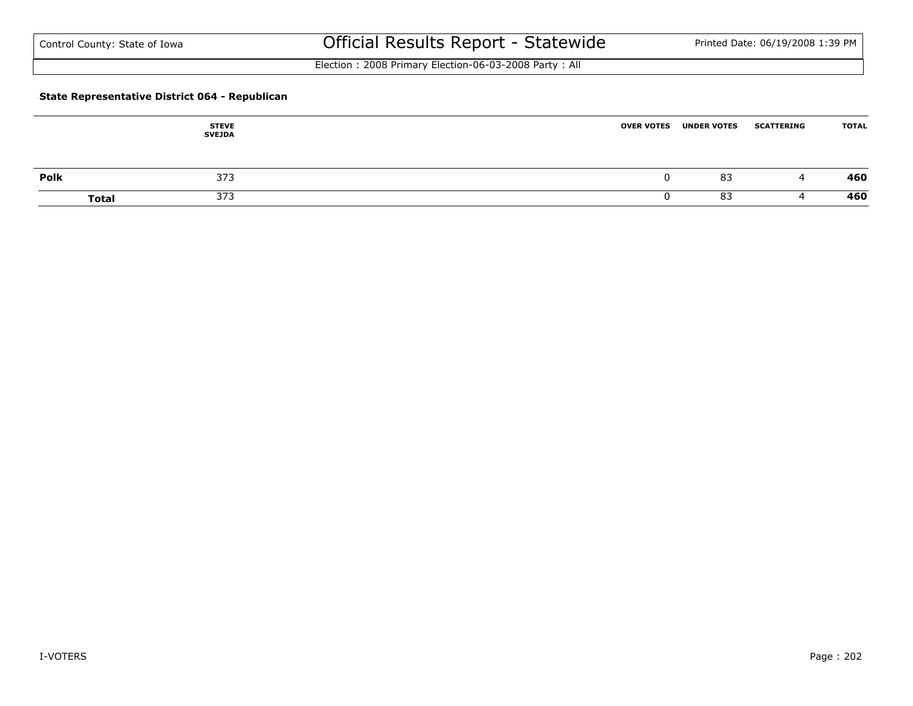### State Representative District 064 - Republican

| | STEVE SVEJDA | OVER VOTES | UNDER VOTES | SCATTERING | TOTAL |
|---|---|---|---|---|---|
| **Polk** | 373 | 0 | 83 | 4 | **460** |
| **Total** | 373 | 0 | 83 | 4 | **460** |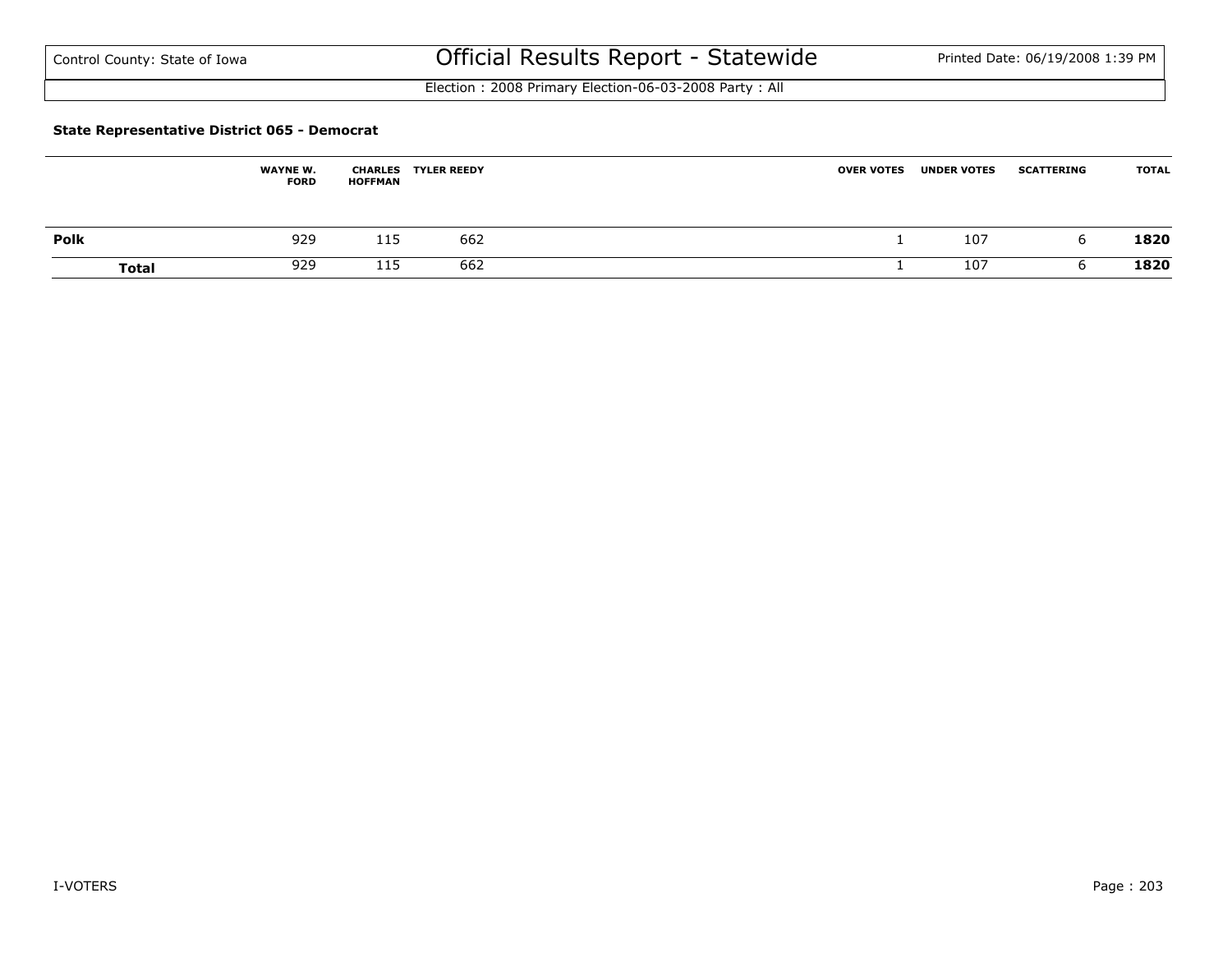### State Representative District 065 - Democrat

| | WAYNE W. FORD | CHARLES HOFFMAN | TYLER REEDY | OVER VOTES | UNDER VOTES | SCATTERING | TOTAL |
|---|---|---|---|---|---|---|---|
| **Polk** | 929 | 115 | 662 | 1 | 107 | 6 | **1820** |
| **Total** | 929 | 115 | 662 | 1 | 107 | 6 | **1820** |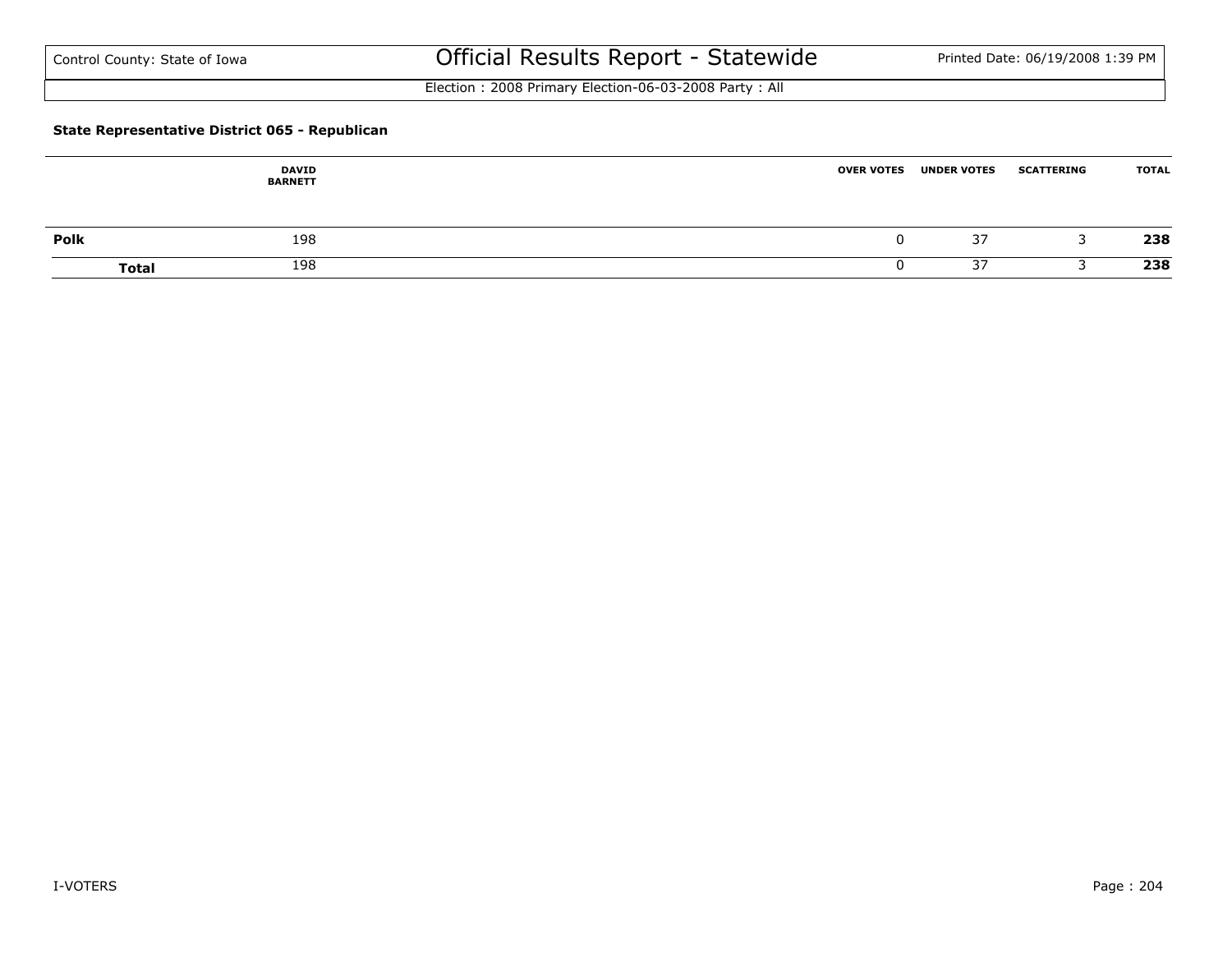Control County: State of Iowa

# Official Results Report - Statewide

Election : 2008 Primary Election-06-03-2008 Party : All

### State Representative District 065 - Republican

| | DAVID BARNETT | OVER VOTES | UNDER VOTES | SCATTERING | TOTAL |
|---|---|---|---|---|---|
| **Polk** | 198 | 0 | 37 | 3 | **238** |
| **Total** | 198 | 0 | 37 | 3 | **238** |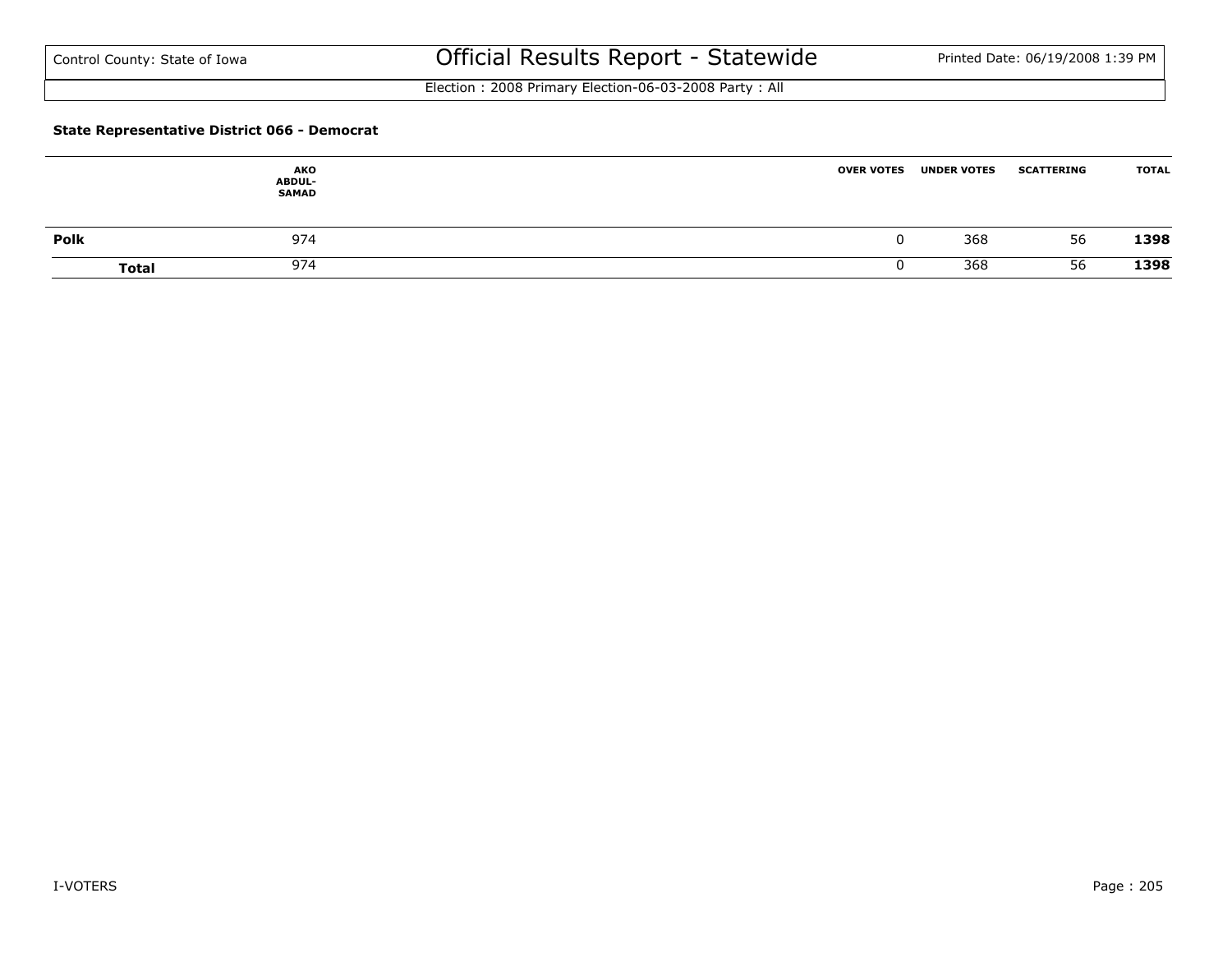**State Representative District 066 - Democrat**

| | AKO ABDUL-SAMAD | OVER VOTES | UNDER VOTES | SCATTERING | TOTAL |
|---|---|---|---|---|---|
| **Polk** | 974 | 0 | 368 | 56 | **1398** |
| **Total** | 974 | 0 | 368 | 56 | **1398** |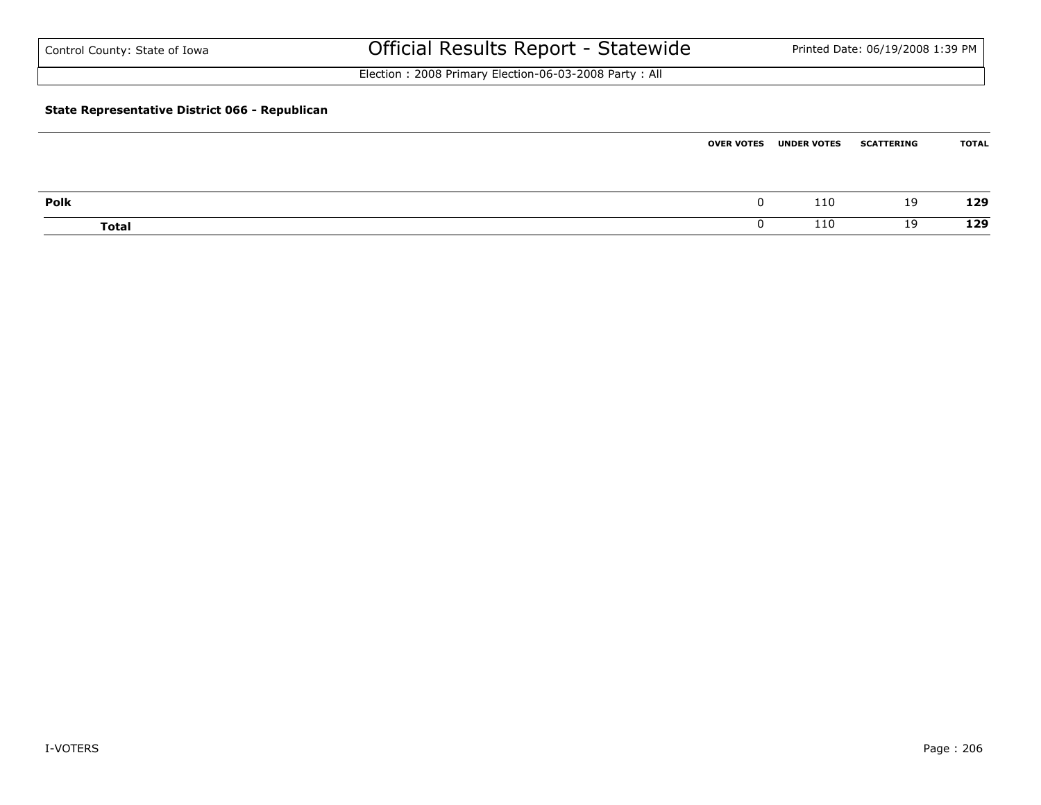Control County: State of Iowa

# Official Results Report - Statewide

Election : 2008 Primary Election-06-03-2008 Party : All

### State Representative District 066 - Republican

| | OVER VOTES | UNDER VOTES | SCATTERING | TOTAL |
|---|---|---|---|---|
| **Polk** | 0 | 110 | 19 | **129** |
| **Total** | 0 | 110 | 19 | **129** |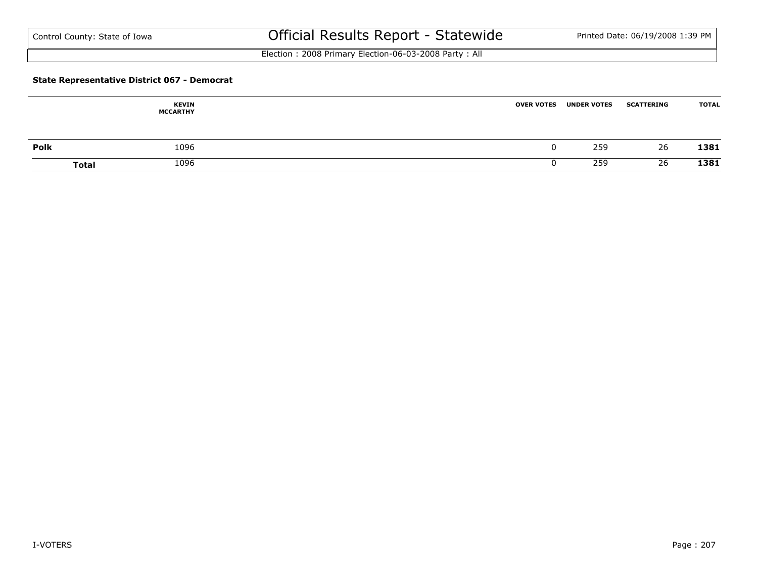**State Representative District 067 - Democrat**

| | KEVIN MCCARTHY | OVER VOTES | UNDER VOTES | SCATTERING | TOTAL |
|---|---|---|---|---|---|
| **Polk** | 1096 | 0 | 259 | 26 | **1381** |
| **Total** | 1096 | 0 | 259 | 26 | **1381** |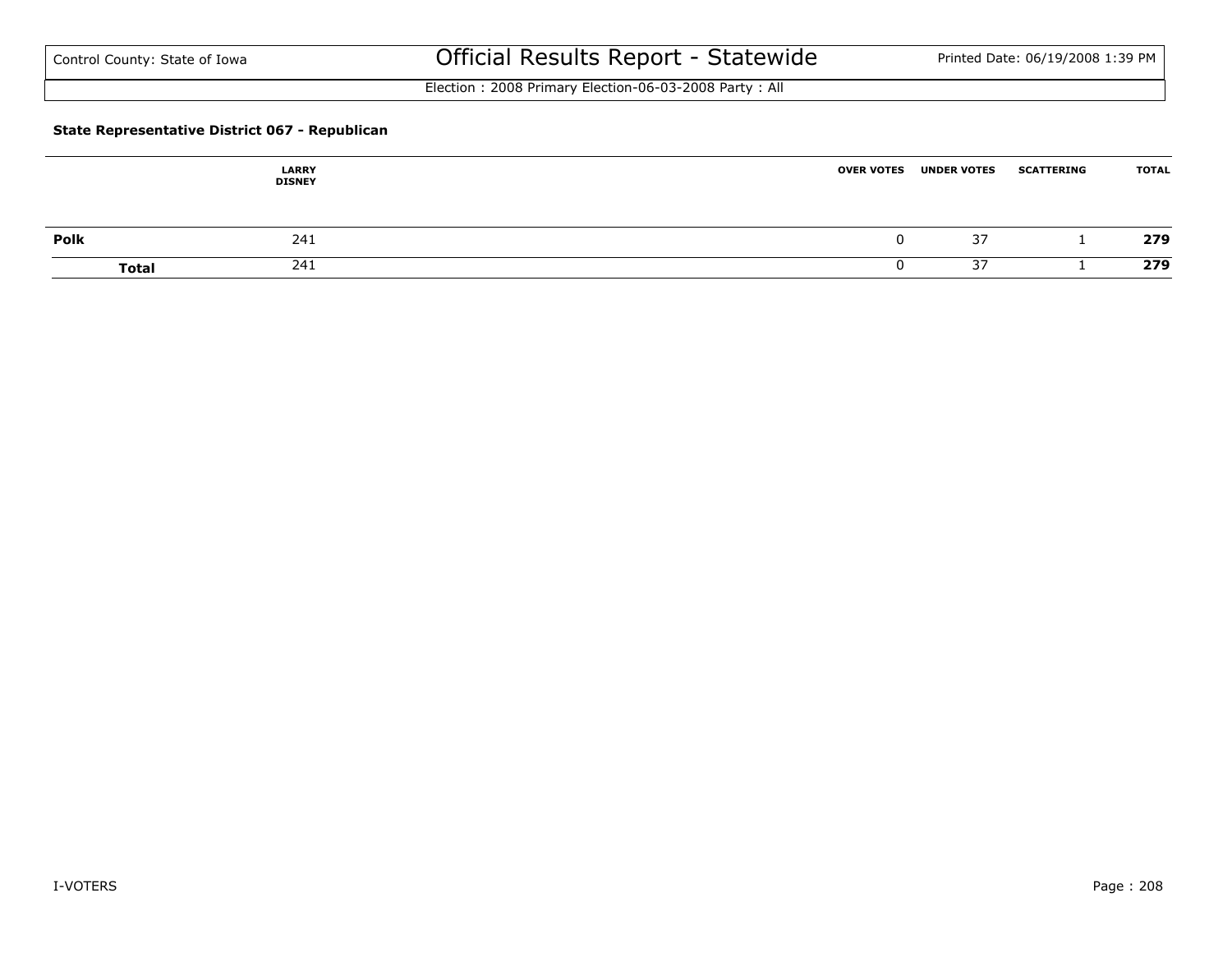Control County: State of Iowa

# Official Results Report - Statewide

Election : 2008 Primary Election-06-03-2008 Party : All

**State Representative District 067 - Republican**

| | LARRY DISNEY | OVER VOTES | UNDER VOTES | SCATTERING | TOTAL |
|---|---|---|---|---|---|
| **Polk** | 241 | 0 | 37 | 1 | **279** |
| **Total** | 241 | 0 | 37 | 1 | **279** |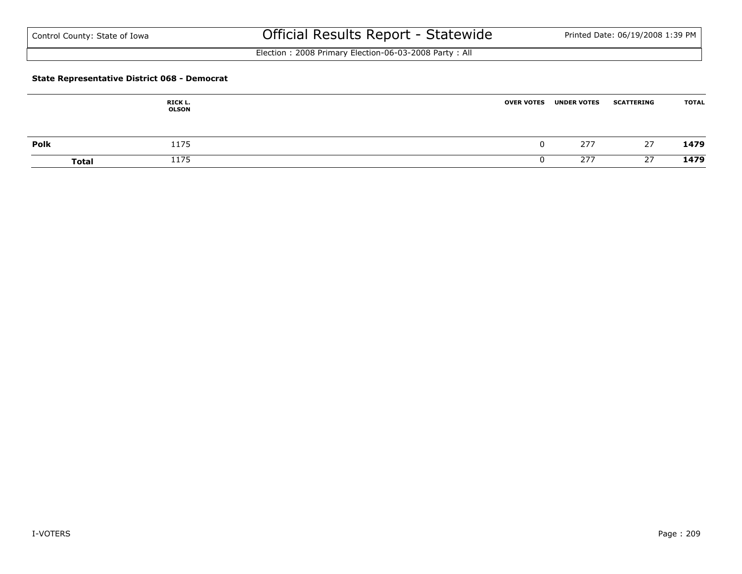Control County: State of Iowa

# Official Results Report - Statewide

Printed Date: 06/19/2008 1:39 PM

Election : 2008 Primary Election-06-03-2008 Party : All

**State Representative District 068 - Democrat**

| | RICK L. OLSON | OVER VOTES | UNDER VOTES | SCATTERING | TOTAL |
|---|---|---|---|---|---|
| **Polk** | 1175 | 0 | 277 | 27 | **1479** |
| **Total** | 1175 | 0 | 277 | 27 | **1479** |

I-VOTERS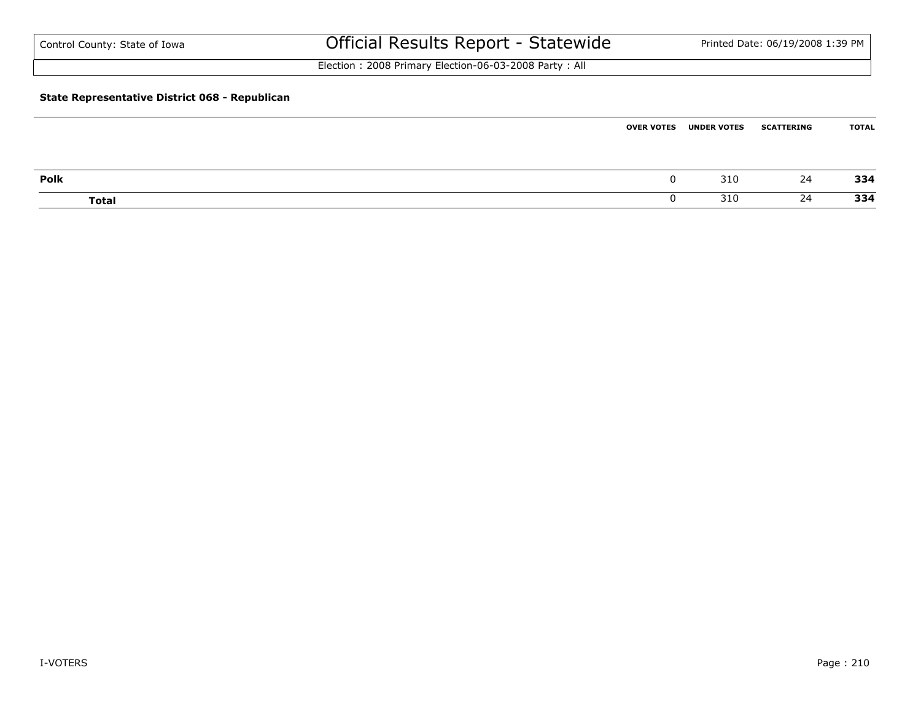Control County: State of Iowa

# Official Results Report - Statewide

Election : 2008 Primary Election-06-03-2008 Party : All

### State Representative District 068 - Republican

| | OVER VOTES | UNDER VOTES | SCATTERING | TOTAL |
|---|---|---|---|---|
| **Polk** | 0 | 310 | 24 | **334** |
| **Total** | 0 | 310 | 24 | **334** |

I-VOTERS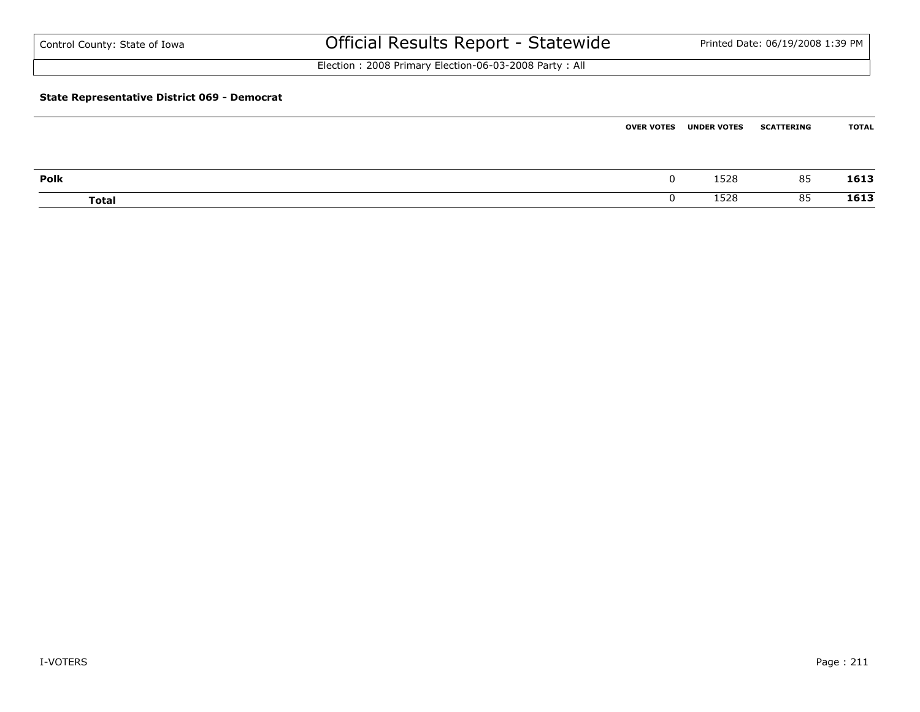Control County: State of Iowa

# Official Results Report - Statewide

Election : 2008 Primary Election-06-03-2008 Party : All

### State Representative District 069 - Democrat

| | OVER VOTES | UNDER VOTES | SCATTERING | TOTAL |
|---|---|---|---|---|
| **Polk** | 0 | 1528 | 85 | **1613** |
| **Total** | 0 | 1528 | 85 | **1613** |

I-VOTERS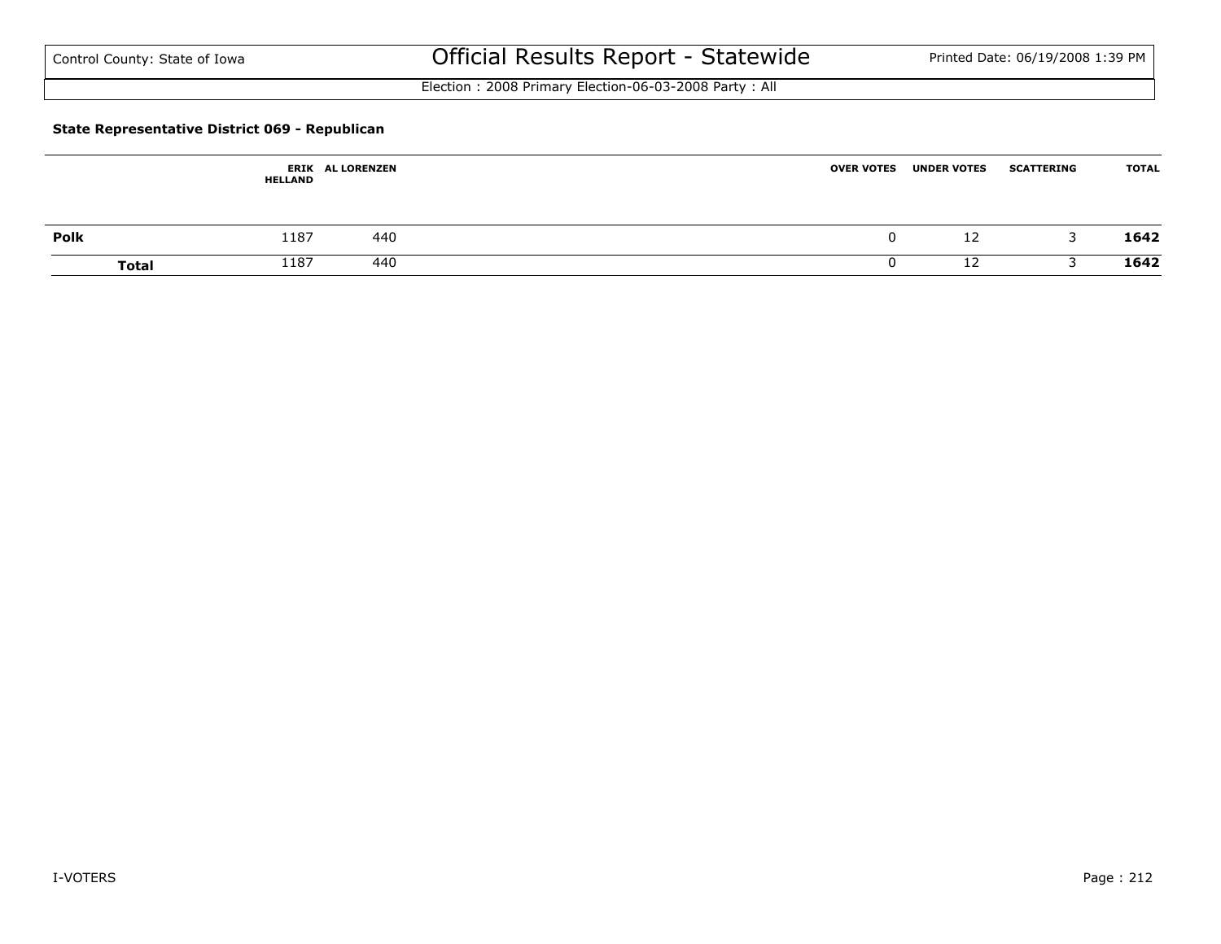Control County: State of Iowa

# Official Results Report - Statewide

Election : 2008 Primary Election-06-03-2008 Party : All

**State Representative District 069 - Republican**

| | ERIK HELLAND | AL LORENZEN | OVER VOTES | UNDER VOTES | SCATTERING | TOTAL |
|---|---|---|---|---|---|---|
| **Polk** | 1187 | 440 | 0 | 12 | 3 | **1642** |
| **Total** | 1187 | 440 | 0 | 12 | 3 | **1642** |

I-VOTERS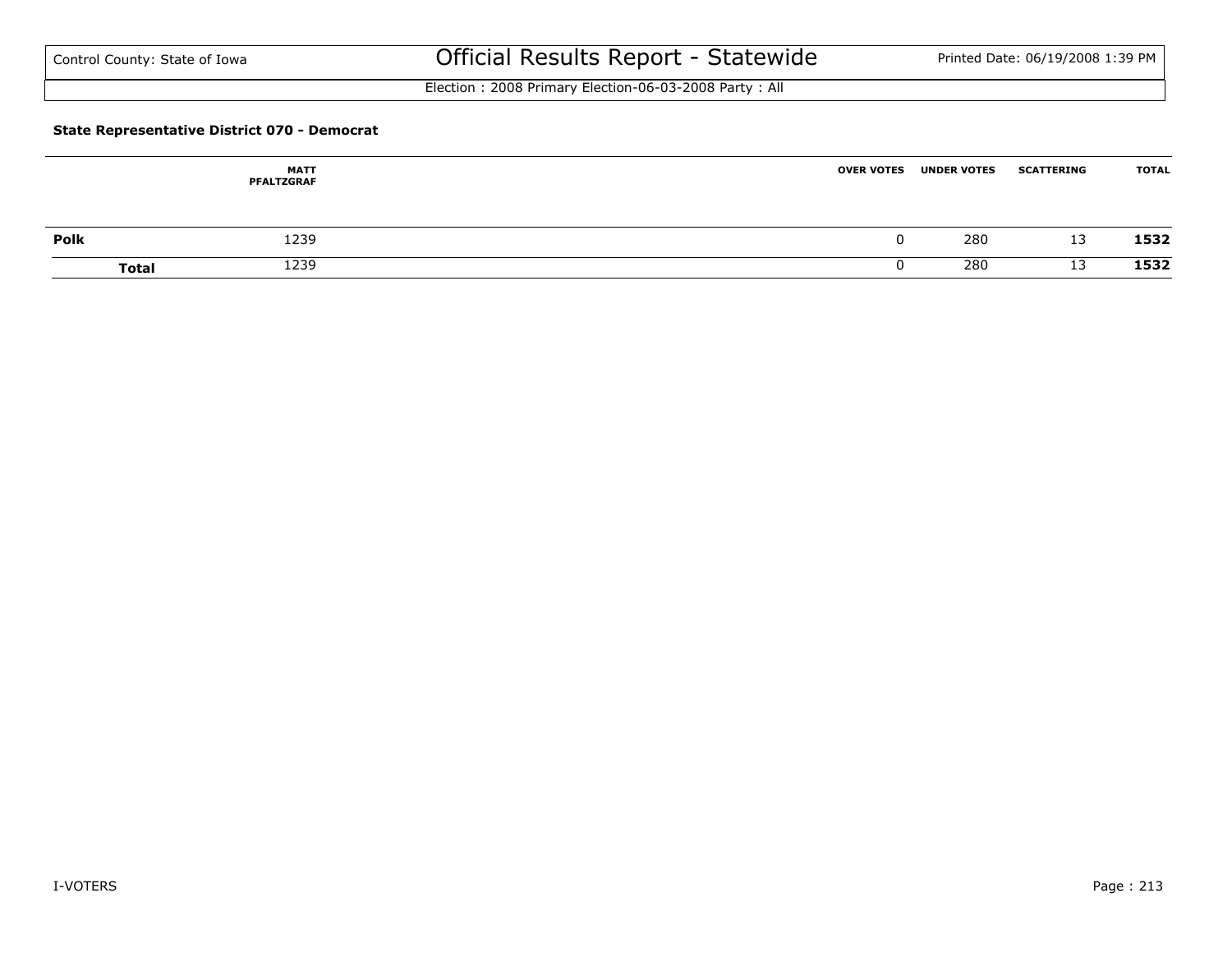**State Representative District 070 - Democrat**

| | MATT PFALTZGRAF | OVER VOTES | UNDER VOTES | SCATTERING | TOTAL |
|---|---|---|---|---|---|
| **Polk** | 1239 | 0 | 280 | 13 | **1532** |
| **Total** | 1239 | 0 | 280 | 13 | **1532** |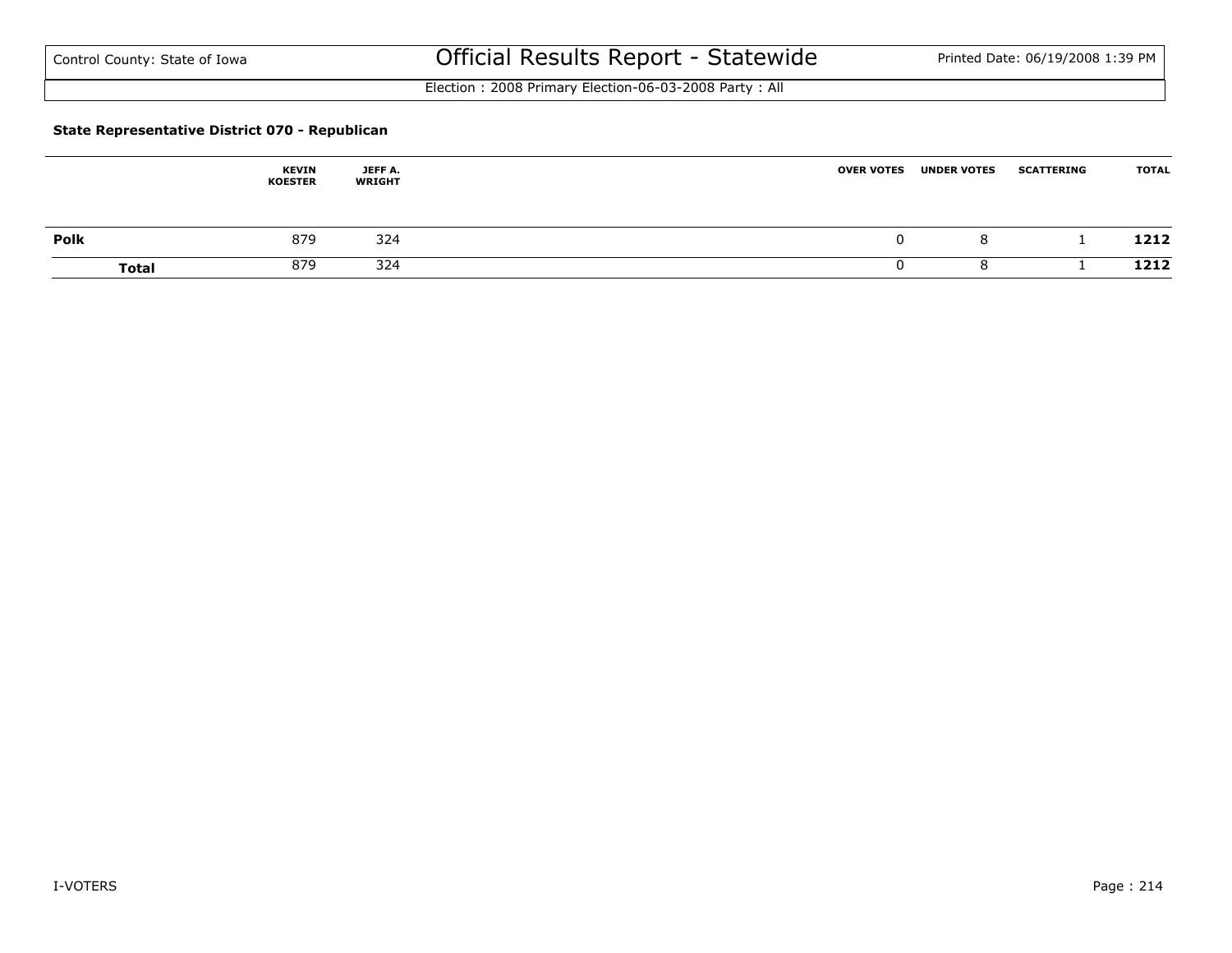**State Representative District 070 - Republican**

| | KEVIN KOESTER | JEFF A. WRIGHT | OVER VOTES | UNDER VOTES | SCATTERING | TOTAL |
|---|---|---|---|---|---|---|
| **Polk** | 879 | 324 | 0 | 8 | 1 | **1212** |
| **Total** | 879 | 324 | 0 | 8 | 1 | **1212** |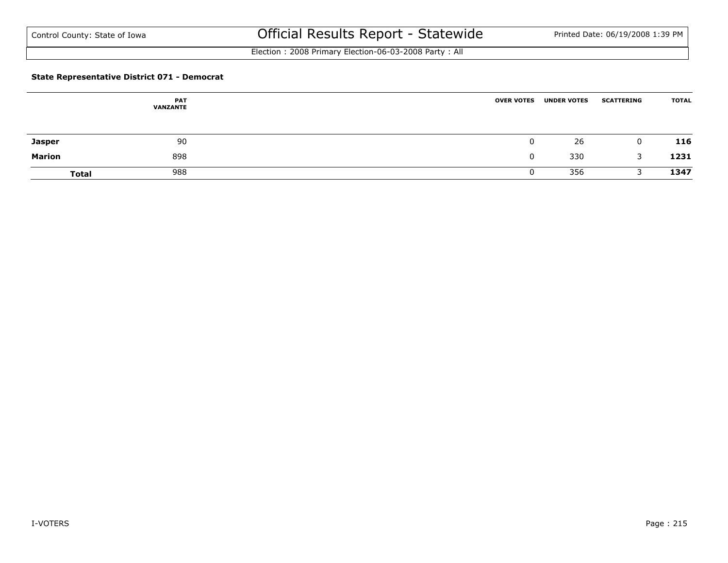Election : 2008 Primary Election-06-03-2008 Party : All

### State Representative District 071 - Democrat

| | PAT VANZANTE | OVER VOTES | UNDER VOTES | SCATTERING | TOTAL |
|---|---|---|---|---|---|
| **Jasper** | 90 | 0 | 26 | 0 | **116** |
| **Marion** | 898 | 0 | 330 | 3 | **1231** |
| **Total** | 988 | 0 | 356 | 3 | **1347** |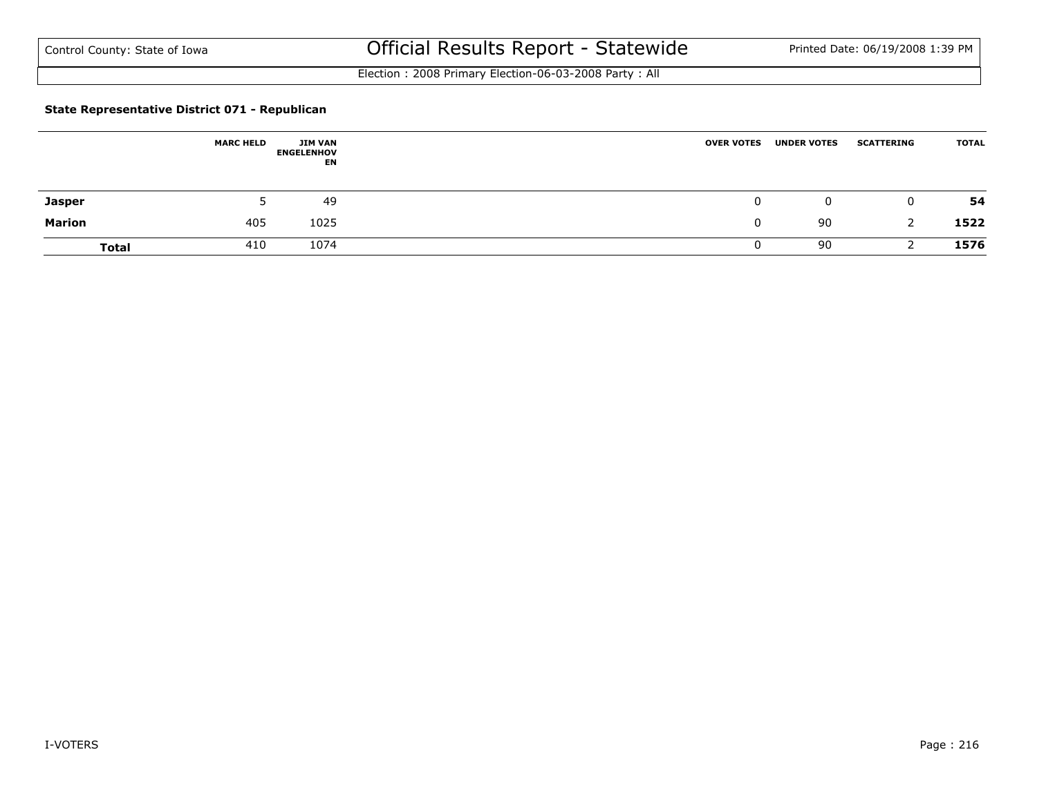Control County: State of Iowa

# Official Results Report - Statewide

Printed Date: 06/19/2008 1:39 PM

Election : 2008 Primary Election-06-03-2008 Party : All

### State Representative District 071 - Republican

| | MARC HELD | JIM VAN ENGELENHOVEN | OVER VOTES | UNDER VOTES | SCATTERING | TOTAL |
|---|---|---|---|---|---|---|
| **Jasper** | 5 | 49 | 0 | 0 | 0 | **54** |
| **Marion** | 405 | 1025 | 0 | 90 | 2 | **1522** |
| **Total** | 410 | 1074 | 0 | 90 | 2 | **1576** |

I-VOTERS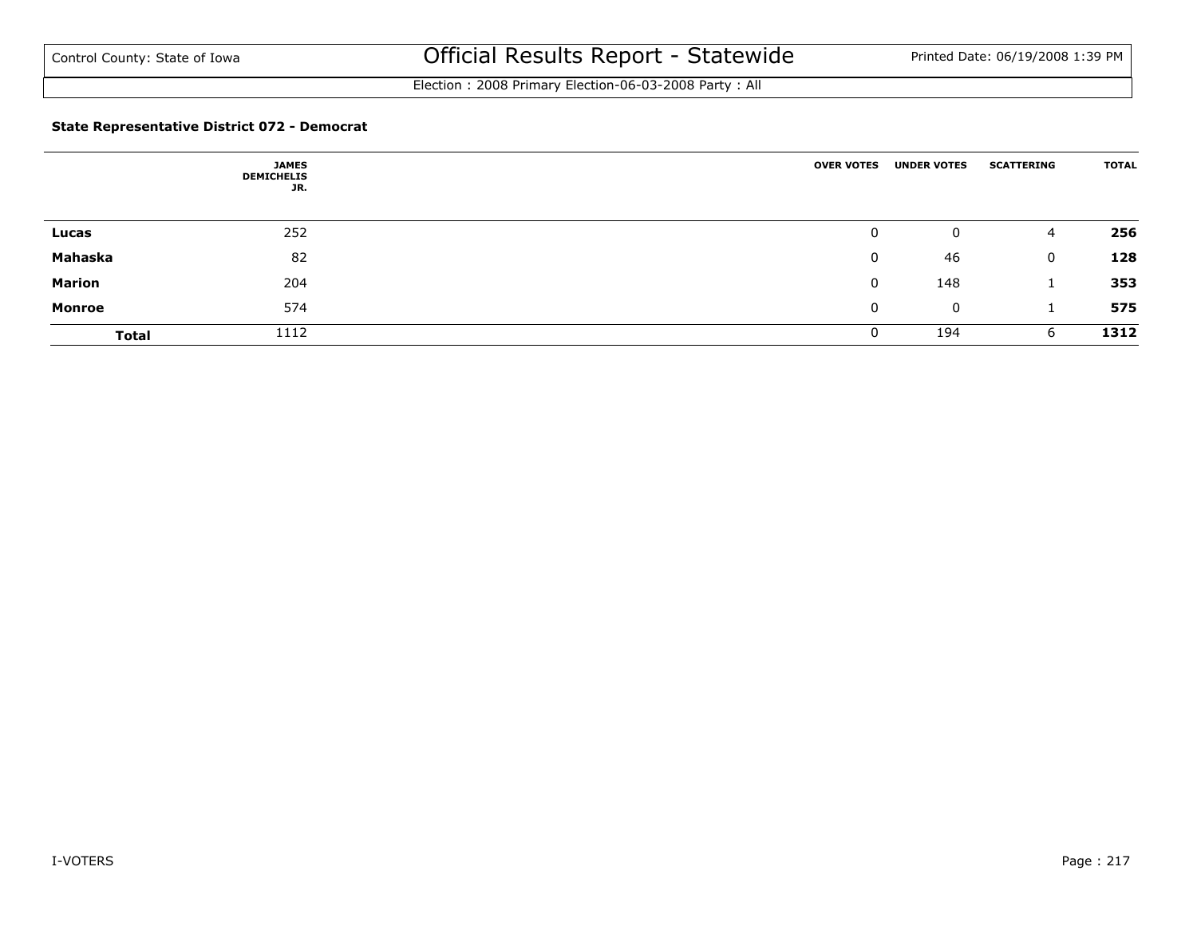Control County: State of Iowa

# Official Results Report - Statewide

Printed Date: 06/19/2008 1:39 PM

Election : 2008 Primary Election-06-03-2008 Party : All

**State Representative District 072 - Democrat**

| | JAMES DEMICHELIS JR. | OVER VOTES | UNDER VOTES | SCATTERING | TOTAL |
|---|---|---|---|---|---|
| **Lucas** | 252 | 0 | 0 | 4 | **256** |
| **Mahaska** | 82 | 0 | 46 | 0 | **128** |
| **Marion** | 204 | 0 | 148 | 1 | **353** |
| **Monroe** | 574 | 0 | 0 | 1 | **575** |
| **Total** | 1112 | 0 | 194 | 6 | **1312** |

I-VOTERS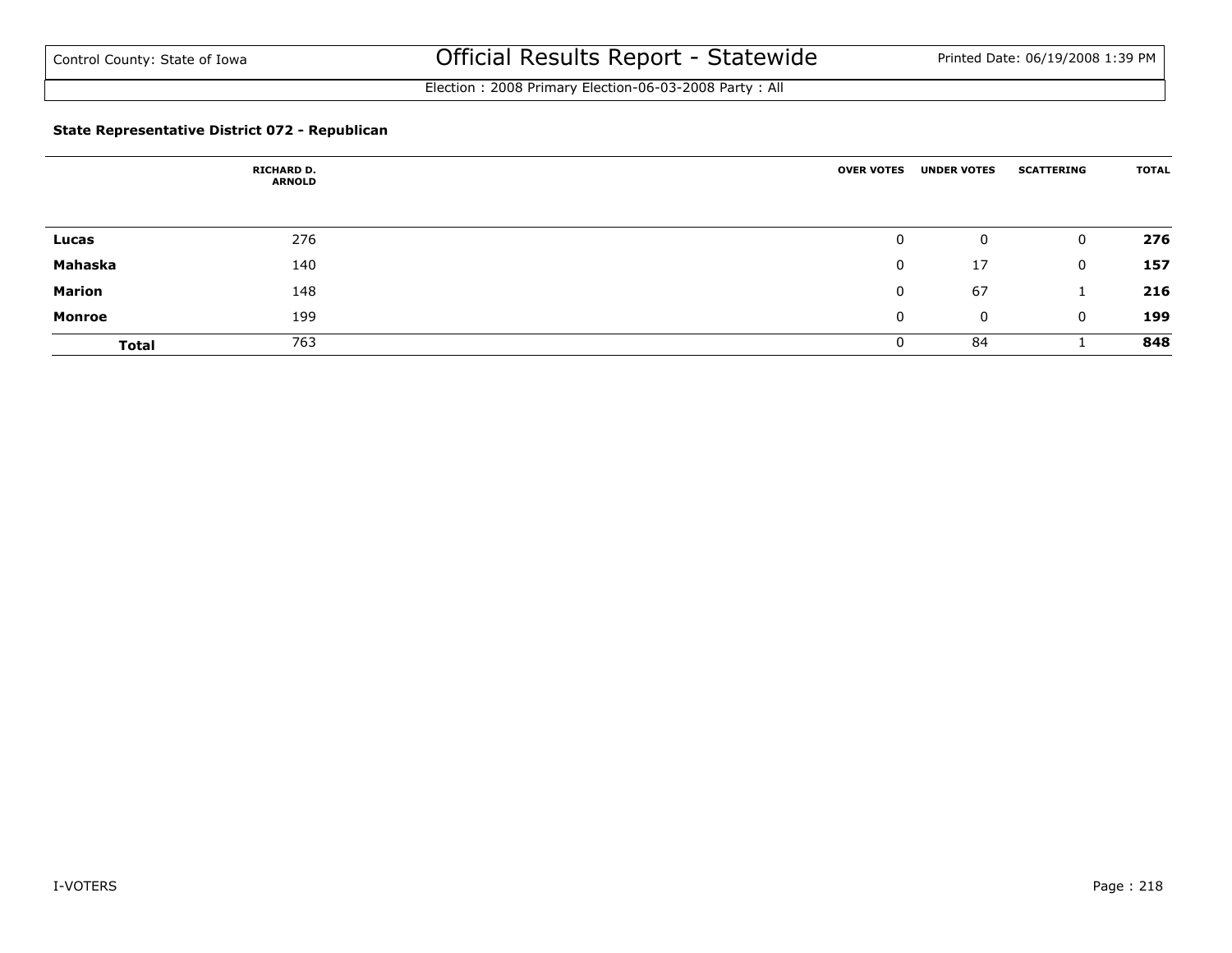Control County: State of Iowa

# Official Results Report - Statewide

Printed Date: 06/19/2008 1:39 PM

Election : 2008 Primary Election-06-03-2008 Party : All

### State Representative District 072 - Republican

| | RICHARD D. ARNOLD | OVER VOTES | UNDER VOTES | SCATTERING | TOTAL |
|---|---|---|---|---|---|
| **Lucas** | 276 | 0 | 0 | 0 | **276** |
| **Mahaska** | 140 | 0 | 17 | 0 | **157** |
| **Marion** | 148 | 0 | 67 | 1 | **216** |
| **Monroe** | 199 | 0 | 0 | 0 | **199** |
| **Total** | 763 | 0 | 84 | 1 | **848** |

I-VOTERS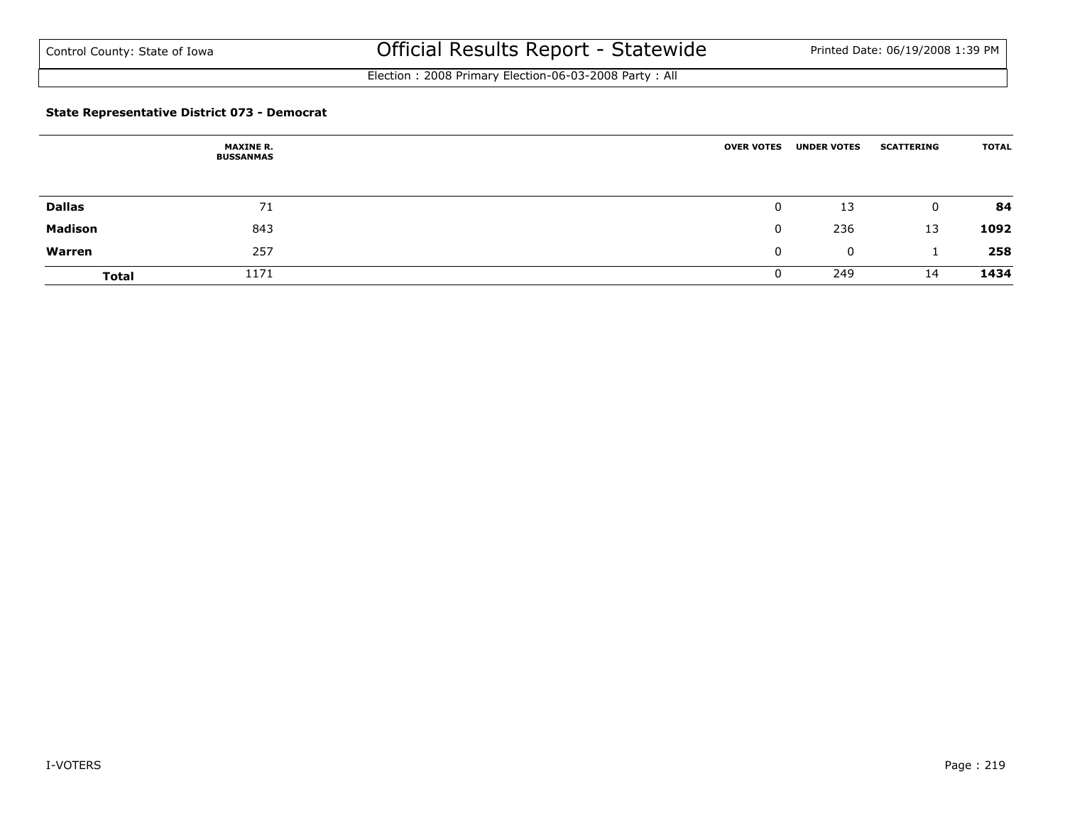Control County: State of Iowa

# Official Results Report - Statewide

Printed Date: 06/19/2008 1:39 PM

Election : 2008 Primary Election-06-03-2008 Party : All

### State Representative District 073 - Democrat

| | MAXINE R. BUSSANMAS | OVER VOTES | UNDER VOTES | SCATTERING | TOTAL |
|---|---|---|---|---|---|
| **Dallas** | 71 | 0 | 13 | 0 | **84** |
| **Madison** | 843 | 0 | 236 | 13 | **1092** |
| **Warren** | 257 | 0 | 0 | 1 | **258** |
| **Total** | 1171 | 0 | 249 | 14 | **1434** |

I-VOTERS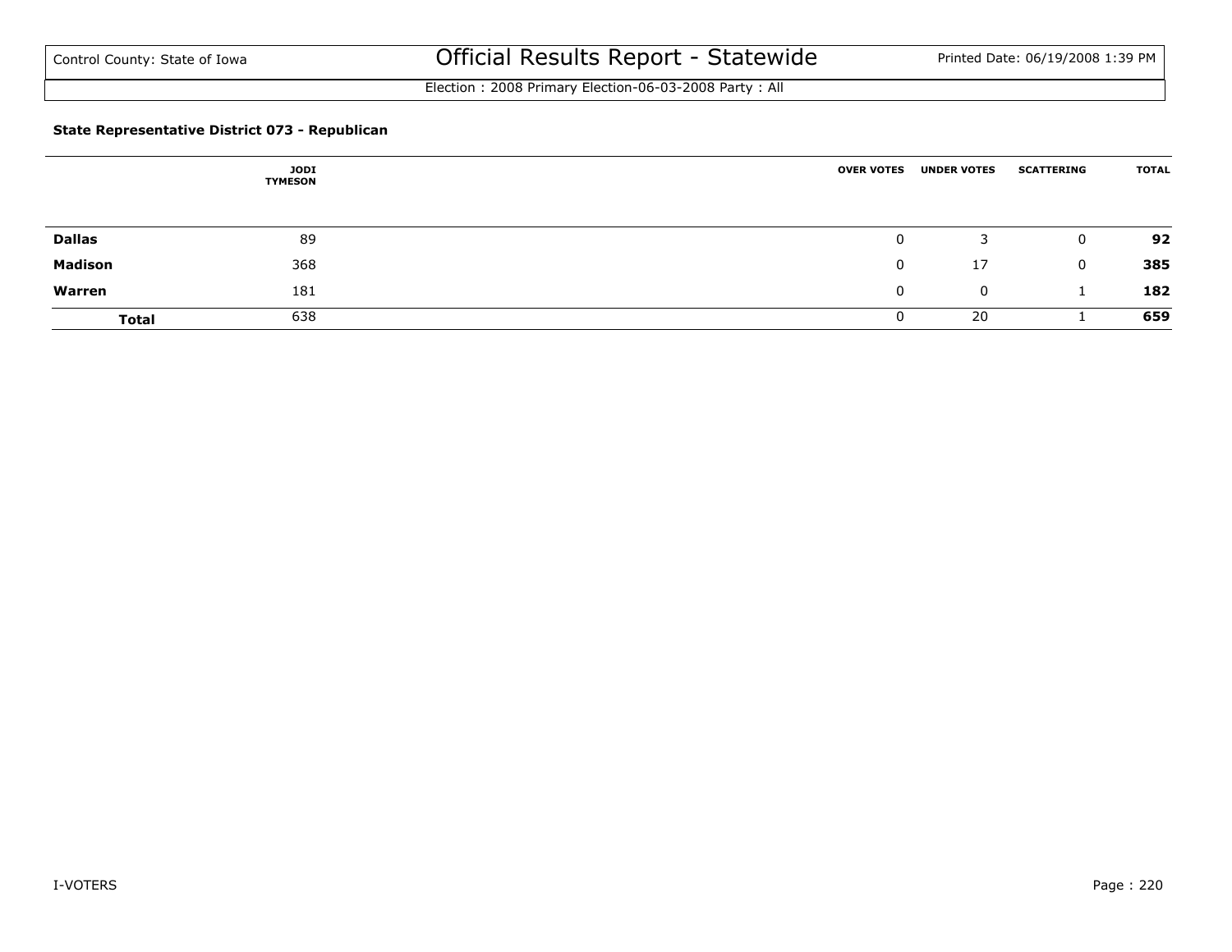### State Representative District 073 - Republican

| | JODI TYMESON | OVER VOTES | UNDER VOTES | SCATTERING | TOTAL |
|---|---|---|---|---|---|
| **Dallas** | 89 | 0 | 3 | 0 | **92** |
| **Madison** | 368 | 0 | 17 | 0 | **385** |
| **Warren** | 181 | 0 | 0 | 1 | **182** |
| **Total** | 638 | 0 | 20 | 1 | **659** |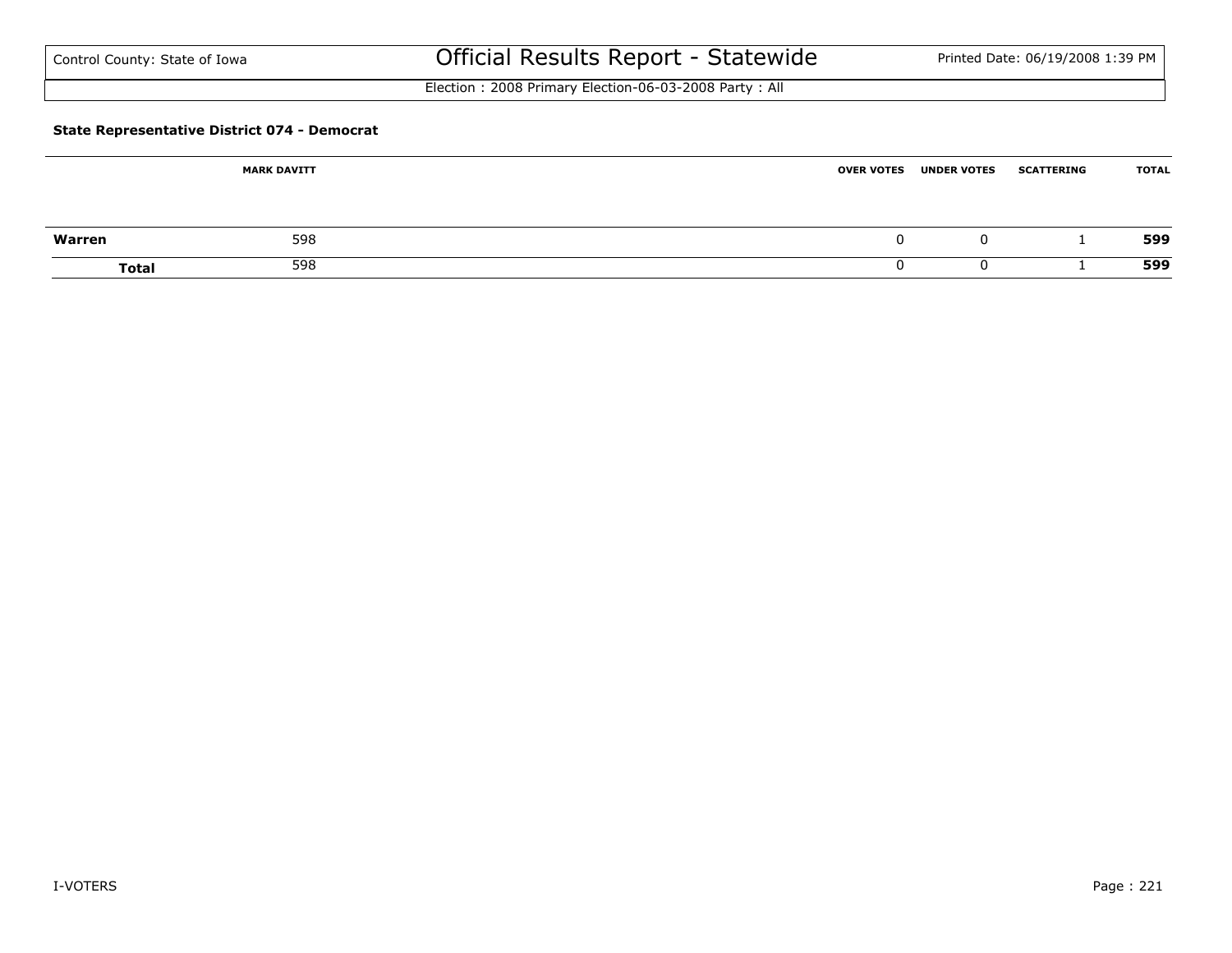Election : 2008 Primary Election-06-03-2008 Party : All

### State Representative District 074 - Democrat

| | MARK DAVITT | OVER VOTES | UNDER VOTES | SCATTERING | TOTAL |
|---|---|---|---|---|---|
| **Warren** | 598 | 0 | 0 | 1 | **599** |
| **Total** | 598 | 0 | 0 | 1 | **599** |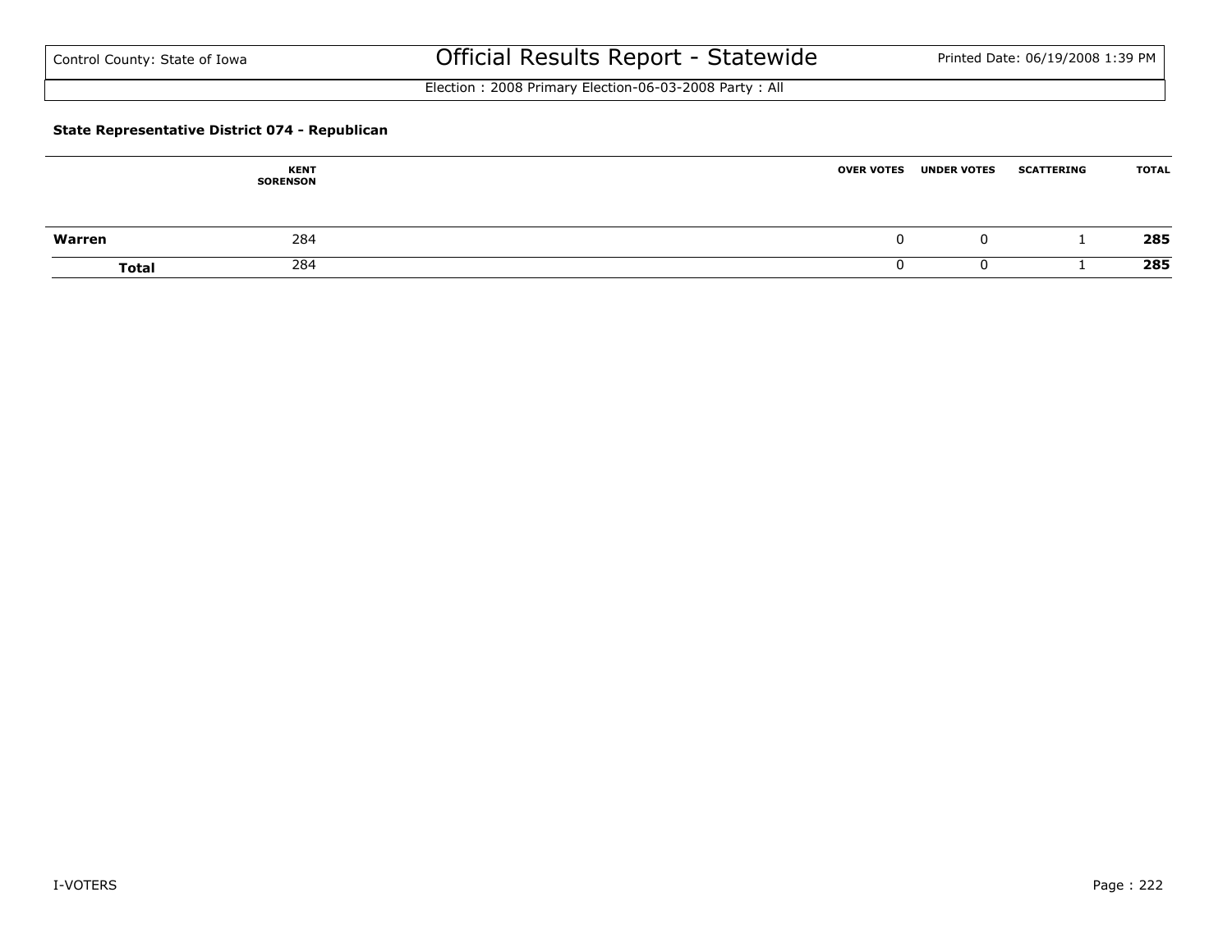Control County: State of Iowa

# Official Results Report - Statewide

Printed Date: 06/19/2008 1:39 PM

Election : 2008 Primary Election-06-03-2008 Party : All

**State Representative District 074 - Republican**

| | KENT SORENSON | OVER VOTES | UNDER VOTES | SCATTERING | TOTAL |
|---|---|---|---|---|---|
| **Warren** | 284 | 0 | 0 | 1 | **285** |
| **Total** | 284 | 0 | 0 | 1 | **285** |

I-VOTERS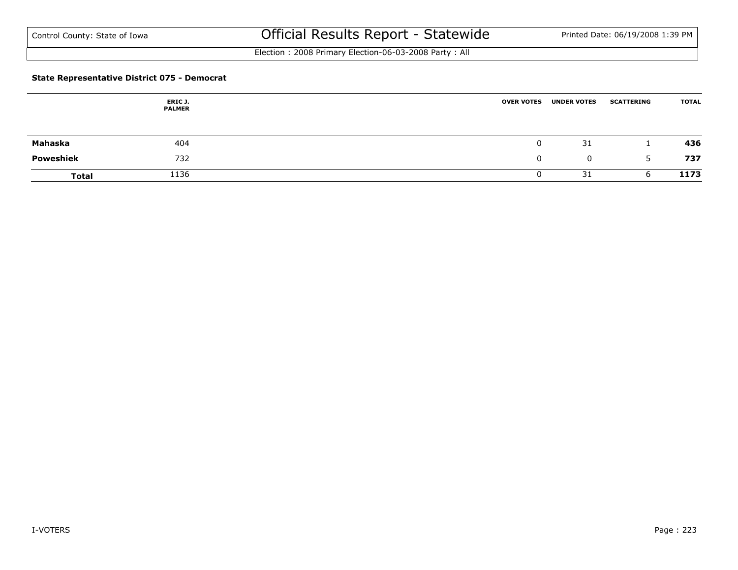**State Representative District 075 - Democrat**

| | ERIC J. PALMER | OVER VOTES | UNDER VOTES | SCATTERING | TOTAL |
|---|---|---|---|---|---|
| **Mahaska** | 404 | 0 | 31 | 1 | **436** |
| **Poweshiek** | 732 | 0 | 0 | 5 | **737** |
| **Total** | 1136 | 0 | 31 | 6 | **1173** |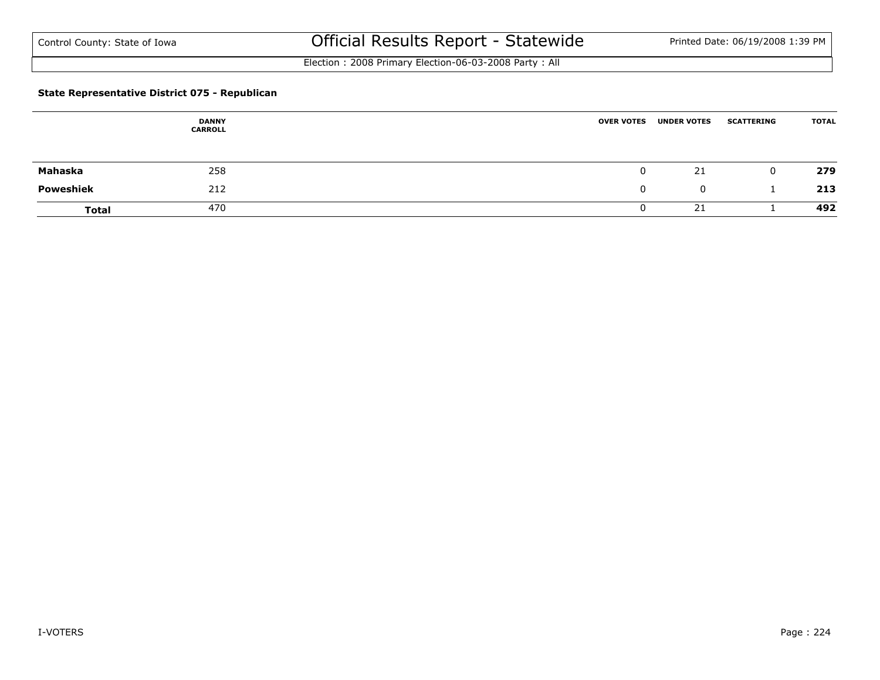### State Representative District 075 - Republican

| | DANNY CARROLL | OVER VOTES | UNDER VOTES | SCATTERING | TOTAL |
|---|---|---|---|---|---|
| **Mahaska** | 258 | 0 | 21 | 0 | **279** |
| **Poweshiek** | 212 | 0 | 0 | 1 | **213** |
| **Total** | 470 | 0 | 21 | 1 | **492** |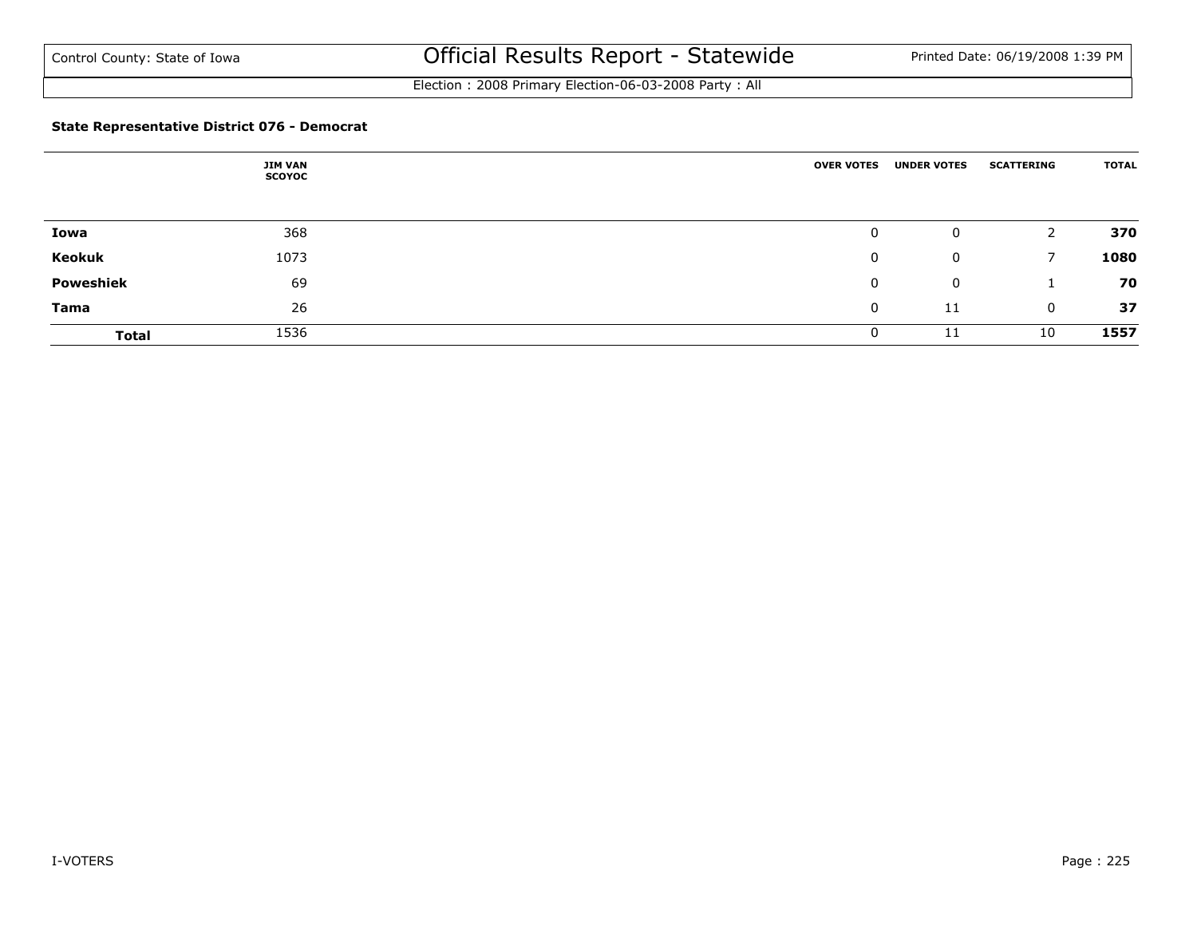Control County: State of Iowa

# Official Results Report - Statewide

Printed Date: 06/19/2008 1:39 PM

Election : 2008 Primary Election-06-03-2008 Party : All

### State Representative District 076 - Democrat

| | JIM VAN SCOYOC | OVER VOTES | UNDER VOTES | SCATTERING | TOTAL |
|---|---|---|---|---|---|
| **Iowa** | 368 | 0 | 0 | 2 | **370** |
| **Keokuk** | 1073 | 0 | 0 | 7 | **1080** |
| **Poweshiek** | 69 | 0 | 0 | 1 | **70** |
| **Tama** | 26 | 0 | 11 | 0 | **37** |
| **Total** | 1536 | 0 | 11 | 10 | **1557** |

I-VOTERS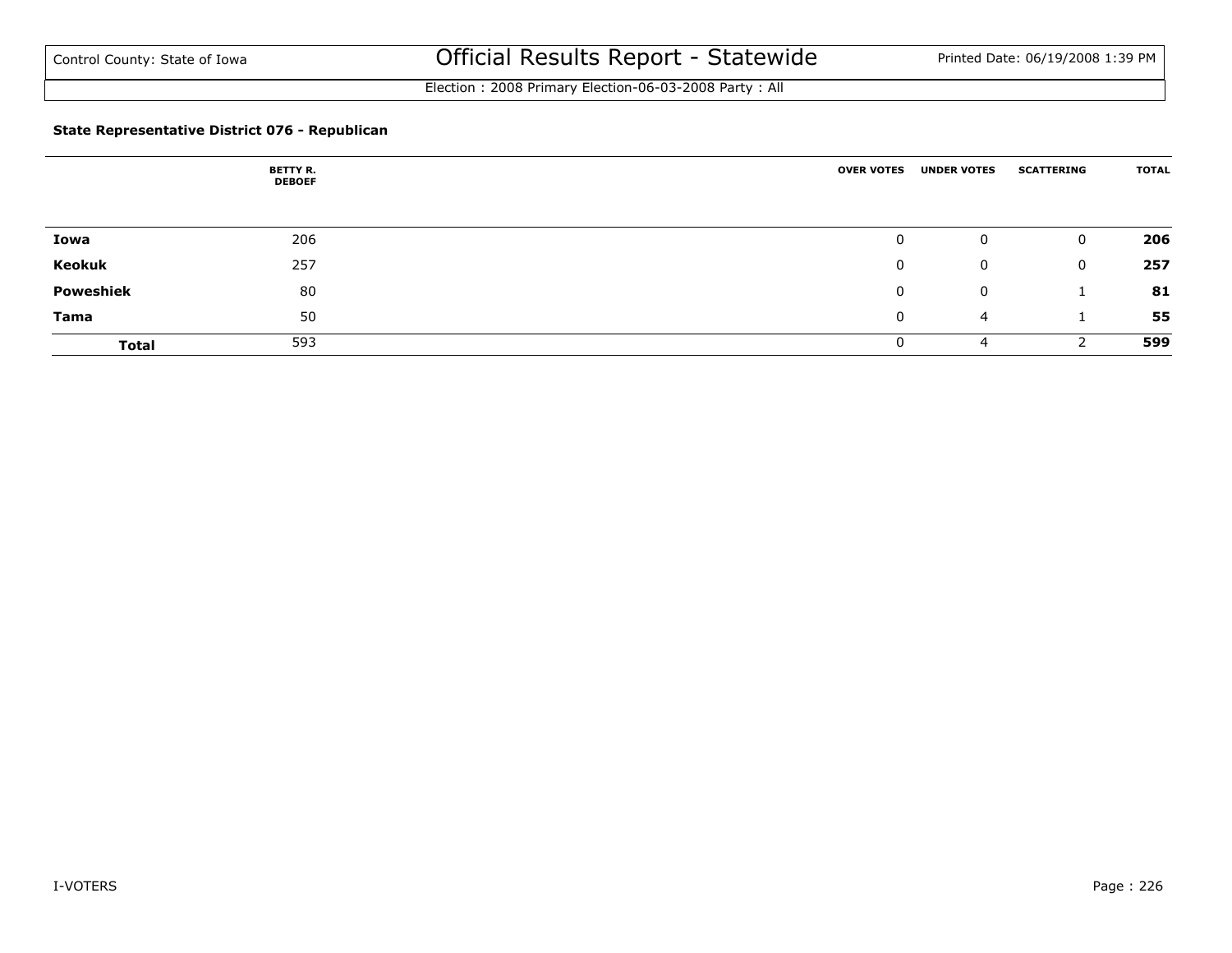### State Representative District 076 - Republican

| | BETTY R. DEBOEF | OVER VOTES | UNDER VOTES | SCATTERING | TOTAL |
|---|---|---|---|---|---|
| **Iowa** | 206 | 0 | 0 | 0 | **206** |
| **Keokuk** | 257 | 0 | 0 | 0 | **257** |
| **Poweshiek** | 80 | 0 | 0 | 1 | **81** |
| **Tama** | 50 | 0 | 4 | 1 | **55** |
| **Total** | 593 | 0 | 4 | 2 | **599** |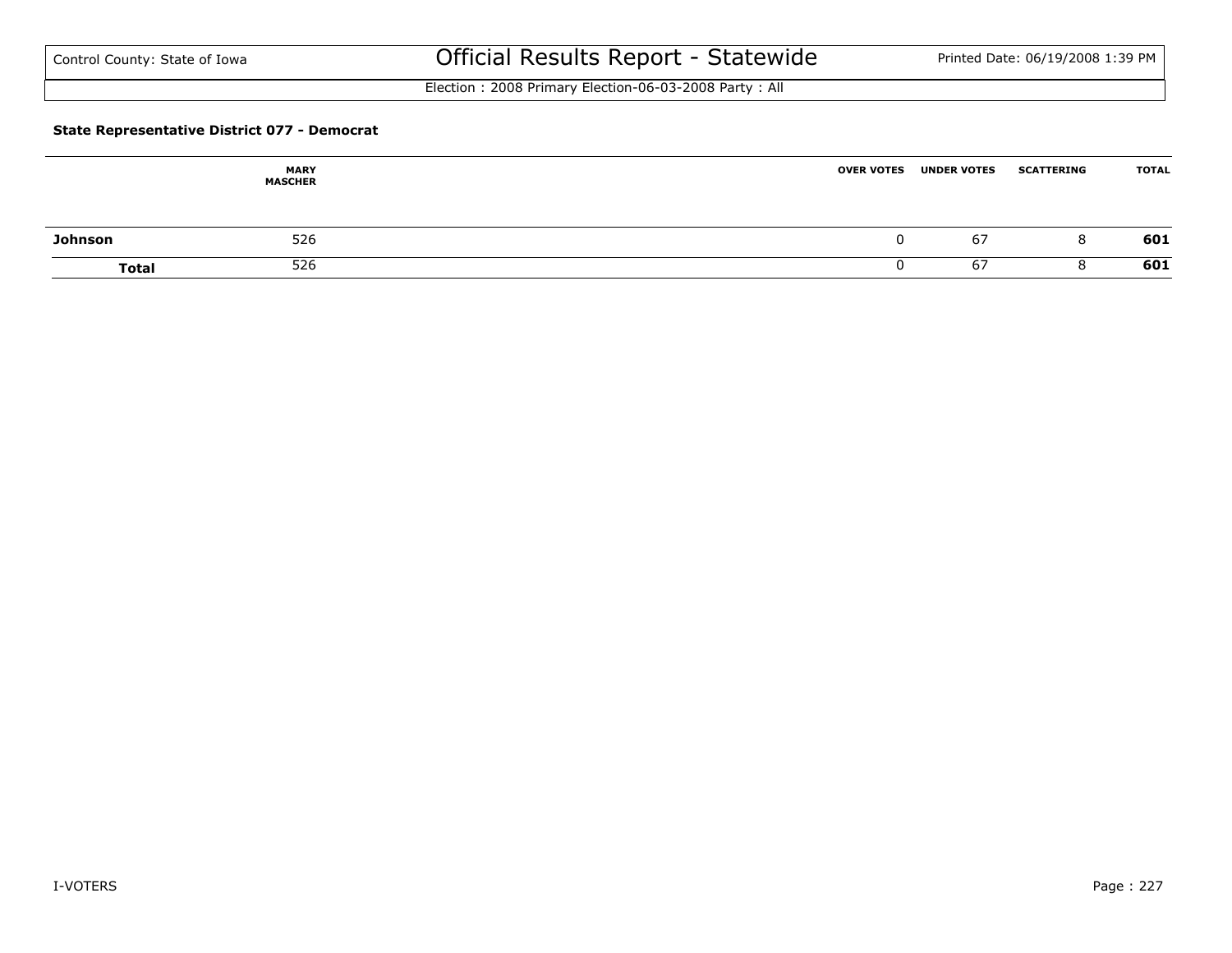Election : 2008 Primary Election-06-03-2008 Party : All

**State Representative District 077 - Democrat**

| | MARY MASCHER | OVER VOTES | UNDER VOTES | SCATTERING | TOTAL |
|---|---|---|---|---|---|
| **Johnson** | 526 | 0 | 67 | 8 | **601** |
| **Total** | 526 | 0 | 67 | 8 | **601** |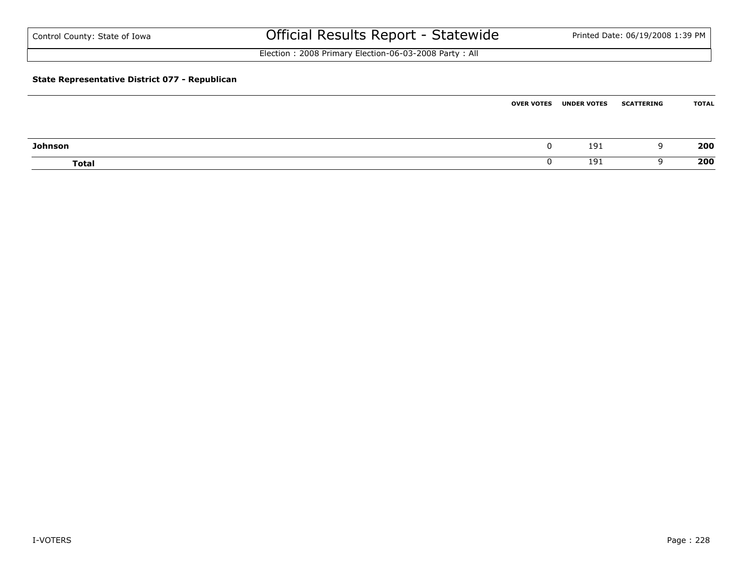Control County: State of Iowa

# Official Results Report - Statewide

Printed Date: 06/19/2008 1:39 PM

Election : 2008 Primary Election-06-03-2008 Party : All

**State Representative District 077 - Republican**

| | OVER VOTES | UNDER VOTES | SCATTERING | TOTAL |
|---|---|---|---|---|
| **Johnson** | 0 | 191 | 9 | **200** |
| **Total** | 0 | 191 | 9 | **200** |

I-VOTERS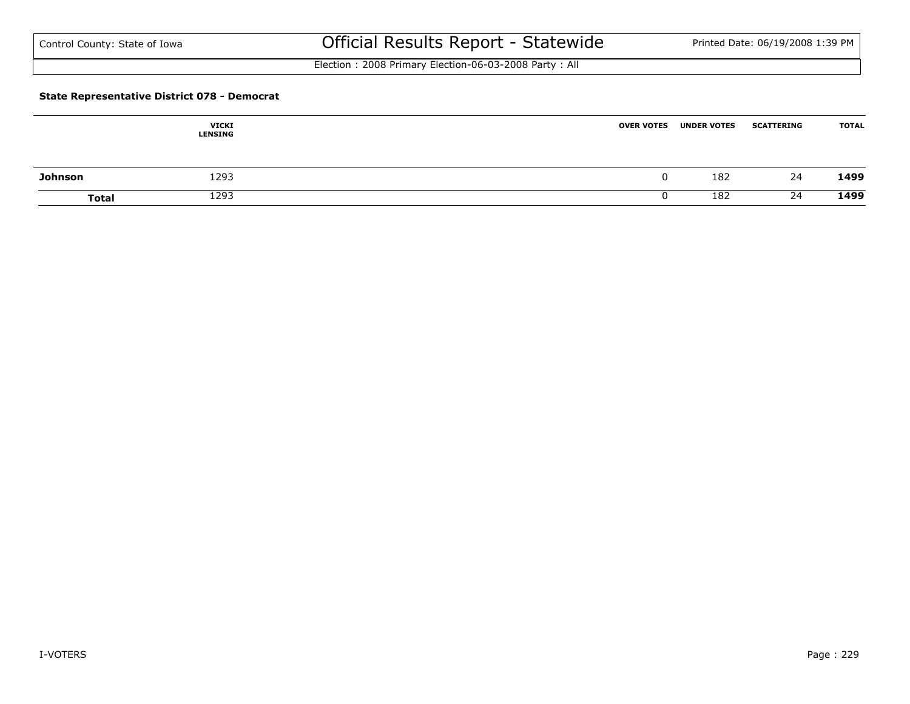Control County: State of Iowa

# Official Results Report - Statewide

Printed Date: 06/19/2008 1:39 PM

Election : 2008 Primary Election-06-03-2008 Party : All

**State Representative District 078 - Democrat**

| | VICKI LENSING | OVER VOTES | UNDER VOTES | SCATTERING | TOTAL |
|---|---|---|---|---|---|
| **Johnson** | 1293 | 0 | 182 | 24 | **1499** |
| **Total** | 1293 | 0 | 182 | 24 | **1499** |

I-VOTERS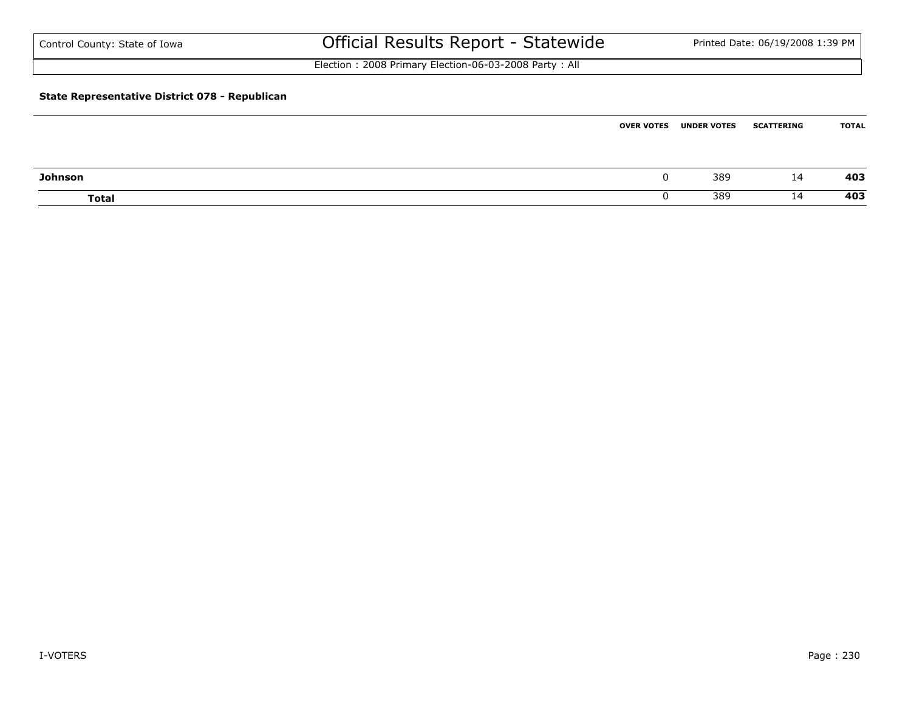Control County: State of Iowa

# Official Results Report - Statewide

Election : 2008 Primary Election-06-03-2008 Party : All

**State Representative District 078 - Republican**

| | OVER VOTES | UNDER VOTES | SCATTERING | TOTAL |
|---|---|---|---|---|
| **Johnson** | 0 | 389 | 14 | **403** |
| **Total** | 0 | 389 | 14 | **403** |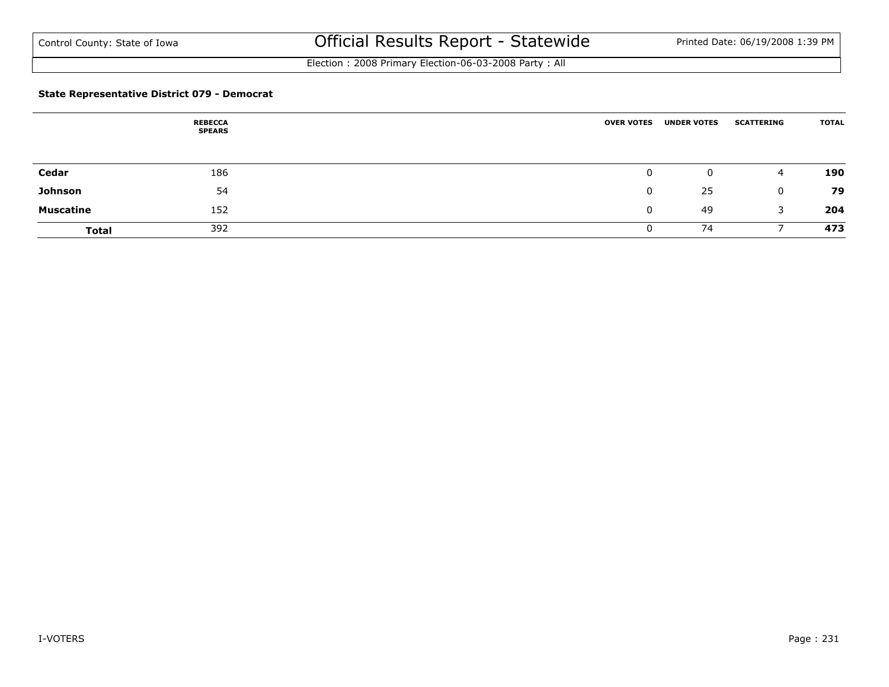Control County: State of Iowa

# Official Results Report - Statewide

Printed Date: 06/19/2008 1:39 PM

Election : 2008 Primary Election-06-03-2008 Party : All

### State Representative District 079 - Democrat

| | REBECCA SPEARS | OVER VOTES | UNDER VOTES | SCATTERING | TOTAL |
|---|---|---|---|---|---|
| **Cedar** | 186 | 0 | 0 | 4 | **190** |
| **Johnson** | 54 | 0 | 25 | 0 | **79** |
| **Muscatine** | 152 | 0 | 49 | 3 | **204** |
| **Total** | 392 | 0 | 74 | 7 | **473** |

I-VOTERS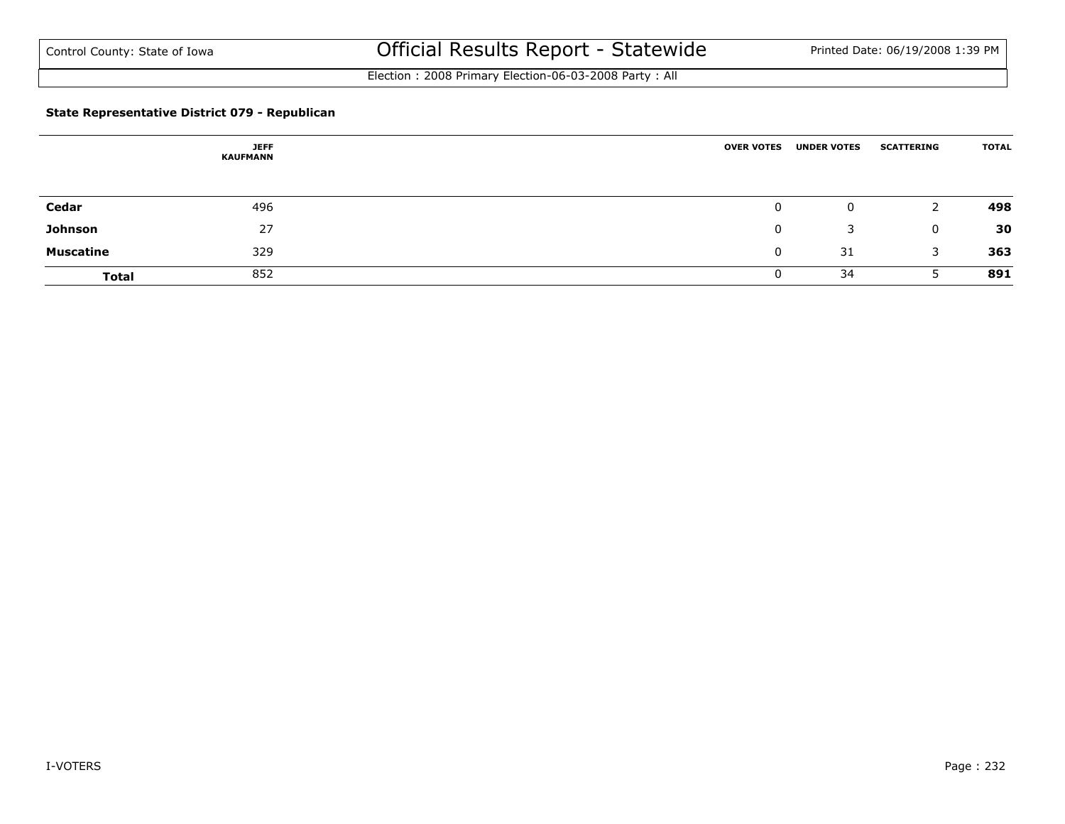# Official Results Report - Statewide

Control County: State of Iowa

Printed Date: 06/19/2008 1:39 PM

Election : 2008 Primary Election-06-03-2008 Party : All

### State Representative District 079 - Republican

| | JEFF KAUFMANN | OVER VOTES | UNDER VOTES | SCATTERING | TOTAL |
|---|---|---|---|---|---|
| **Cedar** | 496 | 0 | 0 | 2 | **498** |
| **Johnson** | 27 | 0 | 3 | 0 | **30** |
| **Muscatine** | 329 | 0 | 31 | 3 | **363** |
| **Total** | 852 | 0 | 34 | 5 | **891** |

I-VOTERS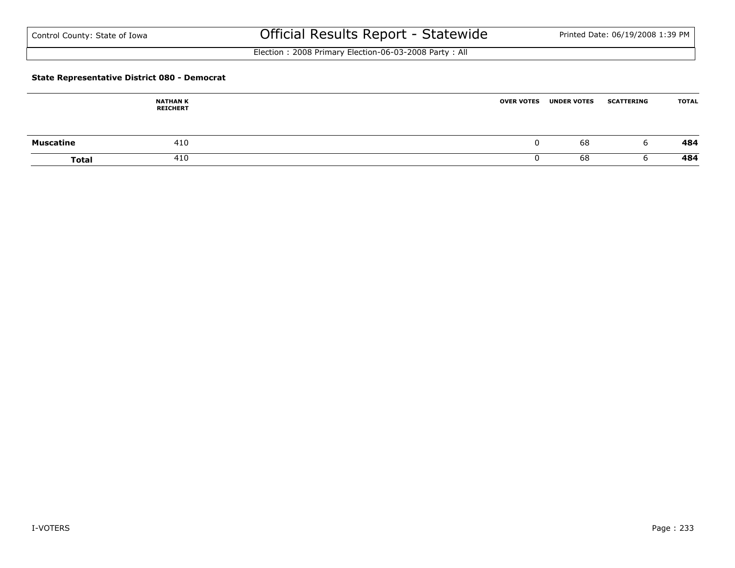#### State Representative District 080 - Democrat

| | NATHAN K REICHERT | OVER VOTES | UNDER VOTES | SCATTERING | TOTAL |
|---|---|---|---|---|---|
| **Muscatine** | 410 | 0 | 68 | 6 | **484** |
| **Total** | 410 | 0 | 68 | 6 | **484** |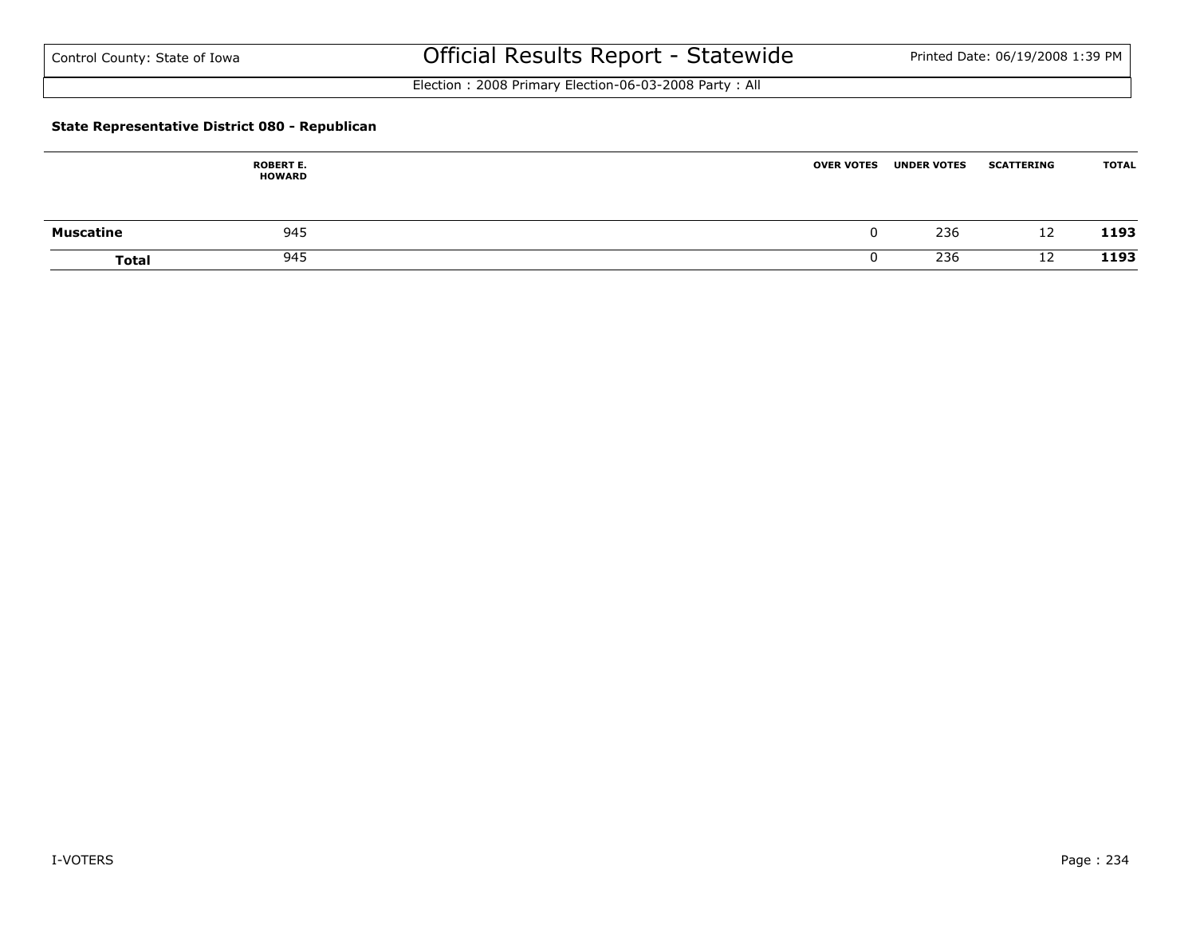### State Representative District 080 - Republican

| | ROBERT E. HOWARD | OVER VOTES | UNDER VOTES | SCATTERING | TOTAL |
|---|---|---|---|---|---|
| **Muscatine** | 945 | 0 | 236 | 12 | **1193** |
| **Total** | 945 | 0 | 236 | 12 | **1193** |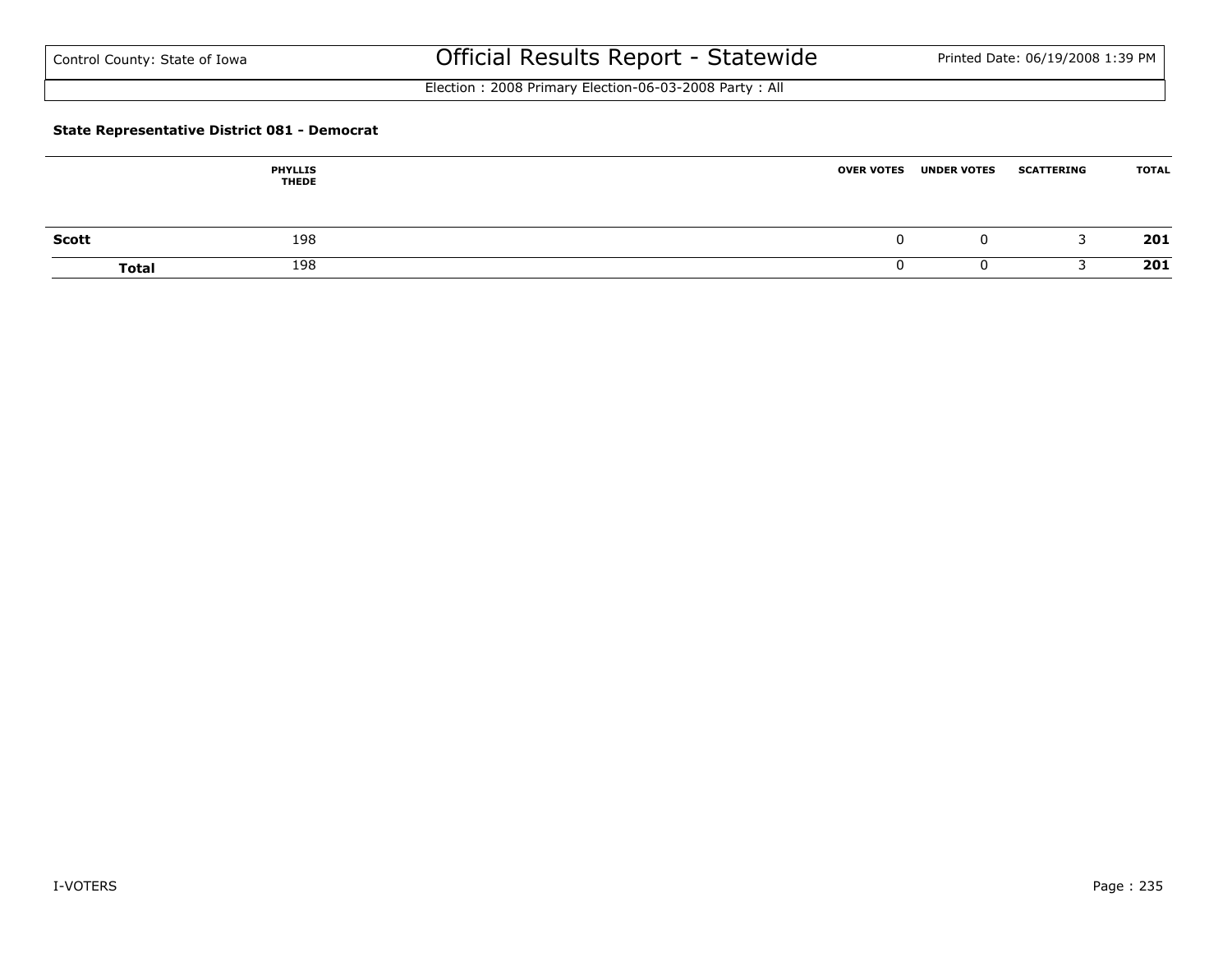Control County: State of Iowa

# Official Results Report - Statewide

Printed Date: 06/19/2008 1:39 PM

Election : 2008 Primary Election-06-03-2008 Party : All

**State Representative District 081 - Democrat**

| | PHYLLIS THEDE | OVER VOTES | UNDER VOTES | SCATTERING | TOTAL |
|---|---|---|---|---|---|
| **Scott** | 198 | 0 | 0 | 3 | **201** |
| **Total** | 198 | 0 | 0 | 3 | **201** |

I-VOTERS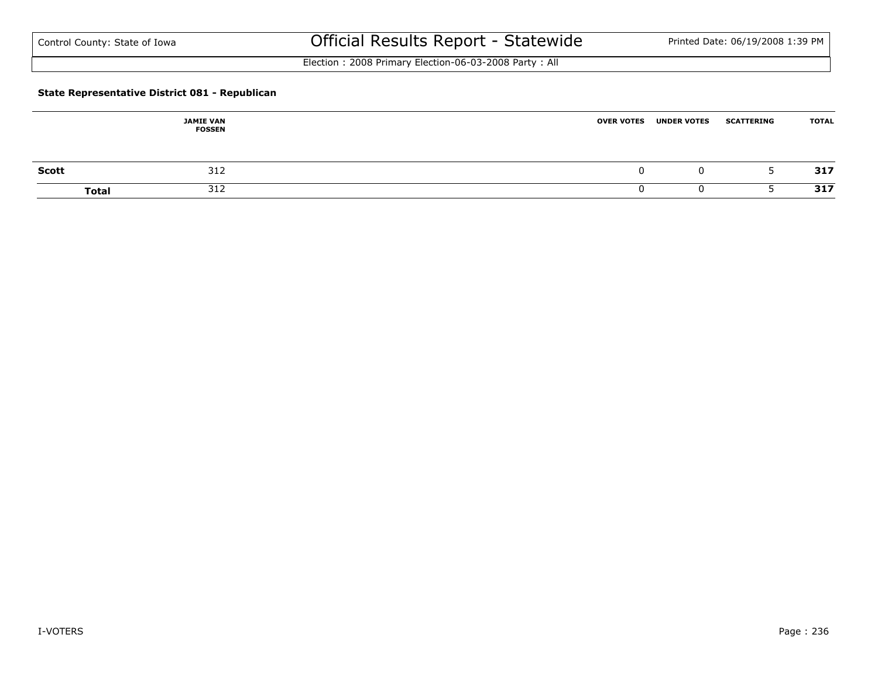#### State Representative District 081 - Republican

| | JAMIE VAN FOSSEN | OVER VOTES | UNDER VOTES | SCATTERING | TOTAL |
|---|---|---|---|---|---|
| **Scott** | 312 | 0 | 0 | 5 | **317** |
| **Total** | 312 | 0 | 0 | 5 | **317** |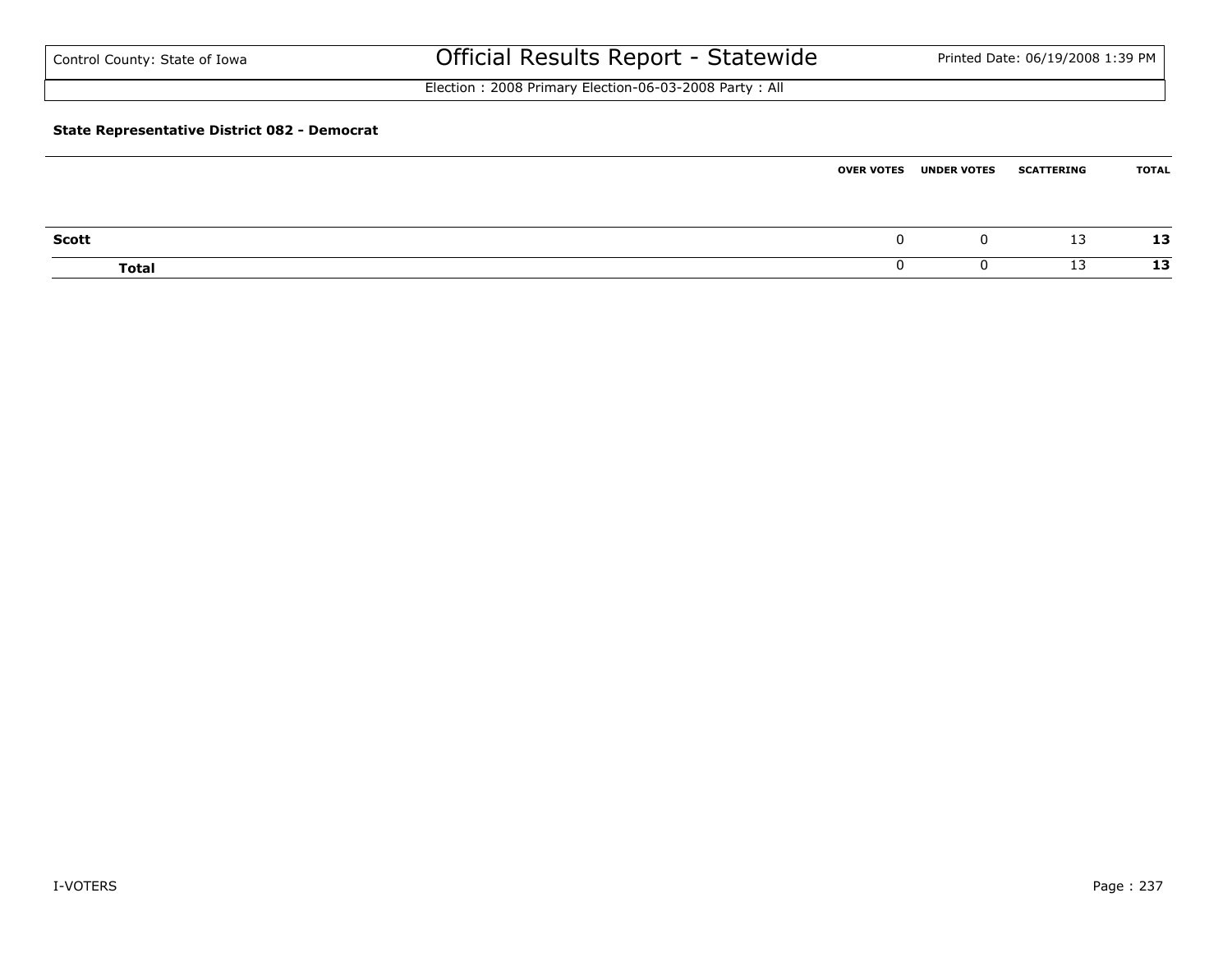Control County: State of Iowa

# Official Results Report - Statewide

Election : 2008 Primary Election-06-03-2008 Party : All

### State Representative District 082 - Democrat

| | OVER VOTES | UNDER VOTES | SCATTERING | TOTAL |
|---|---|---|---|---|
| **Scott** | 0 | 0 | 13 | **13** |
| **Total** | 0 | 0 | 13 | **13** |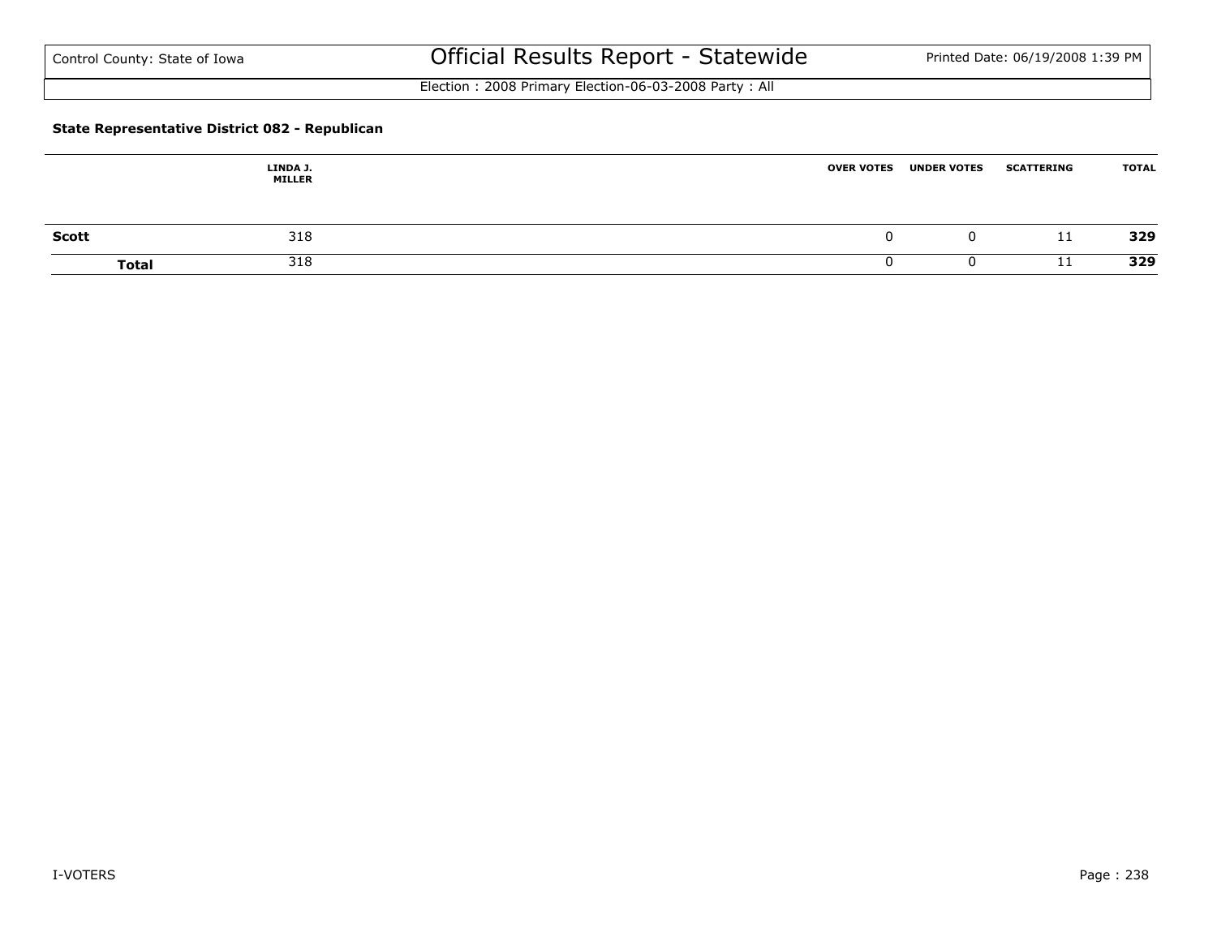### State Representative District 082 - Republican

| | LINDA J. MILLER | OVER VOTES | UNDER VOTES | SCATTERING | TOTAL |
|---|---|---|---|---|---|
| **Scott** | 318 | 0 | 0 | 11 | **329** |
| **Total** | 318 | 0 | 0 | 11 | **329** |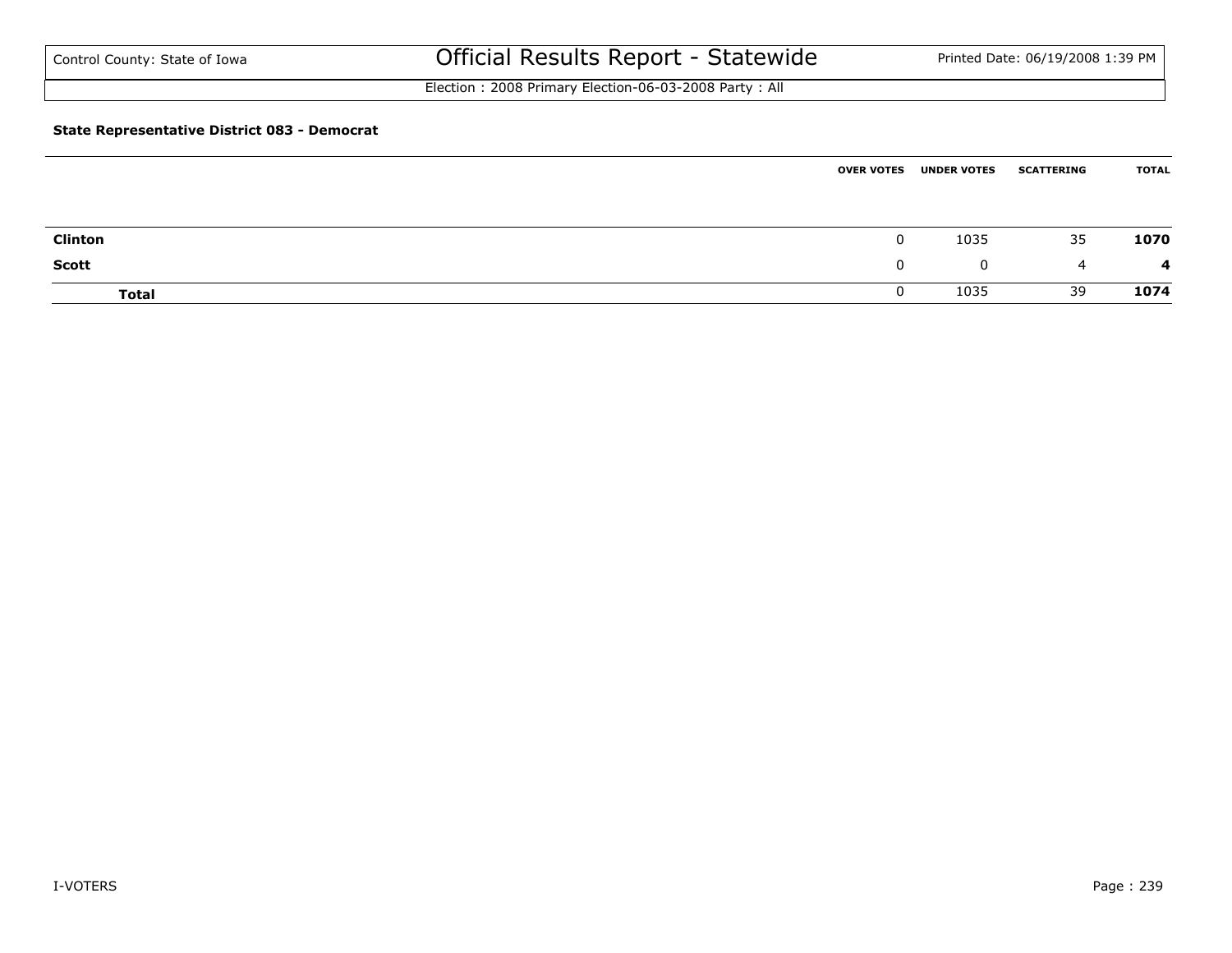Control County: State of Iowa

# Official Results Report - Statewide

Printed Date: 06/19/2008 1:39 PM

Election : 2008 Primary Election-06-03-2008 Party : All

**State Representative District 083 - Democrat**

| | OVER VOTES | UNDER VOTES | SCATTERING | TOTAL |
|---|---|---|---|---|
| **Clinton** | 0 | 1035 | 35 | **1070** |
| **Scott** | 0 | 0 | 4 | **4** |
| **Total** | 0 | 1035 | 39 | **1074** |

I-VOTERS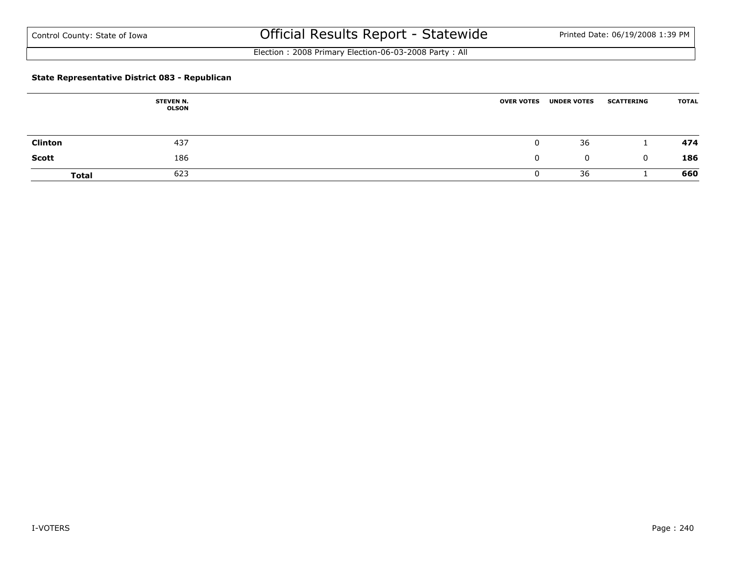Control County: State of Iowa

# Official Results Report - Statewide

Election : 2008 Primary Election-06-03-2008 Party : All

### State Representative District 083 - Republican

| | STEVEN N. OLSON | OVER VOTES | UNDER VOTES | SCATTERING | TOTAL |
|---|---|---|---|---|---|
| **Clinton** | 437 | 0 | 36 | 1 | **474** |
| **Scott** | 186 | 0 | 0 | 0 | **186** |
| **Total** | 623 | 0 | 36 | 1 | **660** |

I-VOTERS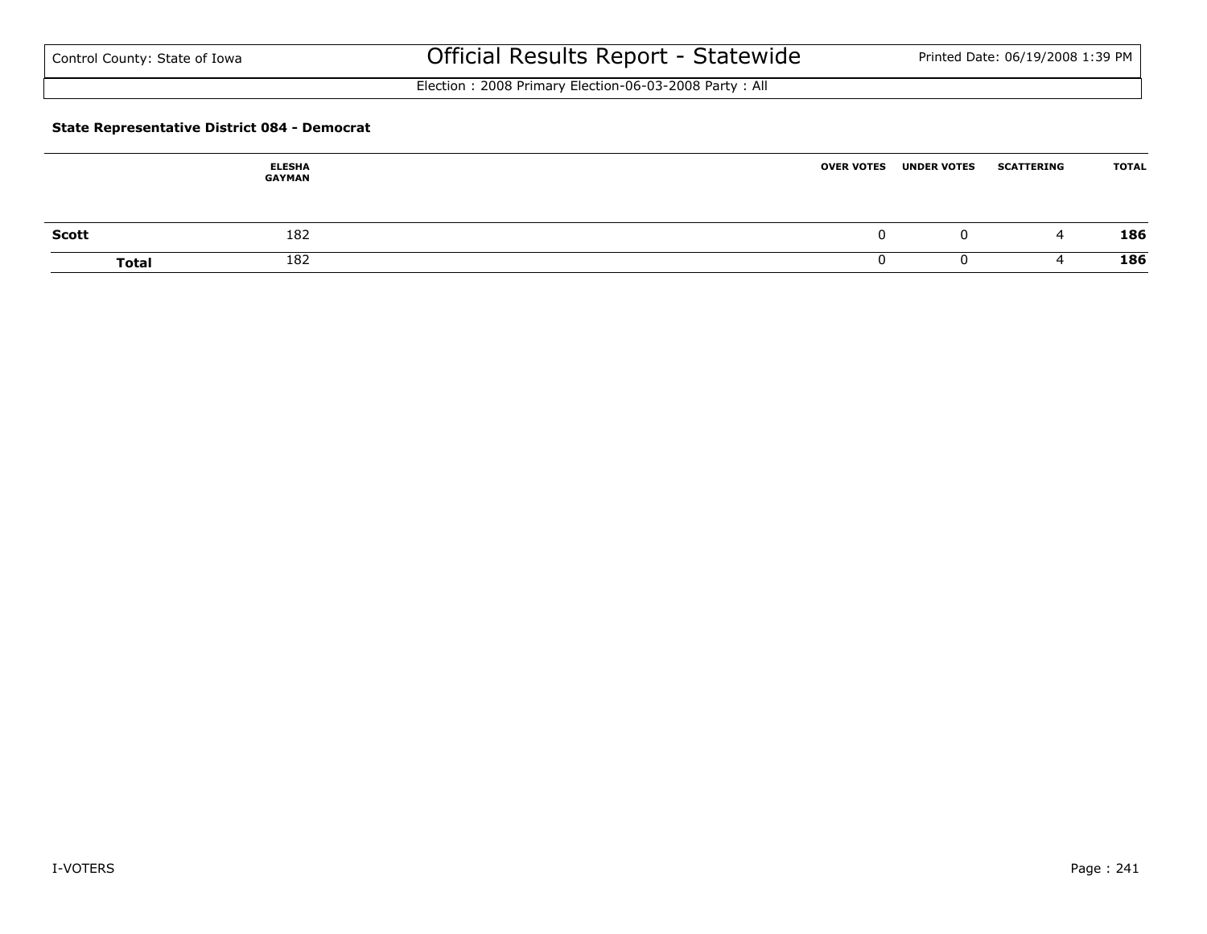**State Representative District 084 - Democrat**

| | ELESHA GAYMAN | OVER VOTES | UNDER VOTES | SCATTERING | TOTAL |
|---|---|---|---|---|---|
| **Scott** | 182 | 0 | 0 | 4 | **186** |
| **Total** | 182 | 0 | 0 | 4 | **186** |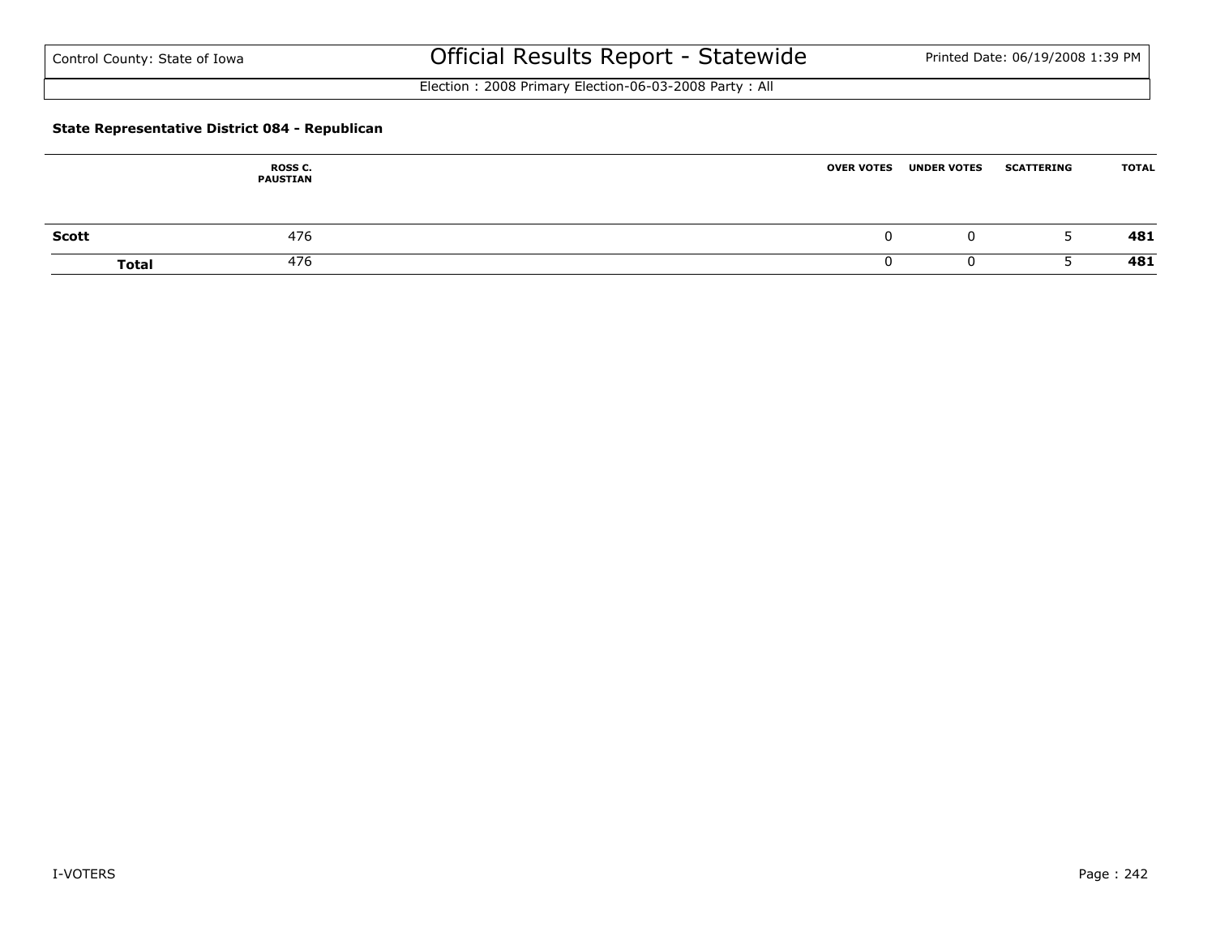### State Representative District 084 - Republican

| | ROSS C. PAUSTIAN | OVER VOTES | UNDER VOTES | SCATTERING | TOTAL |
|---|---|---|---|---|---|
| **Scott** | 476 | 0 | 0 | 5 | **481** |
| **Total** | 476 | 0 | 0 | 5 | **481** |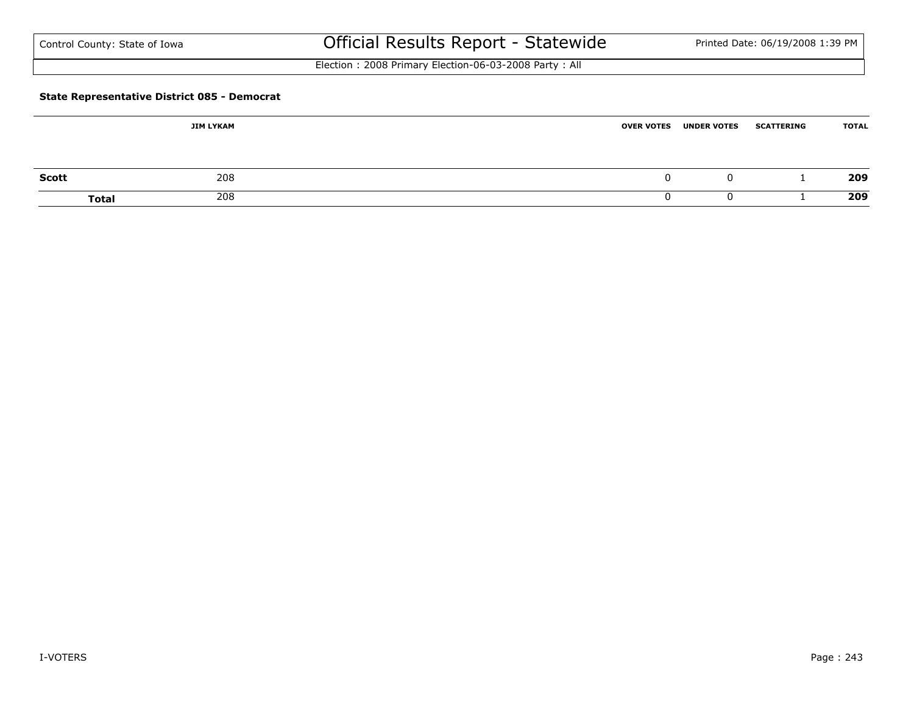### State Representative District 085 - Democrat

| | JIM LYKAM | OVER VOTES | UNDER VOTES | SCATTERING | TOTAL |
|---|---|---|---|---|---|
| **Scott** | 208 | 0 | 0 | 1 | **209** |
| **Total** | 208 | 0 | 0 | 1 | **209** |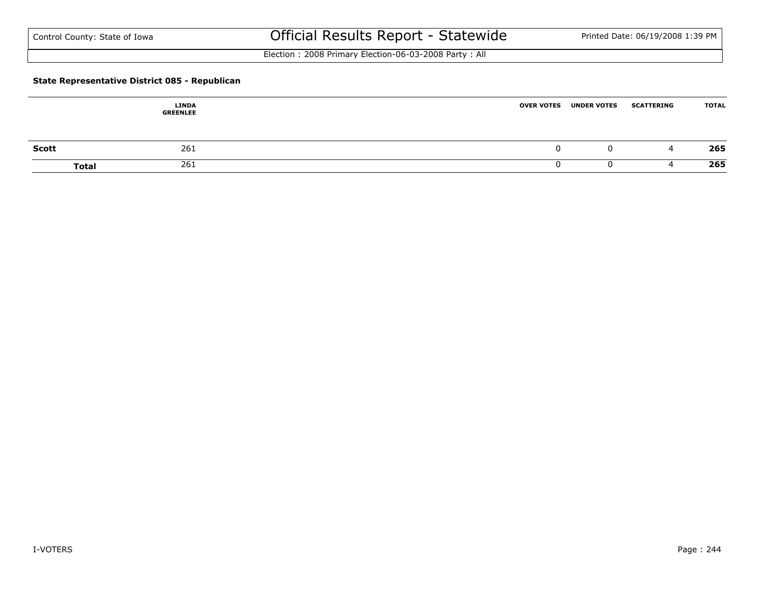### State Representative District 085 - Republican

| | LINDA GREENLEE | OVER VOTES | UNDER VOTES | SCATTERING | TOTAL |
|---|---|---|---|---|---|
| **Scott** | 261 | 0 | 0 | 4 | **265** |
| **Total** | 261 | 0 | 0 | 4 | **265** |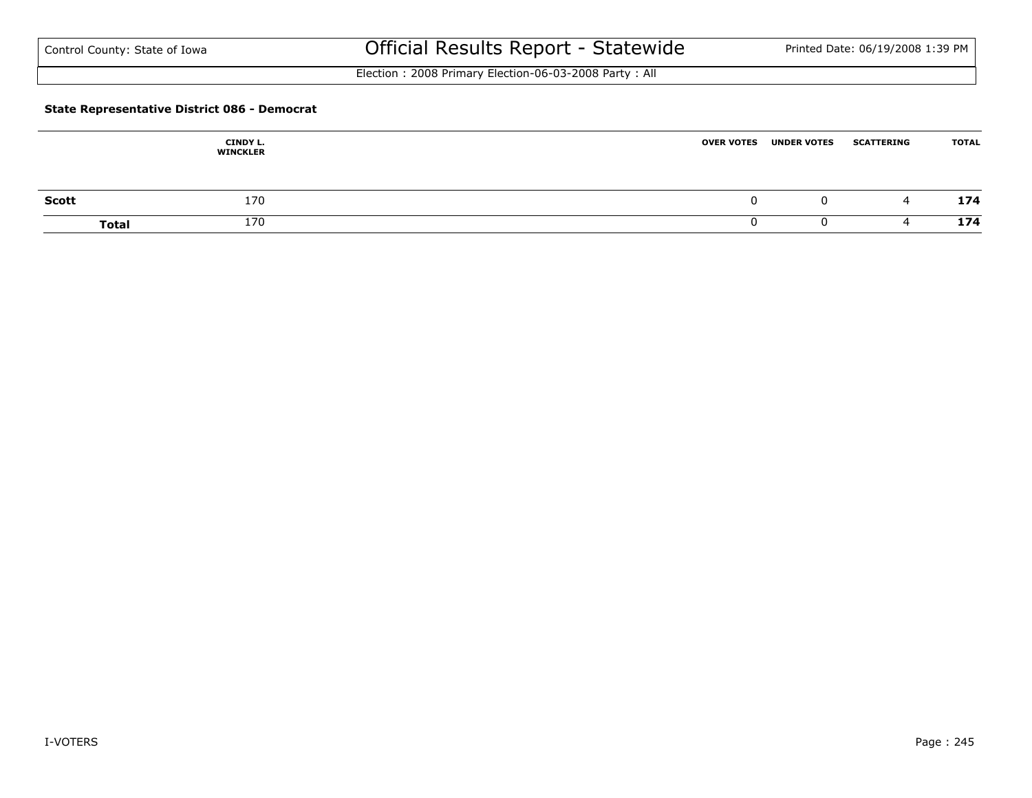Control County: State of Iowa

# Official Results Report - Statewide

Printed Date: 06/19/2008 1:39 PM

Election : 2008 Primary Election-06-03-2008 Party : All

**State Representative District 086 - Democrat**

| | CINDY L. WINCKLER | OVER VOTES | UNDER VOTES | SCATTERING | TOTAL |
|---|---|---|---|---|---|
| **Scott** | 170 | 0 | 0 | 4 | **174** |
| **Total** | 170 | 0 | 0 | 4 | **174** |

I-VOTERS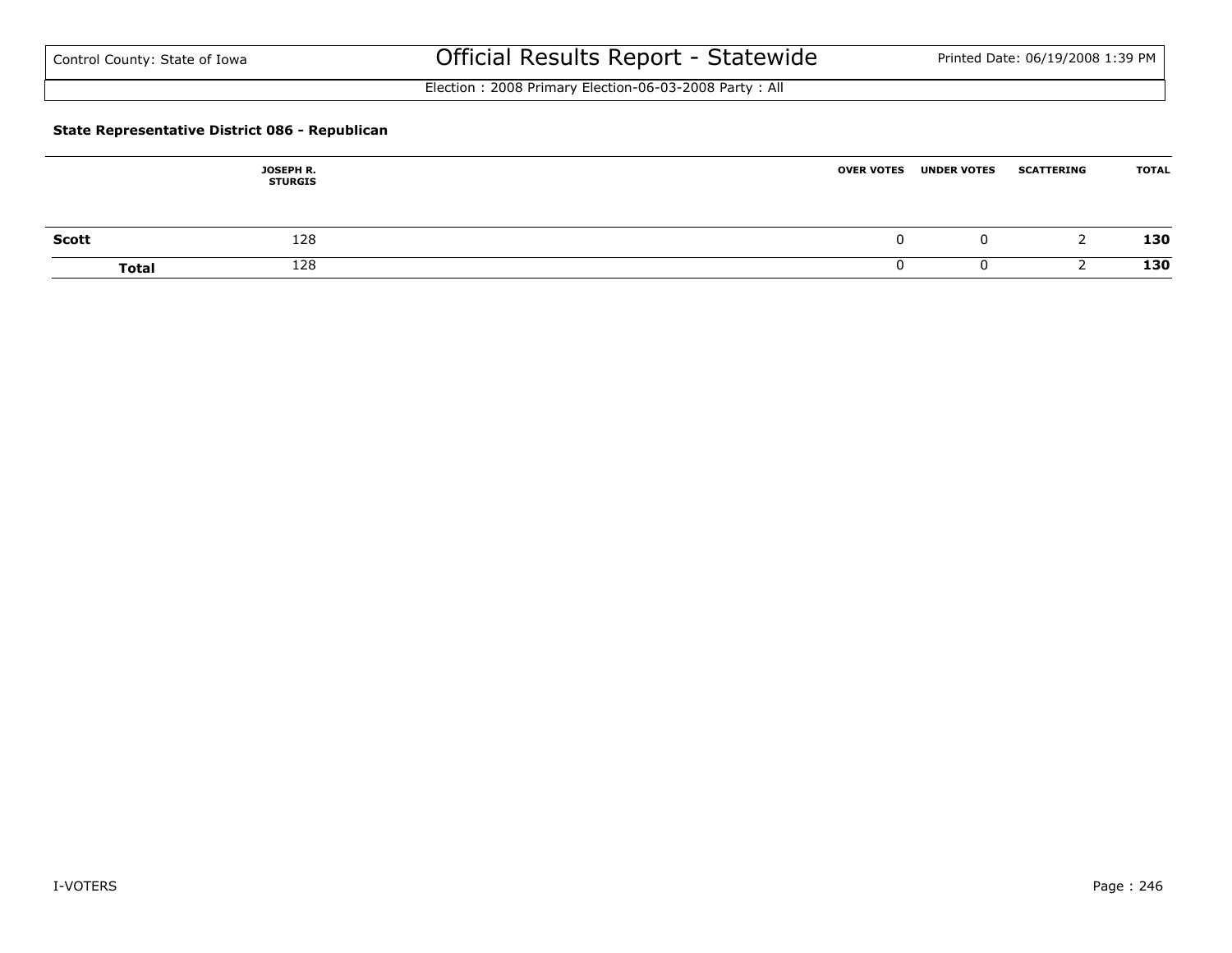Control County: State of Iowa

# Official Results Report - Statewide

Election : 2008 Primary Election-06-03-2008 Party : All

### State Representative District 086 - Republican

| | JOSEPH R. STURGIS | OVER VOTES | UNDER VOTES | SCATTERING | TOTAL |
|---|---|---|---|---|---|
| **Scott** | 128 | 0 | 0 | 2 | **130** |
| **Total** | 128 | 0 | 0 | 2 | **130** |

I-VOTERS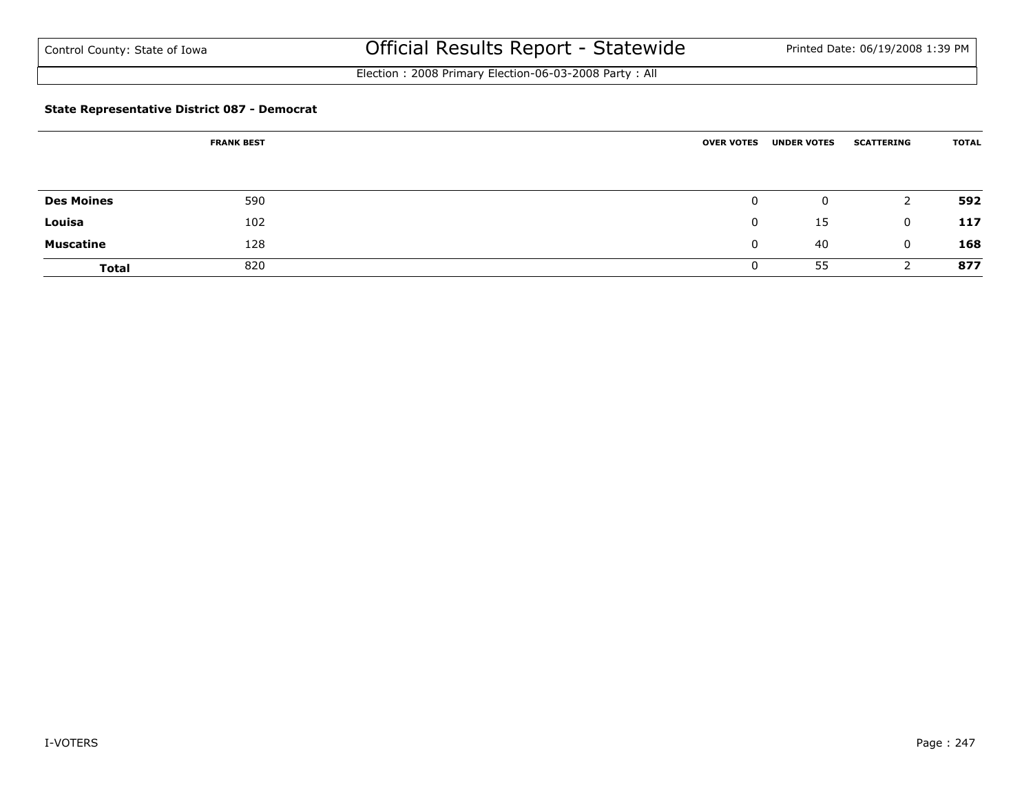Control County: State of Iowa

# Official Results Report - Statewide

Printed Date: 06/19/2008 1:39 PM

Election : 2008 Primary Election-06-03-2008 Party : All

### State Representative District 087 - Democrat

| | FRANK BEST | OVER VOTES | UNDER VOTES | SCATTERING | TOTAL |
|---|---|---|---|---|---|
| **Des Moines** | 590 | 0 | 0 | 2 | **592** |
| **Louisa** | 102 | 0 | 15 | 0 | **117** |
| **Muscatine** | 128 | 0 | 40 | 0 | **168** |
| **Total** | 820 | 0 | 55 | 2 | **877** |

I-VOTERS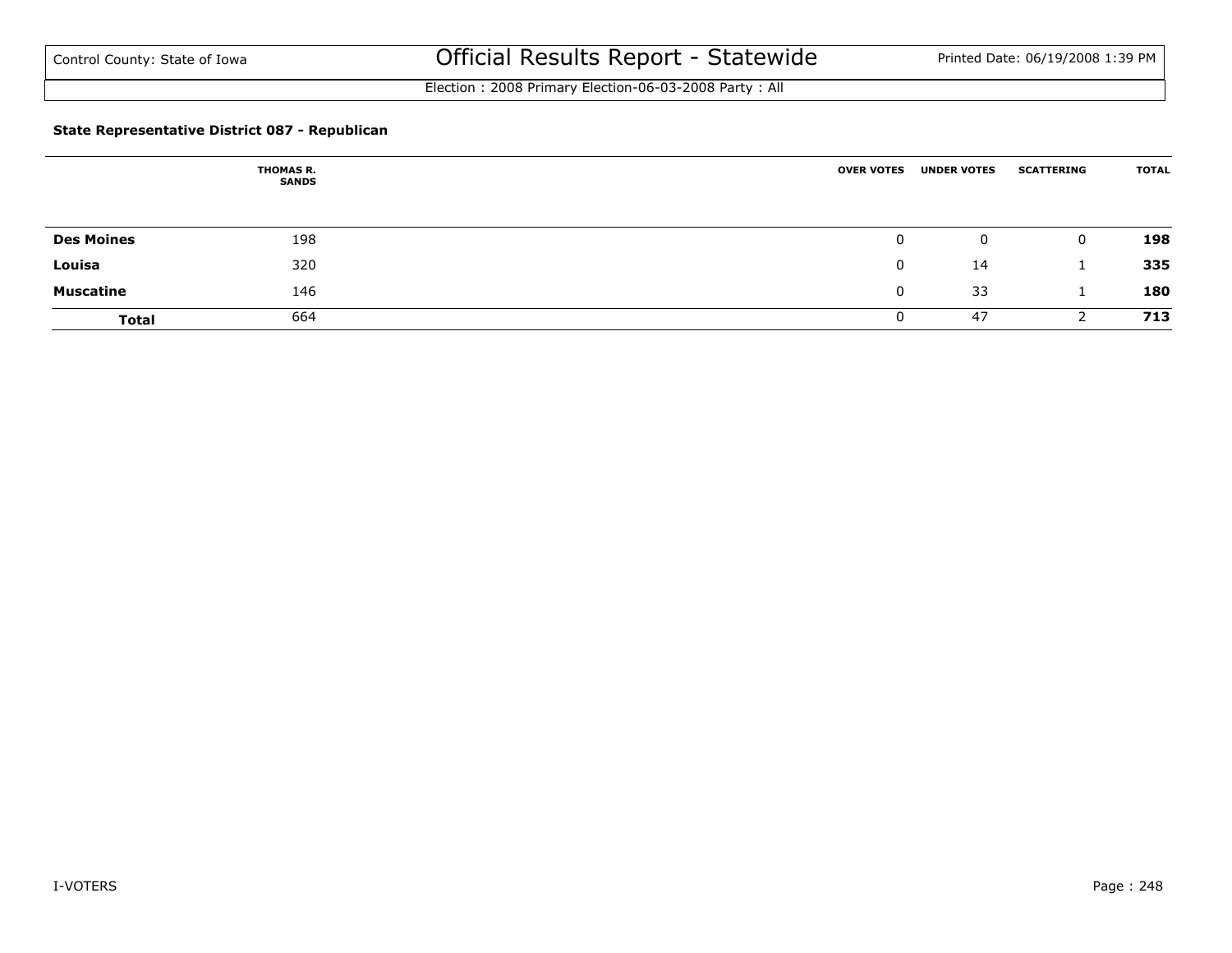Control County: State of Iowa

# Official Results Report - Statewide

Printed Date: 06/19/2008 1:39 PM

Election : 2008 Primary Election-06-03-2008 Party : All

### State Representative District 087 - Republican

| | THOMAS R. SANDS | OVER VOTES | UNDER VOTES | SCATTERING | TOTAL |
|---|---|---|---|---|---|
| **Des Moines** | 198 | 0 | 0 | 0 | **198** |
| **Louisa** | 320 | 0 | 14 | 1 | **335** |
| **Muscatine** | 146 | 0 | 33 | 1 | **180** |
| **Total** | 664 | 0 | 47 | 2 | **713** |

I-VOTERS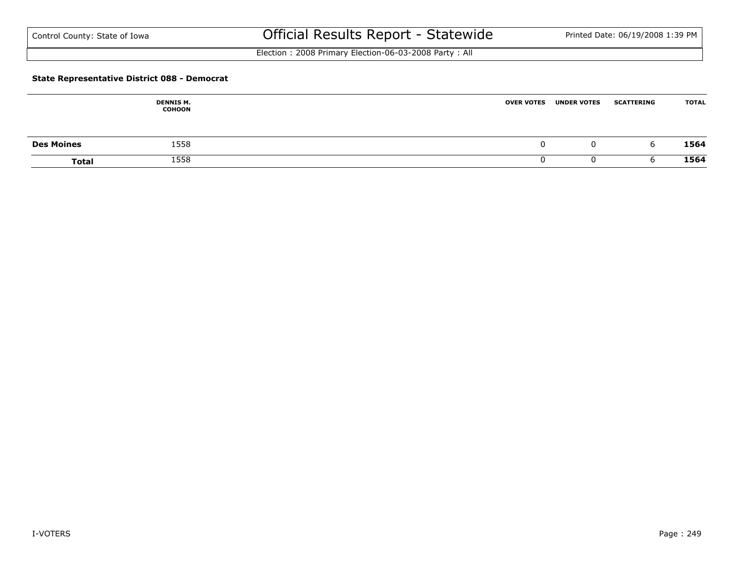Control County: State of Iowa

# Official Results Report - Statewide

Printed Date: 06/19/2008 1:39 PM

Election : 2008 Primary Election-06-03-2008 Party : All

**State Representative District 088 - Democrat**

| | DENNIS M. COHOON | OVER VOTES | UNDER VOTES | SCATTERING | TOTAL |
|---|---|---|---|---|---|
| **Des Moines** | 1558 | 0 | 0 | 6 | **1564** |
| **Total** | 1558 | 0 | 0 | 6 | **1564** |

I-VOTERS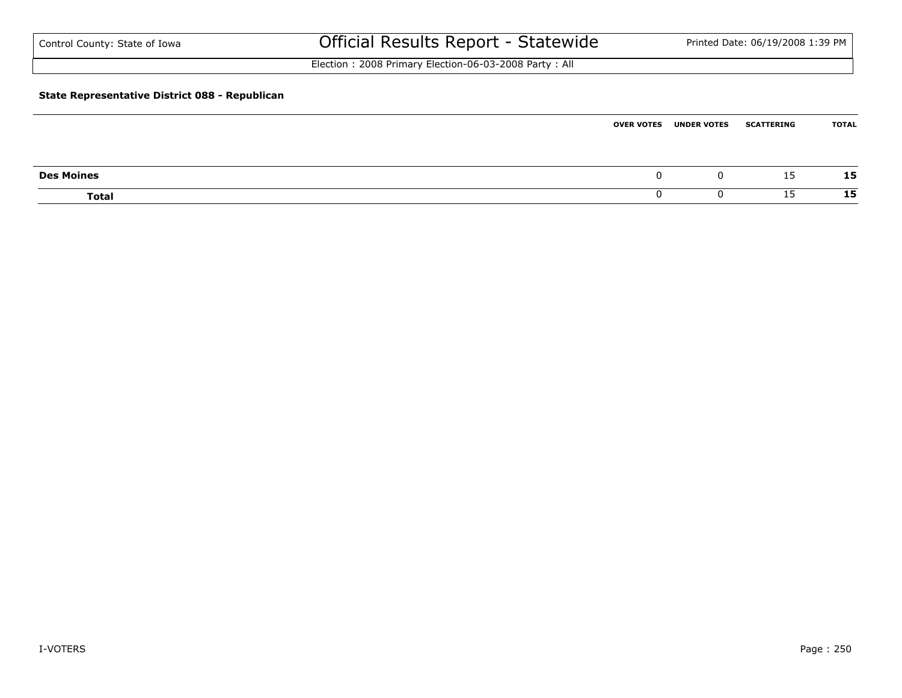Control County: State of Iowa

# Official Results Report - Statewide

Printed Date: 06/19/2008 1:39 PM

Election : 2008 Primary Election-06-03-2008 Party : All

**State Representative District 088 - Republican**

| | OVER VOTES | UNDER VOTES | SCATTERING | TOTAL |
|---|---|---|---|---|
| **Des Moines** | 0 | 0 | 15 | **15** |
| **Total** | 0 | 0 | 15 | **15** |

I-VOTERS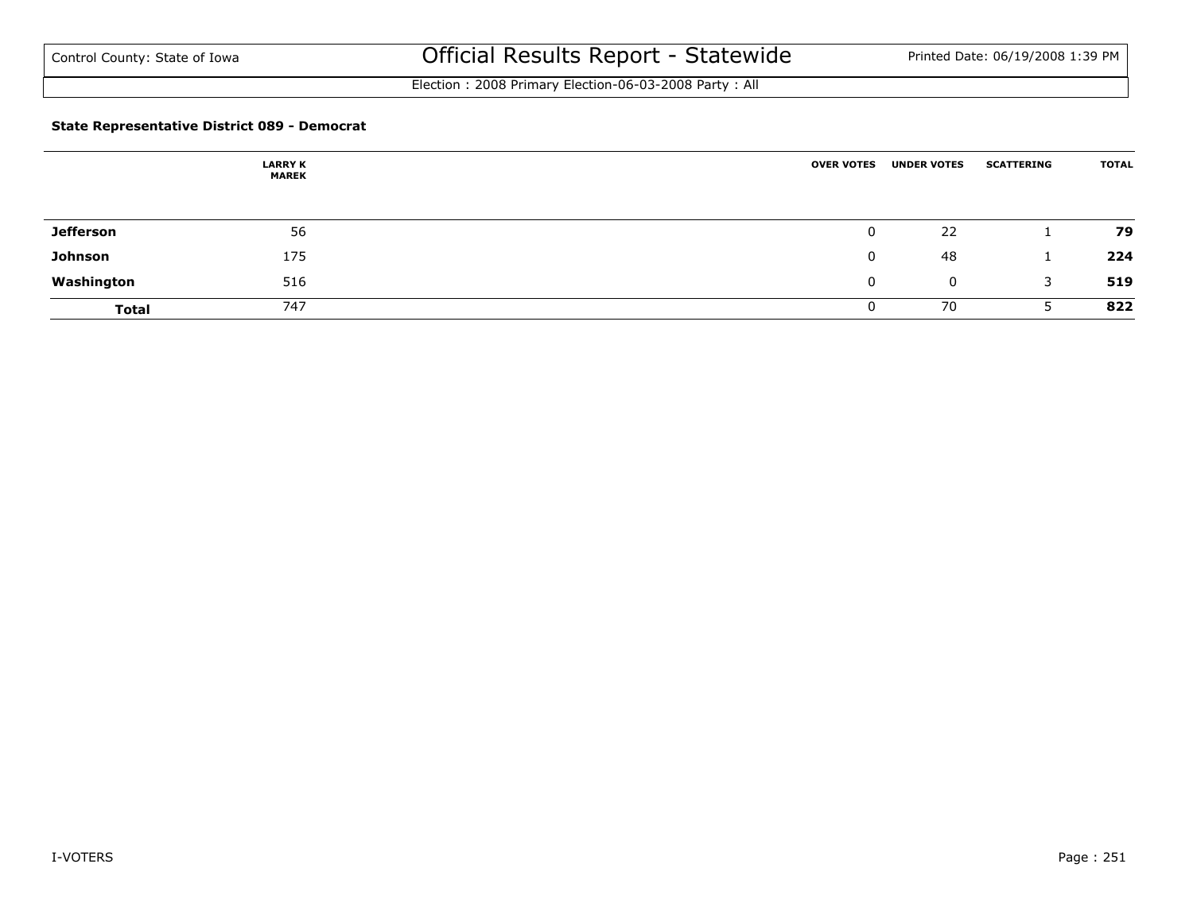### State Representative District 089 - Democrat

| | LARRY K MAREK | OVER VOTES | UNDER VOTES | SCATTERING | TOTAL |
|---|---|---|---|---|---|
| **Jefferson** | 56 | 0 | 22 | 1 | **79** |
| **Johnson** | 175 | 0 | 48 | 1 | **224** |
| **Washington** | 516 | 0 | 0 | 3 | **519** |
| **Total** | 747 | 0 | 70 | 5 | **822** |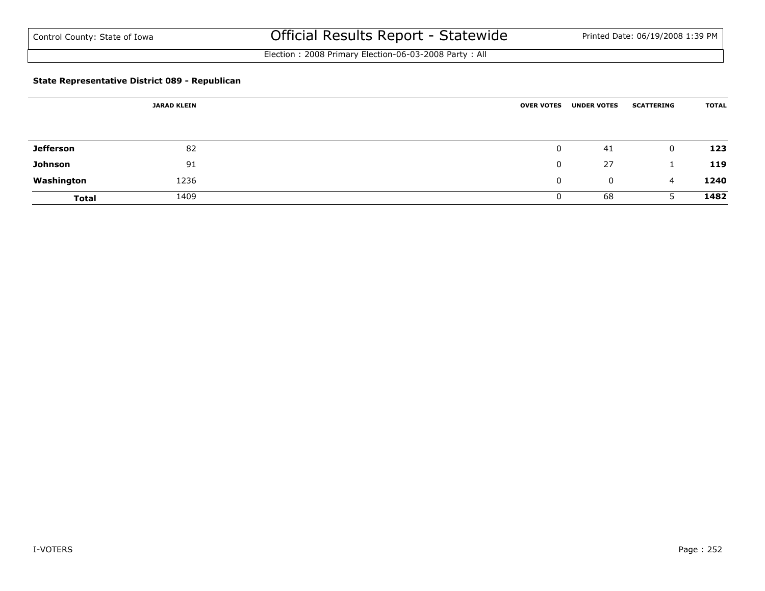Control County: State of Iowa

# Official Results Report - Statewide

Printed Date: 06/19/2008 1:39 PM

Election : 2008 Primary Election-06-03-2008 Party : All

### State Representative District 089 - Republican

| | JARAD KLEIN | OVER VOTES | UNDER VOTES | SCATTERING | TOTAL |
|---|---|---|---|---|---|
| **Jefferson** | 82 | 0 | 41 | 0 | **123** |
| **Johnson** | 91 | 0 | 27 | 1 | **119** |
| **Washington** | 1236 | 0 | 0 | 4 | **1240** |
| **Total** | 1409 | 0 | 68 | 5 | **1482** |

I-VOTERS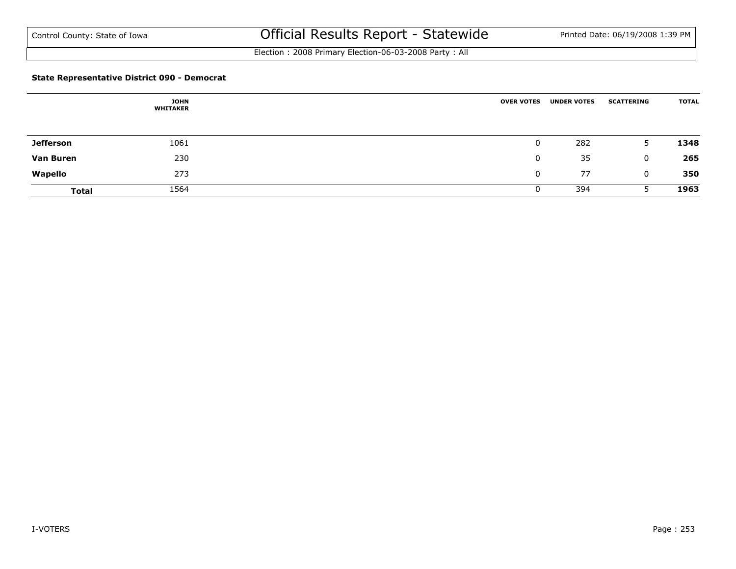### State Representative District 090 - Democrat

| | JOHN WHITAKER | OVER VOTES | UNDER VOTES | SCATTERING | TOTAL |
|---|---|---|---|---|---|
| **Jefferson** | 1061 | 0 | 282 | 5 | **1348** |
| **Van Buren** | 230 | 0 | 35 | 0 | **265** |
| **Wapello** | 273 | 0 | 77 | 0 | **350** |
| **Total** | 1564 | 0 | 394 | 5 | **1963** |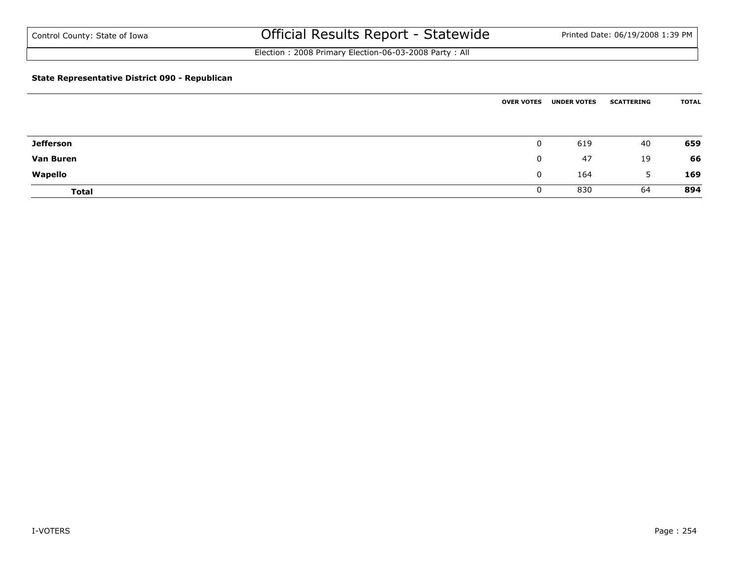Control County: State of Iowa

# Official Results Report - Statewide

Election : 2008 Primary Election-06-03-2008 Party : All

### State Representative District 090 - Republican

| | OVER VOTES | UNDER VOTES | SCATTERING | TOTAL |
|---|---|---|---|---|
| **Jefferson** | 0 | 619 | 40 | **659** |
| **Van Buren** | 0 | 47 | 19 | **66** |
| **Wapello** | 0 | 164 | 5 | **169** |
| **Total** | 0 | 830 | 64 | **894** |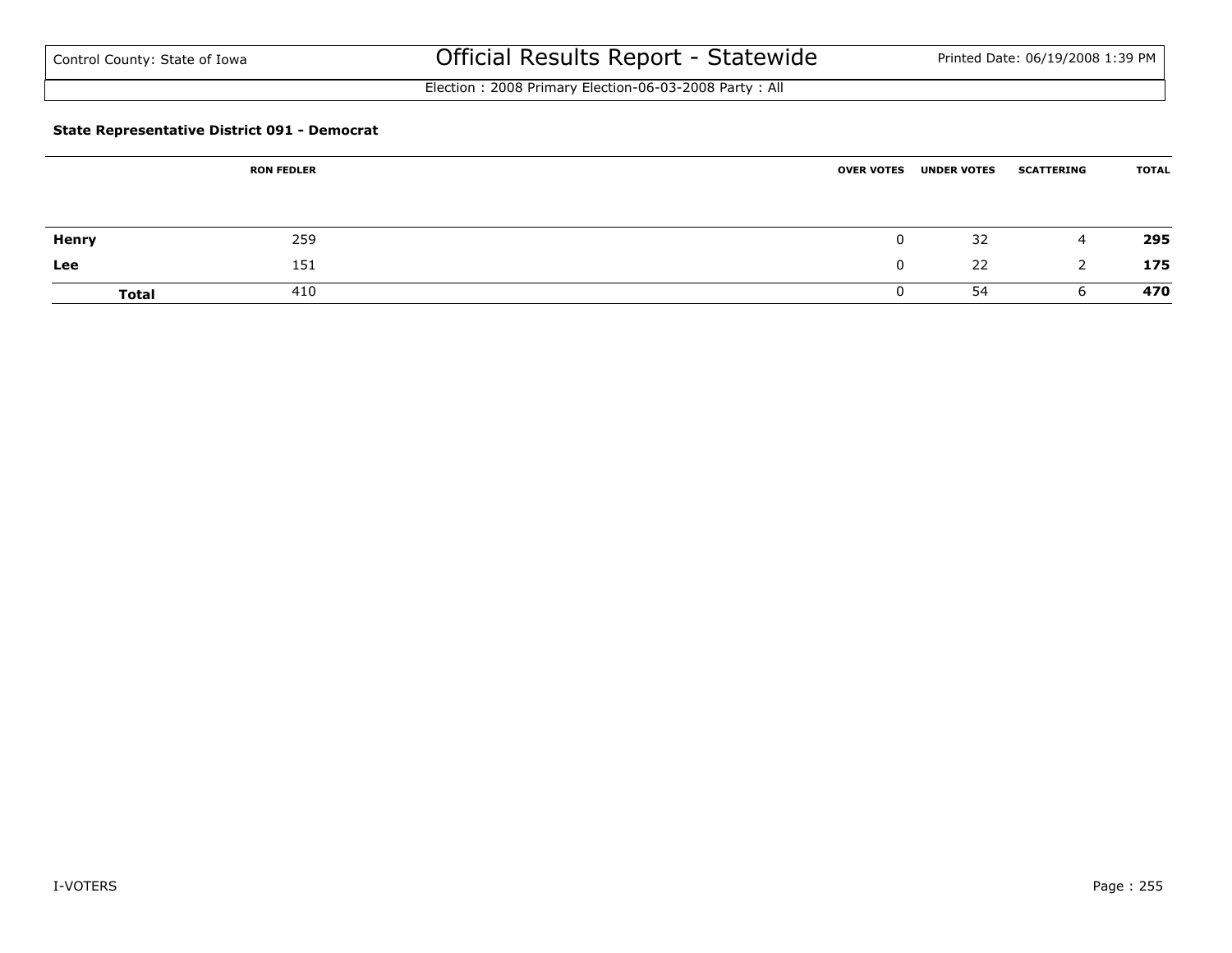# Official Results Report - Statewide

Control County: State of Iowa

Election : 2008 Primary Election-06-03-2008 Party : All

**State Representative District 091 - Democrat**

| | RON FEDLER | OVER VOTES | UNDER VOTES | SCATTERING | TOTAL |
|---|---|---|---|---|---|
| **Henry** | 259 | 0 | 32 | 4 | **295** |
| **Lee** | 151 | 0 | 22 | 2 | **175** |
| **Total** | 410 | 0 | 54 | 6 | **470** |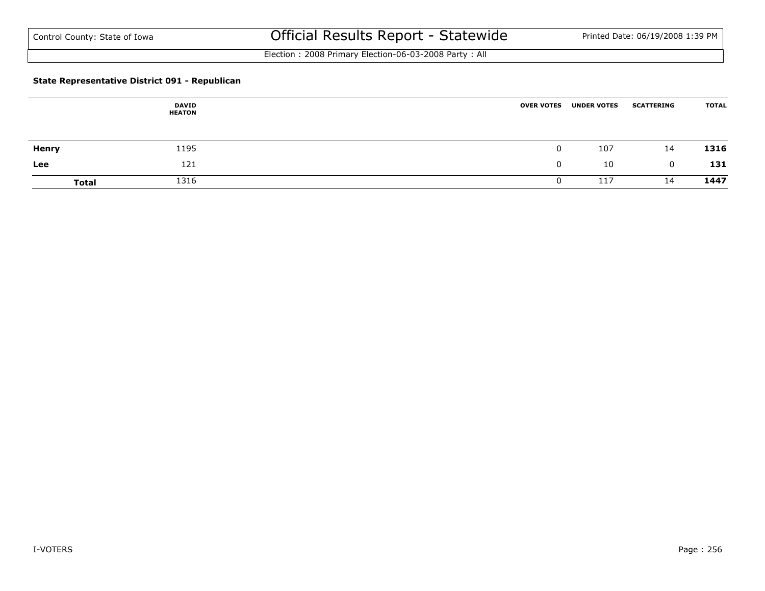Control County: State of Iowa

# Official Results Report - Statewide

Printed Date: 06/19/2008 1:39 PM

Election : 2008 Primary Election-06-03-2008 Party : All

### State Representative District 091 - Republican

| | DAVID HEATON | OVER VOTES | UNDER VOTES | SCATTERING | TOTAL |
|---|---|---|---|---|---|
| **Henry** | 1195 | 0 | 107 | 14 | **1316** |
| **Lee** | 121 | 0 | 10 | 0 | **131** |
| **Total** | 1316 | 0 | 117 | 14 | **1447** |

I-VOTERS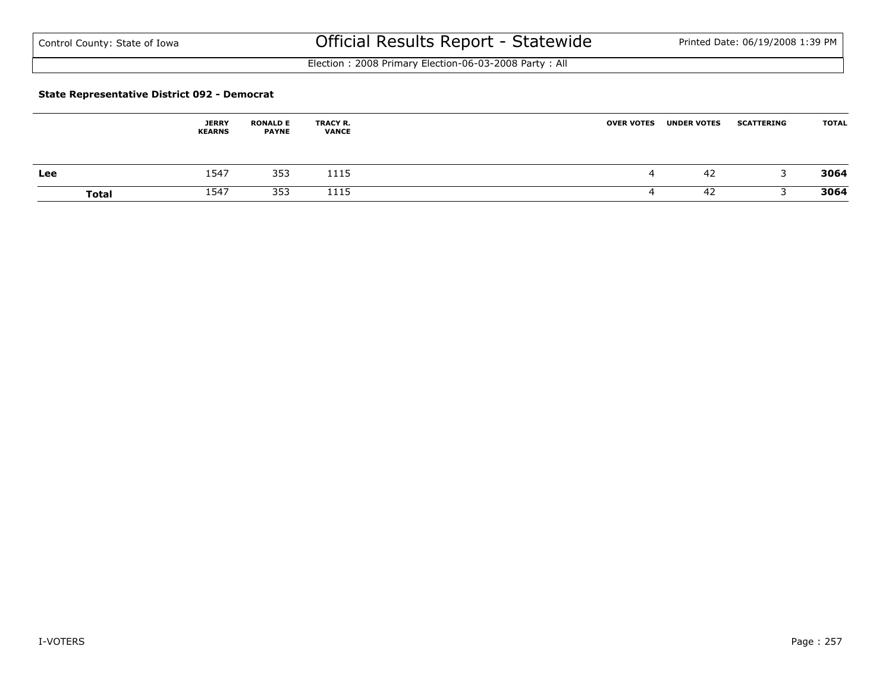Control County: State of Iowa

# Official Results Report - Statewide

Printed Date: 06/19/2008 1:39 PM

Election : 2008 Primary Election-06-03-2008 Party : All

### State Representative District 092 - Democrat

| | JERRY KEARNS | RONALD E PAYNE | TRACY R. VANCE | OVER VOTES | UNDER VOTES | SCATTERING | TOTAL |
|---|---|---|---|---|---|---|---|
| **Lee** | 1547 | 353 | 1115 | 4 | 42 | 3 | **3064** |
| **Total** | 1547 | 353 | 1115 | 4 | 42 | 3 | **3064** |

I-VOTERS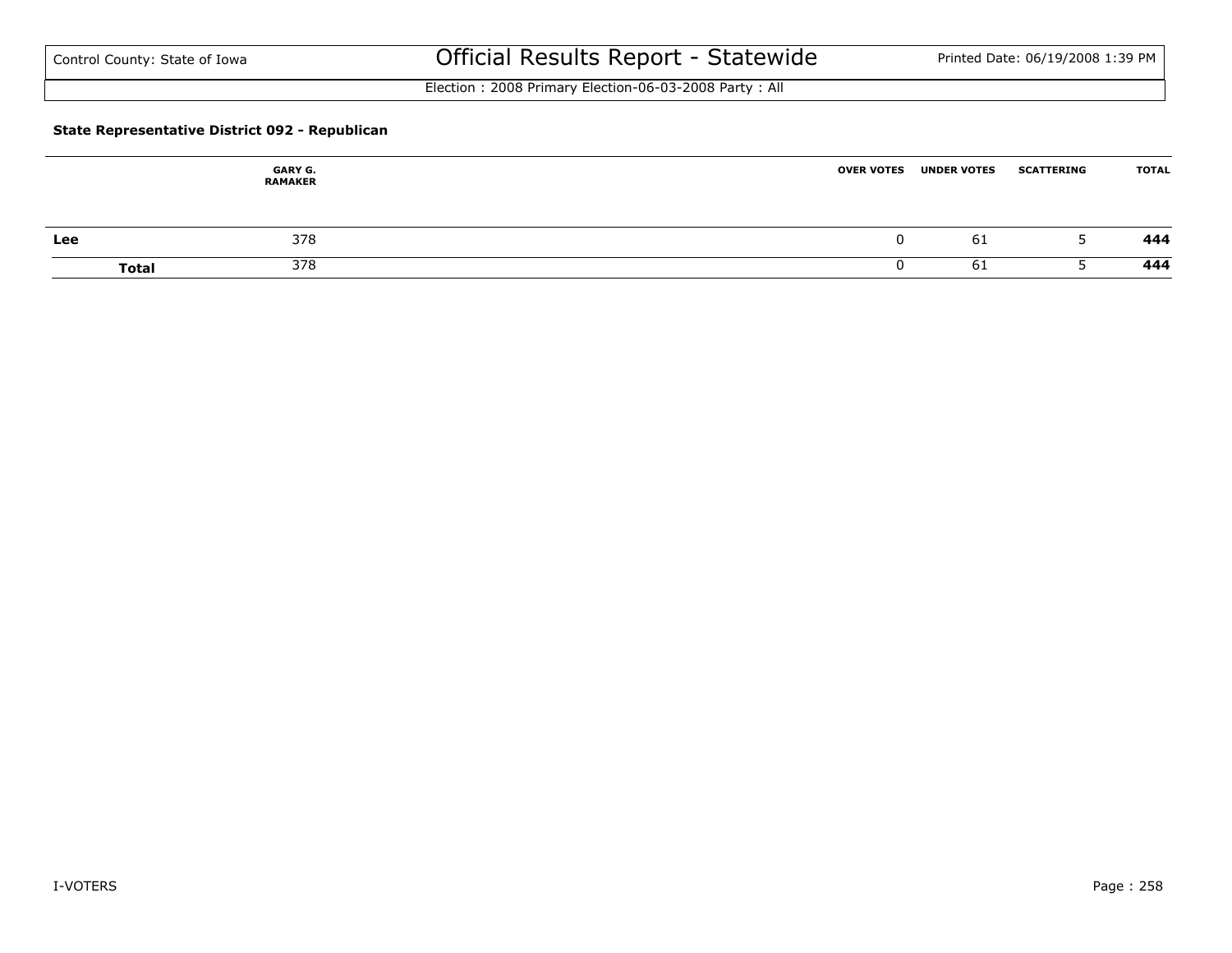Control County: State of Iowa

# Official Results Report - Statewide

Election : 2008 Primary Election-06-03-2008 Party : All

### State Representative District 092 - Republican

| | GARY G. RAMAKER | OVER VOTES | UNDER VOTES | SCATTERING | TOTAL |
|---|---|---|---|---|---|
| **Lee** | 378 | 0 | 61 | 5 | **444** |
| **Total** | 378 | 0 | 61 | 5 | **444** |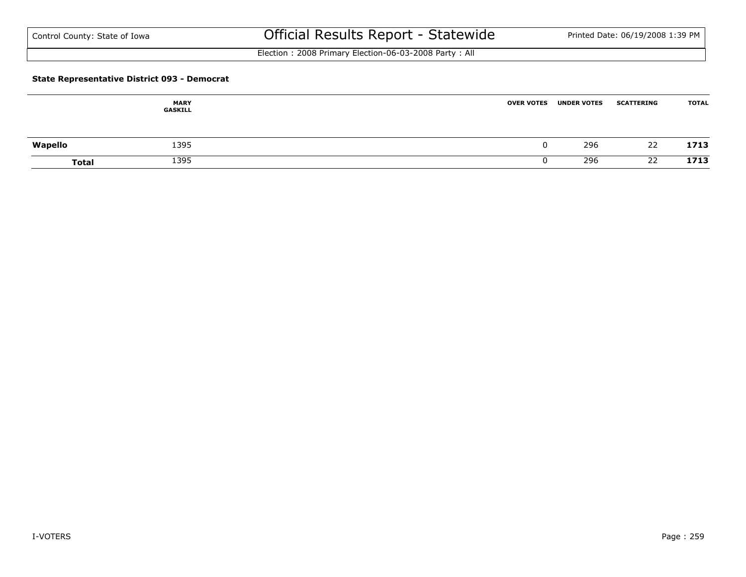Control County: State of Iowa

# Official Results Report - Statewide

Printed Date: 06/19/2008 1:39 PM

Election : 2008 Primary Election-06-03-2008 Party : All

### State Representative District 093 - Democrat

| | MARY GASKILL | OVER VOTES | UNDER VOTES | SCATTERING | TOTAL |
|---|---|---|---|---|---|
| **Wapello** | 1395 | 0 | 296 | 22 | **1713** |
| **Total** | 1395 | 0 | 296 | 22 | **1713** |

I-VOTERS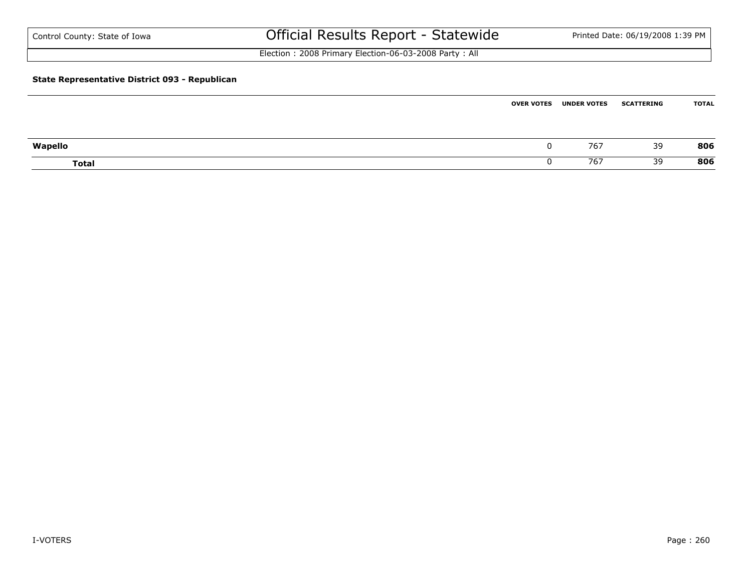Control County: State of Iowa

# Official Results Report - Statewide

Election : 2008 Primary Election-06-03-2008 Party : All

### State Representative District 093 - Republican

| | OVER VOTES | UNDER VOTES | SCATTERING | TOTAL |
|---|---|---|---|---|
| **Wapello** | 0 | 767 | 39 | **806** |
| **Total** | 0 | 767 | 39 | **806** |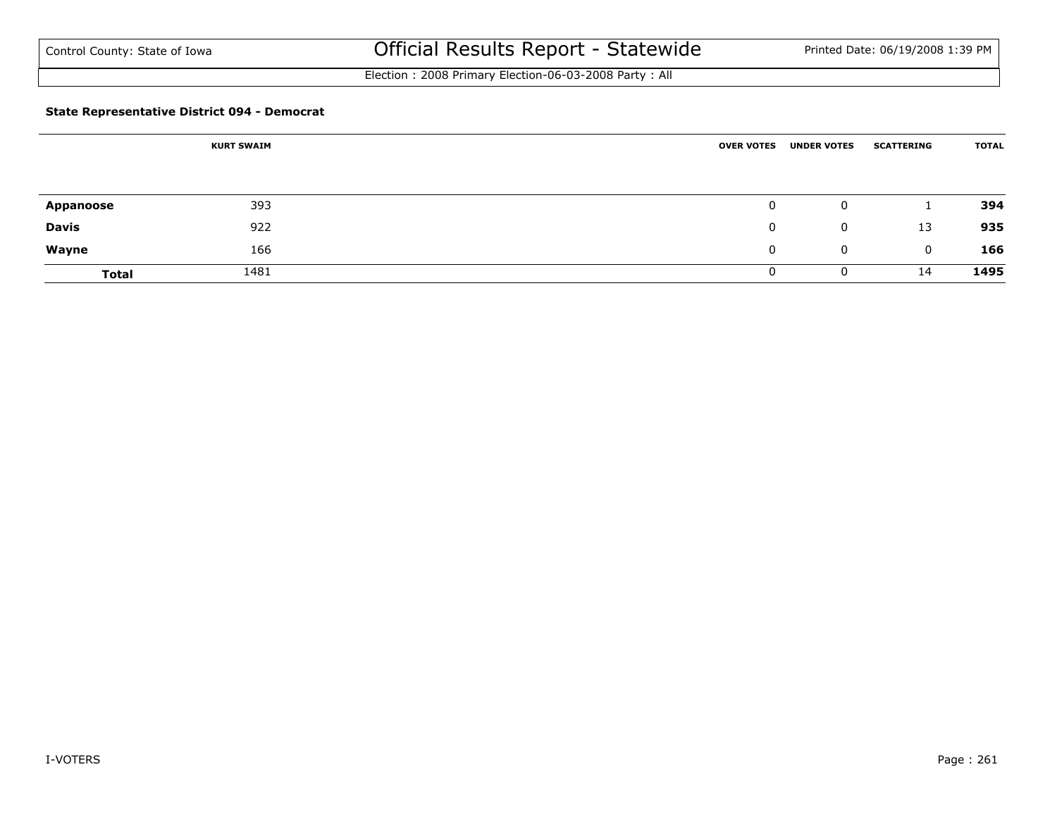Control County: State of Iowa

# Official Results Report - Statewide

Printed Date: 06/19/2008 1:39 PM

Election : 2008 Primary Election-06-03-2008 Party : All

### State Representative District 094 - Democrat

| | KURT SWAIM | OVER VOTES | UNDER VOTES | SCATTERING | TOTAL |
|---|---|---|---|---|---|
| **Appanoose** | 393 | 0 | 0 | 1 | **394** |
| **Davis** | 922 | 0 | 0 | 13 | **935** |
| **Wayne** | 166 | 0 | 0 | 0 | **166** |
| **Total** | 1481 | 0 | 0 | 14 | **1495** |

I-VOTERS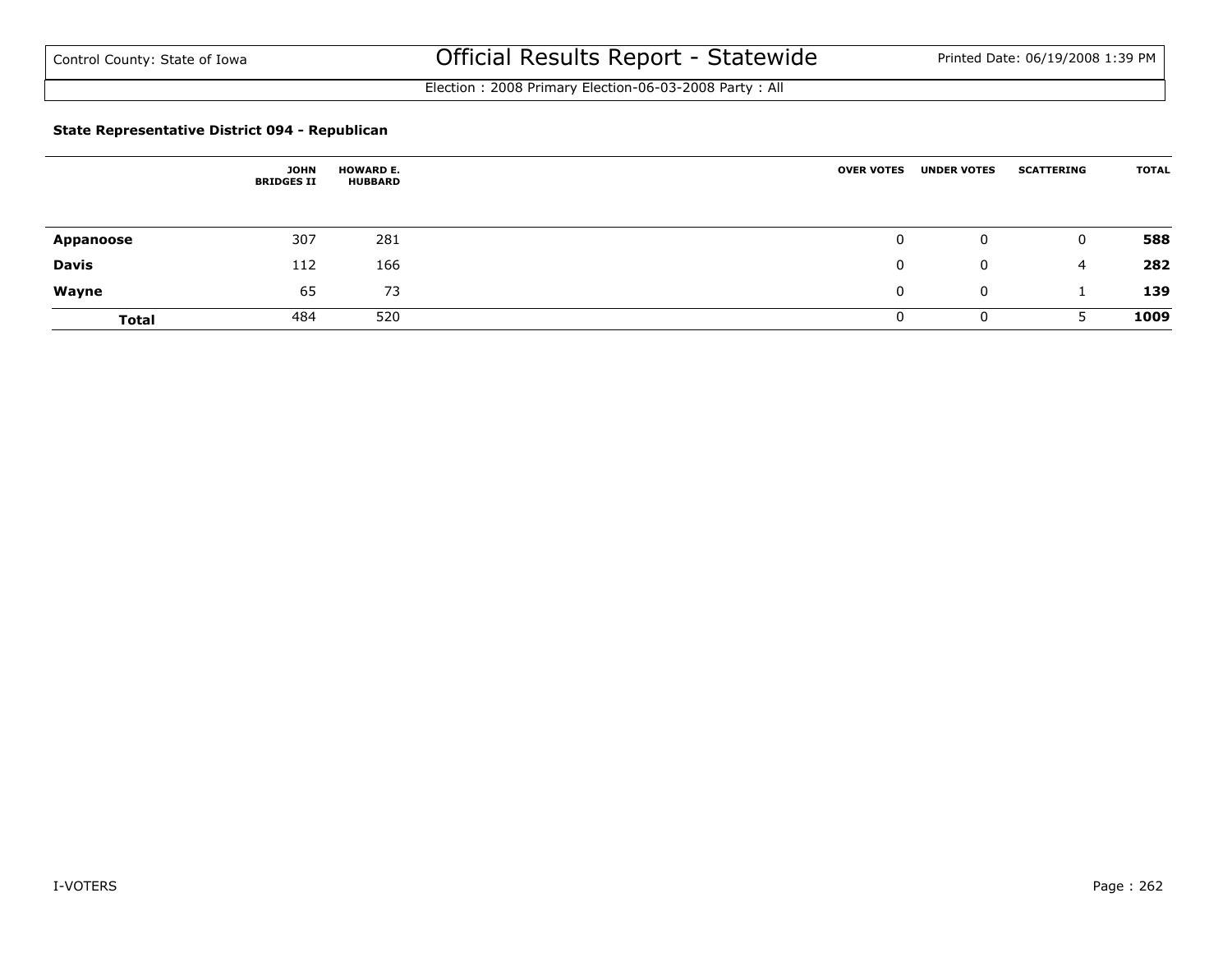Control County: State of Iowa

# Official Results Report - Statewide

Printed Date: 06/19/2008 1:39 PM

Election : 2008 Primary Election-06-03-2008 Party : All

### State Representative District 094 - Republican

| | JOHN BRIDGES II | HOWARD E. HUBBARD | OVER VOTES | UNDER VOTES | SCATTERING | TOTAL |
|---|---|---|---|---|---|---|
| **Appanoose** | 307 | 281 | 0 | 0 | 0 | **588** |
| **Davis** | 112 | 166 | 0 | 0 | 4 | **282** |
| **Wayne** | 65 | 73 | 0 | 0 | 1 | **139** |
| **Total** | 484 | 520 | 0 | 0 | 5 | **1009** |

I-VOTERS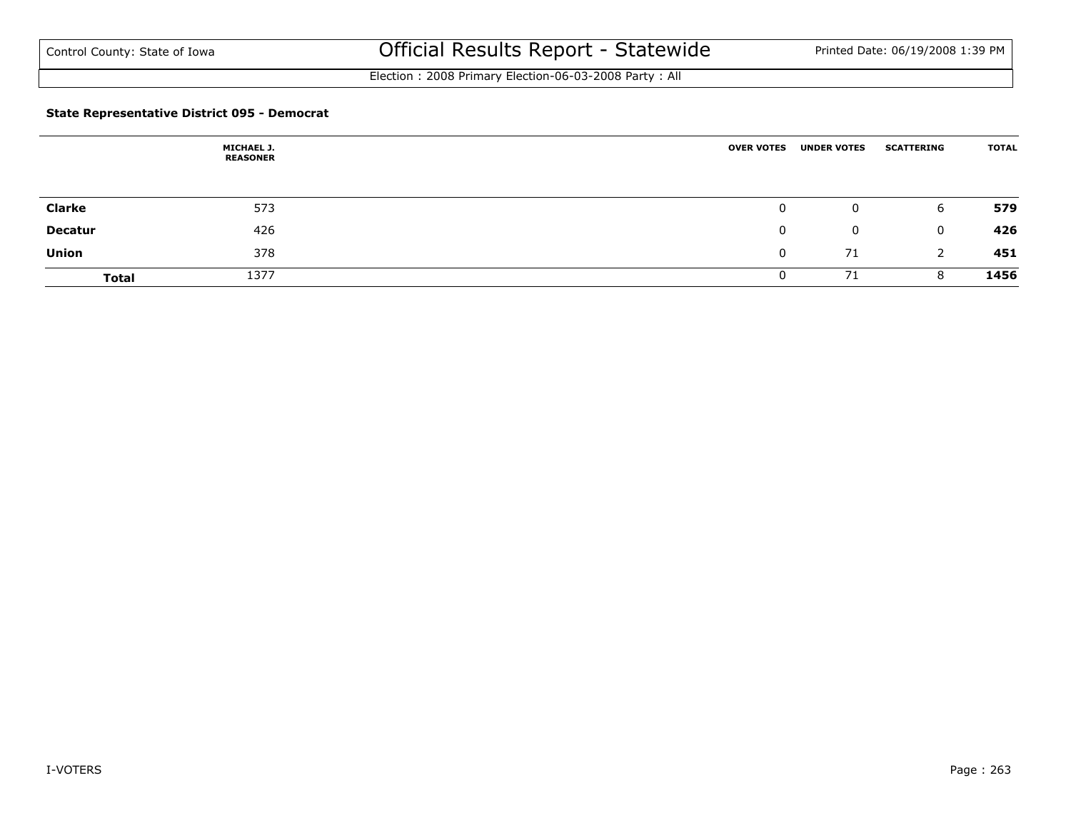Control County: State of Iowa

# Official Results Report - Statewide

Printed Date: 06/19/2008 1:39 PM

Election : 2008 Primary Election-06-03-2008 Party : All

### State Representative District 095 - Democrat

| | MICHAEL J. REASONER | OVER VOTES | UNDER VOTES | SCATTERING | TOTAL |
|---|---|---|---|---|---|
| **Clarke** | 573 | 0 | 0 | 6 | **579** |
| **Decatur** | 426 | 0 | 0 | 0 | **426** |
| **Union** | 378 | 0 | 71 | 2 | **451** |
| **Total** | 1377 | 0 | 71 | 8 | **1456** |

I-VOTERS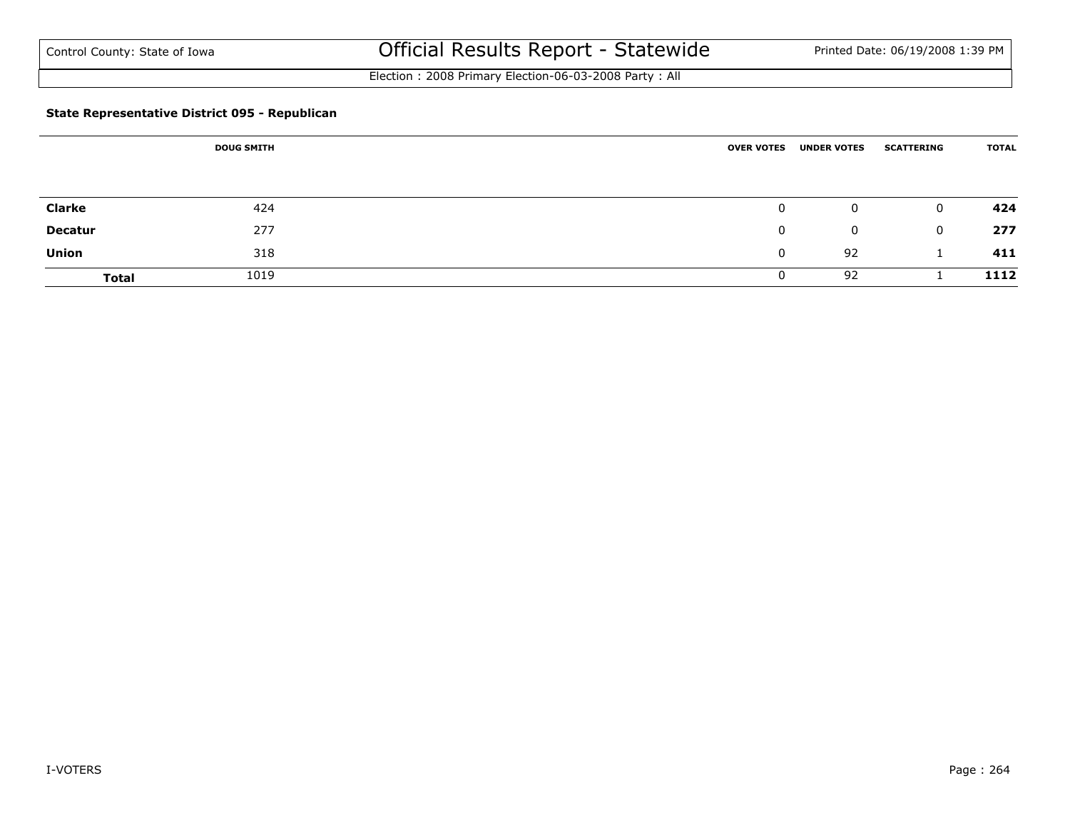Control County: State of Iowa

# Official Results Report - Statewide

Election : 2008 Primary Election-06-03-2008 Party : All

### State Representative District 095 - Republican

| | DOUG SMITH | OVER VOTES | UNDER VOTES | SCATTERING | TOTAL |
|---|---|---|---|---|---|
| **Clarke** | 424 | 0 | 0 | 0 | **424** |
| **Decatur** | 277 | 0 | 0 | 0 | **277** |
| **Union** | 318 | 0 | 92 | 1 | **411** |
| **Total** | 1019 | 0 | 92 | 1 | **1112** |

I-VOTERS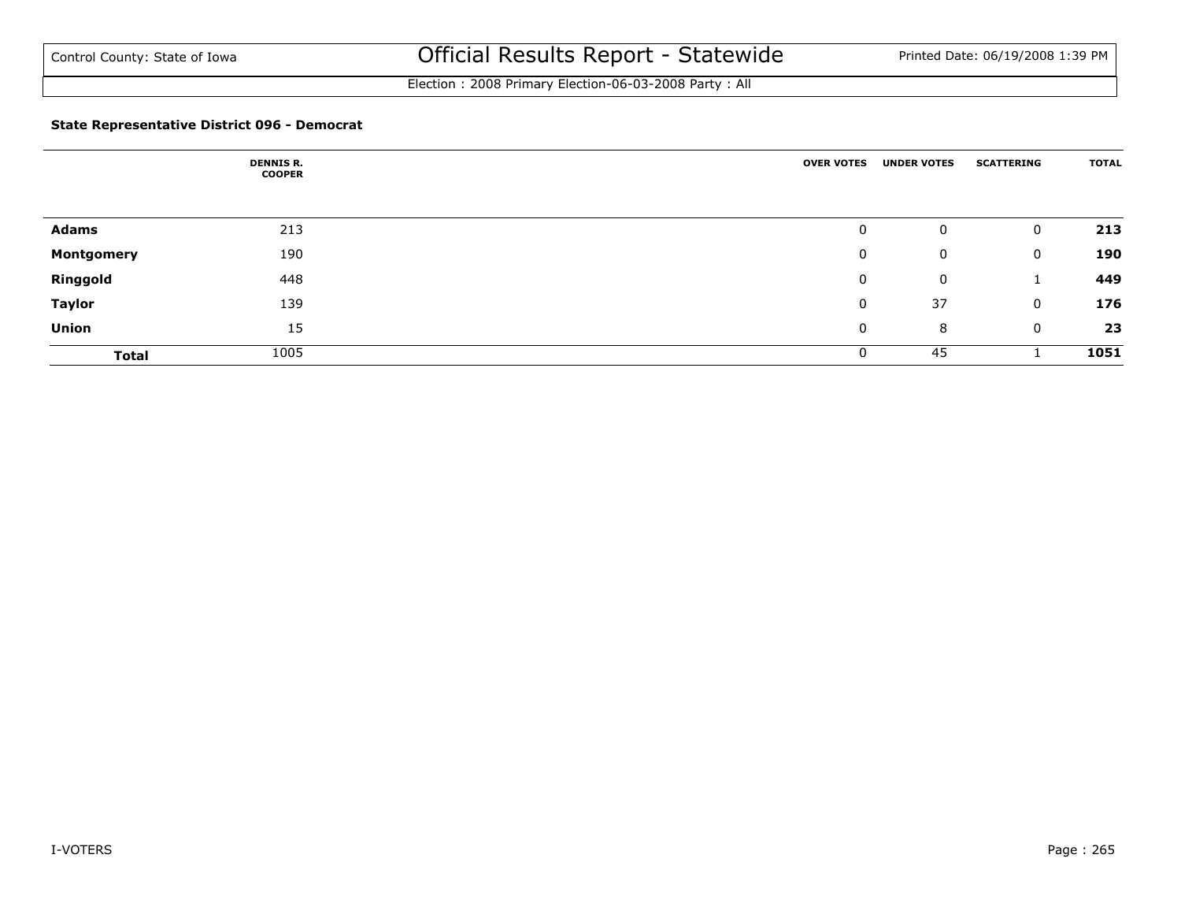Control County: State of Iowa

# Official Results Report - Statewide

Printed Date: 06/19/2008 1:39 PM

Election : 2008 Primary Election-06-03-2008 Party : All

### State Representative District 096 - Democrat

| | DENNIS R. COOPER | OVER VOTES | UNDER VOTES | SCATTERING | TOTAL |
|---|---|---|---|---|---|
| **Adams** | 213 | 0 | 0 | 0 | **213** |
| **Montgomery** | 190 | 0 | 0 | 0 | **190** |
| **Ringgold** | 448 | 0 | 0 | 1 | **449** |
| **Taylor** | 139 | 0 | 37 | 0 | **176** |
| **Union** | 15 | 0 | 8 | 0 | **23** |
| **Total** | 1005 | 0 | 45 | 1 | **1051** |

I-VOTERS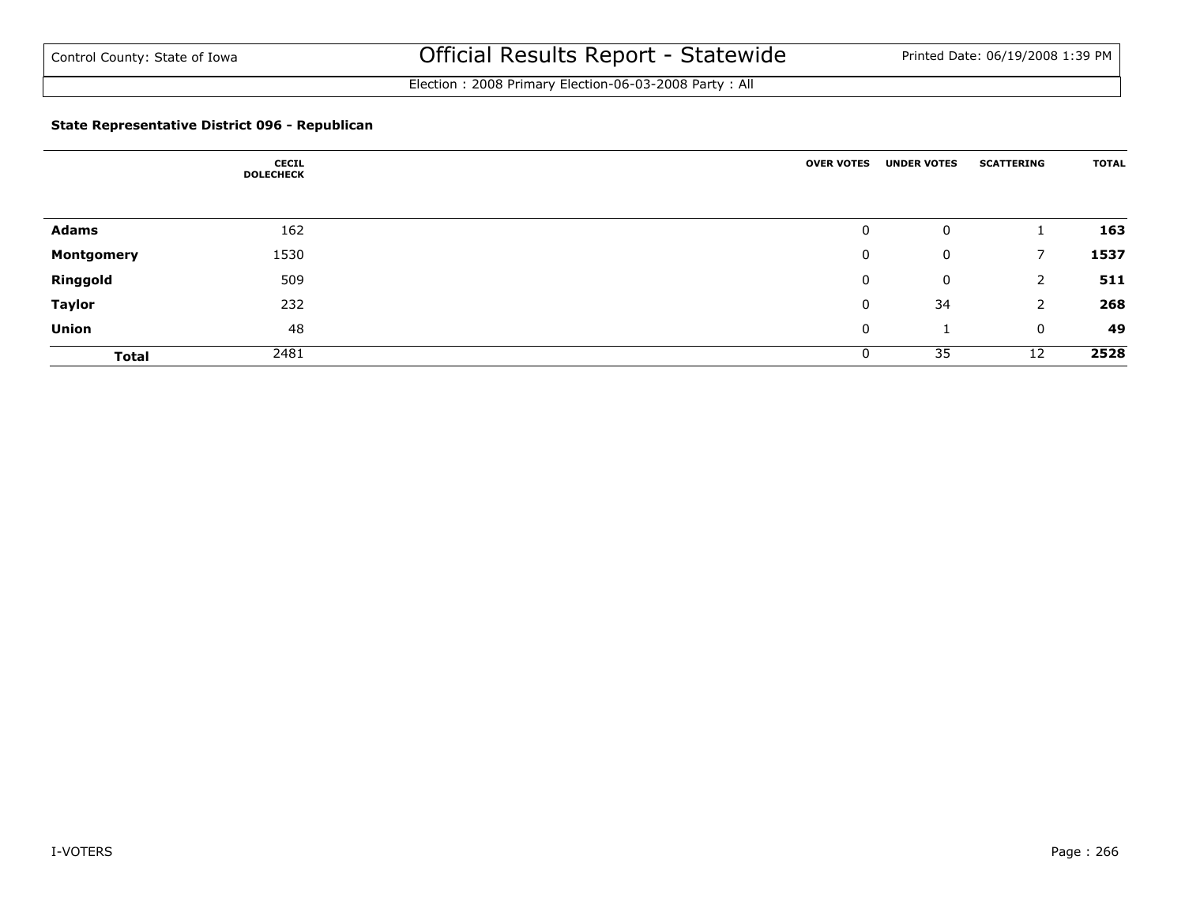Control County: State of Iowa

# Official Results Report - Statewide

Printed Date: 06/19/2008 1:39 PM

Election : 2008 Primary Election-06-03-2008 Party : All

### State Representative District 096 - Republican

| | CECIL DOLECHECK | OVER VOTES | UNDER VOTES | SCATTERING | TOTAL |
|---|---|---|---|---|---|
| **Adams** | 162 | 0 | 0 | 1 | **163** |
| **Montgomery** | 1530 | 0 | 0 | 7 | **1537** |
| **Ringgold** | 509 | 0 | 0 | 2 | **511** |
| **Taylor** | 232 | 0 | 34 | 2 | **268** |
| **Union** | 48 | 0 | 1 | 0 | **49** |
| **Total** | 2481 | 0 | 35 | 12 | **2528** |

I-VOTERS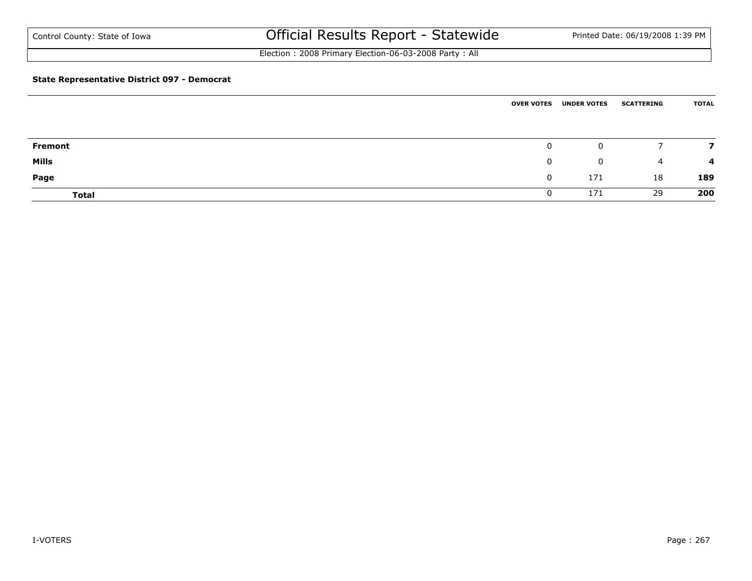Control County: State of Iowa

# Official Results Report - Statewide

Election : 2008 Primary Election-06-03-2008 Party : All

### State Representative District 097 - Democrat

| | OVER VOTES | UNDER VOTES | SCATTERING | TOTAL |
|---|---|---|---|---|
| **Fremont** | 0 | 0 | 7 | **7** |
| **Mills** | 0 | 0 | 4 | **4** |
| **Page** | 0 | 171 | 18 | **189** |
| **Total** | 0 | 171 | 29 | **200** |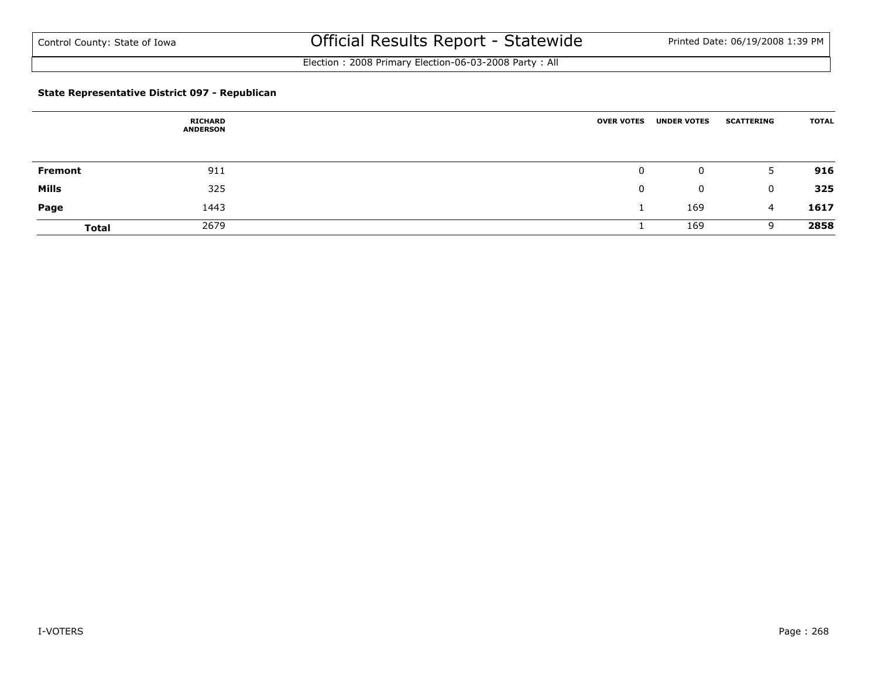Control County: State of Iowa

# Official Results Report - Statewide

Printed Date: 06/19/2008 1:39 PM

Election : 2008 Primary Election-06-03-2008 Party : All

### State Representative District 097 - Republican

| | RICHARD ANDERSON | OVER VOTES | UNDER VOTES | SCATTERING | TOTAL |
|---|---|---|---|---|---|
| **Fremont** | 911 | 0 | 0 | 5 | **916** |
| **Mills** | 325 | 0 | 0 | 0 | **325** |
| **Page** | 1443 | 1 | 169 | 4 | **1617** |
| **Total** | 2679 | 1 | 169 | 9 | **2858** |

I-VOTERS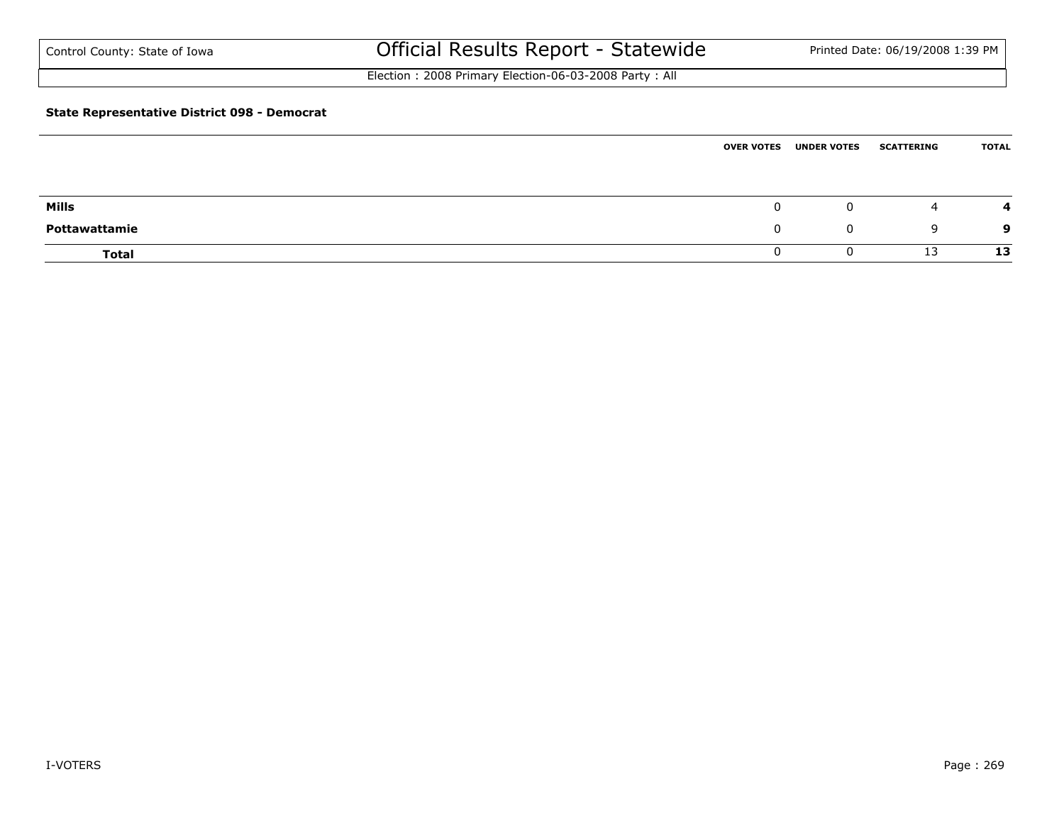Control County: State of Iowa

# Official Results Report - Statewide

Election : 2008 Primary Election-06-03-2008 Party : All

**State Representative District 098 - Democrat**

| | OVER VOTES | UNDER VOTES | SCATTERING | TOTAL |
|---|---|---|---|---|
| **Mills** | 0 | 0 | 4 | **4** |
| **Pottawattamie** | 0 | 0 | 9 | **9** |
| **Total** | 0 | 0 | 13 | **13** |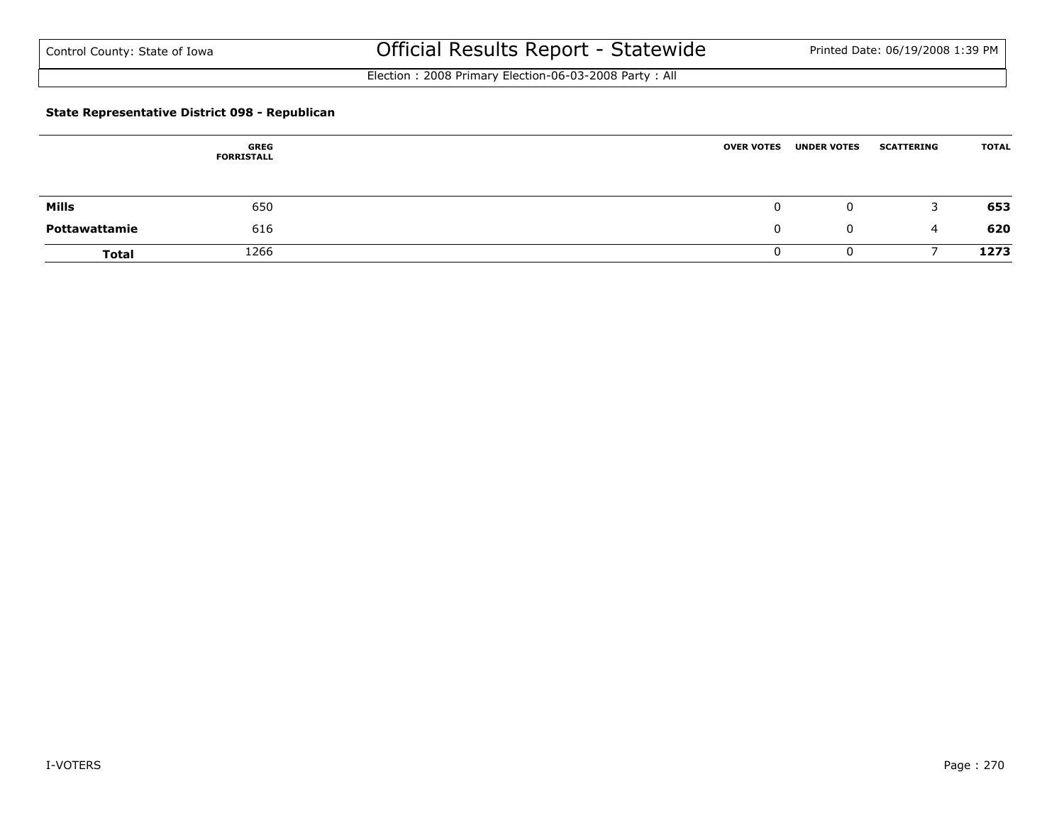Control County: State of Iowa

# Official Results Report - Statewide

Printed Date: 06/19/2008 1:39 PM

Election : 2008 Primary Election-06-03-2008 Party : All

**State Representative District 098 - Republican**

| | GREG FORRISTALL | OVER VOTES | UNDER VOTES | SCATTERING | TOTAL |
|---|---|---|---|---|---|
| **Mills** | 650 | 0 | 0 | 3 | **653** |
| **Pottawattamie** | 616 | 0 | 0 | 4 | **620** |
| **Total** | 1266 | 0 | 0 | 7 | **1273** |

I-VOTERS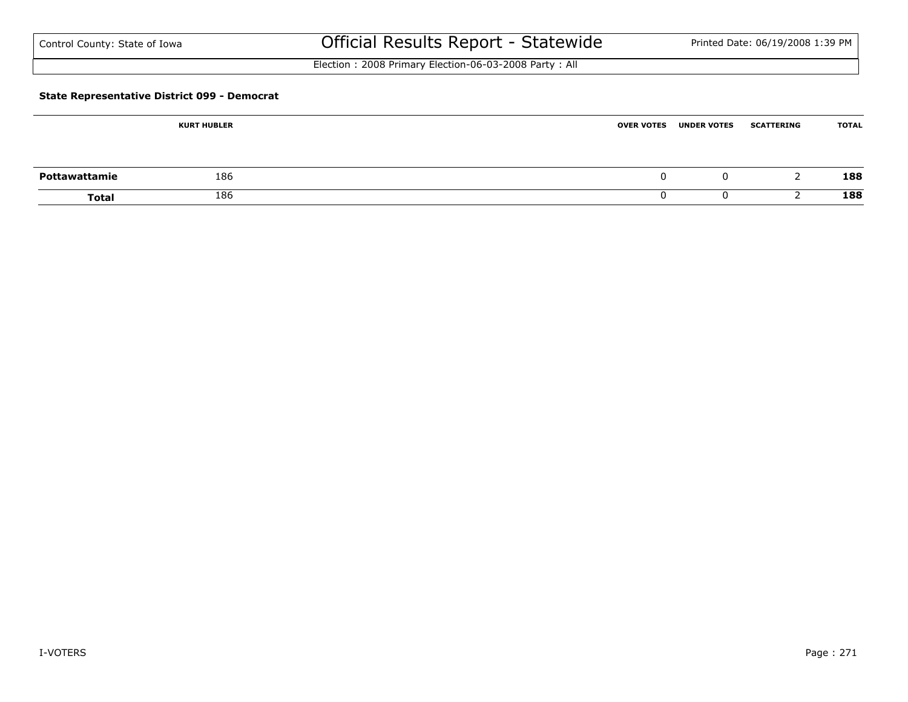### State Representative District 099 - Democrat

| | KURT HUBLER | OVER VOTES | UNDER VOTES | SCATTERING | TOTAL |
|---|---|---|---|---|---|
| **Pottawattamie** | 186 | 0 | 0 | 2 | **188** |
| **Total** | 186 | 0 | 0 | 2 | **188** |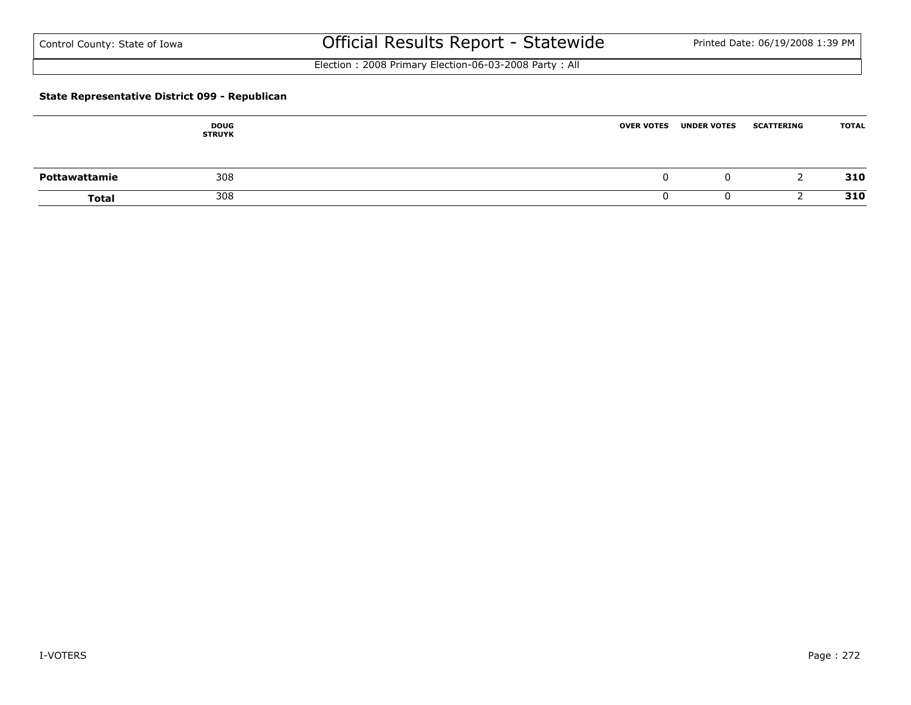Control County: State of Iowa

# Official Results Report - Statewide

Election : 2008 Primary Election-06-03-2008 Party : All

### State Representative District 099 - Republican

| | DOUG STRUYK | OVER VOTES | UNDER VOTES | SCATTERING | TOTAL |
|---|---|---|---|---|---|
| **Pottawattamie** | 308 | 0 | 0 | 2 | **310** |
| **Total** | 308 | 0 | 0 | 2 | **310** |

I-VOTERS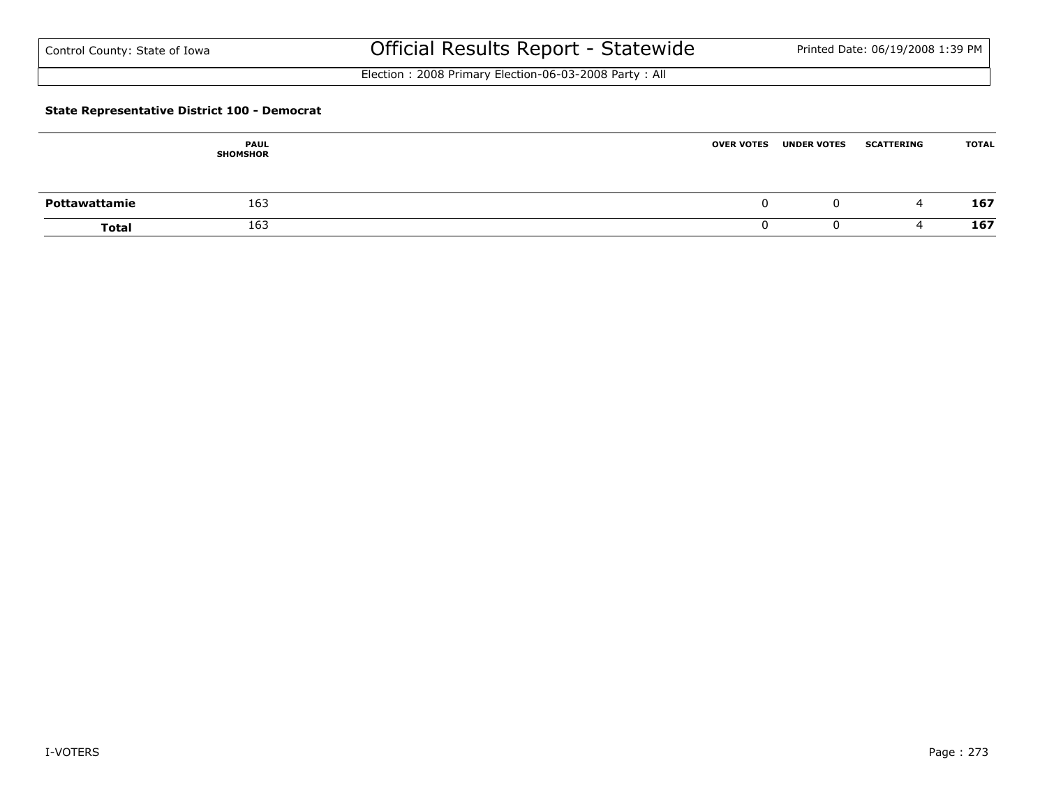Control County: State of Iowa

# Official Results Report - Statewide

Election : 2008 Primary Election-06-03-2008 Party : All

**State Representative District 100 - Democrat**

| | PAUL SHOMSHOR | OVER VOTES | UNDER VOTES | SCATTERING | TOTAL |
|---|---|---|---|---|---|
| **Pottawattamie** | 163 | 0 | 0 | 4 | **167** |
| **Total** | 163 | 0 | 0 | 4 | **167** |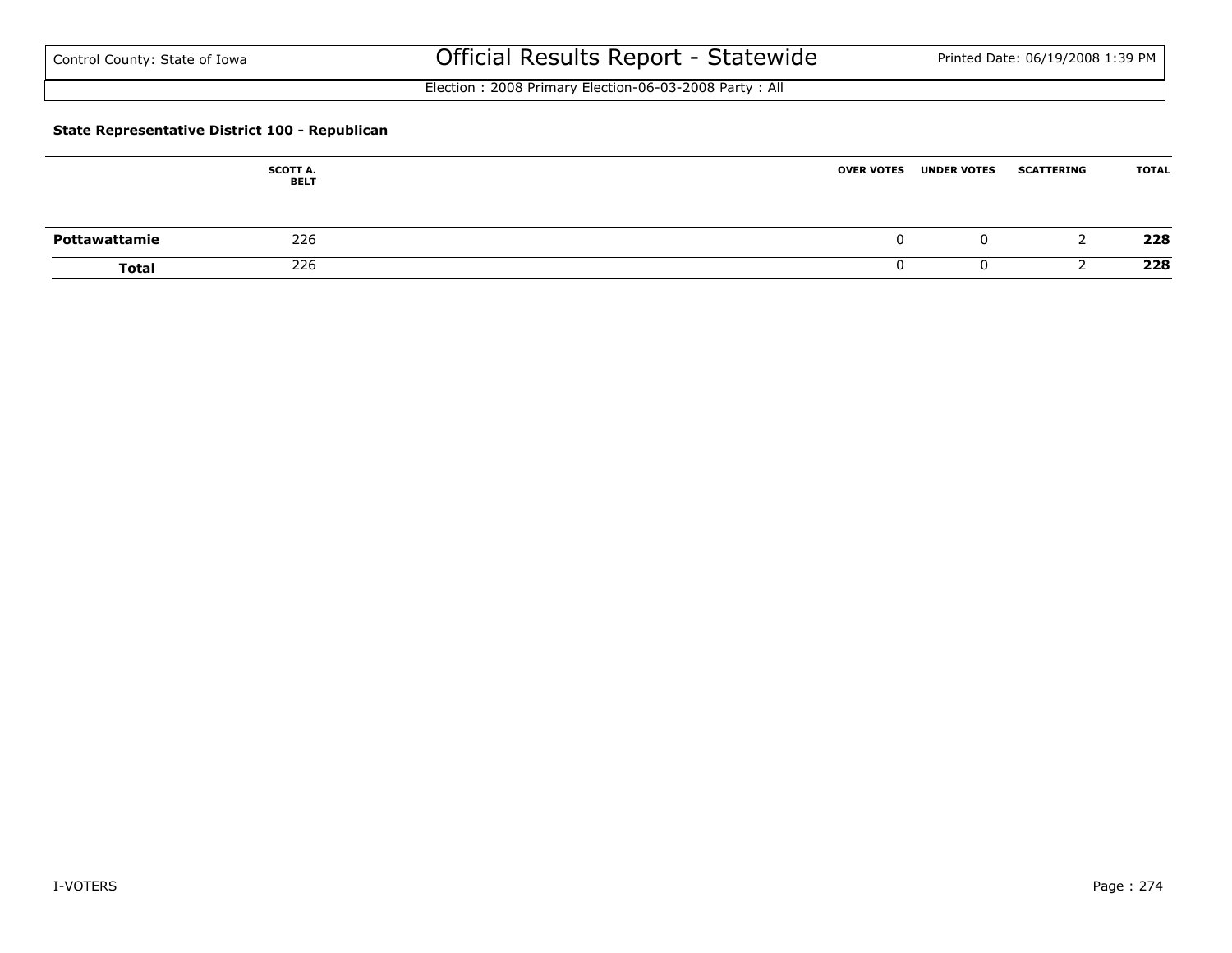### State Representative District 100 - Republican

| | SCOTT A. BELT | OVER VOTES | UNDER VOTES | SCATTERING | TOTAL |
|---|---|---|---|---|---|
| **Pottawattamie** | 226 | 0 | 0 | 2 | **228** |
| **Total** | 226 | 0 | 0 | 2 | **228** |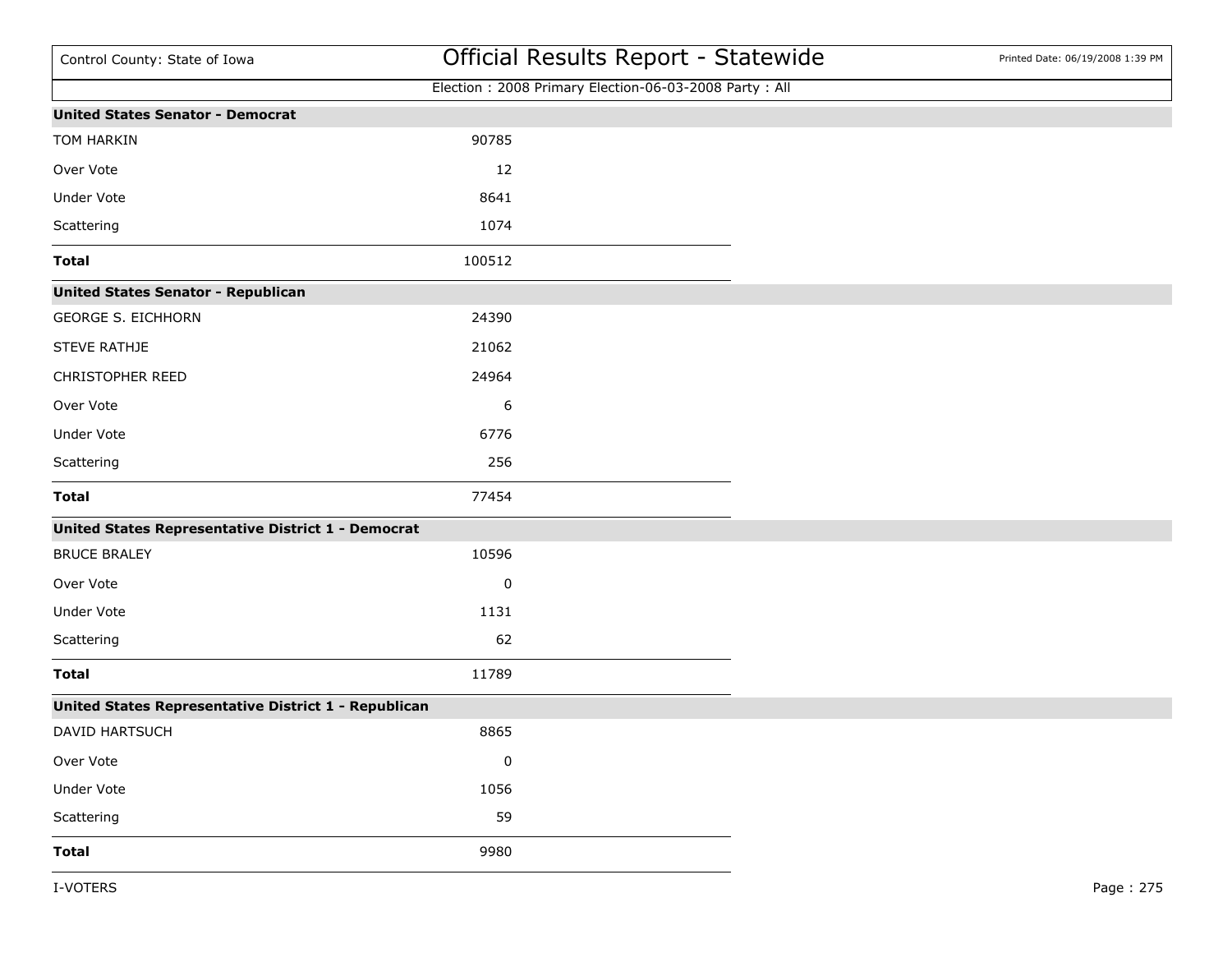Control County: State of Iowa

# Official Results Report - Statewide

Election : 2008 Primary Election-06-03-2008 Party : All

| United States Senator - Democrat | |
|---|---|
| TOM HARKIN | 90785 |
| Over Vote | 12 |
| Under Vote | 8641 |
| Scattering | 1074 |
| **Total** | 100512 |

| United States Senator - Republican | |
|---|---|
| GEORGE S. EICHHORN | 24390 |
| STEVE RATHJE | 21062 |
| CHRISTOPHER REED | 24964 |
| Over Vote | 6 |
| Under Vote | 6776 |
| Scattering | 256 |
| **Total** | 77454 |

| United States Representative District 1 - Democrat | |
|---|---|
| BRUCE BRALEY | 10596 |
| Over Vote | 0 |
| Under Vote | 1131 |
| Scattering | 62 |
| **Total** | 11789 |

| United States Representative District 1 - Republican | |
|---|---|
| DAVID HARTSUCH | 8865 |
| Over Vote | 0 |
| Under Vote | 1056 |
| Scattering | 59 |
| **Total** | 9980 |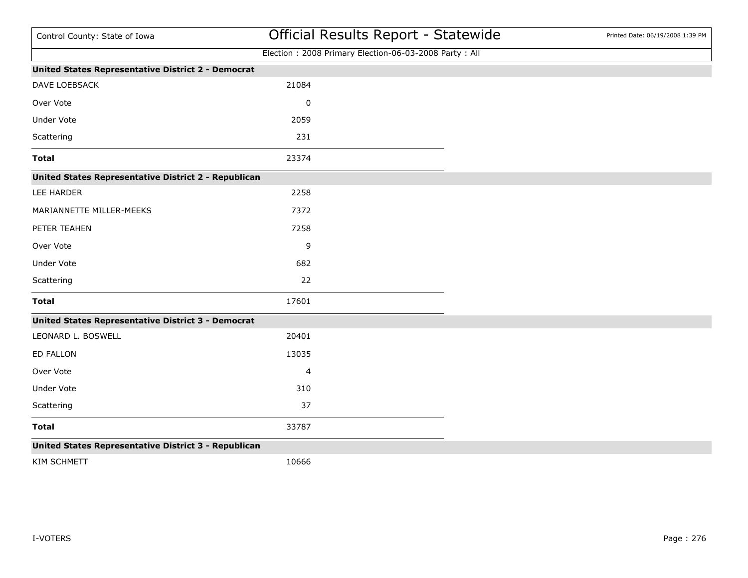Election : 2008 Primary Election-06-03-2008 Party : All

**United States Representative District 2 - Democrat**

| | |
|---|---|
| DAVE LOEBSACK | 21084 |
| Over Vote | 0 |
| Under Vote | 2059 |
| Scattering | 231 |
| **Total** | 23374 |

**United States Representative District 2 - Republican**

| | |
|---|---|
| LEE HARDER | 2258 |
| MARIANNETTE MILLER-MEEKS | 7372 |
| PETER TEAHEN | 7258 |
| Over Vote | 9 |
| Under Vote | 682 |
| Scattering | 22 |
| **Total** | 17601 |

**United States Representative District 3 - Democrat**

| | |
|---|---|
| LEONARD L. BOSWELL | 20401 |
| ED FALLON | 13035 |
| Over Vote | 4 |
| Under Vote | 310 |
| Scattering | 37 |
| **Total** | 33787 |

**United States Representative District 3 - Republican**

| | |
|---|---|
| KIM SCHMETT | 10666 |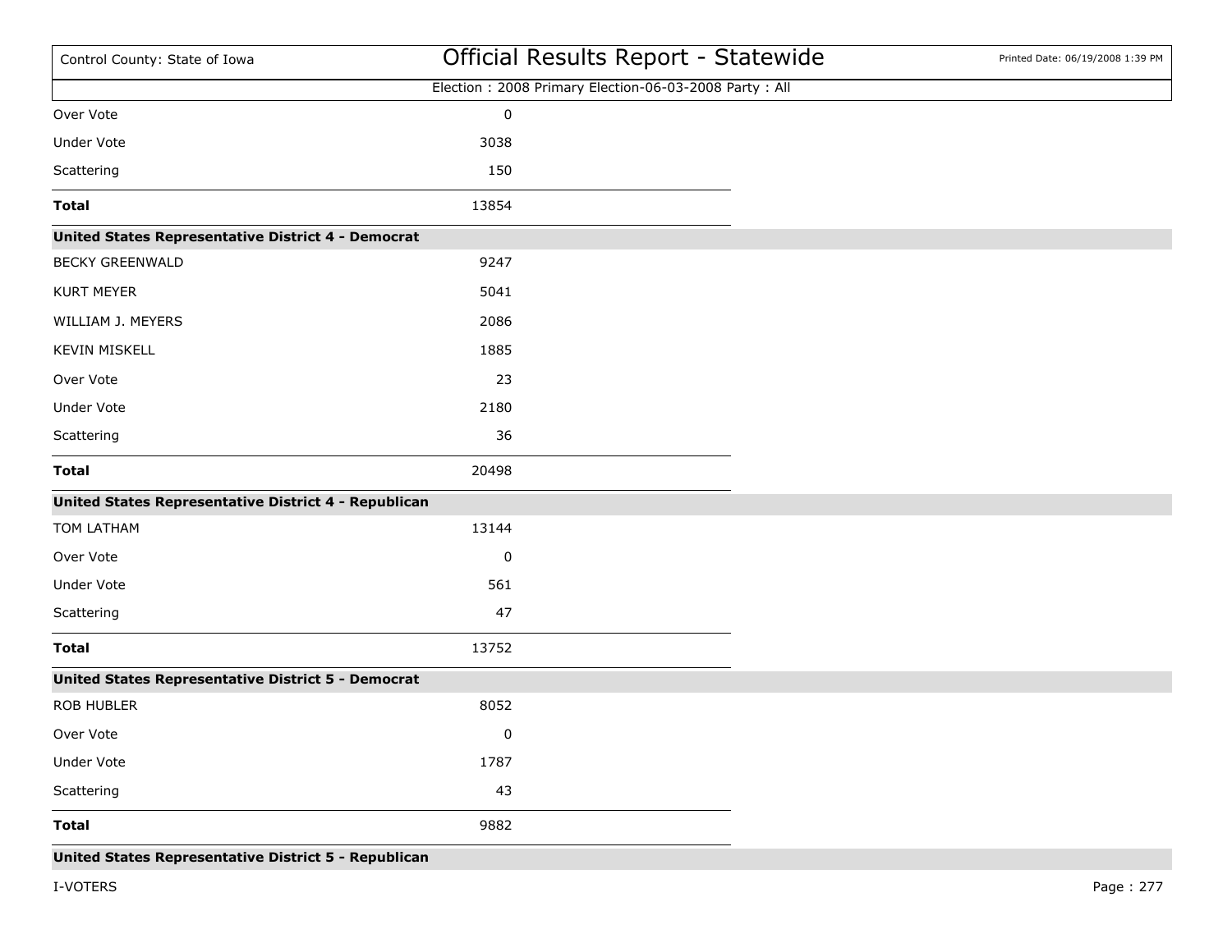Election : 2008 Primary Election-06-03-2008 Party : All

| | |
|---|---|
| Over Vote | 0 |
| Under Vote | 3038 |
| Scattering | 150 |
| **Total** | 13854 |

**United States Representative District 4 - Democrat**

| | |
|---|---|
| BECKY GREENWALD | 9247 |
| KURT MEYER | 5041 |
| WILLIAM J. MEYERS | 2086 |
| KEVIN MISKELL | 1885 |
| Over Vote | 23 |
| Under Vote | 2180 |
| Scattering | 36 |
| **Total** | 20498 |

**United States Representative District 4 - Republican**

| | |
|---|---|
| TOM LATHAM | 13144 |
| Over Vote | 0 |
| Under Vote | 561 |
| Scattering | 47 |
| **Total** | 13752 |

**United States Representative District 5 - Democrat**

| | |
|---|---|
| ROB HUBLER | 8052 |
| Over Vote | 0 |
| Under Vote | 1787 |
| Scattering | 43 |
| **Total** | 9882 |

**United States Representative District 5 - Republican**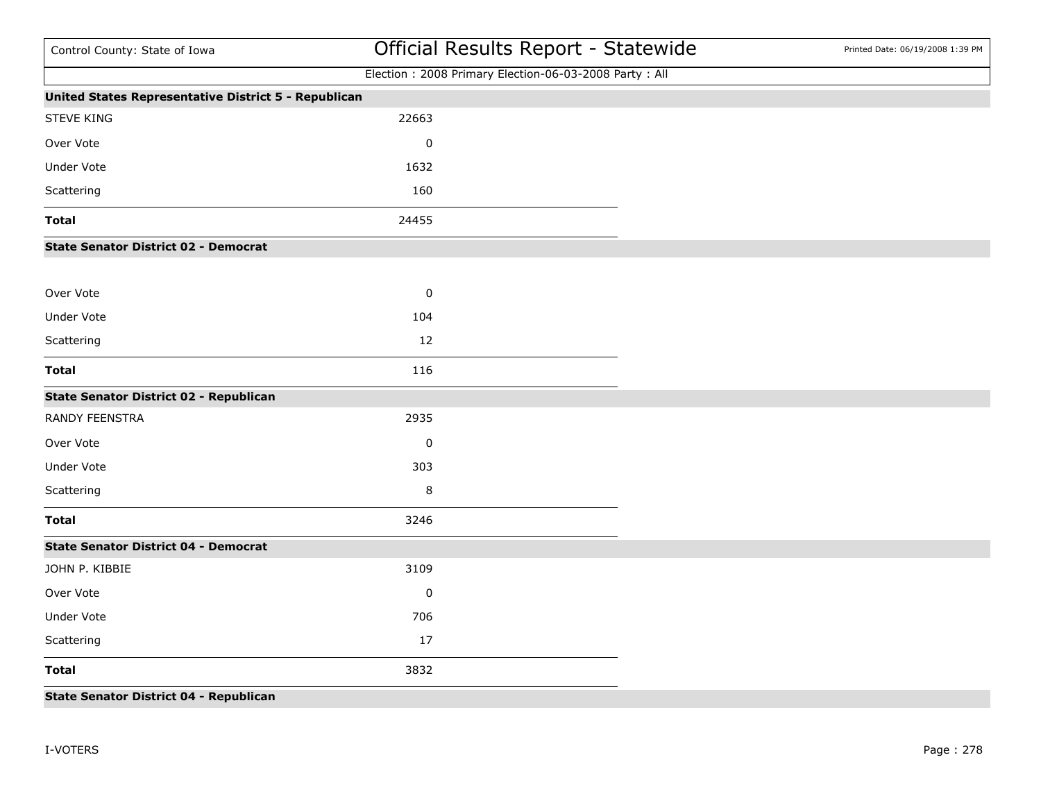Election : 2008 Primary Election-06-03-2008 Party : All

### United States Representative District 5 - Republican

| | |
|---|---|
| STEVE KING | 22663 |
| Over Vote | 0 |
| Under Vote | 1632 |
| Scattering | 160 |
| **Total** | 24455 |

### State Senator District 02 - Democrat

| | |
|---|---|
| Over Vote | 0 |
| Under Vote | 104 |
| Scattering | 12 |
| **Total** | 116 |

### State Senator District 02 - Republican

| | |
|---|---|
| RANDY FEENSTRA | 2935 |
| Over Vote | 0 |
| Under Vote | 303 |
| Scattering | 8 |
| **Total** | 3246 |

### State Senator District 04 - Democrat

| | |
|---|---|
| JOHN P. KIBBIE | 3109 |
| Over Vote | 0 |
| Under Vote | 706 |
| Scattering | 17 |
| **Total** | 3832 |

### State Senator District 04 - Republican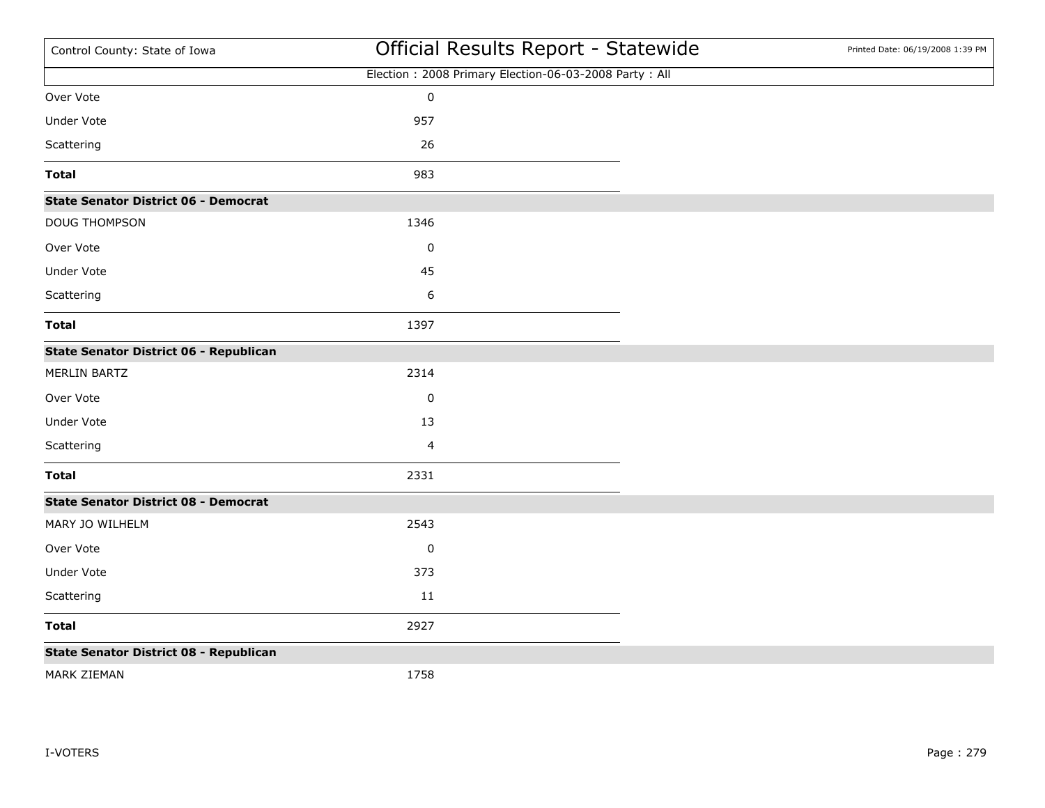| | |
|---|---|
| Over Vote | 0 |
| Under Vote | 957 |
| Scattering | 26 |
| **Total** | 983 |

**State Senator District 06 - Democrat**

| | |
|---|---|
| DOUG THOMPSON | 1346 |
| Over Vote | 0 |
| Under Vote | 45 |
| Scattering | 6 |
| **Total** | 1397 |

**State Senator District 06 - Republican**

| | |
|---|---|
| MERLIN BARTZ | 2314 |
| Over Vote | 0 |
| Under Vote | 13 |
| Scattering | 4 |
| **Total** | 2331 |

**State Senator District 08 - Democrat**

| | |
|---|---|
| MARY JO WILHELM | 2543 |
| Over Vote | 0 |
| Under Vote | 373 |
| Scattering | 11 |
| **Total** | 2927 |

**State Senator District 08 - Republican**

| | |
|---|---|
| MARK ZIEMAN | 1758 |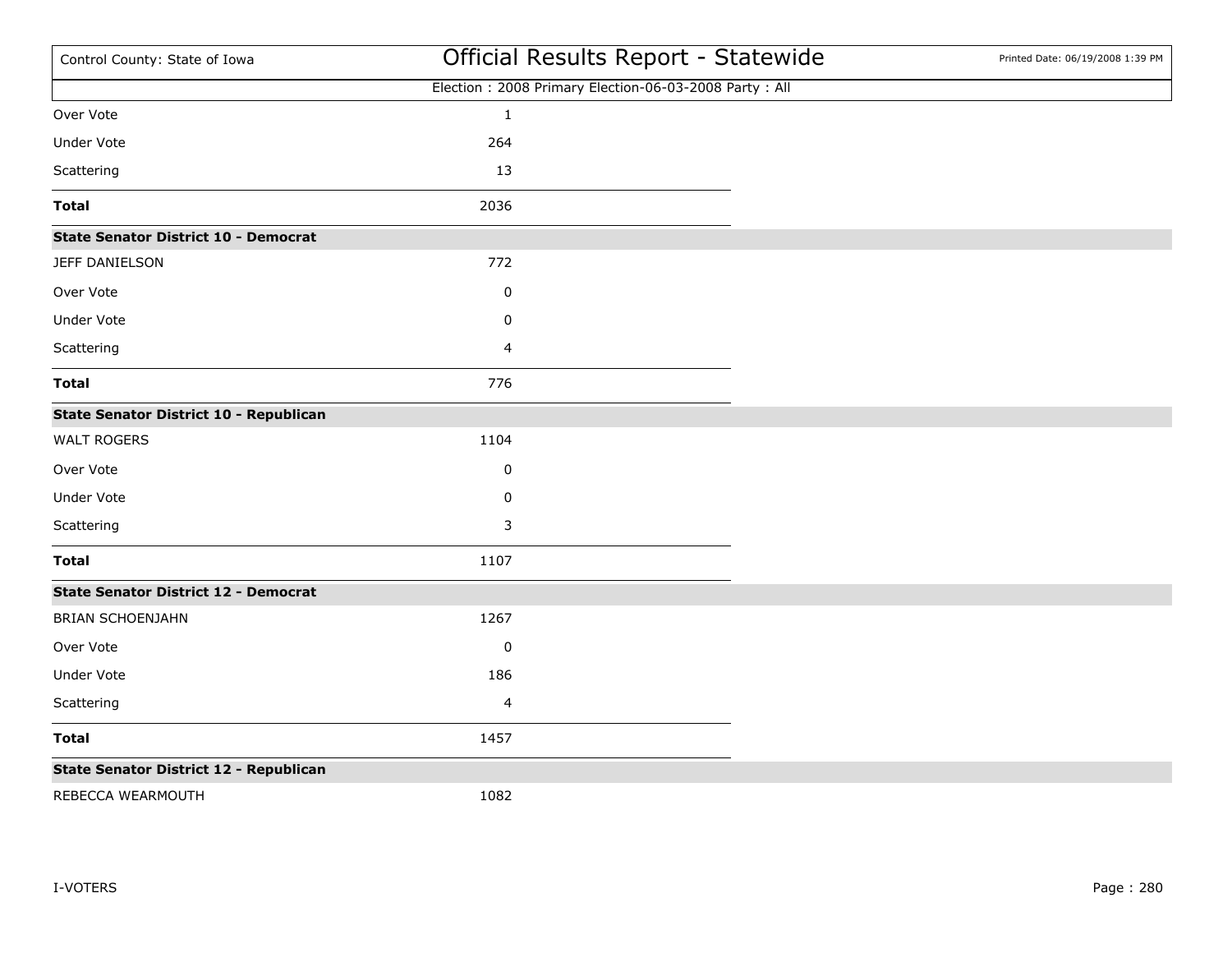| | |
|---|---|
| Over Vote | 1 |
| Under Vote | 264 |
| Scattering | 13 |
| **Total** | 2036 |

| **State Senator District 10 - Democrat** | |
|---|---|
| JEFF DANIELSON | 772 |
| Over Vote | 0 |
| Under Vote | 0 |
| Scattering | 4 |
| **Total** | 776 |

| **State Senator District 10 - Republican** | |
|---|---|
| WALT ROGERS | 1104 |
| Over Vote | 0 |
| Under Vote | 0 |
| Scattering | 3 |
| **Total** | 1107 |

| **State Senator District 12 - Democrat** | |
|---|---|
| BRIAN SCHOENJAHN | 1267 |
| Over Vote | 0 |
| Under Vote | 186 |
| Scattering | 4 |
| **Total** | 1457 |

| **State Senator District 12 - Republican** | |
|---|---|
| REBECCA WEARMOUTH | 1082 |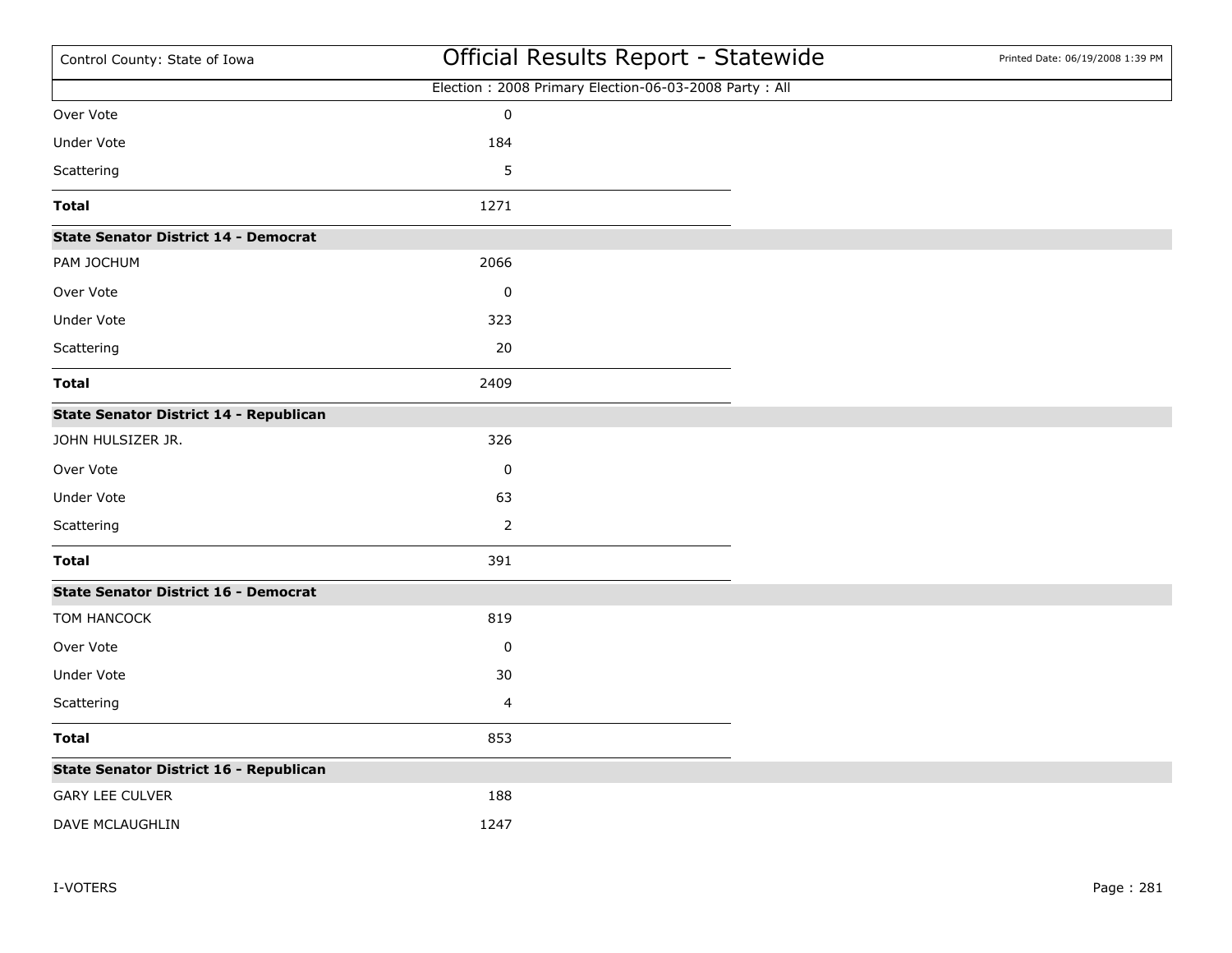| | |
|---|---|
| Over Vote | 0 |
| Under Vote | 184 |
| Scattering | 5 |
| **Total** | 1271 |

**State Senator District 14 - Democrat**

| | |
|---|---|
| PAM JOCHUM | 2066 |
| Over Vote | 0 |
| Under Vote | 323 |
| Scattering | 20 |
| **Total** | 2409 |

**State Senator District 14 - Republican**

| | |
|---|---|
| JOHN HULSIZER JR. | 326 |
| Over Vote | 0 |
| Under Vote | 63 |
| Scattering | 2 |
| **Total** | 391 |

**State Senator District 16 - Democrat**

| | |
|---|---|
| TOM HANCOCK | 819 |
| Over Vote | 0 |
| Under Vote | 30 |
| Scattering | 4 |
| **Total** | 853 |

**State Senator District 16 - Republican**

| | |
|---|---|
| GARY LEE CULVER | 188 |
| DAVE MCLAUGHLIN | 1247 |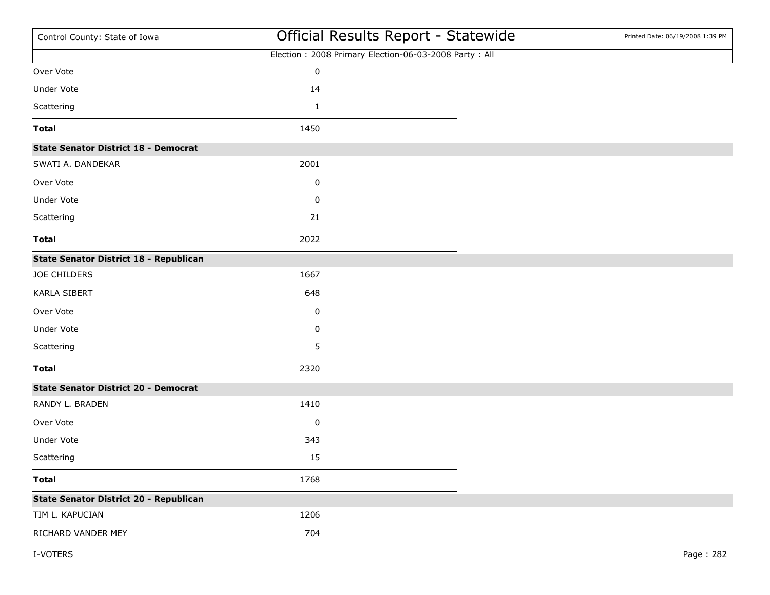| | |
|---|---|
| Over Vote | 0 |
| Under Vote | 14 |
| Scattering | 1 |
| **Total** | 1450 |

**State Senator District 18 - Democrat**

| | |
|---|---|
| SWATI A. DANDEKAR | 2001 |
| Over Vote | 0 |
| Under Vote | 0 |
| Scattering | 21 |
| **Total** | 2022 |

**State Senator District 18 - Republican**

| | |
|---|---|
| JOE CHILDERS | 1667 |
| KARLA SIBERT | 648 |
| Over Vote | 0 |
| Under Vote | 0 |
| Scattering | 5 |
| **Total** | 2320 |

**State Senator District 20 - Democrat**

| | |
|---|---|
| RANDY L. BRADEN | 1410 |
| Over Vote | 0 |
| Under Vote | 343 |
| Scattering | 15 |
| **Total** | 1768 |

**State Senator District 20 - Republican**

| | |
|---|---|
| TIM L. KAPUCIAN | 1206 |
| RICHARD VANDER MEY | 704 |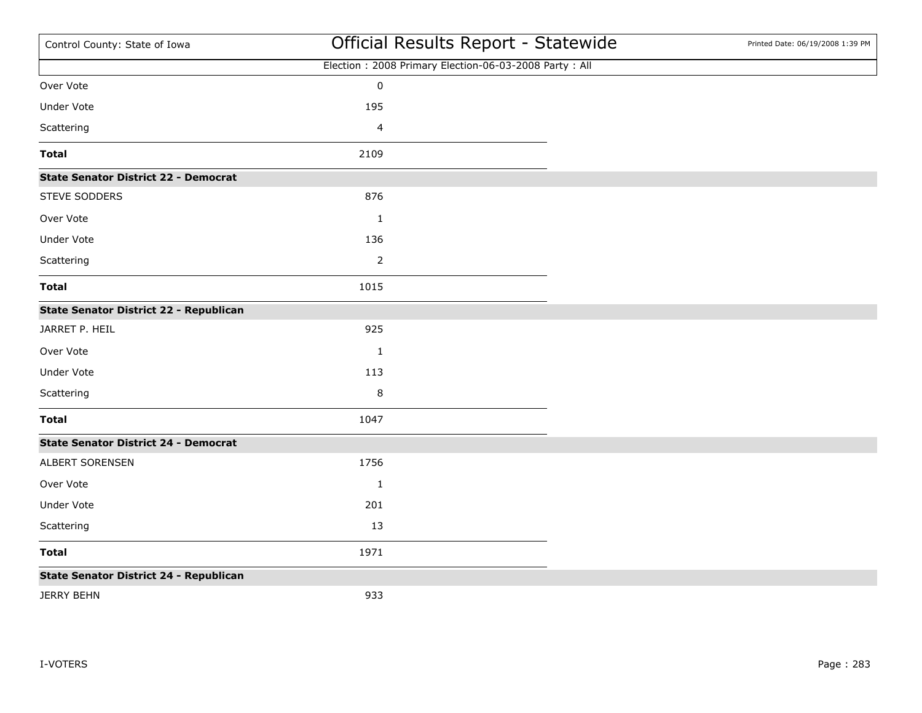| | |
|---|---|
| Over Vote | 0 |
| Under Vote | 195 |
| Scattering | 4 |
| **Total** | 2109 |

**State Senator District 22 - Democrat**

| | |
|---|---|
| STEVE SODDERS | 876 |
| Over Vote | 1 |
| Under Vote | 136 |
| Scattering | 2 |
| **Total** | 1015 |

**State Senator District 22 - Republican**

| | |
|---|---|
| JARRET P. HEIL | 925 |
| Over Vote | 1 |
| Under Vote | 113 |
| Scattering | 8 |
| **Total** | 1047 |

**State Senator District 24 - Democrat**

| | |
|---|---|
| ALBERT SORENSEN | 1756 |
| Over Vote | 1 |
| Under Vote | 201 |
| Scattering | 13 |
| **Total** | 1971 |

**State Senator District 24 - Republican**

| | |
|---|---|
| JERRY BEHN | 933 |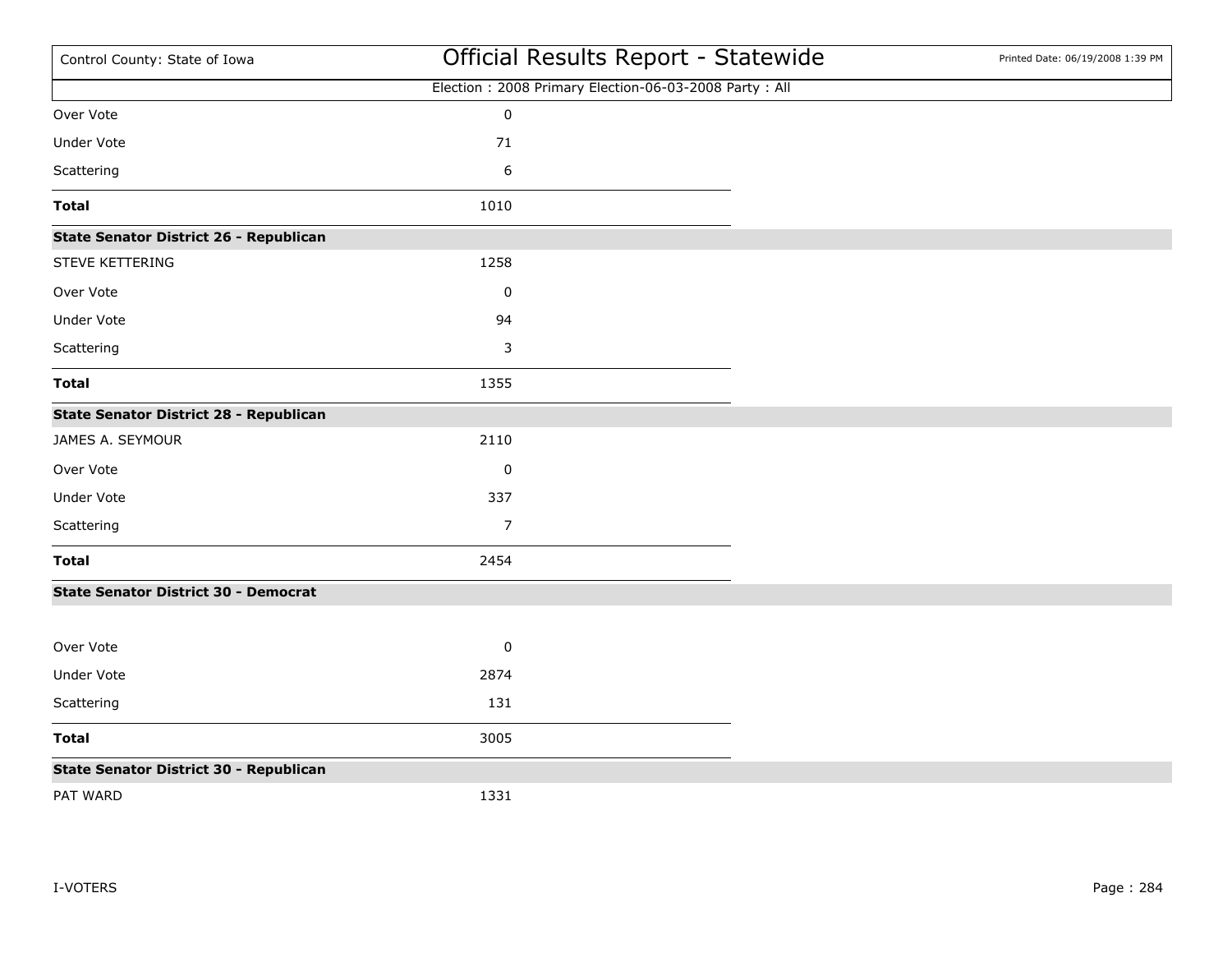| | |
|---|---|
| Over Vote | 0 |
| Under Vote | 71 |
| Scattering | 6 |
| **Total** | 1010 |

**State Senator District 26 - Republican**

| | |
|---|---|
| STEVE KETTERING | 1258 |
| Over Vote | 0 |
| Under Vote | 94 |
| Scattering | 3 |
| **Total** | 1355 |

**State Senator District 28 - Republican**

| | |
|---|---|
| JAMES A. SEYMOUR | 2110 |
| Over Vote | 0 |
| Under Vote | 337 |
| Scattering | 7 |
| **Total** | 2454 |

**State Senator District 30 - Democrat**

| | |
|---|---|
| Over Vote | 0 |
| Under Vote | 2874 |
| Scattering | 131 |
| **Total** | 3005 |

**State Senator District 30 - Republican**

| | |
|---|---|
| PAT WARD | 1331 |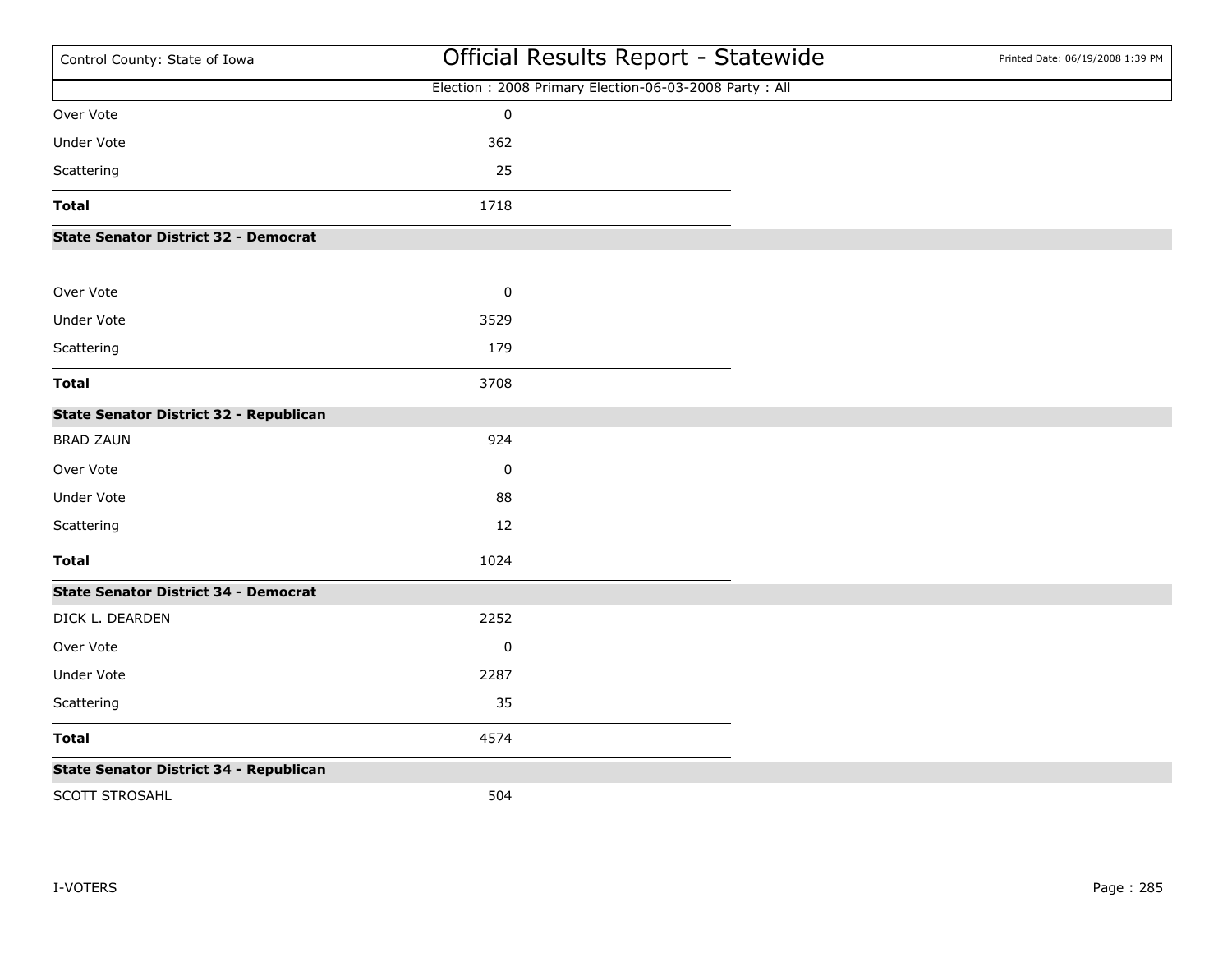| | |
|---|---|
| Over Vote | 0 |
| Under Vote | 362 |
| Scattering | 25 |
| **Total** | 1718 |

**State Senator District 32 - Democrat**

| | |
|---|---|
| Over Vote | 0 |
| Under Vote | 3529 |
| Scattering | 179 |
| **Total** | 3708 |

**State Senator District 32 - Republican**

| | |
|---|---|
| BRAD ZAUN | 924 |
| Over Vote | 0 |
| Under Vote | 88 |
| Scattering | 12 |
| **Total** | 1024 |

**State Senator District 34 - Democrat**

| | |
|---|---|
| DICK L. DEARDEN | 2252 |
| Over Vote | 0 |
| Under Vote | 2287 |
| Scattering | 35 |
| **Total** | 4574 |

**State Senator District 34 - Republican**

| | |
|---|---|
| SCOTT STROSAHL | 504 |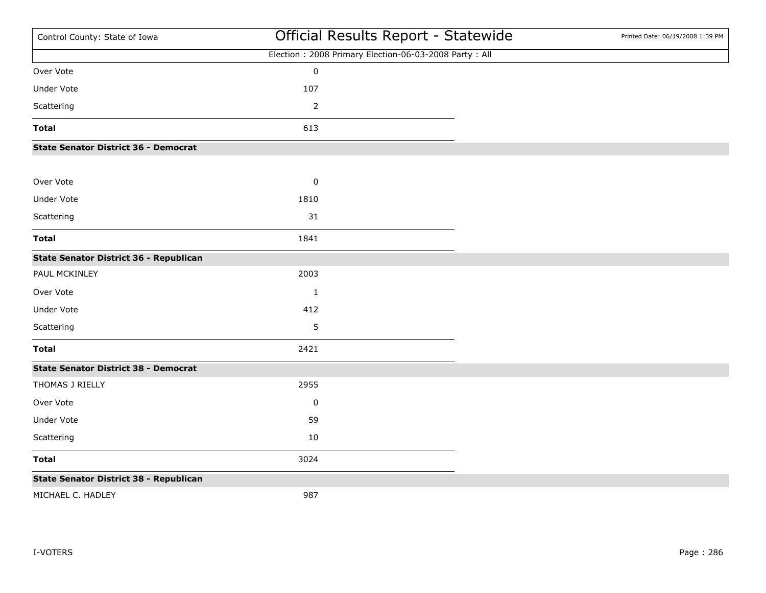Election : 2008 Primary Election-06-03-2008 Party : All

| | |
|---|---|
| Over Vote | 0 |
| Under Vote | 107 |
| Scattering | 2 |
| **Total** | 613 |

**State Senator District 36 - Democrat**

| | |
|---|---|
| Over Vote | 0 |
| Under Vote | 1810 |
| Scattering | 31 |
| **Total** | 1841 |

**State Senator District 36 - Republican**

| | |
|---|---|
| PAUL MCKINLEY | 2003 |
| Over Vote | 1 |
| Under Vote | 412 |
| Scattering | 5 |
| **Total** | 2421 |

**State Senator District 38 - Democrat**

| | |
|---|---|
| THOMAS J RIELLY | 2955 |
| Over Vote | 0 |
| Under Vote | 59 |
| Scattering | 10 |
| **Total** | 3024 |

**State Senator District 38 - Republican**

| | |
|---|---|
| MICHAEL C. HADLEY | 987 |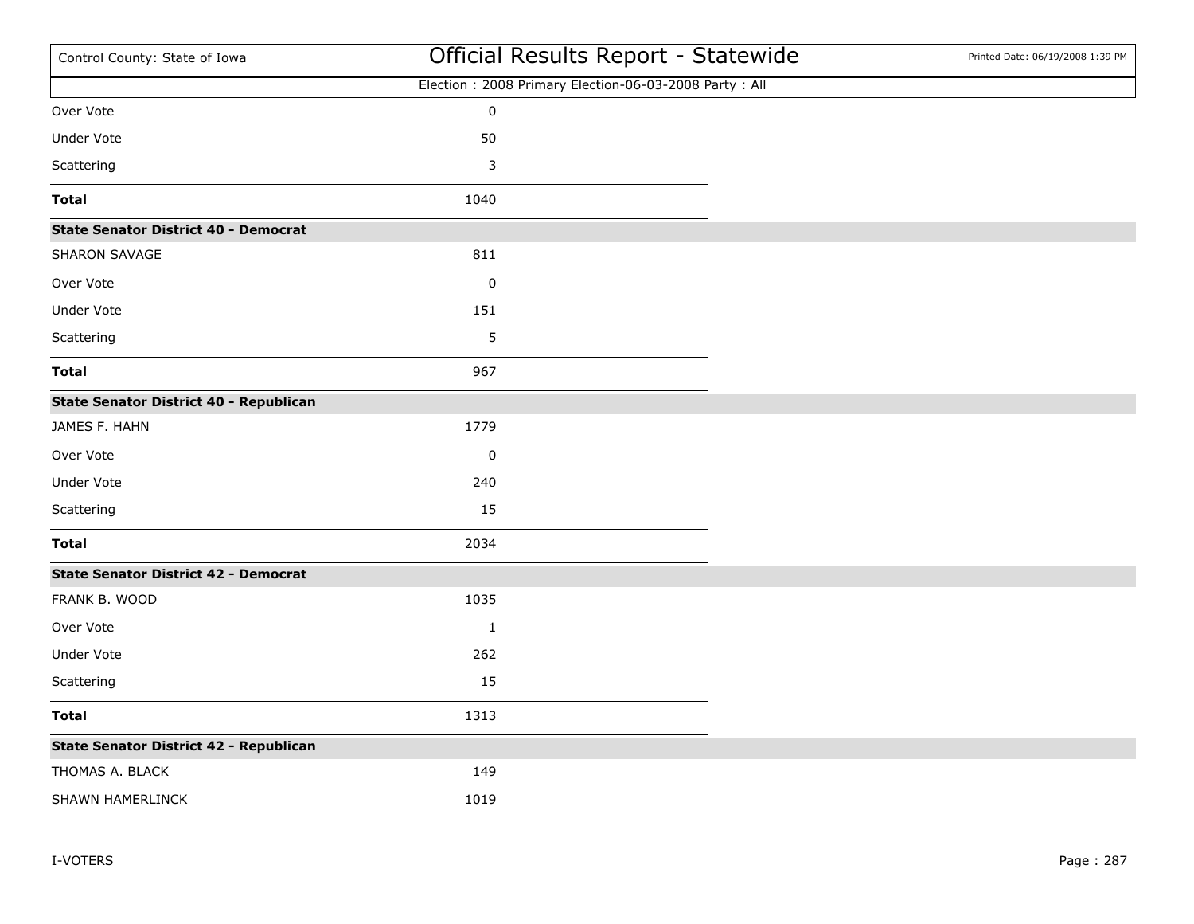Election : 2008 Primary Election-06-03-2008 Party : All

| | |
|---|---|
| Over Vote | 0 |
| Under Vote | 50 |
| Scattering | 3 |
| **Total** | 1040 |

**State Senator District 40 - Democrat**

| | |
|---|---|
| SHARON SAVAGE | 811 |
| Over Vote | 0 |
| Under Vote | 151 |
| Scattering | 5 |
| **Total** | 967 |

**State Senator District 40 - Republican**

| | |
|---|---|
| JAMES F. HAHN | 1779 |
| Over Vote | 0 |
| Under Vote | 240 |
| Scattering | 15 |
| **Total** | 2034 |

**State Senator District 42 - Democrat**

| | |
|---|---|
| FRANK B. WOOD | 1035 |
| Over Vote | 1 |
| Under Vote | 262 |
| Scattering | 15 |
| **Total** | 1313 |

**State Senator District 42 - Republican**

| | |
|---|---|
| THOMAS A. BLACK | 149 |
| SHAWN HAMERLINCK | 1019 |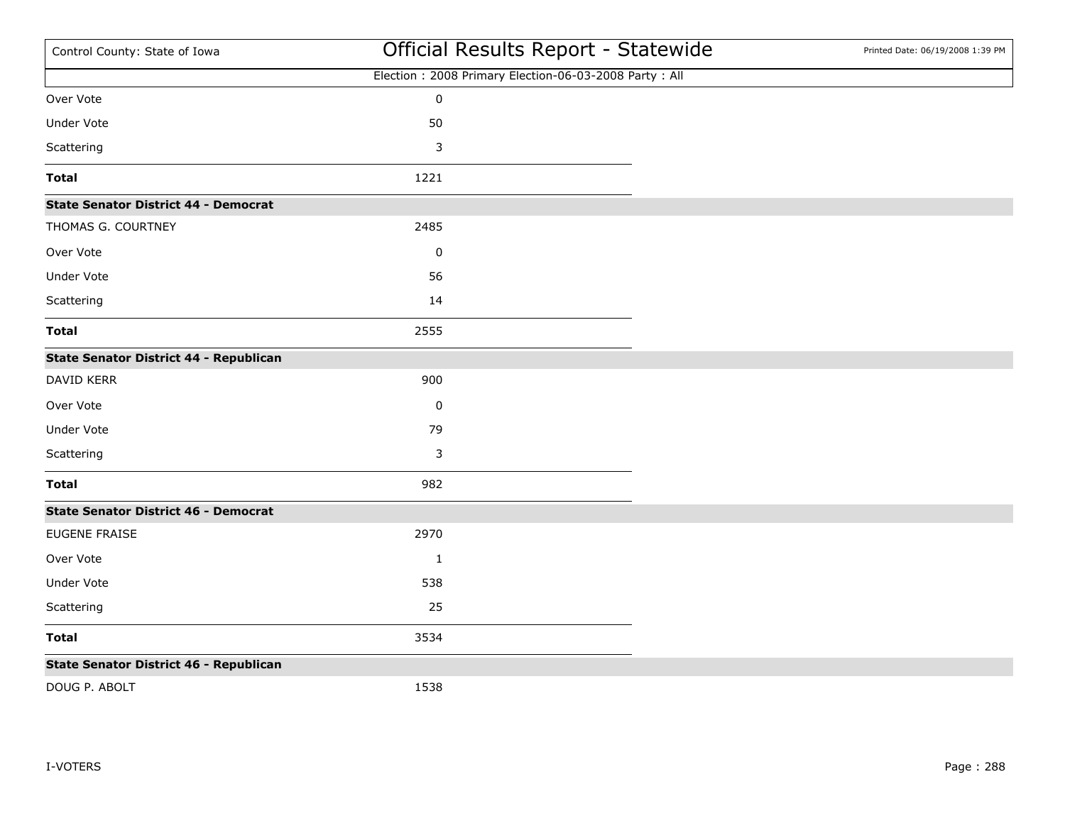| | |
|---|---|
| Over Vote | 0 |
| Under Vote | 50 |
| Scattering | 3 |
| **Total** | 1221 |

**State Senator District 44 - Democrat**

| | |
|---|---|
| THOMAS G. COURTNEY | 2485 |
| Over Vote | 0 |
| Under Vote | 56 |
| Scattering | 14 |
| **Total** | 2555 |

**State Senator District 44 - Republican**

| | |
|---|---|
| DAVID KERR | 900 |
| Over Vote | 0 |
| Under Vote | 79 |
| Scattering | 3 |
| **Total** | 982 |

**State Senator District 46 - Democrat**

| | |
|---|---|
| EUGENE FRAISE | 2970 |
| Over Vote | 1 |
| Under Vote | 538 |
| Scattering | 25 |
| **Total** | 3534 |

**State Senator District 46 - Republican**

| | |
|---|---|
| DOUG P. ABOLT | 1538 |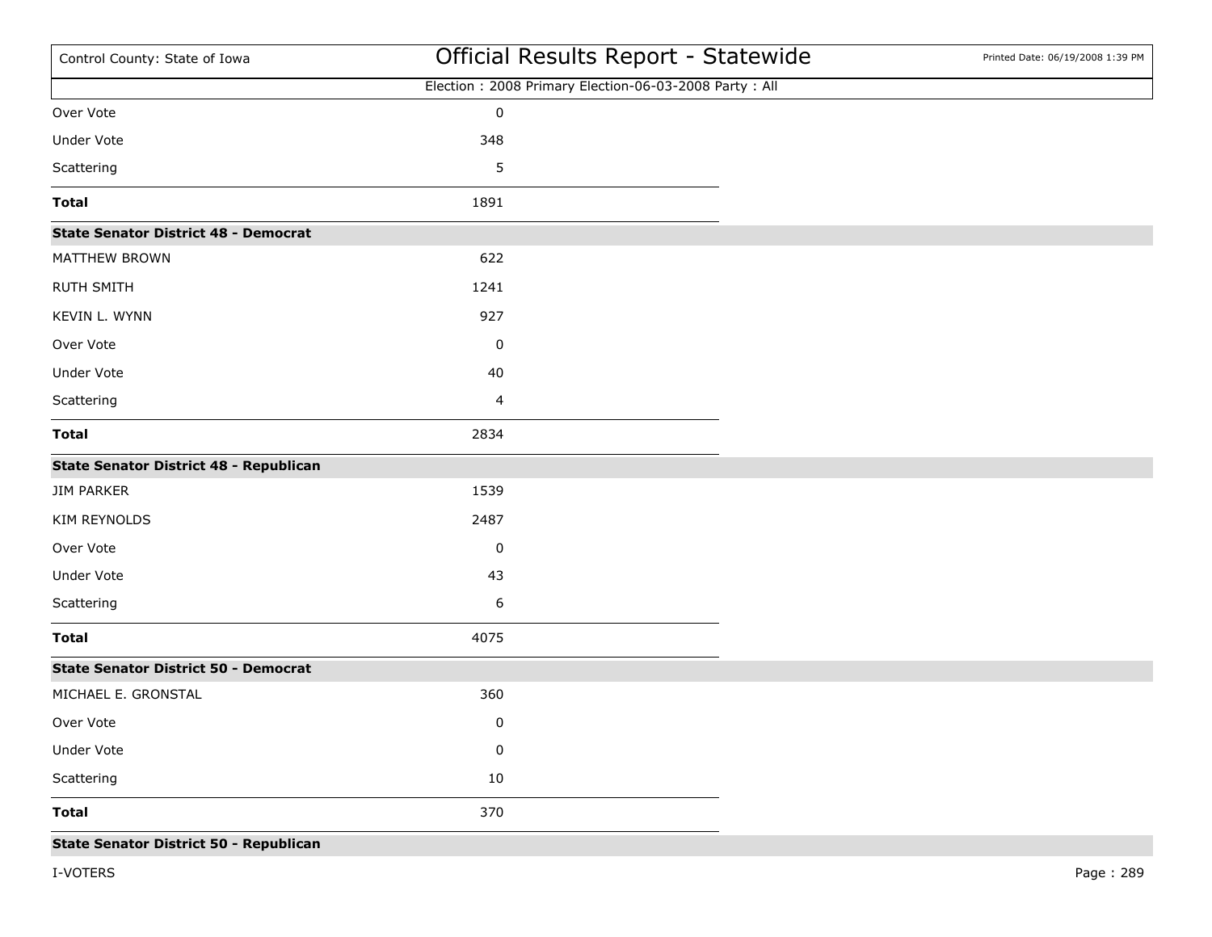| | |
|---|---|
| Over Vote | 0 |
| Under Vote | 348 |
| Scattering | 5 |
| **Total** | 1891 |

**State Senator District 48 - Democrat**

| | |
|---|---|
| MATTHEW BROWN | 622 |
| RUTH SMITH | 1241 |
| KEVIN L. WYNN | 927 |
| Over Vote | 0 |
| Under Vote | 40 |
| Scattering | 4 |
| **Total** | 2834 |

**State Senator District 48 - Republican**

| | |
|---|---|
| JIM PARKER | 1539 |
| KIM REYNOLDS | 2487 |
| Over Vote | 0 |
| Under Vote | 43 |
| Scattering | 6 |
| **Total** | 4075 |

**State Senator District 50 - Democrat**

| | |
|---|---|
| MICHAEL E. GRONSTAL | 360 |
| Over Vote | 0 |
| Under Vote | 0 |
| Scattering | 10 |
| **Total** | 370 |

**State Senator District 50 - Republican**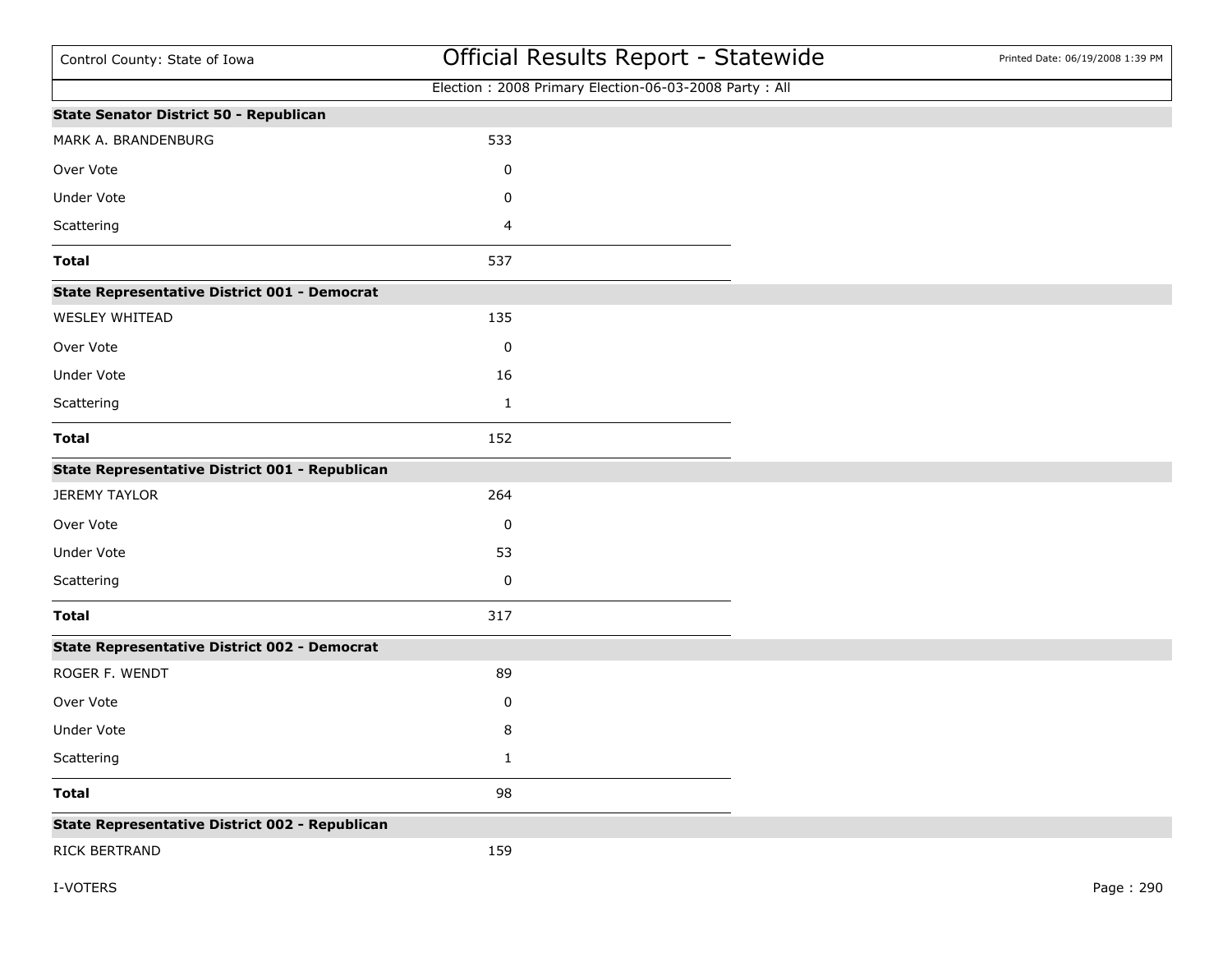**State Senator District 50 - Republican**

| | |
|---|---|
| MARK A. BRANDENBURG | 533 |
| Over Vote | 0 |
| Under Vote | 0 |
| Scattering | 4 |
| **Total** | 537 |

**State Representative District 001 - Democrat**

| | |
|---|---|
| WESLEY WHITEAD | 135 |
| Over Vote | 0 |
| Under Vote | 16 |
| Scattering | 1 |
| **Total** | 152 |

**State Representative District 001 - Republican**

| | |
|---|---|
| JEREMY TAYLOR | 264 |
| Over Vote | 0 |
| Under Vote | 53 |
| Scattering | 0 |
| **Total** | 317 |

**State Representative District 002 - Democrat**

| | |
|---|---|
| ROGER F. WENDT | 89 |
| Over Vote | 0 |
| Under Vote | 8 |
| Scattering | 1 |
| **Total** | 98 |

**State Representative District 002 - Republican**

| | |
|---|---|
| RICK BERTRAND | 159 |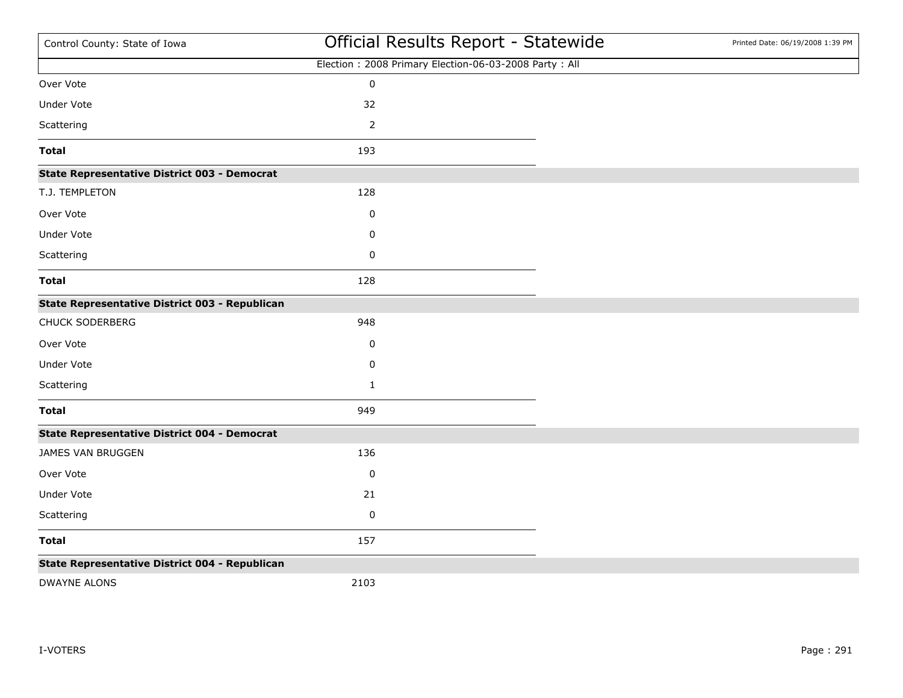| | |
|---|---|
| Over Vote | 0 |
| Under Vote | 32 |
| Scattering | 2 |
| **Total** | 193 |

**State Representative District 003 - Democrat**

| | |
|---|---|
| T.J. TEMPLETON | 128 |
| Over Vote | 0 |
| Under Vote | 0 |
| Scattering | 0 |
| **Total** | 128 |

**State Representative District 003 - Republican**

| | |
|---|---|
| CHUCK SODERBERG | 948 |
| Over Vote | 0 |
| Under Vote | 0 |
| Scattering | 1 |
| **Total** | 949 |

**State Representative District 004 - Democrat**

| | |
|---|---|
| JAMES VAN BRUGGEN | 136 |
| Over Vote | 0 |
| Under Vote | 21 |
| Scattering | 0 |
| **Total** | 157 |

**State Representative District 004 - Republican**

| | |
|---|---|
| DWAYNE ALONS | 2103 |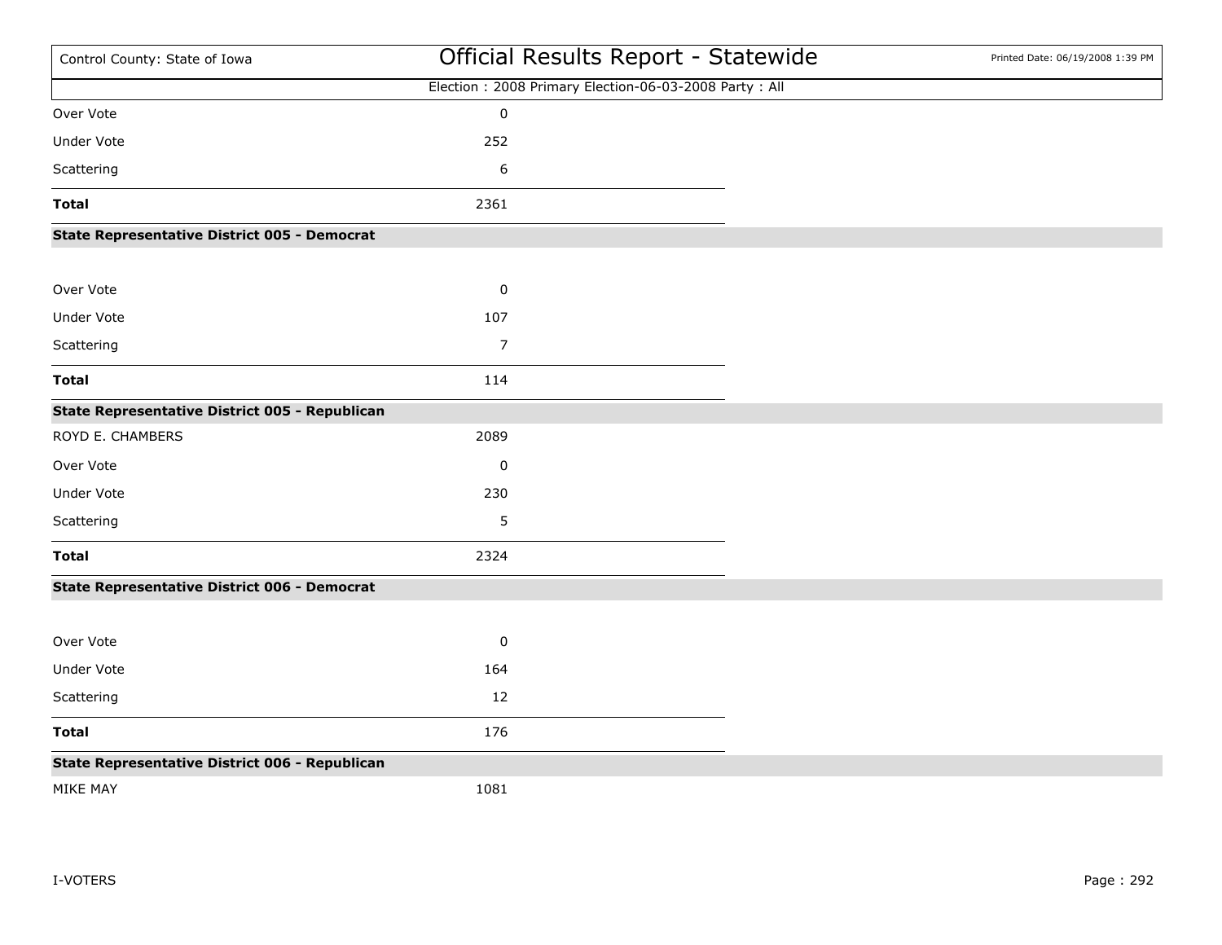Election : 2008 Primary Election-06-03-2008 Party : All

| | |
|---|---|
| Over Vote | 0 |
| Under Vote | 252 |
| Scattering | 6 |
| **Total** | 2361 |

**State Representative District 005 - Democrat**

| | |
|---|---|
| Over Vote | 0 |
| Under Vote | 107 |
| Scattering | 7 |
| **Total** | 114 |

**State Representative District 005 - Republican**

| | |
|---|---|
| ROYD E. CHAMBERS | 2089 |
| Over Vote | 0 |
| Under Vote | 230 |
| Scattering | 5 |
| **Total** | 2324 |

**State Representative District 006 - Democrat**

| | |
|---|---|
| Over Vote | 0 |
| Under Vote | 164 |
| Scattering | 12 |
| **Total** | 176 |

**State Representative District 006 - Republican**

| | |
|---|---|
| MIKE MAY | 1081 |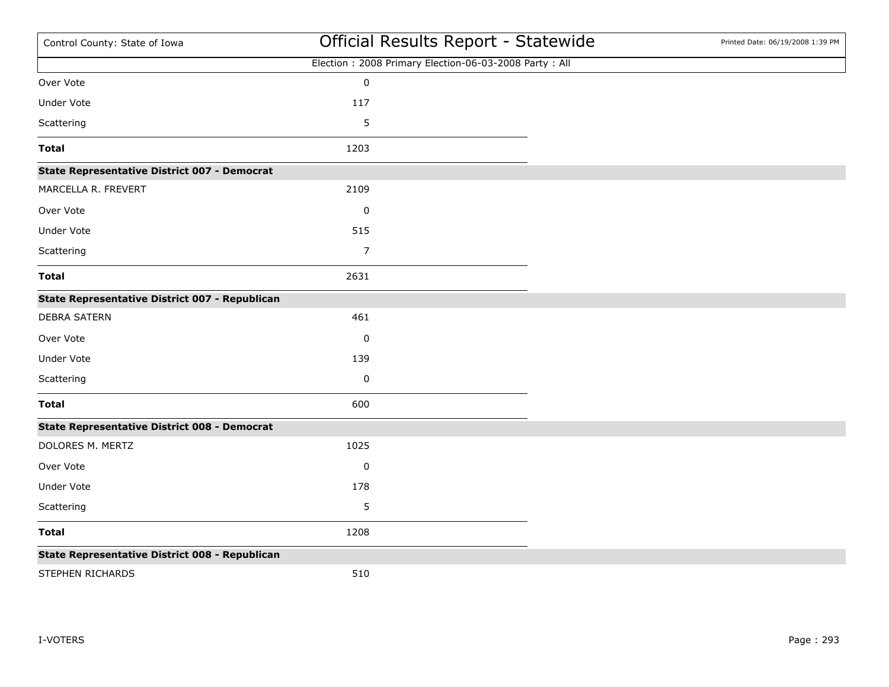Election : 2008 Primary Election-06-03-2008 Party : All

| | |
|---|---|
| Over Vote | 0 |
| Under Vote | 117 |
| Scattering | 5 |
| **Total** | 1203 |

**State Representative District 007 - Democrat**

| | |
|---|---|
| MARCELLA R. FREVERT | 2109 |
| Over Vote | 0 |
| Under Vote | 515 |
| Scattering | 7 |
| **Total** | 2631 |

**State Representative District 007 - Republican**

| | |
|---|---|
| DEBRA SATERN | 461 |
| Over Vote | 0 |
| Under Vote | 139 |
| Scattering | 0 |
| **Total** | 600 |

**State Representative District 008 - Democrat**

| | |
|---|---|
| DOLORES M. MERTZ | 1025 |
| Over Vote | 0 |
| Under Vote | 178 |
| Scattering | 5 |
| **Total** | 1208 |

**State Representative District 008 - Republican**

| | |
|---|---|
| STEPHEN RICHARDS | 510 |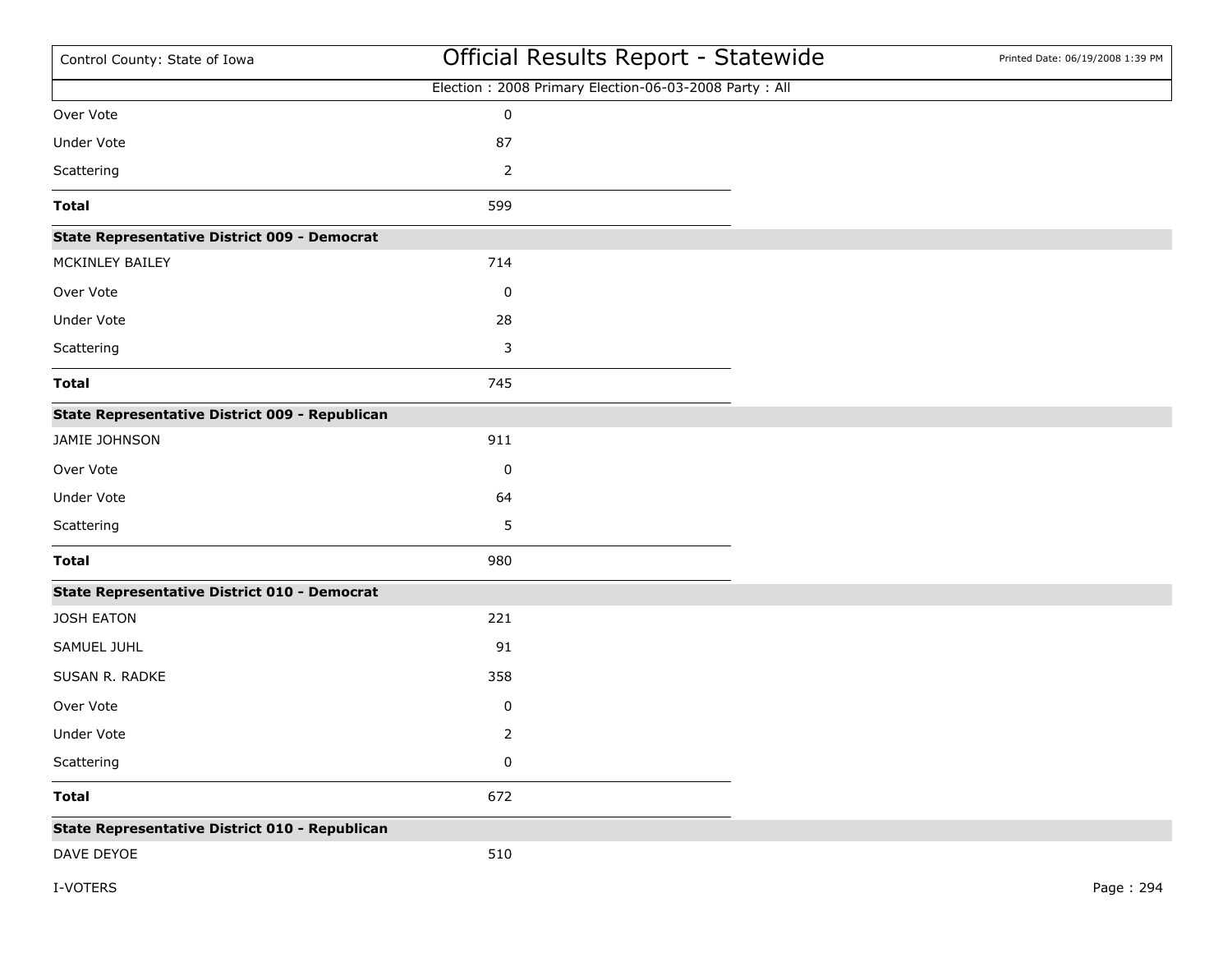| | |
|---|---|
| Over Vote | 0 |
| Under Vote | 87 |
| Scattering | 2 |
| **Total** | 599 |

**State Representative District 009 - Democrat**

| | |
|---|---|
| MCKINLEY BAILEY | 714 |
| Over Vote | 0 |
| Under Vote | 28 |
| Scattering | 3 |
| **Total** | 745 |

**State Representative District 009 - Republican**

| | |
|---|---|
| JAMIE JOHNSON | 911 |
| Over Vote | 0 |
| Under Vote | 64 |
| Scattering | 5 |
| **Total** | 980 |

**State Representative District 010 - Democrat**

| | |
|---|---|
| JOSH EATON | 221 |
| SAMUEL JUHL | 91 |
| SUSAN R. RADKE | 358 |
| Over Vote | 0 |
| Under Vote | 2 |
| Scattering | 0 |
| **Total** | 672 |

**State Representative District 010 - Republican**

| | |
|---|---|
| DAVE DEYOE | 510 |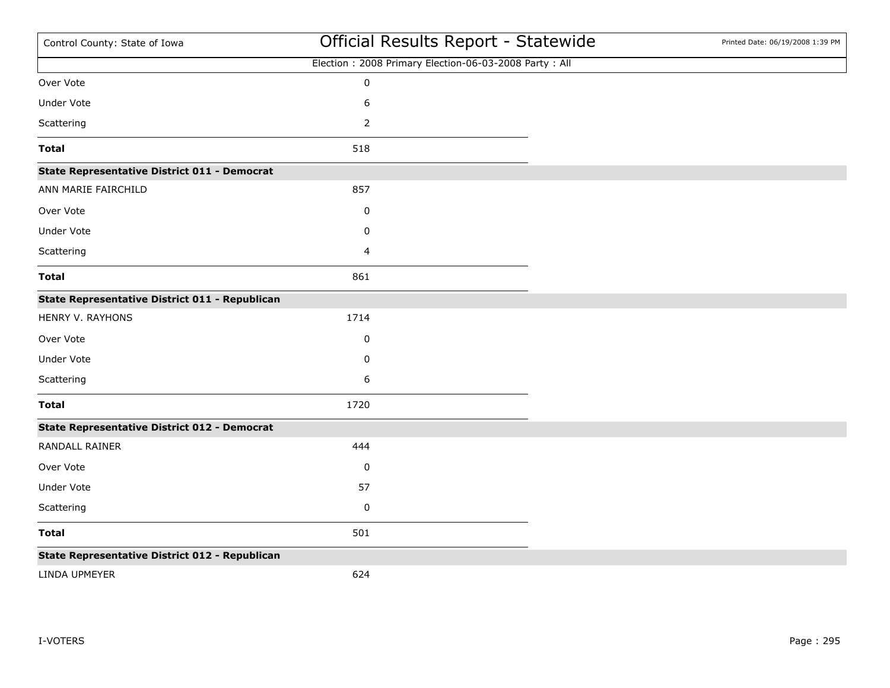| | |
|---|---|
| Over Vote | 0 |
| Under Vote | 6 |
| Scattering | 2 |
| **Total** | 518 |

**State Representative District 011 - Democrat**

| | |
|---|---|
| ANN MARIE FAIRCHILD | 857 |
| Over Vote | 0 |
| Under Vote | 0 |
| Scattering | 4 |
| **Total** | 861 |

**State Representative District 011 - Republican**

| | |
|---|---|
| HENRY V. RAYHONS | 1714 |
| Over Vote | 0 |
| Under Vote | 0 |
| Scattering | 6 |
| **Total** | 1720 |

**State Representative District 012 - Democrat**

| | |
|---|---|
| RANDALL RAINER | 444 |
| Over Vote | 0 |
| Under Vote | 57 |
| Scattering | 0 |
| **Total** | 501 |

**State Representative District 012 - Republican**

| | |
|---|---|
| LINDA UPMEYER | 624 |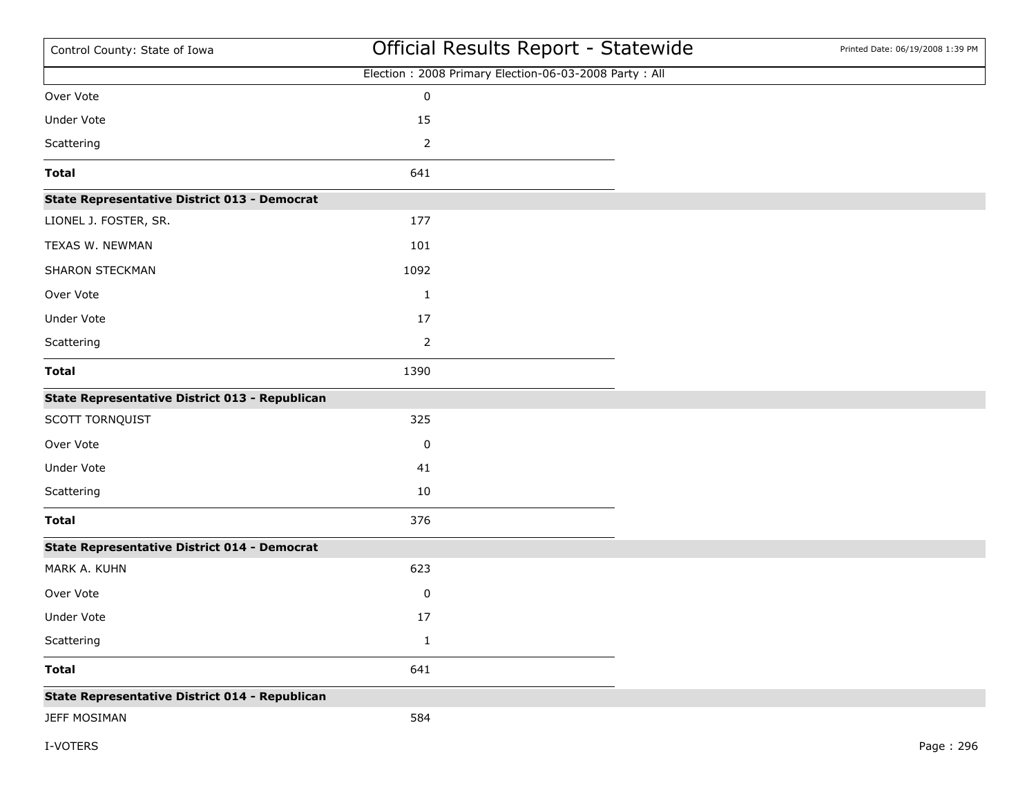| | |
|---|---|
| Over Vote | 0 |
| Under Vote | 15 |
| Scattering | 2 |
| **Total** | 641 |

**State Representative District 013 - Democrat**

| | |
|---|---|
| LIONEL J. FOSTER, SR. | 177 |
| TEXAS W. NEWMAN | 101 |
| SHARON STECKMAN | 1092 |
| Over Vote | 1 |
| Under Vote | 17 |
| Scattering | 2 |
| **Total** | 1390 |

**State Representative District 013 - Republican**

| | |
|---|---|
| SCOTT TORNQUIST | 325 |
| Over Vote | 0 |
| Under Vote | 41 |
| Scattering | 10 |
| **Total** | 376 |

**State Representative District 014 - Democrat**

| | |
|---|---|
| MARK A. KUHN | 623 |
| Over Vote | 0 |
| Under Vote | 17 |
| Scattering | 1 |
| **Total** | 641 |

**State Representative District 014 - Republican**

| | |
|---|---|
| JEFF MOSIMAN | 584 |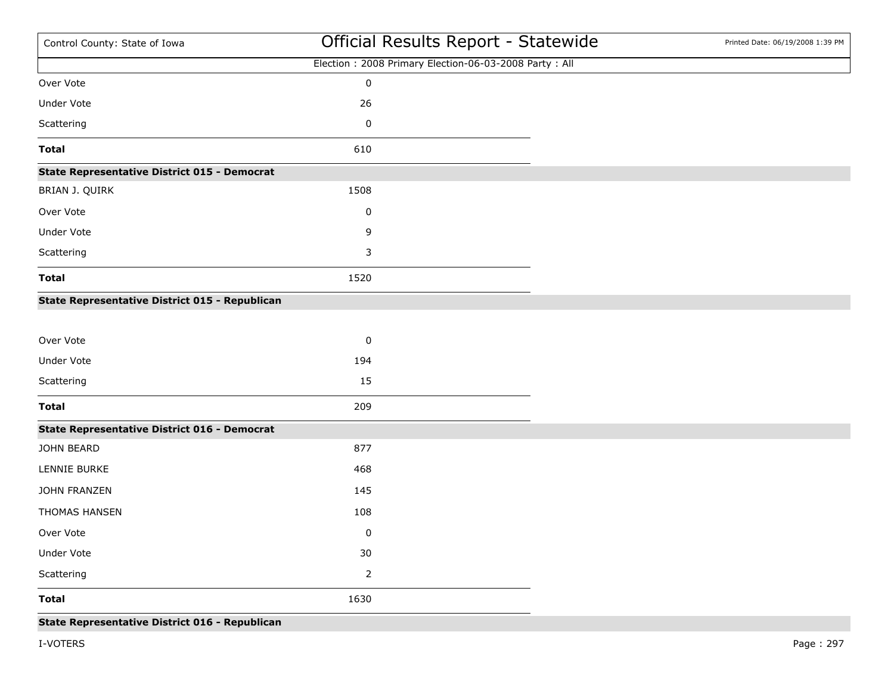| Election : 2008 Primary Election-06-03-2008 Party : All | |
|---|---|
| Over Vote | 0 |
| Under Vote | 26 |
| Scattering | 0 |
| **Total** | 610 |

| **State Representative District 015 - Democrat** | |
|---|---|
| BRIAN J. QUIRK | 1508 |
| Over Vote | 0 |
| Under Vote | 9 |
| Scattering | 3 |
| **Total** | 1520 |

| **State Representative District 015 - Republican** | |
|---|---|
| Over Vote | 0 |
| Under Vote | 194 |
| Scattering | 15 |
| **Total** | 209 |

| **State Representative District 016 - Democrat** | |
|---|---|
| JOHN BEARD | 877 |
| LENNIE BURKE | 468 |
| JOHN FRANZEN | 145 |
| THOMAS HANSEN | 108 |
| Over Vote | 0 |
| Under Vote | 30 |
| Scattering | 2 |
| **Total** | 1630 |

**State Representative District 016 - Republican**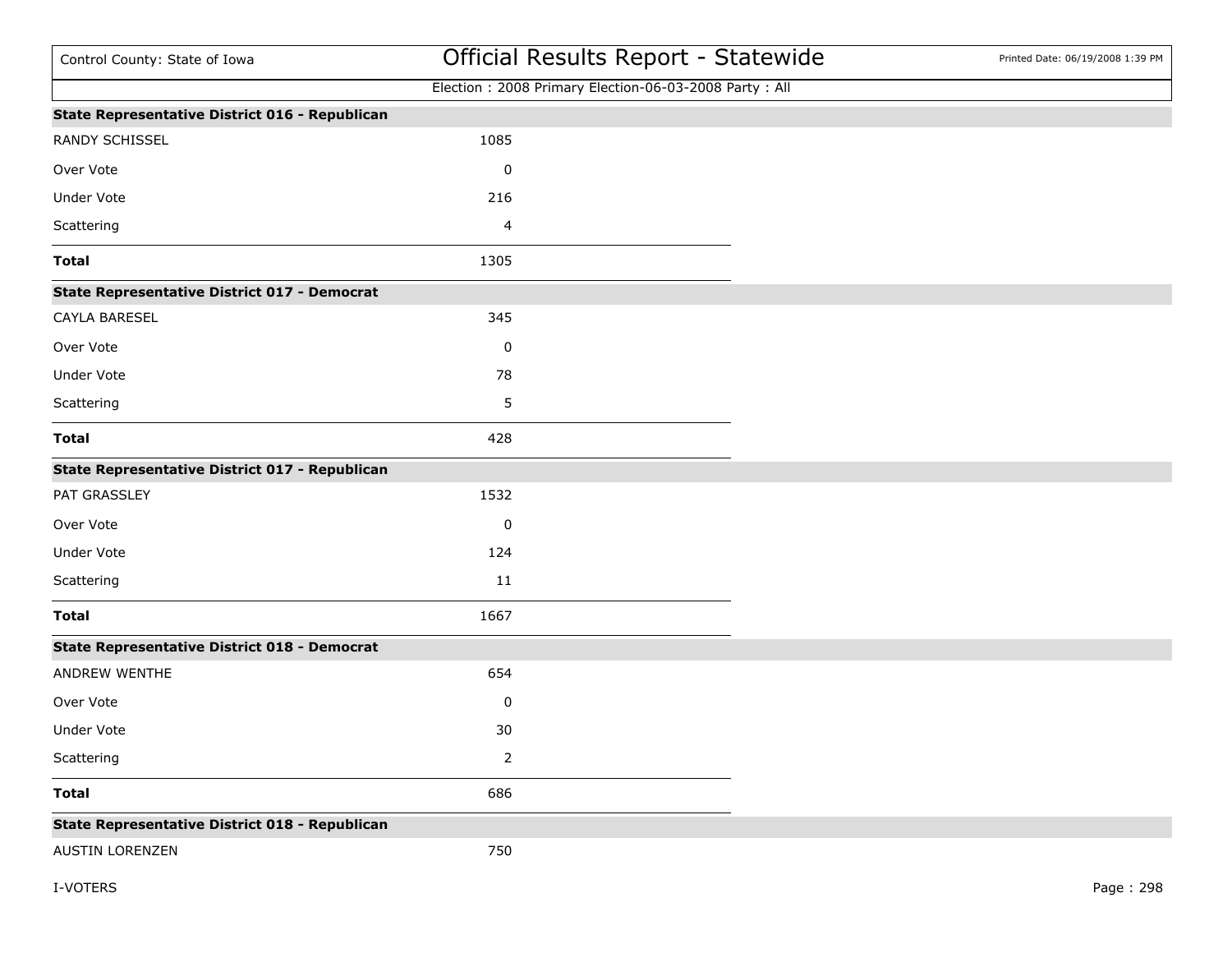Election : 2008 Primary Election-06-03-2008 Party : All

| State Representative District 016 - Republican | |
|---|---|
| RANDY SCHISSEL | 1085 |
| Over Vote | 0 |
| Under Vote | 216 |
| Scattering | 4 |
| **Total** | 1305 |

| State Representative District 017 - Democrat | |
|---|---|
| CAYLA BARESEL | 345 |
| Over Vote | 0 |
| Under Vote | 78 |
| Scattering | 5 |
| **Total** | 428 |

| State Representative District 017 - Republican | |
|---|---|
| PAT GRASSLEY | 1532 |
| Over Vote | 0 |
| Under Vote | 124 |
| Scattering | 11 |
| **Total** | 1667 |

| State Representative District 018 - Democrat | |
|---|---|
| ANDREW WENTHE | 654 |
| Over Vote | 0 |
| Under Vote | 30 |
| Scattering | 2 |
| **Total** | 686 |

| State Representative District 018 - Republican | |
|---|---|
| AUSTIN LORENZEN | 750 |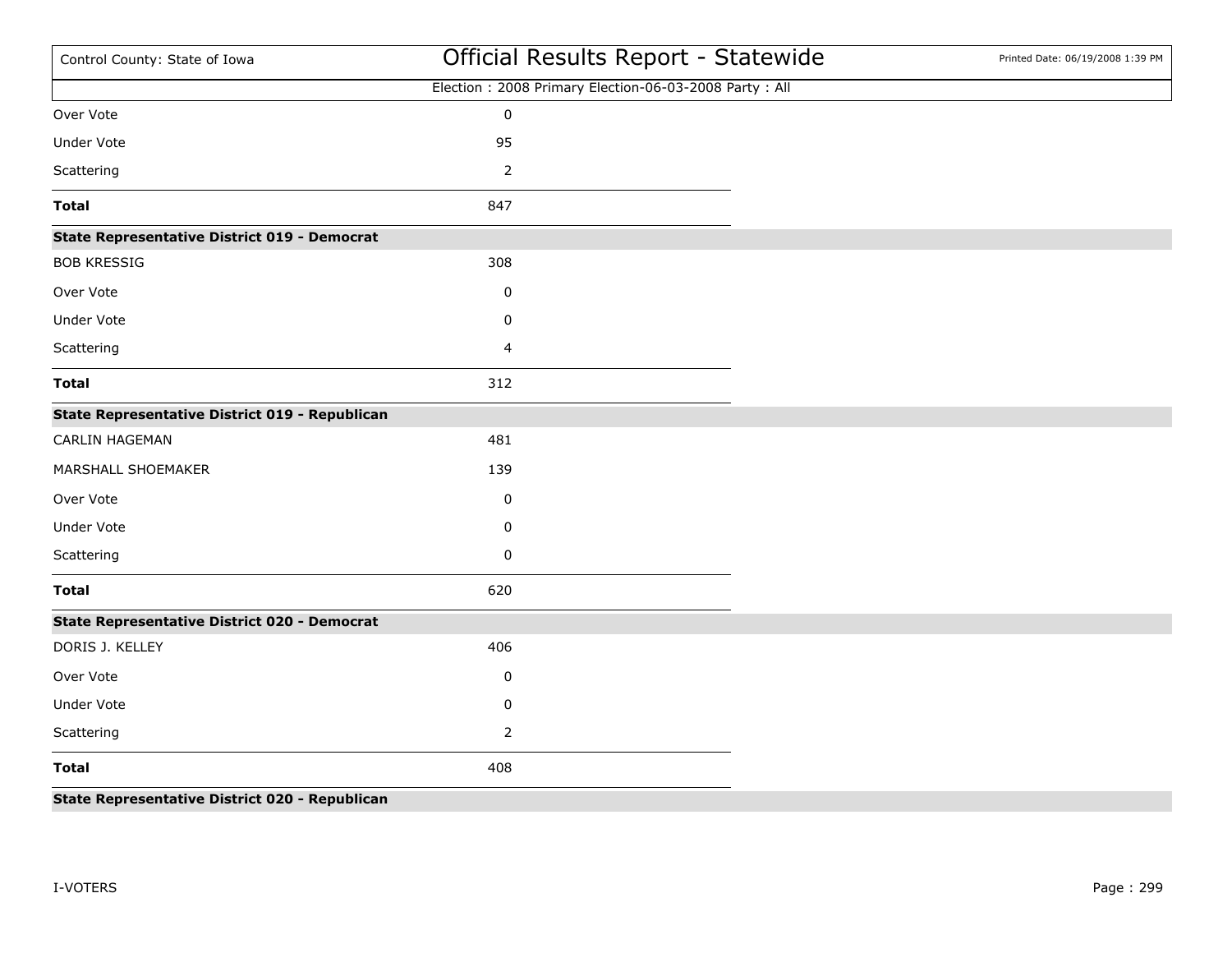| | |
|---|---|
| Over Vote | 0 |
| Under Vote | 95 |
| Scattering | 2 |
| **Total** | 847 |

**State Representative District 019 - Democrat**

| | |
|---|---|
| BOB KRESSIG | 308 |
| Over Vote | 0 |
| Under Vote | 0 |
| Scattering | 4 |
| **Total** | 312 |

**State Representative District 019 - Republican**

| | |
|---|---|
| CARLIN HAGEMAN | 481 |
| MARSHALL SHOEMAKER | 139 |
| Over Vote | 0 |
| Under Vote | 0 |
| Scattering | 0 |
| **Total** | 620 |

**State Representative District 020 - Democrat**

| | |
|---|---|
| DORIS J. KELLEY | 406 |
| Over Vote | 0 |
| Under Vote | 0 |
| Scattering | 2 |
| **Total** | 408 |

**State Representative District 020 - Republican**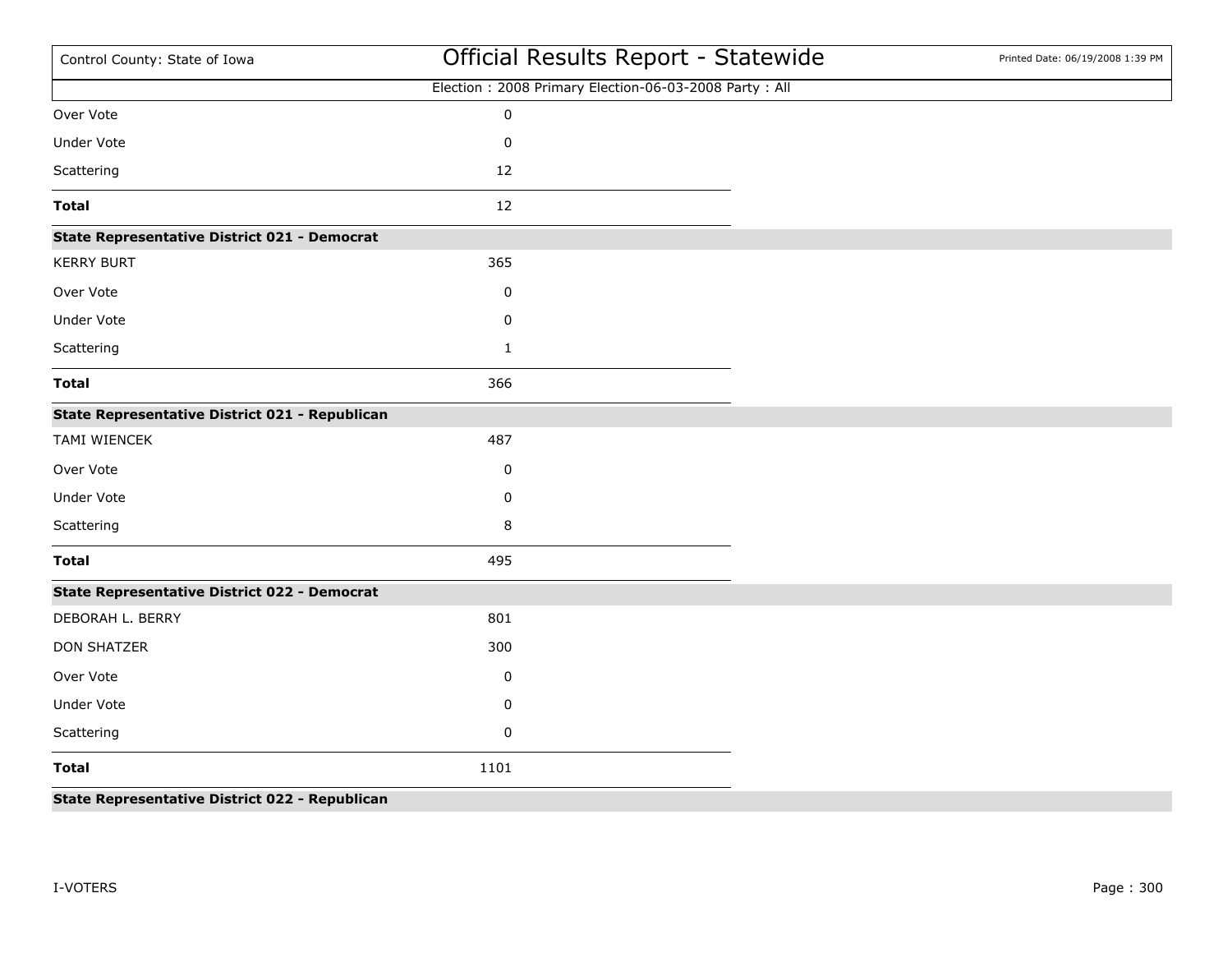| | |
|---|---|
| Over Vote | 0 |
| Under Vote | 0 |
| Scattering | 12 |
| **Total** | 12 |

**State Representative District 021 - Democrat**

| | |
|---|---|
| KERRY BURT | 365 |
| Over Vote | 0 |
| Under Vote | 0 |
| Scattering | 1 |
| **Total** | 366 |

**State Representative District 021 - Republican**

| | |
|---|---|
| TAMI WIENCEK | 487 |
| Over Vote | 0 |
| Under Vote | 0 |
| Scattering | 8 |
| **Total** | 495 |

**State Representative District 022 - Democrat**

| | |
|---|---|
| DEBORAH L. BERRY | 801 |
| DON SHATZER | 300 |
| Over Vote | 0 |
| Under Vote | 0 |
| Scattering | 0 |
| **Total** | 1101 |

**State Representative District 022 - Republican**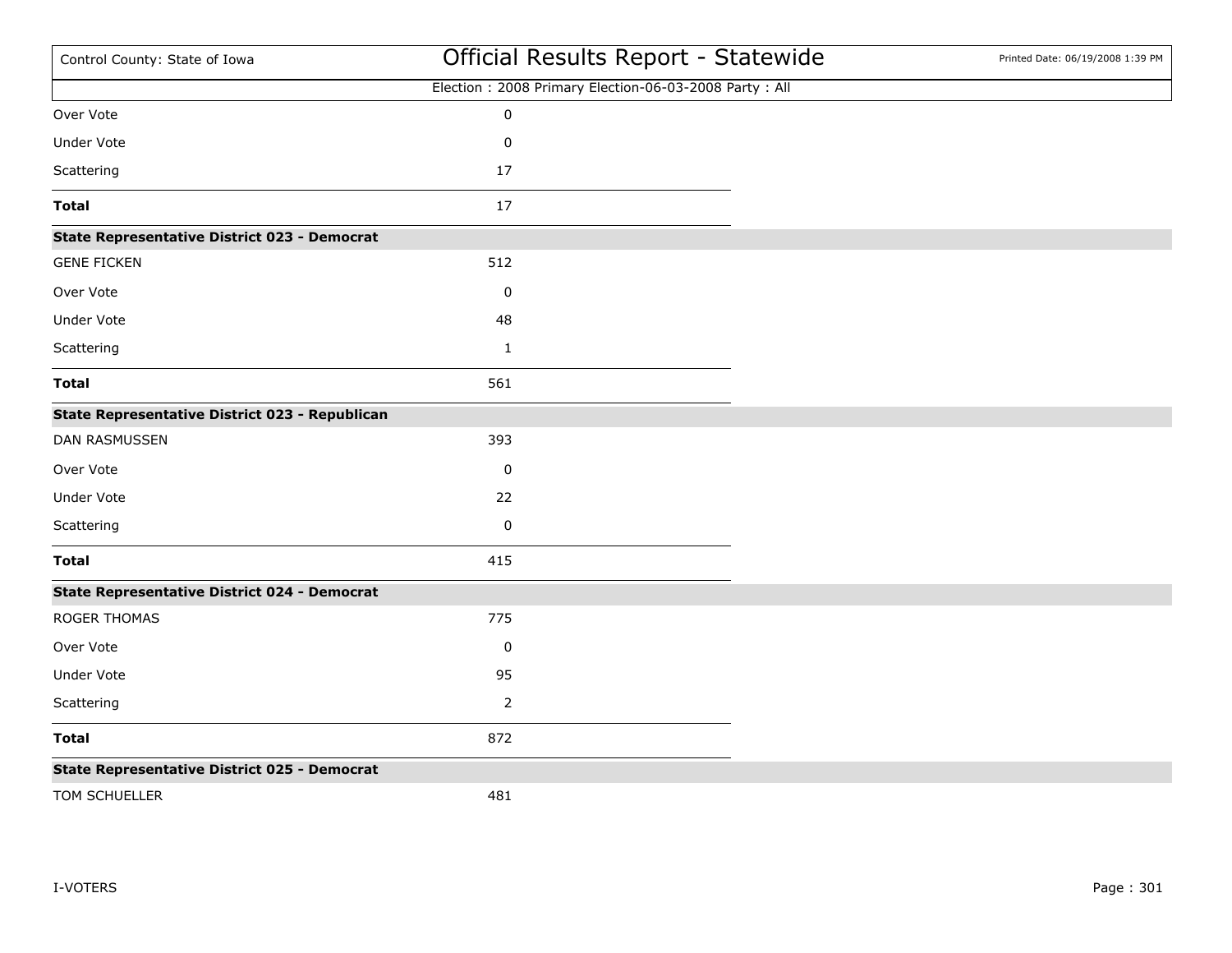Election : 2008 Primary Election-06-03-2008 Party : All

| | |
|---|---|
| Over Vote | 0 |
| Under Vote | 0 |
| Scattering | 17 |
| **Total** | 17 |

**State Representative District 023 - Democrat**

| | |
|---|---|
| GENE FICKEN | 512 |
| Over Vote | 0 |
| Under Vote | 48 |
| Scattering | 1 |
| **Total** | 561 |

**State Representative District 023 - Republican**

| | |
|---|---|
| DAN RASMUSSEN | 393 |
| Over Vote | 0 |
| Under Vote | 22 |
| Scattering | 0 |
| **Total** | 415 |

**State Representative District 024 - Democrat**

| | |
|---|---|
| ROGER THOMAS | 775 |
| Over Vote | 0 |
| Under Vote | 95 |
| Scattering | 2 |
| **Total** | 872 |

**State Representative District 025 - Democrat**

| | |
|---|---|
| TOM SCHUELLER | 481 |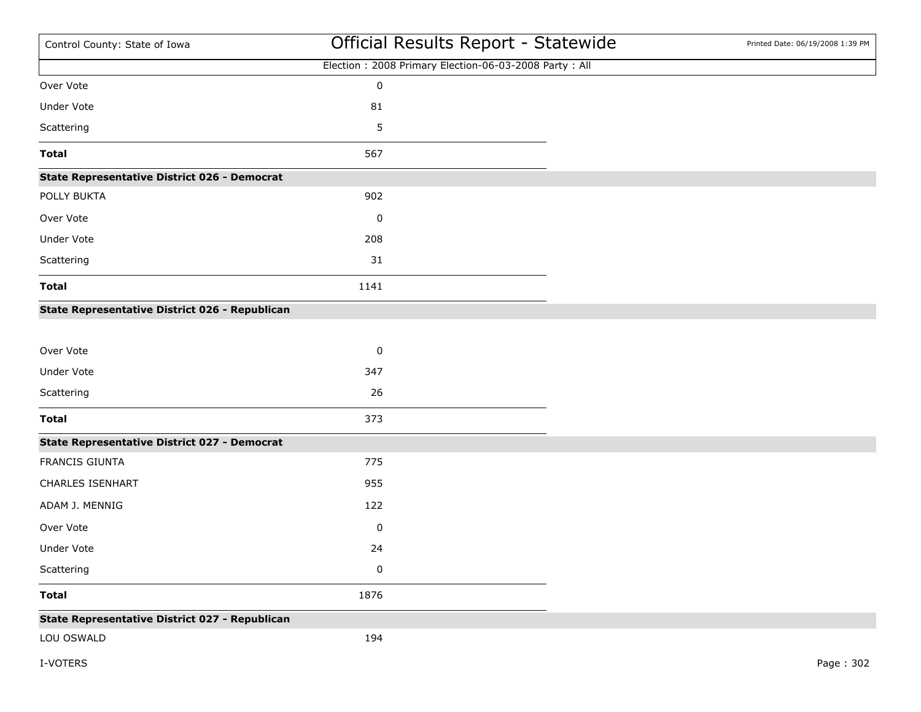| | |
|---|---|
| Over Vote | 0 |
| Under Vote | 81 |
| Scattering | 5 |
| **Total** | 567 |

**State Representative District 026 - Democrat**

| | |
|---|---|
| POLLY BUKTA | 902 |
| Over Vote | 0 |
| Under Vote | 208 |
| Scattering | 31 |
| **Total** | 1141 |

**State Representative District 026 - Republican**

| | |
|---|---|
| Over Vote | 0 |
| Under Vote | 347 |
| Scattering | 26 |
| **Total** | 373 |

**State Representative District 027 - Democrat**

| | |
|---|---|
| FRANCIS GIUNTA | 775 |
| CHARLES ISENHART | 955 |
| ADAM J. MENNIG | 122 |
| Over Vote | 0 |
| Under Vote | 24 |
| Scattering | 0 |
| **Total** | 1876 |

**State Representative District 027 - Republican**

| | |
|---|---|
| LOU OSWALD | 194 |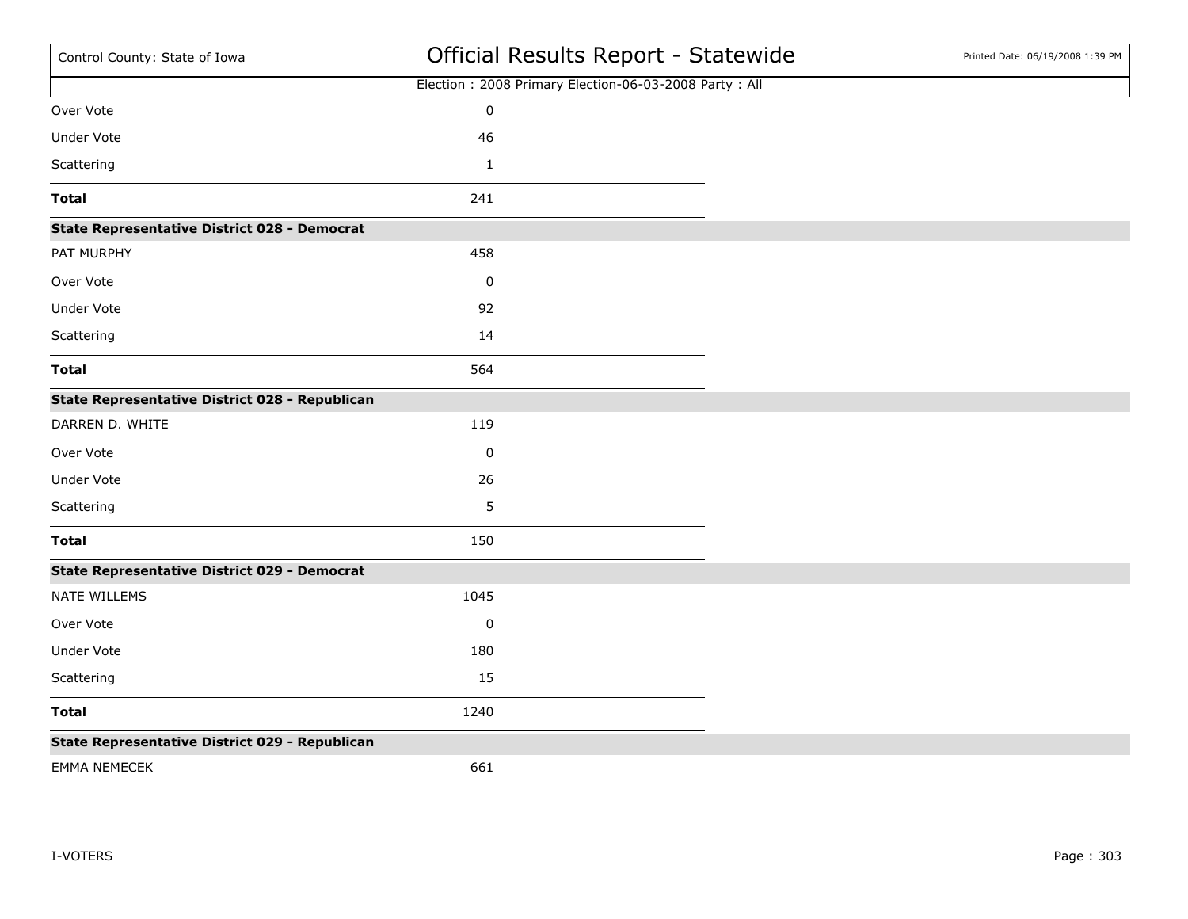Election : 2008 Primary Election-06-03-2008 Party : All

| | |
|---|---|
| Over Vote | 0 |
| Under Vote | 46 |
| Scattering | 1 |
| **Total** | 241 |

**State Representative District 028 - Democrat**

| | |
|---|---|
| PAT MURPHY | 458 |
| Over Vote | 0 |
| Under Vote | 92 |
| Scattering | 14 |
| **Total** | 564 |

**State Representative District 028 - Republican**

| | |
|---|---|
| DARREN D. WHITE | 119 |
| Over Vote | 0 |
| Under Vote | 26 |
| Scattering | 5 |
| **Total** | 150 |

**State Representative District 029 - Democrat**

| | |
|---|---|
| NATE WILLEMS | 1045 |
| Over Vote | 0 |
| Under Vote | 180 |
| Scattering | 15 |
| **Total** | 1240 |

**State Representative District 029 - Republican**

| | |
|---|---|
| EMMA NEMECEK | 661 |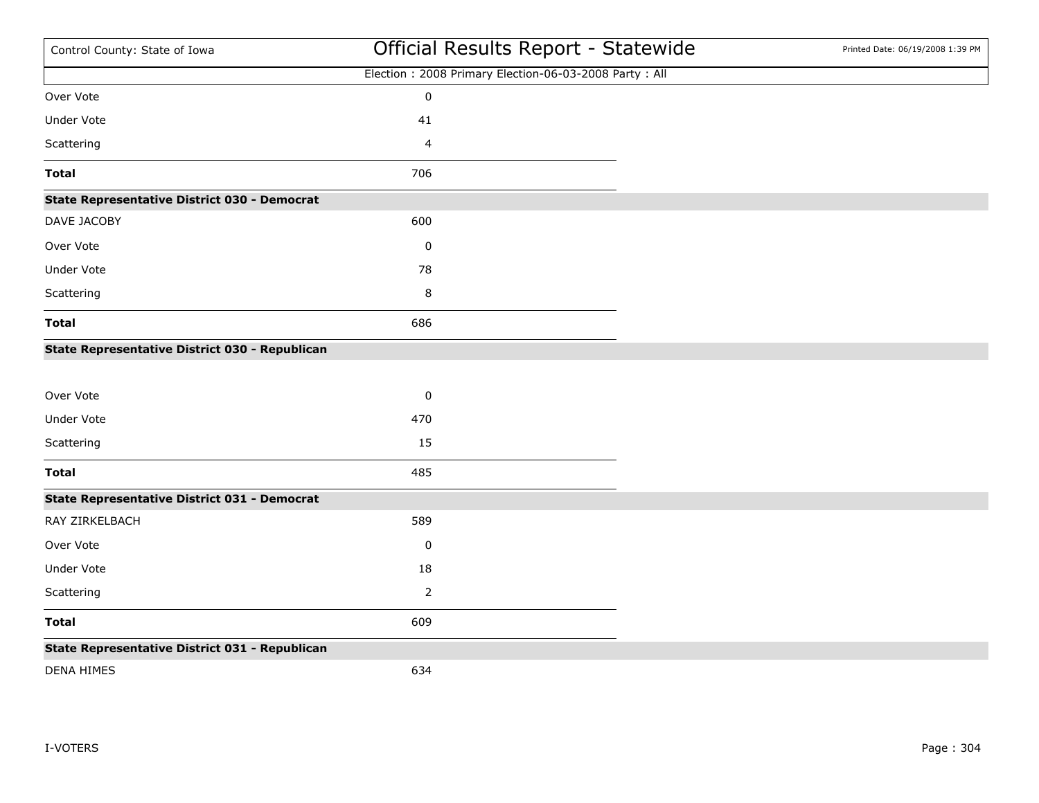| | |
|---|---|
| Over Vote | 0 |
| Under Vote | 41 |
| Scattering | 4 |
| **Total** | 706 |

**State Representative District 030 - Democrat**

| | |
|---|---|
| DAVE JACOBY | 600 |
| Over Vote | 0 |
| Under Vote | 78 |
| Scattering | 8 |
| **Total** | 686 |

**State Representative District 030 - Republican**

| | |
|---|---|
| Over Vote | 0 |
| Under Vote | 470 |
| Scattering | 15 |
| **Total** | 485 |

**State Representative District 031 - Democrat**

| | |
|---|---|
| RAY ZIRKELBACH | 589 |
| Over Vote | 0 |
| Under Vote | 18 |
| Scattering | 2 |
| **Total** | 609 |

**State Representative District 031 - Republican**

| | |
|---|---|
| DENA HIMES | 634 |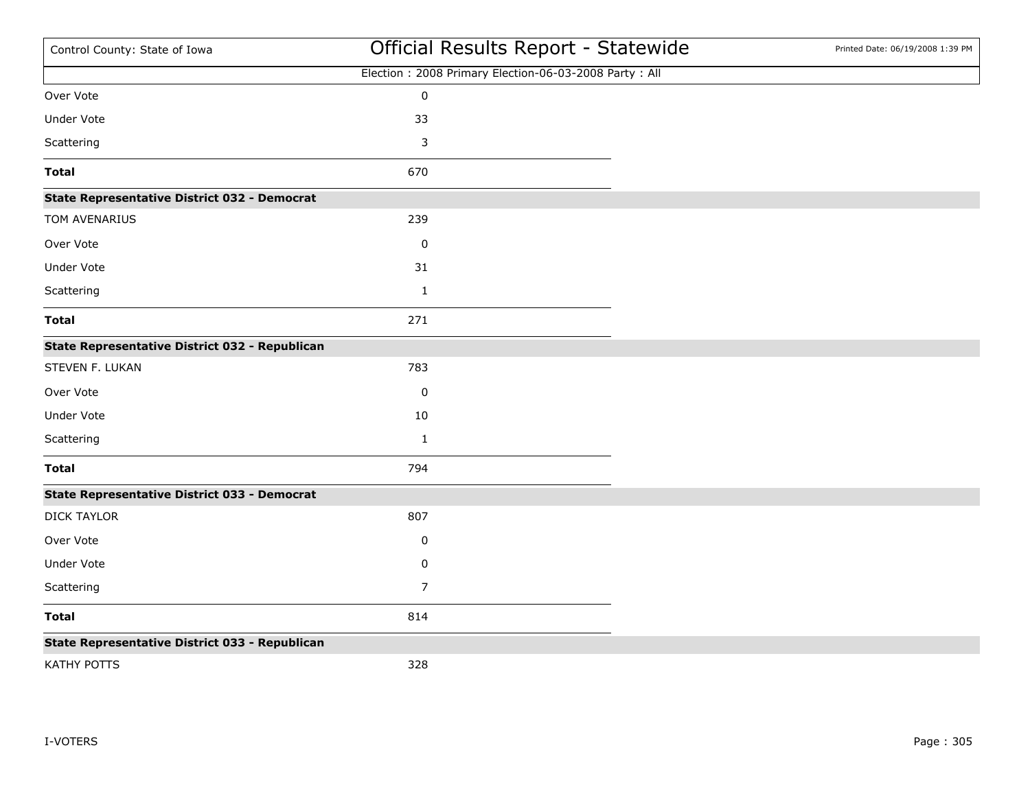| | |
|---|---|
| Over Vote | 0 |
| Under Vote | 33 |
| Scattering | 3 |
| **Total** | 670 |

**State Representative District 032 - Democrat**

| | |
|---|---|
| TOM AVENARIUS | 239 |
| Over Vote | 0 |
| Under Vote | 31 |
| Scattering | 1 |
| **Total** | 271 |

**State Representative District 032 - Republican**

| | |
|---|---|
| STEVEN F. LUKAN | 783 |
| Over Vote | 0 |
| Under Vote | 10 |
| Scattering | 1 |
| **Total** | 794 |

**State Representative District 033 - Democrat**

| | |
|---|---|
| DICK TAYLOR | 807 |
| Over Vote | 0 |
| Under Vote | 0 |
| Scattering | 7 |
| **Total** | 814 |

**State Representative District 033 - Republican**

| | |
|---|---|
| KATHY POTTS | 328 |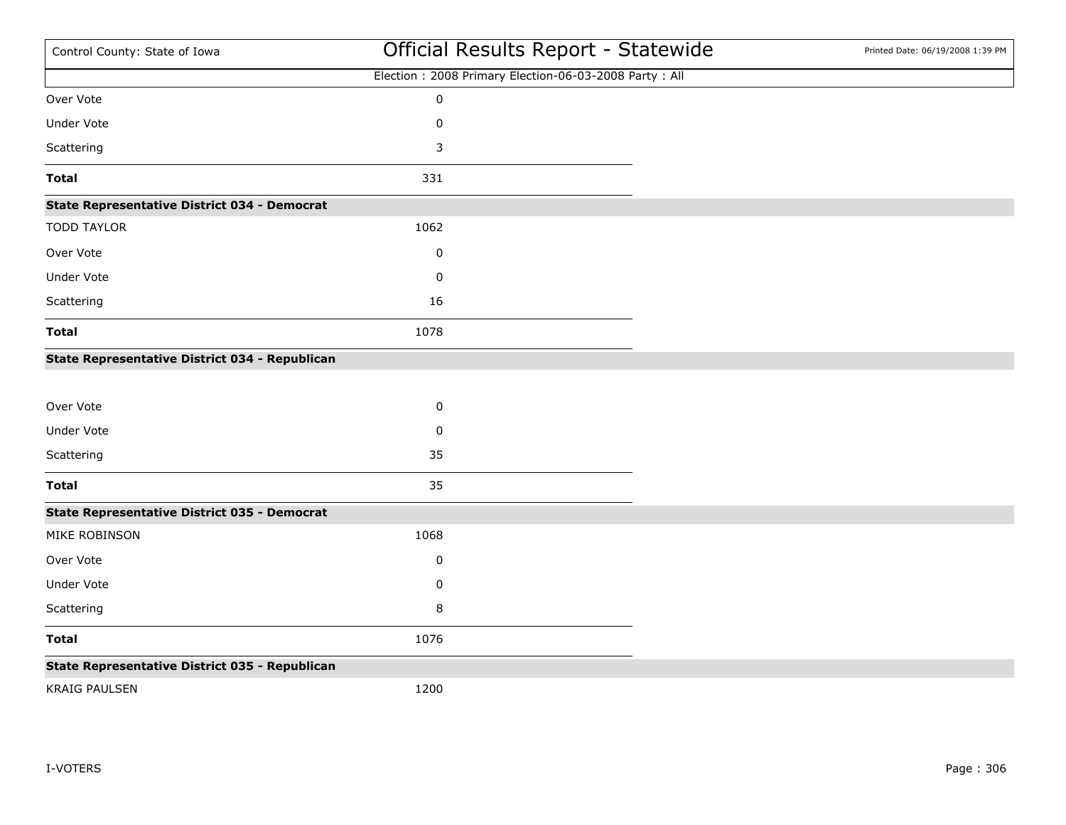| | |
|---|---|
| Over Vote | 0 |
| Under Vote | 0 |
| Scattering | 3 |
| **Total** | 331 |

**State Representative District 034 - Democrat**

| | |
|---|---|
| TODD TAYLOR | 1062 |
| Over Vote | 0 |
| Under Vote | 0 |
| Scattering | 16 |
| **Total** | 1078 |

**State Representative District 034 - Republican**

| | |
|---|---|
| Over Vote | 0 |
| Under Vote | 0 |
| Scattering | 35 |
| **Total** | 35 |

**State Representative District 035 - Democrat**

| | |
|---|---|
| MIKE ROBINSON | 1068 |
| Over Vote | 0 |
| Under Vote | 0 |
| Scattering | 8 |
| **Total** | 1076 |

**State Representative District 035 - Republican**

| | |
|---|---|
| KRAIG PAULSEN | 1200 |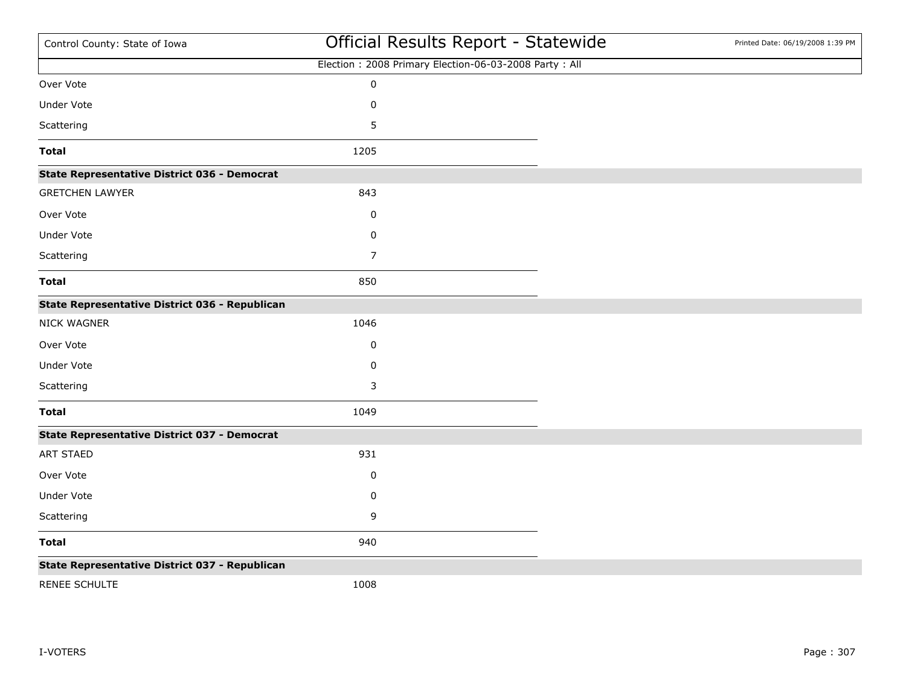| | |
|---|---|
| Over Vote | 0 |
| Under Vote | 0 |
| Scattering | 5 |
| **Total** | 1205 |

**State Representative District 036 - Democrat**

| | |
|---|---|
| GRETCHEN LAWYER | 843 |
| Over Vote | 0 |
| Under Vote | 0 |
| Scattering | 7 |
| **Total** | 850 |

**State Representative District 036 - Republican**

| | |
|---|---|
| NICK WAGNER | 1046 |
| Over Vote | 0 |
| Under Vote | 0 |
| Scattering | 3 |
| **Total** | 1049 |

**State Representative District 037 - Democrat**

| | |
|---|---|
| ART STAED | 931 |
| Over Vote | 0 |
| Under Vote | 0 |
| Scattering | 9 |
| **Total** | 940 |

**State Representative District 037 - Republican**

| | |
|---|---|
| RENEE SCHULTE | 1008 |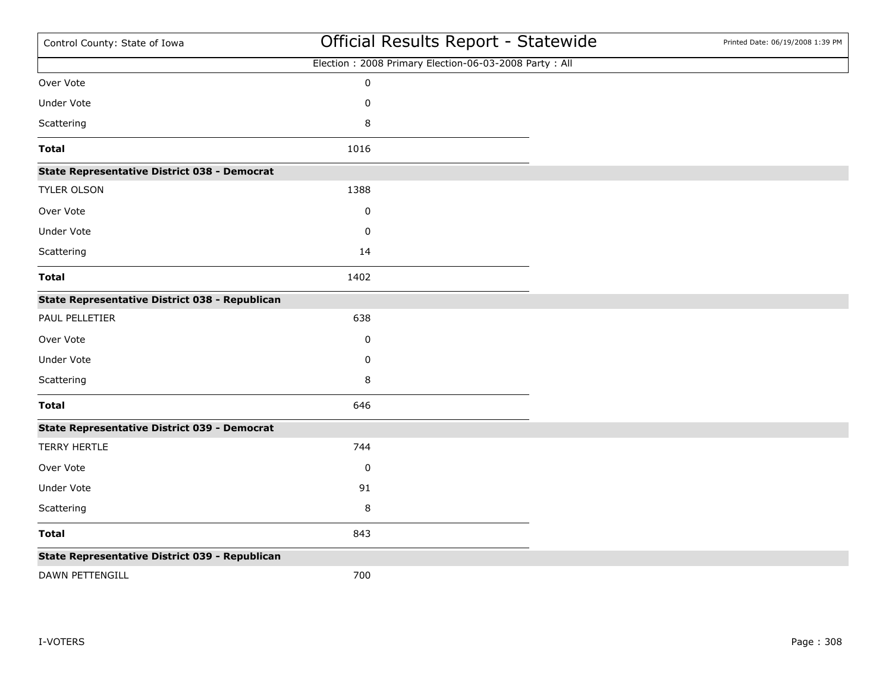| | |
|---|---|
| Over Vote | 0 |
| Under Vote | 0 |
| Scattering | 8 |
| **Total** | 1016 |

**State Representative District 038 - Democrat**

| | |
|---|---|
| TYLER OLSON | 1388 |
| Over Vote | 0 |
| Under Vote | 0 |
| Scattering | 14 |
| **Total** | 1402 |

**State Representative District 038 - Republican**

| | |
|---|---|
| PAUL PELLETIER | 638 |
| Over Vote | 0 |
| Under Vote | 0 |
| Scattering | 8 |
| **Total** | 646 |

**State Representative District 039 - Democrat**

| | |
|---|---|
| TERRY HERTLE | 744 |
| Over Vote | 0 |
| Under Vote | 91 |
| Scattering | 8 |
| **Total** | 843 |

**State Representative District 039 - Republican**

| | |
|---|---|
| DAWN PETTENGILL | 700 |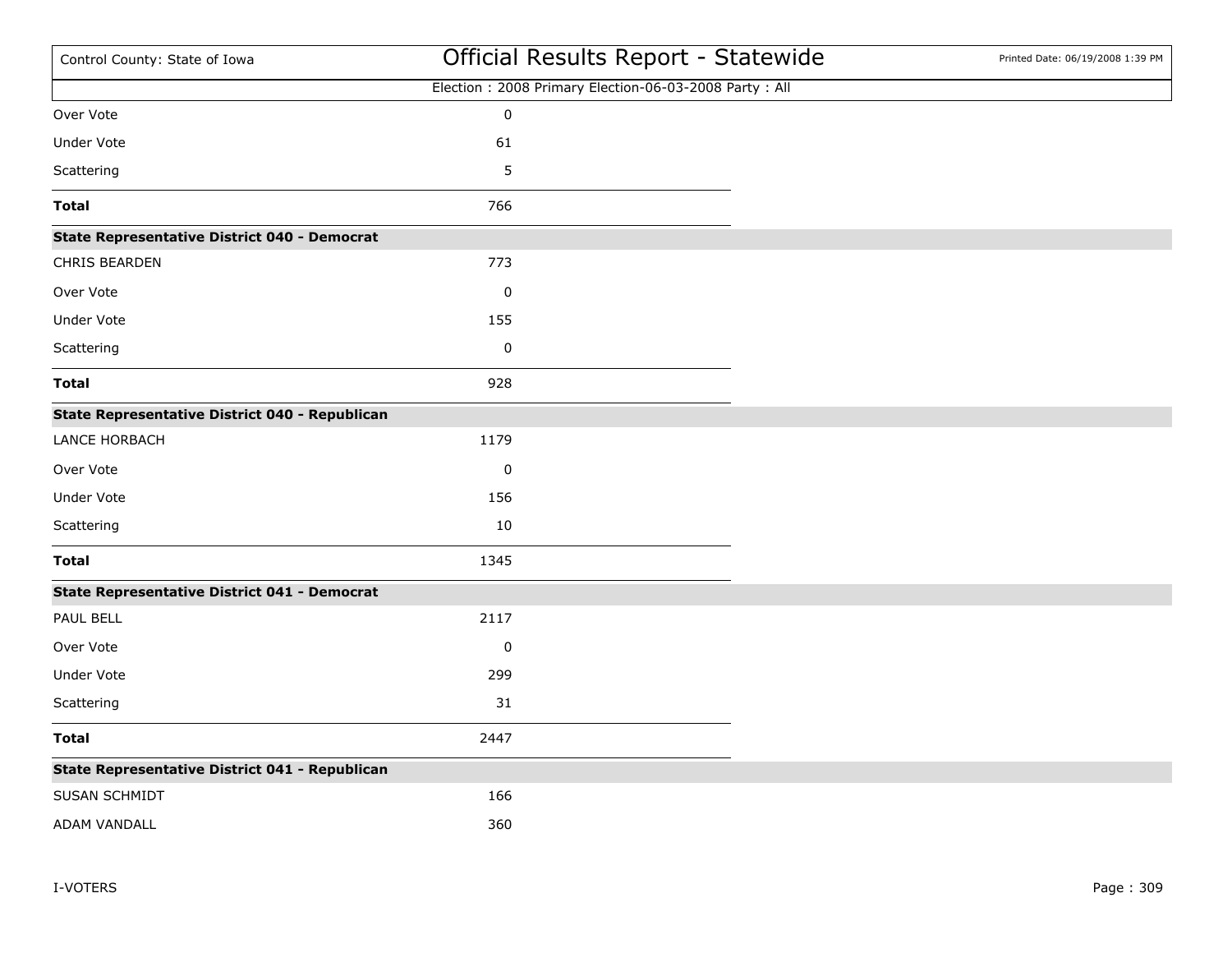Election : 2008 Primary Election-06-03-2008 Party : All

| | |
|---|---|
| Over Vote | 0 |
| Under Vote | 61 |
| Scattering | 5 |
| **Total** | 766 |

**State Representative District 040 - Democrat**

| | |
|---|---|
| CHRIS BEARDEN | 773 |
| Over Vote | 0 |
| Under Vote | 155 |
| Scattering | 0 |
| **Total** | 928 |

**State Representative District 040 - Republican**

| | |
|---|---|
| LANCE HORBACH | 1179 |
| Over Vote | 0 |
| Under Vote | 156 |
| Scattering | 10 |
| **Total** | 1345 |

**State Representative District 041 - Democrat**

| | |
|---|---|
| PAUL BELL | 2117 |
| Over Vote | 0 |
| Under Vote | 299 |
| Scattering | 31 |
| **Total** | 2447 |

**State Representative District 041 - Republican**

| | |
|---|---|
| SUSAN SCHMIDT | 166 |
| ADAM VANDALL | 360 |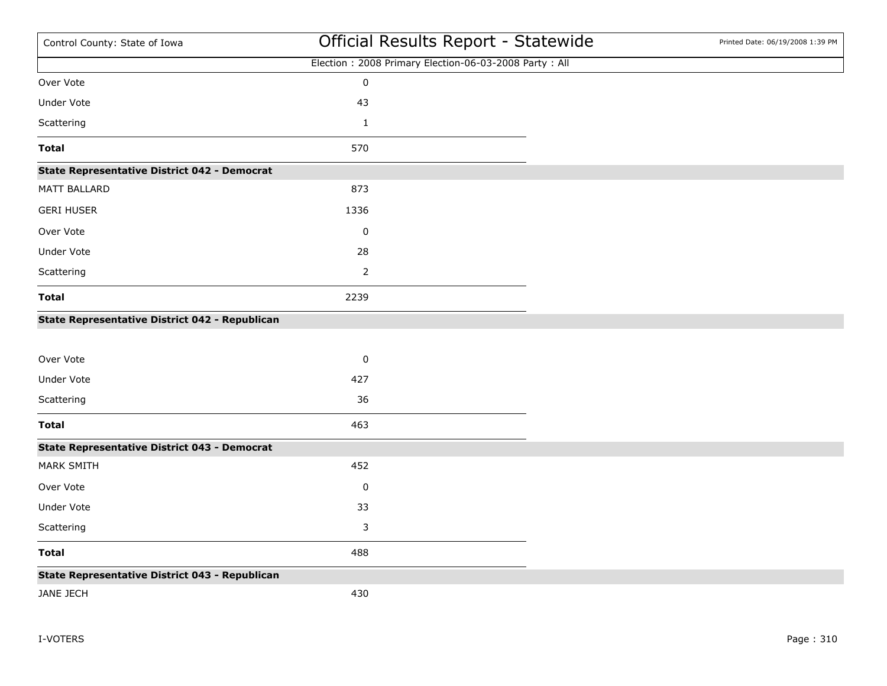| | |
|---|---|
| Over Vote | 0 |
| Under Vote | 43 |
| Scattering | 1 |
| **Total** | 570 |

**State Representative District 042 - Democrat**

| | |
|---|---|
| MATT BALLARD | 873 |
| GERI HUSER | 1336 |
| Over Vote | 0 |
| Under Vote | 28 |
| Scattering | 2 |
| **Total** | 2239 |

**State Representative District 042 - Republican**

| | |
|---|---|
| Over Vote | 0 |
| Under Vote | 427 |
| Scattering | 36 |
| **Total** | 463 |

**State Representative District 043 - Democrat**

| | |
|---|---|
| MARK SMITH | 452 |
| Over Vote | 0 |
| Under Vote | 33 |
| Scattering | 3 |
| **Total** | 488 |

**State Representative District 043 - Republican**

| | |
|---|---|
| JANE JECH | 430 |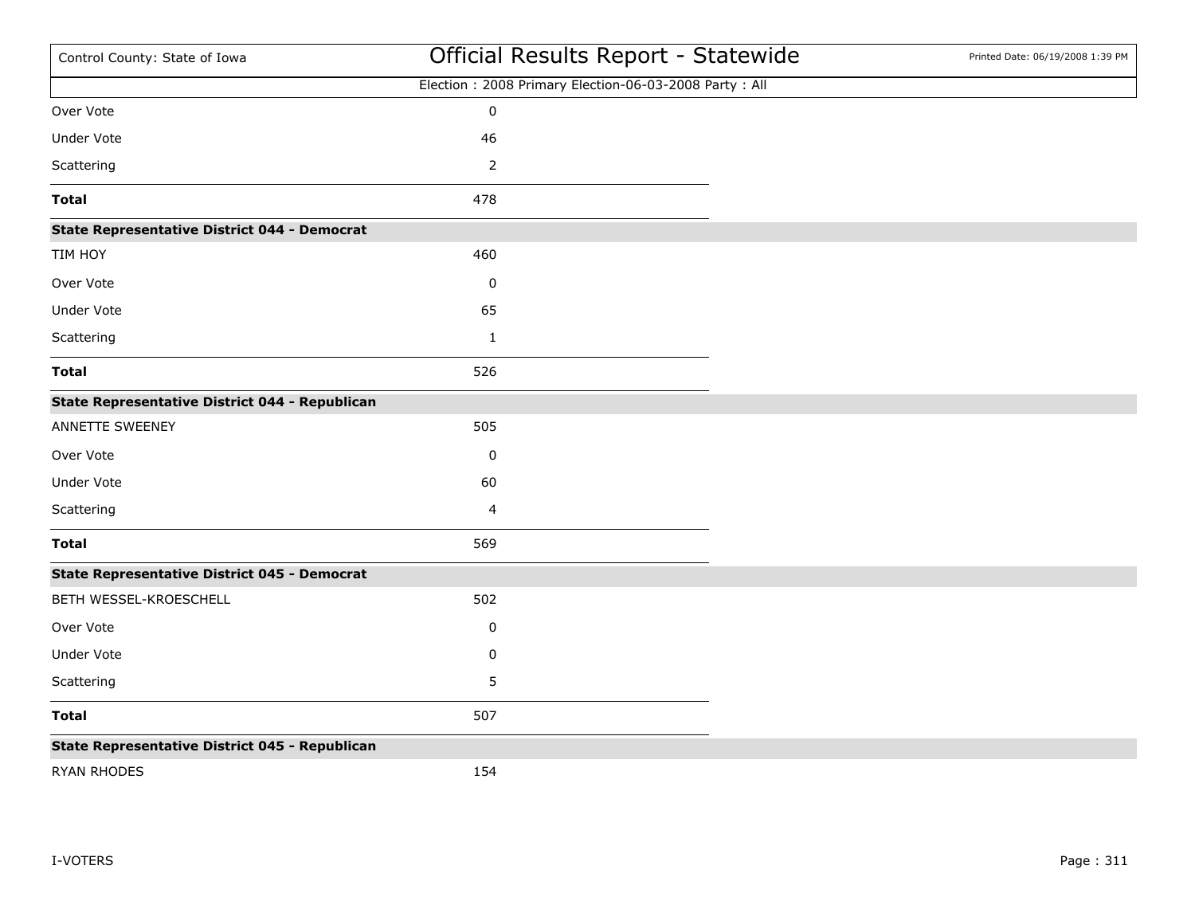Election : 2008 Primary Election-06-03-2008 Party : All

| | |
|---|---|
| Over Vote | 0 |
| Under Vote | 46 |
| Scattering | 2 |
| **Total** | 478 |

**State Representative District 044 - Democrat**

| | |
|---|---|
| TIM HOY | 460 |
| Over Vote | 0 |
| Under Vote | 65 |
| Scattering | 1 |
| **Total** | 526 |

**State Representative District 044 - Republican**

| | |
|---|---|
| ANNETTE SWEENEY | 505 |
| Over Vote | 0 |
| Under Vote | 60 |
| Scattering | 4 |
| **Total** | 569 |

**State Representative District 045 - Democrat**

| | |
|---|---|
| BETH WESSEL-KROESCHELL | 502 |
| Over Vote | 0 |
| Under Vote | 0 |
| Scattering | 5 |
| **Total** | 507 |

**State Representative District 045 - Republican**

| | |
|---|---|
| RYAN RHODES | 154 |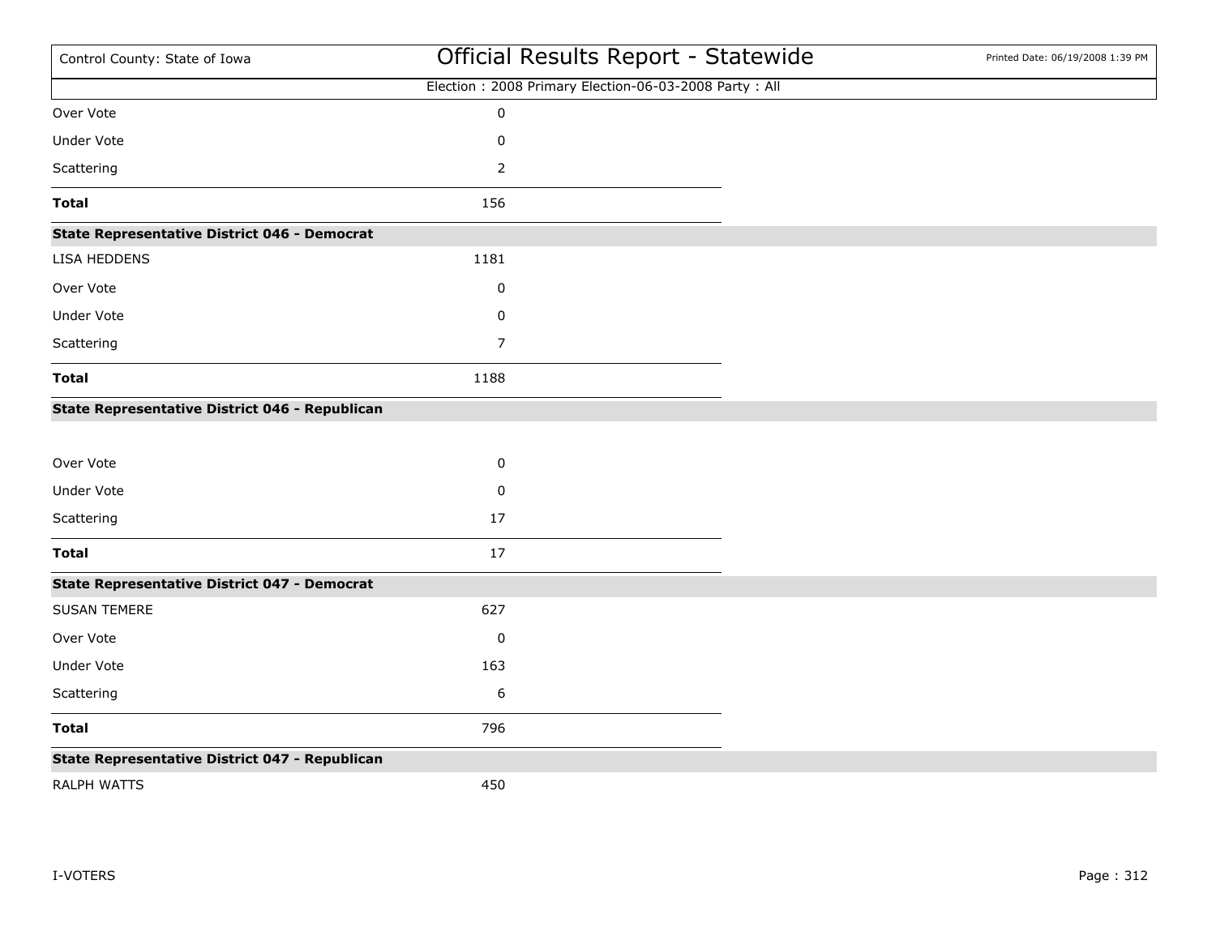| | |
|---|---|
| Over Vote | 0 |
| Under Vote | 0 |
| Scattering | 2 |
| **Total** | 156 |

**State Representative District 046 - Democrat**

| | |
|---|---|
| LISA HEDDENS | 1181 |
| Over Vote | 0 |
| Under Vote | 0 |
| Scattering | 7 |
| **Total** | 1188 |

**State Representative District 046 - Republican**

| | |
|---|---|
| Over Vote | 0 |
| Under Vote | 0 |
| Scattering | 17 |
| **Total** | 17 |

**State Representative District 047 - Democrat**

| | |
|---|---|
| SUSAN TEMERE | 627 |
| Over Vote | 0 |
| Under Vote | 163 |
| Scattering | 6 |
| **Total** | 796 |

**State Representative District 047 - Republican**

| | |
|---|---|
| RALPH WATTS | 450 |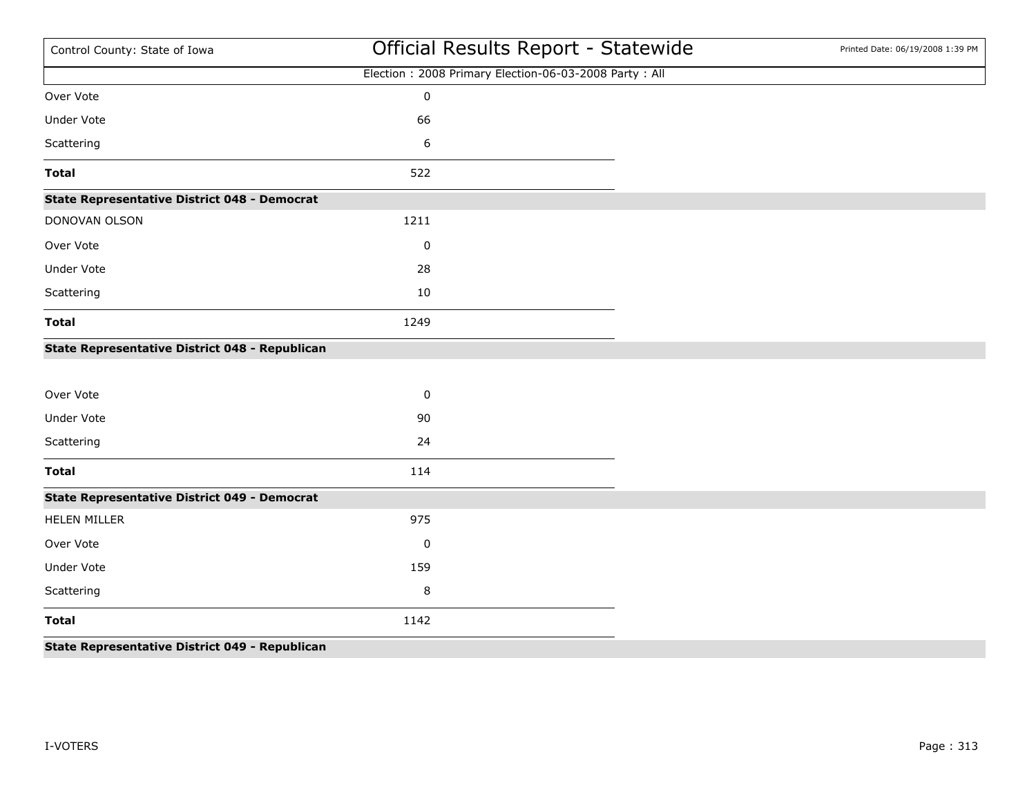Election : 2008 Primary Election-06-03-2008 Party : All

| | |
|---|---|
| Over Vote | 0 |
| Under Vote | 66 |
| Scattering | 6 |
| **Total** | 522 |

**State Representative District 048 - Democrat**

| | |
|---|---|
| DONOVAN OLSON | 1211 |
| Over Vote | 0 |
| Under Vote | 28 |
| Scattering | 10 |
| **Total** | 1249 |

**State Representative District 048 - Republican**

| | |
|---|---|
| Over Vote | 0 |
| Under Vote | 90 |
| Scattering | 24 |
| **Total** | 114 |

**State Representative District 049 - Democrat**

| | |
|---|---|
| HELEN MILLER | 975 |
| Over Vote | 0 |
| Under Vote | 159 |
| Scattering | 8 |
| **Total** | 1142 |

**State Representative District 049 - Republican**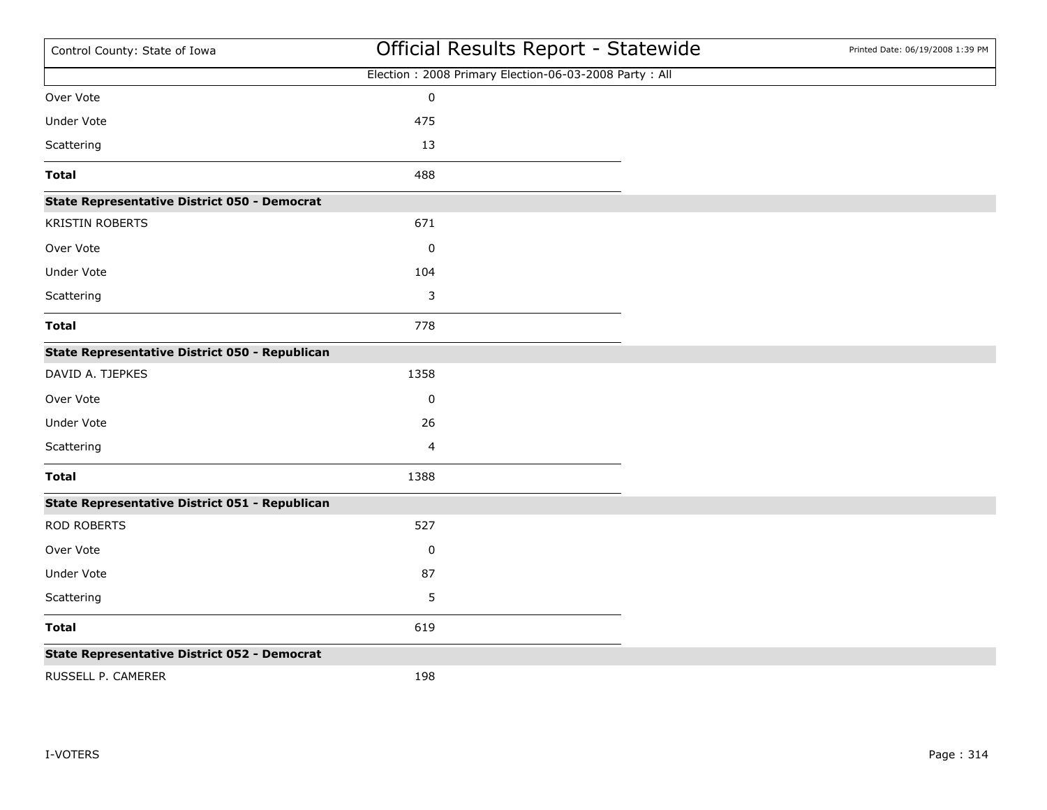Election : 2008 Primary Election-06-03-2008 Party : All

| | |
|---|---|
| Over Vote | 0 |
| Under Vote | 475 |
| Scattering | 13 |
| **Total** | 488 |

**State Representative District 050 - Democrat**

| | |
|---|---|
| KRISTIN ROBERTS | 671 |
| Over Vote | 0 |
| Under Vote | 104 |
| Scattering | 3 |
| **Total** | 778 |

**State Representative District 050 - Republican**

| | |
|---|---|
| DAVID A. TJEPKES | 1358 |
| Over Vote | 0 |
| Under Vote | 26 |
| Scattering | 4 |
| **Total** | 1388 |

**State Representative District 051 - Republican**

| | |
|---|---|
| ROD ROBERTS | 527 |
| Over Vote | 0 |
| Under Vote | 87 |
| Scattering | 5 |
| **Total** | 619 |

**State Representative District 052 - Democrat**

| | |
|---|---|
| RUSSELL P. CAMERER | 198 |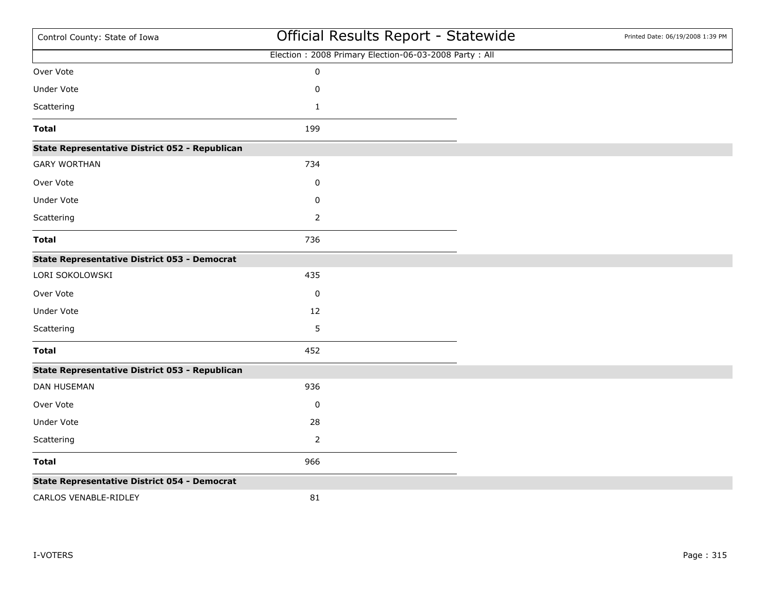| | |
|---|---|
| Over Vote | 0 |
| Under Vote | 0 |
| Scattering | 1 |
| **Total** | 199 |

**State Representative District 052 - Republican**

| | |
|---|---|
| GARY WORTHAN | 734 |
| Over Vote | 0 |
| Under Vote | 0 |
| Scattering | 2 |
| **Total** | 736 |

**State Representative District 053 - Democrat**

| | |
|---|---|
| LORI SOKOLOWSKI | 435 |
| Over Vote | 0 |
| Under Vote | 12 |
| Scattering | 5 |
| **Total** | 452 |

**State Representative District 053 - Republican**

| | |
|---|---|
| DAN HUSEMAN | 936 |
| Over Vote | 0 |
| Under Vote | 28 |
| Scattering | 2 |
| **Total** | 966 |

**State Representative District 054 - Democrat**

| | |
|---|---|
| CARLOS VENABLE-RIDLEY | 81 |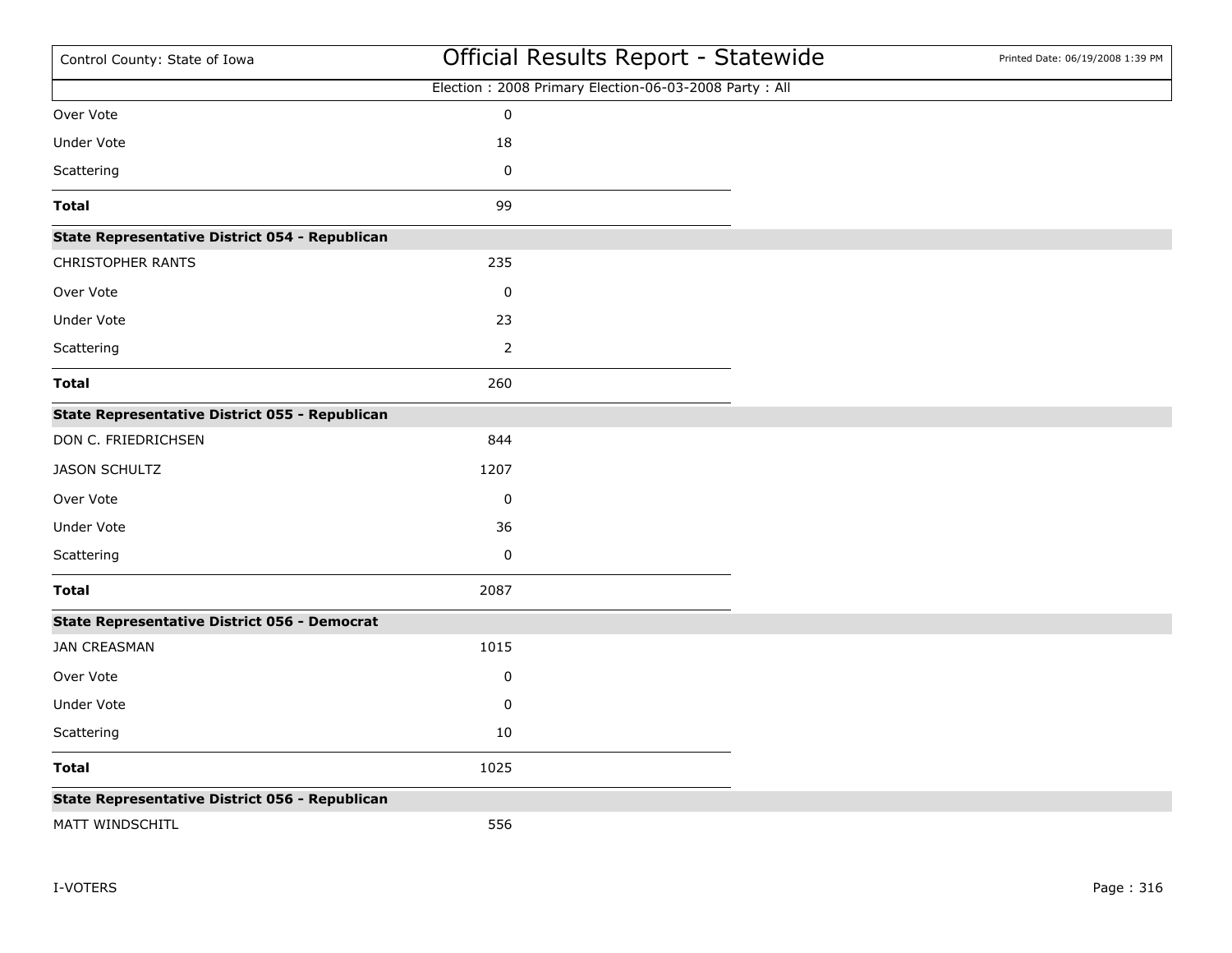Election : 2008 Primary Election-06-03-2008 Party : All

| | |
|---|---|
| Over Vote | 0 |
| Under Vote | 18 |
| Scattering | 0 |
| **Total** | 99 |

**State Representative District 054 - Republican**

| | |
|---|---|
| CHRISTOPHER RANTS | 235 |
| Over Vote | 0 |
| Under Vote | 23 |
| Scattering | 2 |
| **Total** | 260 |

**State Representative District 055 - Republican**

| | |
|---|---|
| DON C. FRIEDRICHSEN | 844 |
| JASON SCHULTZ | 1207 |
| Over Vote | 0 |
| Under Vote | 36 |
| Scattering | 0 |
| **Total** | 2087 |

**State Representative District 056 - Democrat**

| | |
|---|---|
| JAN CREASMAN | 1015 |
| Over Vote | 0 |
| Under Vote | 0 |
| Scattering | 10 |
| **Total** | 1025 |

**State Representative District 056 - Republican**

| | |
|---|---|
| MATT WINDSCHITL | 556 |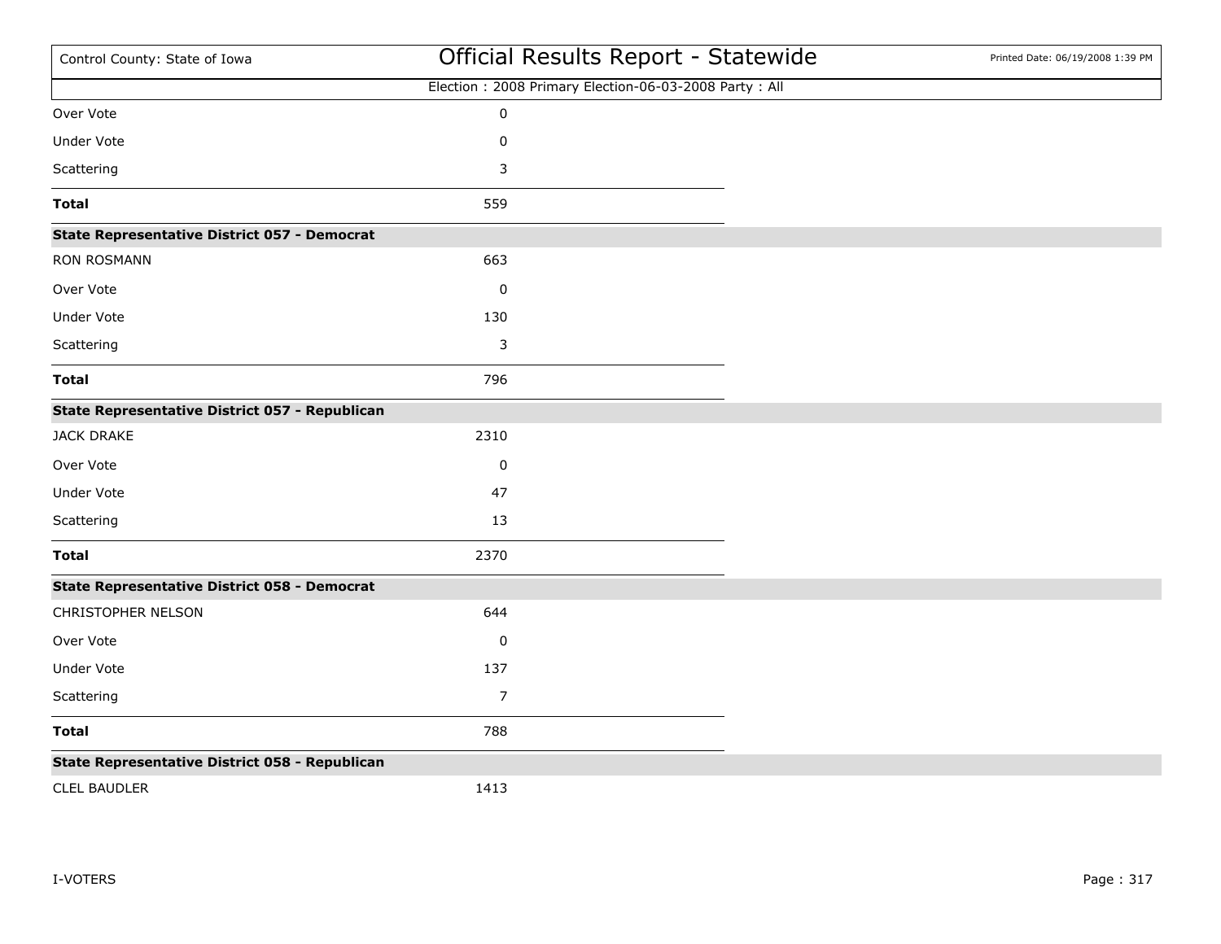Election : 2008 Primary Election-06-03-2008 Party : All

| | |
|---|---|
| Over Vote | 0 |
| Under Vote | 0 |
| Scattering | 3 |
| **Total** | 559 |

**State Representative District 057 - Democrat**

| | |
|---|---|
| RON ROSMANN | 663 |
| Over Vote | 0 |
| Under Vote | 130 |
| Scattering | 3 |
| **Total** | 796 |

**State Representative District 057 - Republican**

| | |
|---|---|
| JACK DRAKE | 2310 |
| Over Vote | 0 |
| Under Vote | 47 |
| Scattering | 13 |
| **Total** | 2370 |

**State Representative District 058 - Democrat**

| | |
|---|---|
| CHRISTOPHER NELSON | 644 |
| Over Vote | 0 |
| Under Vote | 137 |
| Scattering | 7 |
| **Total** | 788 |

**State Representative District 058 - Republican**

| | |
|---|---|
| CLEL BAUDLER | 1413 |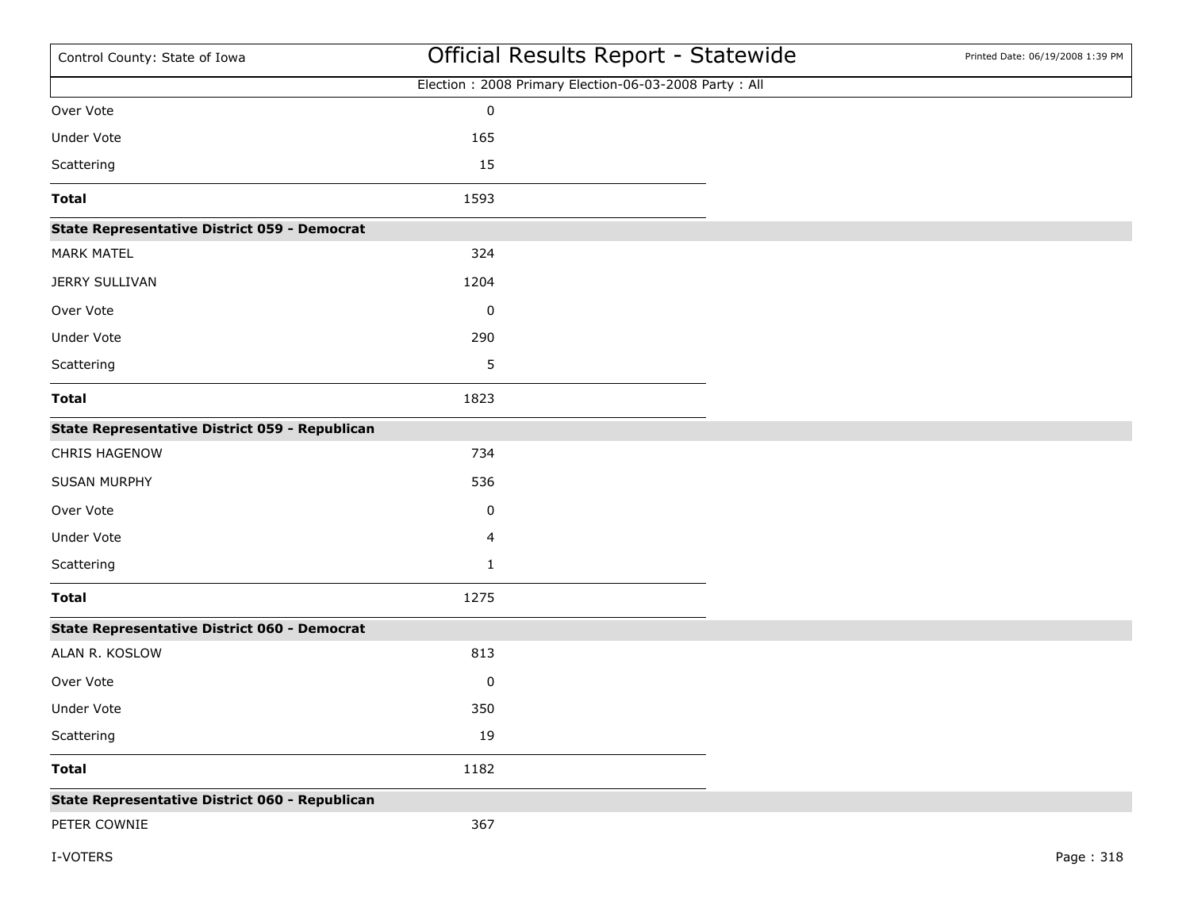Election : 2008 Primary Election-06-03-2008 Party : All

| | |
|---|---|
| Over Vote | 0 |
| Under Vote | 165 |
| Scattering | 15 |
| **Total** | 1593 |

**State Representative District 059 - Democrat**

| | |
|---|---|
| MARK MATEL | 324 |
| JERRY SULLIVAN | 1204 |
| Over Vote | 0 |
| Under Vote | 290 |
| Scattering | 5 |
| **Total** | 1823 |

**State Representative District 059 - Republican**

| | |
|---|---|
| CHRIS HAGENOW | 734 |
| SUSAN MURPHY | 536 |
| Over Vote | 0 |
| Under Vote | 4 |
| Scattering | 1 |
| **Total** | 1275 |

**State Representative District 060 - Democrat**

| | |
|---|---|
| ALAN R. KOSLOW | 813 |
| Over Vote | 0 |
| Under Vote | 350 |
| Scattering | 19 |
| **Total** | 1182 |

**State Representative District 060 - Republican**

| | |
|---|---|
| PETER COWNIE | 367 |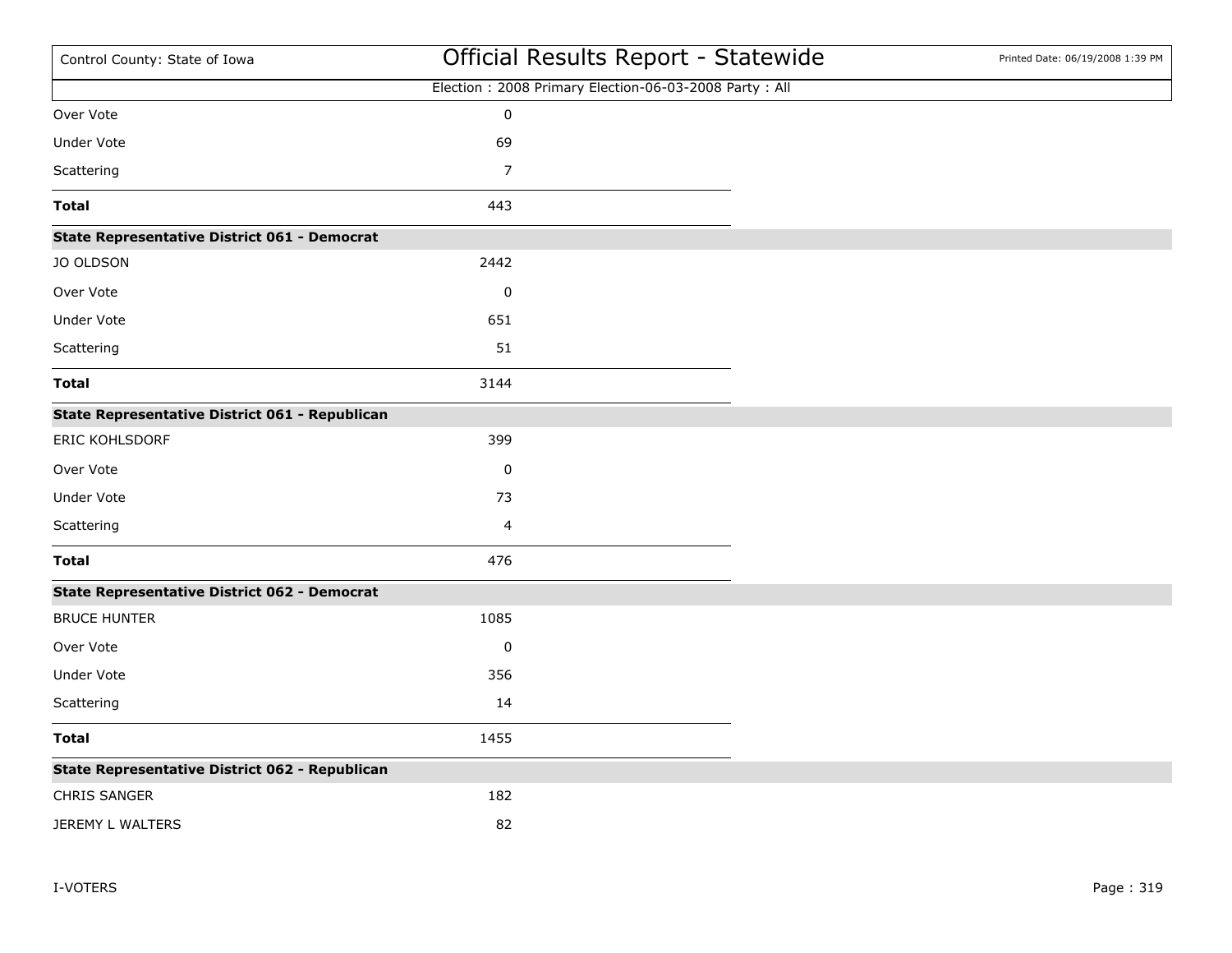Election : 2008 Primary Election-06-03-2008 Party : All

| | |
|---|---|
| Over Vote | 0 |
| Under Vote | 69 |
| Scattering | 7 |
| **Total** | 443 |

**State Representative District 061 - Democrat**

| | |
|---|---|
| JO OLDSON | 2442 |
| Over Vote | 0 |
| Under Vote | 651 |
| Scattering | 51 |
| **Total** | 3144 |

**State Representative District 061 - Republican**

| | |
|---|---|
| ERIC KOHLSDORF | 399 |
| Over Vote | 0 |
| Under Vote | 73 |
| Scattering | 4 |
| **Total** | 476 |

**State Representative District 062 - Democrat**

| | |
|---|---|
| BRUCE HUNTER | 1085 |
| Over Vote | 0 |
| Under Vote | 356 |
| Scattering | 14 |
| **Total** | 1455 |

**State Representative District 062 - Republican**

| | |
|---|---|
| CHRIS SANGER | 182 |
| JEREMY L WALTERS | 82 |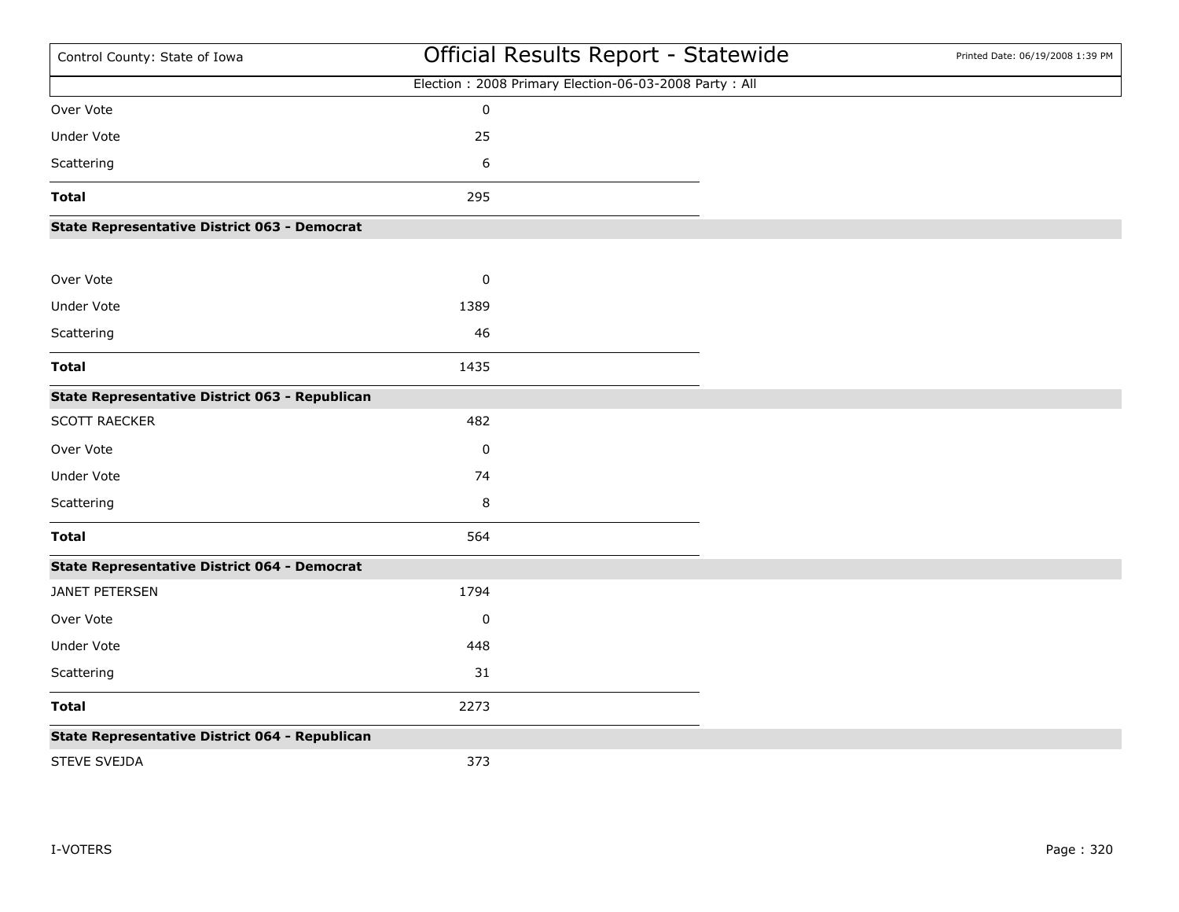Election : 2008 Primary Election-06-03-2008 Party : All

| | |
|---|---|
| Over Vote | 0 |
| Under Vote | 25 |
| Scattering | 6 |
| **Total** | 295 |

**State Representative District 063 - Democrat**

| | |
|---|---|
| Over Vote | 0 |
| Under Vote | 1389 |
| Scattering | 46 |
| **Total** | 1435 |

**State Representative District 063 - Republican**

| | |
|---|---|
| SCOTT RAECKER | 482 |
| Over Vote | 0 |
| Under Vote | 74 |
| Scattering | 8 |
| **Total** | 564 |

**State Representative District 064 - Democrat**

| | |
|---|---|
| JANET PETERSEN | 1794 |
| Over Vote | 0 |
| Under Vote | 448 |
| Scattering | 31 |
| **Total** | 2273 |

**State Representative District 064 - Republican**

| | |
|---|---|
| STEVE SVEJDA | 373 |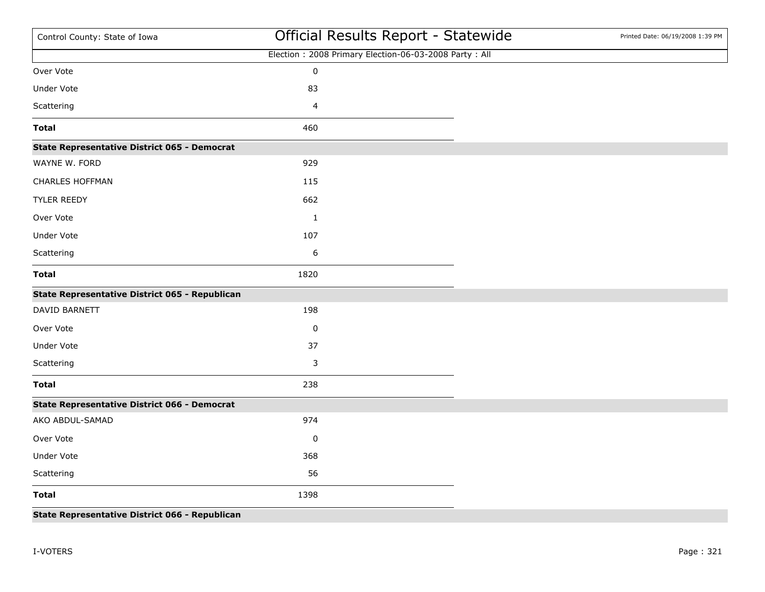Election : 2008 Primary Election-06-03-2008 Party : All

| | |
|---|---|
| Over Vote | 0 |
| Under Vote | 83 |
| Scattering | 4 |
| **Total** | 460 |

**State Representative District 065 - Democrat**

| | |
|---|---|
| WAYNE W. FORD | 929 |
| CHARLES HOFFMAN | 115 |
| TYLER REEDY | 662 |
| Over Vote | 1 |
| Under Vote | 107 |
| Scattering | 6 |
| **Total** | 1820 |

**State Representative District 065 - Republican**

| | |
|---|---|
| DAVID BARNETT | 198 |
| Over Vote | 0 |
| Under Vote | 37 |
| Scattering | 3 |
| **Total** | 238 |

**State Representative District 066 - Democrat**

| | |
|---|---|
| AKO ABDUL-SAMAD | 974 |
| Over Vote | 0 |
| Under Vote | 368 |
| Scattering | 56 |
| **Total** | 1398 |

**State Representative District 066 - Republican**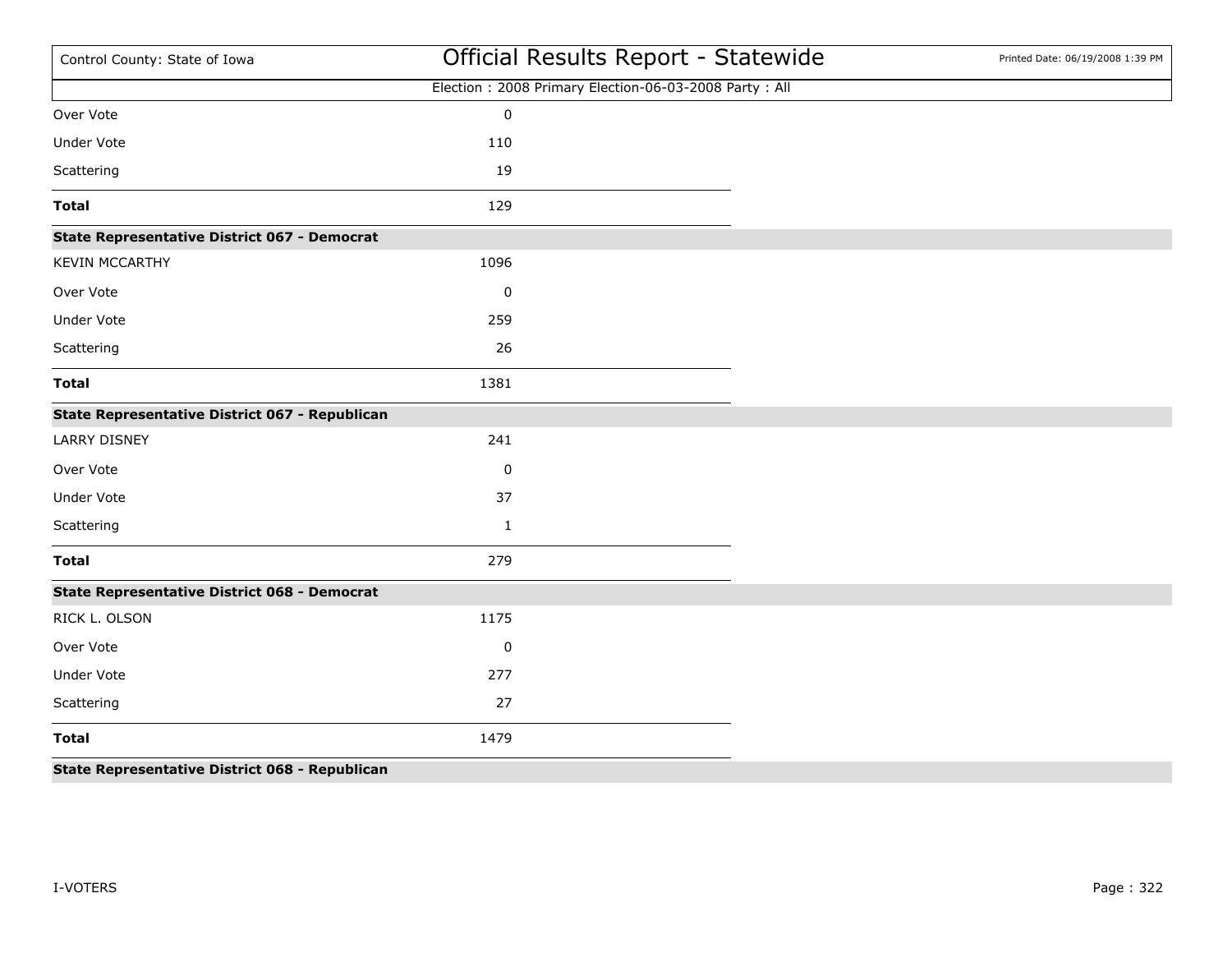Election : 2008 Primary Election-06-03-2008 Party : All

| | |
|---|---|
| Over Vote | 0 |
| Under Vote | 110 |
| Scattering | 19 |
| **Total** | 129 |

**State Representative District 067 - Democrat**

| | |
|---|---|
| KEVIN MCCARTHY | 1096 |
| Over Vote | 0 |
| Under Vote | 259 |
| Scattering | 26 |
| **Total** | 1381 |

**State Representative District 067 - Republican**

| | |
|---|---|
| LARRY DISNEY | 241 |
| Over Vote | 0 |
| Under Vote | 37 |
| Scattering | 1 |
| **Total** | 279 |

**State Representative District 068 - Democrat**

| | |
|---|---|
| RICK L. OLSON | 1175 |
| Over Vote | 0 |
| Under Vote | 277 |
| Scattering | 27 |
| **Total** | 1479 |

**State Representative District 068 - Republican**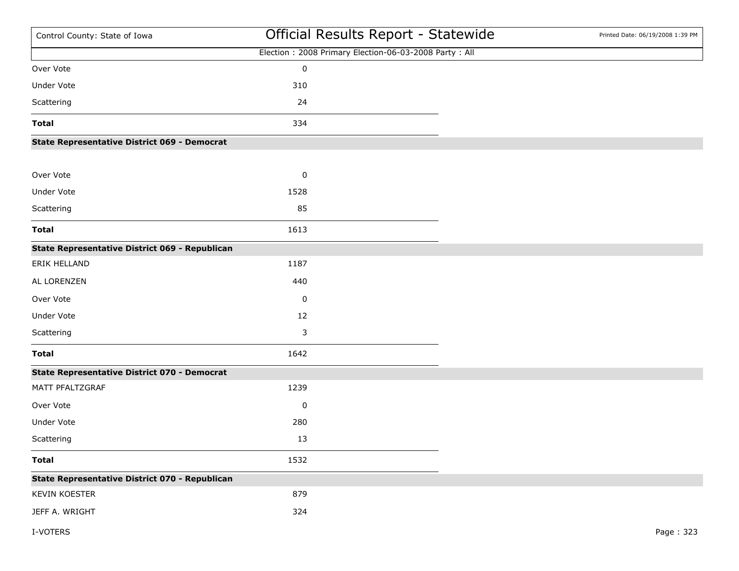| | |
|---|---|
| Over Vote | 0 |
| Under Vote | 310 |
| Scattering | 24 |
| **Total** | 334 |

**State Representative District 069 - Democrat**

| | |
|---|---|
| Over Vote | 0 |
| Under Vote | 1528 |
| Scattering | 85 |
| **Total** | 1613 |

**State Representative District 069 - Republican**

| | |
|---|---|
| ERIK HELLAND | 1187 |
| AL LORENZEN | 440 |
| Over Vote | 0 |
| Under Vote | 12 |
| Scattering | 3 |
| **Total** | 1642 |

**State Representative District 070 - Democrat**

| | |
|---|---|
| MATT PFALTZGRAF | 1239 |
| Over Vote | 0 |
| Under Vote | 280 |
| Scattering | 13 |
| **Total** | 1532 |

**State Representative District 070 - Republican**

| | |
|---|---|
| KEVIN KOESTER | 879 |
| JEFF A. WRIGHT | 324 |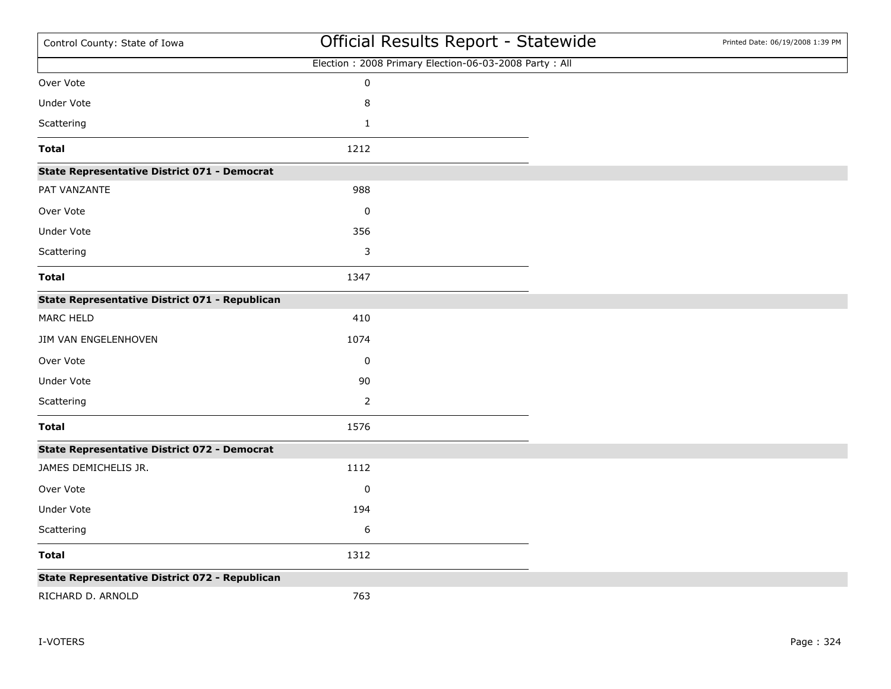| | |
|---|---|
| Over Vote | 0 |
| Under Vote | 8 |
| Scattering | 1 |
| **Total** | 1212 |

**State Representative District 071 - Democrat**

| | |
|---|---|
| PAT VANZANTE | 988 |
| Over Vote | 0 |
| Under Vote | 356 |
| Scattering | 3 |
| **Total** | 1347 |

**State Representative District 071 - Republican**

| | |
|---|---|
| MARC HELD | 410 |
| JIM VAN ENGELENHOVEN | 1074 |
| Over Vote | 0 |
| Under Vote | 90 |
| Scattering | 2 |
| **Total** | 1576 |

**State Representative District 072 - Democrat**

| | |
|---|---|
| JAMES DEMICHELIS JR. | 1112 |
| Over Vote | 0 |
| Under Vote | 194 |
| Scattering | 6 |
| **Total** | 1312 |

**State Representative District 072 - Republican**

| | |
|---|---|
| RICHARD D. ARNOLD | 763 |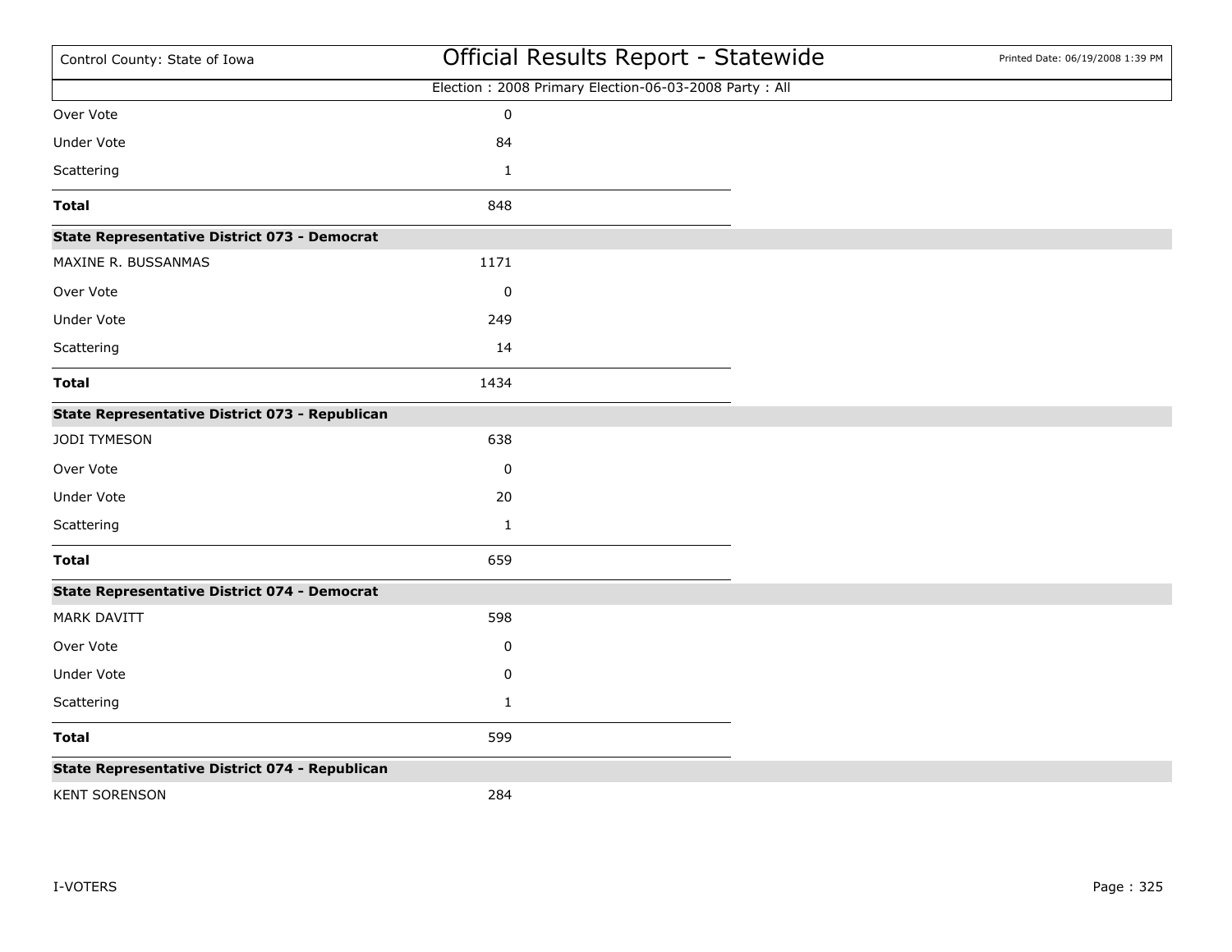| | |
|---|---|
| Over Vote | 0 |
| Under Vote | 84 |
| Scattering | 1 |
| **Total** | 848 |

**State Representative District 073 - Democrat**

| | |
|---|---|
| MAXINE R. BUSSANMAS | 1171 |
| Over Vote | 0 |
| Under Vote | 249 |
| Scattering | 14 |
| **Total** | 1434 |

**State Representative District 073 - Republican**

| | |
|---|---|
| JODI TYMESON | 638 |
| Over Vote | 0 |
| Under Vote | 20 |
| Scattering | 1 |
| **Total** | 659 |

**State Representative District 074 - Democrat**

| | |
|---|---|
| MARK DAVITT | 598 |
| Over Vote | 0 |
| Under Vote | 0 |
| Scattering | 1 |
| **Total** | 599 |

**State Representative District 074 - Republican**

| | |
|---|---|
| KENT SORENSON | 284 |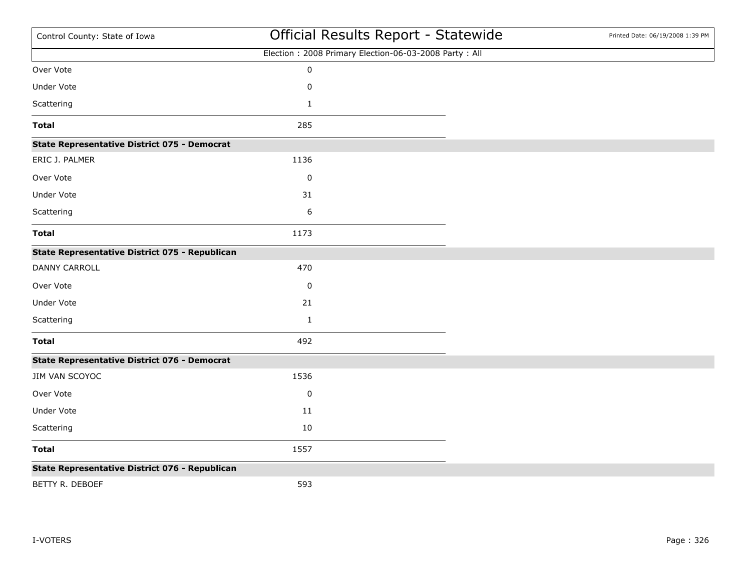| | |
|---|---|
| Over Vote | 0 |
| Under Vote | 0 |
| Scattering | 1 |
| **Total** | 285 |

**State Representative District 075 - Democrat**

| | |
|---|---|
| ERIC J. PALMER | 1136 |
| Over Vote | 0 |
| Under Vote | 31 |
| Scattering | 6 |
| **Total** | 1173 |

**State Representative District 075 - Republican**

| | |
|---|---|
| DANNY CARROLL | 470 |
| Over Vote | 0 |
| Under Vote | 21 |
| Scattering | 1 |
| **Total** | 492 |

**State Representative District 076 - Democrat**

| | |
|---|---|
| JIM VAN SCOYOC | 1536 |
| Over Vote | 0 |
| Under Vote | 11 |
| Scattering | 10 |
| **Total** | 1557 |

**State Representative District 076 - Republican**

| | |
|---|---|
| BETTY R. DEBOEF | 593 |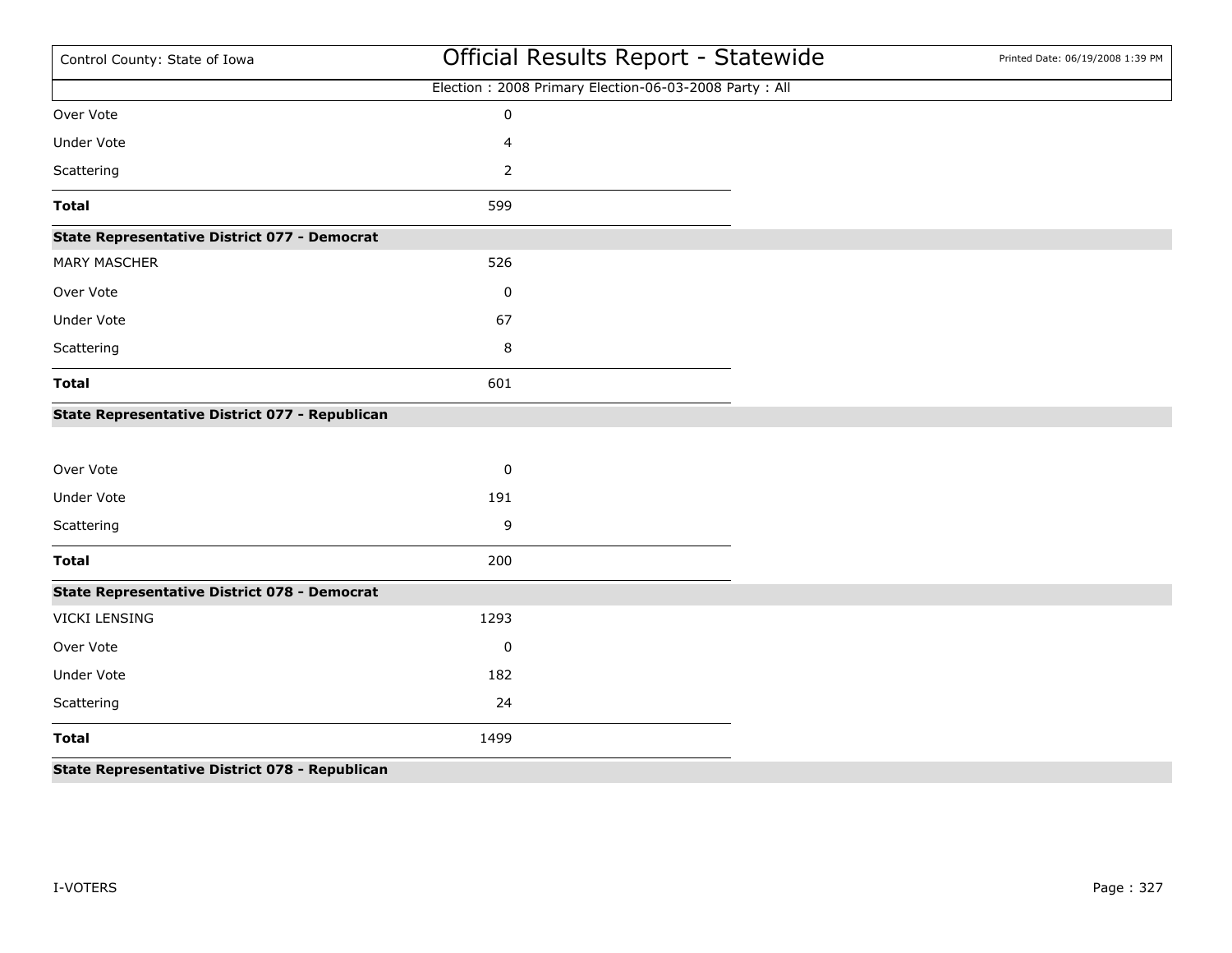Election : 2008 Primary Election-06-03-2008 Party : All

| | |
|---|---|
| Over Vote | 0 |
| Under Vote | 4 |
| Scattering | 2 |
| **Total** | 599 |

**State Representative District 077 - Democrat**

| | |
|---|---|
| MARY MASCHER | 526 |
| Over Vote | 0 |
| Under Vote | 67 |
| Scattering | 8 |
| **Total** | 601 |

**State Representative District 077 - Republican**

| | |
|---|---|
| Over Vote | 0 |
| Under Vote | 191 |
| Scattering | 9 |
| **Total** | 200 |

**State Representative District 078 - Democrat**

| | |
|---|---|
| VICKI LENSING | 1293 |
| Over Vote | 0 |
| Under Vote | 182 |
| Scattering | 24 |
| **Total** | 1499 |

**State Representative District 078 - Republican**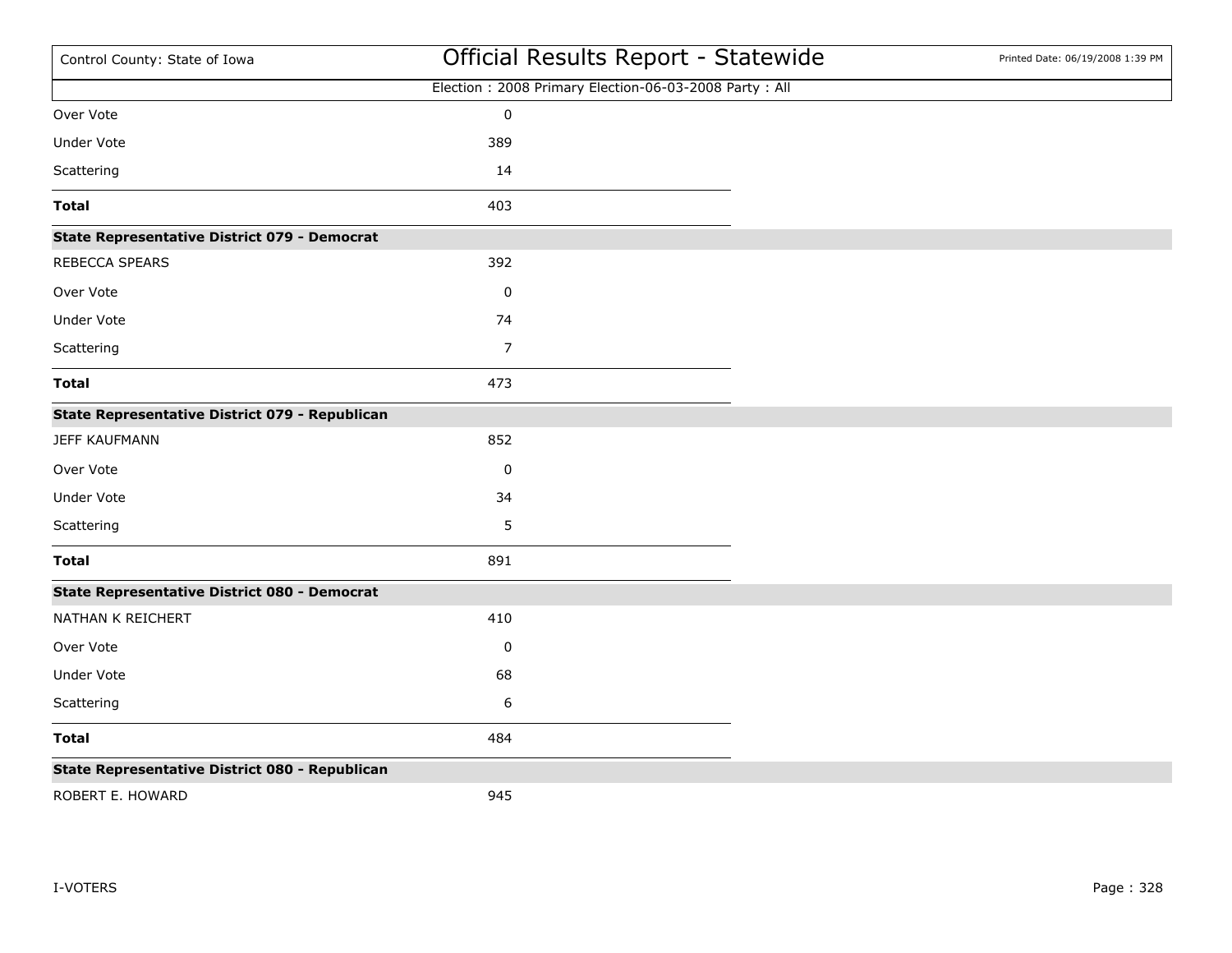| | |
|---|---|
| Over Vote | 0 |
| Under Vote | 389 |
| Scattering | 14 |
| **Total** | 403 |

**State Representative District 079 - Democrat**

| | |
|---|---|
| REBECCA SPEARS | 392 |
| Over Vote | 0 |
| Under Vote | 74 |
| Scattering | 7 |
| **Total** | 473 |

**State Representative District 079 - Republican**

| | |
|---|---|
| JEFF KAUFMANN | 852 |
| Over Vote | 0 |
| Under Vote | 34 |
| Scattering | 5 |
| **Total** | 891 |

**State Representative District 080 - Democrat**

| | |
|---|---|
| NATHAN K REICHERT | 410 |
| Over Vote | 0 |
| Under Vote | 68 |
| Scattering | 6 |
| **Total** | 484 |

**State Representative District 080 - Republican**

| | |
|---|---|
| ROBERT E. HOWARD | 945 |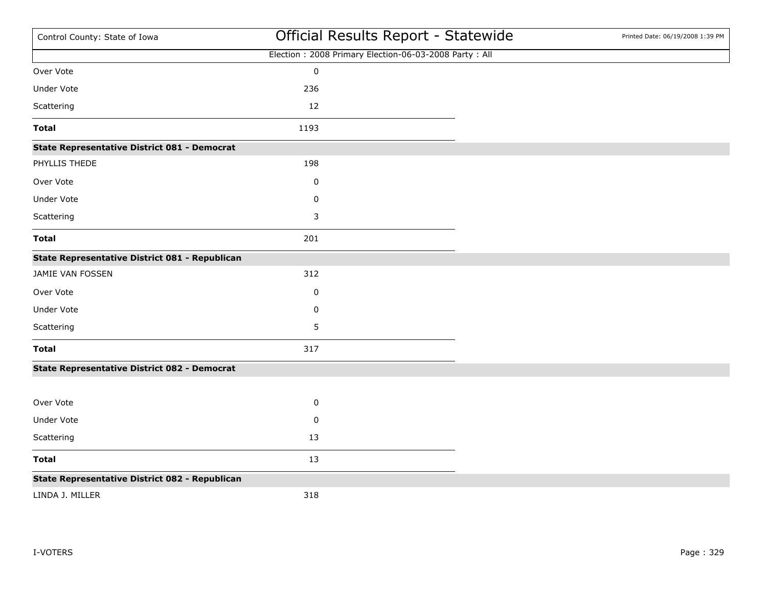Election : 2008 Primary Election-06-03-2008 Party : All

| | |
|---|---|
| Over Vote | 0 |
| Under Vote | 236 |
| Scattering | 12 |
| **Total** | 1193 |

**State Representative District 081 - Democrat**

| | |
|---|---|
| PHYLLIS THEDE | 198 |
| Over Vote | 0 |
| Under Vote | 0 |
| Scattering | 3 |
| **Total** | 201 |

**State Representative District 081 - Republican**

| | |
|---|---|
| JAMIE VAN FOSSEN | 312 |
| Over Vote | 0 |
| Under Vote | 0 |
| Scattering | 5 |
| **Total** | 317 |

**State Representative District 082 - Democrat**

| | |
|---|---|
| Over Vote | 0 |
| Under Vote | 0 |
| Scattering | 13 |
| **Total** | 13 |

**State Representative District 082 - Republican**

| | |
|---|---|
| LINDA J. MILLER | 318 |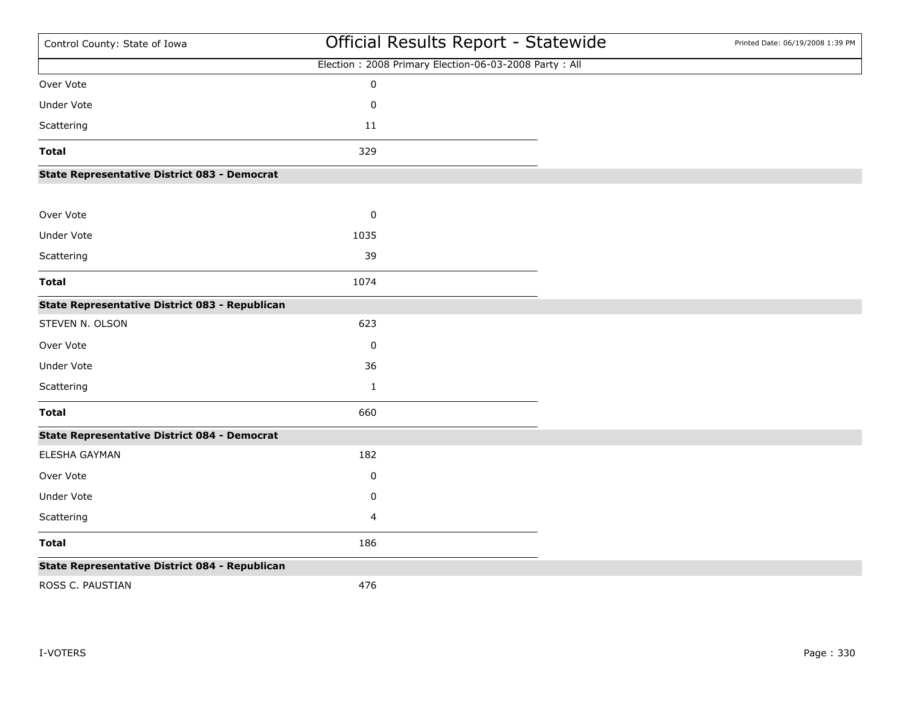| | |
|---|---|
| Over Vote | 0 |
| Under Vote | 0 |
| Scattering | 11 |
| **Total** | 329 |

**State Representative District 083 - Democrat**

| | |
|---|---|
| Over Vote | 0 |
| Under Vote | 1035 |
| Scattering | 39 |
| **Total** | 1074 |

**State Representative District 083 - Republican**

| | |
|---|---|
| STEVEN N. OLSON | 623 |
| Over Vote | 0 |
| Under Vote | 36 |
| Scattering | 1 |
| **Total** | 660 |

**State Representative District 084 - Democrat**

| | |
|---|---|
| ELESHA GAYMAN | 182 |
| Over Vote | 0 |
| Under Vote | 0 |
| Scattering | 4 |
| **Total** | 186 |

**State Representative District 084 - Republican**

| | |
|---|---|
| ROSS C. PAUSTIAN | 476 |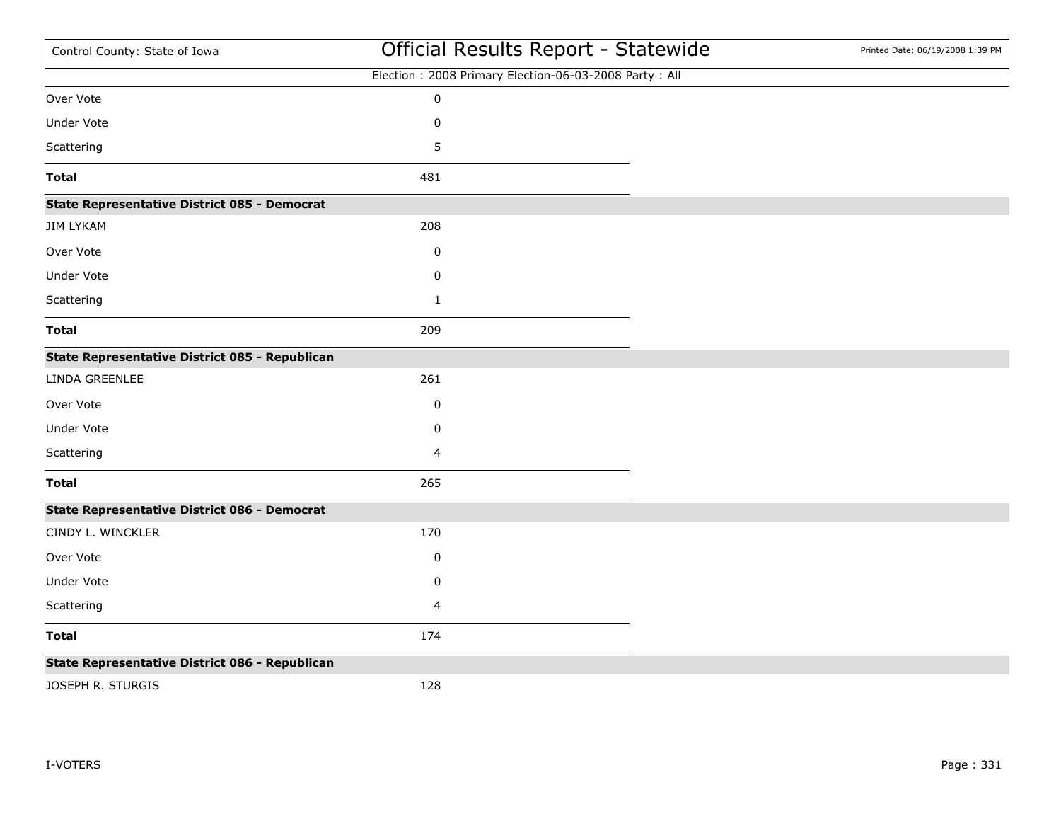Election : 2008 Primary Election-06-03-2008 Party : All

| | |
|---|---|
| Over Vote | 0 |
| Under Vote | 0 |
| Scattering | 5 |
| **Total** | 481 |

**State Representative District 085 - Democrat**

| | |
|---|---|
| JIM LYKAM | 208 |
| Over Vote | 0 |
| Under Vote | 0 |
| Scattering | 1 |
| **Total** | 209 |

**State Representative District 085 - Republican**

| | |
|---|---|
| LINDA GREENLEE | 261 |
| Over Vote | 0 |
| Under Vote | 0 |
| Scattering | 4 |
| **Total** | 265 |

**State Representative District 086 - Democrat**

| | |
|---|---|
| CINDY L. WINCKLER | 170 |
| Over Vote | 0 |
| Under Vote | 0 |
| Scattering | 4 |
| **Total** | 174 |

**State Representative District 086 - Republican**

| | |
|---|---|
| JOSEPH R. STURGIS | 128 |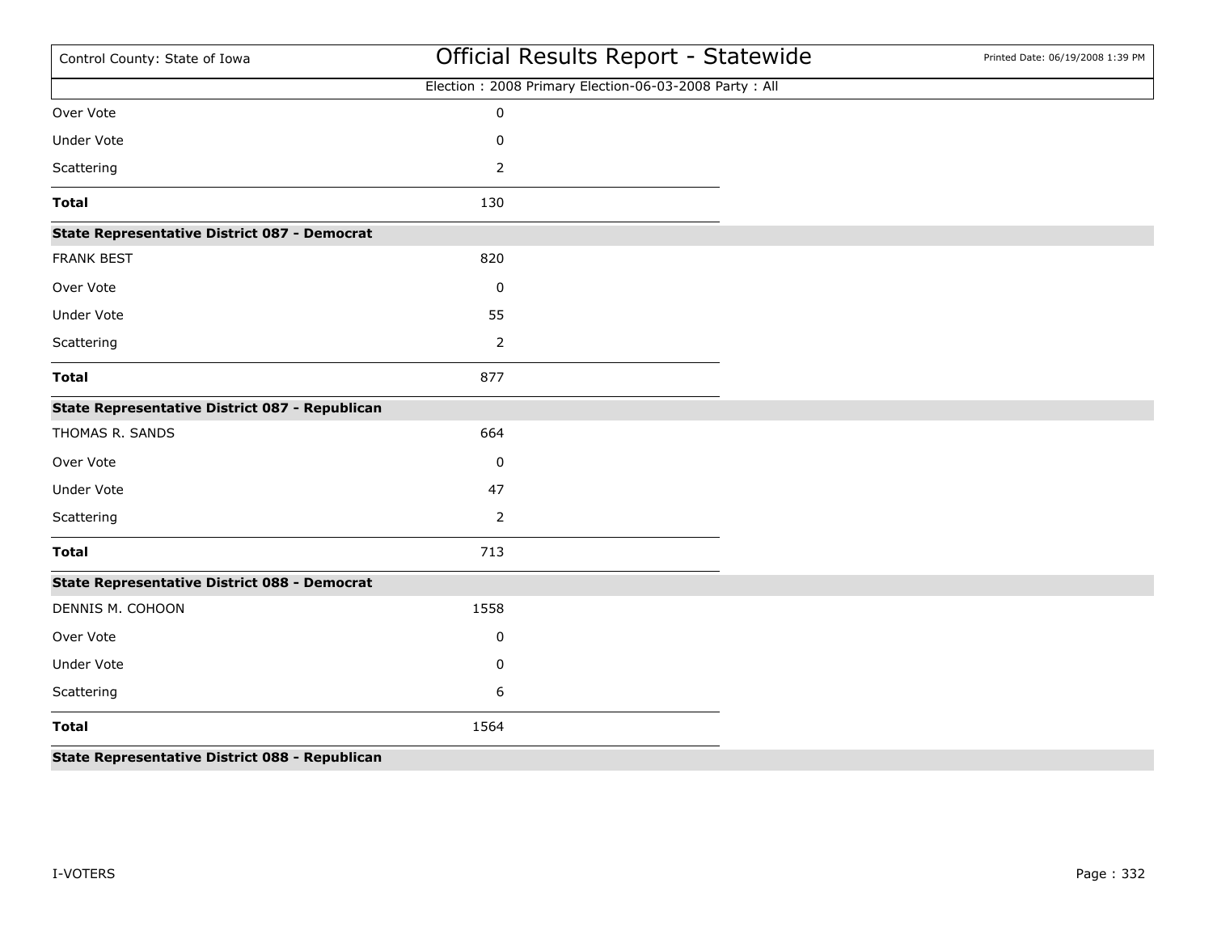Election : 2008 Primary Election-06-03-2008 Party : All

| | |
|---|---|
| Over Vote | 0 |
| Under Vote | 0 |
| Scattering | 2 |
| **Total** | 130 |

**State Representative District 087 - Democrat**

| | |
|---|---|
| FRANK BEST | 820 |
| Over Vote | 0 |
| Under Vote | 55 |
| Scattering | 2 |
| **Total** | 877 |

**State Representative District 087 - Republican**

| | |
|---|---|
| THOMAS R. SANDS | 664 |
| Over Vote | 0 |
| Under Vote | 47 |
| Scattering | 2 |
| **Total** | 713 |

**State Representative District 088 - Democrat**

| | |
|---|---|
| DENNIS M. COHOON | 1558 |
| Over Vote | 0 |
| Under Vote | 0 |
| Scattering | 6 |
| **Total** | 1564 |

**State Representative District 088 - Republican**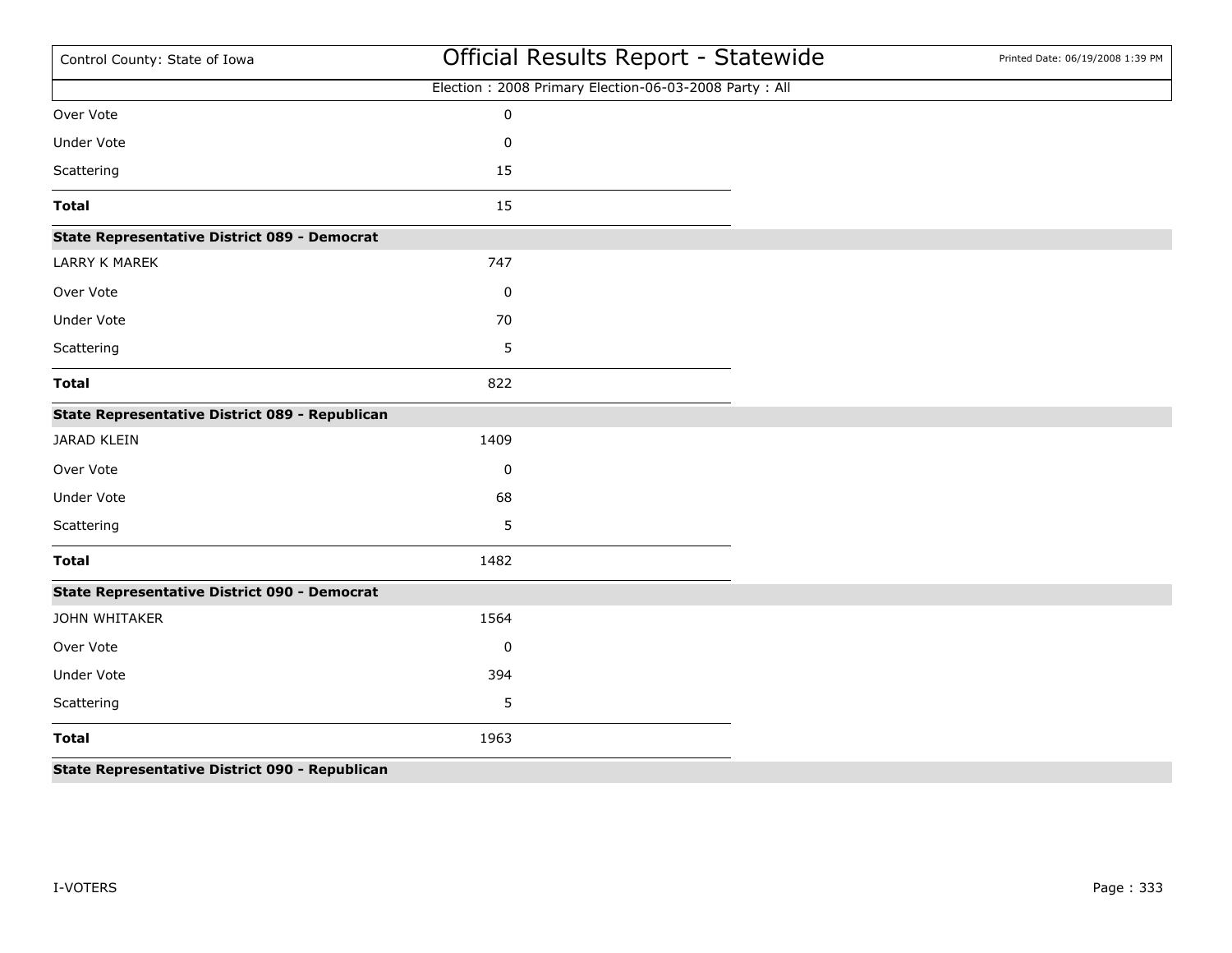Election : 2008 Primary Election-06-03-2008 Party : All

| | |
|---|---|
| Over Vote | 0 |
| Under Vote | 0 |
| Scattering | 15 |
| **Total** | 15 |

**State Representative District 089 - Democrat**

| | |
|---|---|
| LARRY K MAREK | 747 |
| Over Vote | 0 |
| Under Vote | 70 |
| Scattering | 5 |
| **Total** | 822 |

**State Representative District 089 - Republican**

| | |
|---|---|
| JARAD KLEIN | 1409 |
| Over Vote | 0 |
| Under Vote | 68 |
| Scattering | 5 |
| **Total** | 1482 |

**State Representative District 090 - Democrat**

| | |
|---|---|
| JOHN WHITAKER | 1564 |
| Over Vote | 0 |
| Under Vote | 394 |
| Scattering | 5 |
| **Total** | 1963 |

**State Representative District 090 - Republican**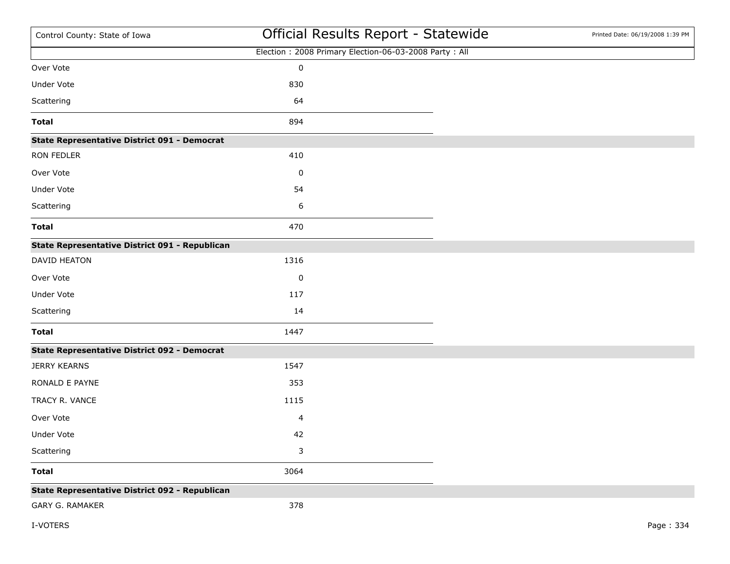Election : 2008 Primary Election-06-03-2008 Party : All

| | |
|---|---|
| Over Vote | 0 |
| Under Vote | 830 |
| Scattering | 64 |
| **Total** | 894 |

**State Representative District 091 - Democrat**

| | |
|---|---|
| RON FEDLER | 410 |
| Over Vote | 0 |
| Under Vote | 54 |
| Scattering | 6 |
| **Total** | 470 |

**State Representative District 091 - Republican**

| | |
|---|---|
| DAVID HEATON | 1316 |
| Over Vote | 0 |
| Under Vote | 117 |
| Scattering | 14 |
| **Total** | 1447 |

**State Representative District 092 - Democrat**

| | |
|---|---|
| JERRY KEARNS | 1547 |
| RONALD E PAYNE | 353 |
| TRACY R. VANCE | 1115 |
| Over Vote | 4 |
| Under Vote | 42 |
| Scattering | 3 |
| **Total** | 3064 |

**State Representative District 092 - Republican**

| | |
|---|---|
| GARY G. RAMAKER | 378 |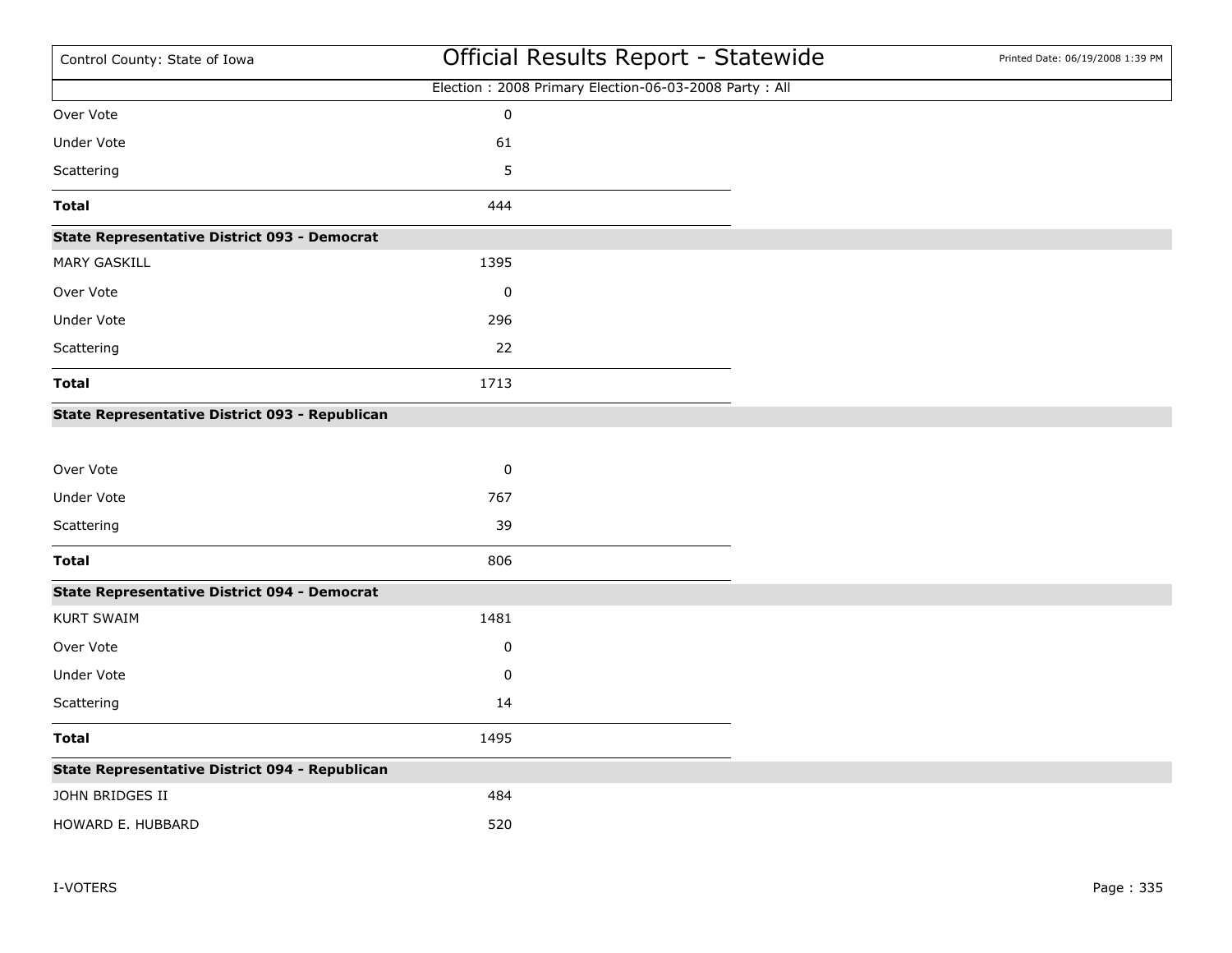Election : 2008 Primary Election-06-03-2008 Party : All

| | |
|---|---|
| Over Vote | 0 |
| Under Vote | 61 |
| Scattering | 5 |
| **Total** | 444 |

**State Representative District 093 - Democrat**

| | |
|---|---|
| MARY GASKILL | 1395 |
| Over Vote | 0 |
| Under Vote | 296 |
| Scattering | 22 |
| **Total** | 1713 |

**State Representative District 093 - Republican**

| | |
|---|---|
| Over Vote | 0 |
| Under Vote | 767 |
| Scattering | 39 |
| **Total** | 806 |

**State Representative District 094 - Democrat**

| | |
|---|---|
| KURT SWAIM | 1481 |
| Over Vote | 0 |
| Under Vote | 0 |
| Scattering | 14 |
| **Total** | 1495 |

**State Representative District 094 - Republican**

| | |
|---|---|
| JOHN BRIDGES II | 484 |
| HOWARD E. HUBBARD | 520 |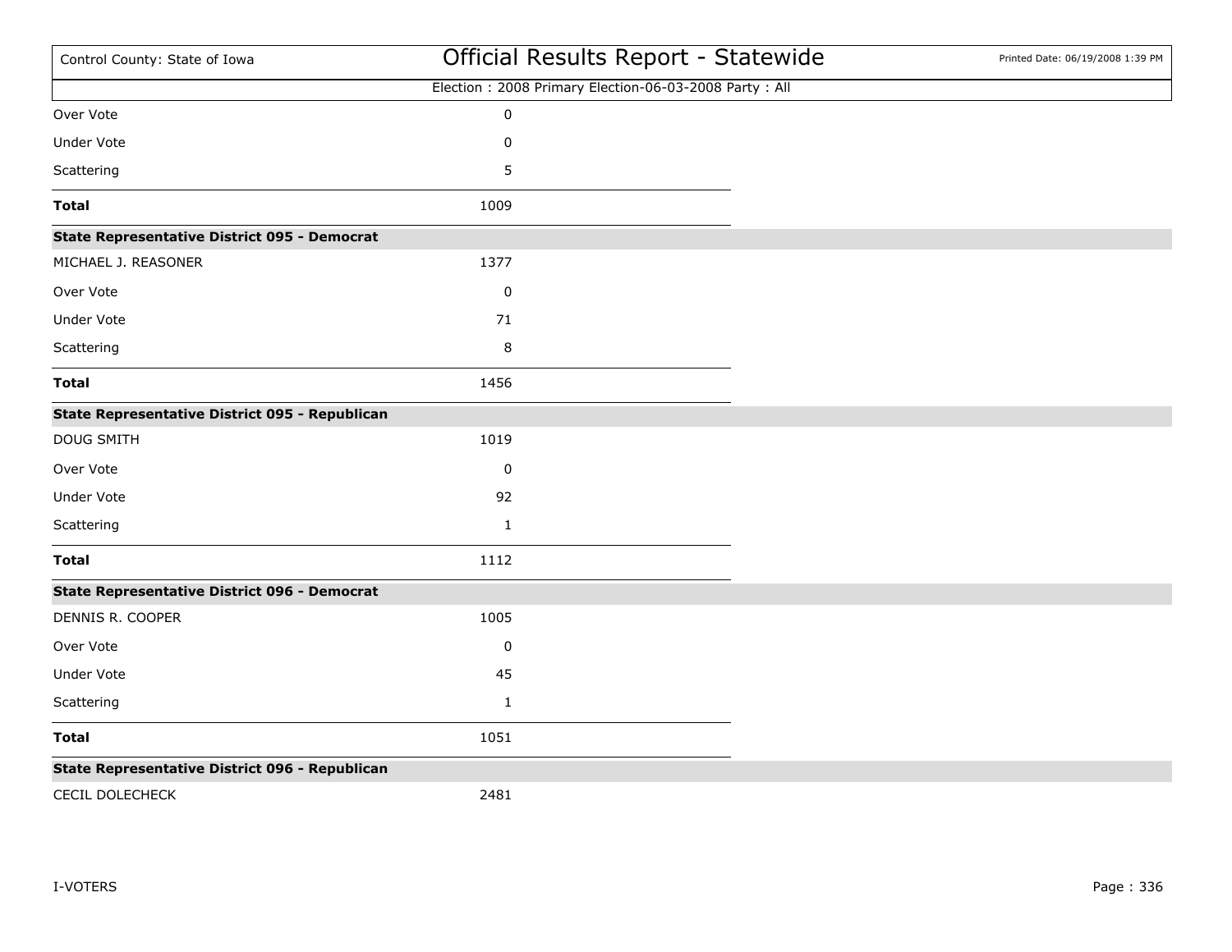| | |
|---|---|
| Over Vote | 0 |
| Under Vote | 0 |
| Scattering | 5 |
| **Total** | 1009 |

**State Representative District 095 - Democrat**

| | |
|---|---|
| MICHAEL J. REASONER | 1377 |
| Over Vote | 0 |
| Under Vote | 71 |
| Scattering | 8 |
| **Total** | 1456 |

**State Representative District 095 - Republican**

| | |
|---|---|
| DOUG SMITH | 1019 |
| Over Vote | 0 |
| Under Vote | 92 |
| Scattering | 1 |
| **Total** | 1112 |

**State Representative District 096 - Democrat**

| | |
|---|---|
| DENNIS R. COOPER | 1005 |
| Over Vote | 0 |
| Under Vote | 45 |
| Scattering | 1 |
| **Total** | 1051 |

**State Representative District 096 - Republican**

| | |
|---|---|
| CECIL DOLECHECK | 2481 |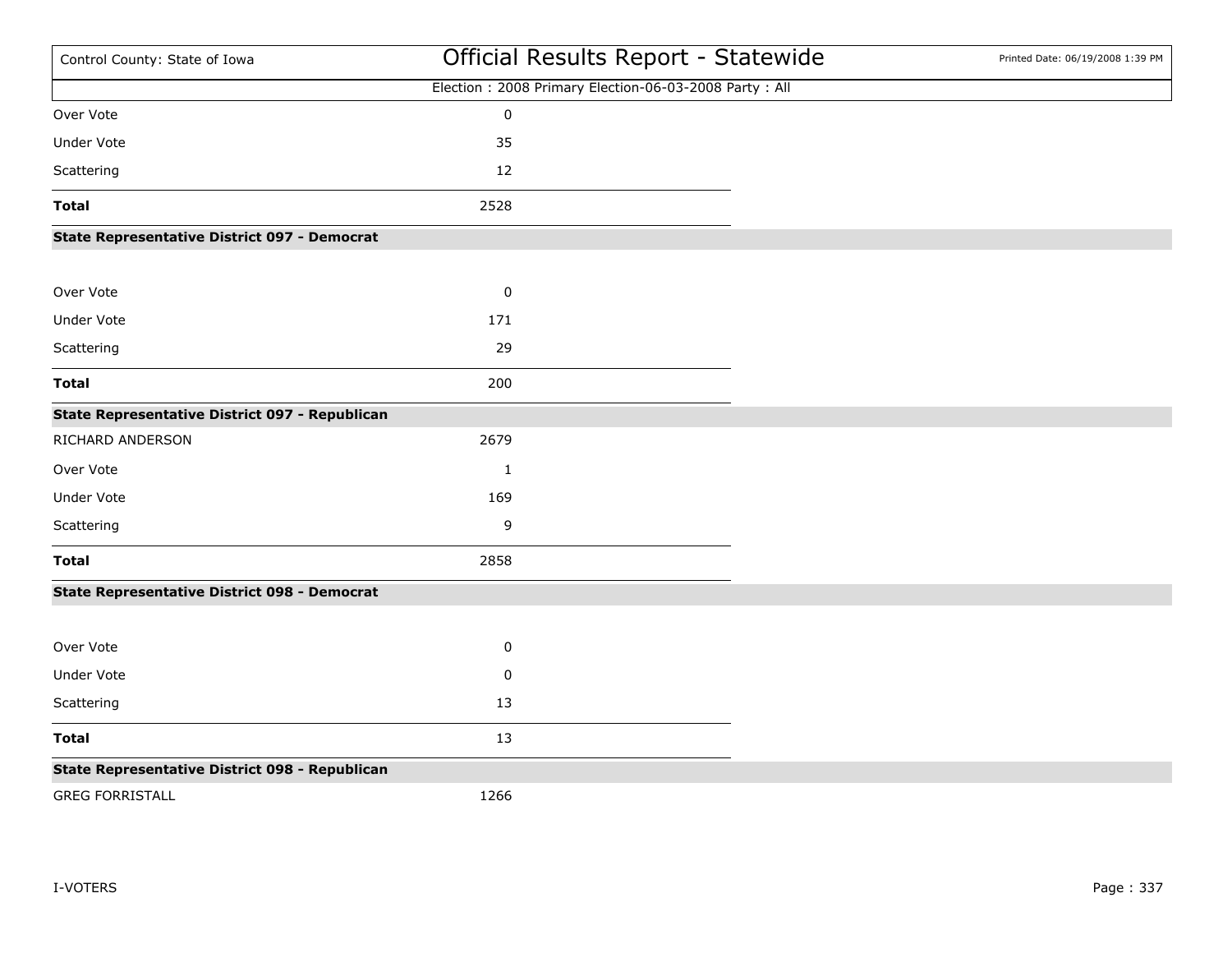| | |
|---|---|
| Over Vote | 0 |
| Under Vote | 35 |
| Scattering | 12 |
| **Total** | 2528 |

**State Representative District 097 - Democrat**

| | |
|---|---|
| Over Vote | 0 |
| Under Vote | 171 |
| Scattering | 29 |
| **Total** | 200 |

**State Representative District 097 - Republican**

| | |
|---|---|
| RICHARD ANDERSON | 2679 |
| Over Vote | 1 |
| Under Vote | 169 |
| Scattering | 9 |
| **Total** | 2858 |

**State Representative District 098 - Democrat**

| | |
|---|---|
| Over Vote | 0 |
| Under Vote | 0 |
| Scattering | 13 |
| **Total** | 13 |

**State Representative District 098 - Republican**

| | |
|---|---|
| GREG FORRISTALL | 1266 |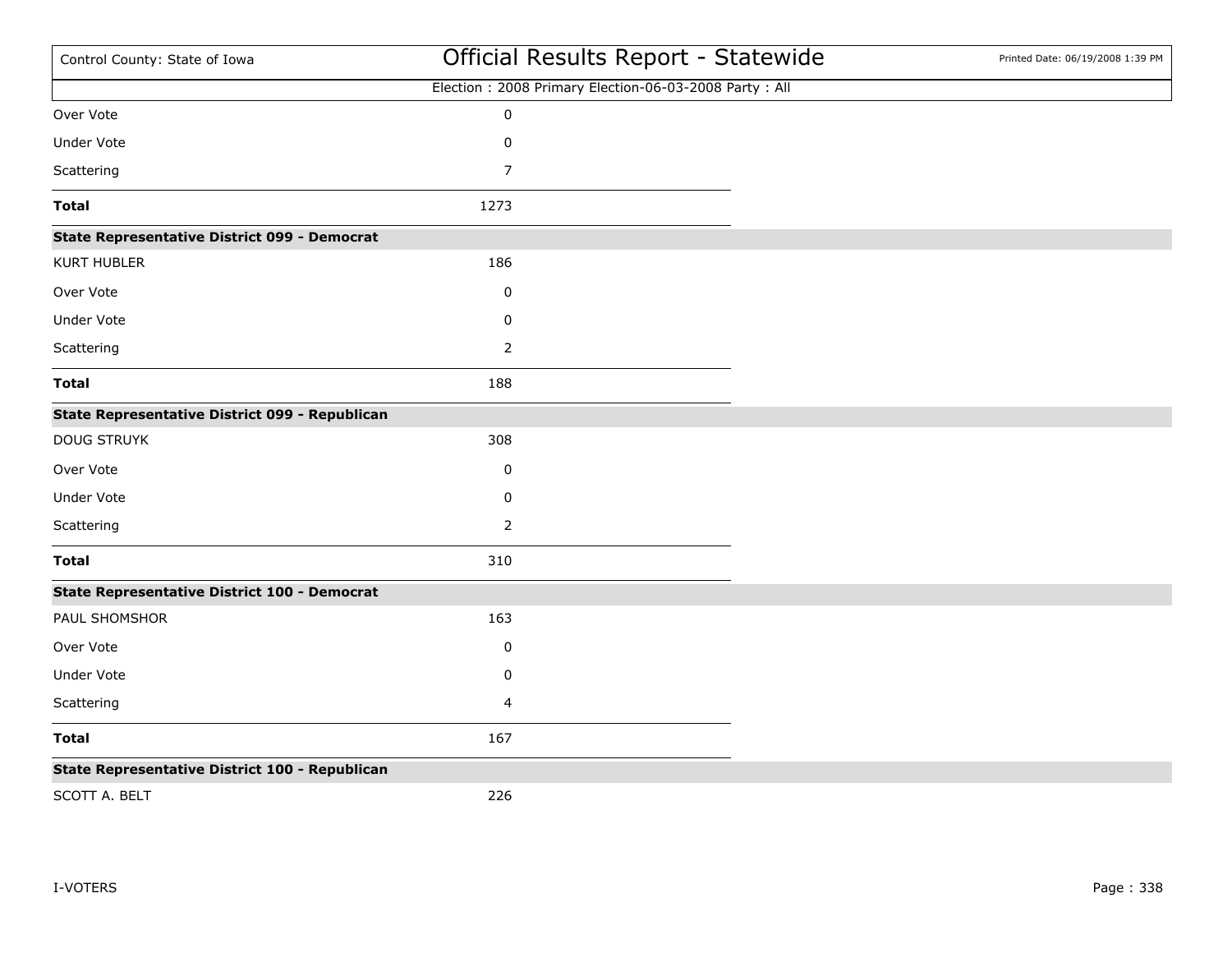| | |
|---|---|
| Over Vote | 0 |
| Under Vote | 0 |
| Scattering | 7 |
| **Total** | 1273 |

**State Representative District 099 - Democrat**

| | |
|---|---|
| KURT HUBLER | 186 |
| Over Vote | 0 |
| Under Vote | 0 |
| Scattering | 2 |
| **Total** | 188 |

**State Representative District 099 - Republican**

| | |
|---|---|
| DOUG STRUYK | 308 |
| Over Vote | 0 |
| Under Vote | 0 |
| Scattering | 2 |
| **Total** | 310 |

**State Representative District 100 - Democrat**

| | |
|---|---|
| PAUL SHOMSHOR | 163 |
| Over Vote | 0 |
| Under Vote | 0 |
| Scattering | 4 |
| **Total** | 167 |

**State Representative District 100 - Republican**

| | |
|---|---|
| SCOTT A. BELT | 226 |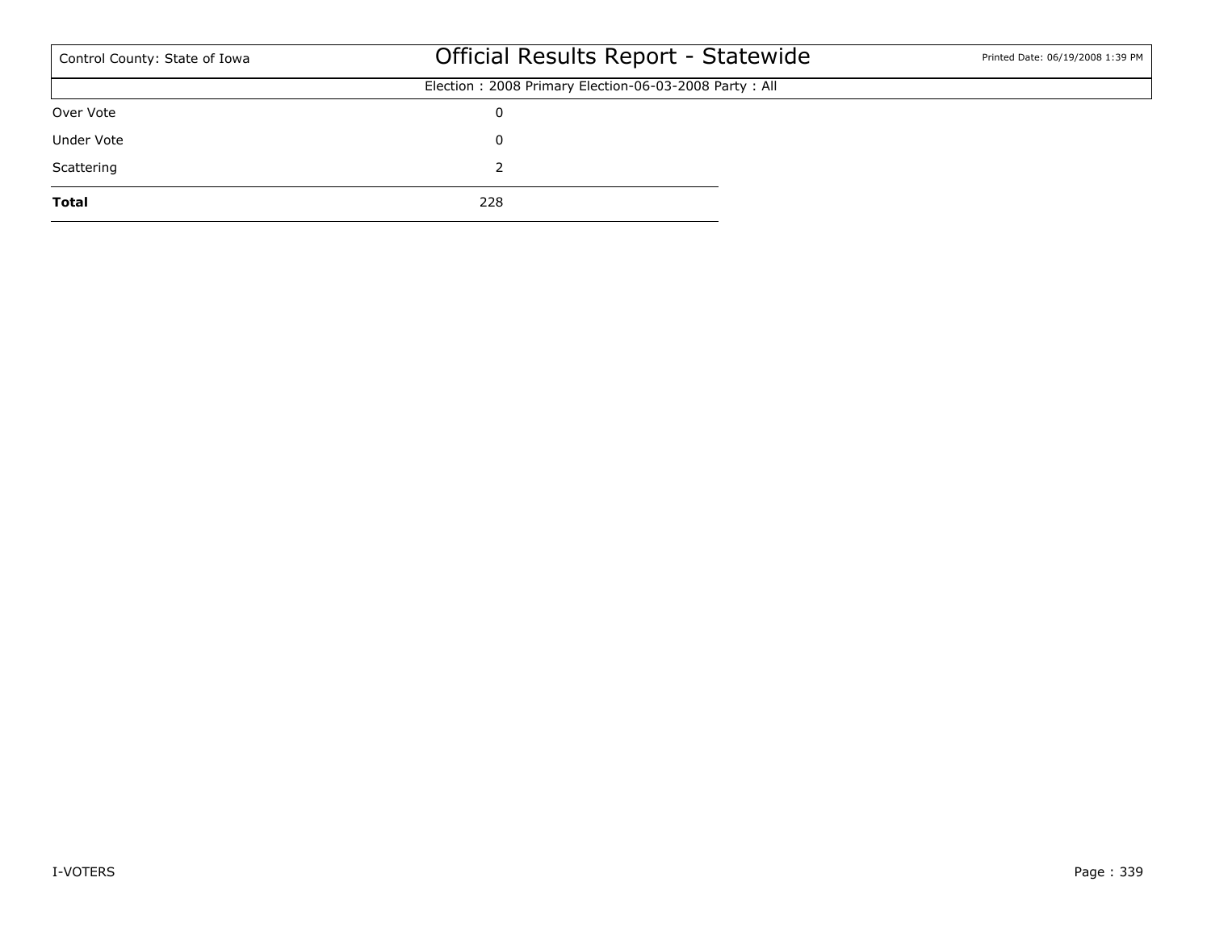| | |
|---|---|
| Over Vote | 0 |
| Under Vote | 0 |
| Scattering | 2 |
| **Total** | 228 |